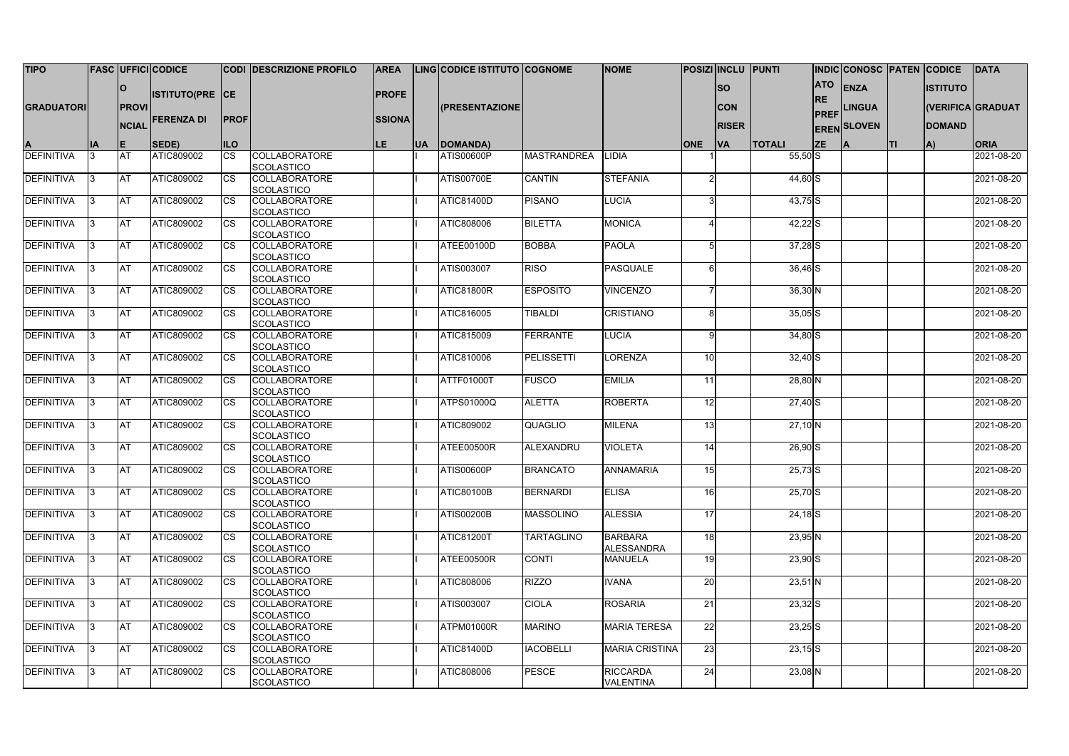| TIPO GRADUATORIA | FASCIA | UFFICIO PROVINCIALE | CODICE ISTITUTO(PRESENTAZIONE DI DOMANDA) | CODICE PROFILO | DESCRIZIONE PROFILO | AREA PROFESSIONALE | LINGUA | CODICE ISTITUTO (PRESENTAZIONE DOMANDA) | COGNOME | NOME | POSIZIONE | INCLUSO CON RISERVA | PUNTI TOTALI | INDICATORE PREFERENZE | CONOSCENZA LINGUA SLOVENA | PATENTI | CODICE ISTITUTO (VERIFICA DOMANDA) | DATA GRADUATORIA |
|---|---|---|---|---|---|---|---|---|---|---|---|---|---|---|---|---|---|---|
| DEFINITIVA | 3 | AT | ATIC809002 | CS | COLLABORATORE SCOLASTICO | | I | ATIS00600P | MASTRANDREA | LIDIA | 1 | | 55,50 | S | | | | 2021-08-20 |
| DEFINITIVA | 3 | AT | ATIC809002 | CS | COLLABORATORE SCOLASTICO | | I | ATIS00700E | CANTIN | STEFANIA | 2 | | 44,60 | S | | | | 2021-08-20 |
| DEFINITIVA | 3 | AT | ATIC809002 | CS | COLLABORATORE SCOLASTICO | | I | ATIC81400D | PISANO | LUCIA | 3 | | 43,75 | S | | | | 2021-08-20 |
| DEFINITIVA | 3 | AT | ATIC809002 | CS | COLLABORATORE SCOLASTICO | | I | ATIC808006 | BILETTA | MONICA | 4 | | 42,22 | S | | | | 2021-08-20 |
| DEFINITIVA | 3 | AT | ATIC809002 | CS | COLLABORATORE SCOLASTICO | | I | ATEE00100D | BOBBA | PAOLA | 5 | | 37,28 | S | | | | 2021-08-20 |
| DEFINITIVA | 3 | AT | ATIC809002 | CS | COLLABORATORE SCOLASTICO | | I | ATIS003007 | RISO | PASQUALE | 6 | | 36,46 | S | | | | 2021-08-20 |
| DEFINITIVA | 3 | AT | ATIC809002 | CS | COLLABORATORE SCOLASTICO | | I | ATIC81800R | ESPOSITO | VINCENZO | 7 | | 36,30 | N | | | | 2021-08-20 |
| DEFINITIVA | 3 | AT | ATIC809002 | CS | COLLABORATORE SCOLASTICO | | I | ATIC816005 | TIBALDI | CRISTIANO | 8 | | 35,05 | S | | | | 2021-08-20 |
| DEFINITIVA | 3 | AT | ATIC809002 | CS | COLLABORATORE SCOLASTICO | | I | ATIC815009 | FERRANTE | LUCIA | 9 | | 34,80 | S | | | | 2021-08-20 |
| DEFINITIVA | 3 | AT | ATIC809002 | CS | COLLABORATORE SCOLASTICO | | I | ATIC810006 | PELISSETTI | LORENZA | 10 | | 32,40 | S | | | | 2021-08-20 |
| DEFINITIVA | 3 | AT | ATIC809002 | CS | COLLABORATORE SCOLASTICO | | I | ATTF01000T | FUSCO | EMILIA | 11 | | 28,80 | N | | | | 2021-08-20 |
| DEFINITIVA | 3 | AT | ATIC809002 | CS | COLLABORATORE SCOLASTICO | | I | ATPS01000Q | ALETTA | ROBERTA | 12 | | 27,40 | S | | | | 2021-08-20 |
| DEFINITIVA | 3 | AT | ATIC809002 | CS | COLLABORATORE SCOLASTICO | | I | ATIC809002 | QUAGLIO | MILENA | 13 | | 27,10 | N | | | | 2021-08-20 |
| DEFINITIVA | 3 | AT | ATIC809002 | CS | COLLABORATORE SCOLASTICO | | I | ATEE00500R | ALEXANDRU | VIOLETA | 14 | | 26,90 | S | | | | 2021-08-20 |
| DEFINITIVA | 3 | AT | ATIC809002 | CS | COLLABORATORE SCOLASTICO | | I | ATIS00600P | BRANCATO | ANNAMARIA | 15 | | 25,73 | S | | | | 2021-08-20 |
| DEFINITIVA | 3 | AT | ATIC809002 | CS | COLLABORATORE SCOLASTICO | | I | ATIC80100B | BERNARDI | ELISA | 16 | | 25,70 | S | | | | 2021-08-20 |
| DEFINITIVA | 3 | AT | ATIC809002 | CS | COLLABORATORE SCOLASTICO | | I | ATIS00200B | MASSOLINO | ALESSIA | 17 | | 24,18 | S | | | | 2021-08-20 |
| DEFINITIVA | 3 | AT | ATIC809002 | CS | COLLABORATORE SCOLASTICO | | I | ATIC81200T | TARTAGLINO | BARBARA ALESSANDRA | 18 | | 23,95 | N | | | | 2021-08-20 |
| DEFINITIVA | 3 | AT | ATIC809002 | CS | COLLABORATORE SCOLASTICO | | I | ATEE00500R | CONTI | MANUELA | 19 | | 23,90 | S | | | | 2021-08-20 |
| DEFINITIVA | 3 | AT | ATIC809002 | CS | COLLABORATORE SCOLASTICO | | I | ATIC808006 | RIZZO | IVANA | 20 | | 23,51 | N | | | | 2021-08-20 |
| DEFINITIVA | 3 | AT | ATIC809002 | CS | COLLABORATORE SCOLASTICO | | I | ATIS003007 | CIOLA | ROSARIA | 21 | | 23,32 | S | | | | 2021-08-20 |
| DEFINITIVA | 3 | AT | ATIC809002 | CS | COLLABORATORE SCOLASTICO | | I | ATPM01000R | MARINO | MARIA TERESA | 22 | | 23,25 | S | | | | 2021-08-20 |
| DEFINITIVA | 3 | AT | ATIC809002 | CS | COLLABORATORE SCOLASTICO | | I | ATIC81400D | IACOBELLI | MARIA CRISTINA | 23 | | 23,15 | S | | | | 2021-08-20 |
| DEFINITIVA | 3 | AT | ATIC809002 | CS | COLLABORATORE SCOLASTICO | | I | ATIC808006 | PESCE | RICCARDA VALENTINA | 24 | | 23,08 | N | | | | 2021-08-20 |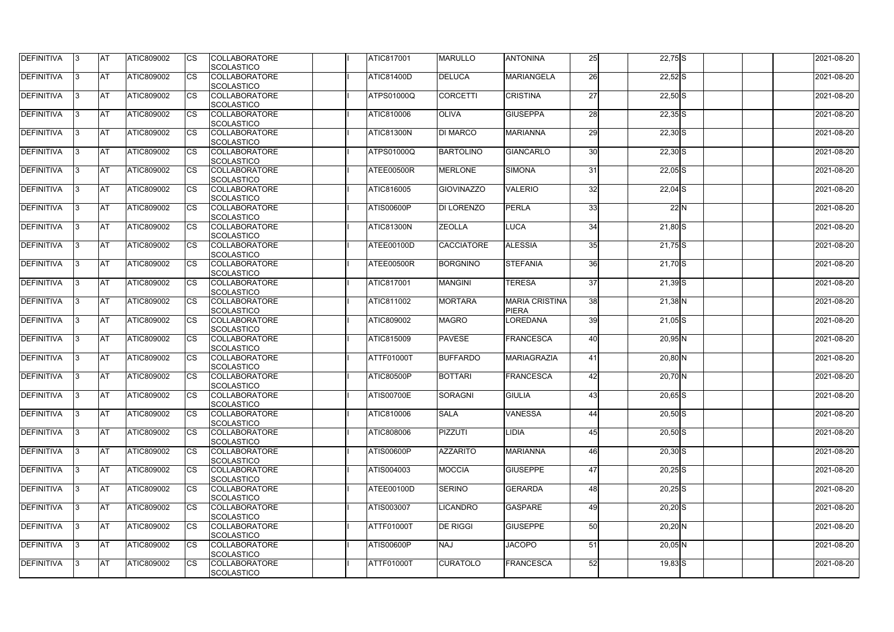| DEFINITIVA | 3 | AT | ATIC809002 | CS | COLLABORATORE SCOLASTICO | | I | ATIC817001 | MARULLO | ANTONINA | 25 | | 22,75 | S | | | | 2021-08-20 |
|---|---|---|---|---|---|---|---|---|---|---|---|---|---|---|---|---|---|---|
| DEFINITIVA | 3 | AT | ATIC809002 | CS | COLLABORATORE SCOLASTICO | | I | ATIC81400D | DELUCA | MARIANGELA | 26 | | 22,52 | S | | | | 2021-08-20 |
| DEFINITIVA | 3 | AT | ATIC809002 | CS | COLLABORATORE SCOLASTICO | | I | ATPS01000Q | CORCETTI | CRISTINA | 27 | | 22,50 | S | | | | 2021-08-20 |
| DEFINITIVA | 3 | AT | ATIC809002 | CS | COLLABORATORE SCOLASTICO | | I | ATIC810006 | OLIVA | GIUSEPPA | 28 | | 22,35 | S | | | | 2021-08-20 |
| DEFINITIVA | 3 | AT | ATIC809002 | CS | COLLABORATORE SCOLASTICO | | I | ATIC81300N | DI MARCO | MARIANNA | 29 | | 22,30 | S | | | | 2021-08-20 |
| DEFINITIVA | 3 | AT | ATIC809002 | CS | COLLABORATORE SCOLASTICO | | I | ATPS01000Q | BARTOLINO | GIANCARLO | 30 | | 22,30 | S | | | | 2021-08-20 |
| DEFINITIVA | 3 | AT | ATIC809002 | CS | COLLABORATORE SCOLASTICO | | I | ATEE00500R | MERLONE | SIMONA | 31 | | 22,05 | S | | | | 2021-08-20 |
| DEFINITIVA | 3 | AT | ATIC809002 | CS | COLLABORATORE SCOLASTICO | | I | ATIC816005 | GIOVINAZZO | VALERIO | 32 | | 22,04 | S | | | | 2021-08-20 |
| DEFINITIVA | 3 | AT | ATIC809002 | CS | COLLABORATORE SCOLASTICO | | I | ATIS00600P | DI LORENZO | PERLA | 33 | | 22 | N | | | | 2021-08-20 |
| DEFINITIVA | 3 | AT | ATIC809002 | CS | COLLABORATORE SCOLASTICO | | I | ATIC81300N | ZEOLLA | LUCA | 34 | | 21,80 | S | | | | 2021-08-20 |
| DEFINITIVA | 3 | AT | ATIC809002 | CS | COLLABORATORE SCOLASTICO | | I | ATEE00100D | CACCIATORE | ALESSIA | 35 | | 21,75 | S | | | | 2021-08-20 |
| DEFINITIVA | 3 | AT | ATIC809002 | CS | COLLABORATORE SCOLASTICO | | I | ATEE00500R | BORGNINO | STEFANIA | 36 | | 21,70 | S | | | | 2021-08-20 |
| DEFINITIVA | 3 | AT | ATIC809002 | CS | COLLABORATORE SCOLASTICO | | I | ATIC817001 | MANGINI | TERESA | 37 | | 21,39 | S | | | | 2021-08-20 |
| DEFINITIVA | 3 | AT | ATIC809002 | CS | COLLABORATORE SCOLASTICO | | I | ATIC811002 | MORTARA | MARIA CRISTINA PIERA | 38 | | 21,38 | N | | | | 2021-08-20 |
| DEFINITIVA | 3 | AT | ATIC809002 | CS | COLLABORATORE SCOLASTICO | | I | ATIC809002 | MAGRO | LOREDANA | 39 | | 21,05 | S | | | | 2021-08-20 |
| DEFINITIVA | 3 | AT | ATIC809002 | CS | COLLABORATORE SCOLASTICO | | I | ATIC815009 | PAVESE | FRANCESCA | 40 | | 20,95 | N | | | | 2021-08-20 |
| DEFINITIVA | 3 | AT | ATIC809002 | CS | COLLABORATORE SCOLASTICO | | I | ATTF01000T | BUFFARDO | MARIAGRAZIA | 41 | | 20,80 | N | | | | 2021-08-20 |
| DEFINITIVA | 3 | AT | ATIC809002 | CS | COLLABORATORE SCOLASTICO | | I | ATIC80500P | BOTTARI | FRANCESCA | 42 | | 20,70 | N | | | | 2021-08-20 |
| DEFINITIVA | 3 | AT | ATIC809002 | CS | COLLABORATORE SCOLASTICO | | I | ATIS00700E | SORAGNI | GIULIA | 43 | | 20,65 | S | | | | 2021-08-20 |
| DEFINITIVA | 3 | AT | ATIC809002 | CS | COLLABORATORE SCOLASTICO | | I | ATIC810006 | SALA | VANESSA | 44 | | 20,50 | S | | | | 2021-08-20 |
| DEFINITIVA | 3 | AT | ATIC809002 | CS | COLLABORATORE SCOLASTICO | | I | ATIC808006 | PIZZUTI | LIDIA | 45 | | 20,50 | S | | | | 2021-08-20 |
| DEFINITIVA | 3 | AT | ATIC809002 | CS | COLLABORATORE SCOLASTICO | | I | ATIS00600P | AZZARITO | MARIANNA | 46 | | 20,30 | S | | | | 2021-08-20 |
| DEFINITIVA | 3 | AT | ATIC809002 | CS | COLLABORATORE SCOLASTICO | | I | ATIS004003 | MOCCIA | GIUSEPPE | 47 | | 20,25 | S | | | | 2021-08-20 |
| DEFINITIVA | 3 | AT | ATIC809002 | CS | COLLABORATORE SCOLASTICO | | I | ATEE00100D | SERINO | GERARDA | 48 | | 20,25 | S | | | | 2021-08-20 |
| DEFINITIVA | 3 | AT | ATIC809002 | CS | COLLABORATORE SCOLASTICO | | I | ATIS003007 | LICANDRO | GASPARE | 49 | | 20,20 | S | | | | 2021-08-20 |
| DEFINITIVA | 3 | AT | ATIC809002 | CS | COLLABORATORE SCOLASTICO | | I | ATTF01000T | DE RIGGI | GIUSEPPE | 50 | | 20,20 | N | | | | 2021-08-20 |
| DEFINITIVA | 3 | AT | ATIC809002 | CS | COLLABORATORE SCOLASTICO | | I | ATIS00600P | NAJ | JACOPO | 51 | | 20,05 | N | | | | 2021-08-20 |
| DEFINITIVA | 3 | AT | ATIC809002 | CS | COLLABORATORE SCOLASTICO | | I | ATTF01000T | CURATOLO | FRANCESCA | 52 | | 19,83 | S | | | | 2021-08-20 |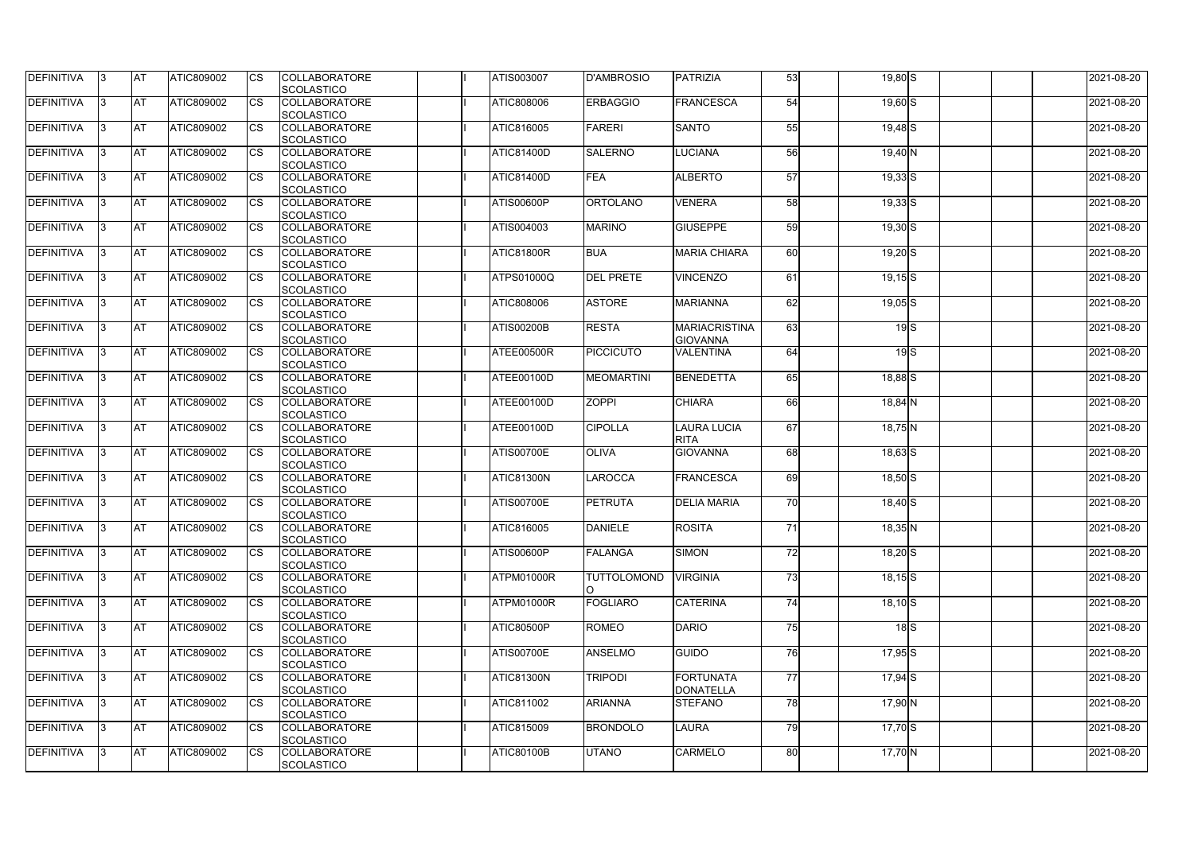| DEFINITIVA | 3 | AT | ATIC809002 | CS | COLLABORATORE SCOLASTICO | | I | ATIS003007 | D'AMBROSIO | PATRIZIA | 53 | | 19,80 | S | | | | 2021-08-20 |
|---|---|---|---|---|---|---|---|---|---|---|---|---|---|---|---|---|---|---|
| DEFINITIVA | 3 | AT | ATIC809002 | CS | COLLABORATORE SCOLASTICO | | I | ATIC808006 | ERBAGGIO | FRANCESCA | 54 | | 19,60 | S | | | | 2021-08-20 |
| DEFINITIVA | 3 | AT | ATIC809002 | CS | COLLABORATORE SCOLASTICO | | I | ATIC816005 | FARERI | SANTO | 55 | | 19,48 | S | | | | 2021-08-20 |
| DEFINITIVA | 3 | AT | ATIC809002 | CS | COLLABORATORE SCOLASTICO | | I | ATIC81400D | SALERNO | LUCIANA | 56 | | 19,40 | N | | | | 2021-08-20 |
| DEFINITIVA | 3 | AT | ATIC809002 | CS | COLLABORATORE SCOLASTICO | | I | ATIC81400D | FEA | ALBERTO | 57 | | 19,33 | S | | | | 2021-08-20 |
| DEFINITIVA | 3 | AT | ATIC809002 | CS | COLLABORATORE SCOLASTICO | | I | ATIS00600P | ORTOLANO | VENERA | 58 | | 19,33 | S | | | | 2021-08-20 |
| DEFINITIVA | 3 | AT | ATIC809002 | CS | COLLABORATORE SCOLASTICO | | I | ATIS004003 | MARINO | GIUSEPPE | 59 | | 19,30 | S | | | | 2021-08-20 |
| DEFINITIVA | 3 | AT | ATIC809002 | CS | COLLABORATORE SCOLASTICO | | I | ATIC81800R | BUA | MARIA CHIARA | 60 | | 19,20 | S | | | | 2021-08-20 |
| DEFINITIVA | 3 | AT | ATIC809002 | CS | COLLABORATORE SCOLASTICO | | I | ATPS01000Q | DEL PRETE | VINCENZO | 61 | | 19,15 | S | | | | 2021-08-20 |
| DEFINITIVA | 3 | AT | ATIC809002 | CS | COLLABORATORE SCOLASTICO | | I | ATIC808006 | ASTORE | MARIANNA | 62 | | 19,05 | S | | | | 2021-08-20 |
| DEFINITIVA | 3 | AT | ATIC809002 | CS | COLLABORATORE SCOLASTICO | | I | ATIS00200B | RESTA | MARIACRISTINA GIOVANNA | 63 | | 19 | S | | | | 2021-08-20 |
| DEFINITIVA | 3 | AT | ATIC809002 | CS | COLLABORATORE SCOLASTICO | | I | ATEE00500R | PICCICUTO | VALENTINA | 64 | | 19 | S | | | | 2021-08-20 |
| DEFINITIVA | 3 | AT | ATIC809002 | CS | COLLABORATORE SCOLASTICO | | I | ATEE00100D | MEOMARTINI | BENEDETTA | 65 | | 18,88 | S | | | | 2021-08-20 |
| DEFINITIVA | 3 | AT | ATIC809002 | CS | COLLABORATORE SCOLASTICO | | I | ATEE00100D | ZOPPI | CHIARA | 66 | | 18,84 | N | | | | 2021-08-20 |
| DEFINITIVA | 3 | AT | ATIC809002 | CS | COLLABORATORE SCOLASTICO | | I | ATEE00100D | CIPOLLA | LAURA LUCIA RITA | 67 | | 18,75 | N | | | | 2021-08-20 |
| DEFINITIVA | 3 | AT | ATIC809002 | CS | COLLABORATORE SCOLASTICO | | I | ATIS00700E | OLIVA | GIOVANNA | 68 | | 18,63 | S | | | | 2021-08-20 |
| DEFINITIVA | 3 | AT | ATIC809002 | CS | COLLABORATORE SCOLASTICO | | I | ATIC81300N | LAROCCA | FRANCESCA | 69 | | 18,50 | S | | | | 2021-08-20 |
| DEFINITIVA | 3 | AT | ATIC809002 | CS | COLLABORATORE SCOLASTICO | | I | ATIS00700E | PETRUTA | DELIA MARIA | 70 | | 18,40 | S | | | | 2021-08-20 |
| DEFINITIVA | 3 | AT | ATIC809002 | CS | COLLABORATORE SCOLASTICO | | I | ATIC816005 | DANIELE | ROSITA | 71 | | 18,35 | N | | | | 2021-08-20 |
| DEFINITIVA | 3 | AT | ATIC809002 | CS | COLLABORATORE SCOLASTICO | | I | ATIS00600P | FALANGA | SIMON | 72 | | 18,20 | S | | | | 2021-08-20 |
| DEFINITIVA | 3 | AT | ATIC809002 | CS | COLLABORATORE SCOLASTICO | | I | ATPM01000R | TUTTOLOMONDO | VIRGINIA | 73 | | 18,15 | S | | | | 2021-08-20 |
| DEFINITIVA | 3 | AT | ATIC809002 | CS | COLLABORATORE SCOLASTICO | | I | ATPM01000R | FOGLIARO | CATERINA | 74 | | 18,10 | S | | | | 2021-08-20 |
| DEFINITIVA | 3 | AT | ATIC809002 | CS | COLLABORATORE SCOLASTICO | | I | ATIC80500P | ROMEO | DARIO | 75 | | 18 | S | | | | 2021-08-20 |
| DEFINITIVA | 3 | AT | ATIC809002 | CS | COLLABORATORE SCOLASTICO | | I | ATIS00700E | ANSELMO | GUIDO | 76 | | 17,95 | S | | | | 2021-08-20 |
| DEFINITIVA | 3 | AT | ATIC809002 | CS | COLLABORATORE SCOLASTICO | | I | ATIC81300N | TRIPODI | FORTUNATA DONATELLA | 77 | | 17,94 | S | | | | 2021-08-20 |
| DEFINITIVA | 3 | AT | ATIC809002 | CS | COLLABORATORE SCOLASTICO | | I | ATIC811002 | ARIANNA | STEFANO | 78 | | 17,90 | N | | | | 2021-08-20 |
| DEFINITIVA | 3 | AT | ATIC809002 | CS | COLLABORATORE SCOLASTICO | | I | ATIC815009 | BRONDOLO | LAURA | 79 | | 17,70 | S | | | | 2021-08-20 |
| DEFINITIVA | 3 | AT | ATIC809002 | CS | COLLABORATORE SCOLASTICO | | I | ATIC80100B | UTANO | CARMELO | 80 | | 17,70 | N | | | | 2021-08-20 |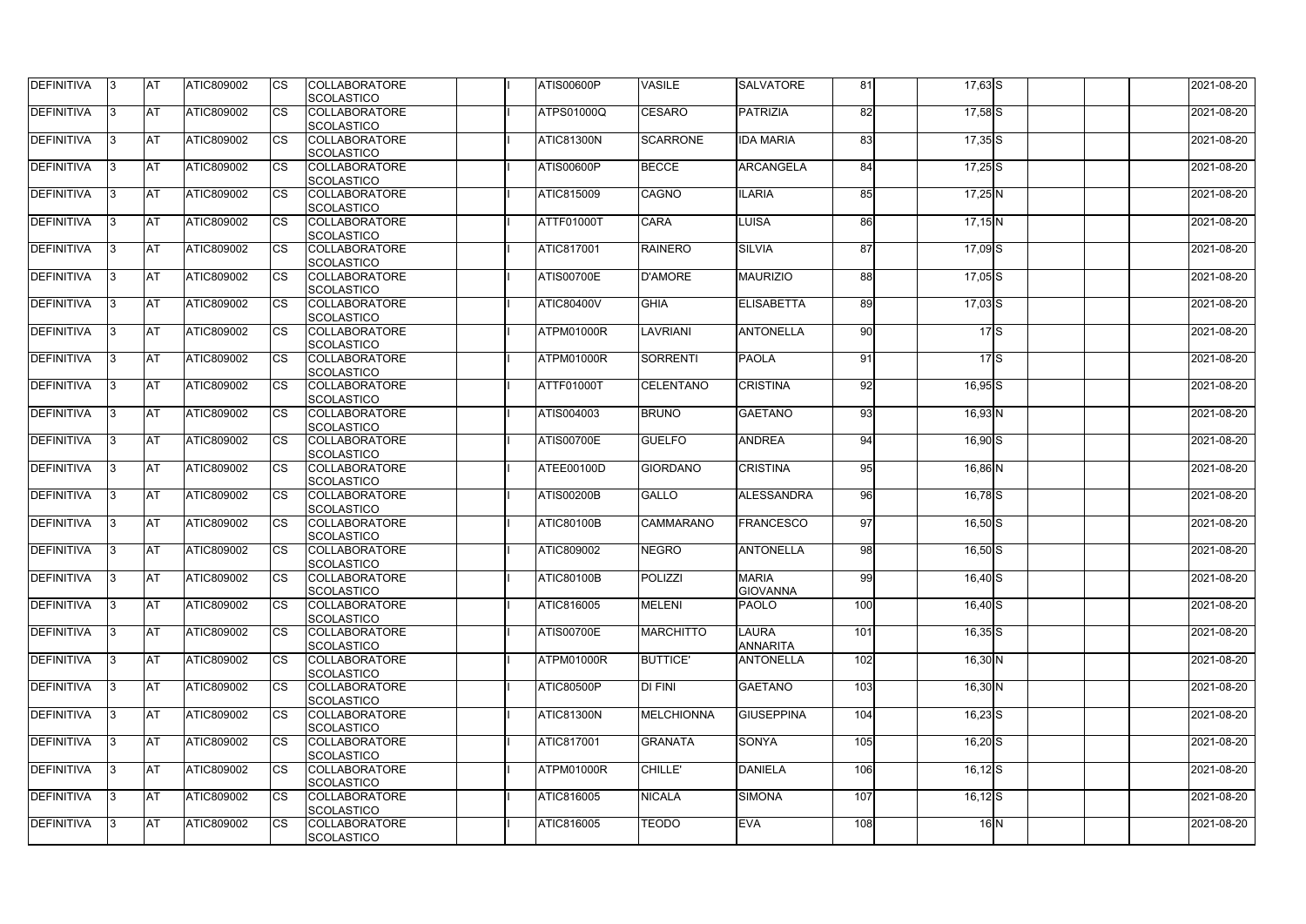| DEFINITIVA | 3 | AT | ATIC809002 | CS | COLLABORATORE SCOLASTICO | | I | ATIS00600P | VASILE | SALVATORE | 81 | | 17,63 | S | | | | 2021-08-20 |
|---|---|---|---|---|---|---|---|---|---|---|---|---|---|---|---|---|---|---|
| DEFINITIVA | 3 | AT | ATIC809002 | CS | COLLABORATORE SCOLASTICO | | I | ATPS01000Q | CESARO | PATRIZIA | 82 | | 17,58 | S | | | | 2021-08-20 |
| DEFINITIVA | 3 | AT | ATIC809002 | CS | COLLABORATORE SCOLASTICO | | I | ATIC81300N | SCARRONE | IDA MARIA | 83 | | 17,35 | S | | | | 2021-08-20 |
| DEFINITIVA | 3 | AT | ATIC809002 | CS | COLLABORATORE SCOLASTICO | | I | ATIS00600P | BECCE | ARCANGELA | 84 | | 17,25 | S | | | | 2021-08-20 |
| DEFINITIVA | 3 | AT | ATIC809002 | CS | COLLABORATORE SCOLASTICO | | I | ATIC815009 | CAGNO | ILARIA | 85 | | 17,25 | N | | | | 2021-08-20 |
| DEFINITIVA | 3 | AT | ATIC809002 | CS | COLLABORATORE SCOLASTICO | | I | ATTF01000T | CARA | LUISA | 86 | | 17,15 | N | | | | 2021-08-20 |
| DEFINITIVA | 3 | AT | ATIC809002 | CS | COLLABORATORE SCOLASTICO | | I | ATIC817001 | RAINERO | SILVIA | 87 | | 17,09 | S | | | | 2021-08-20 |
| DEFINITIVA | 3 | AT | ATIC809002 | CS | COLLABORATORE SCOLASTICO | | I | ATIS00700E | D'AMORE | MAURIZIO | 88 | | 17,05 | S | | | | 2021-08-20 |
| DEFINITIVA | 3 | AT | ATIC809002 | CS | COLLABORATORE SCOLASTICO | | I | ATIC80400V | GHIA | ELISABETTA | 89 | | 17,03 | S | | | | 2021-08-20 |
| DEFINITIVA | 3 | AT | ATIC809002 | CS | COLLABORATORE SCOLASTICO | | I | ATPM01000R | LAVRIANI | ANTONELLA | 90 | | 17 | S | | | | 2021-08-20 |
| DEFINITIVA | 3 | AT | ATIC809002 | CS | COLLABORATORE SCOLASTICO | | I | ATPM01000R | SORRENTI | PAOLA | 91 | | 17 | S | | | | 2021-08-20 |
| DEFINITIVA | 3 | AT | ATIC809002 | CS | COLLABORATORE SCOLASTICO | | I | ATTF01000T | CELENTANO | CRISTINA | 92 | | 16,95 | S | | | | 2021-08-20 |
| DEFINITIVA | 3 | AT | ATIC809002 | CS | COLLABORATORE SCOLASTICO | | I | ATIS004003 | BRUNO | GAETANO | 93 | | 16,93 | N | | | | 2021-08-20 |
| DEFINITIVA | 3 | AT | ATIC809002 | CS | COLLABORATORE SCOLASTICO | | I | ATIS00700E | GUELFO | ANDREA | 94 | | 16,90 | S | | | | 2021-08-20 |
| DEFINITIVA | 3 | AT | ATIC809002 | CS | COLLABORATORE SCOLASTICO | | I | ATEE00100D | GIORDANO | CRISTINA | 95 | | 16,86 | N | | | | 2021-08-20 |
| DEFINITIVA | 3 | AT | ATIC809002 | CS | COLLABORATORE SCOLASTICO | | I | ATIS00200B | GALLO | ALESSANDRA | 96 | | 16,78 | S | | | | 2021-08-20 |
| DEFINITIVA | 3 | AT | ATIC809002 | CS | COLLABORATORE SCOLASTICO | | I | ATIC80100B | CAMMARANO | FRANCESCO | 97 | | 16,50 | S | | | | 2021-08-20 |
| DEFINITIVA | 3 | AT | ATIC809002 | CS | COLLABORATORE SCOLASTICO | | I | ATIC809002 | NEGRO | ANTONELLA | 98 | | 16,50 | S | | | | 2021-08-20 |
| DEFINITIVA | 3 | AT | ATIC809002 | CS | COLLABORATORE SCOLASTICO | | I | ATIC80100B | POLIZZI | MARIA GIOVANNA | 99 | | 16,40 | S | | | | 2021-08-20 |
| DEFINITIVA | 3 | AT | ATIC809002 | CS | COLLABORATORE SCOLASTICO | | I | ATIC816005 | MELENI | PAOLO | 100 | | 16,40 | S | | | | 2021-08-20 |
| DEFINITIVA | 3 | AT | ATIC809002 | CS | COLLABORATORE SCOLASTICO | | I | ATIS00700E | MARCHITTO | LAURA ANNARITA | 101 | | 16,35 | S | | | | 2021-08-20 |
| DEFINITIVA | 3 | AT | ATIC809002 | CS | COLLABORATORE SCOLASTICO | | I | ATPM01000R | BUTTICE' | ANTONELLA | 102 | | 16,30 | N | | | | 2021-08-20 |
| DEFINITIVA | 3 | AT | ATIC809002 | CS | COLLABORATORE SCOLASTICO | | I | ATIC80500P | DI FINI | GAETANO | 103 | | 16,30 | N | | | | 2021-08-20 |
| DEFINITIVA | 3 | AT | ATIC809002 | CS | COLLABORATORE SCOLASTICO | | I | ATIC81300N | MELCHIONNA | GIUSEPPINA | 104 | | 16,23 | S | | | | 2021-08-20 |
| DEFINITIVA | 3 | AT | ATIC809002 | CS | COLLABORATORE SCOLASTICO | | I | ATIC817001 | GRANATA | SONYA | 105 | | 16,20 | S | | | | 2021-08-20 |
| DEFINITIVA | 3 | AT | ATIC809002 | CS | COLLABORATORE SCOLASTICO | | I | ATPM01000R | CHILLE' | DANIELA | 106 | | 16,12 | S | | | | 2021-08-20 |
| DEFINITIVA | 3 | AT | ATIC809002 | CS | COLLABORATORE SCOLASTICO | | I | ATIC816005 | NICALA | SIMONA | 107 | | 16,12 | S | | | | 2021-08-20 |
| DEFINITIVA | 3 | AT | ATIC809002 | CS | COLLABORATORE SCOLASTICO | | I | ATIC816005 | TEODO | EVA | 108 | | 16 | N | | | | 2021-08-20 |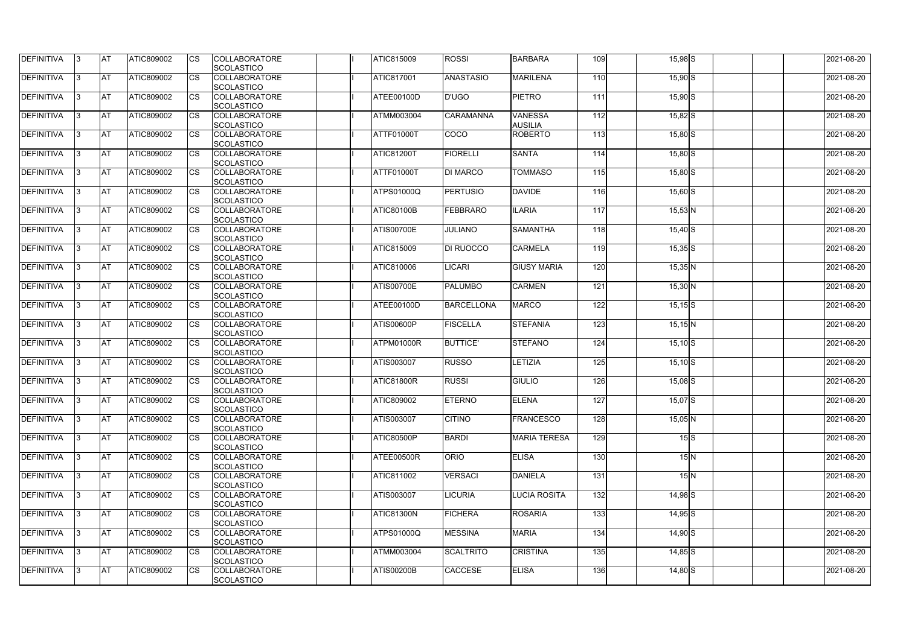| DEFINITIVA | 3 | AT | ATIC809002 | CS | COLLABORATORE SCOLASTICO | | I | ATIC815009 | ROSSI | BARBARA | 109 | | 15,98 | S | | | | 2021-08-20 |
|---|---|---|---|---|---|---|---|---|---|---|---|---|---|---|---|---|---|---|
| DEFINITIVA | 3 | AT | ATIC809002 | CS | COLLABORATORE SCOLASTICO | | I | ATIC817001 | ANASTASIO | MARILENA | 110 | | 15,90 | S | | | | 2021-08-20 |
| DEFINITIVA | 3 | AT | ATIC809002 | CS | COLLABORATORE SCOLASTICO | | I | ATEE00100D | D'UGO | PIETRO | 111 | | 15,90 | S | | | | 2021-08-20 |
| DEFINITIVA | 3 | AT | ATIC809002 | CS | COLLABORATORE SCOLASTICO | | I | ATMM003004 | CARAMANNA | VANESSA AUSILIA | 112 | | 15,82 | S | | | | 2021-08-20 |
| DEFINITIVA | 3 | AT | ATIC809002 | CS | COLLABORATORE SCOLASTICO | | I | ATTF01000T | COCO | ROBERTO | 113 | | 15,80 | S | | | | 2021-08-20 |
| DEFINITIVA | 3 | AT | ATIC809002 | CS | COLLABORATORE SCOLASTICO | | I | ATIC81200T | FIORELLI | SANTA | 114 | | 15,80 | S | | | | 2021-08-20 |
| DEFINITIVA | 3 | AT | ATIC809002 | CS | COLLABORATORE SCOLASTICO | | I | ATTF01000T | DI MARCO | TOMMASO | 115 | | 15,80 | S | | | | 2021-08-20 |
| DEFINITIVA | 3 | AT | ATIC809002 | CS | COLLABORATORE SCOLASTICO | | I | ATPS01000Q | PERTUSIO | DAVIDE | 116 | | 15,60 | S | | | | 2021-08-20 |
| DEFINITIVA | 3 | AT | ATIC809002 | CS | COLLABORATORE SCOLASTICO | | I | ATIC80100B | FEBBRARO | ILARIA | 117 | | 15,53 | N | | | | 2021-08-20 |
| DEFINITIVA | 3 | AT | ATIC809002 | CS | COLLABORATORE SCOLASTICO | | I | ATIS00700E | JULIANO | SAMANTHA | 118 | | 15,40 | S | | | | 2021-08-20 |
| DEFINITIVA | 3 | AT | ATIC809002 | CS | COLLABORATORE SCOLASTICO | | I | ATIC815009 | DI RUOCCO | CARMELA | 119 | | 15,35 | S | | | | 2021-08-20 |
| DEFINITIVA | 3 | AT | ATIC809002 | CS | COLLABORATORE SCOLASTICO | | I | ATIC810006 | LICARI | GIUSY MARIA | 120 | | 15,35 | N | | | | 2021-08-20 |
| DEFINITIVA | 3 | AT | ATIC809002 | CS | COLLABORATORE SCOLASTICO | | I | ATIS00700E | PALUMBO | CARMEN | 121 | | 15,30 | N | | | | 2021-08-20 |
| DEFINITIVA | 3 | AT | ATIC809002 | CS | COLLABORATORE SCOLASTICO | | I | ATEE00100D | BARCELLONA | MARCO | 122 | | 15,15 | S | | | | 2021-08-20 |
| DEFINITIVA | 3 | AT | ATIC809002 | CS | COLLABORATORE SCOLASTICO | | I | ATIS00600P | FISCELLA | STEFANIA | 123 | | 15,15 | N | | | | 2021-08-20 |
| DEFINITIVA | 3 | AT | ATIC809002 | CS | COLLABORATORE SCOLASTICO | | I | ATPM01000R | BUTTICE' | STEFANO | 124 | | 15,10 | S | | | | 2021-08-20 |
| DEFINITIVA | 3 | AT | ATIC809002 | CS | COLLABORATORE SCOLASTICO | | I | ATIS003007 | RUSSO | LETIZIA | 125 | | 15,10 | S | | | | 2021-08-20 |
| DEFINITIVA | 3 | AT | ATIC809002 | CS | COLLABORATORE SCOLASTICO | | I | ATIC81800R | RUSSI | GIULIO | 126 | | 15,08 | S | | | | 2021-08-20 |
| DEFINITIVA | 3 | AT | ATIC809002 | CS | COLLABORATORE SCOLASTICO | | I | ATIC809002 | ETERNO | ELENA | 127 | | 15,07 | S | | | | 2021-08-20 |
| DEFINITIVA | 3 | AT | ATIC809002 | CS | COLLABORATORE SCOLASTICO | | I | ATIS003007 | CITINO | FRANCESCO | 128 | | 15,05 | N | | | | 2021-08-20 |
| DEFINITIVA | 3 | AT | ATIC809002 | CS | COLLABORATORE SCOLASTICO | | I | ATIC80500P | BARDI | MARIA TERESA | 129 | | 15 | S | | | | 2021-08-20 |
| DEFINITIVA | 3 | AT | ATIC809002 | CS | COLLABORATORE SCOLASTICO | | I | ATEE00500R | ORIO | ELISA | 130 | | 15 | N | | | | 2021-08-20 |
| DEFINITIVA | 3 | AT | ATIC809002 | CS | COLLABORATORE SCOLASTICO | | I | ATIC811002 | VERSACI | DANIELA | 131 | | 15 | N | | | | 2021-08-20 |
| DEFINITIVA | 3 | AT | ATIC809002 | CS | COLLABORATORE SCOLASTICO | | I | ATIS003007 | LICURIA | LUCIA ROSITA | 132 | | 14,98 | S | | | | 2021-08-20 |
| DEFINITIVA | 3 | AT | ATIC809002 | CS | COLLABORATORE SCOLASTICO | | I | ATIC81300N | FICHERA | ROSARIA | 133 | | 14,95 | S | | | | 2021-08-20 |
| DEFINITIVA | 3 | AT | ATIC809002 | CS | COLLABORATORE SCOLASTICO | | I | ATPS01000Q | MESSINA | MARIA | 134 | | 14,90 | S | | | | 2021-08-20 |
| DEFINITIVA | 3 | AT | ATIC809002 | CS | COLLABORATORE SCOLASTICO | | I | ATMM003004 | SCALTRITO | CRISTINA | 135 | | 14,85 | S | | | | 2021-08-20 |
| DEFINITIVA | 3 | AT | ATIC809002 | CS | COLLABORATORE SCOLASTICO | | I | ATIS00200B | CACCESE | ELISA | 136 | | 14,80 | S | | | | 2021-08-20 |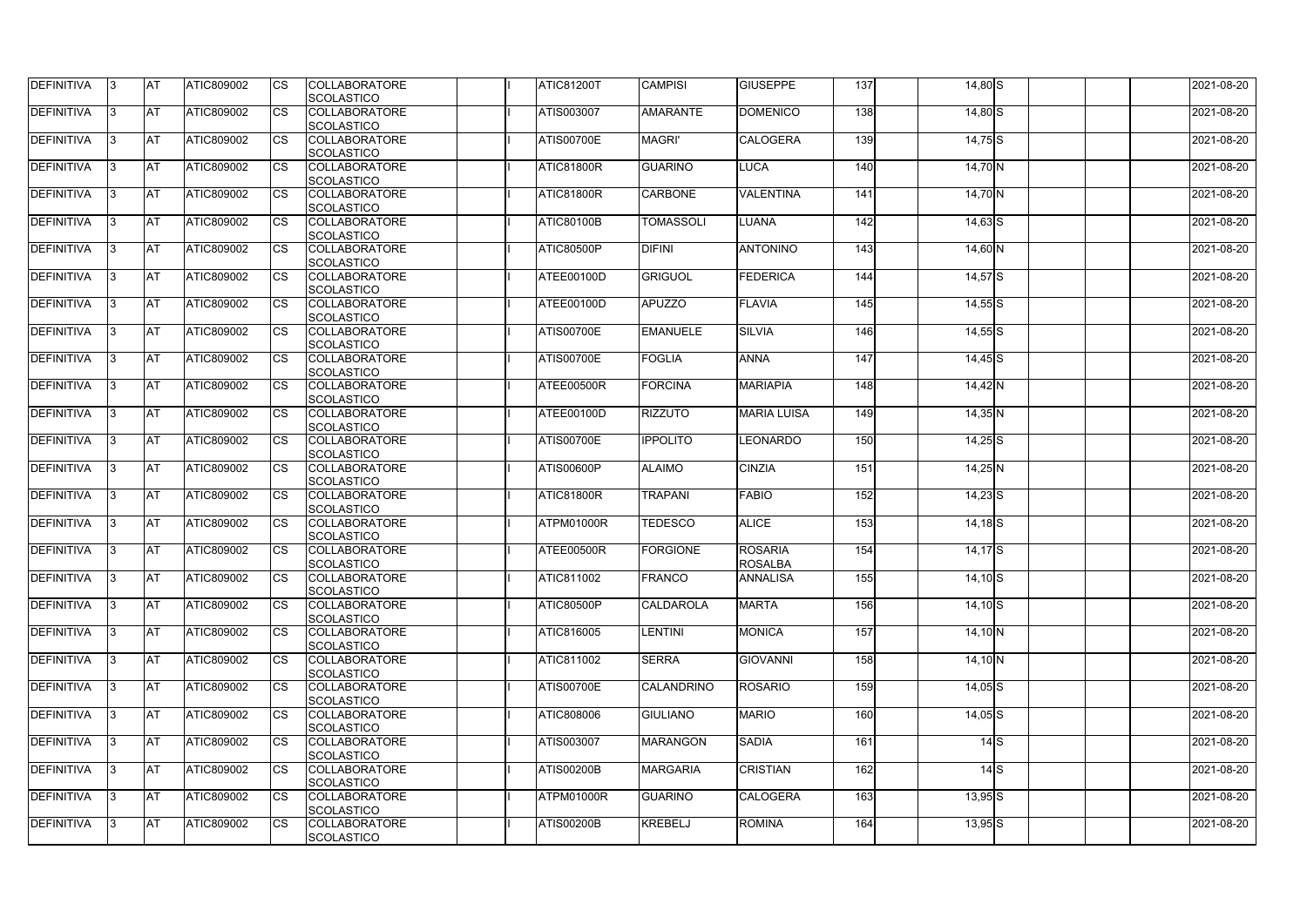| DEFINITIVA | 3 | AT | ATIC809002 | CS | COLLABORATORE SCOLASTICO | | I | ATIC81200T | CAMPISI | GIUSEPPE | 137 | | 14,80 | S | | | | 2021-08-20 |
|---|---|---|---|---|---|---|---|---|---|---|---|---|---|---|---|---|---|---|
| DEFINITIVA | 3 | AT | ATIC809002 | CS | COLLABORATORE SCOLASTICO | | I | ATIS003007 | AMARANTE | DOMENICO | 138 | | 14,80 | S | | | | 2021-08-20 |
| DEFINITIVA | 3 | AT | ATIC809002 | CS | COLLABORATORE SCOLASTICO | | I | ATIS00700E | MAGRI' | CALOGERA | 139 | | 14,75 | S | | | | 2021-08-20 |
| DEFINITIVA | 3 | AT | ATIC809002 | CS | COLLABORATORE SCOLASTICO | | I | ATIC81800R | GUARINO | LUCA | 140 | | 14,70 | N | | | | 2021-08-20 |
| DEFINITIVA | 3 | AT | ATIC809002 | CS | COLLABORATORE SCOLASTICO | | I | ATIC81800R | CARBONE | VALENTINA | 141 | | 14,70 | N | | | | 2021-08-20 |
| DEFINITIVA | 3 | AT | ATIC809002 | CS | COLLABORATORE SCOLASTICO | | I | ATIC80100B | TOMASSOLI | LUANA | 142 | | 14,63 | S | | | | 2021-08-20 |
| DEFINITIVA | 3 | AT | ATIC809002 | CS | COLLABORATORE SCOLASTICO | | I | ATIC80500P | DIFINI | ANTONINO | 143 | | 14,60 | N | | | | 2021-08-20 |
| DEFINITIVA | 3 | AT | ATIC809002 | CS | COLLABORATORE SCOLASTICO | | I | ATEE00100D | GRIGUOL | FEDERICA | 144 | | 14,57 | S | | | | 2021-08-20 |
| DEFINITIVA | 3 | AT | ATIC809002 | CS | COLLABORATORE SCOLASTICO | | I | ATEE00100D | APUZZO | FLAVIA | 145 | | 14,55 | S | | | | 2021-08-20 |
| DEFINITIVA | 3 | AT | ATIC809002 | CS | COLLABORATORE SCOLASTICO | | I | ATIS00700E | EMANUELE | SILVIA | 146 | | 14,55 | S | | | | 2021-08-20 |
| DEFINITIVA | 3 | AT | ATIC809002 | CS | COLLABORATORE SCOLASTICO | | I | ATIS00700E | FOGLIA | ANNA | 147 | | 14,45 | S | | | | 2021-08-20 |
| DEFINITIVA | 3 | AT | ATIC809002 | CS | COLLABORATORE SCOLASTICO | | I | ATEE00500R | FORCINA | MARIAPIA | 148 | | 14,42 | N | | | | 2021-08-20 |
| DEFINITIVA | 3 | AT | ATIC809002 | CS | COLLABORATORE SCOLASTICO | | I | ATEE00100D | RIZZUTO | MARIA LUISA | 149 | | 14,35 | N | | | | 2021-08-20 |
| DEFINITIVA | 3 | AT | ATIC809002 | CS | COLLABORATORE SCOLASTICO | | I | ATIS00700E | IPPOLITO | LEONARDO | 150 | | 14,25 | S | | | | 2021-08-20 |
| DEFINITIVA | 3 | AT | ATIC809002 | CS | COLLABORATORE SCOLASTICO | | I | ATIS00600P | ALAIMO | CINZIA | 151 | | 14,25 | N | | | | 2021-08-20 |
| DEFINITIVA | 3 | AT | ATIC809002 | CS | COLLABORATORE SCOLASTICO | | I | ATIC81800R | TRAPANI | FABIO | 152 | | 14,23 | S | | | | 2021-08-20 |
| DEFINITIVA | 3 | AT | ATIC809002 | CS | COLLABORATORE SCOLASTICO | | I | ATPM01000R | TEDESCO | ALICE | 153 | | 14,18 | S | | | | 2021-08-20 |
| DEFINITIVA | 3 | AT | ATIC809002 | CS | COLLABORATORE SCOLASTICO | | I | ATEE00500R | FORGIONE | ROSARIA ROSALBA | 154 | | 14,17 | S | | | | 2021-08-20 |
| DEFINITIVA | 3 | AT | ATIC809002 | CS | COLLABORATORE SCOLASTICO | | I | ATIC811002 | FRANCO | ANNALISA | 155 | | 14,10 | S | | | | 2021-08-20 |
| DEFINITIVA | 3 | AT | ATIC809002 | CS | COLLABORATORE SCOLASTICO | | I | ATIC80500P | CALDAROLA | MARTA | 156 | | 14,10 | S | | | | 2021-08-20 |
| DEFINITIVA | 3 | AT | ATIC809002 | CS | COLLABORATORE SCOLASTICO | | I | ATIC816005 | LENTINI | MONICA | 157 | | 14,10 | N | | | | 2021-08-20 |
| DEFINITIVA | 3 | AT | ATIC809002 | CS | COLLABORATORE SCOLASTICO | | I | ATIC811002 | SERRA | GIOVANNI | 158 | | 14,10 | N | | | | 2021-08-20 |
| DEFINITIVA | 3 | AT | ATIC809002 | CS | COLLABORATORE SCOLASTICO | | I | ATIS00700E | CALANDRINO | ROSARIO | 159 | | 14,05 | S | | | | 2021-08-20 |
| DEFINITIVA | 3 | AT | ATIC809002 | CS | COLLABORATORE SCOLASTICO | | I | ATIC808006 | GIULIANO | MARIO | 160 | | 14,05 | S | | | | 2021-08-20 |
| DEFINITIVA | 3 | AT | ATIC809002 | CS | COLLABORATORE SCOLASTICO | | I | ATIS003007 | MARANGON | SADIA | 161 | | 14 | S | | | | 2021-08-20 |
| DEFINITIVA | 3 | AT | ATIC809002 | CS | COLLABORATORE SCOLASTICO | | I | ATIS00200B | MARGARIA | CRISTIAN | 162 | | 14 | S | | | | 2021-08-20 |
| DEFINITIVA | 3 | AT | ATIC809002 | CS | COLLABORATORE SCOLASTICO | | I | ATPM01000R | GUARINO | CALOGERA | 163 | | 13,95 | S | | | | 2021-08-20 |
| DEFINITIVA | 3 | AT | ATIC809002 | CS | COLLABORATORE SCOLASTICO | | I | ATIS00200B | KREBELJ | ROMINA | 164 | | 13,95 | S | | | | 2021-08-20 |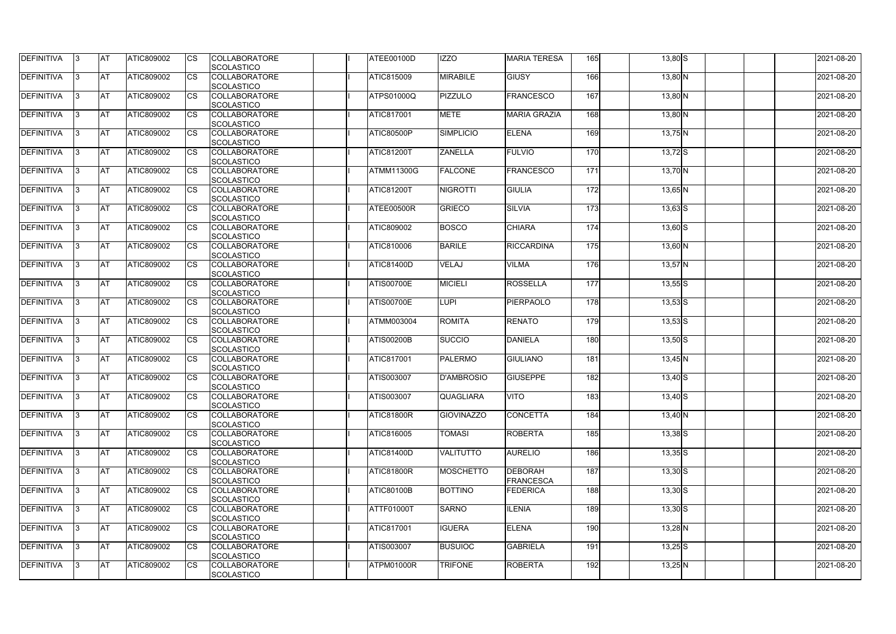| DEFINITIVA | 3 | AT | ATIC809002 | CS | COLLABORATORE SCOLASTICO | | I | ATEE00100D | IZZO | MARIA TERESA | 165 | | 13,80 | S | | | | 2021-08-20 |
|---|---|---|---|---|---|---|---|---|---|---|---|---|---|---|---|---|---|---|
| DEFINITIVA | 3 | AT | ATIC809002 | CS | COLLABORATORE SCOLASTICO | | I | ATIC815009 | MIRABILE | GIUSY | 166 | | 13,80 | N | | | | 2021-08-20 |
| DEFINITIVA | 3 | AT | ATIC809002 | CS | COLLABORATORE SCOLASTICO | | I | ATPS01000Q | PIZZULO | FRANCESCO | 167 | | 13,80 | N | | | | 2021-08-20 |
| DEFINITIVA | 3 | AT | ATIC809002 | CS | COLLABORATORE SCOLASTICO | | I | ATIC817001 | METE | MARIA GRAZIA | 168 | | 13,80 | N | | | | 2021-08-20 |
| DEFINITIVA | 3 | AT | ATIC809002 | CS | COLLABORATORE SCOLASTICO | | I | ATIC80500P | SIMPLICIO | ELENA | 169 | | 13,75 | N | | | | 2021-08-20 |
| DEFINITIVA | 3 | AT | ATIC809002 | CS | COLLABORATORE SCOLASTICO | | I | ATIC81200T | ZANELLA | FULVIO | 170 | | 13,72 | S | | | | 2021-08-20 |
| DEFINITIVA | 3 | AT | ATIC809002 | CS | COLLABORATORE SCOLASTICO | | I | ATMM11300G | FALCONE | FRANCESCO | 171 | | 13,70 | N | | | | 2021-08-20 |
| DEFINITIVA | 3 | AT | ATIC809002 | CS | COLLABORATORE SCOLASTICO | | I | ATIC81200T | NIGROTTI | GIULIA | 172 | | 13,65 | N | | | | 2021-08-20 |
| DEFINITIVA | 3 | AT | ATIC809002 | CS | COLLABORATORE SCOLASTICO | | I | ATEE00500R | GRIECO | SILVIA | 173 | | 13,63 | S | | | | 2021-08-20 |
| DEFINITIVA | 3 | AT | ATIC809002 | CS | COLLABORATORE SCOLASTICO | | I | ATIC809002 | BOSCO | CHIARA | 174 | | 13,60 | S | | | | 2021-08-20 |
| DEFINITIVA | 3 | AT | ATIC809002 | CS | COLLABORATORE SCOLASTICO | | I | ATIC810006 | BARILE | RICCARDINA | 175 | | 13,60 | N | | | | 2021-08-20 |
| DEFINITIVA | 3 | AT | ATIC809002 | CS | COLLABORATORE SCOLASTICO | | I | ATIC81400D | VELAJ | VILMA | 176 | | 13,57 | N | | | | 2021-08-20 |
| DEFINITIVA | 3 | AT | ATIC809002 | CS | COLLABORATORE SCOLASTICO | | I | ATIS00700E | MICIELI | ROSSELLA | 177 | | 13,55 | S | | | | 2021-08-20 |
| DEFINITIVA | 3 | AT | ATIC809002 | CS | COLLABORATORE SCOLASTICO | | I | ATIS00700E | LUPI | PIERPAOLO | 178 | | 13,53 | S | | | | 2021-08-20 |
| DEFINITIVA | 3 | AT | ATIC809002 | CS | COLLABORATORE SCOLASTICO | | I | ATMM003004 | ROMITA | RENATO | 179 | | 13,53 | S | | | | 2021-08-20 |
| DEFINITIVA | 3 | AT | ATIC809002 | CS | COLLABORATORE SCOLASTICO | | I | ATIS00200B | SUCCIO | DANIELA | 180 | | 13,50 | S | | | | 2021-08-20 |
| DEFINITIVA | 3 | AT | ATIC809002 | CS | COLLABORATORE SCOLASTICO | | I | ATIC817001 | PALERMO | GIULIANO | 181 | | 13,45 | N | | | | 2021-08-20 |
| DEFINITIVA | 3 | AT | ATIC809002 | CS | COLLABORATORE SCOLASTICO | | I | ATIS003007 | D'AMBROSIO | GIUSEPPE | 182 | | 13,40 | S | | | | 2021-08-20 |
| DEFINITIVA | 3 | AT | ATIC809002 | CS | COLLABORATORE SCOLASTICO | | I | ATIS003007 | QUAGLIARA | VITO | 183 | | 13,40 | S | | | | 2021-08-20 |
| DEFINITIVA | 3 | AT | ATIC809002 | CS | COLLABORATORE SCOLASTICO | | I | ATIC81800R | GIOVINAZZO | CONCETTA | 184 | | 13,40 | N | | | | 2021-08-20 |
| DEFINITIVA | 3 | AT | ATIC809002 | CS | COLLABORATORE SCOLASTICO | | I | ATIC816005 | TOMASI | ROBERTA | 185 | | 13,38 | S | | | | 2021-08-20 |
| DEFINITIVA | 3 | AT | ATIC809002 | CS | COLLABORATORE SCOLASTICO | | I | ATIC81400D | VALITUTTO | AURELIO | 186 | | 13,35 | S | | | | 2021-08-20 |
| DEFINITIVA | 3 | AT | ATIC809002 | CS | COLLABORATORE SCOLASTICO | | I | ATIC81800R | MOSCHETTO | DEBORAH FRANCESCA | 187 | | 13,30 | S | | | | 2021-08-20 |
| DEFINITIVA | 3 | AT | ATIC809002 | CS | COLLABORATORE SCOLASTICO | | I | ATIC80100B | BOTTINO | FEDERICA | 188 | | 13,30 | S | | | | 2021-08-20 |
| DEFINITIVA | 3 | AT | ATIC809002 | CS | COLLABORATORE SCOLASTICO | | I | ATTF01000T | SARNO | ILENIA | 189 | | 13,30 | S | | | | 2021-08-20 |
| DEFINITIVA | 3 | AT | ATIC809002 | CS | COLLABORATORE SCOLASTICO | | I | ATIC817001 | IGUERA | ELENA | 190 | | 13,28 | N | | | | 2021-08-20 |
| DEFINITIVA | 3 | AT | ATIC809002 | CS | COLLABORATORE SCOLASTICO | | I | ATIS003007 | BUSUIOC | GABRIELA | 191 | | 13,25 | S | | | | 2021-08-20 |
| DEFINITIVA | 3 | AT | ATIC809002 | CS | COLLABORATORE SCOLASTICO | | I | ATPM01000R | TRIFONE | ROBERTA | 192 | | 13,25 | N | | | | 2021-08-20 |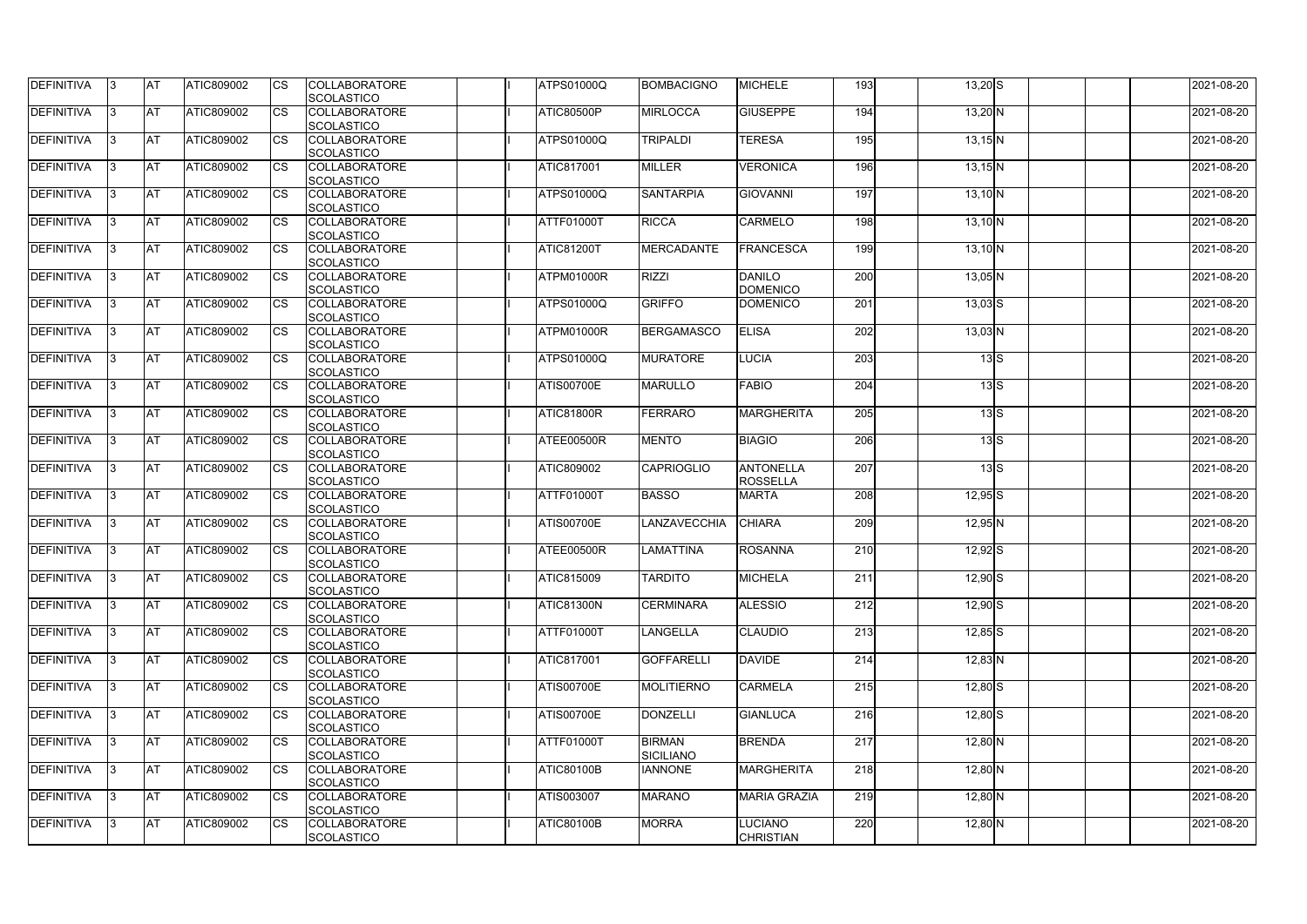| DEFINITIVA | 3 | AT | ATIC809002 | CS | COLLABORATORE SCOLASTICO | | I | ATPS01000Q | BOMBACIGNO | MICHELE | 193 | | 13,20 | S | | | | 2021-08-20 |
|---|---|---|---|---|---|---|---|---|---|---|---|---|---|---|---|---|---|---|
| DEFINITIVA | 3 | AT | ATIC809002 | CS | COLLABORATORE SCOLASTICO | | I | ATIC80500P | MIRLOCCA | GIUSEPPE | 194 | | 13,20 | N | | | | 2021-08-20 |
| DEFINITIVA | 3 | AT | ATIC809002 | CS | COLLABORATORE SCOLASTICO | | I | ATPS01000Q | TRIPALDI | TERESA | 195 | | 13,15 | N | | | | 2021-08-20 |
| DEFINITIVA | 3 | AT | ATIC809002 | CS | COLLABORATORE SCOLASTICO | | I | ATIC817001 | MILLER | VERONICA | 196 | | 13,15 | N | | | | 2021-08-20 |
| DEFINITIVA | 3 | AT | ATIC809002 | CS | COLLABORATORE SCOLASTICO | | I | ATPS01000Q | SANTARPIA | GIOVANNI | 197 | | 13,10 | N | | | | 2021-08-20 |
| DEFINITIVA | 3 | AT | ATIC809002 | CS | COLLABORATORE SCOLASTICO | | I | ATTF01000T | RICCA | CARMELO | 198 | | 13,10 | N | | | | 2021-08-20 |
| DEFINITIVA | 3 | AT | ATIC809002 | CS | COLLABORATORE SCOLASTICO | | I | ATIC81200T | MERCADANTE | FRANCESCA | 199 | | 13,10 | N | | | | 2021-08-20 |
| DEFINITIVA | 3 | AT | ATIC809002 | CS | COLLABORATORE SCOLASTICO | | I | ATPM01000R | RIZZI | DANILO DOMENICO | 200 | | 13,05 | N | | | | 2021-08-20 |
| DEFINITIVA | 3 | AT | ATIC809002 | CS | COLLABORATORE SCOLASTICO | | I | ATPS01000Q | GRIFFO | DOMENICO | 201 | | 13,03 | S | | | | 2021-08-20 |
| DEFINITIVA | 3 | AT | ATIC809002 | CS | COLLABORATORE SCOLASTICO | | I | ATPM01000R | BERGAMASCO | ELISA | 202 | | 13,03 | N | | | | 2021-08-20 |
| DEFINITIVA | 3 | AT | ATIC809002 | CS | COLLABORATORE SCOLASTICO | | I | ATPS01000Q | MURATORE | LUCIA | 203 | | 13 | S | | | | 2021-08-20 |
| DEFINITIVA | 3 | AT | ATIC809002 | CS | COLLABORATORE SCOLASTICO | | I | ATIS00700E | MARULLO | FABIO | 204 | | 13 | S | | | | 2021-08-20 |
| DEFINITIVA | 3 | AT | ATIC809002 | CS | COLLABORATORE SCOLASTICO | | I | ATIC81800R | FERRARO | MARGHERITA | 205 | | 13 | S | | | | 2021-08-20 |
| DEFINITIVA | 3 | AT | ATIC809002 | CS | COLLABORATORE SCOLASTICO | | I | ATEE00500R | MENTO | BIAGIO | 206 | | 13 | S | | | | 2021-08-20 |
| DEFINITIVA | 3 | AT | ATIC809002 | CS | COLLABORATORE SCOLASTICO | | I | ATIC809002 | CAPRIOGLIO | ANTONELLA ROSSELLA | 207 | | 13 | S | | | | 2021-08-20 |
| DEFINITIVA | 3 | AT | ATIC809002 | CS | COLLABORATORE SCOLASTICO | | I | ATTF01000T | BASSO | MARTA | 208 | | 12,95 | S | | | | 2021-08-20 |
| DEFINITIVA | 3 | AT | ATIC809002 | CS | COLLABORATORE SCOLASTICO | | I | ATIS00700E | LANZAVECCHIA | CHIARA | 209 | | 12,95 | N | | | | 2021-08-20 |
| DEFINITIVA | 3 | AT | ATIC809002 | CS | COLLABORATORE SCOLASTICO | | I | ATEE00500R | LAMATTINA | ROSANNA | 210 | | 12,92 | S | | | | 2021-08-20 |
| DEFINITIVA | 3 | AT | ATIC809002 | CS | COLLABORATORE SCOLASTICO | | I | ATIC815009 | TARDITO | MICHELA | 211 | | 12,90 | S | | | | 2021-08-20 |
| DEFINITIVA | 3 | AT | ATIC809002 | CS | COLLABORATORE SCOLASTICO | | I | ATIC81300N | CERMINARA | ALESSIO | 212 | | 12,90 | S | | | | 2021-08-20 |
| DEFINITIVA | 3 | AT | ATIC809002 | CS | COLLABORATORE SCOLASTICO | | I | ATTF01000T | LANGELLA | CLAUDIO | 213 | | 12,85 | S | | | | 2021-08-20 |
| DEFINITIVA | 3 | AT | ATIC809002 | CS | COLLABORATORE SCOLASTICO | | I | ATIC817001 | GOFFARELLI | DAVIDE | 214 | | 12,83 | N | | | | 2021-08-20 |
| DEFINITIVA | 3 | AT | ATIC809002 | CS | COLLABORATORE SCOLASTICO | | I | ATIS00700E | MOLITIERNO | CARMELA | 215 | | 12,80 | S | | | | 2021-08-20 |
| DEFINITIVA | 3 | AT | ATIC809002 | CS | COLLABORATORE SCOLASTICO | | I | ATIS00700E | DONZELLI | GIANLUCA | 216 | | 12,80 | S | | | | 2021-08-20 |
| DEFINITIVA | 3 | AT | ATIC809002 | CS | COLLABORATORE SCOLASTICO | | I | ATTF01000T | BIRMAN SICILIANO | BRENDA | 217 | | 12,80 | N | | | | 2021-08-20 |
| DEFINITIVA | 3 | AT | ATIC809002 | CS | COLLABORATORE SCOLASTICO | | I | ATIC80100B | IANNONE | MARGHERITA | 218 | | 12,80 | N | | | | 2021-08-20 |
| DEFINITIVA | 3 | AT | ATIC809002 | CS | COLLABORATORE SCOLASTICO | | I | ATIS003007 | MARANO | MARIA GRAZIA | 219 | | 12,80 | N | | | | 2021-08-20 |
| DEFINITIVA | 3 | AT | ATIC809002 | CS | COLLABORATORE SCOLASTICO | | I | ATIC80100B | MORRA | LUCIANO CHRISTIAN | 220 | | 12,80 | N | | | | 2021-08-20 |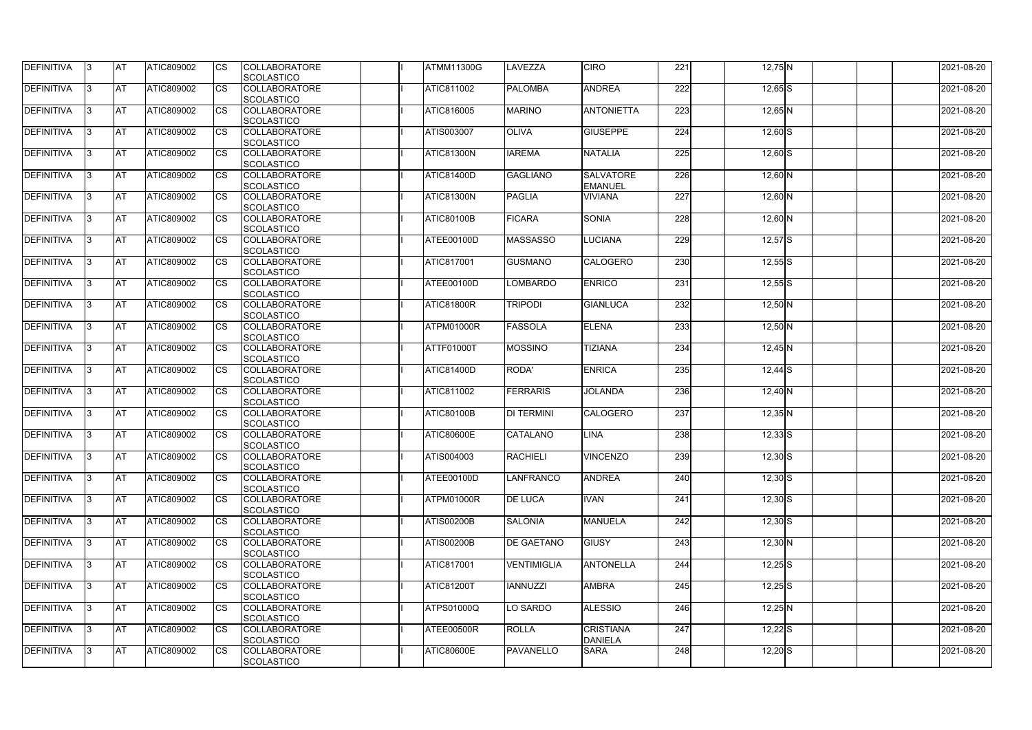| DEFINITIVA | 3 | AT | ATIC809002 | CS | COLLABORATORE SCOLASTICO | | I | ATMM11300G | LAVEZZA | CIRO | 221 | | 12,75 | N | | | | 2021-08-20 |
|---|---|---|---|---|---|---|---|---|---|---|---|---|---|---|---|---|---|---|
| DEFINITIVA | 3 | AT | ATIC809002 | CS | COLLABORATORE SCOLASTICO | | I | ATIC811002 | PALOMBA | ANDREA | 222 | | 12,65 | S | | | | 2021-08-20 |
| DEFINITIVA | 3 | AT | ATIC809002 | CS | COLLABORATORE SCOLASTICO | | I | ATIC816005 | MARINO | ANTONIETTA | 223 | | 12,65 | N | | | | 2021-08-20 |
| DEFINITIVA | 3 | AT | ATIC809002 | CS | COLLABORATORE SCOLASTICO | | I | ATIS003007 | OLIVA | GIUSEPPE | 224 | | 12,60 | S | | | | 2021-08-20 |
| DEFINITIVA | 3 | AT | ATIC809002 | CS | COLLABORATORE SCOLASTICO | | I | ATIC81300N | IAREMA | NATALIA | 225 | | 12,60 | S | | | | 2021-08-20 |
| DEFINITIVA | 3 | AT | ATIC809002 | CS | COLLABORATORE SCOLASTICO | | I | ATIC81400D | GAGLIANO | SALVATORE EMANUEL | 226 | | 12,60 | N | | | | 2021-08-20 |
| DEFINITIVA | 3 | AT | ATIC809002 | CS | COLLABORATORE SCOLASTICO | | I | ATIC81300N | PAGLIA | VIVIANA | 227 | | 12,60 | N | | | | 2021-08-20 |
| DEFINITIVA | 3 | AT | ATIC809002 | CS | COLLABORATORE SCOLASTICO | | I | ATIC80100B | FICARA | SONIA | 228 | | 12,60 | N | | | | 2021-08-20 |
| DEFINITIVA | 3 | AT | ATIC809002 | CS | COLLABORATORE SCOLASTICO | | I | ATEE00100D | MASSASSO | LUCIANA | 229 | | 12,57 | S | | | | 2021-08-20 |
| DEFINITIVA | 3 | AT | ATIC809002 | CS | COLLABORATORE SCOLASTICO | | I | ATIC817001 | GUSMANO | CALOGERO | 230 | | 12,55 | S | | | | 2021-08-20 |
| DEFINITIVA | 3 | AT | ATIC809002 | CS | COLLABORATORE SCOLASTICO | | I | ATEE00100D | LOMBARDO | ENRICO | 231 | | 12,55 | S | | | | 2021-08-20 |
| DEFINITIVA | 3 | AT | ATIC809002 | CS | COLLABORATORE SCOLASTICO | | I | ATIC81800R | TRIPODI | GIANLUCA | 232 | | 12,50 | N | | | | 2021-08-20 |
| DEFINITIVA | 3 | AT | ATIC809002 | CS | COLLABORATORE SCOLASTICO | | I | ATPM01000R | FASSOLA | ELENA | 233 | | 12,50 | N | | | | 2021-08-20 |
| DEFINITIVA | 3 | AT | ATIC809002 | CS | COLLABORATORE SCOLASTICO | | I | ATTF01000T | MOSSINO | TIZIANA | 234 | | 12,45 | N | | | | 2021-08-20 |
| DEFINITIVA | 3 | AT | ATIC809002 | CS | COLLABORATORE SCOLASTICO | | I | ATIC81400D | RODA' | ENRICA | 235 | | 12,44 | S | | | | 2021-08-20 |
| DEFINITIVA | 3 | AT | ATIC809002 | CS | COLLABORATORE SCOLASTICO | | I | ATIC811002 | FERRARIS | JOLANDA | 236 | | 12,40 | N | | | | 2021-08-20 |
| DEFINITIVA | 3 | AT | ATIC809002 | CS | COLLABORATORE SCOLASTICO | | I | ATIC80100B | DI TERMINI | CALOGERO | 237 | | 12,35 | N | | | | 2021-08-20 |
| DEFINITIVA | 3 | AT | ATIC809002 | CS | COLLABORATORE SCOLASTICO | | I | ATIC80600E | CATALANO | LINA | 238 | | 12,33 | S | | | | 2021-08-20 |
| DEFINITIVA | 3 | AT | ATIC809002 | CS | COLLABORATORE SCOLASTICO | | I | ATIS004003 | RACHIELI | VINCENZO | 239 | | 12,30 | S | | | | 2021-08-20 |
| DEFINITIVA | 3 | AT | ATIC809002 | CS | COLLABORATORE SCOLASTICO | | I | ATEE00100D | LANFRANCO | ANDREA | 240 | | 12,30 | S | | | | 2021-08-20 |
| DEFINITIVA | 3 | AT | ATIC809002 | CS | COLLABORATORE SCOLASTICO | | I | ATPM01000R | DE LUCA | IVAN | 241 | | 12,30 | S | | | | 2021-08-20 |
| DEFINITIVA | 3 | AT | ATIC809002 | CS | COLLABORATORE SCOLASTICO | | I | ATIS00200B | SALONIA | MANUELA | 242 | | 12,30 | S | | | | 2021-08-20 |
| DEFINITIVA | 3 | AT | ATIC809002 | CS | COLLABORATORE SCOLASTICO | | I | ATIS00200B | DE GAETANO | GIUSY | 243 | | 12,30 | N | | | | 2021-08-20 |
| DEFINITIVA | 3 | AT | ATIC809002 | CS | COLLABORATORE SCOLASTICO | | I | ATIC817001 | VENTIMIGLIA | ANTONELLA | 244 | | 12,25 | S | | | | 2021-08-20 |
| DEFINITIVA | 3 | AT | ATIC809002 | CS | COLLABORATORE SCOLASTICO | | I | ATIC81200T | IANNUZZI | AMBRA | 245 | | 12,25 | S | | | | 2021-08-20 |
| DEFINITIVA | 3 | AT | ATIC809002 | CS | COLLABORATORE SCOLASTICO | | I | ATPS01000Q | LO SARDO | ALESSIO | 246 | | 12,25 | N | | | | 2021-08-20 |
| DEFINITIVA | 3 | AT | ATIC809002 | CS | COLLABORATORE SCOLASTICO | | I | ATEE00500R | ROLLA | CRISTIANA DANIELA | 247 | | 12,22 | S | | | | 2021-08-20 |
| DEFINITIVA | 3 | AT | ATIC809002 | CS | COLLABORATORE SCOLASTICO | | I | ATIC80600E | PAVANELLO | SARA | 248 | | 12,20 | S | | | | 2021-08-20 |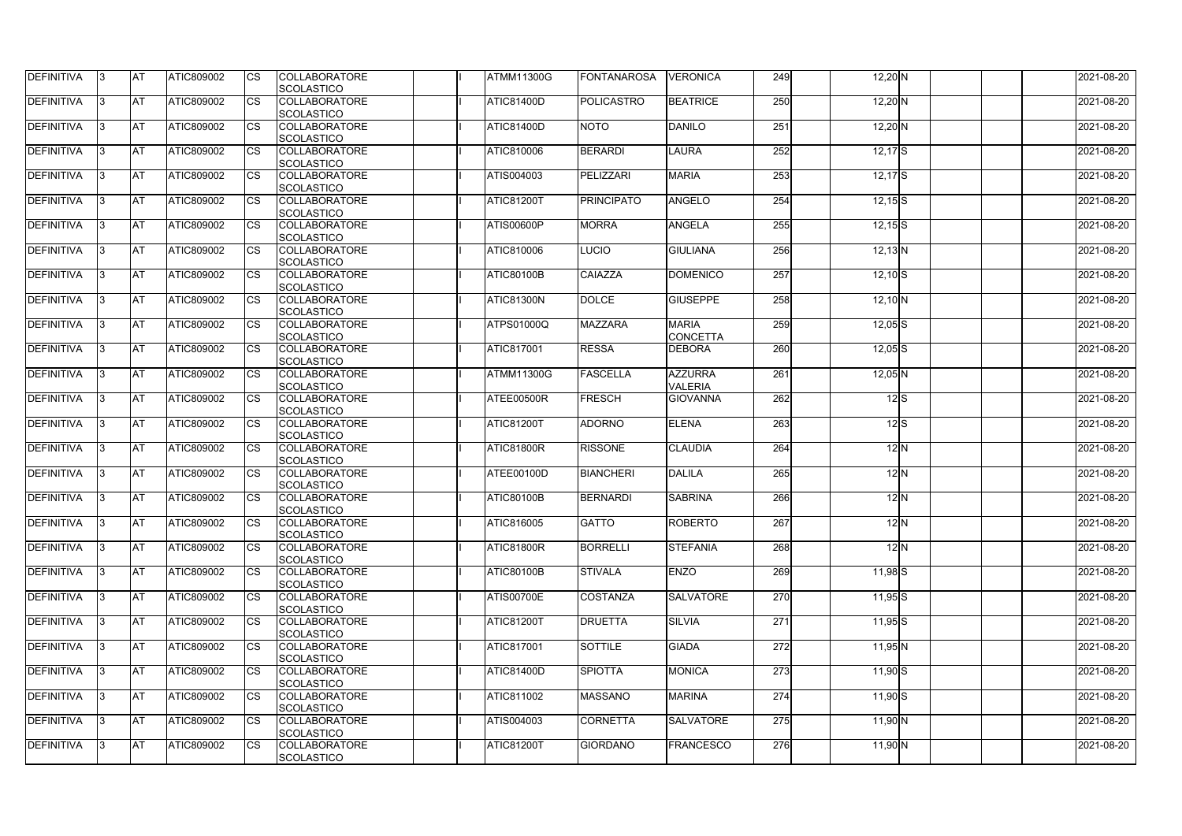| | | | | | | | | | | | | | | | | | | |
|---|---|---|---|---|---|---|---|---|---|---|---|---|---|---|---|---|---|---|
| DEFINITIVA | 3 | AT | ATIC809002 | CS | COLLABORATORE SCOLASTICO | | I | ATMM11300G | FONTANAROSA | VERONICA | 249 | | 12,20 | N | | | | 2021-08-20 |
| DEFINITIVA | 3 | AT | ATIC809002 | CS | COLLABORATORE SCOLASTICO | | I | ATIC81400D | POLICASTRO | BEATRICE | 250 | | 12,20 | N | | | | 2021-08-20 |
| DEFINITIVA | 3 | AT | ATIC809002 | CS | COLLABORATORE SCOLASTICO | | I | ATIC81400D | NOTO | DANILO | 251 | | 12,20 | N | | | | 2021-08-20 |
| DEFINITIVA | 3 | AT | ATIC809002 | CS | COLLABORATORE SCOLASTICO | | I | ATIC810006 | BERARDI | LAURA | 252 | | 12,17 | S | | | | 2021-08-20 |
| DEFINITIVA | 3 | AT | ATIC809002 | CS | COLLABORATORE SCOLASTICO | | I | ATIS004003 | PELIZZARI | MARIA | 253 | | 12,17 | S | | | | 2021-08-20 |
| DEFINITIVA | 3 | AT | ATIC809002 | CS | COLLABORATORE SCOLASTICO | | I | ATIC81200T | PRINCIPATO | ANGELO | 254 | | 12,15 | S | | | | 2021-08-20 |
| DEFINITIVA | 3 | AT | ATIC809002 | CS | COLLABORATORE SCOLASTICO | | I | ATIS00600P | MORRA | ANGELA | 255 | | 12,15 | S | | | | 2021-08-20 |
| DEFINITIVA | 3 | AT | ATIC809002 | CS | COLLABORATORE SCOLASTICO | | I | ATIC810006 | LUCIO | GIULIANA | 256 | | 12,13 | N | | | | 2021-08-20 |
| DEFINITIVA | 3 | AT | ATIC809002 | CS | COLLABORATORE SCOLASTICO | | I | ATIC80100B | CAIAZZA | DOMENICO | 257 | | 12,10 | S | | | | 2021-08-20 |
| DEFINITIVA | 3 | AT | ATIC809002 | CS | COLLABORATORE SCOLASTICO | | I | ATIC81300N | DOLCE | GIUSEPPE | 258 | | 12,10 | N | | | | 2021-08-20 |
| DEFINITIVA | 3 | AT | ATIC809002 | CS | COLLABORATORE SCOLASTICO | | I | ATPS01000Q | MAZZARA | MARIA CONCETTA | 259 | | 12,05 | S | | | | 2021-08-20 |
| DEFINITIVA | 3 | AT | ATIC809002 | CS | COLLABORATORE SCOLASTICO | | I | ATIC817001 | RESSA | DEBORA | 260 | | 12,05 | S | | | | 2021-08-20 |
| DEFINITIVA | 3 | AT | ATIC809002 | CS | COLLABORATORE SCOLASTICO | | I | ATMM11300G | FASCELLA | AZZURRA VALERIA | 261 | | 12,05 | N | | | | 2021-08-20 |
| DEFINITIVA | 3 | AT | ATIC809002 | CS | COLLABORATORE SCOLASTICO | | I | ATEE00500R | FRESCH | GIOVANNA | 262 | | 12 | S | | | | 2021-08-20 |
| DEFINITIVA | 3 | AT | ATIC809002 | CS | COLLABORATORE SCOLASTICO | | I | ATIC81200T | ADORNO | ELENA | 263 | | 12 | S | | | | 2021-08-20 |
| DEFINITIVA | 3 | AT | ATIC809002 | CS | COLLABORATORE SCOLASTICO | | I | ATIC81800R | RISSONE | CLAUDIA | 264 | | 12 | N | | | | 2021-08-20 |
| DEFINITIVA | 3 | AT | ATIC809002 | CS | COLLABORATORE SCOLASTICO | | I | ATEE00100D | BIANCHERI | DALILA | 265 | | 12 | N | | | | 2021-08-20 |
| DEFINITIVA | 3 | AT | ATIC809002 | CS | COLLABORATORE SCOLASTICO | | I | ATIC80100B | BERNARDI | SABRINA | 266 | | 12 | N | | | | 2021-08-20 |
| DEFINITIVA | 3 | AT | ATIC809002 | CS | COLLABORATORE SCOLASTICO | | I | ATIC816005 | GATTO | ROBERTO | 267 | | 12 | N | | | | 2021-08-20 |
| DEFINITIVA | 3 | AT | ATIC809002 | CS | COLLABORATORE SCOLASTICO | | I | ATIC81800R | BORRELLI | STEFANIA | 268 | | 12 | N | | | | 2021-08-20 |
| DEFINITIVA | 3 | AT | ATIC809002 | CS | COLLABORATORE SCOLASTICO | | I | ATIC80100B | STIVALA | ENZO | 269 | | 11,98 | S | | | | 2021-08-20 |
| DEFINITIVA | 3 | AT | ATIC809002 | CS | COLLABORATORE SCOLASTICO | | I | ATIS00700E | COSTANZA | SALVATORE | 270 | | 11,95 | S | | | | 2021-08-20 |
| DEFINITIVA | 3 | AT | ATIC809002 | CS | COLLABORATORE SCOLASTICO | | I | ATIC81200T | DRUETTA | SILVIA | 271 | | 11,95 | S | | | | 2021-08-20 |
| DEFINITIVA | 3 | AT | ATIC809002 | CS | COLLABORATORE SCOLASTICO | | I | ATIC817001 | SOTTILE | GIADA | 272 | | 11,95 | N | | | | 2021-08-20 |
| DEFINITIVA | 3 | AT | ATIC809002 | CS | COLLABORATORE SCOLASTICO | | I | ATIC81400D | SPIOTTA | MONICA | 273 | | 11,90 | S | | | | 2021-08-20 |
| DEFINITIVA | 3 | AT | ATIC809002 | CS | COLLABORATORE SCOLASTICO | | I | ATIC811002 | MASSANO | MARINA | 274 | | 11,90 | S | | | | 2021-08-20 |
| DEFINITIVA | 3 | AT | ATIC809002 | CS | COLLABORATORE SCOLASTICO | | I | ATIS004003 | CORNETTA | SALVATORE | 275 | | 11,90 | N | | | | 2021-08-20 |
| DEFINITIVA | 3 | AT | ATIC809002 | CS | COLLABORATORE SCOLASTICO | | I | ATIC81200T | GIORDANO | FRANCESCO | 276 | | 11,90 | N | | | | 2021-08-20 |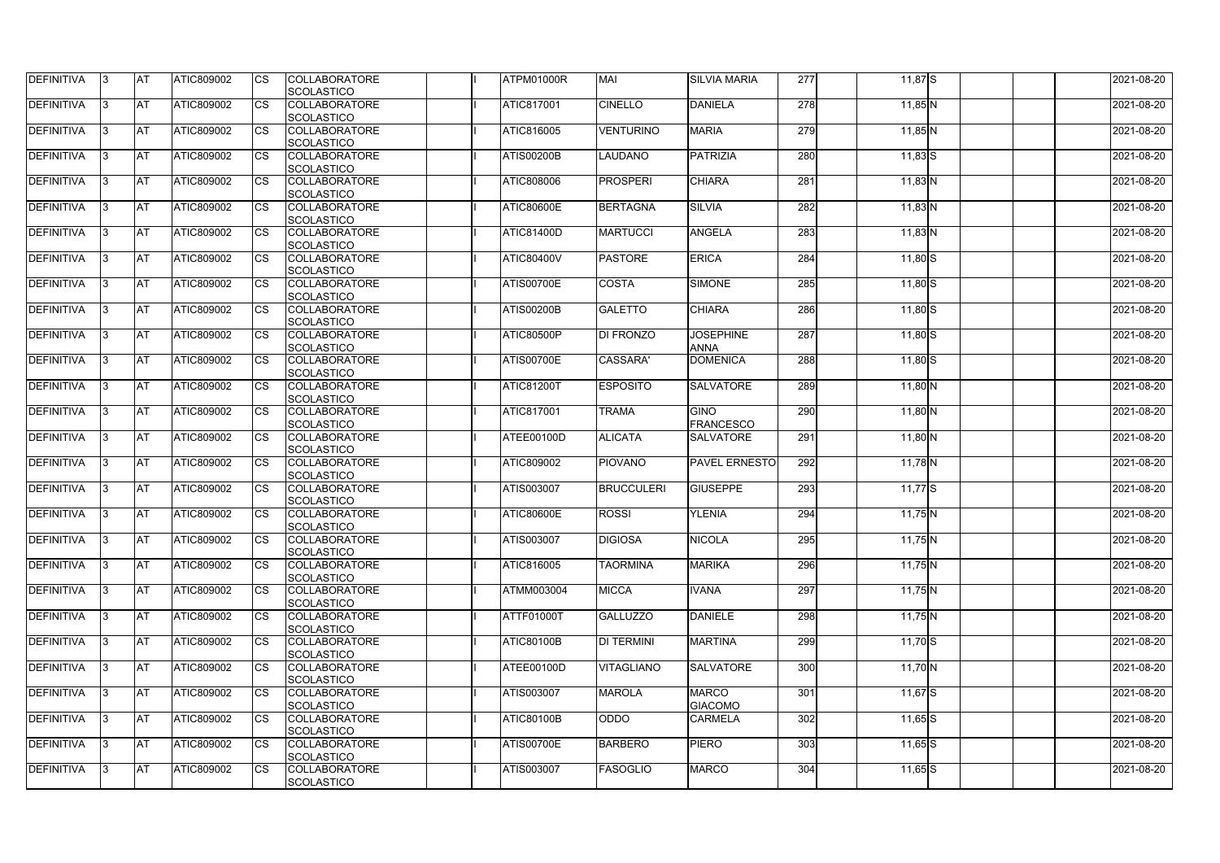| | | | | | | | | | | | | | | | | | | | |
|---|---|---|---|---|---|---|---|---|---|---|---|---|---|---|---|---|---|---|---|
| DEFINITIVA | 3 | AT | ATIC809002 | CS | COLLABORATORE SCOLASTICO | | I | ATPM01000R | MAI | SILVIA MARIA | 277 | | 11,87 | S | | | | | 2021-08-20 |
| DEFINITIVA | 3 | AT | ATIC809002 | CS | COLLABORATORE SCOLASTICO | | I | ATIC817001 | CINELLO | DANIELA | 278 | | 11,85 | N | | | | | 2021-08-20 |
| DEFINITIVA | 3 | AT | ATIC809002 | CS | COLLABORATORE SCOLASTICO | | I | ATIC816005 | VENTURINO | MARIA | 279 | | 11,85 | N | | | | | 2021-08-20 |
| DEFINITIVA | 3 | AT | ATIC809002 | CS | COLLABORATORE SCOLASTICO | | I | ATIS00200B | LAUDANO | PATRIZIA | 280 | | 11,83 | S | | | | | 2021-08-20 |
| DEFINITIVA | 3 | AT | ATIC809002 | CS | COLLABORATORE SCOLASTICO | | I | ATIC808006 | PROSPERI | CHIARA | 281 | | 11,83 | N | | | | | 2021-08-20 |
| DEFINITIVA | 3 | AT | ATIC809002 | CS | COLLABORATORE SCOLASTICO | | I | ATIC80600E | BERTAGNA | SILVIA | 282 | | 11,83 | N | | | | | 2021-08-20 |
| DEFINITIVA | 3 | AT | ATIC809002 | CS | COLLABORATORE SCOLASTICO | | I | ATIC81400D | MARTUCCI | ANGELA | 283 | | 11,83 | N | | | | | 2021-08-20 |
| DEFINITIVA | 3 | AT | ATIC809002 | CS | COLLABORATORE SCOLASTICO | | I | ATIC80400V | PASTORE | ERICA | 284 | | 11,80 | S | | | | | 2021-08-20 |
| DEFINITIVA | 3 | AT | ATIC809002 | CS | COLLABORATORE SCOLASTICO | | I | ATIS00700E | COSTA | SIMONE | 285 | | 11,80 | S | | | | | 2021-08-20 |
| DEFINITIVA | 3 | AT | ATIC809002 | CS | COLLABORATORE SCOLASTICO | | I | ATIS00200B | GALETTO | CHIARA | 286 | | 11,80 | S | | | | | 2021-08-20 |
| DEFINITIVA | 3 | AT | ATIC809002 | CS | COLLABORATORE SCOLASTICO | | I | ATIC80500P | DI FRONZO | JOSEPHINE ANNA | 287 | | 11,80 | S | | | | | 2021-08-20 |
| DEFINITIVA | 3 | AT | ATIC809002 | CS | COLLABORATORE SCOLASTICO | | I | ATIS00700E | CASSARA' | DOMENICA | 288 | | 11,80 | S | | | | | 2021-08-20 |
| DEFINITIVA | 3 | AT | ATIC809002 | CS | COLLABORATORE SCOLASTICO | | I | ATIC81200T | ESPOSITO | SALVATORE | 289 | | 11,80 | N | | | | | 2021-08-20 |
| DEFINITIVA | 3 | AT | ATIC809002 | CS | COLLABORATORE SCOLASTICO | | I | ATIC817001 | TRAMA | GINO FRANCESCO | 290 | | 11,80 | N | | | | | 2021-08-20 |
| DEFINITIVA | 3 | AT | ATIC809002 | CS | COLLABORATORE SCOLASTICO | | I | ATEE00100D | ALICATA | SALVATORE | 291 | | 11,80 | N | | | | | 2021-08-20 |
| DEFINITIVA | 3 | AT | ATIC809002 | CS | COLLABORATORE SCOLASTICO | | I | ATIC809002 | PIOVANO | PAVEL ERNESTO | 292 | | 11,78 | N | | | | | 2021-08-20 |
| DEFINITIVA | 3 | AT | ATIC809002 | CS | COLLABORATORE SCOLASTICO | | I | ATIS003007 | BRUCCULERI | GIUSEPPE | 293 | | 11,77 | S | | | | | 2021-08-20 |
| DEFINITIVA | 3 | AT | ATIC809002 | CS | COLLABORATORE SCOLASTICO | | I | ATIC80600E | ROSSI | YLENIA | 294 | | 11,75 | N | | | | | 2021-08-20 |
| DEFINITIVA | 3 | AT | ATIC809002 | CS | COLLABORATORE SCOLASTICO | | I | ATIS003007 | DIGIOSA | NICOLA | 295 | | 11,75 | N | | | | | 2021-08-20 |
| DEFINITIVA | 3 | AT | ATIC809002 | CS | COLLABORATORE SCOLASTICO | | I | ATIC816005 | TAORMINA | MARIKA | 296 | | 11,75 | N | | | | | 2021-08-20 |
| DEFINITIVA | 3 | AT | ATIC809002 | CS | COLLABORATORE SCOLASTICO | | I | ATMM003004 | MICCA | IVANA | 297 | | 11,75 | N | | | | | 2021-08-20 |
| DEFINITIVA | 3 | AT | ATIC809002 | CS | COLLABORATORE SCOLASTICO | | I | ATTF01000T | GALLUZZO | DANIELE | 298 | | 11,75 | N | | | | | 2021-08-20 |
| DEFINITIVA | 3 | AT | ATIC809002 | CS | COLLABORATORE SCOLASTICO | | I | ATIC80100B | DI TERMINI | MARTINA | 299 | | 11,70 | S | | | | | 2021-08-20 |
| DEFINITIVA | 3 | AT | ATIC809002 | CS | COLLABORATORE SCOLASTICO | | I | ATEE00100D | VITAGLIANO | SALVATORE | 300 | | 11,70 | N | | | | | 2021-08-20 |
| DEFINITIVA | 3 | AT | ATIC809002 | CS | COLLABORATORE SCOLASTICO | | I | ATIS003007 | MAROLA | MARCO GIACOMO | 301 | | 11,67 | S | | | | | 2021-08-20 |
| DEFINITIVA | 3 | AT | ATIC809002 | CS | COLLABORATORE SCOLASTICO | | I | ATIC80100B | ODDO | CARMELA | 302 | | 11,65 | S | | | | | 2021-08-20 |
| DEFINITIVA | 3 | AT | ATIC809002 | CS | COLLABORATORE SCOLASTICO | | I | ATIS00700E | BARBERO | PIERO | 303 | | 11,65 | S | | | | | 2021-08-20 |
| DEFINITIVA | 3 | AT | ATIC809002 | CS | COLLABORATORE SCOLASTICO | | I | ATIS003007 | FASOGLIO | MARCO | 304 | | 11,65 | S | | | | | 2021-08-20 |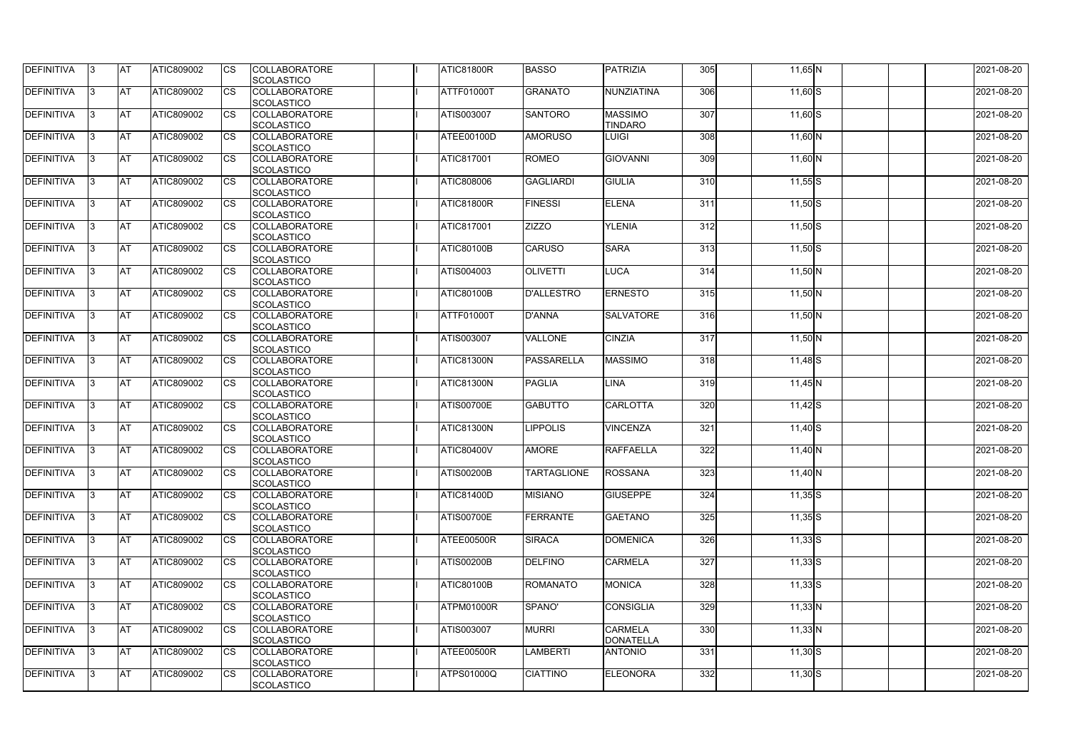| DEFINITIVA | 3 | AT | ATIC809002 | CS | COLLABORATORE SCOLASTICO | | I | ATIC81800R | BASSO | PATRIZIA | 305 | | 11,65 | N | | | | 2021-08-20 |
|---|---|---|---|---|---|---|---|---|---|---|---|---|---|---|---|---|---|---|
| DEFINITIVA | 3 | AT | ATIC809002 | CS | COLLABORATORE SCOLASTICO | | I | ATTF01000T | GRANATO | NUNZIATINA | 306 | | 11,60 | S | | | | 2021-08-20 |
| DEFINITIVA | 3 | AT | ATIC809002 | CS | COLLABORATORE SCOLASTICO | | I | ATIS003007 | SANTORO | MASSIMO TINDARO | 307 | | 11,60 | S | | | | 2021-08-20 |
| DEFINITIVA | 3 | AT | ATIC809002 | CS | COLLABORATORE SCOLASTICO | | I | ATEE00100D | AMORUSO | LUIGI | 308 | | 11,60 | N | | | | 2021-08-20 |
| DEFINITIVA | 3 | AT | ATIC809002 | CS | COLLABORATORE SCOLASTICO | | I | ATIC817001 | ROMEO | GIOVANNI | 309 | | 11,60 | N | | | | 2021-08-20 |
| DEFINITIVA | 3 | AT | ATIC809002 | CS | COLLABORATORE SCOLASTICO | | I | ATIC808006 | GAGLIARDI | GIULIA | 310 | | 11,55 | S | | | | 2021-08-20 |
| DEFINITIVA | 3 | AT | ATIC809002 | CS | COLLABORATORE SCOLASTICO | | I | ATIC81800R | FINESSI | ELENA | 311 | | 11,50 | S | | | | 2021-08-20 |
| DEFINITIVA | 3 | AT | ATIC809002 | CS | COLLABORATORE SCOLASTICO | | I | ATIC817001 | ZIZZO | YLENIA | 312 | | 11,50 | S | | | | 2021-08-20 |
| DEFINITIVA | 3 | AT | ATIC809002 | CS | COLLABORATORE SCOLASTICO | | I | ATIC80100B | CARUSO | SARA | 313 | | 11,50 | S | | | | 2021-08-20 |
| DEFINITIVA | 3 | AT | ATIC809002 | CS | COLLABORATORE SCOLASTICO | | I | ATIS004003 | OLIVETTI | LUCA | 314 | | 11,50 | N | | | | 2021-08-20 |
| DEFINITIVA | 3 | AT | ATIC809002 | CS | COLLABORATORE SCOLASTICO | | I | ATIC80100B | D'ALLESTRO | ERNESTO | 315 | | 11,50 | N | | | | 2021-08-20 |
| DEFINITIVA | 3 | AT | ATIC809002 | CS | COLLABORATORE SCOLASTICO | | I | ATTF01000T | D'ANNA | SALVATORE | 316 | | 11,50 | N | | | | 2021-08-20 |
| DEFINITIVA | 3 | AT | ATIC809002 | CS | COLLABORATORE SCOLASTICO | | I | ATIS003007 | VALLONE | CINZIA | 317 | | 11,50 | N | | | | 2021-08-20 |
| DEFINITIVA | 3 | AT | ATIC809002 | CS | COLLABORATORE SCOLASTICO | | I | ATIC81300N | PASSARELLA | MASSIMO | 318 | | 11,48 | S | | | | 2021-08-20 |
| DEFINITIVA | 3 | AT | ATIC809002 | CS | COLLABORATORE SCOLASTICO | | I | ATIC81300N | PAGLIA | LINA | 319 | | 11,45 | N | | | | 2021-08-20 |
| DEFINITIVA | 3 | AT | ATIC809002 | CS | COLLABORATORE SCOLASTICO | | I | ATIS00700E | GABUTTO | CARLOTTA | 320 | | 11,42 | S | | | | 2021-08-20 |
| DEFINITIVA | 3 | AT | ATIC809002 | CS | COLLABORATORE SCOLASTICO | | I | ATIC81300N | LIPPOLIS | VINCENZA | 321 | | 11,40 | S | | | | 2021-08-20 |
| DEFINITIVA | 3 | AT | ATIC809002 | CS | COLLABORATORE SCOLASTICO | | I | ATIC80400V | AMORE | RAFFAELLA | 322 | | 11,40 | N | | | | 2021-08-20 |
| DEFINITIVA | 3 | AT | ATIC809002 | CS | COLLABORATORE SCOLASTICO | | I | ATIS00200B | TARTAGLIONE | ROSSANA | 323 | | 11,40 | N | | | | 2021-08-20 |
| DEFINITIVA | 3 | AT | ATIC809002 | CS | COLLABORATORE SCOLASTICO | | I | ATIC81400D | MISIANO | GIUSEPPE | 324 | | 11,35 | S | | | | 2021-08-20 |
| DEFINITIVA | 3 | AT | ATIC809002 | CS | COLLABORATORE SCOLASTICO | | I | ATIS00700E | FERRANTE | GAETANO | 325 | | 11,35 | S | | | | 2021-08-20 |
| DEFINITIVA | 3 | AT | ATIC809002 | CS | COLLABORATORE SCOLASTICO | | I | ATEE00500R | SIRACA | DOMENICA | 326 | | 11,33 | S | | | | 2021-08-20 |
| DEFINITIVA | 3 | AT | ATIC809002 | CS | COLLABORATORE SCOLASTICO | | I | ATIS00200B | DELFINO | CARMELA | 327 | | 11,33 | S | | | | 2021-08-20 |
| DEFINITIVA | 3 | AT | ATIC809002 | CS | COLLABORATORE SCOLASTICO | | I | ATIC80100B | ROMANATO | MONICA | 328 | | 11,33 | S | | | | 2021-08-20 |
| DEFINITIVA | 3 | AT | ATIC809002 | CS | COLLABORATORE SCOLASTICO | | I | ATPM01000R | SPANO' | CONSIGLIA | 329 | | 11,33 | N | | | | 2021-08-20 |
| DEFINITIVA | 3 | AT | ATIC809002 | CS | COLLABORATORE SCOLASTICO | | I | ATIS003007 | MURRI | CARMELA DONATELLA | 330 | | 11,33 | N | | | | 2021-08-20 |
| DEFINITIVA | 3 | AT | ATIC809002 | CS | COLLABORATORE SCOLASTICO | | I | ATEE00500R | LAMBERTI | ANTONIO | 331 | | 11,30 | S | | | | 2021-08-20 |
| DEFINITIVA | 3 | AT | ATIC809002 | CS | COLLABORATORE SCOLASTICO | | I | ATPS01000Q | CIATTINO | ELEONORA | 332 | | 11,30 | S | | | | 2021-08-20 |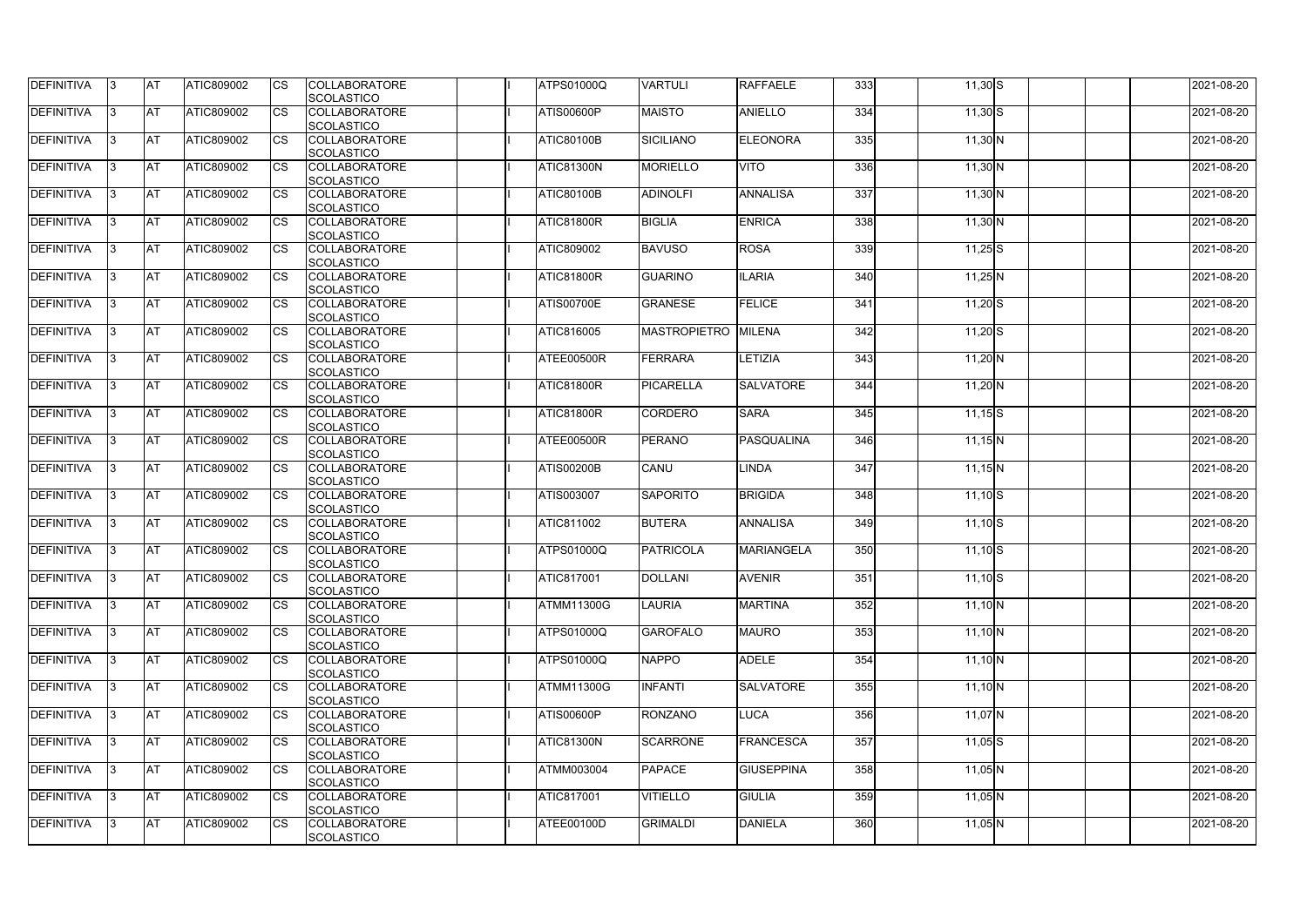| DEFINITIVA | 3 | AT | ATIC809002 | CS | COLLABORATORE SCOLASTICO | | I | ATPS01000Q | VARTULI | RAFFAELE | 333 | | 11,30 | S | | | | 2021-08-20 |
|---|---|---|---|---|---|---|---|---|---|---|---|---|---|---|---|---|---|---|
| DEFINITIVA | 3 | AT | ATIC809002 | CS | COLLABORATORE SCOLASTICO | | I | ATIS00600P | MAISTO | ANIELLO | 334 | | 11,30 | S | | | | 2021-08-20 |
| DEFINITIVA | 3 | AT | ATIC809002 | CS | COLLABORATORE SCOLASTICO | | I | ATIC80100B | SICILIANO | ELEONORA | 335 | | 11,30 | N | | | | 2021-08-20 |
| DEFINITIVA | 3 | AT | ATIC809002 | CS | COLLABORATORE SCOLASTICO | | I | ATIC81300N | MORIELLO | VITO | 336 | | 11,30 | N | | | | 2021-08-20 |
| DEFINITIVA | 3 | AT | ATIC809002 | CS | COLLABORATORE SCOLASTICO | | I | ATIC80100B | ADINOLFI | ANNALISA | 337 | | 11,30 | N | | | | 2021-08-20 |
| DEFINITIVA | 3 | AT | ATIC809002 | CS | COLLABORATORE SCOLASTICO | | I | ATIC81800R | BIGLIA | ENRICA | 338 | | 11,30 | N | | | | 2021-08-20 |
| DEFINITIVA | 3 | AT | ATIC809002 | CS | COLLABORATORE SCOLASTICO | | I | ATIC809002 | BAVUSO | ROSA | 339 | | 11,25 | S | | | | 2021-08-20 |
| DEFINITIVA | 3 | AT | ATIC809002 | CS | COLLABORATORE SCOLASTICO | | I | ATIC81800R | GUARINO | ILARIA | 340 | | 11,25 | N | | | | 2021-08-20 |
| DEFINITIVA | 3 | AT | ATIC809002 | CS | COLLABORATORE SCOLASTICO | | I | ATIS00700E | GRANESE | FELICE | 341 | | 11,20 | S | | | | 2021-08-20 |
| DEFINITIVA | 3 | AT | ATIC809002 | CS | COLLABORATORE SCOLASTICO | | I | ATIC816005 | MASTROPIETRO | MILENA | 342 | | 11,20 | S | | | | 2021-08-20 |
| DEFINITIVA | 3 | AT | ATIC809002 | CS | COLLABORATORE SCOLASTICO | | I | ATEE00500R | FERRARA | LETIZIA | 343 | | 11,20 | N | | | | 2021-08-20 |
| DEFINITIVA | 3 | AT | ATIC809002 | CS | COLLABORATORE SCOLASTICO | | I | ATIC81800R | PICARELLA | SALVATORE | 344 | | 11,20 | N | | | | 2021-08-20 |
| DEFINITIVA | 3 | AT | ATIC809002 | CS | COLLABORATORE SCOLASTICO | | I | ATIC81800R | CORDERO | SARA | 345 | | 11,15 | S | | | | 2021-08-20 |
| DEFINITIVA | 3 | AT | ATIC809002 | CS | COLLABORATORE SCOLASTICO | | I | ATEE00500R | PERANO | PASQUALINA | 346 | | 11,15 | N | | | | 2021-08-20 |
| DEFINITIVA | 3 | AT | ATIC809002 | CS | COLLABORATORE SCOLASTICO | | I | ATIS00200B | CANU | LINDA | 347 | | 11,15 | N | | | | 2021-08-20 |
| DEFINITIVA | 3 | AT | ATIC809002 | CS | COLLABORATORE SCOLASTICO | | I | ATIS003007 | SAPORITO | BRIGIDA | 348 | | 11,10 | S | | | | 2021-08-20 |
| DEFINITIVA | 3 | AT | ATIC809002 | CS | COLLABORATORE SCOLASTICO | | I | ATIC811002 | BUTERA | ANNALISA | 349 | | 11,10 | S | | | | 2021-08-20 |
| DEFINITIVA | 3 | AT | ATIC809002 | CS | COLLABORATORE SCOLASTICO | | I | ATPS01000Q | PATRICOLA | MARIANGELA | 350 | | 11,10 | S | | | | 2021-08-20 |
| DEFINITIVA | 3 | AT | ATIC809002 | CS | COLLABORATORE SCOLASTICO | | I | ATIC817001 | DOLLANI | AVENIR | 351 | | 11,10 | S | | | | 2021-08-20 |
| DEFINITIVA | 3 | AT | ATIC809002 | CS | COLLABORATORE SCOLASTICO | | I | ATMM11300G | LAURIA | MARTINA | 352 | | 11,10 | N | | | | 2021-08-20 |
| DEFINITIVA | 3 | AT | ATIC809002 | CS | COLLABORATORE SCOLASTICO | | I | ATPS01000Q | GAROFALO | MAURO | 353 | | 11,10 | N | | | | 2021-08-20 |
| DEFINITIVA | 3 | AT | ATIC809002 | CS | COLLABORATORE SCOLASTICO | | I | ATPS01000Q | NAPPO | ADELE | 354 | | 11,10 | N | | | | 2021-08-20 |
| DEFINITIVA | 3 | AT | ATIC809002 | CS | COLLABORATORE SCOLASTICO | | I | ATMM11300G | INFANTI | SALVATORE | 355 | | 11,10 | N | | | | 2021-08-20 |
| DEFINITIVA | 3 | AT | ATIC809002 | CS | COLLABORATORE SCOLASTICO | | I | ATIS00600P | RONZANO | LUCA | 356 | | 11,07 | N | | | | 2021-08-20 |
| DEFINITIVA | 3 | AT | ATIC809002 | CS | COLLABORATORE SCOLASTICO | | I | ATIC81300N | SCARRONE | FRANCESCA | 357 | | 11,05 | S | | | | 2021-08-20 |
| DEFINITIVA | 3 | AT | ATIC809002 | CS | COLLABORATORE SCOLASTICO | | I | ATMM003004 | PAPACE | GIUSEPPINA | 358 | | 11,05 | N | | | | 2021-08-20 |
| DEFINITIVA | 3 | AT | ATIC809002 | CS | COLLABORATORE SCOLASTICO | | I | ATIC817001 | VITIELLO | GIULIA | 359 | | 11,05 | N | | | | 2021-08-20 |
| DEFINITIVA | 3 | AT | ATIC809002 | CS | COLLABORATORE SCOLASTICO | | I | ATEE00100D | GRIMALDI | DANIELA | 360 | | 11,05 | N | | | | 2021-08-20 |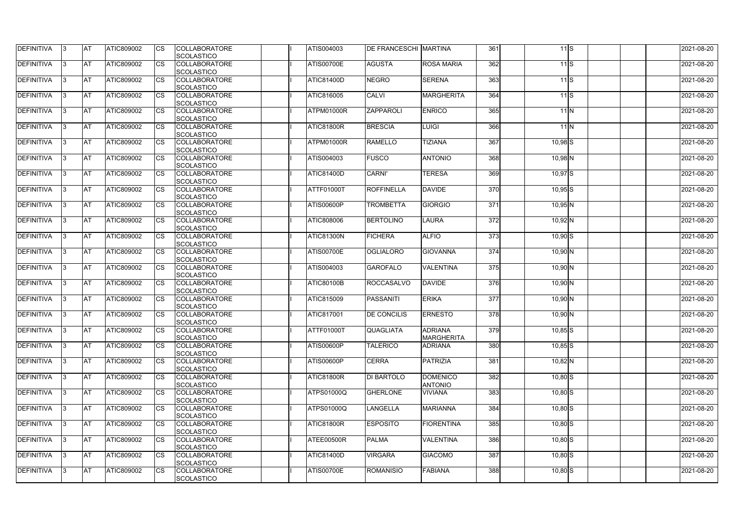| DEFINITIVA | 3 | AT | ATIC809002 | CS | COLLABORATORE SCOLASTICO | | I | ATIS004003 | DE FRANCESCHI | MARTINA | 361 | | 11 | S | | | | 2021-08-20 |
|---|---|---|---|---|---|---|---|---|---|---|---|---|---|---|---|---|---|---|
| DEFINITIVA | 3 | AT | ATIC809002 | CS | COLLABORATORE SCOLASTICO | | I | ATIS00700E | AGUSTA | ROSA MARIA | 362 | | 11 | S | | | | 2021-08-20 |
| DEFINITIVA | 3 | AT | ATIC809002 | CS | COLLABORATORE SCOLASTICO | | I | ATIC81400D | NEGRO | SERENA | 363 | | 11 | S | | | | 2021-08-20 |
| DEFINITIVA | 3 | AT | ATIC809002 | CS | COLLABORATORE SCOLASTICO | | I | ATIC816005 | CALVI | MARGHERITA | 364 | | 11 | S | | | | 2021-08-20 |
| DEFINITIVA | 3 | AT | ATIC809002 | CS | COLLABORATORE SCOLASTICO | | I | ATPM01000R | ZAPPAROLI | ENRICO | 365 | | 11 | N | | | | 2021-08-20 |
| DEFINITIVA | 3 | AT | ATIC809002 | CS | COLLABORATORE SCOLASTICO | | I | ATIC81800R | BRESCIA | LUIGI | 366 | | 11 | N | | | | 2021-08-20 |
| DEFINITIVA | 3 | AT | ATIC809002 | CS | COLLABORATORE SCOLASTICO | | I | ATPM01000R | RAMELLO | TIZIANA | 367 | | 10,98 | S | | | | 2021-08-20 |
| DEFINITIVA | 3 | AT | ATIC809002 | CS | COLLABORATORE SCOLASTICO | | I | ATIS004003 | FUSCO | ANTONIO | 368 | | 10,98 | N | | | | 2021-08-20 |
| DEFINITIVA | 3 | AT | ATIC809002 | CS | COLLABORATORE SCOLASTICO | | I | ATIC81400D | CARNI' | TERESA | 369 | | 10,97 | S | | | | 2021-08-20 |
| DEFINITIVA | 3 | AT | ATIC809002 | CS | COLLABORATORE SCOLASTICO | | I | ATTF01000T | ROFFINELLA | DAVIDE | 370 | | 10,95 | S | | | | 2021-08-20 |
| DEFINITIVA | 3 | AT | ATIC809002 | CS | COLLABORATORE SCOLASTICO | | I | ATIS00600P | TROMBETTA | GIORGIO | 371 | | 10,95 | N | | | | 2021-08-20 |
| DEFINITIVA | 3 | AT | ATIC809002 | CS | COLLABORATORE SCOLASTICO | | I | ATIC808006 | BERTOLINO | LAURA | 372 | | 10,92 | N | | | | 2021-08-20 |
| DEFINITIVA | 3 | AT | ATIC809002 | CS | COLLABORATORE SCOLASTICO | | I | ATIC81300N | FICHERA | ALFIO | 373 | | 10,90 | S | | | | 2021-08-20 |
| DEFINITIVA | 3 | AT | ATIC809002 | CS | COLLABORATORE SCOLASTICO | | I | ATIS00700E | OGLIALORO | GIOVANNA | 374 | | 10,90 | N | | | | 2021-08-20 |
| DEFINITIVA | 3 | AT | ATIC809002 | CS | COLLABORATORE SCOLASTICO | | I | ATIS004003 | GAROFALO | VALENTINA | 375 | | 10,90 | N | | | | 2021-08-20 |
| DEFINITIVA | 3 | AT | ATIC809002 | CS | COLLABORATORE SCOLASTICO | | I | ATIC80100B | ROCCASALVO | DAVIDE | 376 | | 10,90 | N | | | | 2021-08-20 |
| DEFINITIVA | 3 | AT | ATIC809002 | CS | COLLABORATORE SCOLASTICO | | I | ATIC815009 | PASSANITI | ERIKA | 377 | | 10,90 | N | | | | 2021-08-20 |
| DEFINITIVA | 3 | AT | ATIC809002 | CS | COLLABORATORE SCOLASTICO | | I | ATIC817001 | DE CONCILIS | ERNESTO | 378 | | 10,90 | N | | | | 2021-08-20 |
| DEFINITIVA | 3 | AT | ATIC809002 | CS | COLLABORATORE SCOLASTICO | | I | ATTF01000T | QUAGLIATA | ADRIANA MARGHERITA | 379 | | 10,85 | S | | | | 2021-08-20 |
| DEFINITIVA | 3 | AT | ATIC809002 | CS | COLLABORATORE SCOLASTICO | | I | ATIS00600P | TALERICO | ADRIANA | 380 | | 10,85 | S | | | | 2021-08-20 |
| DEFINITIVA | 3 | AT | ATIC809002 | CS | COLLABORATORE SCOLASTICO | | I | ATIS00600P | CERRA | PATRIZIA | 381 | | 10,82 | N | | | | 2021-08-20 |
| DEFINITIVA | 3 | AT | ATIC809002 | CS | COLLABORATORE SCOLASTICO | | I | ATIC81800R | DI BARTOLO | DOMENICO ANTONIO | 382 | | 10,80 | S | | | | 2021-08-20 |
| DEFINITIVA | 3 | AT | ATIC809002 | CS | COLLABORATORE SCOLASTICO | | I | ATPS01000Q | GHERLONE | VIVIANA | 383 | | 10,80 | S | | | | 2021-08-20 |
| DEFINITIVA | 3 | AT | ATIC809002 | CS | COLLABORATORE SCOLASTICO | | I | ATPS01000Q | LANGELLA | MARIANNA | 384 | | 10,80 | S | | | | 2021-08-20 |
| DEFINITIVA | 3 | AT | ATIC809002 | CS | COLLABORATORE SCOLASTICO | | I | ATIC81800R | ESPOSITO | FIORENTINA | 385 | | 10,80 | S | | | | 2021-08-20 |
| DEFINITIVA | 3 | AT | ATIC809002 | CS | COLLABORATORE SCOLASTICO | | I | ATEE00500R | PALMA | VALENTINA | 386 | | 10,80 | S | | | | 2021-08-20 |
| DEFINITIVA | 3 | AT | ATIC809002 | CS | COLLABORATORE SCOLASTICO | | I | ATIC81400D | VIRGARA | GIACOMO | 387 | | 10,80 | S | | | | 2021-08-20 |
| DEFINITIVA | 3 | AT | ATIC809002 | CS | COLLABORATORE SCOLASTICO | | I | ATIS00700E | ROMANISIO | FABIANA | 388 | | 10,80 | S | | | | 2021-08-20 |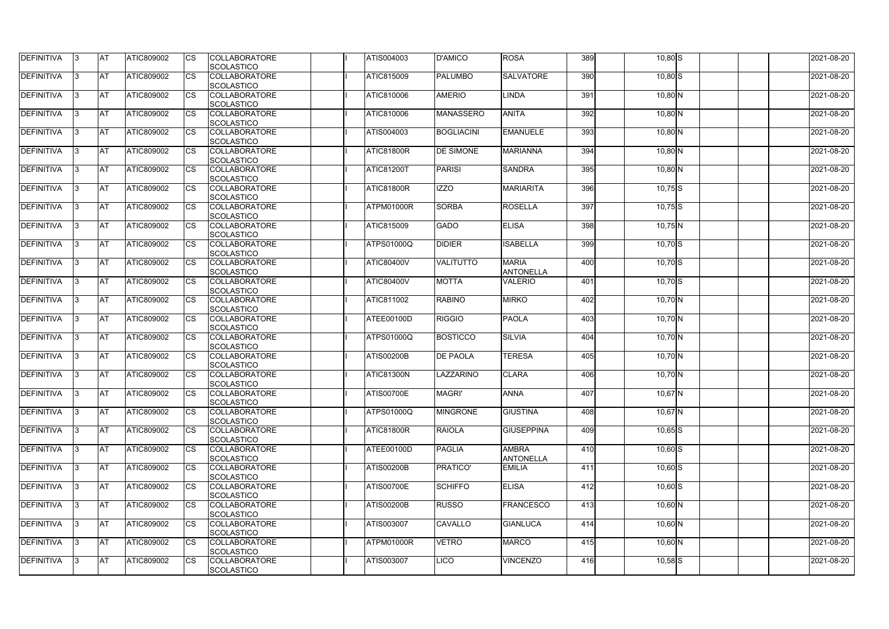| DEFINITIVA | 3 | AT | ATIC809002 | CS | COLLABORATORE SCOLASTICO | | I | ATIS004003 | D'AMICO | ROSA | 389 | | 10,80 | S | | | | 2021-08-20 |
|---|---|---|---|---|---|---|---|---|---|---|---|---|---|---|---|---|---|---|
| DEFINITIVA | 3 | AT | ATIC809002 | CS | COLLABORATORE SCOLASTICO | | I | ATIC815009 | PALUMBO | SALVATORE | 390 | | 10,80 | S | | | | 2021-08-20 |
| DEFINITIVA | 3 | AT | ATIC809002 | CS | COLLABORATORE SCOLASTICO | | I | ATIC810006 | AMERIO | LINDA | 391 | | 10,80 | N | | | | 2021-08-20 |
| DEFINITIVA | 3 | AT | ATIC809002 | CS | COLLABORATORE SCOLASTICO | | I | ATIC810006 | MANASSERO | ANITA | 392 | | 10,80 | N | | | | 2021-08-20 |
| DEFINITIVA | 3 | AT | ATIC809002 | CS | COLLABORATORE SCOLASTICO | | I | ATIS004003 | BOGLIACINI | EMANUELE | 393 | | 10,80 | N | | | | 2021-08-20 |
| DEFINITIVA | 3 | AT | ATIC809002 | CS | COLLABORATORE SCOLASTICO | | I | ATIC81800R | DE SIMONE | MARIANNA | 394 | | 10,80 | N | | | | 2021-08-20 |
| DEFINITIVA | 3 | AT | ATIC809002 | CS | COLLABORATORE SCOLASTICO | | I | ATIC81200T | PARISI | SANDRA | 395 | | 10,80 | N | | | | 2021-08-20 |
| DEFINITIVA | 3 | AT | ATIC809002 | CS | COLLABORATORE SCOLASTICO | | I | ATIC81800R | IZZO | MARIARITA | 396 | | 10,75 | S | | | | 2021-08-20 |
| DEFINITIVA | 3 | AT | ATIC809002 | CS | COLLABORATORE SCOLASTICO | | I | ATPM01000R | SORBA | ROSELLA | 397 | | 10,75 | S | | | | 2021-08-20 |
| DEFINITIVA | 3 | AT | ATIC809002 | CS | COLLABORATORE SCOLASTICO | | I | ATIC815009 | GADO | ELISA | 398 | | 10,75 | N | | | | 2021-08-20 |
| DEFINITIVA | 3 | AT | ATIC809002 | CS | COLLABORATORE SCOLASTICO | | I | ATPS01000Q | DIDIER | ISABELLA | 399 | | 10,70 | S | | | | 2021-08-20 |
| DEFINITIVA | 3 | AT | ATIC809002 | CS | COLLABORATORE SCOLASTICO | | I | ATIC80400V | VALITUTTO | MARIA ANTONELLA | 400 | | 10,70 | S | | | | 2021-08-20 |
| DEFINITIVA | 3 | AT | ATIC809002 | CS | COLLABORATORE SCOLASTICO | | I | ATIC80400V | MOTTA | VALERIO | 401 | | 10,70 | S | | | | 2021-08-20 |
| DEFINITIVA | 3 | AT | ATIC809002 | CS | COLLABORATORE SCOLASTICO | | I | ATIC811002 | RABINO | MIRKO | 402 | | 10,70 | N | | | | 2021-08-20 |
| DEFINITIVA | 3 | AT | ATIC809002 | CS | COLLABORATORE SCOLASTICO | | I | ATEE00100D | RIGGIO | PAOLA | 403 | | 10,70 | N | | | | 2021-08-20 |
| DEFINITIVA | 3 | AT | ATIC809002 | CS | COLLABORATORE SCOLASTICO | | I | ATPS01000Q | BOSTICCO | SILVIA | 404 | | 10,70 | N | | | | 2021-08-20 |
| DEFINITIVA | 3 | AT | ATIC809002 | CS | COLLABORATORE SCOLASTICO | | I | ATIS00200B | DE PAOLA | TERESA | 405 | | 10,70 | N | | | | 2021-08-20 |
| DEFINITIVA | 3 | AT | ATIC809002 | CS | COLLABORATORE SCOLASTICO | | I | ATIC81300N | LAZZARINO | CLARA | 406 | | 10,70 | N | | | | 2021-08-20 |
| DEFINITIVA | 3 | AT | ATIC809002 | CS | COLLABORATORE SCOLASTICO | | I | ATIS00700E | MAGRI' | ANNA | 407 | | 10,67 | N | | | | 2021-08-20 |
| DEFINITIVA | 3 | AT | ATIC809002 | CS | COLLABORATORE SCOLASTICO | | I | ATPS01000Q | MINGRONE | GIUSTINA | 408 | | 10,67 | N | | | | 2021-08-20 |
| DEFINITIVA | 3 | AT | ATIC809002 | CS | COLLABORATORE SCOLASTICO | | I | ATIC81800R | RAIOLA | GIUSEPPINA | 409 | | 10,65 | S | | | | 2021-08-20 |
| DEFINITIVA | 3 | AT | ATIC809002 | CS | COLLABORATORE SCOLASTICO | | I | ATEE00100D | PAGLIA | AMBRA ANTONELLA | 410 | | 10,60 | S | | | | 2021-08-20 |
| DEFINITIVA | 3 | AT | ATIC809002 | CS | COLLABORATORE SCOLASTICO | | I | ATIS00200B | PRATICO' | EMILIA | 411 | | 10,60 | S | | | | 2021-08-20 |
| DEFINITIVA | 3 | AT | ATIC809002 | CS | COLLABORATORE SCOLASTICO | | I | ATIS00700E | SCHIFFO | ELISA | 412 | | 10,60 | S | | | | 2021-08-20 |
| DEFINITIVA | 3 | AT | ATIC809002 | CS | COLLABORATORE SCOLASTICO | | I | ATIS00200B | RUSSO | FRANCESCO | 413 | | 10,60 | N | | | | 2021-08-20 |
| DEFINITIVA | 3 | AT | ATIC809002 | CS | COLLABORATORE SCOLASTICO | | I | ATIS003007 | CAVALLO | GIANLUCA | 414 | | 10,60 | N | | | | 2021-08-20 |
| DEFINITIVA | 3 | AT | ATIC809002 | CS | COLLABORATORE SCOLASTICO | | I | ATPM01000R | VETRO | MARCO | 415 | | 10,60 | N | | | | 2021-08-20 |
| DEFINITIVA | 3 | AT | ATIC809002 | CS | COLLABORATORE SCOLASTICO | | I | ATIS003007 | LICO | VINCENZO | 416 | | 10,58 | S | | | | 2021-08-20 |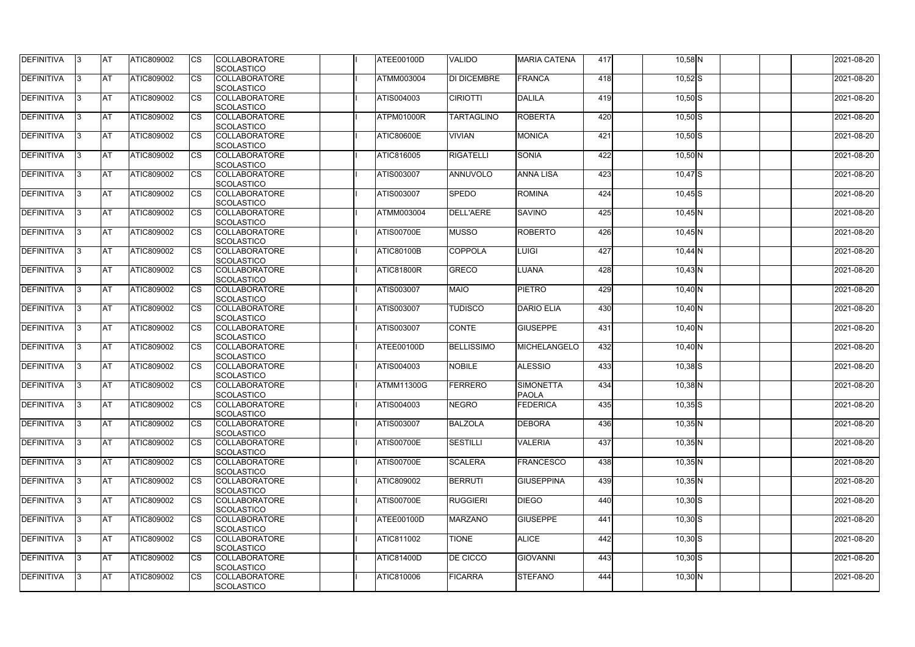| DEFINITIVA | 3 | AT | ATIC809002 | CS | COLLABORATORE SCOLASTICO | | I | ATEE00100D | VALIDO | MARIA CATENA | 417 | | 10,58 | N | | | | 2021-08-20 |
|---|---|---|---|---|---|---|---|---|---|---|---|---|---|---|---|---|---|---|
| DEFINITIVA | 3 | AT | ATIC809002 | CS | COLLABORATORE SCOLASTICO | | I | ATMM003004 | DI DICEMBRE | FRANCA | 418 | | 10,52 | S | | | | 2021-08-20 |
| DEFINITIVA | 3 | AT | ATIC809002 | CS | COLLABORATORE SCOLASTICO | | I | ATIS004003 | CIRIOTTI | DALILA | 419 | | 10,50 | S | | | | 2021-08-20 |
| DEFINITIVA | 3 | AT | ATIC809002 | CS | COLLABORATORE SCOLASTICO | | I | ATPM01000R | TARTAGLINO | ROBERTA | 420 | | 10,50 | S | | | | 2021-08-20 |
| DEFINITIVA | 3 | AT | ATIC809002 | CS | COLLABORATORE SCOLASTICO | | I | ATIC80600E | VIVIAN | MONICA | 421 | | 10,50 | S | | | | 2021-08-20 |
| DEFINITIVA | 3 | AT | ATIC809002 | CS | COLLABORATORE SCOLASTICO | | I | ATIC816005 | RIGATELLI | SONIA | 422 | | 10,50 | N | | | | 2021-08-20 |
| DEFINITIVA | 3 | AT | ATIC809002 | CS | COLLABORATORE SCOLASTICO | | I | ATIS003007 | ANNUVOLO | ANNA LISA | 423 | | 10,47 | S | | | | 2021-08-20 |
| DEFINITIVA | 3 | AT | ATIC809002 | CS | COLLABORATORE SCOLASTICO | | I | ATIS003007 | SPEDO | ROMINA | 424 | | 10,45 | S | | | | 2021-08-20 |
| DEFINITIVA | 3 | AT | ATIC809002 | CS | COLLABORATORE SCOLASTICO | | I | ATMM003004 | DELL'AERE | SAVINO | 425 | | 10,45 | N | | | | 2021-08-20 |
| DEFINITIVA | 3 | AT | ATIC809002 | CS | COLLABORATORE SCOLASTICO | | I | ATIS00700E | MUSSO | ROBERTO | 426 | | 10,45 | N | | | | 2021-08-20 |
| DEFINITIVA | 3 | AT | ATIC809002 | CS | COLLABORATORE SCOLASTICO | | I | ATIC80100B | COPPOLA | LUIGI | 427 | | 10,44 | N | | | | 2021-08-20 |
| DEFINITIVA | 3 | AT | ATIC809002 | CS | COLLABORATORE SCOLASTICO | | I | ATIC81800R | GRECO | LUANA | 428 | | 10,43 | N | | | | 2021-08-20 |
| DEFINITIVA | 3 | AT | ATIC809002 | CS | COLLABORATORE SCOLASTICO | | I | ATIS003007 | MAIO | PIETRO | 429 | | 10,40 | N | | | | 2021-08-20 |
| DEFINITIVA | 3 | AT | ATIC809002 | CS | COLLABORATORE SCOLASTICO | | I | ATIS003007 | TUDISCO | DARIO ELIA | 430 | | 10,40 | N | | | | 2021-08-20 |
| DEFINITIVA | 3 | AT | ATIC809002 | CS | COLLABORATORE SCOLASTICO | | I | ATIS003007 | CONTE | GIUSEPPE | 431 | | 10,40 | N | | | | 2021-08-20 |
| DEFINITIVA | 3 | AT | ATIC809002 | CS | COLLABORATORE SCOLASTICO | | I | ATEE00100D | BELLISSIMO | MICHELANGELO | 432 | | 10,40 | N | | | | 2021-08-20 |
| DEFINITIVA | 3 | AT | ATIC809002 | CS | COLLABORATORE SCOLASTICO | | I | ATIS004003 | NOBILE | ALESSIO | 433 | | 10,38 | S | | | | 2021-08-20 |
| DEFINITIVA | 3 | AT | ATIC809002 | CS | COLLABORATORE SCOLASTICO | | I | ATMM11300G | FERRERO | SIMONETTA PAOLA | 434 | | 10,38 | N | | | | 2021-08-20 |
| DEFINITIVA | 3 | AT | ATIC809002 | CS | COLLABORATORE SCOLASTICO | | I | ATIS004003 | NEGRO | FEDERICA | 435 | | 10,35 | S | | | | 2021-08-20 |
| DEFINITIVA | 3 | AT | ATIC809002 | CS | COLLABORATORE SCOLASTICO | | I | ATIS003007 | BALZOLA | DEBORA | 436 | | 10,35 | N | | | | 2021-08-20 |
| DEFINITIVA | 3 | AT | ATIC809002 | CS | COLLABORATORE SCOLASTICO | | I | ATIS00700E | SESTILLI | VALERIA | 437 | | 10,35 | N | | | | 2021-08-20 |
| DEFINITIVA | 3 | AT | ATIC809002 | CS | COLLABORATORE SCOLASTICO | | I | ATIS00700E | SCALERA | FRANCESCO | 438 | | 10,35 | N | | | | 2021-08-20 |
| DEFINITIVA | 3 | AT | ATIC809002 | CS | COLLABORATORE SCOLASTICO | | I | ATIC809002 | BERRUTI | GIUSEPPINA | 439 | | 10,35 | N | | | | 2021-08-20 |
| DEFINITIVA | 3 | AT | ATIC809002 | CS | COLLABORATORE SCOLASTICO | | I | ATIS00700E | RUGGIERI | DIEGO | 440 | | 10,30 | S | | | | 2021-08-20 |
| DEFINITIVA | 3 | AT | ATIC809002 | CS | COLLABORATORE SCOLASTICO | | I | ATEE00100D | MARZANO | GIUSEPPE | 441 | | 10,30 | S | | | | 2021-08-20 |
| DEFINITIVA | 3 | AT | ATIC809002 | CS | COLLABORATORE SCOLASTICO | | I | ATIC811002 | TIONE | ALICE | 442 | | 10,30 | S | | | | 2021-08-20 |
| DEFINITIVA | 3 | AT | ATIC809002 | CS | COLLABORATORE SCOLASTICO | | I | ATIC81400D | DE CICCO | GIOVANNI | 443 | | 10,30 | S | | | | 2021-08-20 |
| DEFINITIVA | 3 | AT | ATIC809002 | CS | COLLABORATORE SCOLASTICO | | I | ATIC810006 | FICARRA | STEFANO | 444 | | 10,30 | N | | | | 2021-08-20 |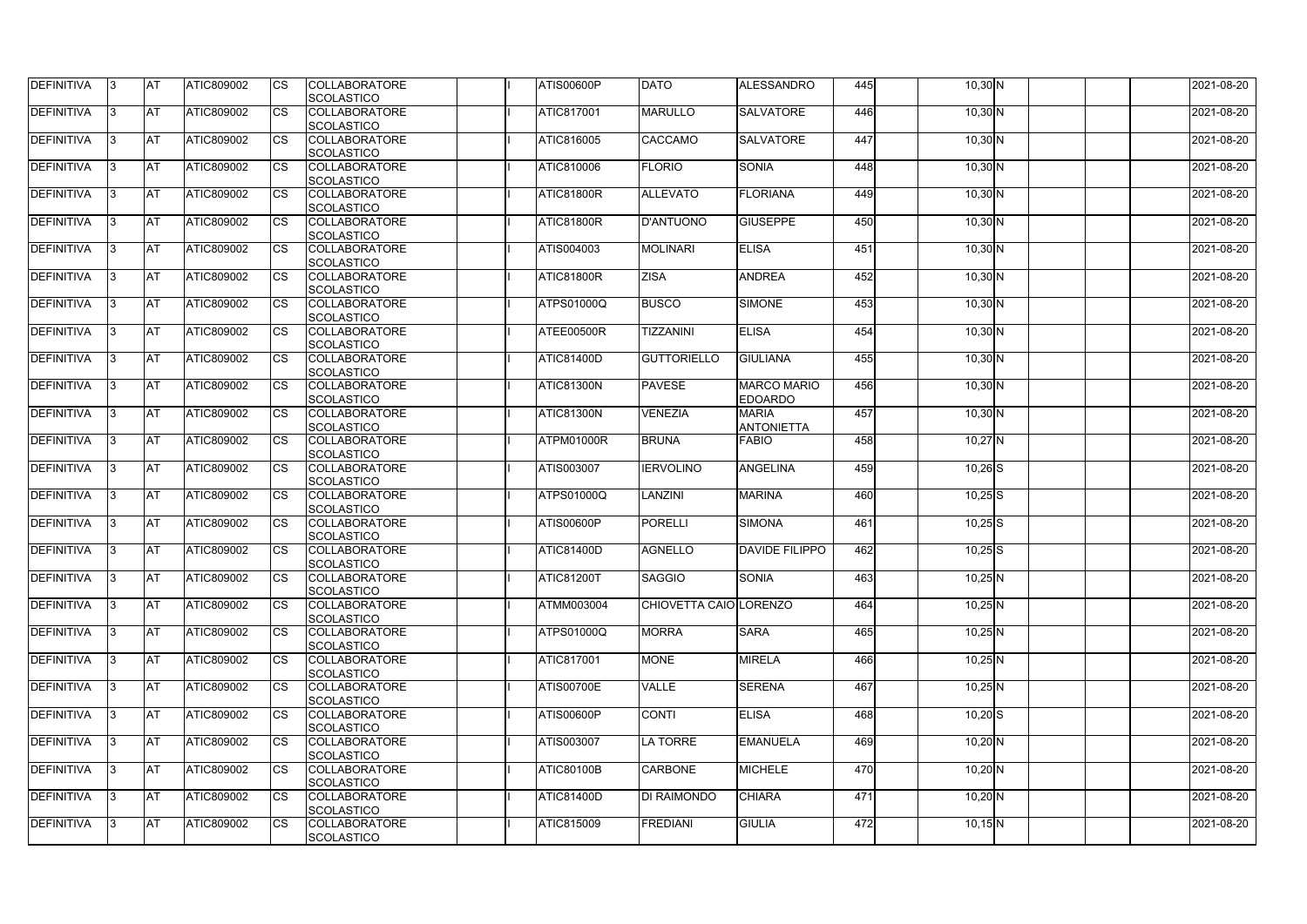| DEFINITIVA | 3 | AT | ATIC809002 | CS | COLLABORATORE SCOLASTICO | | I | ATIS00600P | DATO | ALESSANDRO | 445 | | 10,30 | N | | | | 2021-08-20 |
|---|---|---|---|---|---|---|---|---|---|---|---|---|---|---|---|---|---|---|
| DEFINITIVA | 3 | AT | ATIC809002 | CS | COLLABORATORE SCOLASTICO | | I | ATIC817001 | MARULLO | SALVATORE | 446 | | 10,30 | N | | | | 2021-08-20 |
| DEFINITIVA | 3 | AT | ATIC809002 | CS | COLLABORATORE SCOLASTICO | | I | ATIC816005 | CACCAMO | SALVATORE | 447 | | 10,30 | N | | | | 2021-08-20 |
| DEFINITIVA | 3 | AT | ATIC809002 | CS | COLLABORATORE SCOLASTICO | | I | ATIC810006 | FLORIO | SONIA | 448 | | 10,30 | N | | | | 2021-08-20 |
| DEFINITIVA | 3 | AT | ATIC809002 | CS | COLLABORATORE SCOLASTICO | | I | ATIC81800R | ALLEVATO | FLORIANA | 449 | | 10,30 | N | | | | 2021-08-20 |
| DEFINITIVA | 3 | AT | ATIC809002 | CS | COLLABORATORE SCOLASTICO | | I | ATIC81800R | D'ANTUONO | GIUSEPPE | 450 | | 10,30 | N | | | | 2021-08-20 |
| DEFINITIVA | 3 | AT | ATIC809002 | CS | COLLABORATORE SCOLASTICO | | I | ATIS004003 | MOLINARI | ELISA | 451 | | 10,30 | N | | | | 2021-08-20 |
| DEFINITIVA | 3 | AT | ATIC809002 | CS | COLLABORATORE SCOLASTICO | | I | ATIC81800R | ZISA | ANDREA | 452 | | 10,30 | N | | | | 2021-08-20 |
| DEFINITIVA | 3 | AT | ATIC809002 | CS | COLLABORATORE SCOLASTICO | | I | ATPS01000Q | BUSCO | SIMONE | 453 | | 10,30 | N | | | | 2021-08-20 |
| DEFINITIVA | 3 | AT | ATIC809002 | CS | COLLABORATORE SCOLASTICO | | I | ATEE00500R | TIZZANINI | ELISA | 454 | | 10,30 | N | | | | 2021-08-20 |
| DEFINITIVA | 3 | AT | ATIC809002 | CS | COLLABORATORE SCOLASTICO | | I | ATIC81400D | GUTTORIELLO | GIULIANA | 455 | | 10,30 | N | | | | 2021-08-20 |
| DEFINITIVA | 3 | AT | ATIC809002 | CS | COLLABORATORE SCOLASTICO | | I | ATIC81300N | PAVESE | MARCO MARIO EDOARDO | 456 | | 10,30 | N | | | | 2021-08-20 |
| DEFINITIVA | 3 | AT | ATIC809002 | CS | COLLABORATORE SCOLASTICO | | I | ATIC81300N | VENEZIA | MARIA ANTONIETTA | 457 | | 10,30 | N | | | | 2021-08-20 |
| DEFINITIVA | 3 | AT | ATIC809002 | CS | COLLABORATORE SCOLASTICO | | I | ATPM01000R | BRUNA | FABIO | 458 | | 10,27 | N | | | | 2021-08-20 |
| DEFINITIVA | 3 | AT | ATIC809002 | CS | COLLABORATORE SCOLASTICO | | I | ATIS003007 | IERVOLINO | ANGELINA | 459 | | 10,26 | S | | | | 2021-08-20 |
| DEFINITIVA | 3 | AT | ATIC809002 | CS | COLLABORATORE SCOLASTICO | | I | ATPS01000Q | LANZINI | MARINA | 460 | | 10,25 | S | | | | 2021-08-20 |
| DEFINITIVA | 3 | AT | ATIC809002 | CS | COLLABORATORE SCOLASTICO | | I | ATIS00600P | PORELLI | SIMONA | 461 | | 10,25 | S | | | | 2021-08-20 |
| DEFINITIVA | 3 | AT | ATIC809002 | CS | COLLABORATORE SCOLASTICO | | I | ATIC81400D | AGNELLO | DAVIDE FILIPPO | 462 | | 10,25 | S | | | | 2021-08-20 |
| DEFINITIVA | 3 | AT | ATIC809002 | CS | COLLABORATORE SCOLASTICO | | I | ATIC81200T | SAGGIO | SONIA | 463 | | 10,25 | N | | | | 2021-08-20 |
| DEFINITIVA | 3 | AT | ATIC809002 | CS | COLLABORATORE SCOLASTICO | | I | ATMM003004 | CHIOVETTA CAIO | LORENZO | 464 | | 10,25 | N | | | | 2021-08-20 |
| DEFINITIVA | 3 | AT | ATIC809002 | CS | COLLABORATORE SCOLASTICO | | I | ATPS01000Q | MORRA | SARA | 465 | | 10,25 | N | | | | 2021-08-20 |
| DEFINITIVA | 3 | AT | ATIC809002 | CS | COLLABORATORE SCOLASTICO | | I | ATIC817001 | MONE | MIRELA | 466 | | 10,25 | N | | | | 2021-08-20 |
| DEFINITIVA | 3 | AT | ATIC809002 | CS | COLLABORATORE SCOLASTICO | | I | ATIS00700E | VALLE | SERENA | 467 | | 10,25 | N | | | | 2021-08-20 |
| DEFINITIVA | 3 | AT | ATIC809002 | CS | COLLABORATORE SCOLASTICO | | I | ATIS00600P | CONTI | ELISA | 468 | | 10,20 | S | | | | 2021-08-20 |
| DEFINITIVA | 3 | AT | ATIC809002 | CS | COLLABORATORE SCOLASTICO | | I | ATIS003007 | LA TORRE | EMANUELA | 469 | | 10,20 | N | | | | 2021-08-20 |
| DEFINITIVA | 3 | AT | ATIC809002 | CS | COLLABORATORE SCOLASTICO | | I | ATIC80100B | CARBONE | MICHELE | 470 | | 10,20 | N | | | | 2021-08-20 |
| DEFINITIVA | 3 | AT | ATIC809002 | CS | COLLABORATORE SCOLASTICO | | I | ATIC81400D | DI RAIMONDO | CHIARA | 471 | | 10,20 | N | | | | 2021-08-20 |
| DEFINITIVA | 3 | AT | ATIC809002 | CS | COLLABORATORE SCOLASTICO | | I | ATIC815009 | FREDIANI | GIULIA | 472 | | 10,15 | N | | | | 2021-08-20 |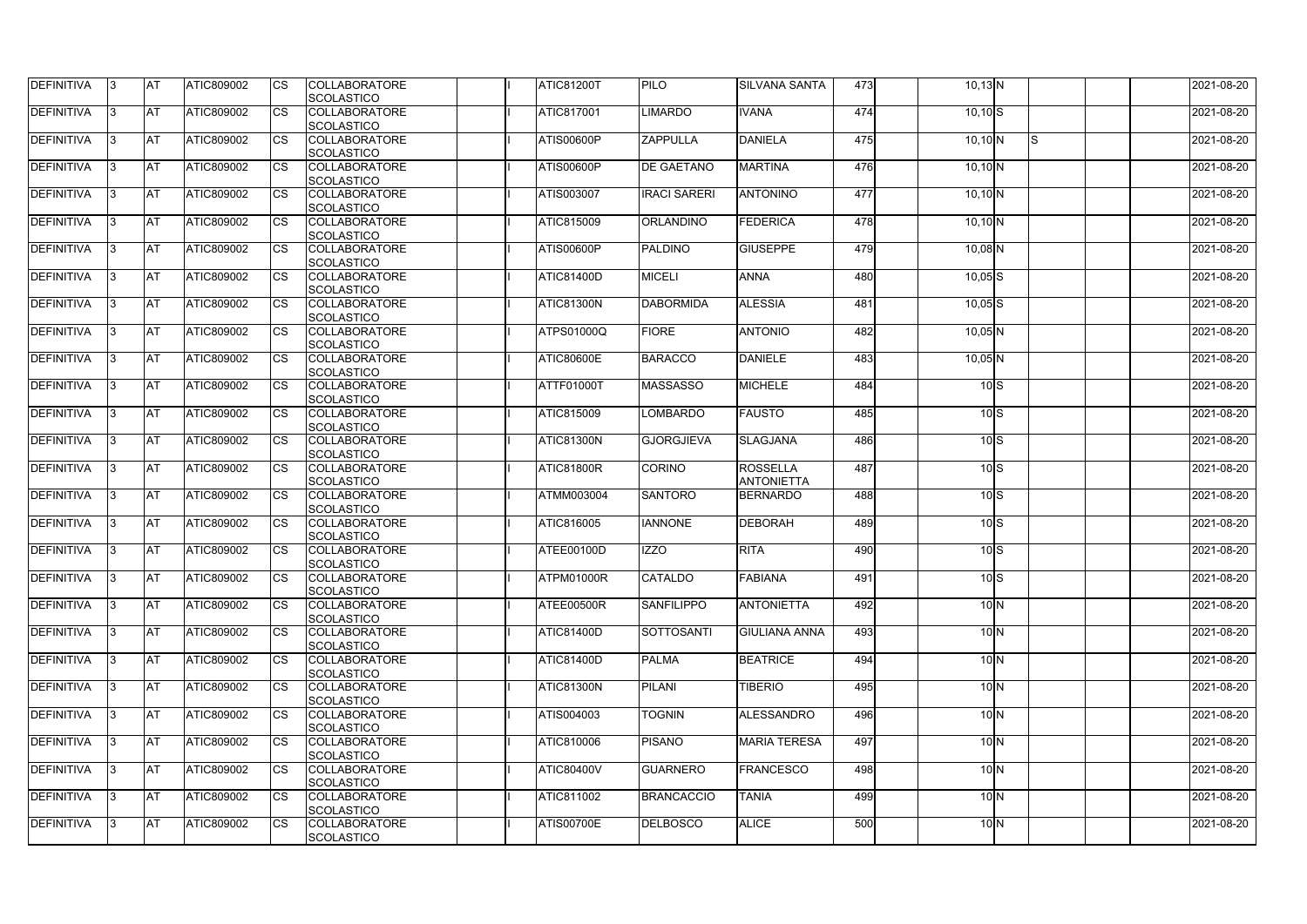| DEFINITIVA | 3 | AT | ATIC809002 | CS | COLLABORATORE SCOLASTICO | | I | ATIC81200T | PILO | SILVANA SANTA | 473 | | 10,13 | N | | | | 2021-08-20 |
|---|---|---|---|---|---|---|---|---|---|---|---|---|---|---|---|---|---|---|
| DEFINITIVA | 3 | AT | ATIC809002 | CS | COLLABORATORE SCOLASTICO | | I | ATIC817001 | LIMARDO | IVANA | 474 | | 10,10 | S | | | | 2021-08-20 |
| DEFINITIVA | 3 | AT | ATIC809002 | CS | COLLABORATORE SCOLASTICO | | I | ATIS00600P | ZAPPULLA | DANIELA | 475 | | 10,10 | N | S | | | 2021-08-20 |
| DEFINITIVA | 3 | AT | ATIC809002 | CS | COLLABORATORE SCOLASTICO | | I | ATIS00600P | DE GAETANO | MARTINA | 476 | | 10,10 | N | | | | 2021-08-20 |
| DEFINITIVA | 3 | AT | ATIC809002 | CS | COLLABORATORE SCOLASTICO | | I | ATIS003007 | IRACI SARERI | ANTONINO | 477 | | 10,10 | N | | | | 2021-08-20 |
| DEFINITIVA | 3 | AT | ATIC809002 | CS | COLLABORATORE SCOLASTICO | | I | ATIC815009 | ORLANDINO | FEDERICA | 478 | | 10,10 | N | | | | 2021-08-20 |
| DEFINITIVA | 3 | AT | ATIC809002 | CS | COLLABORATORE SCOLASTICO | | I | ATIS00600P | PALDINO | GIUSEPPE | 479 | | 10,08 | N | | | | 2021-08-20 |
| DEFINITIVA | 3 | AT | ATIC809002 | CS | COLLABORATORE SCOLASTICO | | I | ATIC81400D | MICELI | ANNA | 480 | | 10,05 | S | | | | 2021-08-20 |
| DEFINITIVA | 3 | AT | ATIC809002 | CS | COLLABORATORE SCOLASTICO | | I | ATIC81300N | DABORMIDA | ALESSIA | 481 | | 10,05 | S | | | | 2021-08-20 |
| DEFINITIVA | 3 | AT | ATIC809002 | CS | COLLABORATORE SCOLASTICO | | I | ATPS01000Q | FIORE | ANTONIO | 482 | | 10,05 | N | | | | 2021-08-20 |
| DEFINITIVA | 3 | AT | ATIC809002 | CS | COLLABORATORE SCOLASTICO | | I | ATIC80600E | BARACCO | DANIELE | 483 | | 10,05 | N | | | | 2021-08-20 |
| DEFINITIVA | 3 | AT | ATIC809002 | CS | COLLABORATORE SCOLASTICO | | I | ATTF01000T | MASSASSO | MICHELE | 484 | | 10 | S | | | | 2021-08-20 |
| DEFINITIVA | 3 | AT | ATIC809002 | CS | COLLABORATORE SCOLASTICO | | I | ATIC815009 | LOMBARDO | FAUSTO | 485 | | 10 | S | | | | 2021-08-20 |
| DEFINITIVA | 3 | AT | ATIC809002 | CS | COLLABORATORE SCOLASTICO | | I | ATIC81300N | GJORGJIEVA | SLAGJANA | 486 | | 10 | S | | | | 2021-08-20 |
| DEFINITIVA | 3 | AT | ATIC809002 | CS | COLLABORATORE SCOLASTICO | | I | ATIC81800R | CORINO | ROSSELLA ANTONIETTA | 487 | | 10 | S | | | | 2021-08-20 |
| DEFINITIVA | 3 | AT | ATIC809002 | CS | COLLABORATORE SCOLASTICO | | I | ATMM003004 | SANTORO | BERNARDO | 488 | | 10 | S | | | | 2021-08-20 |
| DEFINITIVA | 3 | AT | ATIC809002 | CS | COLLABORATORE SCOLASTICO | | I | ATIC816005 | IANNONE | DEBORAH | 489 | | 10 | S | | | | 2021-08-20 |
| DEFINITIVA | 3 | AT | ATIC809002 | CS | COLLABORATORE SCOLASTICO | | I | ATEE00100D | IZZO | RITA | 490 | | 10 | S | | | | 2021-08-20 |
| DEFINITIVA | 3 | AT | ATIC809002 | CS | COLLABORATORE SCOLASTICO | | I | ATPM01000R | CATALDO | FABIANA | 491 | | 10 | S | | | | 2021-08-20 |
| DEFINITIVA | 3 | AT | ATIC809002 | CS | COLLABORATORE SCOLASTICO | | I | ATEE00500R | SANFILIPPO | ANTONIETTA | 492 | | 10 | N | | | | 2021-08-20 |
| DEFINITIVA | 3 | AT | ATIC809002 | CS | COLLABORATORE SCOLASTICO | | I | ATIC81400D | SOTTOSANTI | GIULIANA ANNA | 493 | | 10 | N | | | | 2021-08-20 |
| DEFINITIVA | 3 | AT | ATIC809002 | CS | COLLABORATORE SCOLASTICO | | I | ATIC81400D | PALMA | BEATRICE | 494 | | 10 | N | | | | 2021-08-20 |
| DEFINITIVA | 3 | AT | ATIC809002 | CS | COLLABORATORE SCOLASTICO | | I | ATIC81300N | PILANI | TIBERIO | 495 | | 10 | N | | | | 2021-08-20 |
| DEFINITIVA | 3 | AT | ATIC809002 | CS | COLLABORATORE SCOLASTICO | | I | ATIS004003 | TOGNIN | ALESSANDRO | 496 | | 10 | N | | | | 2021-08-20 |
| DEFINITIVA | 3 | AT | ATIC809002 | CS | COLLABORATORE SCOLASTICO | | I | ATIC810006 | PISANO | MARIA TERESA | 497 | | 10 | N | | | | 2021-08-20 |
| DEFINITIVA | 3 | AT | ATIC809002 | CS | COLLABORATORE SCOLASTICO | | I | ATIC80400V | GUARNERO | FRANCESCO | 498 | | 10 | N | | | | 2021-08-20 |
| DEFINITIVA | 3 | AT | ATIC809002 | CS | COLLABORATORE SCOLASTICO | | I | ATIC811002 | BRANCACCIO | TANIA | 499 | | 10 | N | | | | 2021-08-20 |
| DEFINITIVA | 3 | AT | ATIC809002 | CS | COLLABORATORE SCOLASTICO | | I | ATIS00700E | DELBOSCO | ALICE | 500 | | 10 | N | | | | 2021-08-20 |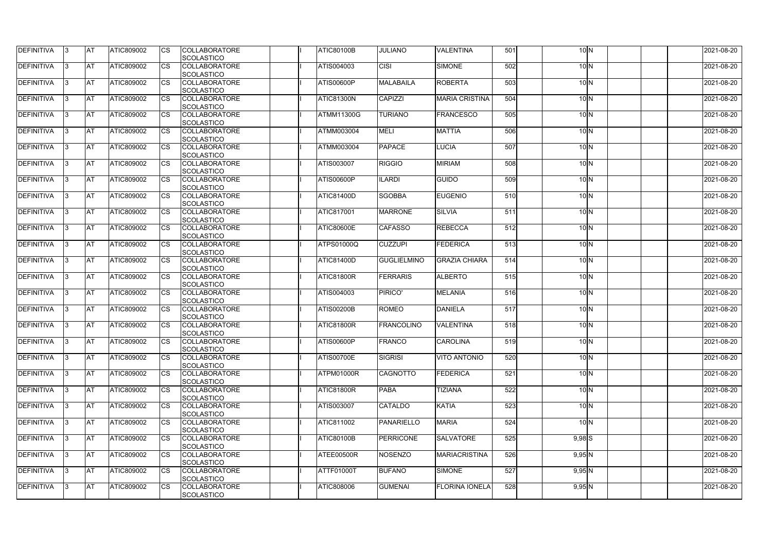| DEFINITIVA | 3 | AT | ATIC809002 | CS | COLLABORATORE SCOLASTICO | | I | ATIC80100B | JULIANO | VALENTINA | 501 | | 10 | N | | | | 2021-08-20 |
|---|---|---|---|---|---|---|---|---|---|---|---|---|---|---|---|---|---|---|
| DEFINITIVA | 3 | AT | ATIC809002 | CS | COLLABORATORE SCOLASTICO | | I | ATIS004003 | CISI | SIMONE | 502 | | 10 | N | | | | 2021-08-20 |
| DEFINITIVA | 3 | AT | ATIC809002 | CS | COLLABORATORE SCOLASTICO | | I | ATIS00600P | MALABAILA | ROBERTA | 503 | | 10 | N | | | | 2021-08-20 |
| DEFINITIVA | 3 | AT | ATIC809002 | CS | COLLABORATORE SCOLASTICO | | I | ATIC81300N | CAPIZZI | MARIA CRISTINA | 504 | | 10 | N | | | | 2021-08-20 |
| DEFINITIVA | 3 | AT | ATIC809002 | CS | COLLABORATORE SCOLASTICO | | I | ATMM11300G | TURIANO | FRANCESCO | 505 | | 10 | N | | | | 2021-08-20 |
| DEFINITIVA | 3 | AT | ATIC809002 | CS | COLLABORATORE SCOLASTICO | | I | ATMM003004 | MELI | MATTIA | 506 | | 10 | N | | | | 2021-08-20 |
| DEFINITIVA | 3 | AT | ATIC809002 | CS | COLLABORATORE SCOLASTICO | | I | ATMM003004 | PAPACE | LUCIA | 507 | | 10 | N | | | | 2021-08-20 |
| DEFINITIVA | 3 | AT | ATIC809002 | CS | COLLABORATORE SCOLASTICO | | I | ATIS003007 | RIGGIO | MIRIAM | 508 | | 10 | N | | | | 2021-08-20 |
| DEFINITIVA | 3 | AT | ATIC809002 | CS | COLLABORATORE SCOLASTICO | | I | ATIS00600P | ILARDI | GUIDO | 509 | | 10 | N | | | | 2021-08-20 |
| DEFINITIVA | 3 | AT | ATIC809002 | CS | COLLABORATORE SCOLASTICO | | I | ATIC81400D | SGOBBA | EUGENIO | 510 | | 10 | N | | | | 2021-08-20 |
| DEFINITIVA | 3 | AT | ATIC809002 | CS | COLLABORATORE SCOLASTICO | | I | ATIC817001 | MARRONE | SILVIA | 511 | | 10 | N | | | | 2021-08-20 |
| DEFINITIVA | 3 | AT | ATIC809002 | CS | COLLABORATORE SCOLASTICO | | I | ATIC80600E | CAFASSO | REBECCA | 512 | | 10 | N | | | | 2021-08-20 |
| DEFINITIVA | 3 | AT | ATIC809002 | CS | COLLABORATORE SCOLASTICO | | I | ATPS01000Q | CUZZUPI | FEDERICA | 513 | | 10 | N | | | | 2021-08-20 |
| DEFINITIVA | 3 | AT | ATIC809002 | CS | COLLABORATORE SCOLASTICO | | I | ATIC81400D | GUGLIELMINO | GRAZIA CHIARA | 514 | | 10 | N | | | | 2021-08-20 |
| DEFINITIVA | 3 | AT | ATIC809002 | CS | COLLABORATORE SCOLASTICO | | I | ATIC81800R | FERRARIS | ALBERTO | 515 | | 10 | N | | | | 2021-08-20 |
| DEFINITIVA | 3 | AT | ATIC809002 | CS | COLLABORATORE SCOLASTICO | | I | ATIS004003 | PIRICO' | MELANIA | 516 | | 10 | N | | | | 2021-08-20 |
| DEFINITIVA | 3 | AT | ATIC809002 | CS | COLLABORATORE SCOLASTICO | | I | ATIS00200B | ROMEO | DANIELA | 517 | | 10 | N | | | | 2021-08-20 |
| DEFINITIVA | 3 | AT | ATIC809002 | CS | COLLABORATORE SCOLASTICO | | I | ATIC81800R | FRANCOLINO | VALENTINA | 518 | | 10 | N | | | | 2021-08-20 |
| DEFINITIVA | 3 | AT | ATIC809002 | CS | COLLABORATORE SCOLASTICO | | I | ATIS00600P | FRANCO | CAROLINA | 519 | | 10 | N | | | | 2021-08-20 |
| DEFINITIVA | 3 | AT | ATIC809002 | CS | COLLABORATORE SCOLASTICO | | I | ATIS00700E | SIGRISI | VITO ANTONIO | 520 | | 10 | N | | | | 2021-08-20 |
| DEFINITIVA | 3 | AT | ATIC809002 | CS | COLLABORATORE SCOLASTICO | | I | ATPM01000R | CAGNOTTO | FEDERICA | 521 | | 10 | N | | | | 2021-08-20 |
| DEFINITIVA | 3 | AT | ATIC809002 | CS | COLLABORATORE SCOLASTICO | | I | ATIC81800R | PABA | TIZIANA | 522 | | 10 | N | | | | 2021-08-20 |
| DEFINITIVA | 3 | AT | ATIC809002 | CS | COLLABORATORE SCOLASTICO | | I | ATIS003007 | CATALDO | KATIA | 523 | | 10 | N | | | | 2021-08-20 |
| DEFINITIVA | 3 | AT | ATIC809002 | CS | COLLABORATORE SCOLASTICO | | I | ATIC811002 | PANARIELLO | MARIA | 524 | | 10 | N | | | | 2021-08-20 |
| DEFINITIVA | 3 | AT | ATIC809002 | CS | COLLABORATORE SCOLASTICO | | I | ATIC80100B | PERRICONE | SALVATORE | 525 | | 9,98 | S | | | | 2021-08-20 |
| DEFINITIVA | 3 | AT | ATIC809002 | CS | COLLABORATORE SCOLASTICO | | I | ATEE00500R | NOSENZO | MARIACRISTINA | 526 | | 9,95 | N | | | | 2021-08-20 |
| DEFINITIVA | 3 | AT | ATIC809002 | CS | COLLABORATORE SCOLASTICO | | I | ATTF01000T | BUFANO | SIMONE | 527 | | 9,95 | N | | | | 2021-08-20 |
| DEFINITIVA | 3 | AT | ATIC809002 | CS | COLLABORATORE SCOLASTICO | | I | ATIC808006 | GUMENAI | FLORINA IONELA | 528 | | 9,95 | N | | | | 2021-08-20 |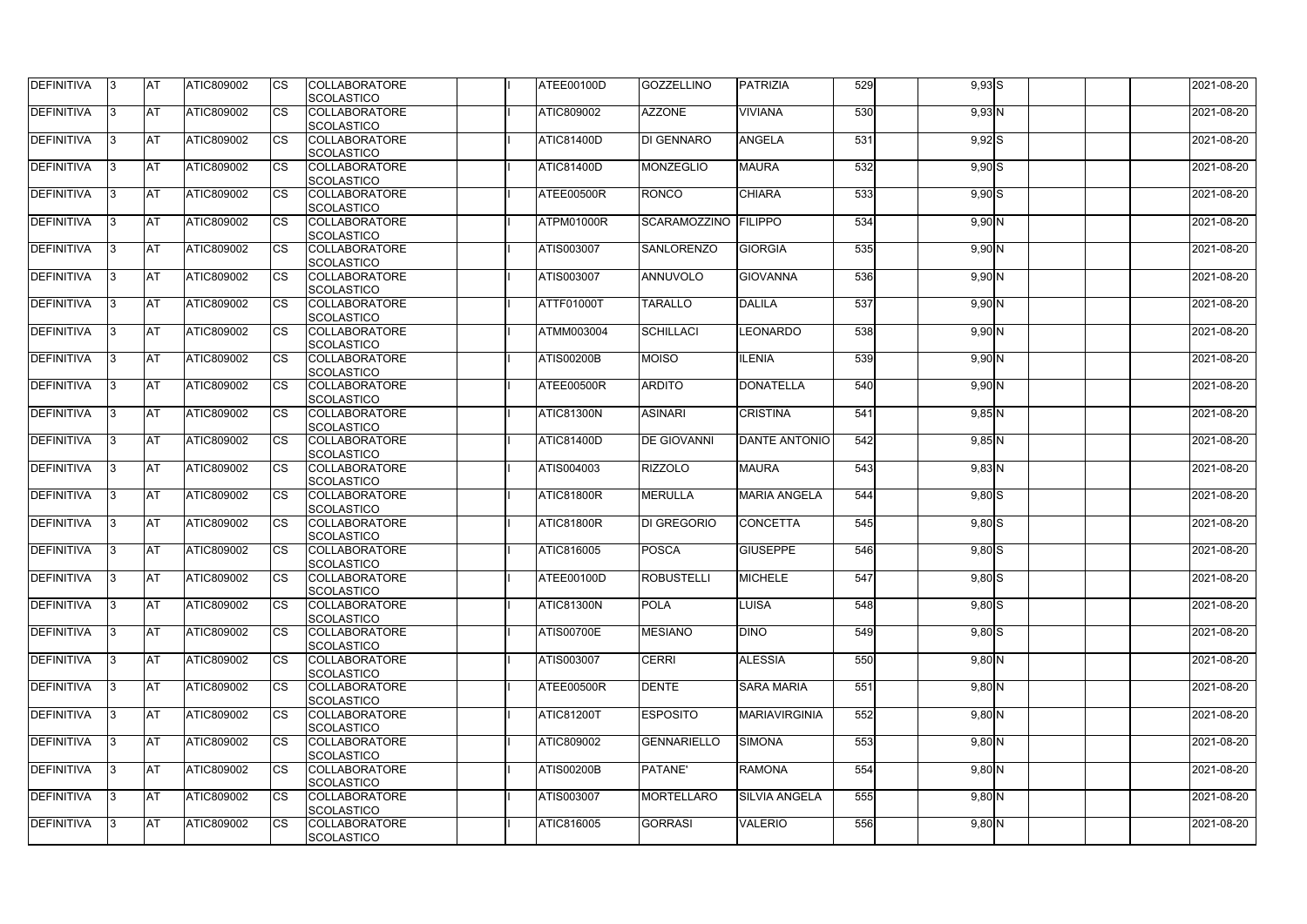| DEFINITIVA | 3 | AT | ATIC809002 | CS | COLLABORATORE SCOLASTICO | | I | ATEE00100D | GOZZELLINO | PATRIZIA | 529 | | 9,93 | S | | | | 2021-08-20 |
|---|---|---|---|---|---|---|---|---|---|---|---|---|---|---|---|---|---|---|
| DEFINITIVA | 3 | AT | ATIC809002 | CS | COLLABORATORE SCOLASTICO | | I | ATIC809002 | AZZONE | VIVIANA | 530 | | 9,93 | N | | | | 2021-08-20 |
| DEFINITIVA | 3 | AT | ATIC809002 | CS | COLLABORATORE SCOLASTICO | | I | ATIC81400D | DI GENNARO | ANGELA | 531 | | 9,92 | S | | | | 2021-08-20 |
| DEFINITIVA | 3 | AT | ATIC809002 | CS | COLLABORATORE SCOLASTICO | | I | ATIC81400D | MONZEGLIO | MAURA | 532 | | 9,90 | S | | | | 2021-08-20 |
| DEFINITIVA | 3 | AT | ATIC809002 | CS | COLLABORATORE SCOLASTICO | | I | ATEE00500R | RONCO | CHIARA | 533 | | 9,90 | S | | | | 2021-08-20 |
| DEFINITIVA | 3 | AT | ATIC809002 | CS | COLLABORATORE SCOLASTICO | | I | ATPM01000R | SCARAMOZZINO | FILIPPO | 534 | | 9,90 | N | | | | 2021-08-20 |
| DEFINITIVA | 3 | AT | ATIC809002 | CS | COLLABORATORE SCOLASTICO | | I | ATIS003007 | SANLORENZO | GIORGIA | 535 | | 9,90 | N | | | | 2021-08-20 |
| DEFINITIVA | 3 | AT | ATIC809002 | CS | COLLABORATORE SCOLASTICO | | I | ATIS003007 | ANNUVOLO | GIOVANNA | 536 | | 9,90 | N | | | | 2021-08-20 |
| DEFINITIVA | 3 | AT | ATIC809002 | CS | COLLABORATORE SCOLASTICO | | I | ATTF01000T | TARALLO | DALILA | 537 | | 9,90 | N | | | | 2021-08-20 |
| DEFINITIVA | 3 | AT | ATIC809002 | CS | COLLABORATORE SCOLASTICO | | I | ATMM003004 | SCHILLACI | LEONARDO | 538 | | 9,90 | N | | | | 2021-08-20 |
| DEFINITIVA | 3 | AT | ATIC809002 | CS | COLLABORATORE SCOLASTICO | | I | ATIS00200B | MOISO | ILENIA | 539 | | 9,90 | N | | | | 2021-08-20 |
| DEFINITIVA | 3 | AT | ATIC809002 | CS | COLLABORATORE SCOLASTICO | | I | ATEE00500R | ARDITO | DONATELLA | 540 | | 9,90 | N | | | | 2021-08-20 |
| DEFINITIVA | 3 | AT | ATIC809002 | CS | COLLABORATORE SCOLASTICO | | I | ATIC81300N | ASINARI | CRISTINA | 541 | | 9,85 | N | | | | 2021-08-20 |
| DEFINITIVA | 3 | AT | ATIC809002 | CS | COLLABORATORE SCOLASTICO | | I | ATIC81400D | DE GIOVANNI | DANTE ANTONIO | 542 | | 9,85 | N | | | | 2021-08-20 |
| DEFINITIVA | 3 | AT | ATIC809002 | CS | COLLABORATORE SCOLASTICO | | I | ATIS004003 | RIZZOLO | MAURA | 543 | | 9,83 | N | | | | 2021-08-20 |
| DEFINITIVA | 3 | AT | ATIC809002 | CS | COLLABORATORE SCOLASTICO | | I | ATIC81800R | MERULLA | MARIA ANGELA | 544 | | 9,80 | S | | | | 2021-08-20 |
| DEFINITIVA | 3 | AT | ATIC809002 | CS | COLLABORATORE SCOLASTICO | | I | ATIC81800R | DI GREGORIO | CONCETTA | 545 | | 9,80 | S | | | | 2021-08-20 |
| DEFINITIVA | 3 | AT | ATIC809002 | CS | COLLABORATORE SCOLASTICO | | I | ATIC816005 | POSCA | GIUSEPPE | 546 | | 9,80 | S | | | | 2021-08-20 |
| DEFINITIVA | 3 | AT | ATIC809002 | CS | COLLABORATORE SCOLASTICO | | I | ATEE00100D | ROBUSTELLI | MICHELE | 547 | | 9,80 | S | | | | 2021-08-20 |
| DEFINITIVA | 3 | AT | ATIC809002 | CS | COLLABORATORE SCOLASTICO | | I | ATIC81300N | POLA | LUISA | 548 | | 9,80 | S | | | | 2021-08-20 |
| DEFINITIVA | 3 | AT | ATIC809002 | CS | COLLABORATORE SCOLASTICO | | I | ATIS00700E | MESIANO | DINO | 549 | | 9,80 | S | | | | 2021-08-20 |
| DEFINITIVA | 3 | AT | ATIC809002 | CS | COLLABORATORE SCOLASTICO | | I | ATIS003007 | CERRI | ALESSIA | 550 | | 9,80 | N | | | | 2021-08-20 |
| DEFINITIVA | 3 | AT | ATIC809002 | CS | COLLABORATORE SCOLASTICO | | I | ATEE00500R | DENTE | SARA MARIA | 551 | | 9,80 | N | | | | 2021-08-20 |
| DEFINITIVA | 3 | AT | ATIC809002 | CS | COLLABORATORE SCOLASTICO | | I | ATIC81200T | ESPOSITO | MARIAVIRGINIA | 552 | | 9,80 | N | | | | 2021-08-20 |
| DEFINITIVA | 3 | AT | ATIC809002 | CS | COLLABORATORE SCOLASTICO | | I | ATIC809002 | GENNARIELLO | SIMONA | 553 | | 9,80 | N | | | | 2021-08-20 |
| DEFINITIVA | 3 | AT | ATIC809002 | CS | COLLABORATORE SCOLASTICO | | I | ATIS00200B | PATANE' | RAMONA | 554 | | 9,80 | N | | | | 2021-08-20 |
| DEFINITIVA | 3 | AT | ATIC809002 | CS | COLLABORATORE SCOLASTICO | | I | ATIS003007 | MORTELLARO | SILVIA ANGELA | 555 | | 9,80 | N | | | | 2021-08-20 |
| DEFINITIVA | 3 | AT | ATIC809002 | CS | COLLABORATORE SCOLASTICO | | I | ATIC816005 | GORRASI | VALERIO | 556 | | 9,80 | N | | | | 2021-08-20 |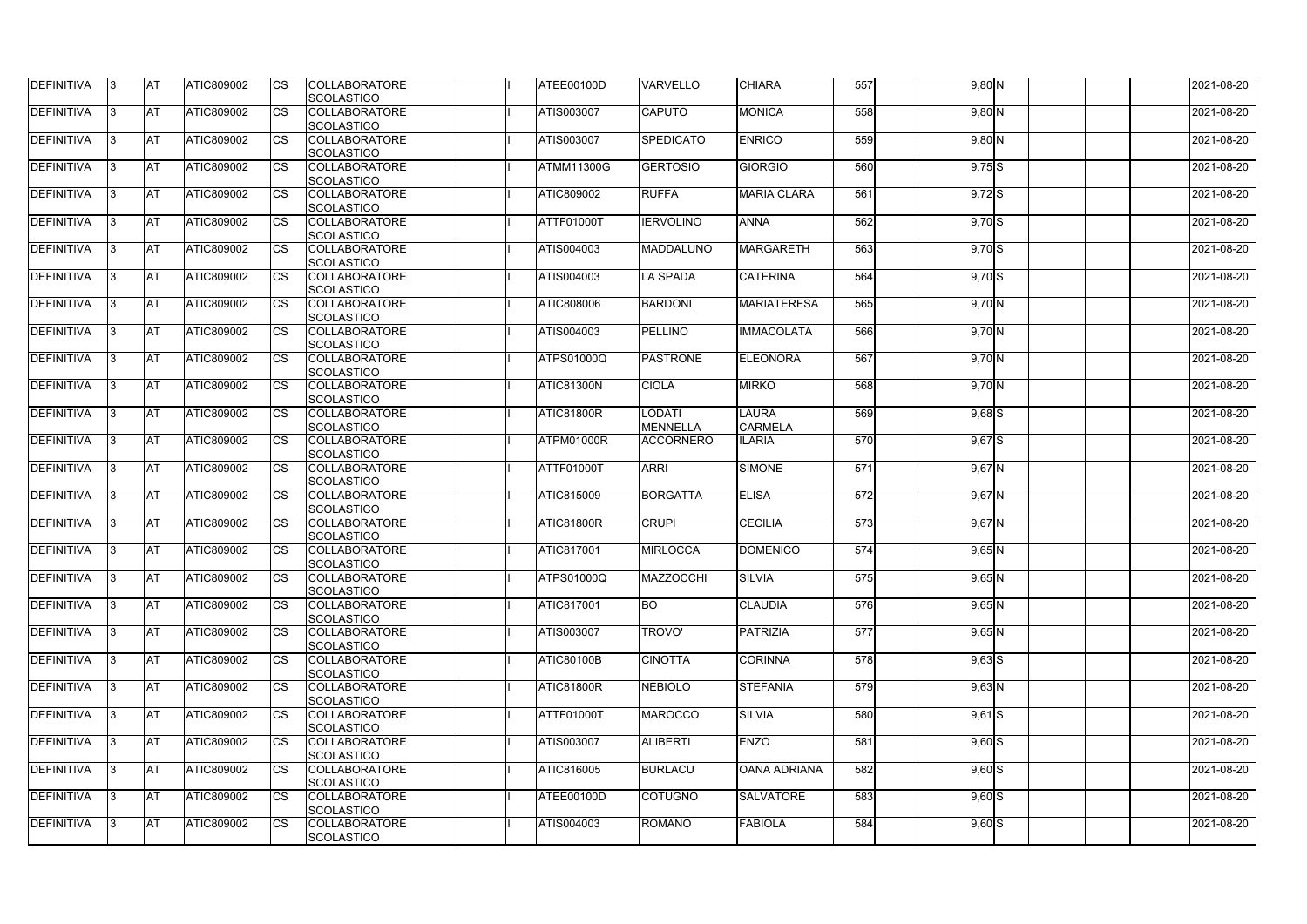| DEFINITIVA | 3 | AT | ATIC809002 | CS | COLLABORATORE SCOLASTICO | | I | ATEE00100D | VARVELLO | CHIARA | 557 | | 9,80 | N | | | | 2021-08-20 |
|---|---|---|---|---|---|---|---|---|---|---|---|---|---|---|---|---|---|---|
| DEFINITIVA | 3 | AT | ATIC809002 | CS | COLLABORATORE SCOLASTICO | | I | ATIS003007 | CAPUTO | MONICA | 558 | | 9,80 | N | | | | 2021-08-20 |
| DEFINITIVA | 3 | AT | ATIC809002 | CS | COLLABORATORE SCOLASTICO | | I | ATIS003007 | SPEDICATO | ENRICO | 559 | | 9,80 | N | | | | 2021-08-20 |
| DEFINITIVA | 3 | AT | ATIC809002 | CS | COLLABORATORE SCOLASTICO | | I | ATMM11300G | GERTOSIO | GIORGIO | 560 | | 9,75 | S | | | | 2021-08-20 |
| DEFINITIVA | 3 | AT | ATIC809002 | CS | COLLABORATORE SCOLASTICO | | I | ATIC809002 | RUFFA | MARIA CLARA | 561 | | 9,72 | S | | | | 2021-08-20 |
| DEFINITIVA | 3 | AT | ATIC809002 | CS | COLLABORATORE SCOLASTICO | | I | ATTF01000T | IERVOLINO | ANNA | 562 | | 9,70 | S | | | | 2021-08-20 |
| DEFINITIVA | 3 | AT | ATIC809002 | CS | COLLABORATORE SCOLASTICO | | I | ATIS004003 | MADDALUNO | MARGARETH | 563 | | 9,70 | S | | | | 2021-08-20 |
| DEFINITIVA | 3 | AT | ATIC809002 | CS | COLLABORATORE SCOLASTICO | | I | ATIS004003 | LA SPADA | CATERINA | 564 | | 9,70 | S | | | | 2021-08-20 |
| DEFINITIVA | 3 | AT | ATIC809002 | CS | COLLABORATORE SCOLASTICO | | I | ATIC808006 | BARDONI | MARIATERESA | 565 | | 9,70 | N | | | | 2021-08-20 |
| DEFINITIVA | 3 | AT | ATIC809002 | CS | COLLABORATORE SCOLASTICO | | I | ATIS004003 | PELLINO | IMMACOLATA | 566 | | 9,70 | N | | | | 2021-08-20 |
| DEFINITIVA | 3 | AT | ATIC809002 | CS | COLLABORATORE SCOLASTICO | | I | ATPS01000Q | PASTRONE | ELEONORA | 567 | | 9,70 | N | | | | 2021-08-20 |
| DEFINITIVA | 3 | AT | ATIC809002 | CS | COLLABORATORE SCOLASTICO | | I | ATIC81300N | CIOLA | MIRKO | 568 | | 9,70 | N | | | | 2021-08-20 |
| DEFINITIVA | 3 | AT | ATIC809002 | CS | COLLABORATORE SCOLASTICO | | I | ATIC81800R | LODATI MENNELLA | LAURA CARMELA | 569 | | 9,68 | S | | | | 2021-08-20 |
| DEFINITIVA | 3 | AT | ATIC809002 | CS | COLLABORATORE SCOLASTICO | | I | ATPM01000R | ACCORNERO | ILARIA | 570 | | 9,67 | S | | | | 2021-08-20 |
| DEFINITIVA | 3 | AT | ATIC809002 | CS | COLLABORATORE SCOLASTICO | | I | ATTF01000T | ARRI | SIMONE | 571 | | 9,67 | N | | | | 2021-08-20 |
| DEFINITIVA | 3 | AT | ATIC809002 | CS | COLLABORATORE SCOLASTICO | | I | ATIC815009 | BORGATTA | ELISA | 572 | | 9,67 | N | | | | 2021-08-20 |
| DEFINITIVA | 3 | AT | ATIC809002 | CS | COLLABORATORE SCOLASTICO | | I | ATIC81800R | CRUPI | CECILIA | 573 | | 9,67 | N | | | | 2021-08-20 |
| DEFINITIVA | 3 | AT | ATIC809002 | CS | COLLABORATORE SCOLASTICO | | I | ATIC817001 | MIRLOCCA | DOMENICO | 574 | | 9,65 | N | | | | 2021-08-20 |
| DEFINITIVA | 3 | AT | ATIC809002 | CS | COLLABORATORE SCOLASTICO | | I | ATPS01000Q | MAZZOCCHI | SILVIA | 575 | | 9,65 | N | | | | 2021-08-20 |
| DEFINITIVA | 3 | AT | ATIC809002 | CS | COLLABORATORE SCOLASTICO | | I | ATIC817001 | BO | CLAUDIA | 576 | | 9,65 | N | | | | 2021-08-20 |
| DEFINITIVA | 3 | AT | ATIC809002 | CS | COLLABORATORE SCOLASTICO | | I | ATIS003007 | TROVO' | PATRIZIA | 577 | | 9,65 | N | | | | 2021-08-20 |
| DEFINITIVA | 3 | AT | ATIC809002 | CS | COLLABORATORE SCOLASTICO | | I | ATIC80100B | CINOTTA | CORINNA | 578 | | 9,63 | S | | | | 2021-08-20 |
| DEFINITIVA | 3 | AT | ATIC809002 | CS | COLLABORATORE SCOLASTICO | | I | ATIC81800R | NEBIOLO | STEFANIA | 579 | | 9,63 | N | | | | 2021-08-20 |
| DEFINITIVA | 3 | AT | ATIC809002 | CS | COLLABORATORE SCOLASTICO | | I | ATTF01000T | MAROCCO | SILVIA | 580 | | 9,61 | S | | | | 2021-08-20 |
| DEFINITIVA | 3 | AT | ATIC809002 | CS | COLLABORATORE SCOLASTICO | | I | ATIS003007 | ALIBERTI | ENZO | 581 | | 9,60 | S | | | | 2021-08-20 |
| DEFINITIVA | 3 | AT | ATIC809002 | CS | COLLABORATORE SCOLASTICO | | I | ATIC816005 | BURLACU | OANA ADRIANA | 582 | | 9,60 | S | | | | 2021-08-20 |
| DEFINITIVA | 3 | AT | ATIC809002 | CS | COLLABORATORE SCOLASTICO | | I | ATEE00100D | COTUGNO | SALVATORE | 583 | | 9,60 | S | | | | 2021-08-20 |
| DEFINITIVA | 3 | AT | ATIC809002 | CS | COLLABORATORE SCOLASTICO | | I | ATIS004003 | ROMANO | FABIOLA | 584 | | 9,60 | S | | | | 2021-08-20 |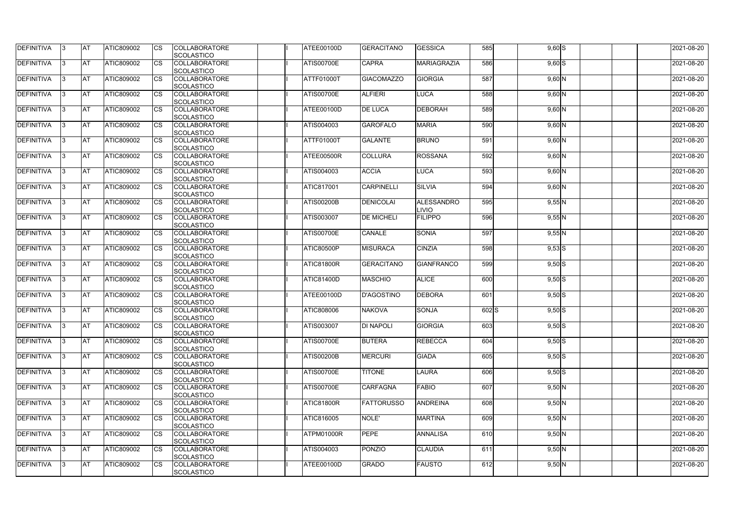| DEFINITIVA | 3 | AT | ATIC809002 | CS | COLLABORATORE SCOLASTICO | | I | ATEE00100D | GERACITANO | GESSICA | 585 | | 9,60 | S | | | | 2021-08-20 |
|---|---|---|---|---|---|---|---|---|---|---|---|---|---|---|---|---|---|---|
| DEFINITIVA | 3 | AT | ATIC809002 | CS | COLLABORATORE SCOLASTICO | | I | ATIS00700E | CAPRA | MARIAGRAZIA | 586 | | 9,60 | S | | | | 2021-08-20 |
| DEFINITIVA | 3 | AT | ATIC809002 | CS | COLLABORATORE SCOLASTICO | | I | ATTF01000T | GIACOMAZZO | GIORGIA | 587 | | 9,60 | N | | | | 2021-08-20 |
| DEFINITIVA | 3 | AT | ATIC809002 | CS | COLLABORATORE SCOLASTICO | | I | ATIS00700E | ALFIERI | LUCA | 588 | | 9,60 | N | | | | 2021-08-20 |
| DEFINITIVA | 3 | AT | ATIC809002 | CS | COLLABORATORE SCOLASTICO | | I | ATEE00100D | DE LUCA | DEBORAH | 589 | | 9,60 | N | | | | 2021-08-20 |
| DEFINITIVA | 3 | AT | ATIC809002 | CS | COLLABORATORE SCOLASTICO | | I | ATIS004003 | GAROFALO | MARIA | 590 | | 9,60 | N | | | | 2021-08-20 |
| DEFINITIVA | 3 | AT | ATIC809002 | CS | COLLABORATORE SCOLASTICO | | I | ATTF01000T | GALANTE | BRUNO | 591 | | 9,60 | N | | | | 2021-08-20 |
| DEFINITIVA | 3 | AT | ATIC809002 | CS | COLLABORATORE SCOLASTICO | | I | ATEE00500R | COLLURA | ROSSANA | 592 | | 9,60 | N | | | | 2021-08-20 |
| DEFINITIVA | 3 | AT | ATIC809002 | CS | COLLABORATORE SCOLASTICO | | I | ATIS004003 | ACCIA | LUCA | 593 | | 9,60 | N | | | | 2021-08-20 |
| DEFINITIVA | 3 | AT | ATIC809002 | CS | COLLABORATORE SCOLASTICO | | I | ATIC817001 | CARPINELLI | SILVIA | 594 | | 9,60 | N | | | | 2021-08-20 |
| DEFINITIVA | 3 | AT | ATIC809002 | CS | COLLABORATORE SCOLASTICO | | I | ATIS00200B | DENICOLAI | ALESSANDRO LIVIO | 595 | | 9,55 | N | | | | 2021-08-20 |
| DEFINITIVA | 3 | AT | ATIC809002 | CS | COLLABORATORE SCOLASTICO | | I | ATIS003007 | DE MICHELI | FILIPPO | 596 | | 9,55 | N | | | | 2021-08-20 |
| DEFINITIVA | 3 | AT | ATIC809002 | CS | COLLABORATORE SCOLASTICO | | I | ATIS00700E | CANALE | SONIA | 597 | | 9,55 | N | | | | 2021-08-20 |
| DEFINITIVA | 3 | AT | ATIC809002 | CS | COLLABORATORE SCOLASTICO | | I | ATIC80500P | MISURACA | CINZIA | 598 | | 9,53 | S | | | | 2021-08-20 |
| DEFINITIVA | 3 | AT | ATIC809002 | CS | COLLABORATORE SCOLASTICO | | I | ATIC81800R | GERACITANO | GIANFRANCO | 599 | | 9,50 | S | | | | 2021-08-20 |
| DEFINITIVA | 3 | AT | ATIC809002 | CS | COLLABORATORE SCOLASTICO | | I | ATIC81400D | MASCHIO | ALICE | 600 | | 9,50 | S | | | | 2021-08-20 |
| DEFINITIVA | 3 | AT | ATIC809002 | CS | COLLABORATORE SCOLASTICO | | I | ATEE00100D | D'AGOSTINO | DEBORA | 601 | | 9,50 | S | | | | 2021-08-20 |
| DEFINITIVA | 3 | AT | ATIC809002 | CS | COLLABORATORE SCOLASTICO | | I | ATIC808006 | NAKOVA | SONJA | 602 | S | 9,50 | S | | | | 2021-08-20 |
| DEFINITIVA | 3 | AT | ATIC809002 | CS | COLLABORATORE SCOLASTICO | | I | ATIS003007 | DI NAPOLI | GIORGIA | 603 | | 9,50 | S | | | | 2021-08-20 |
| DEFINITIVA | 3 | AT | ATIC809002 | CS | COLLABORATORE SCOLASTICO | | I | ATIS00700E | BUTERA | REBECCA | 604 | | 9,50 | S | | | | 2021-08-20 |
| DEFINITIVA | 3 | AT | ATIC809002 | CS | COLLABORATORE SCOLASTICO | | I | ATIS00200B | MERCURI | GIADA | 605 | | 9,50 | S | | | | 2021-08-20 |
| DEFINITIVA | 3 | AT | ATIC809002 | CS | COLLABORATORE SCOLASTICO | | I | ATIS00700E | TITONE | LAURA | 606 | | 9,50 | S | | | | 2021-08-20 |
| DEFINITIVA | 3 | AT | ATIC809002 | CS | COLLABORATORE SCOLASTICO | | I | ATIS00700E | CARFAGNA | FABIO | 607 | | 9,50 | N | | | | 2021-08-20 |
| DEFINITIVA | 3 | AT | ATIC809002 | CS | COLLABORATORE SCOLASTICO | | I | ATIC81800R | FATTORUSSO | ANDREINA | 608 | | 9,50 | N | | | | 2021-08-20 |
| DEFINITIVA | 3 | AT | ATIC809002 | CS | COLLABORATORE SCOLASTICO | | I | ATIC816005 | NOLE' | MARTINA | 609 | | 9,50 | N | | | | 2021-08-20 |
| DEFINITIVA | 3 | AT | ATIC809002 | CS | COLLABORATORE SCOLASTICO | | I | ATPM01000R | PEPE | ANNALISA | 610 | | 9,50 | N | | | | 2021-08-20 |
| DEFINITIVA | 3 | AT | ATIC809002 | CS | COLLABORATORE SCOLASTICO | | I | ATIS004003 | PONZIO | CLAUDIA | 611 | | 9,50 | N | | | | 2021-08-20 |
| DEFINITIVA | 3 | AT | ATIC809002 | CS | COLLABORATORE SCOLASTICO | | I | ATEE00100D | GRADO | FAUSTO | 612 | | 9,50 | N | | | | 2021-08-20 |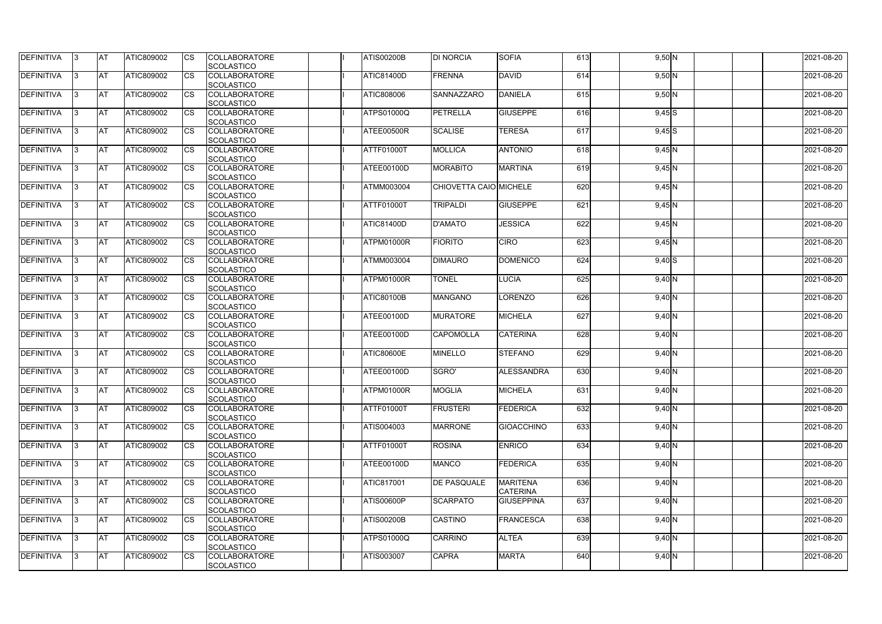| DEFINITIVA | 3 | AT | ATIC809002 | CS | COLLABORATORE SCOLASTICO | | I | ATIS00200B | DI NORCIA | SOFIA | 613 | | 9,50 | N | | | | 2021-08-20 |
|---|---|---|---|---|---|---|---|---|---|---|---|---|---|---|---|---|---|---|
| DEFINITIVA | 3 | AT | ATIC809002 | CS | COLLABORATORE SCOLASTICO | | I | ATIC81400D | FRENNA | DAVID | 614 | | 9,50 | N | | | | 2021-08-20 |
| DEFINITIVA | 3 | AT | ATIC809002 | CS | COLLABORATORE SCOLASTICO | | I | ATIC808006 | SANNAZZARO | DANIELA | 615 | | 9,50 | N | | | | 2021-08-20 |
| DEFINITIVA | 3 | AT | ATIC809002 | CS | COLLABORATORE SCOLASTICO | | I | ATPS01000Q | PETRELLA | GIUSEPPE | 616 | | 9,45 | S | | | | 2021-08-20 |
| DEFINITIVA | 3 | AT | ATIC809002 | CS | COLLABORATORE SCOLASTICO | | I | ATEE00500R | SCALISE | TERESA | 617 | | 9,45 | S | | | | 2021-08-20 |
| DEFINITIVA | 3 | AT | ATIC809002 | CS | COLLABORATORE SCOLASTICO | | I | ATTF01000T | MOLLICA | ANTONIO | 618 | | 9,45 | N | | | | 2021-08-20 |
| DEFINITIVA | 3 | AT | ATIC809002 | CS | COLLABORATORE SCOLASTICO | | I | ATEE00100D | MORABITO | MARTINA | 619 | | 9,45 | N | | | | 2021-08-20 |
| DEFINITIVA | 3 | AT | ATIC809002 | CS | COLLABORATORE SCOLASTICO | | I | ATMM003004 | CHIOVETTA CAIO | MICHELE | 620 | | 9,45 | N | | | | 2021-08-20 |
| DEFINITIVA | 3 | AT | ATIC809002 | CS | COLLABORATORE SCOLASTICO | | I | ATTF01000T | TRIPALDI | GIUSEPPE | 621 | | 9,45 | N | | | | 2021-08-20 |
| DEFINITIVA | 3 | AT | ATIC809002 | CS | COLLABORATORE SCOLASTICO | | I | ATIC81400D | D'AMATO | JESSICA | 622 | | 9,45 | N | | | | 2021-08-20 |
| DEFINITIVA | 3 | AT | ATIC809002 | CS | COLLABORATORE SCOLASTICO | | I | ATPM01000R | FIORITO | CIRO | 623 | | 9,45 | N | | | | 2021-08-20 |
| DEFINITIVA | 3 | AT | ATIC809002 | CS | COLLABORATORE SCOLASTICO | | I | ATMM003004 | DIMAURO | DOMENICO | 624 | | 9,40 | S | | | | 2021-08-20 |
| DEFINITIVA | 3 | AT | ATIC809002 | CS | COLLABORATORE SCOLASTICO | | I | ATPM01000R | TONEL | LUCIA | 625 | | 9,40 | N | | | | 2021-08-20 |
| DEFINITIVA | 3 | AT | ATIC809002 | CS | COLLABORATORE SCOLASTICO | | I | ATIC80100B | MANGANO | LORENZO | 626 | | 9,40 | N | | | | 2021-08-20 |
| DEFINITIVA | 3 | AT | ATIC809002 | CS | COLLABORATORE SCOLASTICO | | I | ATEE00100D | MURATORE | MICHELA | 627 | | 9,40 | N | | | | 2021-08-20 |
| DEFINITIVA | 3 | AT | ATIC809002 | CS | COLLABORATORE SCOLASTICO | | I | ATEE00100D | CAPOMOLLA | CATERINA | 628 | | 9,40 | N | | | | 2021-08-20 |
| DEFINITIVA | 3 | AT | ATIC809002 | CS | COLLABORATORE SCOLASTICO | | I | ATIC80600E | MINELLO | STEFANO | 629 | | 9,40 | N | | | | 2021-08-20 |
| DEFINITIVA | 3 | AT | ATIC809002 | CS | COLLABORATORE SCOLASTICO | | I | ATEE00100D | SGRO' | ALESSANDRA | 630 | | 9,40 | N | | | | 2021-08-20 |
| DEFINITIVA | 3 | AT | ATIC809002 | CS | COLLABORATORE SCOLASTICO | | I | ATPM01000R | MOGLIA | MICHELA | 631 | | 9,40 | N | | | | 2021-08-20 |
| DEFINITIVA | 3 | AT | ATIC809002 | CS | COLLABORATORE SCOLASTICO | | I | ATTF01000T | FRUSTERI | FEDERICA | 632 | | 9,40 | N | | | | 2021-08-20 |
| DEFINITIVA | 3 | AT | ATIC809002 | CS | COLLABORATORE SCOLASTICO | | I | ATIS004003 | MARRONE | GIOACCHINO | 633 | | 9,40 | N | | | | 2021-08-20 |
| DEFINITIVA | 3 | AT | ATIC809002 | CS | COLLABORATORE SCOLASTICO | | I | ATTF01000T | ROSINA | ENRICO | 634 | | 9,40 | N | | | | 2021-08-20 |
| DEFINITIVA | 3 | AT | ATIC809002 | CS | COLLABORATORE SCOLASTICO | | I | ATEE00100D | MANCO | FEDERICA | 635 | | 9,40 | N | | | | 2021-08-20 |
| DEFINITIVA | 3 | AT | ATIC809002 | CS | COLLABORATORE SCOLASTICO | | I | ATIC817001 | DE PASQUALE | MARITENA CATERINA | 636 | | 9,40 | N | | | | 2021-08-20 |
| DEFINITIVA | 3 | AT | ATIC809002 | CS | COLLABORATORE SCOLASTICO | | I | ATIS00600P | SCARPATO | GIUSEPPINA | 637 | | 9,40 | N | | | | 2021-08-20 |
| DEFINITIVA | 3 | AT | ATIC809002 | CS | COLLABORATORE SCOLASTICO | | I | ATIS00200B | CASTINO | FRANCESCA | 638 | | 9,40 | N | | | | 2021-08-20 |
| DEFINITIVA | 3 | AT | ATIC809002 | CS | COLLABORATORE SCOLASTICO | | I | ATPS01000Q | CARRINO | ALTEA | 639 | | 9,40 | N | | | | 2021-08-20 |
| DEFINITIVA | 3 | AT | ATIC809002 | CS | COLLABORATORE SCOLASTICO | | I | ATIS003007 | CAPRA | MARTA | 640 | | 9,40 | N | | | | 2021-08-20 |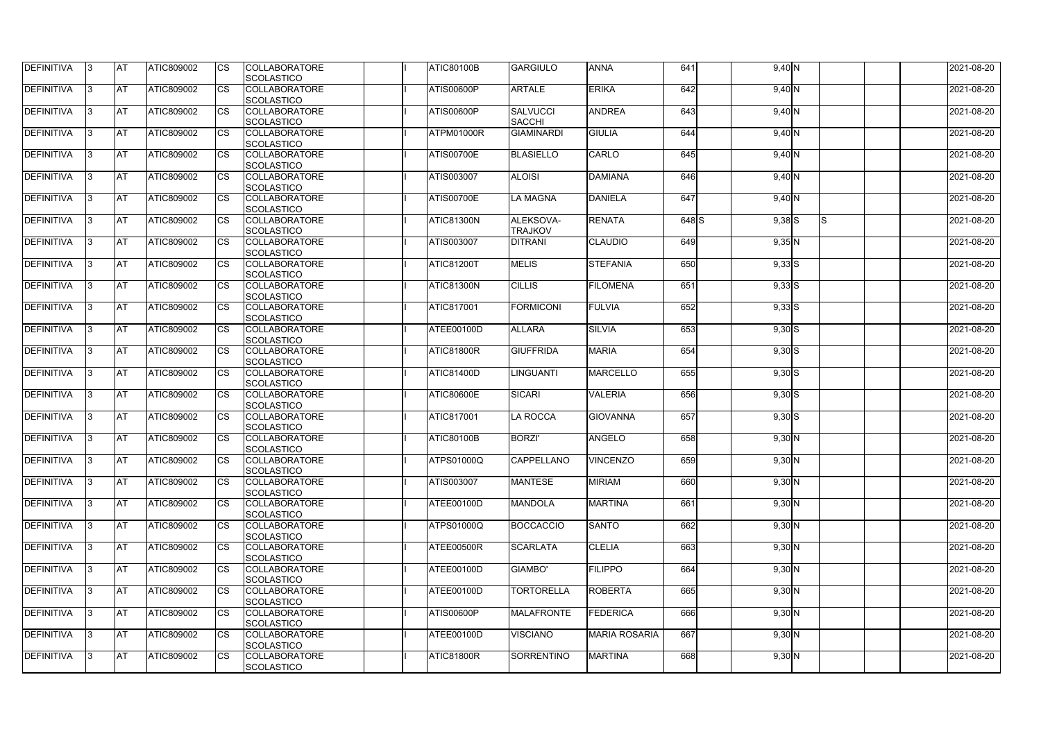| DEFINITIVA | 3 | AT | ATIC809002 | CS | COLLABORATORE SCOLASTICO | | I | ATIC80100B | GARGIULO | ANNA | 641 | | 9,40 | N | | | | 2021-08-20 |
|---|---|---|---|---|---|---|---|---|---|---|---|---|---|---|---|---|---|---|
| DEFINITIVA | 3 | AT | ATIC809002 | CS | COLLABORATORE SCOLASTICO | | I | ATIS00600P | ARTALE | ERIKA | 642 | | 9,40 | N | | | | 2021-08-20 |
| DEFINITIVA | 3 | AT | ATIC809002 | CS | COLLABORATORE SCOLASTICO | | I | ATIS00600P | SALVUCCI SACCHI | ANDREA | 643 | | 9,40 | N | | | | 2021-08-20 |
| DEFINITIVA | 3 | AT | ATIC809002 | CS | COLLABORATORE SCOLASTICO | | I | ATPM01000R | GIAMINARDI | GIULIA | 644 | | 9,40 | N | | | | 2021-08-20 |
| DEFINITIVA | 3 | AT | ATIC809002 | CS | COLLABORATORE SCOLASTICO | | I | ATIS00700E | BLASIELLO | CARLO | 645 | | 9,40 | N | | | | 2021-08-20 |
| DEFINITIVA | 3 | AT | ATIC809002 | CS | COLLABORATORE SCOLASTICO | | I | ATIS003007 | ALOISI | DAMIANA | 646 | | 9,40 | N | | | | 2021-08-20 |
| DEFINITIVA | 3 | AT | ATIC809002 | CS | COLLABORATORE SCOLASTICO | | I | ATIS00700E | LA MAGNA | DANIELA | 647 | | 9,40 | N | | | | 2021-08-20 |
| DEFINITIVA | 3 | AT | ATIC809002 | CS | COLLABORATORE SCOLASTICO | | I | ATIC81300N | ALEKSOVA-TRAJKOV | RENATA | 648 | S | 9,38 | S | S | | | 2021-08-20 |
| DEFINITIVA | 3 | AT | ATIC809002 | CS | COLLABORATORE SCOLASTICO | | I | ATIS003007 | DITRANI | CLAUDIO | 649 | | 9,35 | N | | | | 2021-08-20 |
| DEFINITIVA | 3 | AT | ATIC809002 | CS | COLLABORATORE SCOLASTICO | | I | ATIC81200T | MELIS | STEFANIA | 650 | | 9,33 | S | | | | 2021-08-20 |
| DEFINITIVA | 3 | AT | ATIC809002 | CS | COLLABORATORE SCOLASTICO | | I | ATIC81300N | CILLIS | FILOMENA | 651 | | 9,33 | S | | | | 2021-08-20 |
| DEFINITIVA | 3 | AT | ATIC809002 | CS | COLLABORATORE SCOLASTICO | | I | ATIC817001 | FORMICONI | FULVIA | 652 | | 9,33 | S | | | | 2021-08-20 |
| DEFINITIVA | 3 | AT | ATIC809002 | CS | COLLABORATORE SCOLASTICO | | I | ATEE00100D | ALLARA | SILVIA | 653 | | 9,30 | S | | | | 2021-08-20 |
| DEFINITIVA | 3 | AT | ATIC809002 | CS | COLLABORATORE SCOLASTICO | | I | ATIC81800R | GIUFFRIDA | MARIA | 654 | | 9,30 | S | | | | 2021-08-20 |
| DEFINITIVA | 3 | AT | ATIC809002 | CS | COLLABORATORE SCOLASTICO | | I | ATIC81400D | LINGUANTI | MARCELLO | 655 | | 9,30 | S | | | | 2021-08-20 |
| DEFINITIVA | 3 | AT | ATIC809002 | CS | COLLABORATORE SCOLASTICO | | I | ATIC80600E | SICARI | VALERIA | 656 | | 9,30 | S | | | | 2021-08-20 |
| DEFINITIVA | 3 | AT | ATIC809002 | CS | COLLABORATORE SCOLASTICO | | I | ATIC817001 | LA ROCCA | GIOVANNA | 657 | | 9,30 | S | | | | 2021-08-20 |
| DEFINITIVA | 3 | AT | ATIC809002 | CS | COLLABORATORE SCOLASTICO | | I | ATIC80100B | BORZI' | ANGELO | 658 | | 9,30 | N | | | | 2021-08-20 |
| DEFINITIVA | 3 | AT | ATIC809002 | CS | COLLABORATORE SCOLASTICO | | I | ATPS01000Q | CAPPELLANO | VINCENZO | 659 | | 9,30 | N | | | | 2021-08-20 |
| DEFINITIVA | 3 | AT | ATIC809002 | CS | COLLABORATORE SCOLASTICO | | I | ATIS003007 | MANTESE | MIRIAM | 660 | | 9,30 | N | | | | 2021-08-20 |
| DEFINITIVA | 3 | AT | ATIC809002 | CS | COLLABORATORE SCOLASTICO | | I | ATEE00100D | MANDOLA | MARTINA | 661 | | 9,30 | N | | | | 2021-08-20 |
| DEFINITIVA | 3 | AT | ATIC809002 | CS | COLLABORATORE SCOLASTICO | | I | ATPS01000Q | BOCCACCIO | SANTO | 662 | | 9,30 | N | | | | 2021-08-20 |
| DEFINITIVA | 3 | AT | ATIC809002 | CS | COLLABORATORE SCOLASTICO | | I | ATEE00500R | SCARLATA | CLELIA | 663 | | 9,30 | N | | | | 2021-08-20 |
| DEFINITIVA | 3 | AT | ATIC809002 | CS | COLLABORATORE SCOLASTICO | | I | ATEE00100D | GIAMBO' | FILIPPO | 664 | | 9,30 | N | | | | 2021-08-20 |
| DEFINITIVA | 3 | AT | ATIC809002 | CS | COLLABORATORE SCOLASTICO | | I | ATEE00100D | TORTORELLA | ROBERTA | 665 | | 9,30 | N | | | | 2021-08-20 |
| DEFINITIVA | 3 | AT | ATIC809002 | CS | COLLABORATORE SCOLASTICO | | I | ATIS00600P | MALAFRONTE | FEDERICA | 666 | | 9,30 | N | | | | 2021-08-20 |
| DEFINITIVA | 3 | AT | ATIC809002 | CS | COLLABORATORE SCOLASTICO | | I | ATEE00100D | VISCIANO | MARIA ROSARIA | 667 | | 9,30 | N | | | | 2021-08-20 |
| DEFINITIVA | 3 | AT | ATIC809002 | CS | COLLABORATORE SCOLASTICO | | I | ATIC81800R | SORRENTINO | MARTINA | 668 | | 9,30 | N | | | | 2021-08-20 |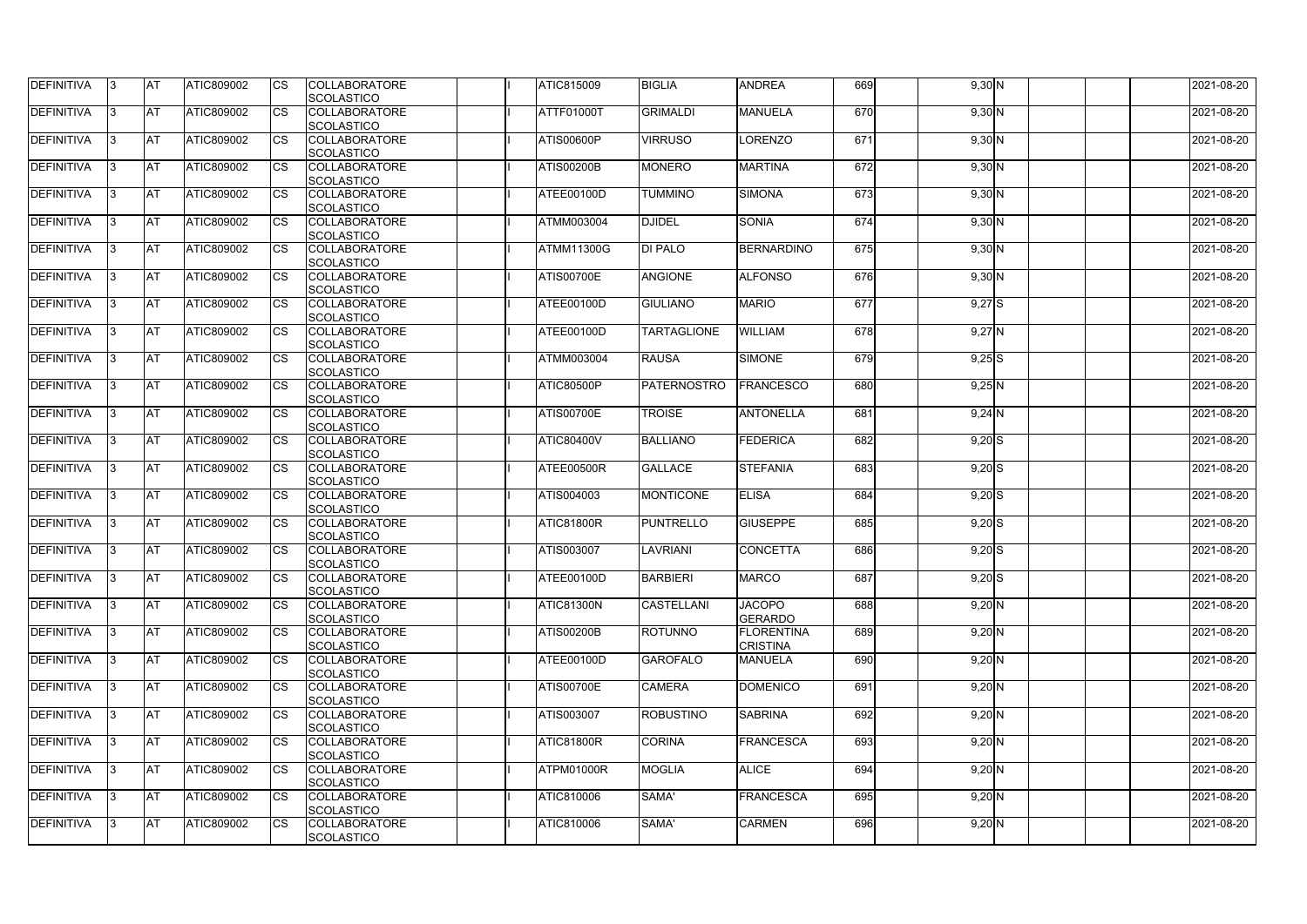| DEFINITIVA | 3 | AT | ATIC809002 | CS | COLLABORATORE SCOLASTICO | | I | ATIC815009 | BIGLIA | ANDREA | 669 | | 9,30 | N | | | | 2021-08-20 |
|---|---|---|---|---|---|---|---|---|---|---|---|---|---|---|---|---|---|---|
| DEFINITIVA | 3 | AT | ATIC809002 | CS | COLLABORATORE SCOLASTICO | | I | ATTF01000T | GRIMALDI | MANUELA | 670 | | 9,30 | N | | | | 2021-08-20 |
| DEFINITIVA | 3 | AT | ATIC809002 | CS | COLLABORATORE SCOLASTICO | | I | ATIS00600P | VIRRUSO | LORENZO | 671 | | 9,30 | N | | | | 2021-08-20 |
| DEFINITIVA | 3 | AT | ATIC809002 | CS | COLLABORATORE SCOLASTICO | | I | ATIS00200B | MONERO | MARTINA | 672 | | 9,30 | N | | | | 2021-08-20 |
| DEFINITIVA | 3 | AT | ATIC809002 | CS | COLLABORATORE SCOLASTICO | | I | ATEE00100D | TUMMINO | SIMONA | 673 | | 9,30 | N | | | | 2021-08-20 |
| DEFINITIVA | 3 | AT | ATIC809002 | CS | COLLABORATORE SCOLASTICO | | I | ATMM003004 | DJIDEL | SONIA | 674 | | 9,30 | N | | | | 2021-08-20 |
| DEFINITIVA | 3 | AT | ATIC809002 | CS | COLLABORATORE SCOLASTICO | | I | ATMM11300G | DI PALO | BERNARDINO | 675 | | 9,30 | N | | | | 2021-08-20 |
| DEFINITIVA | 3 | AT | ATIC809002 | CS | COLLABORATORE SCOLASTICO | | I | ATIS00700E | ANGIONE | ALFONSO | 676 | | 9,30 | N | | | | 2021-08-20 |
| DEFINITIVA | 3 | AT | ATIC809002 | CS | COLLABORATORE SCOLASTICO | | I | ATEE00100D | GIULIANO | MARIO | 677 | | 9,27 | S | | | | 2021-08-20 |
| DEFINITIVA | 3 | AT | ATIC809002 | CS | COLLABORATORE SCOLASTICO | | I | ATEE00100D | TARTAGLIONE | WILLIAM | 678 | | 9,27 | N | | | | 2021-08-20 |
| DEFINITIVA | 3 | AT | ATIC809002 | CS | COLLABORATORE SCOLASTICO | | I | ATMM003004 | RAUSA | SIMONE | 679 | | 9,25 | S | | | | 2021-08-20 |
| DEFINITIVA | 3 | AT | ATIC809002 | CS | COLLABORATORE SCOLASTICO | | I | ATIC80500P | PATERNOSTRO | FRANCESCO | 680 | | 9,25 | N | | | | 2021-08-20 |
| DEFINITIVA | 3 | AT | ATIC809002 | CS | COLLABORATORE SCOLASTICO | | I | ATIS00700E | TROISE | ANTONELLA | 681 | | 9,24 | N | | | | 2021-08-20 |
| DEFINITIVA | 3 | AT | ATIC809002 | CS | COLLABORATORE SCOLASTICO | | I | ATIC80400V | BALLIANO | FEDERICA | 682 | | 9,20 | S | | | | 2021-08-20 |
| DEFINITIVA | 3 | AT | ATIC809002 | CS | COLLABORATORE SCOLASTICO | | I | ATEE00500R | GALLACE | STEFANIA | 683 | | 9,20 | S | | | | 2021-08-20 |
| DEFINITIVA | 3 | AT | ATIC809002 | CS | COLLABORATORE SCOLASTICO | | I | ATIS004003 | MONTICONE | ELISA | 684 | | 9,20 | S | | | | 2021-08-20 |
| DEFINITIVA | 3 | AT | ATIC809002 | CS | COLLABORATORE SCOLASTICO | | I | ATIC81800R | PUNTRELLO | GIUSEPPE | 685 | | 9,20 | S | | | | 2021-08-20 |
| DEFINITIVA | 3 | AT | ATIC809002 | CS | COLLABORATORE SCOLASTICO | | I | ATIS003007 | LAVRIANI | CONCETTA | 686 | | 9,20 | S | | | | 2021-08-20 |
| DEFINITIVA | 3 | AT | ATIC809002 | CS | COLLABORATORE SCOLASTICO | | I | ATEE00100D | BARBIERI | MARCO | 687 | | 9,20 | S | | | | 2021-08-20 |
| DEFINITIVA | 3 | AT | ATIC809002 | CS | COLLABORATORE SCOLASTICO | | I | ATIC81300N | CASTELLANI | JACOPO GERARDO | 688 | | 9,20 | N | | | | 2021-08-20 |
| DEFINITIVA | 3 | AT | ATIC809002 | CS | COLLABORATORE SCOLASTICO | | I | ATIS00200B | ROTUNNO | FLORENTINA CRISTINA | 689 | | 9,20 | N | | | | 2021-08-20 |
| DEFINITIVA | 3 | AT | ATIC809002 | CS | COLLABORATORE SCOLASTICO | | I | ATEE00100D | GAROFALO | MANUELA | 690 | | 9,20 | N | | | | 2021-08-20 |
| DEFINITIVA | 3 | AT | ATIC809002 | CS | COLLABORATORE SCOLASTICO | | I | ATIS00700E | CAMERA | DOMENICO | 691 | | 9,20 | N | | | | 2021-08-20 |
| DEFINITIVA | 3 | AT | ATIC809002 | CS | COLLABORATORE SCOLASTICO | | I | ATIS003007 | ROBUSTINO | SABRINA | 692 | | 9,20 | N | | | | 2021-08-20 |
| DEFINITIVA | 3 | AT | ATIC809002 | CS | COLLABORATORE SCOLASTICO | | I | ATIC81800R | CORINA | FRANCESCA | 693 | | 9,20 | N | | | | 2021-08-20 |
| DEFINITIVA | 3 | AT | ATIC809002 | CS | COLLABORATORE SCOLASTICO | | I | ATPM01000R | MOGLIA | ALICE | 694 | | 9,20 | N | | | | 2021-08-20 |
| DEFINITIVA | 3 | AT | ATIC809002 | CS | COLLABORATORE SCOLASTICO | | I | ATIC810006 | SAMA' | FRANCESCA | 695 | | 9,20 | N | | | | 2021-08-20 |
| DEFINITIVA | 3 | AT | ATIC809002 | CS | COLLABORATORE SCOLASTICO | | I | ATIC810006 | SAMA' | CARMEN | 696 | | 9,20 | N | | | | 2021-08-20 |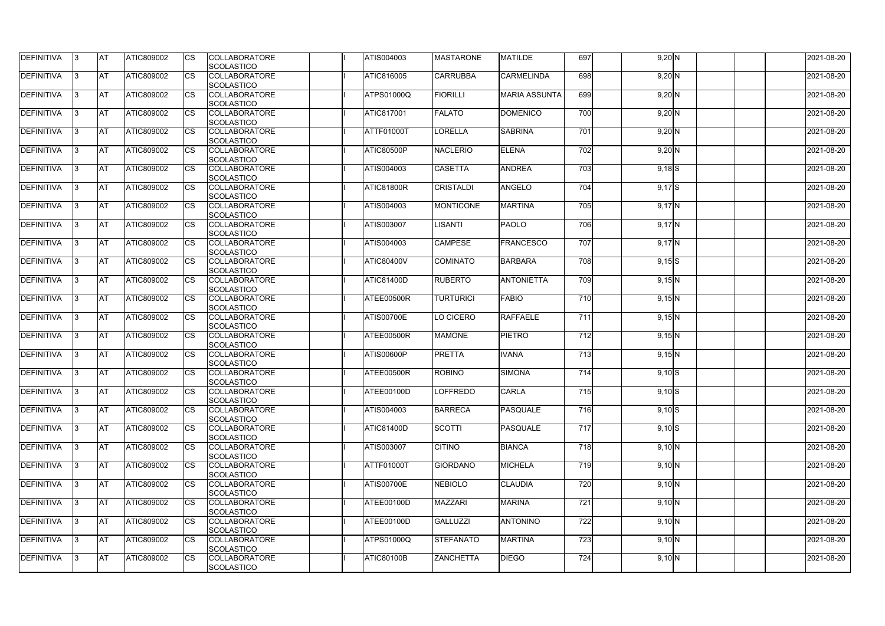| DEFINITIVA | 3 | AT | ATIC809002 | CS | COLLABORATORE SCOLASTICO | | I | ATIS004003 | MASTARONE | MATILDE | 697 | | 9,20 | N | | | | 2021-08-20 |
|---|---|---|---|---|---|---|---|---|---|---|---|---|---|---|---|---|---|---|
| DEFINITIVA | 3 | AT | ATIC809002 | CS | COLLABORATORE SCOLASTICO | | I | ATIC816005 | CARRUBBA | CARMELINDA | 698 | | 9,20 | N | | | | 2021-08-20 |
| DEFINITIVA | 3 | AT | ATIC809002 | CS | COLLABORATORE SCOLASTICO | | I | ATPS01000Q | FIORILLI | MARIA ASSUNTA | 699 | | 9,20 | N | | | | 2021-08-20 |
| DEFINITIVA | 3 | AT | ATIC809002 | CS | COLLABORATORE SCOLASTICO | | I | ATIC817001 | FALATO | DOMENICO | 700 | | 9,20 | N | | | | 2021-08-20 |
| DEFINITIVA | 3 | AT | ATIC809002 | CS | COLLABORATORE SCOLASTICO | | I | ATTF01000T | LORELLA | SABRINA | 701 | | 9,20 | N | | | | 2021-08-20 |
| DEFINITIVA | 3 | AT | ATIC809002 | CS | COLLABORATORE SCOLASTICO | | I | ATIC80500P | NACLERIO | ELENA | 702 | | 9,20 | N | | | | 2021-08-20 |
| DEFINITIVA | 3 | AT | ATIC809002 | CS | COLLABORATORE SCOLASTICO | | I | ATIS004003 | CASETTA | ANDREA | 703 | | 9,18 | S | | | | 2021-08-20 |
| DEFINITIVA | 3 | AT | ATIC809002 | CS | COLLABORATORE SCOLASTICO | | I | ATIC81800R | CRISTALDI | ANGELO | 704 | | 9,17 | S | | | | 2021-08-20 |
| DEFINITIVA | 3 | AT | ATIC809002 | CS | COLLABORATORE SCOLASTICO | | I | ATIS004003 | MONTICONE | MARTINA | 705 | | 9,17 | N | | | | 2021-08-20 |
| DEFINITIVA | 3 | AT | ATIC809002 | CS | COLLABORATORE SCOLASTICO | | I | ATIS003007 | LISANTI | PAOLO | 706 | | 9,17 | N | | | | 2021-08-20 |
| DEFINITIVA | 3 | AT | ATIC809002 | CS | COLLABORATORE SCOLASTICO | | I | ATIS004003 | CAMPESE | FRANCESCO | 707 | | 9,17 | N | | | | 2021-08-20 |
| DEFINITIVA | 3 | AT | ATIC809002 | CS | COLLABORATORE SCOLASTICO | | I | ATIC80400V | COMINATO | BARBARA | 708 | | 9,15 | S | | | | 2021-08-20 |
| DEFINITIVA | 3 | AT | ATIC809002 | CS | COLLABORATORE SCOLASTICO | | I | ATIC81400D | RUBERTO | ANTONIETTA | 709 | | 9,15 | N | | | | 2021-08-20 |
| DEFINITIVA | 3 | AT | ATIC809002 | CS | COLLABORATORE SCOLASTICO | | I | ATEE00500R | TURTURICI | FABIO | 710 | | 9,15 | N | | | | 2021-08-20 |
| DEFINITIVA | 3 | AT | ATIC809002 | CS | COLLABORATORE SCOLASTICO | | I | ATIS00700E | LO CICERO | RAFFAELE | 711 | | 9,15 | N | | | | 2021-08-20 |
| DEFINITIVA | 3 | AT | ATIC809002 | CS | COLLABORATORE SCOLASTICO | | I | ATEE00500R | MAMONE | PIETRO | 712 | | 9,15 | N | | | | 2021-08-20 |
| DEFINITIVA | 3 | AT | ATIC809002 | CS | COLLABORATORE SCOLASTICO | | I | ATIS00600P | PRETTA | IVANA | 713 | | 9,15 | N | | | | 2021-08-20 |
| DEFINITIVA | 3 | AT | ATIC809002 | CS | COLLABORATORE SCOLASTICO | | I | ATEE00500R | ROBINO | SIMONA | 714 | | 9,10 | S | | | | 2021-08-20 |
| DEFINITIVA | 3 | AT | ATIC809002 | CS | COLLABORATORE SCOLASTICO | | I | ATEE00100D | LOFFREDO | CARLA | 715 | | 9,10 | S | | | | 2021-08-20 |
| DEFINITIVA | 3 | AT | ATIC809002 | CS | COLLABORATORE SCOLASTICO | | I | ATIS004003 | BARRECA | PASQUALE | 716 | | 9,10 | S | | | | 2021-08-20 |
| DEFINITIVA | 3 | AT | ATIC809002 | CS | COLLABORATORE SCOLASTICO | | I | ATIC81400D | SCOTTI | PASQUALE | 717 | | 9,10 | S | | | | 2021-08-20 |
| DEFINITIVA | 3 | AT | ATIC809002 | CS | COLLABORATORE SCOLASTICO | | I | ATIS003007 | CITINO | BIANCA | 718 | | 9,10 | N | | | | 2021-08-20 |
| DEFINITIVA | 3 | AT | ATIC809002 | CS | COLLABORATORE SCOLASTICO | | I | ATTF01000T | GIORDANO | MICHELA | 719 | | 9,10 | N | | | | 2021-08-20 |
| DEFINITIVA | 3 | AT | ATIC809002 | CS | COLLABORATORE SCOLASTICO | | I | ATIS00700E | NEBIOLO | CLAUDIA | 720 | | 9,10 | N | | | | 2021-08-20 |
| DEFINITIVA | 3 | AT | ATIC809002 | CS | COLLABORATORE SCOLASTICO | | I | ATEE00100D | MAZZARI | MARINA | 721 | | 9,10 | N | | | | 2021-08-20 |
| DEFINITIVA | 3 | AT | ATIC809002 | CS | COLLABORATORE SCOLASTICO | | I | ATEE00100D | GALLUZZI | ANTONINO | 722 | | 9,10 | N | | | | 2021-08-20 |
| DEFINITIVA | 3 | AT | ATIC809002 | CS | COLLABORATORE SCOLASTICO | | I | ATPS01000Q | STEFANATO | MARTINA | 723 | | 9,10 | N | | | | 2021-08-20 |
| DEFINITIVA | 3 | AT | ATIC809002 | CS | COLLABORATORE SCOLASTICO | | I | ATIC80100B | ZANCHETTA | DIEGO | 724 | | 9,10 | N | | | | 2021-08-20 |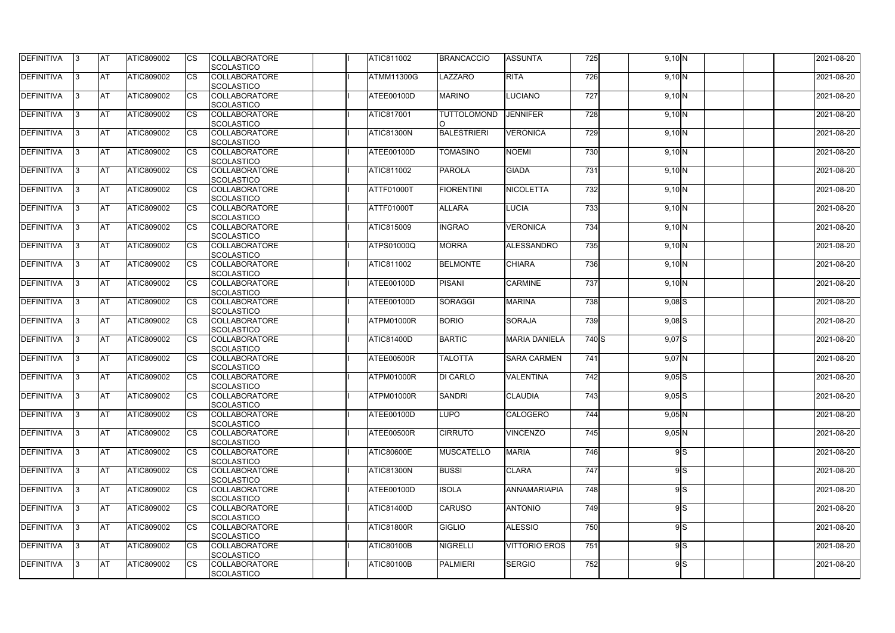| DEFINITIVA | 3 | AT | ATIC809002 | CS | COLLABORATORE SCOLASTICO | | I | ATIC811002 | BRANCACCIO | ASSUNTA | 725 | | 9,10 | N | | | | 2021-08-20 |
|---|---|---|---|---|---|---|---|---|---|---|---|---|---|---|---|---|---|---|
| DEFINITIVA | 3 | AT | ATIC809002 | CS | COLLABORATORE SCOLASTICO | | I | ATMM11300G | LAZZARO | RITA | 726 | | 9,10 | N | | | | 2021-08-20 |
| DEFINITIVA | 3 | AT | ATIC809002 | CS | COLLABORATORE SCOLASTICO | | I | ATEE00100D | MARINO | LUCIANO | 727 | | 9,10 | N | | | | 2021-08-20 |
| DEFINITIVA | 3 | AT | ATIC809002 | CS | COLLABORATORE SCOLASTICO | | I | ATIC817001 | TUTTOLOMONDO | JENNIFER | 728 | | 9,10 | N | | | | 2021-08-20 |
| DEFINITIVA | 3 | AT | ATIC809002 | CS | COLLABORATORE SCOLASTICO | | I | ATIC81300N | BALESTRIERI | VERONICA | 729 | | 9,10 | N | | | | 2021-08-20 |
| DEFINITIVA | 3 | AT | ATIC809002 | CS | COLLABORATORE SCOLASTICO | | I | ATEE00100D | TOMASINO | NOEMI | 730 | | 9,10 | N | | | | 2021-08-20 |
| DEFINITIVA | 3 | AT | ATIC809002 | CS | COLLABORATORE SCOLASTICO | | I | ATIC811002 | PAROLA | GIADA | 731 | | 9,10 | N | | | | 2021-08-20 |
| DEFINITIVA | 3 | AT | ATIC809002 | CS | COLLABORATORE SCOLASTICO | | I | ATTF01000T | FIORENTINI | NICOLETTA | 732 | | 9,10 | N | | | | 2021-08-20 |
| DEFINITIVA | 3 | AT | ATIC809002 | CS | COLLABORATORE SCOLASTICO | | I | ATTF01000T | ALLARA | LUCIA | 733 | | 9,10 | N | | | | 2021-08-20 |
| DEFINITIVA | 3 | AT | ATIC809002 | CS | COLLABORATORE SCOLASTICO | | I | ATIC815009 | INGRAO | VERONICA | 734 | | 9,10 | N | | | | 2021-08-20 |
| DEFINITIVA | 3 | AT | ATIC809002 | CS | COLLABORATORE SCOLASTICO | | I | ATPS01000Q | MORRA | ALESSANDRO | 735 | | 9,10 | N | | | | 2021-08-20 |
| DEFINITIVA | 3 | AT | ATIC809002 | CS | COLLABORATORE SCOLASTICO | | I | ATIC811002 | BELMONTE | CHIARA | 736 | | 9,10 | N | | | | 2021-08-20 |
| DEFINITIVA | 3 | AT | ATIC809002 | CS | COLLABORATORE SCOLASTICO | | I | ATEE00100D | PISANI | CARMINE | 737 | | 9,10 | N | | | | 2021-08-20 |
| DEFINITIVA | 3 | AT | ATIC809002 | CS | COLLABORATORE SCOLASTICO | | I | ATEE00100D | SORAGGI | MARINA | 738 | | 9,08 | S | | | | 2021-08-20 |
| DEFINITIVA | 3 | AT | ATIC809002 | CS | COLLABORATORE SCOLASTICO | | I | ATPM01000R | BORIO | SORAJA | 739 | | 9,08 | S | | | | 2021-08-20 |
| DEFINITIVA | 3 | AT | ATIC809002 | CS | COLLABORATORE SCOLASTICO | | I | ATIC81400D | BARTIC | MARIA DANIELA | 740 | S | 9,07 | S | | | | 2021-08-20 |
| DEFINITIVA | 3 | AT | ATIC809002 | CS | COLLABORATORE SCOLASTICO | | I | ATEE00500R | TALOTTA | SARA CARMEN | 741 | | 9,07 | N | | | | 2021-08-20 |
| DEFINITIVA | 3 | AT | ATIC809002 | CS | COLLABORATORE SCOLASTICO | | I | ATPM01000R | DI CARLO | VALENTINA | 742 | | 9,05 | S | | | | 2021-08-20 |
| DEFINITIVA | 3 | AT | ATIC809002 | CS | COLLABORATORE SCOLASTICO | | I | ATPM01000R | SANDRI | CLAUDIA | 743 | | 9,05 | S | | | | 2021-08-20 |
| DEFINITIVA | 3 | AT | ATIC809002 | CS | COLLABORATORE SCOLASTICO | | I | ATEE00100D | LUPO | CALOGERO | 744 | | 9,05 | N | | | | 2021-08-20 |
| DEFINITIVA | 3 | AT | ATIC809002 | CS | COLLABORATORE SCOLASTICO | | I | ATEE00500R | CIRRUTO | VINCENZO | 745 | | 9,05 | N | | | | 2021-08-20 |
| DEFINITIVA | 3 | AT | ATIC809002 | CS | COLLABORATORE SCOLASTICO | | I | ATIC80600E | MUSCATELLO | MARIA | 746 | | 9 | S | | | | 2021-08-20 |
| DEFINITIVA | 3 | AT | ATIC809002 | CS | COLLABORATORE SCOLASTICO | | I | ATIC81300N | BUSSI | CLARA | 747 | | 9 | S | | | | 2021-08-20 |
| DEFINITIVA | 3 | AT | ATIC809002 | CS | COLLABORATORE SCOLASTICO | | I | ATEE00100D | ISOLA | ANNAMARIAPIA | 748 | | 9 | S | | | | 2021-08-20 |
| DEFINITIVA | 3 | AT | ATIC809002 | CS | COLLABORATORE SCOLASTICO | | I | ATIC81400D | CARUSO | ANTONIO | 749 | | 9 | S | | | | 2021-08-20 |
| DEFINITIVA | 3 | AT | ATIC809002 | CS | COLLABORATORE SCOLASTICO | | I | ATIC81800R | GIGLIO | ALESSIO | 750 | | 9 | S | | | | 2021-08-20 |
| DEFINITIVA | 3 | AT | ATIC809002 | CS | COLLABORATORE SCOLASTICO | | I | ATIC80100B | NIGRELLI | VITTORIO EROS | 751 | | 9 | S | | | | 2021-08-20 |
| DEFINITIVA | 3 | AT | ATIC809002 | CS | COLLABORATORE SCOLASTICO | | I | ATIC80100B | PALMIERI | SERGIO | 752 | | 9 | S | | | | 2021-08-20 |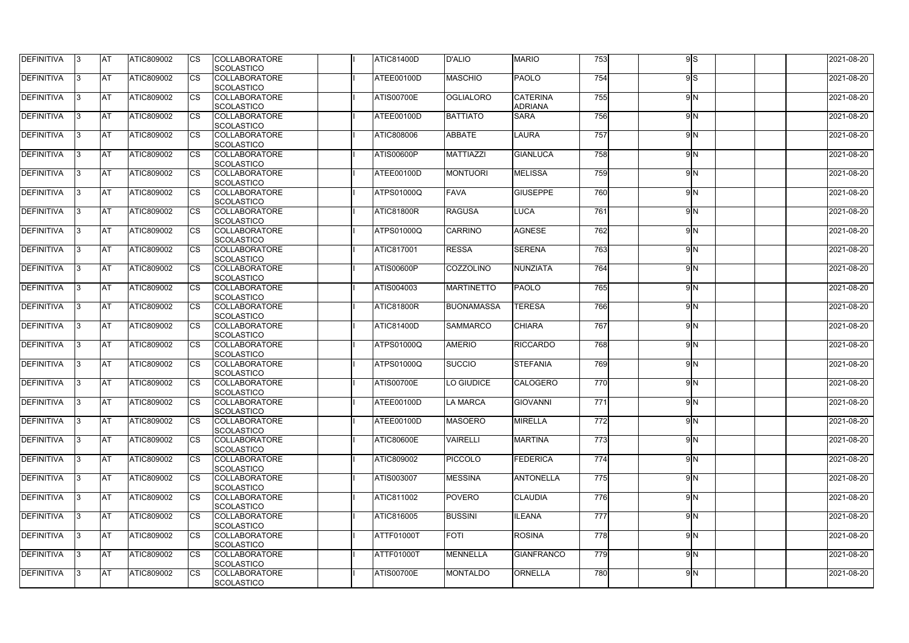| DEFINITIVA | 3 | AT | ATIC809002 | CS | COLLABORATORE SCOLASTICO | | I | ATIC81400D | D'ALIO | MARIO | 753 | | 9 | S | | | | 2021-08-20 |
|---|---|---|---|---|---|---|---|---|---|---|---|---|---|---|---|---|---|---|
| DEFINITIVA | 3 | AT | ATIC809002 | CS | COLLABORATORE SCOLASTICO | | I | ATEE00100D | MASCHIO | PAOLO | 754 | | 9 | S | | | | 2021-08-20 |
| DEFINITIVA | 3 | AT | ATIC809002 | CS | COLLABORATORE SCOLASTICO | | I | ATIS00700E | OGLIALORO | CATERINA ADRIANA | 755 | | 9 | N | | | | 2021-08-20 |
| DEFINITIVA | 3 | AT | ATIC809002 | CS | COLLABORATORE SCOLASTICO | | I | ATEE00100D | BATTIATO | SARA | 756 | | 9 | N | | | | 2021-08-20 |
| DEFINITIVA | 3 | AT | ATIC809002 | CS | COLLABORATORE SCOLASTICO | | I | ATIC808006 | ABBATE | LAURA | 757 | | 9 | N | | | | 2021-08-20 |
| DEFINITIVA | 3 | AT | ATIC809002 | CS | COLLABORATORE SCOLASTICO | | I | ATIS00600P | MATTIAZZI | GIANLUCA | 758 | | 9 | N | | | | 2021-08-20 |
| DEFINITIVA | 3 | AT | ATIC809002 | CS | COLLABORATORE SCOLASTICO | | I | ATEE00100D | MONTUORI | MELISSA | 759 | | 9 | N | | | | 2021-08-20 |
| DEFINITIVA | 3 | AT | ATIC809002 | CS | COLLABORATORE SCOLASTICO | | I | ATPS01000Q | FAVA | GIUSEPPE | 760 | | 9 | N | | | | 2021-08-20 |
| DEFINITIVA | 3 | AT | ATIC809002 | CS | COLLABORATORE SCOLASTICO | | I | ATIC81800R | RAGUSA | LUCA | 761 | | 9 | N | | | | 2021-08-20 |
| DEFINITIVA | 3 | AT | ATIC809002 | CS | COLLABORATORE SCOLASTICO | | I | ATPS01000Q | CARRINO | AGNESE | 762 | | 9 | N | | | | 2021-08-20 |
| DEFINITIVA | 3 | AT | ATIC809002 | CS | COLLABORATORE SCOLASTICO | | I | ATIC817001 | RESSA | SERENA | 763 | | 9 | N | | | | 2021-08-20 |
| DEFINITIVA | 3 | AT | ATIC809002 | CS | COLLABORATORE SCOLASTICO | | I | ATIS00600P | COZZOLINO | NUNZIATA | 764 | | 9 | N | | | | 2021-08-20 |
| DEFINITIVA | 3 | AT | ATIC809002 | CS | COLLABORATORE SCOLASTICO | | I | ATIS004003 | MARTINETTO | PAOLO | 765 | | 9 | N | | | | 2021-08-20 |
| DEFINITIVA | 3 | AT | ATIC809002 | CS | COLLABORATORE SCOLASTICO | | I | ATIC81800R | BUONAMASSA | TERESA | 766 | | 9 | N | | | | 2021-08-20 |
| DEFINITIVA | 3 | AT | ATIC809002 | CS | COLLABORATORE SCOLASTICO | | I | ATIC81400D | SAMMARCO | CHIARA | 767 | | 9 | N | | | | 2021-08-20 |
| DEFINITIVA | 3 | AT | ATIC809002 | CS | COLLABORATORE SCOLASTICO | | I | ATPS01000Q | AMERIO | RICCARDO | 768 | | 9 | N | | | | 2021-08-20 |
| DEFINITIVA | 3 | AT | ATIC809002 | CS | COLLABORATORE SCOLASTICO | | I | ATPS01000Q | SUCCIO | STEFANIA | 769 | | 9 | N | | | | 2021-08-20 |
| DEFINITIVA | 3 | AT | ATIC809002 | CS | COLLABORATORE SCOLASTICO | | I | ATIS00700E | LO GIUDICE | CALOGERO | 770 | | 9 | N | | | | 2021-08-20 |
| DEFINITIVA | 3 | AT | ATIC809002 | CS | COLLABORATORE SCOLASTICO | | I | ATEE00100D | LA MARCA | GIOVANNI | 771 | | 9 | N | | | | 2021-08-20 |
| DEFINITIVA | 3 | AT | ATIC809002 | CS | COLLABORATORE SCOLASTICO | | I | ATEE00100D | MASOERO | MIRELLA | 772 | | 9 | N | | | | 2021-08-20 |
| DEFINITIVA | 3 | AT | ATIC809002 | CS | COLLABORATORE SCOLASTICO | | I | ATIC80600E | VAIRELLI | MARTINA | 773 | | 9 | N | | | | 2021-08-20 |
| DEFINITIVA | 3 | AT | ATIC809002 | CS | COLLABORATORE SCOLASTICO | | I | ATIC809002 | PICCOLO | FEDERICA | 774 | | 9 | N | | | | 2021-08-20 |
| DEFINITIVA | 3 | AT | ATIC809002 | CS | COLLABORATORE SCOLASTICO | | I | ATIS003007 | MESSINA | ANTONELLA | 775 | | 9 | N | | | | 2021-08-20 |
| DEFINITIVA | 3 | AT | ATIC809002 | CS | COLLABORATORE SCOLASTICO | | I | ATIC811002 | POVERO | CLAUDIA | 776 | | 9 | N | | | | 2021-08-20 |
| DEFINITIVA | 3 | AT | ATIC809002 | CS | COLLABORATORE SCOLASTICO | | I | ATIC816005 | BUSSINI | ILEANA | 777 | | 9 | N | | | | 2021-08-20 |
| DEFINITIVA | 3 | AT | ATIC809002 | CS | COLLABORATORE SCOLASTICO | | I | ATTF01000T | FOTI | ROSINA | 778 | | 9 | N | | | | 2021-08-20 |
| DEFINITIVA | 3 | AT | ATIC809002 | CS | COLLABORATORE SCOLASTICO | | I | ATTF01000T | MENNELLA | GIANFRANCO | 779 | | 9 | N | | | | 2021-08-20 |
| DEFINITIVA | 3 | AT | ATIC809002 | CS | COLLABORATORE SCOLASTICO | | I | ATIS00700E | MONTALDO | ORNELLA | 780 | | 9 | N | | | | 2021-08-20 |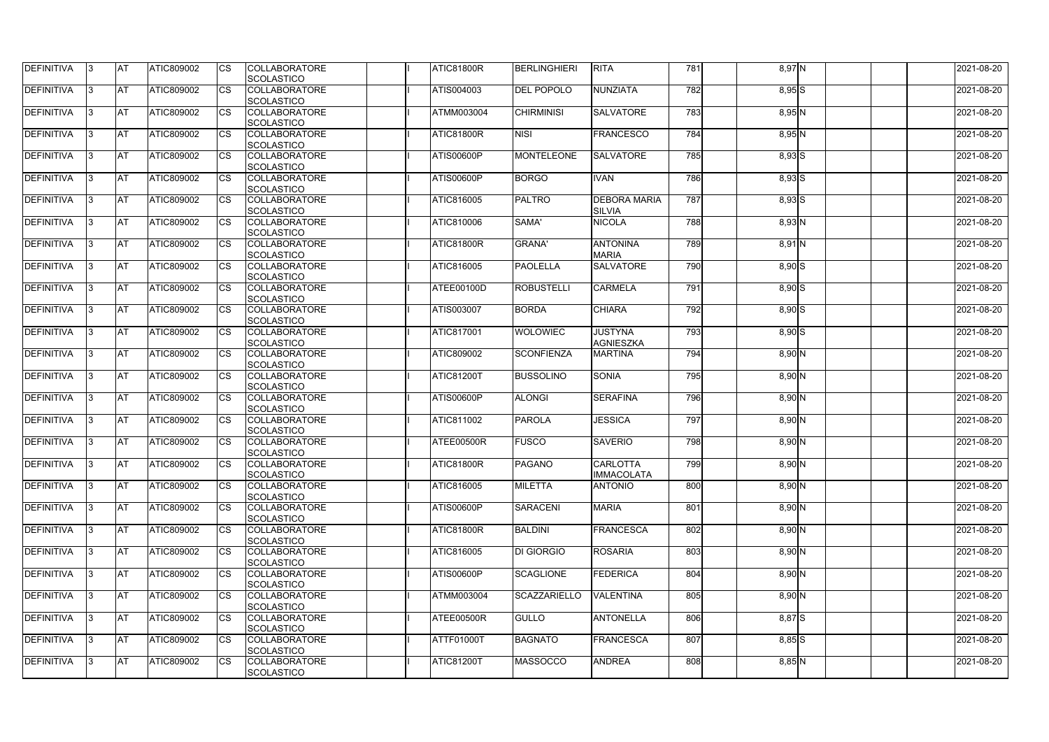| DEFINITIVA | 3 | AT | ATIC809002 | CS | COLLABORATORE SCOLASTICO | | I | ATIC81800R | BERLINGHIERI | RITA | 781 | | 8,97 | N | | | | 2021-08-20 |
|---|---|---|---|---|---|---|---|---|---|---|---|---|---|---|---|---|---|---|
| DEFINITIVA | 3 | AT | ATIC809002 | CS | COLLABORATORE SCOLASTICO | | I | ATIS004003 | DEL POPOLO | NUNZIATA | 782 | | 8,95 | S | | | | 2021-08-20 |
| DEFINITIVA | 3 | AT | ATIC809002 | CS | COLLABORATORE SCOLASTICO | | I | ATMM003004 | CHIRMINISI | SALVATORE | 783 | | 8,95 | N | | | | 2021-08-20 |
| DEFINITIVA | 3 | AT | ATIC809002 | CS | COLLABORATORE SCOLASTICO | | I | ATIC81800R | NISI | FRANCESCO | 784 | | 8,95 | N | | | | 2021-08-20 |
| DEFINITIVA | 3 | AT | ATIC809002 | CS | COLLABORATORE SCOLASTICO | | I | ATIS00600P | MONTELEONE | SALVATORE | 785 | | 8,93 | S | | | | 2021-08-20 |
| DEFINITIVA | 3 | AT | ATIC809002 | CS | COLLABORATORE SCOLASTICO | | I | ATIS00600P | BORGO | IVAN | 786 | | 8,93 | S | | | | 2021-08-20 |
| DEFINITIVA | 3 | AT | ATIC809002 | CS | COLLABORATORE SCOLASTICO | | I | ATIC816005 | PALTRO | DEBORA MARIA SILVIA | 787 | | 8,93 | S | | | | 2021-08-20 |
| DEFINITIVA | 3 | AT | ATIC809002 | CS | COLLABORATORE SCOLASTICO | | I | ATIC810006 | SAMA' | NICOLA | 788 | | 8,93 | N | | | | 2021-08-20 |
| DEFINITIVA | 3 | AT | ATIC809002 | CS | COLLABORATORE SCOLASTICO | | I | ATIC81800R | GRANA' | ANTONINA MARIA | 789 | | 8,91 | N | | | | 2021-08-20 |
| DEFINITIVA | 3 | AT | ATIC809002 | CS | COLLABORATORE SCOLASTICO | | I | ATIC816005 | PAOLELLA | SALVATORE | 790 | | 8,90 | S | | | | 2021-08-20 |
| DEFINITIVA | 3 | AT | ATIC809002 | CS | COLLABORATORE SCOLASTICO | | I | ATEE00100D | ROBUSTELLI | CARMELA | 791 | | 8,90 | S | | | | 2021-08-20 |
| DEFINITIVA | 3 | AT | ATIC809002 | CS | COLLABORATORE SCOLASTICO | | I | ATIS003007 | BORDA | CHIARA | 792 | | 8,90 | S | | | | 2021-08-20 |
| DEFINITIVA | 3 | AT | ATIC809002 | CS | COLLABORATORE SCOLASTICO | | I | ATIC817001 | WOLOWIEC | JUSTYNA AGNIESZKA | 793 | | 8,90 | S | | | | 2021-08-20 |
| DEFINITIVA | 3 | AT | ATIC809002 | CS | COLLABORATORE SCOLASTICO | | I | ATIC809002 | SCONFIENZA | MARTINA | 794 | | 8,90 | N | | | | 2021-08-20 |
| DEFINITIVA | 3 | AT | ATIC809002 | CS | COLLABORATORE SCOLASTICO | | I | ATIC81200T | BUSSOLINO | SONIA | 795 | | 8,90 | N | | | | 2021-08-20 |
| DEFINITIVA | 3 | AT | ATIC809002 | CS | COLLABORATORE SCOLASTICO | | I | ATIS00600P | ALONGI | SERAFINA | 796 | | 8,90 | N | | | | 2021-08-20 |
| DEFINITIVA | 3 | AT | ATIC809002 | CS | COLLABORATORE SCOLASTICO | | I | ATIC811002 | PAROLA | JESSICA | 797 | | 8,90 | N | | | | 2021-08-20 |
| DEFINITIVA | 3 | AT | ATIC809002 | CS | COLLABORATORE SCOLASTICO | | I | ATEE00500R | FUSCO | SAVERIO | 798 | | 8,90 | N | | | | 2021-08-20 |
| DEFINITIVA | 3 | AT | ATIC809002 | CS | COLLABORATORE SCOLASTICO | | I | ATIC81800R | PAGANO | CARLOTTA IMMACOLATA | 799 | | 8,90 | N | | | | 2021-08-20 |
| DEFINITIVA | 3 | AT | ATIC809002 | CS | COLLABORATORE SCOLASTICO | | I | ATIC816005 | MILETTA | ANTONIO | 800 | | 8,90 | N | | | | 2021-08-20 |
| DEFINITIVA | 3 | AT | ATIC809002 | CS | COLLABORATORE SCOLASTICO | | I | ATIS00600P | SARACENI | MARIA | 801 | | 8,90 | N | | | | 2021-08-20 |
| DEFINITIVA | 3 | AT | ATIC809002 | CS | COLLABORATORE SCOLASTICO | | I | ATIC81800R | BALDINI | FRANCESCA | 802 | | 8,90 | N | | | | 2021-08-20 |
| DEFINITIVA | 3 | AT | ATIC809002 | CS | COLLABORATORE SCOLASTICO | | I | ATIC816005 | DI GIORGIO | ROSARIA | 803 | | 8,90 | N | | | | 2021-08-20 |
| DEFINITIVA | 3 | AT | ATIC809002 | CS | COLLABORATORE SCOLASTICO | | I | ATIS00600P | SCAGLIONE | FEDERICA | 804 | | 8,90 | N | | | | 2021-08-20 |
| DEFINITIVA | 3 | AT | ATIC809002 | CS | COLLABORATORE SCOLASTICO | | I | ATMM003004 | SCAZZARIELLO | VALENTINA | 805 | | 8,90 | N | | | | 2021-08-20 |
| DEFINITIVA | 3 | AT | ATIC809002 | CS | COLLABORATORE SCOLASTICO | | I | ATEE00500R | GULLO | ANTONELLA | 806 | | 8,87 | S | | | | 2021-08-20 |
| DEFINITIVA | 3 | AT | ATIC809002 | CS | COLLABORATORE SCOLASTICO | | I | ATTF01000T | BAGNATO | FRANCESCA | 807 | | 8,85 | S | | | | 2021-08-20 |
| DEFINITIVA | 3 | AT | ATIC809002 | CS | COLLABORATORE SCOLASTICO | | I | ATIC81200T | MASSOCCO | ANDREA | 808 | | 8,85 | N | | | | 2021-08-20 |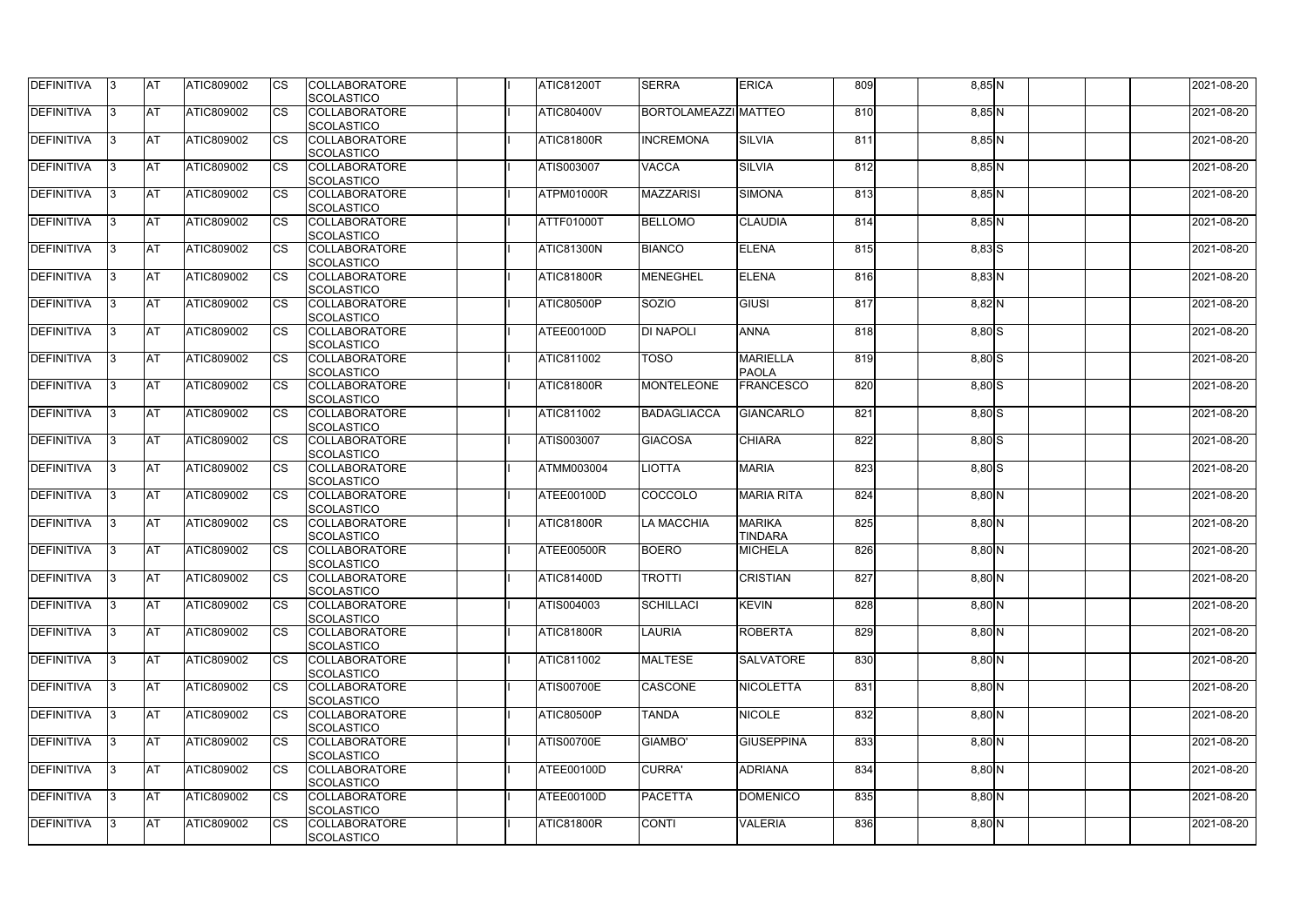| | | | | | | | | | | | | | | | | | | |
|---|---|---|---|---|---|---|---|---|---|---|---|---|---|---|---|---|---|---|
| DEFINITIVA | 3 | AT | ATIC809002 | CS | COLLABORATORE SCOLASTICO | | I | ATIC81200T | SERRA | ERICA | 809 | | 8,85 | N | | | | 2021-08-20 |
| DEFINITIVA | 3 | AT | ATIC809002 | CS | COLLABORATORE SCOLASTICO | | I | ATIC80400V | BORTOLAMEAZZI | MATTEO | 810 | | 8,85 | N | | | | 2021-08-20 |
| DEFINITIVA | 3 | AT | ATIC809002 | CS | COLLABORATORE SCOLASTICO | | I | ATIC81800R | INCREMONA | SILVIA | 811 | | 8,85 | N | | | | 2021-08-20 |
| DEFINITIVA | 3 | AT | ATIC809002 | CS | COLLABORATORE SCOLASTICO | | I | ATIS003007 | VACCA | SILVIA | 812 | | 8,85 | N | | | | 2021-08-20 |
| DEFINITIVA | 3 | AT | ATIC809002 | CS | COLLABORATORE SCOLASTICO | | I | ATPM01000R | MAZZARISI | SIMONA | 813 | | 8,85 | N | | | | 2021-08-20 |
| DEFINITIVA | 3 | AT | ATIC809002 | CS | COLLABORATORE SCOLASTICO | | I | ATTF01000T | BELLOMO | CLAUDIA | 814 | | 8,85 | N | | | | 2021-08-20 |
| DEFINITIVA | 3 | AT | ATIC809002 | CS | COLLABORATORE SCOLASTICO | | I | ATIC81300N | BIANCO | ELENA | 815 | | 8,83 | S | | | | 2021-08-20 |
| DEFINITIVA | 3 | AT | ATIC809002 | CS | COLLABORATORE SCOLASTICO | | I | ATIC81800R | MENEGHEL | ELENA | 816 | | 8,83 | N | | | | 2021-08-20 |
| DEFINITIVA | 3 | AT | ATIC809002 | CS | COLLABORATORE SCOLASTICO | | I | ATIC80500P | SOZIO | GIUSI | 817 | | 8,82 | N | | | | 2021-08-20 |
| DEFINITIVA | 3 | AT | ATIC809002 | CS | COLLABORATORE SCOLASTICO | | I | ATEE00100D | DI NAPOLI | ANNA | 818 | | 8,80 | S | | | | 2021-08-20 |
| DEFINITIVA | 3 | AT | ATIC809002 | CS | COLLABORATORE SCOLASTICO | | I | ATIC811002 | TOSO | MARIELLA PAOLA | 819 | | 8,80 | S | | | | 2021-08-20 |
| DEFINITIVA | 3 | AT | ATIC809002 | CS | COLLABORATORE SCOLASTICO | | I | ATIC81800R | MONTELEONE | FRANCESCO | 820 | | 8,80 | S | | | | 2021-08-20 |
| DEFINITIVA | 3 | AT | ATIC809002 | CS | COLLABORATORE SCOLASTICO | | I | ATIC811002 | BADAGLIACCA | GIANCARLO | 821 | | 8,80 | S | | | | 2021-08-20 |
| DEFINITIVA | 3 | AT | ATIC809002 | CS | COLLABORATORE SCOLASTICO | | I | ATIS003007 | GIACOSA | CHIARA | 822 | | 8,80 | S | | | | 2021-08-20 |
| DEFINITIVA | 3 | AT | ATIC809002 | CS | COLLABORATORE SCOLASTICO | | I | ATMM003004 | LIOTTA | MARIA | 823 | | 8,80 | S | | | | 2021-08-20 |
| DEFINITIVA | 3 | AT | ATIC809002 | CS | COLLABORATORE SCOLASTICO | | I | ATEE00100D | COCCOLO | MARIA RITA | 824 | | 8,80 | N | | | | 2021-08-20 |
| DEFINITIVA | 3 | AT | ATIC809002 | CS | COLLABORATORE SCOLASTICO | | I | ATIC81800R | LA MACCHIA | MARIKA TINDARA | 825 | | 8,80 | N | | | | 2021-08-20 |
| DEFINITIVA | 3 | AT | ATIC809002 | CS | COLLABORATORE SCOLASTICO | | I | ATEE00500R | BOERO | MICHELA | 826 | | 8,80 | N | | | | 2021-08-20 |
| DEFINITIVA | 3 | AT | ATIC809002 | CS | COLLABORATORE SCOLASTICO | | I | ATIC81400D | TROTTI | CRISTIAN | 827 | | 8,80 | N | | | | 2021-08-20 |
| DEFINITIVA | 3 | AT | ATIC809002 | CS | COLLABORATORE SCOLASTICO | | I | ATIS004003 | SCHILLACI | KEVIN | 828 | | 8,80 | N | | | | 2021-08-20 |
| DEFINITIVA | 3 | AT | ATIC809002 | CS | COLLABORATORE SCOLASTICO | | I | ATIC81800R | LAURIA | ROBERTA | 829 | | 8,80 | N | | | | 2021-08-20 |
| DEFINITIVA | 3 | AT | ATIC809002 | CS | COLLABORATORE SCOLASTICO | | I | ATIC811002 | MALTESE | SALVATORE | 830 | | 8,80 | N | | | | 2021-08-20 |
| DEFINITIVA | 3 | AT | ATIC809002 | CS | COLLABORATORE SCOLASTICO | | I | ATIS00700E | CASCONE | NICOLETTA | 831 | | 8,80 | N | | | | 2021-08-20 |
| DEFINITIVA | 3 | AT | ATIC809002 | CS | COLLABORATORE SCOLASTICO | | I | ATIC80500P | TANDA | NICOLE | 832 | | 8,80 | N | | | | 2021-08-20 |
| DEFINITIVA | 3 | AT | ATIC809002 | CS | COLLABORATORE SCOLASTICO | | I | ATIS00700E | GIAMBO' | GIUSEPPINA | 833 | | 8,80 | N | | | | 2021-08-20 |
| DEFINITIVA | 3 | AT | ATIC809002 | CS | COLLABORATORE SCOLASTICO | | I | ATEE00100D | CURRA' | ADRIANA | 834 | | 8,80 | N | | | | 2021-08-20 |
| DEFINITIVA | 3 | AT | ATIC809002 | CS | COLLABORATORE SCOLASTICO | | I | ATEE00100D | PACETTA | DOMENICO | 835 | | 8,80 | N | | | | 2021-08-20 |
| DEFINITIVA | 3 | AT | ATIC809002 | CS | COLLABORATORE SCOLASTICO | | I | ATIC81800R | CONTI | VALERIA | 836 | | 8,80 | N | | | | 2021-08-20 |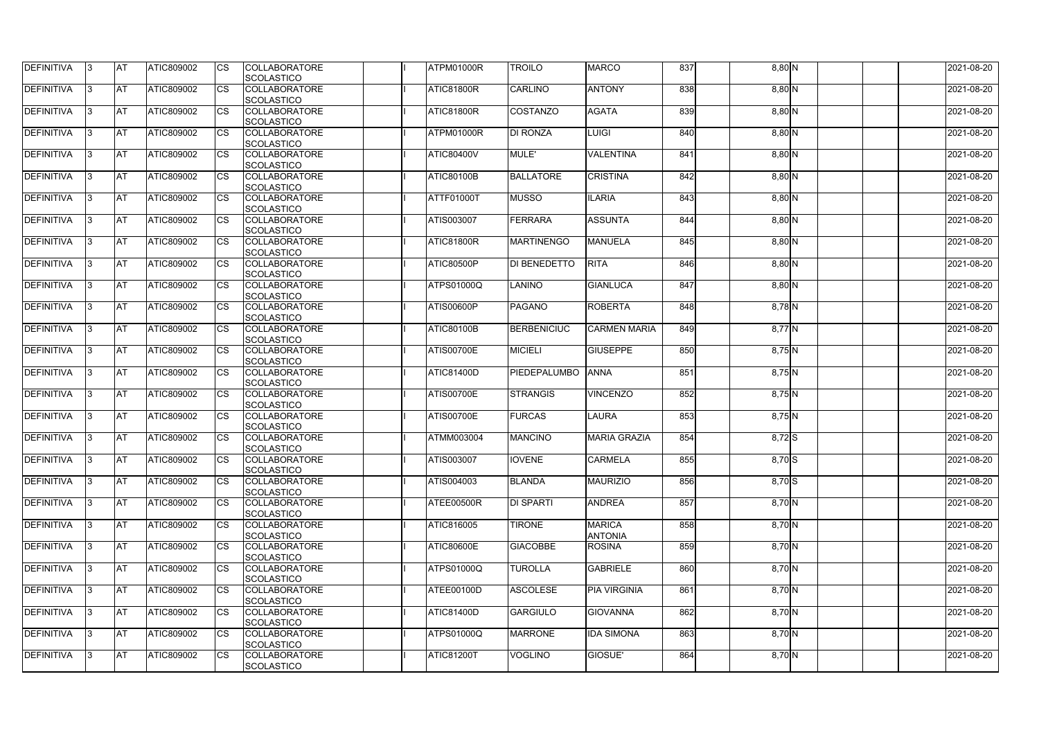| DEFINITIVA | 3 | AT | ATIC809002 | CS | COLLABORATORE SCOLASTICO | | I | ATPM01000R | TROILO | MARCO | 837 | | 8,80 | N | | | | 2021-08-20 |
|---|---|---|---|---|---|---|---|---|---|---|---|---|---|---|---|---|---|---|
| DEFINITIVA | 3 | AT | ATIC809002 | CS | COLLABORATORE SCOLASTICO | | I | ATIC81800R | CARLINO | ANTONY | 838 | | 8,80 | N | | | | 2021-08-20 |
| DEFINITIVA | 3 | AT | ATIC809002 | CS | COLLABORATORE SCOLASTICO | | I | ATIC81800R | COSTANZO | AGATA | 839 | | 8,80 | N | | | | 2021-08-20 |
| DEFINITIVA | 3 | AT | ATIC809002 | CS | COLLABORATORE SCOLASTICO | | I | ATPM01000R | DI RONZA | LUIGI | 840 | | 8,80 | N | | | | 2021-08-20 |
| DEFINITIVA | 3 | AT | ATIC809002 | CS | COLLABORATORE SCOLASTICO | | I | ATIC80400V | MULE' | VALENTINA | 841 | | 8,80 | N | | | | 2021-08-20 |
| DEFINITIVA | 3 | AT | ATIC809002 | CS | COLLABORATORE SCOLASTICO | | I | ATIC80100B | BALLATORE | CRISTINA | 842 | | 8,80 | N | | | | 2021-08-20 |
| DEFINITIVA | 3 | AT | ATIC809002 | CS | COLLABORATORE SCOLASTICO | | I | ATTF01000T | MUSSO | ILARIA | 843 | | 8,80 | N | | | | 2021-08-20 |
| DEFINITIVA | 3 | AT | ATIC809002 | CS | COLLABORATORE SCOLASTICO | | I | ATIS003007 | FERRARA | ASSUNTA | 844 | | 8,80 | N | | | | 2021-08-20 |
| DEFINITIVA | 3 | AT | ATIC809002 | CS | COLLABORATORE SCOLASTICO | | I | ATIC81800R | MARTINENGO | MANUELA | 845 | | 8,80 | N | | | | 2021-08-20 |
| DEFINITIVA | 3 | AT | ATIC809002 | CS | COLLABORATORE SCOLASTICO | | I | ATIC80500P | DI BENEDETTO | RITA | 846 | | 8,80 | N | | | | 2021-08-20 |
| DEFINITIVA | 3 | AT | ATIC809002 | CS | COLLABORATORE SCOLASTICO | | I | ATPS01000Q | LANINO | GIANLUCA | 847 | | 8,80 | N | | | | 2021-08-20 |
| DEFINITIVA | 3 | AT | ATIC809002 | CS | COLLABORATORE SCOLASTICO | | I | ATIS00600P | PAGANO | ROBERTA | 848 | | 8,78 | N | | | | 2021-08-20 |
| DEFINITIVA | 3 | AT | ATIC809002 | CS | COLLABORATORE SCOLASTICO | | I | ATIC80100B | BERBENICIUC | CARMEN MARIA | 849 | | 8,77 | N | | | | 2021-08-20 |
| DEFINITIVA | 3 | AT | ATIC809002 | CS | COLLABORATORE SCOLASTICO | | I | ATIS00700E | MICIELI | GIUSEPPE | 850 | | 8,75 | N | | | | 2021-08-20 |
| DEFINITIVA | 3 | AT | ATIC809002 | CS | COLLABORATORE SCOLASTICO | | I | ATIC81400D | PIEDEPALUMBO | ANNA | 851 | | 8,75 | N | | | | 2021-08-20 |
| DEFINITIVA | 3 | AT | ATIC809002 | CS | COLLABORATORE SCOLASTICO | | I | ATIS00700E | STRANGIS | VINCENZO | 852 | | 8,75 | N | | | | 2021-08-20 |
| DEFINITIVA | 3 | AT | ATIC809002 | CS | COLLABORATORE SCOLASTICO | | I | ATIS00700E | FURCAS | LAURA | 853 | | 8,75 | N | | | | 2021-08-20 |
| DEFINITIVA | 3 | AT | ATIC809002 | CS | COLLABORATORE SCOLASTICO | | I | ATMM003004 | MANCINO | MARIA GRAZIA | 854 | | 8,72 | S | | | | 2021-08-20 |
| DEFINITIVA | 3 | AT | ATIC809002 | CS | COLLABORATORE SCOLASTICO | | I | ATIS003007 | IOVENE | CARMELA | 855 | | 8,70 | S | | | | 2021-08-20 |
| DEFINITIVA | 3 | AT | ATIC809002 | CS | COLLABORATORE SCOLASTICO | | I | ATIS004003 | BLANDA | MAURIZIO | 856 | | 8,70 | S | | | | 2021-08-20 |
| DEFINITIVA | 3 | AT | ATIC809002 | CS | COLLABORATORE SCOLASTICO | | I | ATEE00500R | DI SPARTI | ANDREA | 857 | | 8,70 | N | | | | 2021-08-20 |
| DEFINITIVA | 3 | AT | ATIC809002 | CS | COLLABORATORE SCOLASTICO | | I | ATIC816005 | TIRONE | MARICA ANTONIA | 858 | | 8,70 | N | | | | 2021-08-20 |
| DEFINITIVA | 3 | AT | ATIC809002 | CS | COLLABORATORE SCOLASTICO | | I | ATIC80600E | GIACOBBE | ROSINA | 859 | | 8,70 | N | | | | 2021-08-20 |
| DEFINITIVA | 3 | AT | ATIC809002 | CS | COLLABORATORE SCOLASTICO | | I | ATPS01000Q | TUROLLA | GABRIELE | 860 | | 8,70 | N | | | | 2021-08-20 |
| DEFINITIVA | 3 | AT | ATIC809002 | CS | COLLABORATORE SCOLASTICO | | I | ATEE00100D | ASCOLESE | PIA VIRGINIA | 861 | | 8,70 | N | | | | 2021-08-20 |
| DEFINITIVA | 3 | AT | ATIC809002 | CS | COLLABORATORE SCOLASTICO | | I | ATIC81400D | GARGIULO | GIOVANNA | 862 | | 8,70 | N | | | | 2021-08-20 |
| DEFINITIVA | 3 | AT | ATIC809002 | CS | COLLABORATORE SCOLASTICO | | I | ATPS01000Q | MARRONE | IDA SIMONA | 863 | | 8,70 | N | | | | 2021-08-20 |
| DEFINITIVA | 3 | AT | ATIC809002 | CS | COLLABORATORE SCOLASTICO | | I | ATIC81200T | VOGLINO | GIOSUE' | 864 | | 8,70 | N | | | | 2021-08-20 |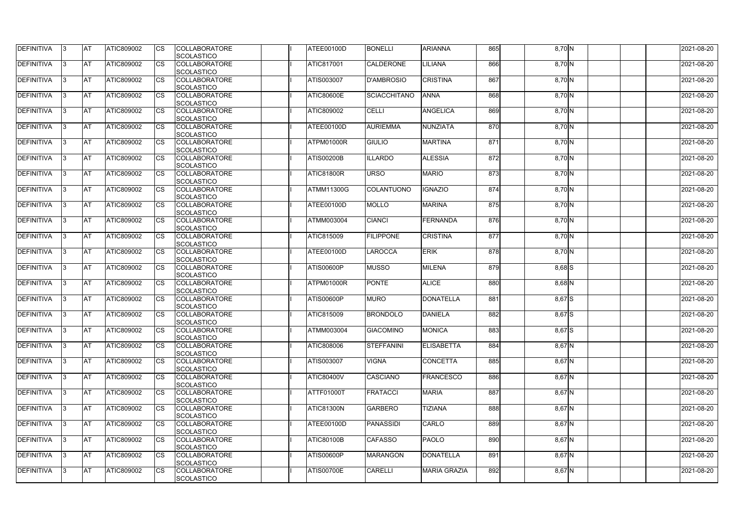| DEFINITIVA | 3 | AT | ATIC809002 | CS | COLLABORATORE SCOLASTICO | | I | ATEE00100D | BONELLI | ARIANNA | 865 | | 8,70 | N | | | | 2021-08-20 |
|---|---|---|---|---|---|---|---|---|---|---|---|---|---|---|---|---|---|---|
| DEFINITIVA | 3 | AT | ATIC809002 | CS | COLLABORATORE SCOLASTICO | | I | ATIC817001 | CALDERONE | LILIANA | 866 | | 8,70 | N | | | | 2021-08-20 |
| DEFINITIVA | 3 | AT | ATIC809002 | CS | COLLABORATORE SCOLASTICO | | I | ATIS003007 | D'AMBROSIO | CRISTINA | 867 | | 8,70 | N | | | | 2021-08-20 |
| DEFINITIVA | 3 | AT | ATIC809002 | CS | COLLABORATORE SCOLASTICO | | I | ATIC80600E | SCIACCHITANO | ANNA | 868 | | 8,70 | N | | | | 2021-08-20 |
| DEFINITIVA | 3 | AT | ATIC809002 | CS | COLLABORATORE SCOLASTICO | | I | ATIC809002 | CELLI | ANGELICA | 869 | | 8,70 | N | | | | 2021-08-20 |
| DEFINITIVA | 3 | AT | ATIC809002 | CS | COLLABORATORE SCOLASTICO | | I | ATEE00100D | AURIEMMA | NUNZIATA | 870 | | 8,70 | N | | | | 2021-08-20 |
| DEFINITIVA | 3 | AT | ATIC809002 | CS | COLLABORATORE SCOLASTICO | | I | ATPM01000R | GIULIO | MARTINA | 871 | | 8,70 | N | | | | 2021-08-20 |
| DEFINITIVA | 3 | AT | ATIC809002 | CS | COLLABORATORE SCOLASTICO | | I | ATIS00200B | ILLARDO | ALESSIA | 872 | | 8,70 | N | | | | 2021-08-20 |
| DEFINITIVA | 3 | AT | ATIC809002 | CS | COLLABORATORE SCOLASTICO | | I | ATIC81800R | URSO | MARIO | 873 | | 8,70 | N | | | | 2021-08-20 |
| DEFINITIVA | 3 | AT | ATIC809002 | CS | COLLABORATORE SCOLASTICO | | I | ATMM11300G | COLANTUONO | IGNAZIO | 874 | | 8,70 | N | | | | 2021-08-20 |
| DEFINITIVA | 3 | AT | ATIC809002 | CS | COLLABORATORE SCOLASTICO | | I | ATEE00100D | MOLLO | MARINA | 875 | | 8,70 | N | | | | 2021-08-20 |
| DEFINITIVA | 3 | AT | ATIC809002 | CS | COLLABORATORE SCOLASTICO | | I | ATMM003004 | CIANCI | FERNANDA | 876 | | 8,70 | N | | | | 2021-08-20 |
| DEFINITIVA | 3 | AT | ATIC809002 | CS | COLLABORATORE SCOLASTICO | | I | ATIC815009 | FILIPPONE | CRISTINA | 877 | | 8,70 | N | | | | 2021-08-20 |
| DEFINITIVA | 3 | AT | ATIC809002 | CS | COLLABORATORE SCOLASTICO | | I | ATEE00100D | LAROCCA | ERIK | 878 | | 8,70 | N | | | | 2021-08-20 |
| DEFINITIVA | 3 | AT | ATIC809002 | CS | COLLABORATORE SCOLASTICO | | I | ATIS00600P | MUSSO | MILENA | 879 | | 8,68 | S | | | | 2021-08-20 |
| DEFINITIVA | 3 | AT | ATIC809002 | CS | COLLABORATORE SCOLASTICO | | I | ATPM01000R | PONTE | ALICE | 880 | | 8,68 | N | | | | 2021-08-20 |
| DEFINITIVA | 3 | AT | ATIC809002 | CS | COLLABORATORE SCOLASTICO | | I | ATIS00600P | MURO | DONATELLA | 881 | | 8,67 | S | | | | 2021-08-20 |
| DEFINITIVA | 3 | AT | ATIC809002 | CS | COLLABORATORE SCOLASTICO | | I | ATIC815009 | BRONDOLO | DANIELA | 882 | | 8,67 | S | | | | 2021-08-20 |
| DEFINITIVA | 3 | AT | ATIC809002 | CS | COLLABORATORE SCOLASTICO | | I | ATMM003004 | GIACOMINO | MONICA | 883 | | 8,67 | S | | | | 2021-08-20 |
| DEFINITIVA | 3 | AT | ATIC809002 | CS | COLLABORATORE SCOLASTICO | | I | ATIC808006 | STEFFANINI | ELISABETTA | 884 | | 8,67 | N | | | | 2021-08-20 |
| DEFINITIVA | 3 | AT | ATIC809002 | CS | COLLABORATORE SCOLASTICO | | I | ATIS003007 | VIGNA | CONCETTA | 885 | | 8,67 | N | | | | 2021-08-20 |
| DEFINITIVA | 3 | AT | ATIC809002 | CS | COLLABORATORE SCOLASTICO | | I | ATIC80400V | CASCIANO | FRANCESCO | 886 | | 8,67 | N | | | | 2021-08-20 |
| DEFINITIVA | 3 | AT | ATIC809002 | CS | COLLABORATORE SCOLASTICO | | I | ATTF01000T | FRATACCI | MARIA | 887 | | 8,67 | N | | | | 2021-08-20 |
| DEFINITIVA | 3 | AT | ATIC809002 | CS | COLLABORATORE SCOLASTICO | | I | ATIC81300N | GARBERO | TIZIANA | 888 | | 8,67 | N | | | | 2021-08-20 |
| DEFINITIVA | 3 | AT | ATIC809002 | CS | COLLABORATORE SCOLASTICO | | I | ATEE00100D | PANASSIDI | CARLO | 889 | | 8,67 | N | | | | 2021-08-20 |
| DEFINITIVA | 3 | AT | ATIC809002 | CS | COLLABORATORE SCOLASTICO | | I | ATIC80100B | CAFASSO | PAOLO | 890 | | 8,67 | N | | | | 2021-08-20 |
| DEFINITIVA | 3 | AT | ATIC809002 | CS | COLLABORATORE SCOLASTICO | | I | ATIS00600P | MARANGON | DONATELLA | 891 | | 8,67 | N | | | | 2021-08-20 |
| DEFINITIVA | 3 | AT | ATIC809002 | CS | COLLABORATORE SCOLASTICO | | I | ATIS00700E | CARELLI | MARIA GRAZIA | 892 | | 8,67 | N | | | | 2021-08-20 |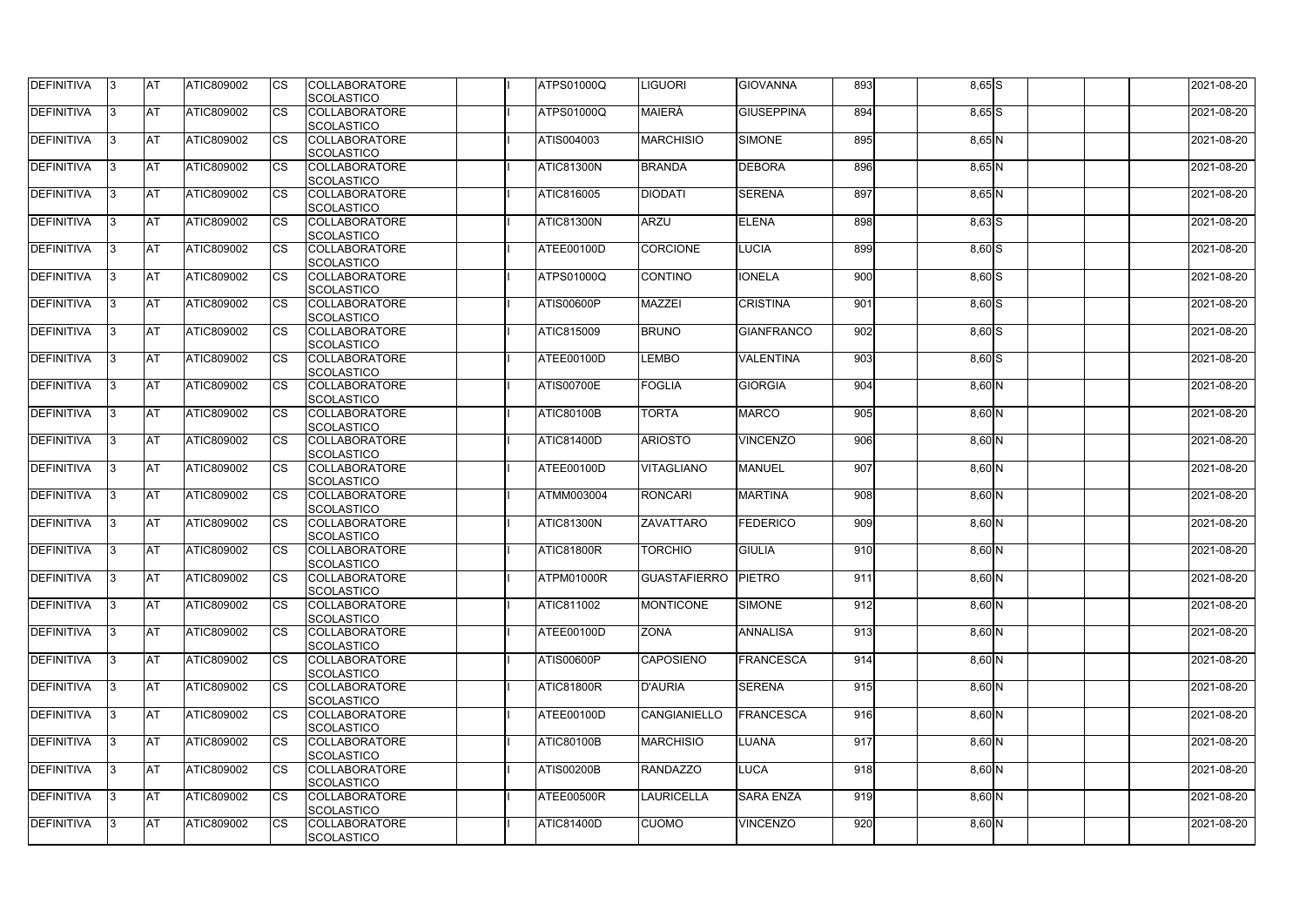| DEFINITIVA | 3 | AT | ATIC809002 | CS | COLLABORATORE SCOLASTICO | | I | ATPS01000Q | LIGUORI | GIOVANNA | 893 | | 8,65 | S | | | | 2021-08-20 |
|---|---|---|---|---|---|---|---|---|---|---|---|---|---|---|---|---|---|---|
| DEFINITIVA | 3 | AT | ATIC809002 | CS | COLLABORATORE SCOLASTICO | | I | ATPS01000Q | MAIERÀ | GIUSEPPINA | 894 | | 8,65 | S | | | | 2021-08-20 |
| DEFINITIVA | 3 | AT | ATIC809002 | CS | COLLABORATORE SCOLASTICO | | I | ATIS004003 | MARCHISIO | SIMONE | 895 | | 8,65 | N | | | | 2021-08-20 |
| DEFINITIVA | 3 | AT | ATIC809002 | CS | COLLABORATORE SCOLASTICO | | I | ATIC81300N | BRANDA | DEBORA | 896 | | 8,65 | N | | | | 2021-08-20 |
| DEFINITIVA | 3 | AT | ATIC809002 | CS | COLLABORATORE SCOLASTICO | | I | ATIC816005 | DIODATI | SERENA | 897 | | 8,65 | N | | | | 2021-08-20 |
| DEFINITIVA | 3 | AT | ATIC809002 | CS | COLLABORATORE SCOLASTICO | | I | ATIC81300N | ARZU | ELENA | 898 | | 8,63 | S | | | | 2021-08-20 |
| DEFINITIVA | 3 | AT | ATIC809002 | CS | COLLABORATORE SCOLASTICO | | I | ATEE00100D | CORCIONE | LUCIA | 899 | | 8,60 | S | | | | 2021-08-20 |
| DEFINITIVA | 3 | AT | ATIC809002 | CS | COLLABORATORE SCOLASTICO | | I | ATPS01000Q | CONTINO | IONELA | 900 | | 8,60 | S | | | | 2021-08-20 |
| DEFINITIVA | 3 | AT | ATIC809002 | CS | COLLABORATORE SCOLASTICO | | I | ATIS00600P | MAZZEI | CRISTINA | 901 | | 8,60 | S | | | | 2021-08-20 |
| DEFINITIVA | 3 | AT | ATIC809002 | CS | COLLABORATORE SCOLASTICO | | I | ATIC815009 | BRUNO | GIANFRANCO | 902 | | 8,60 | S | | | | 2021-08-20 |
| DEFINITIVA | 3 | AT | ATIC809002 | CS | COLLABORATORE SCOLASTICO | | I | ATEE00100D | LEMBO | VALENTINA | 903 | | 8,60 | S | | | | 2021-08-20 |
| DEFINITIVA | 3 | AT | ATIC809002 | CS | COLLABORATORE SCOLASTICO | | I | ATIS00700E | FOGLIA | GIORGIA | 904 | | 8,60 | N | | | | 2021-08-20 |
| DEFINITIVA | 3 | AT | ATIC809002 | CS | COLLABORATORE SCOLASTICO | | I | ATIC80100B | TORTA | MARCO | 905 | | 8,60 | N | | | | 2021-08-20 |
| DEFINITIVA | 3 | AT | ATIC809002 | CS | COLLABORATORE SCOLASTICO | | I | ATIC81400D | ARIOSTO | VINCENZO | 906 | | 8,60 | N | | | | 2021-08-20 |
| DEFINITIVA | 3 | AT | ATIC809002 | CS | COLLABORATORE SCOLASTICO | | I | ATEE00100D | VITAGLIANO | MANUEL | 907 | | 8,60 | N | | | | 2021-08-20 |
| DEFINITIVA | 3 | AT | ATIC809002 | CS | COLLABORATORE SCOLASTICO | | I | ATMM003004 | RONCARI | MARTINA | 908 | | 8,60 | N | | | | 2021-08-20 |
| DEFINITIVA | 3 | AT | ATIC809002 | CS | COLLABORATORE SCOLASTICO | | I | ATIC81300N | ZAVATTARO | FEDERICO | 909 | | 8,60 | N | | | | 2021-08-20 |
| DEFINITIVA | 3 | AT | ATIC809002 | CS | COLLABORATORE SCOLASTICO | | I | ATIC81800R | TORCHIO | GIULIA | 910 | | 8,60 | N | | | | 2021-08-20 |
| DEFINITIVA | 3 | AT | ATIC809002 | CS | COLLABORATORE SCOLASTICO | | I | ATPM01000R | GUASTAFIERRO | PIETRO | 911 | | 8,60 | N | | | | 2021-08-20 |
| DEFINITIVA | 3 | AT | ATIC809002 | CS | COLLABORATORE SCOLASTICO | | I | ATIC811002 | MONTICONE | SIMONE | 912 | | 8,60 | N | | | | 2021-08-20 |
| DEFINITIVA | 3 | AT | ATIC809002 | CS | COLLABORATORE SCOLASTICO | | I | ATEE00100D | ZONA | ANNALISA | 913 | | 8,60 | N | | | | 2021-08-20 |
| DEFINITIVA | 3 | AT | ATIC809002 | CS | COLLABORATORE SCOLASTICO | | I | ATIS00600P | CAPOSIENO | FRANCESCA | 914 | | 8,60 | N | | | | 2021-08-20 |
| DEFINITIVA | 3 | AT | ATIC809002 | CS | COLLABORATORE SCOLASTICO | | I | ATIC81800R | D'AURIA | SERENA | 915 | | 8,60 | N | | | | 2021-08-20 |
| DEFINITIVA | 3 | AT | ATIC809002 | CS | COLLABORATORE SCOLASTICO | | I | ATEE00100D | CANGIANIELLO | FRANCESCA | 916 | | 8,60 | N | | | | 2021-08-20 |
| DEFINITIVA | 3 | AT | ATIC809002 | CS | COLLABORATORE SCOLASTICO | | I | ATIC80100B | MARCHISIO | LUANA | 917 | | 8,60 | N | | | | 2021-08-20 |
| DEFINITIVA | 3 | AT | ATIC809002 | CS | COLLABORATORE SCOLASTICO | | I | ATIS00200B | RANDAZZO | LUCA | 918 | | 8,60 | N | | | | 2021-08-20 |
| DEFINITIVA | 3 | AT | ATIC809002 | CS | COLLABORATORE SCOLASTICO | | I | ATEE00500R | LAURICELLA | SARA ENZA | 919 | | 8,60 | N | | | | 2021-08-20 |
| DEFINITIVA | 3 | AT | ATIC809002 | CS | COLLABORATORE SCOLASTICO | | I | ATIC81400D | CUOMO | VINCENZO | 920 | | 8,60 | N | | | | 2021-08-20 |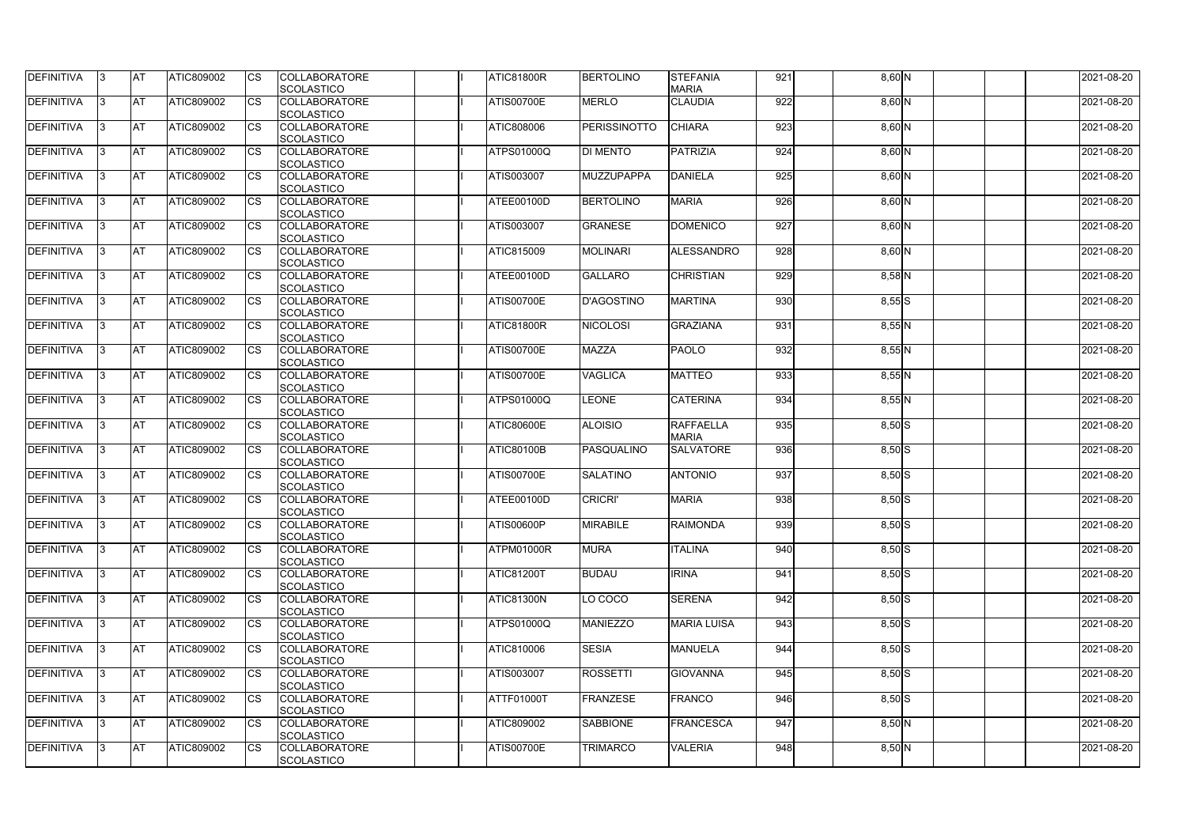| DEFINITIVA | 3 | AT | ATIC809002 | CS | COLLABORATORE SCOLASTICO | | I | ATIC81800R | BERTOLINO | STEFANIA MARIA | 921 | | 8,60 | N | | | | 2021-08-20 |
|---|---|---|---|---|---|---|---|---|---|---|---|---|---|---|---|---|---|---|
| DEFINITIVA | 3 | AT | ATIC809002 | CS | COLLABORATORE SCOLASTICO | | I | ATIS00700E | MERLO | CLAUDIA | 922 | | 8,60 | N | | | | 2021-08-20 |
| DEFINITIVA | 3 | AT | ATIC809002 | CS | COLLABORATORE SCOLASTICO | | I | ATIC808006 | PERISSINOTTO | CHIARA | 923 | | 8,60 | N | | | | 2021-08-20 |
| DEFINITIVA | 3 | AT | ATIC809002 | CS | COLLABORATORE SCOLASTICO | | I | ATPS01000Q | DI MENTO | PATRIZIA | 924 | | 8,60 | N | | | | 2021-08-20 |
| DEFINITIVA | 3 | AT | ATIC809002 | CS | COLLABORATORE SCOLASTICO | | I | ATIS003007 | MUZZUPAPPA | DANIELA | 925 | | 8,60 | N | | | | 2021-08-20 |
| DEFINITIVA | 3 | AT | ATIC809002 | CS | COLLABORATORE SCOLASTICO | | I | ATEE00100D | BERTOLINO | MARIA | 926 | | 8,60 | N | | | | 2021-08-20 |
| DEFINITIVA | 3 | AT | ATIC809002 | CS | COLLABORATORE SCOLASTICO | | I | ATIS003007 | GRANESE | DOMENICO | 927 | | 8,60 | N | | | | 2021-08-20 |
| DEFINITIVA | 3 | AT | ATIC809002 | CS | COLLABORATORE SCOLASTICO | | I | ATIC815009 | MOLINARI | ALESSANDRO | 928 | | 8,60 | N | | | | 2021-08-20 |
| DEFINITIVA | 3 | AT | ATIC809002 | CS | COLLABORATORE SCOLASTICO | | I | ATEE00100D | GALLARO | CHRISTIAN | 929 | | 8,58 | N | | | | 2021-08-20 |
| DEFINITIVA | 3 | AT | ATIC809002 | CS | COLLABORATORE SCOLASTICO | | I | ATIS00700E | D'AGOSTINO | MARTINA | 930 | | 8,55 | S | | | | 2021-08-20 |
| DEFINITIVA | 3 | AT | ATIC809002 | CS | COLLABORATORE SCOLASTICO | | I | ATIC81800R | NICOLOSI | GRAZIANA | 931 | | 8,55 | N | | | | 2021-08-20 |
| DEFINITIVA | 3 | AT | ATIC809002 | CS | COLLABORATORE SCOLASTICO | | I | ATIS00700E | MAZZA | PAOLO | 932 | | 8,55 | N | | | | 2021-08-20 |
| DEFINITIVA | 3 | AT | ATIC809002 | CS | COLLABORATORE SCOLASTICO | | I | ATIS00700E | VAGLICA | MATTEO | 933 | | 8,55 | N | | | | 2021-08-20 |
| DEFINITIVA | 3 | AT | ATIC809002 | CS | COLLABORATORE SCOLASTICO | | I | ATPS01000Q | LEONE | CATERINA | 934 | | 8,55 | N | | | | 2021-08-20 |
| DEFINITIVA | 3 | AT | ATIC809002 | CS | COLLABORATORE SCOLASTICO | | I | ATIC80600E | ALOISIO | RAFFAELLA MARIA | 935 | | 8,50 | S | | | | 2021-08-20 |
| DEFINITIVA | 3 | AT | ATIC809002 | CS | COLLABORATORE SCOLASTICO | | I | ATIC80100B | PASQUALINO | SALVATORE | 936 | | 8,50 | S | | | | 2021-08-20 |
| DEFINITIVA | 3 | AT | ATIC809002 | CS | COLLABORATORE SCOLASTICO | | I | ATIS00700E | SALATINO | ANTONIO | 937 | | 8,50 | S | | | | 2021-08-20 |
| DEFINITIVA | 3 | AT | ATIC809002 | CS | COLLABORATORE SCOLASTICO | | I | ATEE00100D | CRICRI' | MARIA | 938 | | 8,50 | S | | | | 2021-08-20 |
| DEFINITIVA | 3 | AT | ATIC809002 | CS | COLLABORATORE SCOLASTICO | | I | ATIS00600P | MIRABILE | RAIMONDA | 939 | | 8,50 | S | | | | 2021-08-20 |
| DEFINITIVA | 3 | AT | ATIC809002 | CS | COLLABORATORE SCOLASTICO | | I | ATPM01000R | MURA | ITALINA | 940 | | 8,50 | S | | | | 2021-08-20 |
| DEFINITIVA | 3 | AT | ATIC809002 | CS | COLLABORATORE SCOLASTICO | | I | ATIC81200T | BUDAU | IRINA | 941 | | 8,50 | S | | | | 2021-08-20 |
| DEFINITIVA | 3 | AT | ATIC809002 | CS | COLLABORATORE SCOLASTICO | | I | ATIC81300N | LO COCO | SERENA | 942 | | 8,50 | S | | | | 2021-08-20 |
| DEFINITIVA | 3 | AT | ATIC809002 | CS | COLLABORATORE SCOLASTICO | | I | ATPS01000Q | MANIEZZO | MARIA LUISA | 943 | | 8,50 | S | | | | 2021-08-20 |
| DEFINITIVA | 3 | AT | ATIC809002 | CS | COLLABORATORE SCOLASTICO | | I | ATIC810006 | SESIA | MANUELA | 944 | | 8,50 | S | | | | 2021-08-20 |
| DEFINITIVA | 3 | AT | ATIC809002 | CS | COLLABORATORE SCOLASTICO | | I | ATIS003007 | ROSSETTI | GIOVANNA | 945 | | 8,50 | S | | | | 2021-08-20 |
| DEFINITIVA | 3 | AT | ATIC809002 | CS | COLLABORATORE SCOLASTICO | | I | ATTF01000T | FRANZESE | FRANCO | 946 | | 8,50 | S | | | | 2021-08-20 |
| DEFINITIVA | 3 | AT | ATIC809002 | CS | COLLABORATORE SCOLASTICO | | I | ATIC809002 | SABBIONE | FRANCESCA | 947 | | 8,50 | N | | | | 2021-08-20 |
| DEFINITIVA | 3 | AT | ATIC809002 | CS | COLLABORATORE SCOLASTICO | | I | ATIS00700E | TRIMARCO | VALERIA | 948 | | 8,50 | N | | | | 2021-08-20 |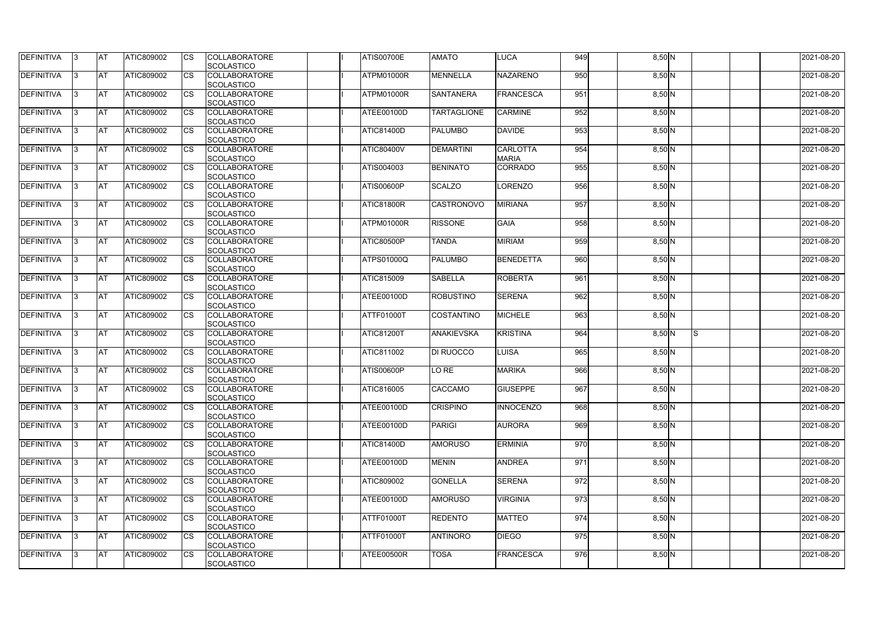| DEFINITIVA | 3 | AT | ATIC809002 | CS | COLLABORATORE SCOLASTICO | | I | ATIS00700E | AMATO | LUCA | 949 | | 8,50 | N | | | | 2021-08-20 |
|---|---|---|---|---|---|---|---|---|---|---|---|---|---|---|---|---|---|---|
| DEFINITIVA | 3 | AT | ATIC809002 | CS | COLLABORATORE SCOLASTICO | | I | ATPM01000R | MENNELLA | NAZARENO | 950 | | 8,50 | N | | | | 2021-08-20 |
| DEFINITIVA | 3 | AT | ATIC809002 | CS | COLLABORATORE SCOLASTICO | | I | ATPM01000R | SANTANERA | FRANCESCA | 951 | | 8,50 | N | | | | 2021-08-20 |
| DEFINITIVA | 3 | AT | ATIC809002 | CS | COLLABORATORE SCOLASTICO | | I | ATEE00100D | TARTAGLIONE | CARMINE | 952 | | 8,50 | N | | | | 2021-08-20 |
| DEFINITIVA | 3 | AT | ATIC809002 | CS | COLLABORATORE SCOLASTICO | | I | ATIC81400D | PALUMBO | DAVIDE | 953 | | 8,50 | N | | | | 2021-08-20 |
| DEFINITIVA | 3 | AT | ATIC809002 | CS | COLLABORATORE SCOLASTICO | | I | ATIC80400V | DEMARTINI | CARLOTTA MARIA | 954 | | 8,50 | N | | | | 2021-08-20 |
| DEFINITIVA | 3 | AT | ATIC809002 | CS | COLLABORATORE SCOLASTICO | | I | ATIS004003 | BENINATO | CORRADO | 955 | | 8,50 | N | | | | 2021-08-20 |
| DEFINITIVA | 3 | AT | ATIC809002 | CS | COLLABORATORE SCOLASTICO | | I | ATIS00600P | SCALZO | LORENZO | 956 | | 8,50 | N | | | | 2021-08-20 |
| DEFINITIVA | 3 | AT | ATIC809002 | CS | COLLABORATORE SCOLASTICO | | I | ATIC81800R | CASTRONOVO | MIRIANA | 957 | | 8,50 | N | | | | 2021-08-20 |
| DEFINITIVA | 3 | AT | ATIC809002 | CS | COLLABORATORE SCOLASTICO | | I | ATPM01000R | RISSONE | GAIA | 958 | | 8,50 | N | | | | 2021-08-20 |
| DEFINITIVA | 3 | AT | ATIC809002 | CS | COLLABORATORE SCOLASTICO | | I | ATIC80500P | TANDA | MIRIAM | 959 | | 8,50 | N | | | | 2021-08-20 |
| DEFINITIVA | 3 | AT | ATIC809002 | CS | COLLABORATORE SCOLASTICO | | I | ATPS01000Q | PALUMBO | BENEDETTA | 960 | | 8,50 | N | | | | 2021-08-20 |
| DEFINITIVA | 3 | AT | ATIC809002 | CS | COLLABORATORE SCOLASTICO | | I | ATIC815009 | SABELLA | ROBERTA | 961 | | 8,50 | N | | | | 2021-08-20 |
| DEFINITIVA | 3 | AT | ATIC809002 | CS | COLLABORATORE SCOLASTICO | | I | ATEE00100D | ROBUSTINO | SERENA | 962 | | 8,50 | N | | | | 2021-08-20 |
| DEFINITIVA | 3 | AT | ATIC809002 | CS | COLLABORATORE SCOLASTICO | | I | ATTF01000T | COSTANTINO | MICHELE | 963 | | 8,50 | N | | | | 2021-08-20 |
| DEFINITIVA | 3 | AT | ATIC809002 | CS | COLLABORATORE SCOLASTICO | | I | ATIC81200T | ANAKIEVSKA | KRISTINA | 964 | | 8,50 | N | S | | | 2021-08-20 |
| DEFINITIVA | 3 | AT | ATIC809002 | CS | COLLABORATORE SCOLASTICO | | I | ATIC811002 | DI RUOCCO | LUISA | 965 | | 8,50 | N | | | | 2021-08-20 |
| DEFINITIVA | 3 | AT | ATIC809002 | CS | COLLABORATORE SCOLASTICO | | I | ATIS00600P | LO RE | MARIKA | 966 | | 8,50 | N | | | | 2021-08-20 |
| DEFINITIVA | 3 | AT | ATIC809002 | CS | COLLABORATORE SCOLASTICO | | I | ATIC816005 | CACCAMO | GIUSEPPE | 967 | | 8,50 | N | | | | 2021-08-20 |
| DEFINITIVA | 3 | AT | ATIC809002 | CS | COLLABORATORE SCOLASTICO | | I | ATEE00100D | CRISPINO | INNOCENZO | 968 | | 8,50 | N | | | | 2021-08-20 |
| DEFINITIVA | 3 | AT | ATIC809002 | CS | COLLABORATORE SCOLASTICO | | I | ATEE00100D | PARIGI | AURORA | 969 | | 8,50 | N | | | | 2021-08-20 |
| DEFINITIVA | 3 | AT | ATIC809002 | CS | COLLABORATORE SCOLASTICO | | I | ATIC81400D | AMORUSO | ERMINIA | 970 | | 8,50 | N | | | | 2021-08-20 |
| DEFINITIVA | 3 | AT | ATIC809002 | CS | COLLABORATORE SCOLASTICO | | I | ATEE00100D | MENIN | ANDREA | 971 | | 8,50 | N | | | | 2021-08-20 |
| DEFINITIVA | 3 | AT | ATIC809002 | CS | COLLABORATORE SCOLASTICO | | I | ATIC809002 | GONELLA | SERENA | 972 | | 8,50 | N | | | | 2021-08-20 |
| DEFINITIVA | 3 | AT | ATIC809002 | CS | COLLABORATORE SCOLASTICO | | I | ATEE00100D | AMORUSO | VIRGINIA | 973 | | 8,50 | N | | | | 2021-08-20 |
| DEFINITIVA | 3 | AT | ATIC809002 | CS | COLLABORATORE SCOLASTICO | | I | ATTF01000T | REDENTO | MATTEO | 974 | | 8,50 | N | | | | 2021-08-20 |
| DEFINITIVA | 3 | AT | ATIC809002 | CS | COLLABORATORE SCOLASTICO | | I | ATTF01000T | ANTINORO | DIEGO | 975 | | 8,50 | N | | | | 2021-08-20 |
| DEFINITIVA | 3 | AT | ATIC809002 | CS | COLLABORATORE SCOLASTICO | | I | ATEE00500R | TOSA | FRANCESCA | 976 | | 8,50 | N | | | | 2021-08-20 |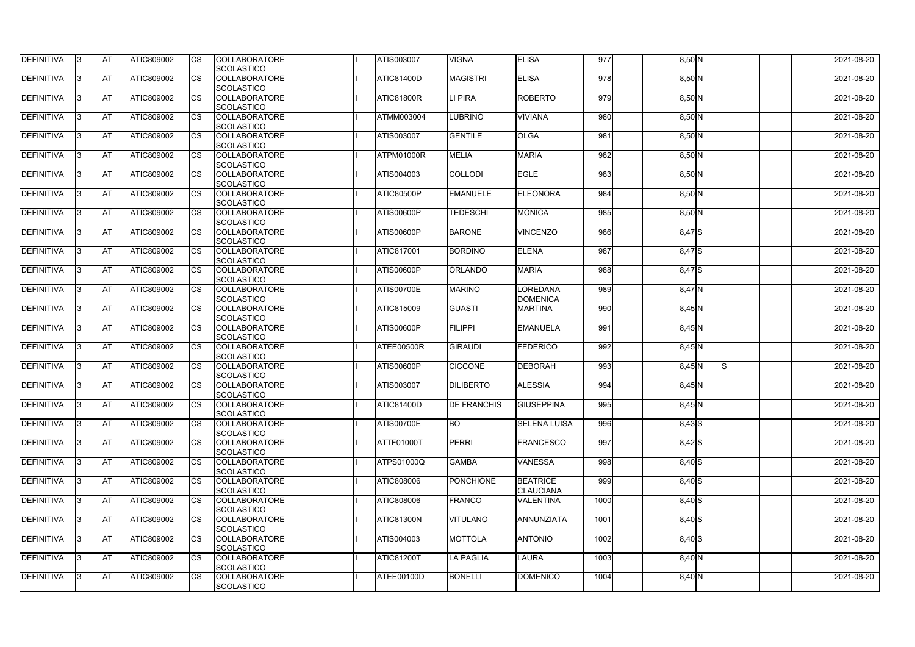| | | | | | | | | | | | | | | | | | | | |
|---|---|---|---|---|---|---|---|---|---|---|---|---|---|---|---|---|---|---|---|
| DEFINITIVA | 3 | AT | ATIC809002 | CS | COLLABORATORE SCOLASTICO | | I | ATIS003007 | VIGNA | ELISA | 977 | | 8,50 | N | | | | | 2021-08-20 |
| DEFINITIVA | 3 | AT | ATIC809002 | CS | COLLABORATORE SCOLASTICO | | I | ATIC81400D | MAGISTRI | ELISA | 978 | | 8,50 | N | | | | | 2021-08-20 |
| DEFINITIVA | 3 | AT | ATIC809002 | CS | COLLABORATORE SCOLASTICO | | I | ATIC81800R | LI PIRA | ROBERTO | 979 | | 8,50 | N | | | | | 2021-08-20 |
| DEFINITIVA | 3 | AT | ATIC809002 | CS | COLLABORATORE SCOLASTICO | | I | ATMM003004 | LUBRINO | VIVIANA | 980 | | 8,50 | N | | | | | 2021-08-20 |
| DEFINITIVA | 3 | AT | ATIC809002 | CS | COLLABORATORE SCOLASTICO | | I | ATIS003007 | GENTILE | OLGA | 981 | | 8,50 | N | | | | | 2021-08-20 |
| DEFINITIVA | 3 | AT | ATIC809002 | CS | COLLABORATORE SCOLASTICO | | I | ATPM01000R | MELIA | MARIA | 982 | | 8,50 | N | | | | | 2021-08-20 |
| DEFINITIVA | 3 | AT | ATIC809002 | CS | COLLABORATORE SCOLASTICO | | I | ATIS004003 | COLLODI | EGLE | 983 | | 8,50 | N | | | | | 2021-08-20 |
| DEFINITIVA | 3 | AT | ATIC809002 | CS | COLLABORATORE SCOLASTICO | | I | ATIC80500P | EMANUELE | ELEONORA | 984 | | 8,50 | N | | | | | 2021-08-20 |
| DEFINITIVA | 3 | AT | ATIC809002 | CS | COLLABORATORE SCOLASTICO | | I | ATIS00600P | TEDESCHI | MONICA | 985 | | 8,50 | N | | | | | 2021-08-20 |
| DEFINITIVA | 3 | AT | ATIC809002 | CS | COLLABORATORE SCOLASTICO | | I | ATIS00600P | BARONE | VINCENZO | 986 | | 8,47 | S | | | | | 2021-08-20 |
| DEFINITIVA | 3 | AT | ATIC809002 | CS | COLLABORATORE SCOLASTICO | | I | ATIC817001 | BORDINO | ELENA | 987 | | 8,47 | S | | | | | 2021-08-20 |
| DEFINITIVA | 3 | AT | ATIC809002 | CS | COLLABORATORE SCOLASTICO | | I | ATIS00600P | ORLANDO | MARIA | 988 | | 8,47 | S | | | | | 2021-08-20 |
| DEFINITIVA | 3 | AT | ATIC809002 | CS | COLLABORATORE SCOLASTICO | | I | ATIS00700E | MARINO | LOREDANA DOMENICA | 989 | | 8,47 | N | | | | | 2021-08-20 |
| DEFINITIVA | 3 | AT | ATIC809002 | CS | COLLABORATORE SCOLASTICO | | I | ATIC815009 | GUASTI | MARTINA | 990 | | 8,45 | N | | | | | 2021-08-20 |
| DEFINITIVA | 3 | AT | ATIC809002 | CS | COLLABORATORE SCOLASTICO | | I | ATIS00600P | FILIPPI | EMANUELA | 991 | | 8,45 | N | | | | | 2021-08-20 |
| DEFINITIVA | 3 | AT | ATIC809002 | CS | COLLABORATORE SCOLASTICO | | I | ATEE00500R | GIRAUDI | FEDERICO | 992 | | 8,45 | N | | | | | 2021-08-20 |
| DEFINITIVA | 3 | AT | ATIC809002 | CS | COLLABORATORE SCOLASTICO | | I | ATIS00600P | CICCONE | DEBORAH | 993 | | 8,45 | N | S | | | | 2021-08-20 |
| DEFINITIVA | 3 | AT | ATIC809002 | CS | COLLABORATORE SCOLASTICO | | I | ATIS003007 | DILIBERTO | ALESSIA | 994 | | 8,45 | N | | | | | 2021-08-20 |
| DEFINITIVA | 3 | AT | ATIC809002 | CS | COLLABORATORE SCOLASTICO | | I | ATIC81400D | DE FRANCHIS | GIUSEPPINA | 995 | | 8,45 | N | | | | | 2021-08-20 |
| DEFINITIVA | 3 | AT | ATIC809002 | CS | COLLABORATORE SCOLASTICO | | I | ATIS00700E | BO | SELENA LUISA | 996 | | 8,43 | S | | | | | 2021-08-20 |
| DEFINITIVA | 3 | AT | ATIC809002 | CS | COLLABORATORE SCOLASTICO | | I | ATTF01000T | PERRI | FRANCESCO | 997 | | 8,42 | S | | | | | 2021-08-20 |
| DEFINITIVA | 3 | AT | ATIC809002 | CS | COLLABORATORE SCOLASTICO | | I | ATPS01000Q | GAMBA | VANESSA | 998 | | 8,40 | S | | | | | 2021-08-20 |
| DEFINITIVA | 3 | AT | ATIC809002 | CS | COLLABORATORE SCOLASTICO | | I | ATIC808006 | PONCHIONE | BEATRICE CLAUCIANA | 999 | | 8,40 | S | | | | | 2021-08-20 |
| DEFINITIVA | 3 | AT | ATIC809002 | CS | COLLABORATORE SCOLASTICO | | I | ATIC808006 | FRANCO | VALENTINA | 1000 | | 8,40 | S | | | | | 2021-08-20 |
| DEFINITIVA | 3 | AT | ATIC809002 | CS | COLLABORATORE SCOLASTICO | | I | ATIC81300N | VITULANO | ANNUNZIATA | 1001 | | 8,40 | S | | | | | 2021-08-20 |
| DEFINITIVA | 3 | AT | ATIC809002 | CS | COLLABORATORE SCOLASTICO | | I | ATIS004003 | MOTTOLA | ANTONIO | 1002 | | 8,40 | S | | | | | 2021-08-20 |
| DEFINITIVA | 3 | AT | ATIC809002 | CS | COLLABORATORE SCOLASTICO | | I | ATIC81200T | LA PAGLIA | LAURA | 1003 | | 8,40 | N | | | | | 2021-08-20 |
| DEFINITIVA | 3 | AT | ATIC809002 | CS | COLLABORATORE SCOLASTICO | | I | ATEE00100D | BONELLI | DOMENICO | 1004 | | 8,40 | N | | | | | 2021-08-20 |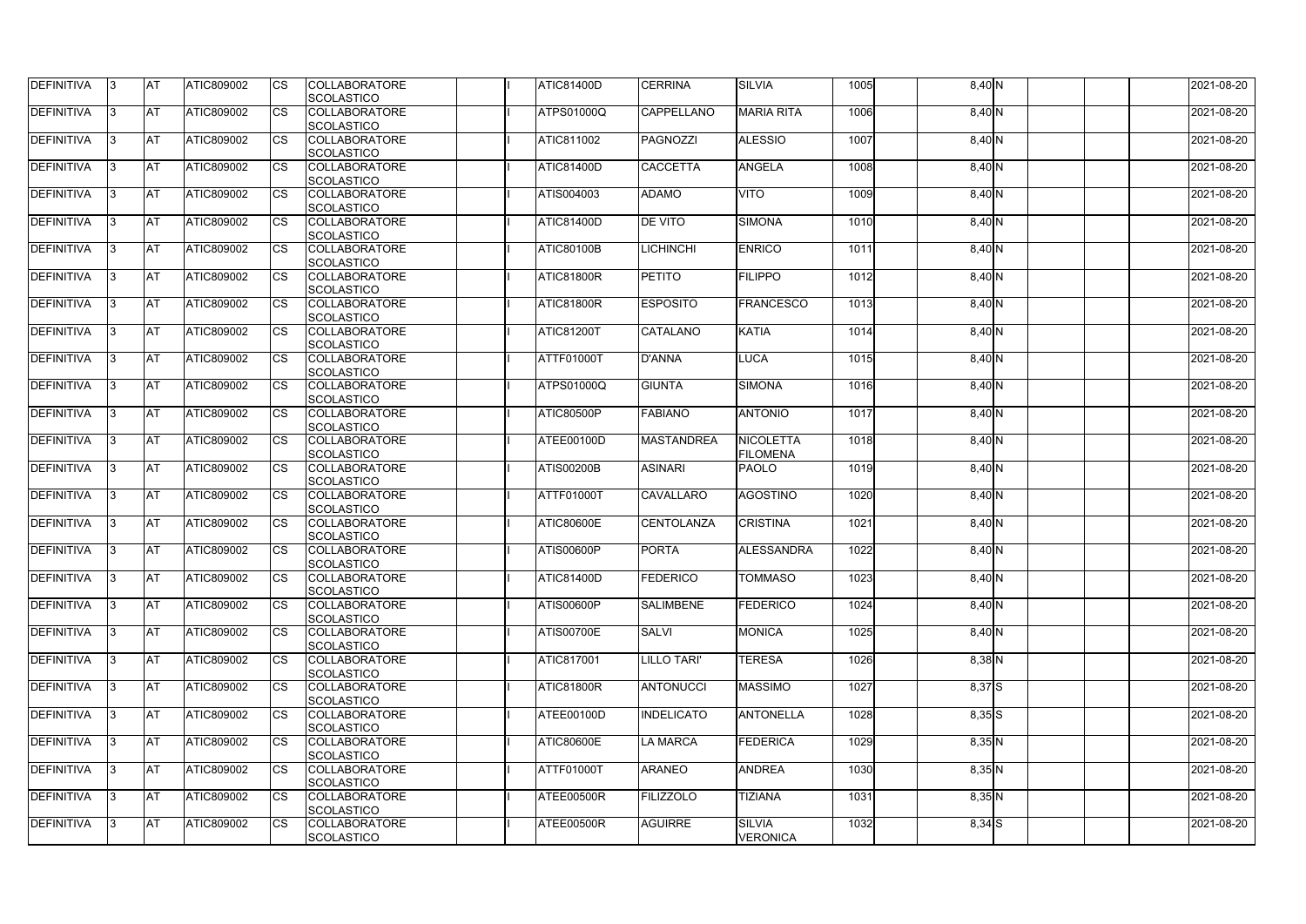| DEFINITIVA | 3 | AT | ATIC809002 | CS | COLLABORATORE SCOLASTICO | | I | ATIC81400D | CERRINA | SILVIA | 1005 | | 8,40 | N | | | | 2021-08-20 |
|---|---|---|---|---|---|---|---|---|---|---|---|---|---|---|---|---|---|---|
| DEFINITIVA | 3 | AT | ATIC809002 | CS | COLLABORATORE SCOLASTICO | | I | ATPS01000Q | CAPPELLANO | MARIA RITA | 1006 | | 8,40 | N | | | | 2021-08-20 |
| DEFINITIVA | 3 | AT | ATIC809002 | CS | COLLABORATORE SCOLASTICO | | I | ATIC811002 | PAGNOZZI | ALESSIO | 1007 | | 8,40 | N | | | | 2021-08-20 |
| DEFINITIVA | 3 | AT | ATIC809002 | CS | COLLABORATORE SCOLASTICO | | I | ATIC81400D | CACCETTA | ANGELA | 1008 | | 8,40 | N | | | | 2021-08-20 |
| DEFINITIVA | 3 | AT | ATIC809002 | CS | COLLABORATORE SCOLASTICO | | I | ATIS004003 | ADAMO | VITO | 1009 | | 8,40 | N | | | | 2021-08-20 |
| DEFINITIVA | 3 | AT | ATIC809002 | CS | COLLABORATORE SCOLASTICO | | I | ATIC81400D | DE VITO | SIMONA | 1010 | | 8,40 | N | | | | 2021-08-20 |
| DEFINITIVA | 3 | AT | ATIC809002 | CS | COLLABORATORE SCOLASTICO | | I | ATIC80100B | LICHINCHI | ENRICO | 1011 | | 8,40 | N | | | | 2021-08-20 |
| DEFINITIVA | 3 | AT | ATIC809002 | CS | COLLABORATORE SCOLASTICO | | I | ATIC81800R | PETITO | FILIPPO | 1012 | | 8,40 | N | | | | 2021-08-20 |
| DEFINITIVA | 3 | AT | ATIC809002 | CS | COLLABORATORE SCOLASTICO | | I | ATIC81800R | ESPOSITO | FRANCESCO | 1013 | | 8,40 | N | | | | 2021-08-20 |
| DEFINITIVA | 3 | AT | ATIC809002 | CS | COLLABORATORE SCOLASTICO | | I | ATIC81200T | CATALANO | KATIA | 1014 | | 8,40 | N | | | | 2021-08-20 |
| DEFINITIVA | 3 | AT | ATIC809002 | CS | COLLABORATORE SCOLASTICO | | I | ATTF01000T | D'ANNA | LUCA | 1015 | | 8,40 | N | | | | 2021-08-20 |
| DEFINITIVA | 3 | AT | ATIC809002 | CS | COLLABORATORE SCOLASTICO | | I | ATPS01000Q | GIUNTA | SIMONA | 1016 | | 8,40 | N | | | | 2021-08-20 |
| DEFINITIVA | 3 | AT | ATIC809002 | CS | COLLABORATORE SCOLASTICO | | I | ATIC80500P | FABIANO | ANTONIO | 1017 | | 8,40 | N | | | | 2021-08-20 |
| DEFINITIVA | 3 | AT | ATIC809002 | CS | COLLABORATORE SCOLASTICO | | I | ATEE00100D | MASTANDREA | NICOLETTA FILOMENA | 1018 | | 8,40 | N | | | | 2021-08-20 |
| DEFINITIVA | 3 | AT | ATIC809002 | CS | COLLABORATORE SCOLASTICO | | I | ATIS00200B | ASINARI | PAOLO | 1019 | | 8,40 | N | | | | 2021-08-20 |
| DEFINITIVA | 3 | AT | ATIC809002 | CS | COLLABORATORE SCOLASTICO | | I | ATTF01000T | CAVALLARO | AGOSTINO | 1020 | | 8,40 | N | | | | 2021-08-20 |
| DEFINITIVA | 3 | AT | ATIC809002 | CS | COLLABORATORE SCOLASTICO | | I | ATIC80600E | CENTOLANZA | CRISTINA | 1021 | | 8,40 | N | | | | 2021-08-20 |
| DEFINITIVA | 3 | AT | ATIC809002 | CS | COLLABORATORE SCOLASTICO | | I | ATIS00600P | PORTA | ALESSANDRA | 1022 | | 8,40 | N | | | | 2021-08-20 |
| DEFINITIVA | 3 | AT | ATIC809002 | CS | COLLABORATORE SCOLASTICO | | I | ATIC81400D | FEDERICO | TOMMASO | 1023 | | 8,40 | N | | | | 2021-08-20 |
| DEFINITIVA | 3 | AT | ATIC809002 | CS | COLLABORATORE SCOLASTICO | | I | ATIS00600P | SALIMBENE | FEDERICO | 1024 | | 8,40 | N | | | | 2021-08-20 |
| DEFINITIVA | 3 | AT | ATIC809002 | CS | COLLABORATORE SCOLASTICO | | I | ATIS00700E | SALVI | MONICA | 1025 | | 8,40 | N | | | | 2021-08-20 |
| DEFINITIVA | 3 | AT | ATIC809002 | CS | COLLABORATORE SCOLASTICO | | I | ATIC817001 | LILLO TARI' | TERESA | 1026 | | 8,38 | N | | | | 2021-08-20 |
| DEFINITIVA | 3 | AT | ATIC809002 | CS | COLLABORATORE SCOLASTICO | | I | ATIC81800R | ANTONUCCI | MASSIMO | 1027 | | 8,37 | S | | | | 2021-08-20 |
| DEFINITIVA | 3 | AT | ATIC809002 | CS | COLLABORATORE SCOLASTICO | | I | ATEE00100D | INDELICATO | ANTONELLA | 1028 | | 8,35 | S | | | | 2021-08-20 |
| DEFINITIVA | 3 | AT | ATIC809002 | CS | COLLABORATORE SCOLASTICO | | I | ATIC80600E | LA MARCA | FEDERICA | 1029 | | 8,35 | N | | | | 2021-08-20 |
| DEFINITIVA | 3 | AT | ATIC809002 | CS | COLLABORATORE SCOLASTICO | | I | ATTF01000T | ARANEO | ANDREA | 1030 | | 8,35 | N | | | | 2021-08-20 |
| DEFINITIVA | 3 | AT | ATIC809002 | CS | COLLABORATORE SCOLASTICO | | I | ATEE00500R | FILIZZOLO | TIZIANA | 1031 | | 8,35 | N | | | | 2021-08-20 |
| DEFINITIVA | 3 | AT | ATIC809002 | CS | COLLABORATORE SCOLASTICO | | I | ATEE00500R | AGUIRRE | SILVIA VERONICA | 1032 | | 8,34 | S | | | | 2021-08-20 |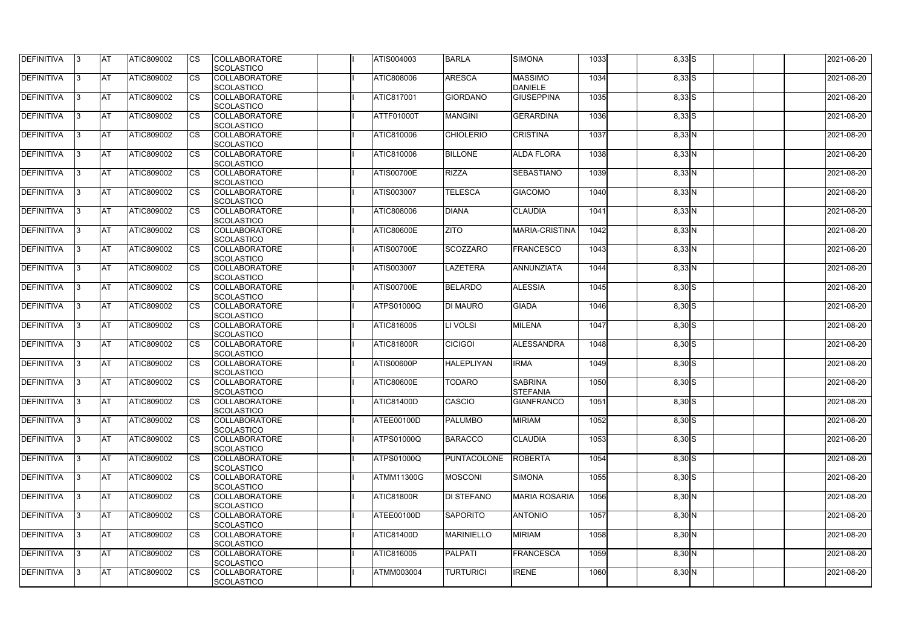| DEFINITIVA | 3 | AT | ATIC809002 | CS | COLLABORATORE SCOLASTICO | | I | ATIS004003 | BARLA | SIMONA | 1033 | | 8,33 | S | | | | 2021-08-20 |
|---|---|---|---|---|---|---|---|---|---|---|---|---|---|---|---|---|---|---|
| DEFINITIVA | 3 | AT | ATIC809002 | CS | COLLABORATORE SCOLASTICO | | I | ATIC808006 | ARESCA | MASSIMO DANIELE | 1034 | | 8,33 | S | | | | 2021-08-20 |
| DEFINITIVA | 3 | AT | ATIC809002 | CS | COLLABORATORE SCOLASTICO | | I | ATIC817001 | GIORDANO | GIUSEPPINA | 1035 | | 8,33 | S | | | | 2021-08-20 |
| DEFINITIVA | 3 | AT | ATIC809002 | CS | COLLABORATORE SCOLASTICO | | I | ATTF01000T | MANGINI | GERARDINA | 1036 | | 8,33 | S | | | | 2021-08-20 |
| DEFINITIVA | 3 | AT | ATIC809002 | CS | COLLABORATORE SCOLASTICO | | I | ATIC810006 | CHIOLERIO | CRISTINA | 1037 | | 8,33 | N | | | | 2021-08-20 |
| DEFINITIVA | 3 | AT | ATIC809002 | CS | COLLABORATORE SCOLASTICO | | I | ATIC810006 | BILLONE | ALDA FLORA | 1038 | | 8,33 | N | | | | 2021-08-20 |
| DEFINITIVA | 3 | AT | ATIC809002 | CS | COLLABORATORE SCOLASTICO | | I | ATIS00700E | RIZZA | SEBASTIANO | 1039 | | 8,33 | N | | | | 2021-08-20 |
| DEFINITIVA | 3 | AT | ATIC809002 | CS | COLLABORATORE SCOLASTICO | | I | ATIS003007 | TELESCA | GIACOMO | 1040 | | 8,33 | N | | | | 2021-08-20 |
| DEFINITIVA | 3 | AT | ATIC809002 | CS | COLLABORATORE SCOLASTICO | | I | ATIC808006 | DIANA | CLAUDIA | 1041 | | 8,33 | N | | | | 2021-08-20 |
| DEFINITIVA | 3 | AT | ATIC809002 | CS | COLLABORATORE SCOLASTICO | | I | ATIC80600E | ZITO | MARIA-CRISTINA | 1042 | | 8,33 | N | | | | 2021-08-20 |
| DEFINITIVA | 3 | AT | ATIC809002 | CS | COLLABORATORE SCOLASTICO | | I | ATIS00700E | SCOZZARO | FRANCESCO | 1043 | | 8,33 | N | | | | 2021-08-20 |
| DEFINITIVA | 3 | AT | ATIC809002 | CS | COLLABORATORE SCOLASTICO | | I | ATIS003007 | LAZETERA | ANNUNZIATA | 1044 | | 8,33 | N | | | | 2021-08-20 |
| DEFINITIVA | 3 | AT | ATIC809002 | CS | COLLABORATORE SCOLASTICO | | I | ATIS00700E | BELARDO | ALESSIA | 1045 | | 8,30 | S | | | | 2021-08-20 |
| DEFINITIVA | 3 | AT | ATIC809002 | CS | COLLABORATORE SCOLASTICO | | I | ATPS01000Q | DI MAURO | GIADA | 1046 | | 8,30 | S | | | | 2021-08-20 |
| DEFINITIVA | 3 | AT | ATIC809002 | CS | COLLABORATORE SCOLASTICO | | I | ATIC816005 | LI VOLSI | MILENA | 1047 | | 8,30 | S | | | | 2021-08-20 |
| DEFINITIVA | 3 | AT | ATIC809002 | CS | COLLABORATORE SCOLASTICO | | I | ATIC81800R | CICIGOI | ALESSANDRA | 1048 | | 8,30 | S | | | | 2021-08-20 |
| DEFINITIVA | 3 | AT | ATIC809002 | CS | COLLABORATORE SCOLASTICO | | I | ATIS00600P | HALEPLIYAN | IRMA | 1049 | | 8,30 | S | | | | 2021-08-20 |
| DEFINITIVA | 3 | AT | ATIC809002 | CS | COLLABORATORE SCOLASTICO | | I | ATIC80600E | TODARO | SABRINA STEFANIA | 1050 | | 8,30 | S | | | | 2021-08-20 |
| DEFINITIVA | 3 | AT | ATIC809002 | CS | COLLABORATORE SCOLASTICO | | I | ATIC81400D | CASCIO | GIANFRANCO | 1051 | | 8,30 | S | | | | 2021-08-20 |
| DEFINITIVA | 3 | AT | ATIC809002 | CS | COLLABORATORE SCOLASTICO | | I | ATEE00100D | PALUMBO | MIRIAM | 1052 | | 8,30 | S | | | | 2021-08-20 |
| DEFINITIVA | 3 | AT | ATIC809002 | CS | COLLABORATORE SCOLASTICO | | I | ATPS01000Q | BARACCO | CLAUDIA | 1053 | | 8,30 | S | | | | 2021-08-20 |
| DEFINITIVA | 3 | AT | ATIC809002 | CS | COLLABORATORE SCOLASTICO | | I | ATPS01000Q | PUNTACOLONE | ROBERTA | 1054 | | 8,30 | S | | | | 2021-08-20 |
| DEFINITIVA | 3 | AT | ATIC809002 | CS | COLLABORATORE SCOLASTICO | | I | ATMM11300G | MOSCONI | SIMONA | 1055 | | 8,30 | S | | | | 2021-08-20 |
| DEFINITIVA | 3 | AT | ATIC809002 | CS | COLLABORATORE SCOLASTICO | | I | ATIC81800R | DI STEFANO | MARIA ROSARIA | 1056 | | 8,30 | N | | | | 2021-08-20 |
| DEFINITIVA | 3 | AT | ATIC809002 | CS | COLLABORATORE SCOLASTICO | | I | ATEE00100D | SAPORITO | ANTONIO | 1057 | | 8,30 | N | | | | 2021-08-20 |
| DEFINITIVA | 3 | AT | ATIC809002 | CS | COLLABORATORE SCOLASTICO | | I | ATIC81400D | MARINIELLO | MIRIAM | 1058 | | 8,30 | N | | | | 2021-08-20 |
| DEFINITIVA | 3 | AT | ATIC809002 | CS | COLLABORATORE SCOLASTICO | | I | ATIC816005 | PALPATI | FRANCESCA | 1059 | | 8,30 | N | | | | 2021-08-20 |
| DEFINITIVA | 3 | AT | ATIC809002 | CS | COLLABORATORE SCOLASTICO | | I | ATMM003004 | TURTURICI | IRENE | 1060 | | 8,30 | N | | | | 2021-08-20 |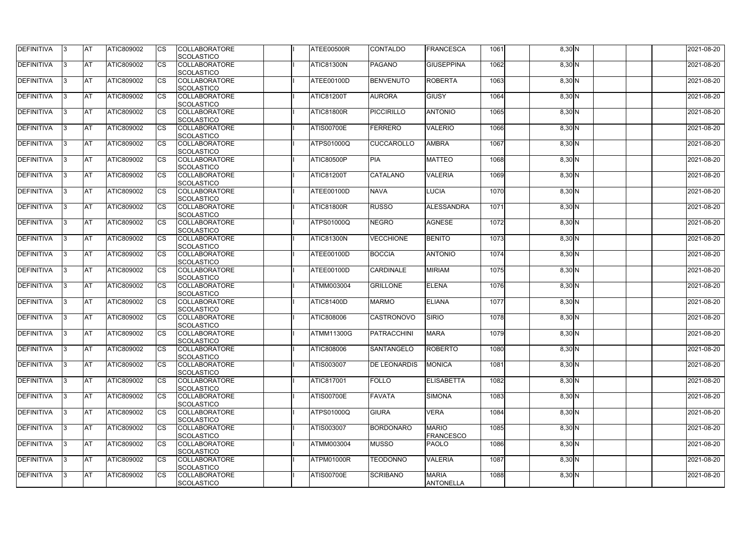| DEFINITIVA | 3 | AT | ATIC809002 | CS | COLLABORATORE SCOLASTICO | | I | ATEE00500R | CONTALDO | FRANCESCA | 1061 | | 8,30 | N | | | | 2021-08-20 |
|---|---|---|---|---|---|---|---|---|---|---|---|---|---|---|---|---|---|---|
| DEFINITIVA | 3 | AT | ATIC809002 | CS | COLLABORATORE SCOLASTICO | | I | ATIC81300N | PAGANO | GIUSEPPINA | 1062 | | 8,30 | N | | | | 2021-08-20 |
| DEFINITIVA | 3 | AT | ATIC809002 | CS | COLLABORATORE SCOLASTICO | | I | ATEE00100D | BENVENUTO | ROBERTA | 1063 | | 8,30 | N | | | | 2021-08-20 |
| DEFINITIVA | 3 | AT | ATIC809002 | CS | COLLABORATORE SCOLASTICO | | I | ATIC81200T | AURORA | GIUSY | 1064 | | 8,30 | N | | | | 2021-08-20 |
| DEFINITIVA | 3 | AT | ATIC809002 | CS | COLLABORATORE SCOLASTICO | | I | ATIC81800R | PICCIRILLO | ANTONIO | 1065 | | 8,30 | N | | | | 2021-08-20 |
| DEFINITIVA | 3 | AT | ATIC809002 | CS | COLLABORATORE SCOLASTICO | | I | ATIS00700E | FERRERO | VALERIO | 1066 | | 8,30 | N | | | | 2021-08-20 |
| DEFINITIVA | 3 | AT | ATIC809002 | CS | COLLABORATORE SCOLASTICO | | I | ATPS01000Q | CUCCAROLLO | AMBRA | 1067 | | 8,30 | N | | | | 2021-08-20 |
| DEFINITIVA | 3 | AT | ATIC809002 | CS | COLLABORATORE SCOLASTICO | | I | ATIC80500P | PIA | MATTEO | 1068 | | 8,30 | N | | | | 2021-08-20 |
| DEFINITIVA | 3 | AT | ATIC809002 | CS | COLLABORATORE SCOLASTICO | | I | ATIC81200T | CATALANO | VALERIA | 1069 | | 8,30 | N | | | | 2021-08-20 |
| DEFINITIVA | 3 | AT | ATIC809002 | CS | COLLABORATORE SCOLASTICO | | I | ATEE00100D | NAVA | LUCIA | 1070 | | 8,30 | N | | | | 2021-08-20 |
| DEFINITIVA | 3 | AT | ATIC809002 | CS | COLLABORATORE SCOLASTICO | | I | ATIC81800R | RUSSO | ALESSANDRA | 1071 | | 8,30 | N | | | | 2021-08-20 |
| DEFINITIVA | 3 | AT | ATIC809002 | CS | COLLABORATORE SCOLASTICO | | I | ATPS01000Q | NEGRO | AGNESE | 1072 | | 8,30 | N | | | | 2021-08-20 |
| DEFINITIVA | 3 | AT | ATIC809002 | CS | COLLABORATORE SCOLASTICO | | I | ATIC81300N | VECCHIONE | BENITO | 1073 | | 8,30 | N | | | | 2021-08-20 |
| DEFINITIVA | 3 | AT | ATIC809002 | CS | COLLABORATORE SCOLASTICO | | I | ATEE00100D | BOCCIA | ANTONIO | 1074 | | 8,30 | N | | | | 2021-08-20 |
| DEFINITIVA | 3 | AT | ATIC809002 | CS | COLLABORATORE SCOLASTICO | | I | ATEE00100D | CARDINALE | MIRIAM | 1075 | | 8,30 | N | | | | 2021-08-20 |
| DEFINITIVA | 3 | AT | ATIC809002 | CS | COLLABORATORE SCOLASTICO | | I | ATMM003004 | GRILLONE | ELENA | 1076 | | 8,30 | N | | | | 2021-08-20 |
| DEFINITIVA | 3 | AT | ATIC809002 | CS | COLLABORATORE SCOLASTICO | | I | ATIC81400D | MARMO | ELIANA | 1077 | | 8,30 | N | | | | 2021-08-20 |
| DEFINITIVA | 3 | AT | ATIC809002 | CS | COLLABORATORE SCOLASTICO | | I | ATIC808006 | CASTRONOVO | SIRIO | 1078 | | 8,30 | N | | | | 2021-08-20 |
| DEFINITIVA | 3 | AT | ATIC809002 | CS | COLLABORATORE SCOLASTICO | | I | ATMM11300G | PATRACCHINI | MARA | 1079 | | 8,30 | N | | | | 2021-08-20 |
| DEFINITIVA | 3 | AT | ATIC809002 | CS | COLLABORATORE SCOLASTICO | | I | ATIC808006 | SANTANGELO | ROBERTO | 1080 | | 8,30 | N | | | | 2021-08-20 |
| DEFINITIVA | 3 | AT | ATIC809002 | CS | COLLABORATORE SCOLASTICO | | I | ATIS003007 | DE LEONARDIS | MONICA | 1081 | | 8,30 | N | | | | 2021-08-20 |
| DEFINITIVA | 3 | AT | ATIC809002 | CS | COLLABORATORE SCOLASTICO | | I | ATIC817001 | FOLLO | ELISABETTA | 1082 | | 8,30 | N | | | | 2021-08-20 |
| DEFINITIVA | 3 | AT | ATIC809002 | CS | COLLABORATORE SCOLASTICO | | I | ATIS00700E | FAVATA | SIMONA | 1083 | | 8,30 | N | | | | 2021-08-20 |
| DEFINITIVA | 3 | AT | ATIC809002 | CS | COLLABORATORE SCOLASTICO | | I | ATPS01000Q | GIURA | VERA | 1084 | | 8,30 | N | | | | 2021-08-20 |
| DEFINITIVA | 3 | AT | ATIC809002 | CS | COLLABORATORE SCOLASTICO | | I | ATIS003007 | BORDONARO | MARIO FRANCESCO | 1085 | | 8,30 | N | | | | 2021-08-20 |
| DEFINITIVA | 3 | AT | ATIC809002 | CS | COLLABORATORE SCOLASTICO | | I | ATMM003004 | MUSSO | PAOLO | 1086 | | 8,30 | N | | | | 2021-08-20 |
| DEFINITIVA | 3 | AT | ATIC809002 | CS | COLLABORATORE SCOLASTICO | | I | ATPM01000R | TEODONNO | VALERIA | 1087 | | 8,30 | N | | | | 2021-08-20 |
| DEFINITIVA | 3 | AT | ATIC809002 | CS | COLLABORATORE SCOLASTICO | | I | ATIS00700E | SCRIBANO | MARIA ANTONELLA | 1088 | | 8,30 | N | | | | 2021-08-20 |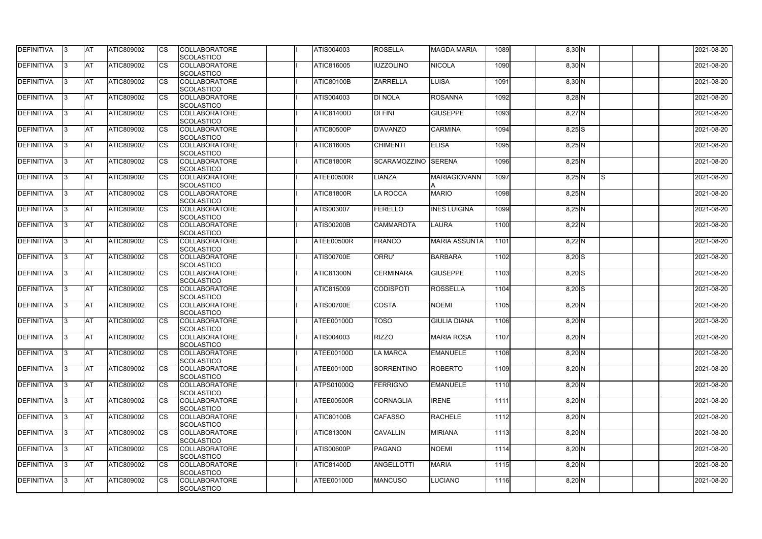| DEFINITIVA | 3 | AT | ATIC809002 | CS | COLLABORATORE SCOLASTICO | | I | ATIS004003 | ROSELLA | MAGDA MARIA | 1089 | | 8,30 | N | | | | 2021-08-20 |
|---|---|---|---|---|---|---|---|---|---|---|---|---|---|---|---|---|---|---|
| DEFINITIVA | 3 | AT | ATIC809002 | CS | COLLABORATORE SCOLASTICO | | I | ATIC816005 | IUZZOLINO | NICOLA | 1090 | | 8,30 | N | | | | 2021-08-20 |
| DEFINITIVA | 3 | AT | ATIC809002 | CS | COLLABORATORE SCOLASTICO | | I | ATIC80100B | ZARRELLA | LUISA | 1091 | | 8,30 | N | | | | 2021-08-20 |
| DEFINITIVA | 3 | AT | ATIC809002 | CS | COLLABORATORE SCOLASTICO | | I | ATIS004003 | DI NOLA | ROSANNA | 1092 | | 8,28 | N | | | | 2021-08-20 |
| DEFINITIVA | 3 | AT | ATIC809002 | CS | COLLABORATORE SCOLASTICO | | I | ATIC81400D | DI FINI | GIUSEPPE | 1093 | | 8,27 | N | | | | 2021-08-20 |
| DEFINITIVA | 3 | AT | ATIC809002 | CS | COLLABORATORE SCOLASTICO | | I | ATIC80500P | D'AVANZO | CARMINA | 1094 | | 8,25 | S | | | | 2021-08-20 |
| DEFINITIVA | 3 | AT | ATIC809002 | CS | COLLABORATORE SCOLASTICO | | I | ATIC816005 | CHIMENTI | ELISA | 1095 | | 8,25 | N | | | | 2021-08-20 |
| DEFINITIVA | 3 | AT | ATIC809002 | CS | COLLABORATORE SCOLASTICO | | I | ATIC81800R | SCARAMOZZINO | SERENA | 1096 | | 8,25 | N | | | | 2021-08-20 |
| DEFINITIVA | 3 | AT | ATIC809002 | CS | COLLABORATORE SCOLASTICO | | I | ATEE00500R | LIANZA | MARIAGIOVANNA | 1097 | | 8,25 | N | S | | | 2021-08-20 |
| DEFINITIVA | 3 | AT | ATIC809002 | CS | COLLABORATORE SCOLASTICO | | I | ATIC81800R | LA ROCCA | MARIO | 1098 | | 8,25 | N | | | | 2021-08-20 |
| DEFINITIVA | 3 | AT | ATIC809002 | CS | COLLABORATORE SCOLASTICO | | I | ATIS003007 | FERELLO | INES LUIGINA | 1099 | | 8,25 | N | | | | 2021-08-20 |
| DEFINITIVA | 3 | AT | ATIC809002 | CS | COLLABORATORE SCOLASTICO | | I | ATIS00200B | CAMMAROTA | LAURA | 1100 | | 8,22 | N | | | | 2021-08-20 |
| DEFINITIVA | 3 | AT | ATIC809002 | CS | COLLABORATORE SCOLASTICO | | I | ATEE00500R | FRANCO | MARIA ASSUNTA | 1101 | | 8,22 | N | | | | 2021-08-20 |
| DEFINITIVA | 3 | AT | ATIC809002 | CS | COLLABORATORE SCOLASTICO | | I | ATIS00700E | ORRU' | BARBARA | 1102 | | 8,20 | S | | | | 2021-08-20 |
| DEFINITIVA | 3 | AT | ATIC809002 | CS | COLLABORATORE SCOLASTICO | | I | ATIC81300N | CERMINARA | GIUSEPPE | 1103 | | 8,20 | S | | | | 2021-08-20 |
| DEFINITIVA | 3 | AT | ATIC809002 | CS | COLLABORATORE SCOLASTICO | | I | ATIC815009 | CODISPOTI | ROSSELLA | 1104 | | 8,20 | S | | | | 2021-08-20 |
| DEFINITIVA | 3 | AT | ATIC809002 | CS | COLLABORATORE SCOLASTICO | | I | ATIS00700E | COSTA | NOEMI | 1105 | | 8,20 | N | | | | 2021-08-20 |
| DEFINITIVA | 3 | AT | ATIC809002 | CS | COLLABORATORE SCOLASTICO | | I | ATEE00100D | TOSO | GIULIA DIANA | 1106 | | 8,20 | N | | | | 2021-08-20 |
| DEFINITIVA | 3 | AT | ATIC809002 | CS | COLLABORATORE SCOLASTICO | | I | ATIS004003 | RIZZO | MARIA ROSA | 1107 | | 8,20 | N | | | | 2021-08-20 |
| DEFINITIVA | 3 | AT | ATIC809002 | CS | COLLABORATORE SCOLASTICO | | I | ATEE00100D | LA MARCA | EMANUELE | 1108 | | 8,20 | N | | | | 2021-08-20 |
| DEFINITIVA | 3 | AT | ATIC809002 | CS | COLLABORATORE SCOLASTICO | | I | ATEE00100D | SORRENTINO | ROBERTO | 1109 | | 8,20 | N | | | | 2021-08-20 |
| DEFINITIVA | 3 | AT | ATIC809002 | CS | COLLABORATORE SCOLASTICO | | I | ATPS01000Q | FERRIGNO | EMANUELE | 1110 | | 8,20 | N | | | | 2021-08-20 |
| DEFINITIVA | 3 | AT | ATIC809002 | CS | COLLABORATORE SCOLASTICO | | I | ATEE00500R | CORNAGLIA | IRENE | 1111 | | 8,20 | N | | | | 2021-08-20 |
| DEFINITIVA | 3 | AT | ATIC809002 | CS | COLLABORATORE SCOLASTICO | | I | ATIC80100B | CAFASSO | RACHELE | 1112 | | 8,20 | N | | | | 2021-08-20 |
| DEFINITIVA | 3 | AT | ATIC809002 | CS | COLLABORATORE SCOLASTICO | | I | ATIC81300N | CAVALLIN | MIRIANA | 1113 | | 8,20 | N | | | | 2021-08-20 |
| DEFINITIVA | 3 | AT | ATIC809002 | CS | COLLABORATORE SCOLASTICO | | I | ATIS00600P | PAGANO | NOEMI | 1114 | | 8,20 | N | | | | 2021-08-20 |
| DEFINITIVA | 3 | AT | ATIC809002 | CS | COLLABORATORE SCOLASTICO | | I | ATIC81400D | ANGELLOTTI | MARIA | 1115 | | 8,20 | N | | | | 2021-08-20 |
| DEFINITIVA | 3 | AT | ATIC809002 | CS | COLLABORATORE SCOLASTICO | | I | ATEE00100D | MANCUSO | LUCIANO | 1116 | | 8,20 | N | | | | 2021-08-20 |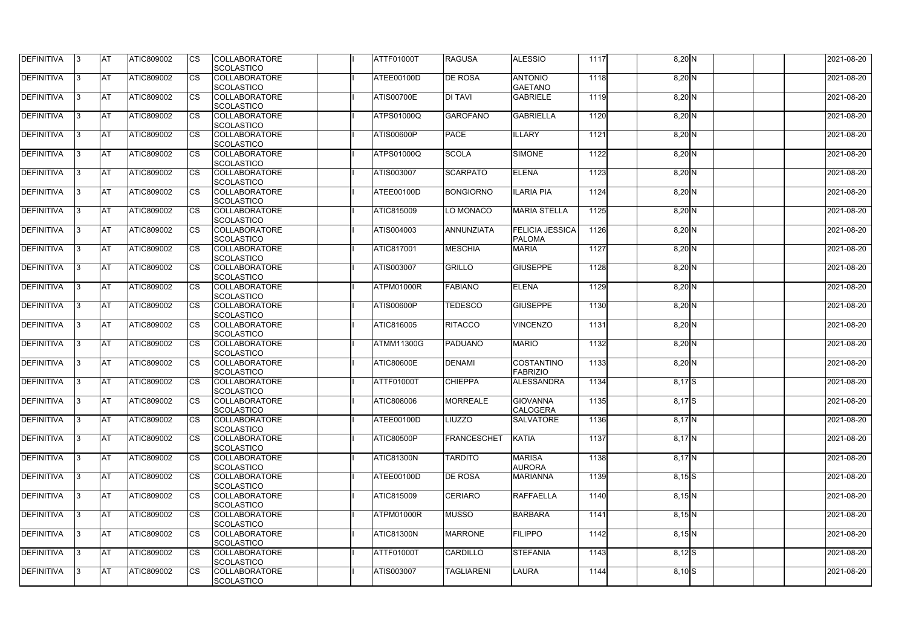| DEFINITIVA | 3 | AT | ATIC809002 | CS | COLLABORATORE SCOLASTICO | | I | ATTF01000T | RAGUSA | ALESSIO | 1117 | | 8,20 | N | | | | 2021-08-20 |
|---|---|---|---|---|---|---|---|---|---|---|---|---|---|---|---|---|---|---|
| DEFINITIVA | 3 | AT | ATIC809002 | CS | COLLABORATORE SCOLASTICO | | I | ATEE00100D | DE ROSA | ANTONIO GAETANO | 1118 | | 8,20 | N | | | | 2021-08-20 |
| DEFINITIVA | 3 | AT | ATIC809002 | CS | COLLABORATORE SCOLASTICO | | I | ATIS00700E | DI TAVI | GABRIELE | 1119 | | 8,20 | N | | | | 2021-08-20 |
| DEFINITIVA | 3 | AT | ATIC809002 | CS | COLLABORATORE SCOLASTICO | | I | ATPS01000Q | GAROFANO | GABRIELLA | 1120 | | 8,20 | N | | | | 2021-08-20 |
| DEFINITIVA | 3 | AT | ATIC809002 | CS | COLLABORATORE SCOLASTICO | | I | ATIS00600P | PACE | ILLARY | 1121 | | 8,20 | N | | | | 2021-08-20 |
| DEFINITIVA | 3 | AT | ATIC809002 | CS | COLLABORATORE SCOLASTICO | | I | ATPS01000Q | SCOLA | SIMONE | 1122 | | 8,20 | N | | | | 2021-08-20 |
| DEFINITIVA | 3 | AT | ATIC809002 | CS | COLLABORATORE SCOLASTICO | | I | ATIS003007 | SCARPATO | ELENA | 1123 | | 8,20 | N | | | | 2021-08-20 |
| DEFINITIVA | 3 | AT | ATIC809002 | CS | COLLABORATORE SCOLASTICO | | I | ATEE00100D | BONGIORNO | ILARIA PIA | 1124 | | 8,20 | N | | | | 2021-08-20 |
| DEFINITIVA | 3 | AT | ATIC809002 | CS | COLLABORATORE SCOLASTICO | | I | ATIC815009 | LO MONACO | MARIA STELLA | 1125 | | 8,20 | N | | | | 2021-08-20 |
| DEFINITIVA | 3 | AT | ATIC809002 | CS | COLLABORATORE SCOLASTICO | | I | ATIS004003 | ANNUNZIATA | FELICIA JESSICA PALOMA | 1126 | | 8,20 | N | | | | 2021-08-20 |
| DEFINITIVA | 3 | AT | ATIC809002 | CS | COLLABORATORE SCOLASTICO | | I | ATIC817001 | MESCHIA | MARIA | 1127 | | 8,20 | N | | | | 2021-08-20 |
| DEFINITIVA | 3 | AT | ATIC809002 | CS | COLLABORATORE SCOLASTICO | | I | ATIS003007 | GRILLO | GIUSEPPE | 1128 | | 8,20 | N | | | | 2021-08-20 |
| DEFINITIVA | 3 | AT | ATIC809002 | CS | COLLABORATORE SCOLASTICO | | I | ATPM01000R | FABIANO | ELENA | 1129 | | 8,20 | N | | | | 2021-08-20 |
| DEFINITIVA | 3 | AT | ATIC809002 | CS | COLLABORATORE SCOLASTICO | | I | ATIS00600P | TEDESCO | GIUSEPPE | 1130 | | 8,20 | N | | | | 2021-08-20 |
| DEFINITIVA | 3 | AT | ATIC809002 | CS | COLLABORATORE SCOLASTICO | | I | ATIC816005 | RITACCO | VINCENZO | 1131 | | 8,20 | N | | | | 2021-08-20 |
| DEFINITIVA | 3 | AT | ATIC809002 | CS | COLLABORATORE SCOLASTICO | | I | ATMM11300G | PADUANO | MARIO | 1132 | | 8,20 | N | | | | 2021-08-20 |
| DEFINITIVA | 3 | AT | ATIC809002 | CS | COLLABORATORE SCOLASTICO | | I | ATIC80600E | DENAMI | COSTANTINO FABRIZIO | 1133 | | 8,20 | N | | | | 2021-08-20 |
| DEFINITIVA | 3 | AT | ATIC809002 | CS | COLLABORATORE SCOLASTICO | | I | ATTF01000T | CHIEPPA | ALESSANDRA | 1134 | | 8,17 | S | | | | 2021-08-20 |
| DEFINITIVA | 3 | AT | ATIC809002 | CS | COLLABORATORE SCOLASTICO | | I | ATIC808006 | MORREALE | GIOVANNA CALOGERA | 1135 | | 8,17 | S | | | | 2021-08-20 |
| DEFINITIVA | 3 | AT | ATIC809002 | CS | COLLABORATORE SCOLASTICO | | I | ATEE00100D | LIUZZO | SALVATORE | 1136 | | 8,17 | N | | | | 2021-08-20 |
| DEFINITIVA | 3 | AT | ATIC809002 | CS | COLLABORATORE SCOLASTICO | | I | ATIC80500P | FRANCESCHET | KATIA | 1137 | | 8,17 | N | | | | 2021-08-20 |
| DEFINITIVA | 3 | AT | ATIC809002 | CS | COLLABORATORE SCOLASTICO | | I | ATIC81300N | TARDITO | MARISA AURORA | 1138 | | 8,17 | N | | | | 2021-08-20 |
| DEFINITIVA | 3 | AT | ATIC809002 | CS | COLLABORATORE SCOLASTICO | | I | ATEE00100D | DE ROSA | MARIANNA | 1139 | | 8,15 | S | | | | 2021-08-20 |
| DEFINITIVA | 3 | AT | ATIC809002 | CS | COLLABORATORE SCOLASTICO | | I | ATIC815009 | CERIARO | RAFFAELLA | 1140 | | 8,15 | N | | | | 2021-08-20 |
| DEFINITIVA | 3 | AT | ATIC809002 | CS | COLLABORATORE SCOLASTICO | | I | ATPM01000R | MUSSO | BARBARA | 1141 | | 8,15 | N | | | | 2021-08-20 |
| DEFINITIVA | 3 | AT | ATIC809002 | CS | COLLABORATORE SCOLASTICO | | I | ATIC81300N | MARRONE | FILIPPO | 1142 | | 8,15 | N | | | | 2021-08-20 |
| DEFINITIVA | 3 | AT | ATIC809002 | CS | COLLABORATORE SCOLASTICO | | I | ATTF01000T | CARDILLO | STEFANIA | 1143 | | 8,12 | S | | | | 2021-08-20 |
| DEFINITIVA | 3 | AT | ATIC809002 | CS | COLLABORATORE SCOLASTICO | | I | ATIS003007 | TAGLIARENI | LAURA | 1144 | | 8,10 | S | | | | 2021-08-20 |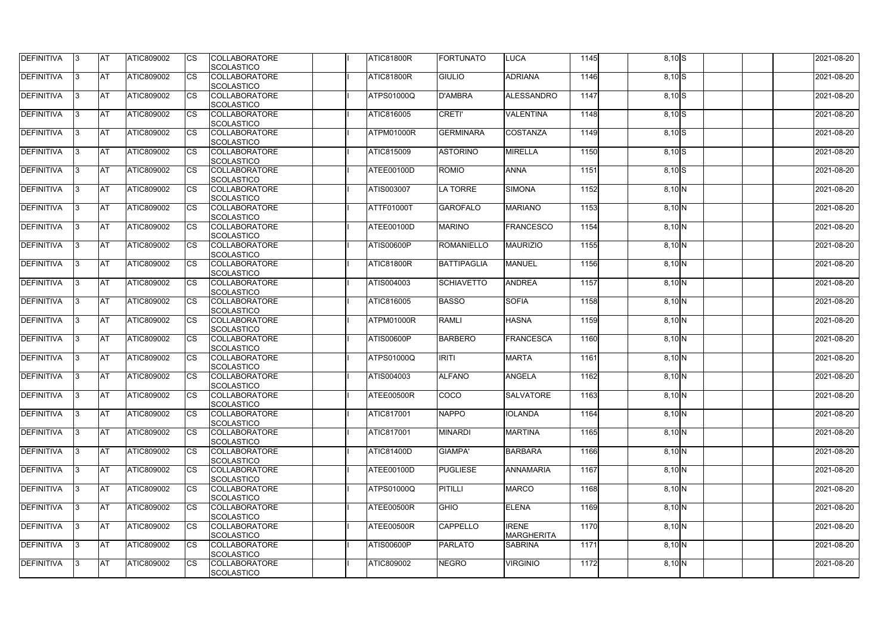| DEFINITIVA | 3 | AT | ATIC809002 | CS | COLLABORATORE SCOLASTICO | | I | ATIC81800R | FORTUNATO | LUCA | 1145 | | 8,10 | S | | | | 2021-08-20 |
|---|---|---|---|---|---|---|---|---|---|---|---|---|---|---|---|---|---|---|
| DEFINITIVA | 3 | AT | ATIC809002 | CS | COLLABORATORE SCOLASTICO | | I | ATIC81800R | GIULIO | ADRIANA | 1146 | | 8,10 | S | | | | 2021-08-20 |
| DEFINITIVA | 3 | AT | ATIC809002 | CS | COLLABORATORE SCOLASTICO | | I | ATPS01000Q | D'AMBRA | ALESSANDRO | 1147 | | 8,10 | S | | | | 2021-08-20 |
| DEFINITIVA | 3 | AT | ATIC809002 | CS | COLLABORATORE SCOLASTICO | | I | ATIC816005 | CRETI' | VALENTINA | 1148 | | 8,10 | S | | | | 2021-08-20 |
| DEFINITIVA | 3 | AT | ATIC809002 | CS | COLLABORATORE SCOLASTICO | | I | ATPM01000R | GERMINARA | COSTANZA | 1149 | | 8,10 | S | | | | 2021-08-20 |
| DEFINITIVA | 3 | AT | ATIC809002 | CS | COLLABORATORE SCOLASTICO | | I | ATIC815009 | ASTORINO | MIRELLA | 1150 | | 8,10 | S | | | | 2021-08-20 |
| DEFINITIVA | 3 | AT | ATIC809002 | CS | COLLABORATORE SCOLASTICO | | I | ATEE00100D | ROMIO | ANNA | 1151 | | 8,10 | S | | | | 2021-08-20 |
| DEFINITIVA | 3 | AT | ATIC809002 | CS | COLLABORATORE SCOLASTICO | | I | ATIS003007 | LA TORRE | SIMONA | 1152 | | 8,10 | N | | | | 2021-08-20 |
| DEFINITIVA | 3 | AT | ATIC809002 | CS | COLLABORATORE SCOLASTICO | | I | ATTF01000T | GAROFALO | MARIANO | 1153 | | 8,10 | N | | | | 2021-08-20 |
| DEFINITIVA | 3 | AT | ATIC809002 | CS | COLLABORATORE SCOLASTICO | | I | ATEE00100D | MARINO | FRANCESCO | 1154 | | 8,10 | N | | | | 2021-08-20 |
| DEFINITIVA | 3 | AT | ATIC809002 | CS | COLLABORATORE SCOLASTICO | | I | ATIS00600P | ROMANIELLO | MAURIZIO | 1155 | | 8,10 | N | | | | 2021-08-20 |
| DEFINITIVA | 3 | AT | ATIC809002 | CS | COLLABORATORE SCOLASTICO | | I | ATIC81800R | BATTIPAGLIA | MANUEL | 1156 | | 8,10 | N | | | | 2021-08-20 |
| DEFINITIVA | 3 | AT | ATIC809002 | CS | COLLABORATORE SCOLASTICO | | I | ATIS004003 | SCHIAVETTO | ANDREA | 1157 | | 8,10 | N | | | | 2021-08-20 |
| DEFINITIVA | 3 | AT | ATIC809002 | CS | COLLABORATORE SCOLASTICO | | I | ATIC816005 | BASSO | SOFIA | 1158 | | 8,10 | N | | | | 2021-08-20 |
| DEFINITIVA | 3 | AT | ATIC809002 | CS | COLLABORATORE SCOLASTICO | | I | ATPM01000R | RAMLI | HASNA | 1159 | | 8,10 | N | | | | 2021-08-20 |
| DEFINITIVA | 3 | AT | ATIC809002 | CS | COLLABORATORE SCOLASTICO | | I | ATIS00600P | BARBERO | FRANCESCA | 1160 | | 8,10 | N | | | | 2021-08-20 |
| DEFINITIVA | 3 | AT | ATIC809002 | CS | COLLABORATORE SCOLASTICO | | I | ATPS01000Q | IRITI | MARTA | 1161 | | 8,10 | N | | | | 2021-08-20 |
| DEFINITIVA | 3 | AT | ATIC809002 | CS | COLLABORATORE SCOLASTICO | | I | ATIS004003 | ALFANO | ANGELA | 1162 | | 8,10 | N | | | | 2021-08-20 |
| DEFINITIVA | 3 | AT | ATIC809002 | CS | COLLABORATORE SCOLASTICO | | I | ATEE00500R | COCO | SALVATORE | 1163 | | 8,10 | N | | | | 2021-08-20 |
| DEFINITIVA | 3 | AT | ATIC809002 | CS | COLLABORATORE SCOLASTICO | | I | ATIC817001 | NAPPO | IOLANDA | 1164 | | 8,10 | N | | | | 2021-08-20 |
| DEFINITIVA | 3 | AT | ATIC809002 | CS | COLLABORATORE SCOLASTICO | | I | ATIC817001 | MINARDI | MARTINA | 1165 | | 8,10 | N | | | | 2021-08-20 |
| DEFINITIVA | 3 | AT | ATIC809002 | CS | COLLABORATORE SCOLASTICO | | I | ATIC81400D | GIAMPA' | BARBARA | 1166 | | 8,10 | N | | | | 2021-08-20 |
| DEFINITIVA | 3 | AT | ATIC809002 | CS | COLLABORATORE SCOLASTICO | | I | ATEE00100D | PUGLIESE | ANNAMARIA | 1167 | | 8,10 | N | | | | 2021-08-20 |
| DEFINITIVA | 3 | AT | ATIC809002 | CS | COLLABORATORE SCOLASTICO | | I | ATPS01000Q | PITILLI | MARCO | 1168 | | 8,10 | N | | | | 2021-08-20 |
| DEFINITIVA | 3 | AT | ATIC809002 | CS | COLLABORATORE SCOLASTICO | | I | ATEE00500R | GHIO | ELENA | 1169 | | 8,10 | N | | | | 2021-08-20 |
| DEFINITIVA | 3 | AT | ATIC809002 | CS | COLLABORATORE SCOLASTICO | | I | ATEE00500R | CAPPELLO | IRENE MARGHERITA | 1170 | | 8,10 | N | | | | 2021-08-20 |
| DEFINITIVA | 3 | AT | ATIC809002 | CS | COLLABORATORE SCOLASTICO | | I | ATIS00600P | PARLATO | SABRINA | 1171 | | 8,10 | N | | | | 2021-08-20 |
| DEFINITIVA | 3 | AT | ATIC809002 | CS | COLLABORATORE SCOLASTICO | | I | ATIC809002 | NEGRO | VIRGINIO | 1172 | | 8,10 | N | | | | 2021-08-20 |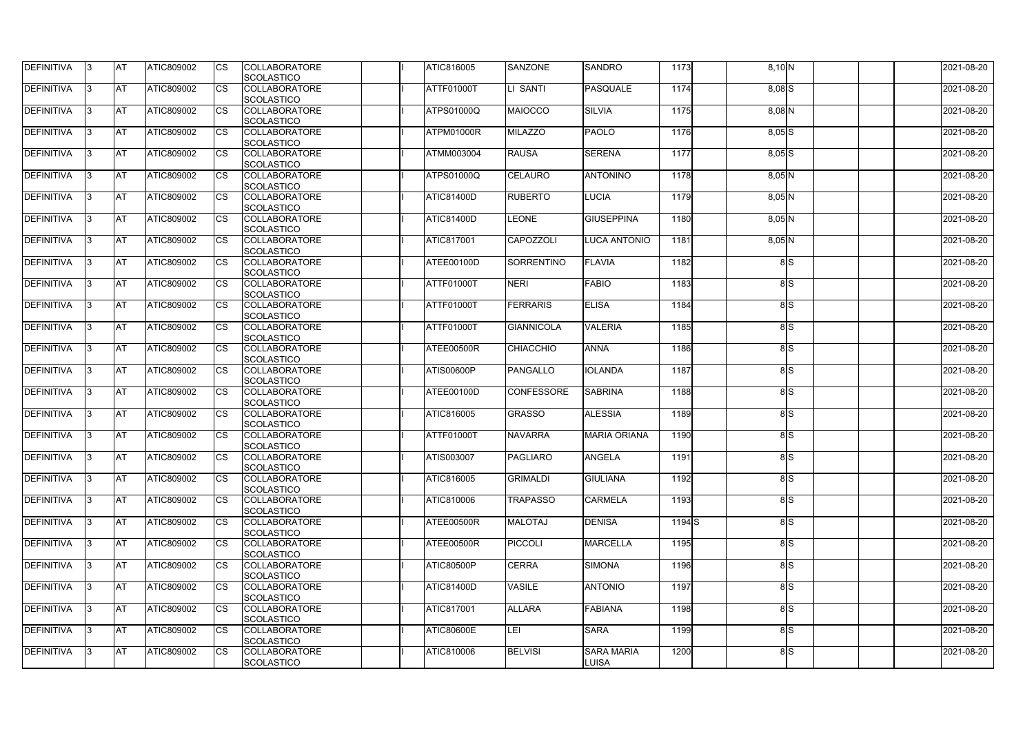| DEFINITIVA | 3 | AT | ATIC809002 | CS | COLLABORATORE SCOLASTICO | | I | ATIC816005 | SANZONE | SANDRO | 1173 | | 8,10 | N | | | | 2021-08-20 |
|---|---|---|---|---|---|---|---|---|---|---|---|---|---|---|---|---|---|---|
| DEFINITIVA | 3 | AT | ATIC809002 | CS | COLLABORATORE SCOLASTICO | | I | ATTF01000T | LI SANTI | PASQUALE | 1174 | | 8,08 | S | | | | 2021-08-20 |
| DEFINITIVA | 3 | AT | ATIC809002 | CS | COLLABORATORE SCOLASTICO | | I | ATPS01000Q | MAIOCCO | SILVIA | 1175 | | 8,08 | N | | | | 2021-08-20 |
| DEFINITIVA | 3 | AT | ATIC809002 | CS | COLLABORATORE SCOLASTICO | | I | ATPM01000R | MILAZZO | PAOLO | 1176 | | 8,05 | S | | | | 2021-08-20 |
| DEFINITIVA | 3 | AT | ATIC809002 | CS | COLLABORATORE SCOLASTICO | | I | ATMM003004 | RAUSA | SERENA | 1177 | | 8,05 | S | | | | 2021-08-20 |
| DEFINITIVA | 3 | AT | ATIC809002 | CS | COLLABORATORE SCOLASTICO | | I | ATPS01000Q | CELAURO | ANTONINO | 1178 | | 8,05 | N | | | | 2021-08-20 |
| DEFINITIVA | 3 | AT | ATIC809002 | CS | COLLABORATORE SCOLASTICO | | I | ATIC81400D | RUBERTO | LUCIA | 1179 | | 8,05 | N | | | | 2021-08-20 |
| DEFINITIVA | 3 | AT | ATIC809002 | CS | COLLABORATORE SCOLASTICO | | I | ATIC81400D | LEONE | GIUSEPPINA | 1180 | | 8,05 | N | | | | 2021-08-20 |
| DEFINITIVA | 3 | AT | ATIC809002 | CS | COLLABORATORE SCOLASTICO | | I | ATIC817001 | CAPOZZOLI | LUCA ANTONIO | 1181 | | 8,05 | N | | | | 2021-08-20 |
| DEFINITIVA | 3 | AT | ATIC809002 | CS | COLLABORATORE SCOLASTICO | | I | ATEE00100D | SORRENTINO | FLAVIA | 1182 | | 8 | S | | | | 2021-08-20 |
| DEFINITIVA | 3 | AT | ATIC809002 | CS | COLLABORATORE SCOLASTICO | | I | ATTF01000T | NERI | FABIO | 1183 | | 8 | S | | | | 2021-08-20 |
| DEFINITIVA | 3 | AT | ATIC809002 | CS | COLLABORATORE SCOLASTICO | | I | ATTF01000T | FERRARIS | ELISA | 1184 | | 8 | S | | | | 2021-08-20 |
| DEFINITIVA | 3 | AT | ATIC809002 | CS | COLLABORATORE SCOLASTICO | | I | ATTF01000T | GIANNICOLA | VALERIA | 1185 | | 8 | S | | | | 2021-08-20 |
| DEFINITIVA | 3 | AT | ATIC809002 | CS | COLLABORATORE SCOLASTICO | | I | ATEE00500R | CHIACCHIO | ANNA | 1186 | | 8 | S | | | | 2021-08-20 |
| DEFINITIVA | 3 | AT | ATIC809002 | CS | COLLABORATORE SCOLASTICO | | I | ATIS00600P | PANGALLO | IOLANDA | 1187 | | 8 | S | | | | 2021-08-20 |
| DEFINITIVA | 3 | AT | ATIC809002 | CS | COLLABORATORE SCOLASTICO | | I | ATEE00100D | CONFESSORE | SABRINA | 1188 | | 8 | S | | | | 2021-08-20 |
| DEFINITIVA | 3 | AT | ATIC809002 | CS | COLLABORATORE SCOLASTICO | | I | ATIC816005 | GRASSO | ALESSIA | 1189 | | 8 | S | | | | 2021-08-20 |
| DEFINITIVA | 3 | AT | ATIC809002 | CS | COLLABORATORE SCOLASTICO | | I | ATTF01000T | NAVARRA | MARIA ORIANA | 1190 | | 8 | S | | | | 2021-08-20 |
| DEFINITIVA | 3 | AT | ATIC809002 | CS | COLLABORATORE SCOLASTICO | | I | ATIS003007 | PAGLIARO | ANGELA | 1191 | | 8 | S | | | | 2021-08-20 |
| DEFINITIVA | 3 | AT | ATIC809002 | CS | COLLABORATORE SCOLASTICO | | I | ATIC816005 | GRIMALDI | GIULIANA | 1192 | | 8 | S | | | | 2021-08-20 |
| DEFINITIVA | 3 | AT | ATIC809002 | CS | COLLABORATORE SCOLASTICO | | I | ATIC810006 | TRAPASSO | CARMELA | 1193 | | 8 | S | | | | 2021-08-20 |
| DEFINITIVA | 3 | AT | ATIC809002 | CS | COLLABORATORE SCOLASTICO | | I | ATEE00500R | MALOTAJ | DENISA | 1194 | S | 8 | S | | | | 2021-08-20 |
| DEFINITIVA | 3 | AT | ATIC809002 | CS | COLLABORATORE SCOLASTICO | | I | ATEE00500R | PICCOLI | MARCELLA | 1195 | | 8 | S | | | | 2021-08-20 |
| DEFINITIVA | 3 | AT | ATIC809002 | CS | COLLABORATORE SCOLASTICO | | I | ATIC80500P | CERRA | SIMONA | 1196 | | 8 | S | | | | 2021-08-20 |
| DEFINITIVA | 3 | AT | ATIC809002 | CS | COLLABORATORE SCOLASTICO | | I | ATIC81400D | VASILE | ANTONIO | 1197 | | 8 | S | | | | 2021-08-20 |
| DEFINITIVA | 3 | AT | ATIC809002 | CS | COLLABORATORE SCOLASTICO | | I | ATIC817001 | ALLARA | FABIANA | 1198 | | 8 | S | | | | 2021-08-20 |
| DEFINITIVA | 3 | AT | ATIC809002 | CS | COLLABORATORE SCOLASTICO | | I | ATIC80600E | LEI | SARA | 1199 | | 8 | S | | | | 2021-08-20 |
| DEFINITIVA | 3 | AT | ATIC809002 | CS | COLLABORATORE SCOLASTICO | | I | ATIC810006 | BELVISI | SARA MARIA LUISA | 1200 | | 8 | S | | | | 2021-08-20 |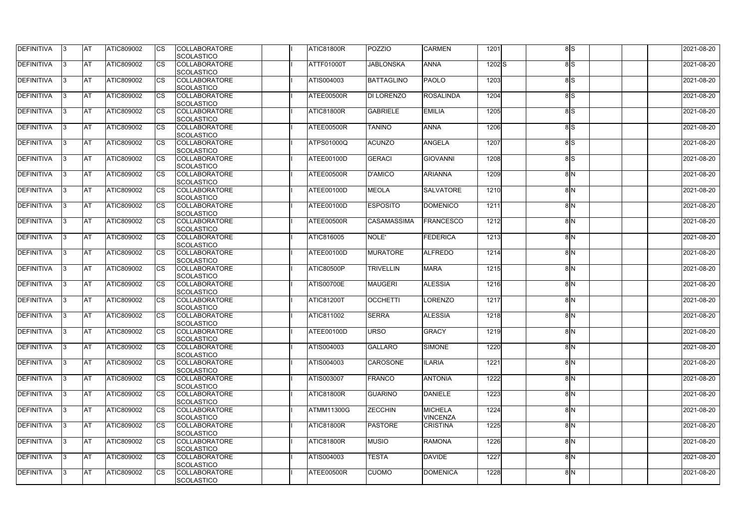| DEFINITIVA | 3 | AT | ATIC809002 | CS | COLLABORATORE SCOLASTICO | | I | ATIC81800R | POZZIO | CARMEN | 1201 | | | 8 | S | | | | 2021-08-20 |
|---|---|---|---|---|---|---|---|---|---|---|---|---|---|---|---|---|---|---|---|
| DEFINITIVA | 3 | AT | ATIC809002 | CS | COLLABORATORE SCOLASTICO | | I | ATTF01000T | JABLONSKA | ANNA | 1202 | S | | 8 | S | | | | 2021-08-20 |
| DEFINITIVA | 3 | AT | ATIC809002 | CS | COLLABORATORE SCOLASTICO | | I | ATIS004003 | BATTAGLINO | PAOLO | 1203 | | | 8 | S | | | | 2021-08-20 |
| DEFINITIVA | 3 | AT | ATIC809002 | CS | COLLABORATORE SCOLASTICO | | I | ATEE00500R | DI LORENZO | ROSALINDA | 1204 | | | 8 | S | | | | 2021-08-20 |
| DEFINITIVA | 3 | AT | ATIC809002 | CS | COLLABORATORE SCOLASTICO | | I | ATIC81800R | GABRIELE | EMILIA | 1205 | | | 8 | S | | | | 2021-08-20 |
| DEFINITIVA | 3 | AT | ATIC809002 | CS | COLLABORATORE SCOLASTICO | | I | ATEE00500R | TANINO | ANNA | 1206 | | | 8 | S | | | | 2021-08-20 |
| DEFINITIVA | 3 | AT | ATIC809002 | CS | COLLABORATORE SCOLASTICO | | I | ATPS01000Q | ACUNZO | ANGELA | 1207 | | | 8 | S | | | | 2021-08-20 |
| DEFINITIVA | 3 | AT | ATIC809002 | CS | COLLABORATORE SCOLASTICO | | I | ATEE00100D | GERACI | GIOVANNI | 1208 | | | 8 | S | | | | 2021-08-20 |
| DEFINITIVA | 3 | AT | ATIC809002 | CS | COLLABORATORE SCOLASTICO | | I | ATEE00500R | D'AMICO | ARIANNA | 1209 | | | 8 | N | | | | 2021-08-20 |
| DEFINITIVA | 3 | AT | ATIC809002 | CS | COLLABORATORE SCOLASTICO | | I | ATEE00100D | MEOLA | SALVATORE | 1210 | | | 8 | N | | | | 2021-08-20 |
| DEFINITIVA | 3 | AT | ATIC809002 | CS | COLLABORATORE SCOLASTICO | | I | ATEE00100D | ESPOSITO | DOMENICO | 1211 | | | 8 | N | | | | 2021-08-20 |
| DEFINITIVA | 3 | AT | ATIC809002 | CS | COLLABORATORE SCOLASTICO | | I | ATEE00500R | CASAMASSIMA | FRANCESCO | 1212 | | | 8 | N | | | | 2021-08-20 |
| DEFINITIVA | 3 | AT | ATIC809002 | CS | COLLABORATORE SCOLASTICO | | I | ATIC816005 | NOLE' | FEDERICA | 1213 | | | 8 | N | | | | 2021-08-20 |
| DEFINITIVA | 3 | AT | ATIC809002 | CS | COLLABORATORE SCOLASTICO | | I | ATEE00100D | MURATORE | ALFREDO | 1214 | | | 8 | N | | | | 2021-08-20 |
| DEFINITIVA | 3 | AT | ATIC809002 | CS | COLLABORATORE SCOLASTICO | | I | ATIC80500P | TRIVELLIN | MARA | 1215 | | | 8 | N | | | | 2021-08-20 |
| DEFINITIVA | 3 | AT | ATIC809002 | CS | COLLABORATORE SCOLASTICO | | I | ATIS00700E | MAUGERI | ALESSIA | 1216 | | | 8 | N | | | | 2021-08-20 |
| DEFINITIVA | 3 | AT | ATIC809002 | CS | COLLABORATORE SCOLASTICO | | I | ATIC81200T | OCCHETTI | LORENZO | 1217 | | | 8 | N | | | | 2021-08-20 |
| DEFINITIVA | 3 | AT | ATIC809002 | CS | COLLABORATORE SCOLASTICO | | I | ATIC811002 | SERRA | ALESSIA | 1218 | | | 8 | N | | | | 2021-08-20 |
| DEFINITIVA | 3 | AT | ATIC809002 | CS | COLLABORATORE SCOLASTICO | | I | ATEE00100D | URSO | GRACY | 1219 | | | 8 | N | | | | 2021-08-20 |
| DEFINITIVA | 3 | AT | ATIC809002 | CS | COLLABORATORE SCOLASTICO | | I | ATIS004003 | GALLARO | SIMONE | 1220 | | | 8 | N | | | | 2021-08-20 |
| DEFINITIVA | 3 | AT | ATIC809002 | CS | COLLABORATORE SCOLASTICO | | I | ATIS004003 | CAROSONE | ILARIA | 1221 | | | 8 | N | | | | 2021-08-20 |
| DEFINITIVA | 3 | AT | ATIC809002 | CS | COLLABORATORE SCOLASTICO | | I | ATIS003007 | FRANCO | ANTONIA | 1222 | | | 8 | N | | | | 2021-08-20 |
| DEFINITIVA | 3 | AT | ATIC809002 | CS | COLLABORATORE SCOLASTICO | | I | ATIC81800R | GUARINO | DANIELE | 1223 | | | 8 | N | | | | 2021-08-20 |
| DEFINITIVA | 3 | AT | ATIC809002 | CS | COLLABORATORE SCOLASTICO | | I | ATMM11300G | ZECCHIN | MICHELA VINCENZA | 1224 | | | 8 | N | | | | 2021-08-20 |
| DEFINITIVA | 3 | AT | ATIC809002 | CS | COLLABORATORE SCOLASTICO | | I | ATIC81800R | PASTORE | CRISTINA | 1225 | | | 8 | N | | | | 2021-08-20 |
| DEFINITIVA | 3 | AT | ATIC809002 | CS | COLLABORATORE SCOLASTICO | | I | ATIC81800R | MUSIO | RAMONA | 1226 | | | 8 | N | | | | 2021-08-20 |
| DEFINITIVA | 3 | AT | ATIC809002 | CS | COLLABORATORE SCOLASTICO | | I | ATIS004003 | TESTA | DAVIDE | 1227 | | | 8 | N | | | | 2021-08-20 |
| DEFINITIVA | 3 | AT | ATIC809002 | CS | COLLABORATORE SCOLASTICO | | I | ATEE00500R | CUOMO | DOMENICA | 1228 | | | 8 | N | | | | 2021-08-20 |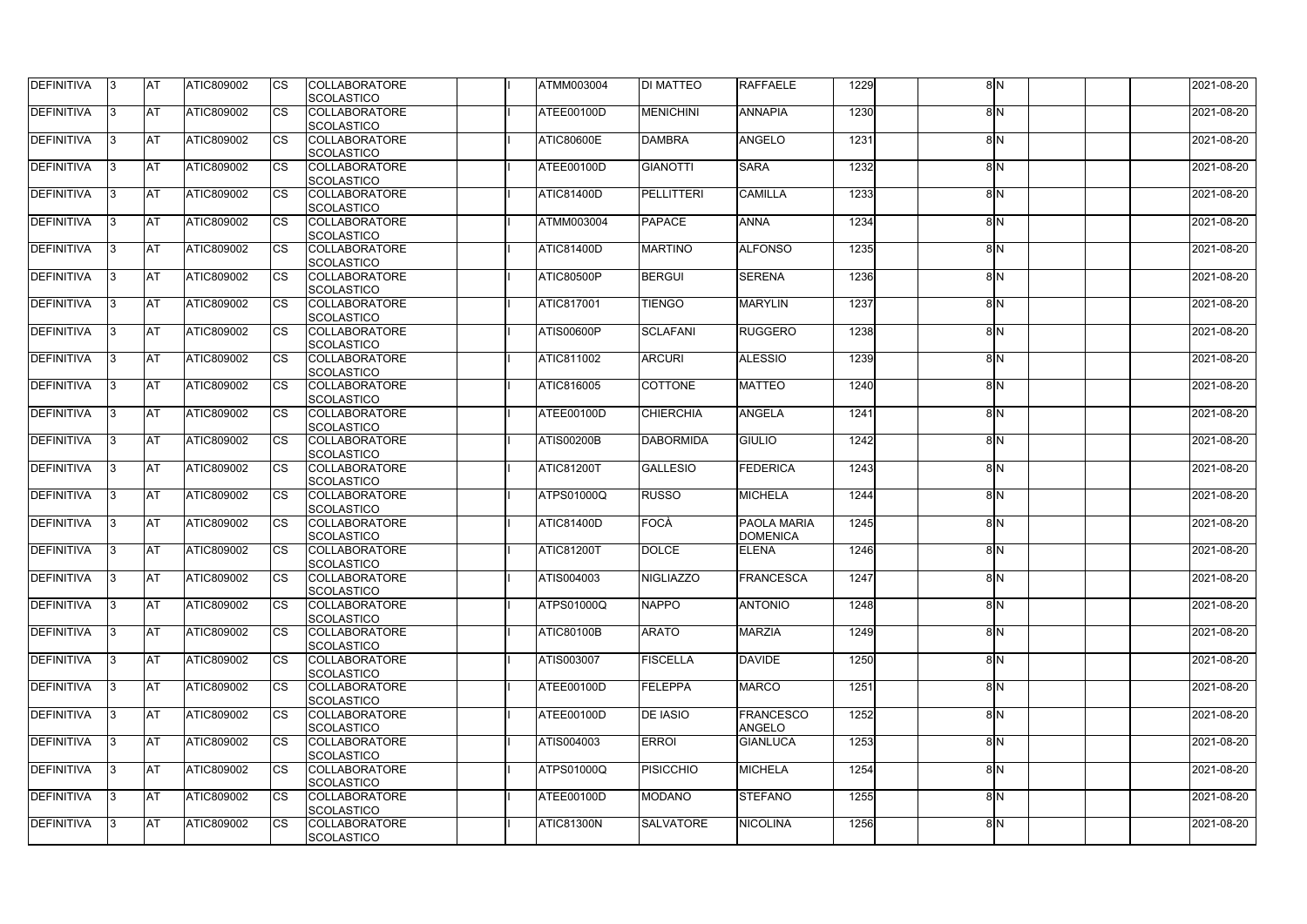| DEFINITIVA | 3 | AT | ATIC809002 | CS | COLLABORATORE SCOLASTICO | | I | ATMM003004 | DI MATTEO | RAFFAELE | 1229 | | 8 | N | | | | 2021-08-20 |
|---|---|---|---|---|---|---|---|---|---|---|---|---|---|---|---|---|---|---|
| DEFINITIVA | 3 | AT | ATIC809002 | CS | COLLABORATORE SCOLASTICO | | I | ATEE00100D | MENICHINI | ANNAPIA | 1230 | | 8 | N | | | | 2021-08-20 |
| DEFINITIVA | 3 | AT | ATIC809002 | CS | COLLABORATORE SCOLASTICO | | I | ATIC80600E | DAMBRA | ANGELO | 1231 | | 8 | N | | | | 2021-08-20 |
| DEFINITIVA | 3 | AT | ATIC809002 | CS | COLLABORATORE SCOLASTICO | | I | ATEE00100D | GIANOTTI | SARA | 1232 | | 8 | N | | | | 2021-08-20 |
| DEFINITIVA | 3 | AT | ATIC809002 | CS | COLLABORATORE SCOLASTICO | | I | ATIC81400D | PELLITTERI | CAMILLA | 1233 | | 8 | N | | | | 2021-08-20 |
| DEFINITIVA | 3 | AT | ATIC809002 | CS | COLLABORATORE SCOLASTICO | | I | ATMM003004 | PAPACE | ANNA | 1234 | | 8 | N | | | | 2021-08-20 |
| DEFINITIVA | 3 | AT | ATIC809002 | CS | COLLABORATORE SCOLASTICO | | I | ATIC81400D | MARTINO | ALFONSO | 1235 | | 8 | N | | | | 2021-08-20 |
| DEFINITIVA | 3 | AT | ATIC809002 | CS | COLLABORATORE SCOLASTICO | | I | ATIC80500P | BERGUI | SERENA | 1236 | | 8 | N | | | | 2021-08-20 |
| DEFINITIVA | 3 | AT | ATIC809002 | CS | COLLABORATORE SCOLASTICO | | I | ATIC817001 | TIENGO | MARYLIN | 1237 | | 8 | N | | | | 2021-08-20 |
| DEFINITIVA | 3 | AT | ATIC809002 | CS | COLLABORATORE SCOLASTICO | | I | ATIS00600P | SCLAFANI | RUGGERO | 1238 | | 8 | N | | | | 2021-08-20 |
| DEFINITIVA | 3 | AT | ATIC809002 | CS | COLLABORATORE SCOLASTICO | | I | ATIC811002 | ARCURI | ALESSIO | 1239 | | 8 | N | | | | 2021-08-20 |
| DEFINITIVA | 3 | AT | ATIC809002 | CS | COLLABORATORE SCOLASTICO | | I | ATIC816005 | COTTONE | MATTEO | 1240 | | 8 | N | | | | 2021-08-20 |
| DEFINITIVA | 3 | AT | ATIC809002 | CS | COLLABORATORE SCOLASTICO | | I | ATEE00100D | CHIERCHIA | ANGELA | 1241 | | 8 | N | | | | 2021-08-20 |
| DEFINITIVA | 3 | AT | ATIC809002 | CS | COLLABORATORE SCOLASTICO | | I | ATIS00200B | DABORMIDA | GIULIO | 1242 | | 8 | N | | | | 2021-08-20 |
| DEFINITIVA | 3 | AT | ATIC809002 | CS | COLLABORATORE SCOLASTICO | | I | ATIC81200T | GALLESIO | FEDERICA | 1243 | | 8 | N | | | | 2021-08-20 |
| DEFINITIVA | 3 | AT | ATIC809002 | CS | COLLABORATORE SCOLASTICO | | I | ATPS01000Q | RUSSO | MICHELA | 1244 | | 8 | N | | | | 2021-08-20 |
| DEFINITIVA | 3 | AT | ATIC809002 | CS | COLLABORATORE SCOLASTICO | | I | ATIC81400D | FOCÀ | PAOLA MARIA DOMENICA | 1245 | | 8 | N | | | | 2021-08-20 |
| DEFINITIVA | 3 | AT | ATIC809002 | CS | COLLABORATORE SCOLASTICO | | I | ATIC81200T | DOLCE | ELENA | 1246 | | 8 | N | | | | 2021-08-20 |
| DEFINITIVA | 3 | AT | ATIC809002 | CS | COLLABORATORE SCOLASTICO | | I | ATIS004003 | NIGLIAZZO | FRANCESCA | 1247 | | 8 | N | | | | 2021-08-20 |
| DEFINITIVA | 3 | AT | ATIC809002 | CS | COLLABORATORE SCOLASTICO | | I | ATPS01000Q | NAPPO | ANTONIO | 1248 | | 8 | N | | | | 2021-08-20 |
| DEFINITIVA | 3 | AT | ATIC809002 | CS | COLLABORATORE SCOLASTICO | | I | ATIC80100B | ARATO | MARZIA | 1249 | | 8 | N | | | | 2021-08-20 |
| DEFINITIVA | 3 | AT | ATIC809002 | CS | COLLABORATORE SCOLASTICO | | I | ATIS003007 | FISCELLA | DAVIDE | 1250 | | 8 | N | | | | 2021-08-20 |
| DEFINITIVA | 3 | AT | ATIC809002 | CS | COLLABORATORE SCOLASTICO | | I | ATEE00100D | FELEPPA | MARCO | 1251 | | 8 | N | | | | 2021-08-20 |
| DEFINITIVA | 3 | AT | ATIC809002 | CS | COLLABORATORE SCOLASTICO | | I | ATEE00100D | DE IASIO | FRANCESCO ANGELO | 1252 | | 8 | N | | | | 2021-08-20 |
| DEFINITIVA | 3 | AT | ATIC809002 | CS | COLLABORATORE SCOLASTICO | | I | ATIS004003 | ERROI | GIANLUCA | 1253 | | 8 | N | | | | 2021-08-20 |
| DEFINITIVA | 3 | AT | ATIC809002 | CS | COLLABORATORE SCOLASTICO | | I | ATPS01000Q | PISICCHIO | MICHELA | 1254 | | 8 | N | | | | 2021-08-20 |
| DEFINITIVA | 3 | AT | ATIC809002 | CS | COLLABORATORE SCOLASTICO | | I | ATEE00100D | MODANO | STEFANO | 1255 | | 8 | N | | | | 2021-08-20 |
| DEFINITIVA | 3 | AT | ATIC809002 | CS | COLLABORATORE SCOLASTICO | | I | ATIC81300N | SALVATORE | NICOLINA | 1256 | | 8 | N | | | | 2021-08-20 |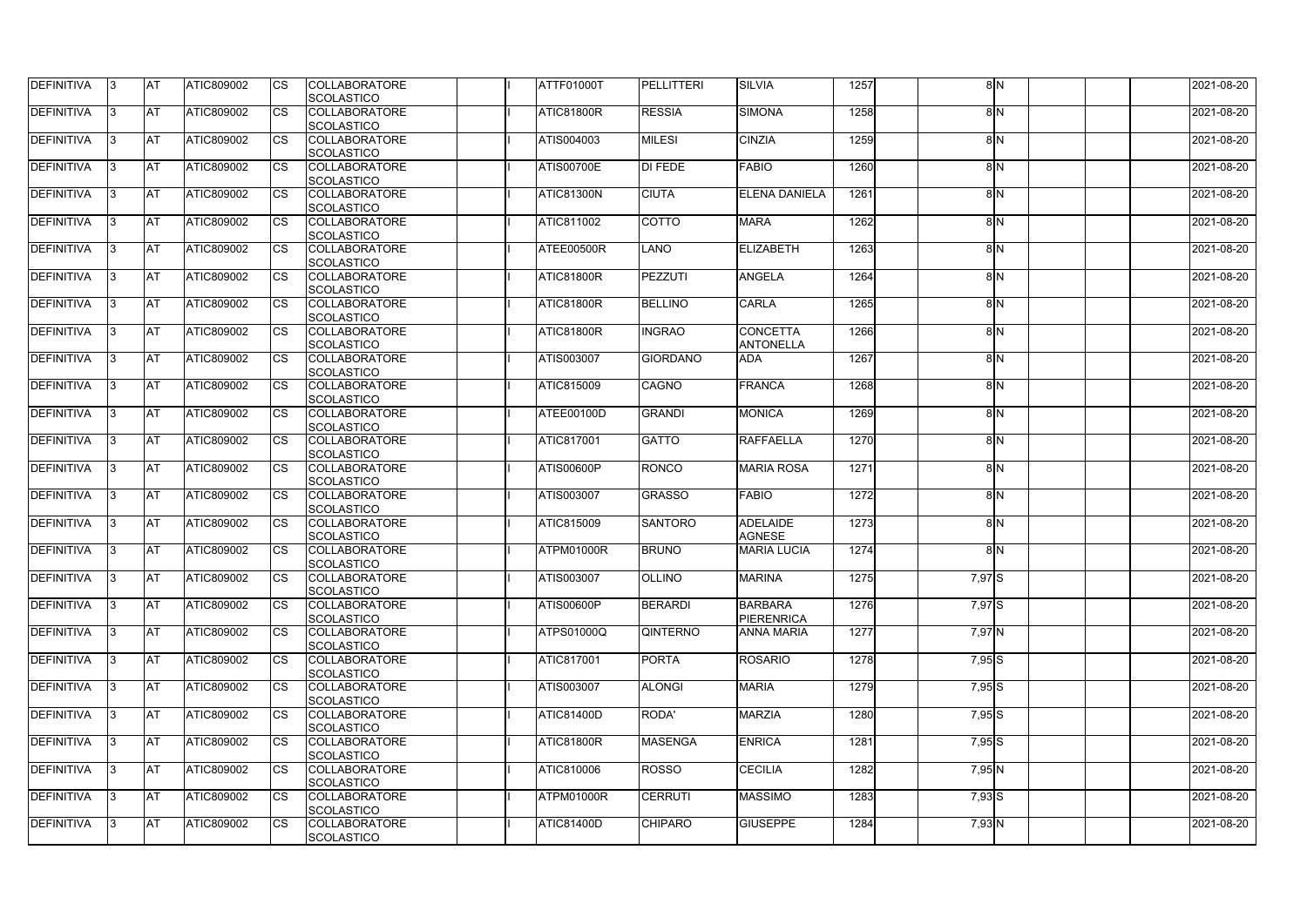| DEFINITIVA | 3 | AT | ATIC809002 | CS | COLLABORATORE SCOLASTICO | | I | ATTF01000T | PELLITTERI | SILVIA | 1257 | | 8 | N | | | | 2021-08-20 |
|---|---|---|---|---|---|---|---|---|---|---|---|---|---|---|---|---|---|---|
| DEFINITIVA | 3 | AT | ATIC809002 | CS | COLLABORATORE SCOLASTICO | | I | ATIC81800R | RESSIA | SIMONA | 1258 | | 8 | N | | | | 2021-08-20 |
| DEFINITIVA | 3 | AT | ATIC809002 | CS | COLLABORATORE SCOLASTICO | | I | ATIS004003 | MILESI | CINZIA | 1259 | | 8 | N | | | | 2021-08-20 |
| DEFINITIVA | 3 | AT | ATIC809002 | CS | COLLABORATORE SCOLASTICO | | I | ATIS00700E | DI FEDE | FABIO | 1260 | | 8 | N | | | | 2021-08-20 |
| DEFINITIVA | 3 | AT | ATIC809002 | CS | COLLABORATORE SCOLASTICO | | I | ATIC81300N | CIUTA | ELENA DANIELA | 1261 | | 8 | N | | | | 2021-08-20 |
| DEFINITIVA | 3 | AT | ATIC809002 | CS | COLLABORATORE SCOLASTICO | | I | ATIC811002 | COTTO | MARA | 1262 | | 8 | N | | | | 2021-08-20 |
| DEFINITIVA | 3 | AT | ATIC809002 | CS | COLLABORATORE SCOLASTICO | | I | ATEE00500R | LANO | ELIZABETH | 1263 | | 8 | N | | | | 2021-08-20 |
| DEFINITIVA | 3 | AT | ATIC809002 | CS | COLLABORATORE SCOLASTICO | | I | ATIC81800R | PEZZUTI | ANGELA | 1264 | | 8 | N | | | | 2021-08-20 |
| DEFINITIVA | 3 | AT | ATIC809002 | CS | COLLABORATORE SCOLASTICO | | I | ATIC81800R | BELLINO | CARLA | 1265 | | 8 | N | | | | 2021-08-20 |
| DEFINITIVA | 3 | AT | ATIC809002 | CS | COLLABORATORE SCOLASTICO | | I | ATIC81800R | INGRAO | CONCETTA ANTONELLA | 1266 | | 8 | N | | | | 2021-08-20 |
| DEFINITIVA | 3 | AT | ATIC809002 | CS | COLLABORATORE SCOLASTICO | | I | ATIS003007 | GIORDANO | ADA | 1267 | | 8 | N | | | | 2021-08-20 |
| DEFINITIVA | 3 | AT | ATIC809002 | CS | COLLABORATORE SCOLASTICO | | I | ATIC815009 | CAGNO | FRANCA | 1268 | | 8 | N | | | | 2021-08-20 |
| DEFINITIVA | 3 | AT | ATIC809002 | CS | COLLABORATORE SCOLASTICO | | I | ATEE00100D | GRANDI | MONICA | 1269 | | 8 | N | | | | 2021-08-20 |
| DEFINITIVA | 3 | AT | ATIC809002 | CS | COLLABORATORE SCOLASTICO | | I | ATIC817001 | GATTO | RAFFAELLA | 1270 | | 8 | N | | | | 2021-08-20 |
| DEFINITIVA | 3 | AT | ATIC809002 | CS | COLLABORATORE SCOLASTICO | | I | ATIS00600P | RONCO | MARIA ROSA | 1271 | | 8 | N | | | | 2021-08-20 |
| DEFINITIVA | 3 | AT | ATIC809002 | CS | COLLABORATORE SCOLASTICO | | I | ATIS003007 | GRASSO | FABIO | 1272 | | 8 | N | | | | 2021-08-20 |
| DEFINITIVA | 3 | AT | ATIC809002 | CS | COLLABORATORE SCOLASTICO | | I | ATIC815009 | SANTORO | ADELAIDE AGNESE | 1273 | | 8 | N | | | | 2021-08-20 |
| DEFINITIVA | 3 | AT | ATIC809002 | CS | COLLABORATORE SCOLASTICO | | I | ATPM01000R | BRUNO | MARIA LUCIA | 1274 | | 8 | N | | | | 2021-08-20 |
| DEFINITIVA | 3 | AT | ATIC809002 | CS | COLLABORATORE SCOLASTICO | | I | ATIS003007 | OLLINO | MARINA | 1275 | | 7,97 | S | | | | 2021-08-20 |
| DEFINITIVA | 3 | AT | ATIC809002 | CS | COLLABORATORE SCOLASTICO | | I | ATIS00600P | BERARDI | BARBARA PIERENRICA | 1276 | | 7,97 | S | | | | 2021-08-20 |
| DEFINITIVA | 3 | AT | ATIC809002 | CS | COLLABORATORE SCOLASTICO | | I | ATPS01000Q | QINTERNO | ANNA MARIA | 1277 | | 7,97 | N | | | | 2021-08-20 |
| DEFINITIVA | 3 | AT | ATIC809002 | CS | COLLABORATORE SCOLASTICO | | I | ATIC817001 | PORTA | ROSARIO | 1278 | | 7,95 | S | | | | 2021-08-20 |
| DEFINITIVA | 3 | AT | ATIC809002 | CS | COLLABORATORE SCOLASTICO | | I | ATIS003007 | ALONGI | MARIA | 1279 | | 7,95 | S | | | | 2021-08-20 |
| DEFINITIVA | 3 | AT | ATIC809002 | CS | COLLABORATORE SCOLASTICO | | I | ATIC81400D | RODA' | MARZIA | 1280 | | 7,95 | S | | | | 2021-08-20 |
| DEFINITIVA | 3 | AT | ATIC809002 | CS | COLLABORATORE SCOLASTICO | | I | ATIC81800R | MASENGA | ENRICA | 1281 | | 7,95 | S | | | | 2021-08-20 |
| DEFINITIVA | 3 | AT | ATIC809002 | CS | COLLABORATORE SCOLASTICO | | I | ATIC810006 | ROSSO | CECILIA | 1282 | | 7,95 | N | | | | 2021-08-20 |
| DEFINITIVA | 3 | AT | ATIC809002 | CS | COLLABORATORE SCOLASTICO | | I | ATPM01000R | CERRUTI | MASSIMO | 1283 | | 7,93 | S | | | | 2021-08-20 |
| DEFINITIVA | 3 | AT | ATIC809002 | CS | COLLABORATORE SCOLASTICO | | I | ATIC81400D | CHIPARO | GIUSEPPE | 1284 | | 7,93 | N | | | | 2021-08-20 |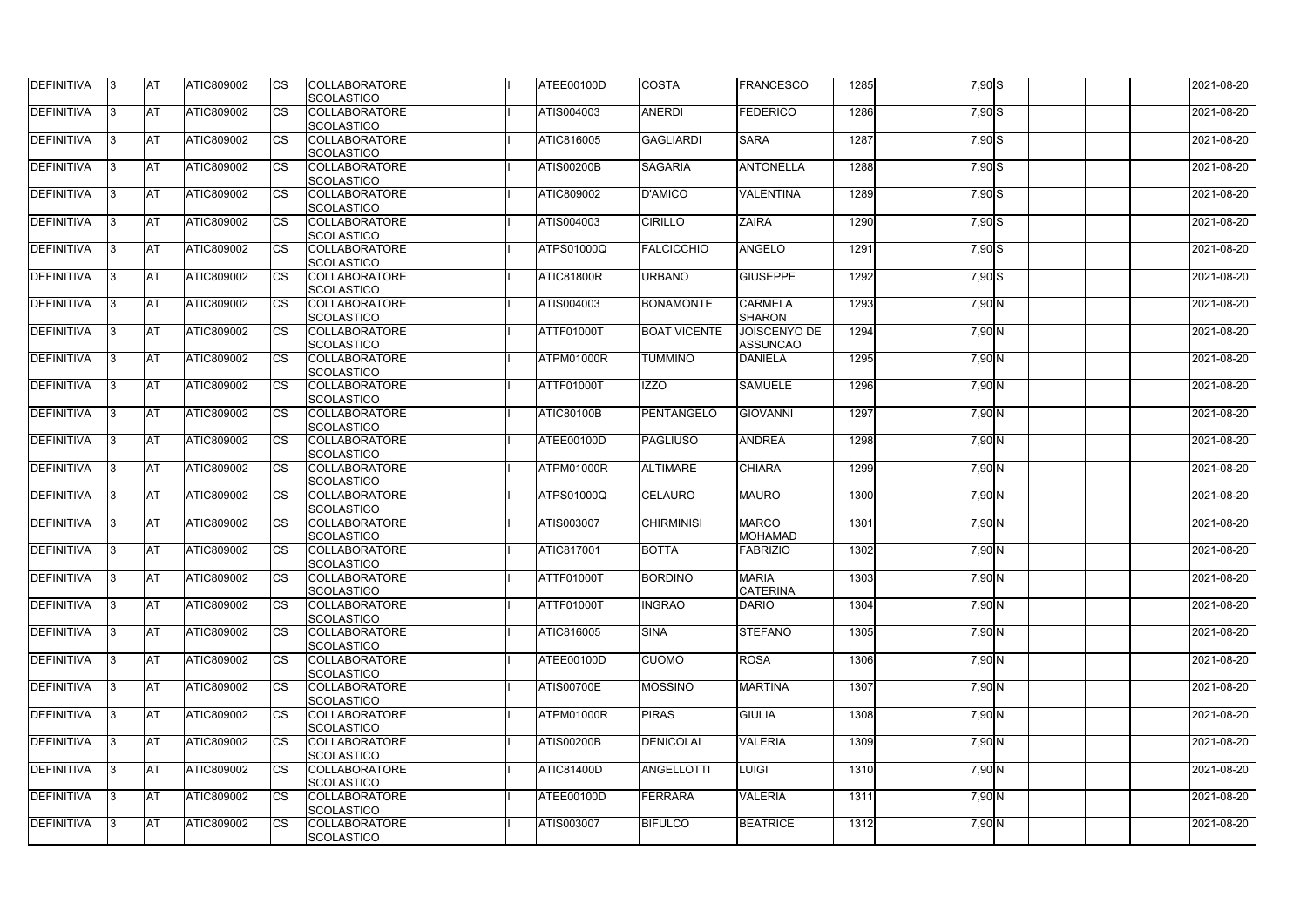| DEFINITIVA | 3 | AT | ATIC809002 | CS | COLLABORATORE SCOLASTICO | | I | ATEE00100D | COSTA | FRANCESCO | 1285 | | 7,90 | S | | | | 2021-08-20 |
|---|---|---|---|---|---|---|---|---|---|---|---|---|---|---|---|---|---|---|
| DEFINITIVA | 3 | AT | ATIC809002 | CS | COLLABORATORE SCOLASTICO | | I | ATIS004003 | ANERDI | FEDERICO | 1286 | | 7,90 | S | | | | 2021-08-20 |
| DEFINITIVA | 3 | AT | ATIC809002 | CS | COLLABORATORE SCOLASTICO | | I | ATIC816005 | GAGLIARDI | SARA | 1287 | | 7,90 | S | | | | 2021-08-20 |
| DEFINITIVA | 3 | AT | ATIC809002 | CS | COLLABORATORE SCOLASTICO | | I | ATIS00200B | SAGARIA | ANTONELLA | 1288 | | 7,90 | S | | | | 2021-08-20 |
| DEFINITIVA | 3 | AT | ATIC809002 | CS | COLLABORATORE SCOLASTICO | | I | ATIC809002 | D'AMICO | VALENTINA | 1289 | | 7,90 | S | | | | 2021-08-20 |
| DEFINITIVA | 3 | AT | ATIC809002 | CS | COLLABORATORE SCOLASTICO | | I | ATIS004003 | CIRILLO | ZAIRA | 1290 | | 7,90 | S | | | | 2021-08-20 |
| DEFINITIVA | 3 | AT | ATIC809002 | CS | COLLABORATORE SCOLASTICO | | I | ATPS01000Q | FALCICCHIO | ANGELO | 1291 | | 7,90 | S | | | | 2021-08-20 |
| DEFINITIVA | 3 | AT | ATIC809002 | CS | COLLABORATORE SCOLASTICO | | I | ATIC81800R | URBANO | GIUSEPPE | 1292 | | 7,90 | S | | | | 2021-08-20 |
| DEFINITIVA | 3 | AT | ATIC809002 | CS | COLLABORATORE SCOLASTICO | | I | ATIS004003 | BONAMONTE | CARMELA SHARON | 1293 | | 7,90 | N | | | | 2021-08-20 |
| DEFINITIVA | 3 | AT | ATIC809002 | CS | COLLABORATORE SCOLASTICO | | I | ATTF01000T | BOAT VICENTE | JOISCENYO DE ASSUNCAO | 1294 | | 7,90 | N | | | | 2021-08-20 |
| DEFINITIVA | 3 | AT | ATIC809002 | CS | COLLABORATORE SCOLASTICO | | I | ATPM01000R | TUMMINO | DANIELA | 1295 | | 7,90 | N | | | | 2021-08-20 |
| DEFINITIVA | 3 | AT | ATIC809002 | CS | COLLABORATORE SCOLASTICO | | I | ATTF01000T | IZZO | SAMUELE | 1296 | | 7,90 | N | | | | 2021-08-20 |
| DEFINITIVA | 3 | AT | ATIC809002 | CS | COLLABORATORE SCOLASTICO | | I | ATIC80100B | PENTANGELO | GIOVANNI | 1297 | | 7,90 | N | | | | 2021-08-20 |
| DEFINITIVA | 3 | AT | ATIC809002 | CS | COLLABORATORE SCOLASTICO | | I | ATEE00100D | PAGLIUSO | ANDREA | 1298 | | 7,90 | N | | | | 2021-08-20 |
| DEFINITIVA | 3 | AT | ATIC809002 | CS | COLLABORATORE SCOLASTICO | | I | ATPM01000R | ALTIMARE | CHIARA | 1299 | | 7,90 | N | | | | 2021-08-20 |
| DEFINITIVA | 3 | AT | ATIC809002 | CS | COLLABORATORE SCOLASTICO | | I | ATPS01000Q | CELAURO | MAURO | 1300 | | 7,90 | N | | | | 2021-08-20 |
| DEFINITIVA | 3 | AT | ATIC809002 | CS | COLLABORATORE SCOLASTICO | | I | ATIS003007 | CHIRMINISI | MARCO MOHAMAD | 1301 | | 7,90 | N | | | | 2021-08-20 |
| DEFINITIVA | 3 | AT | ATIC809002 | CS | COLLABORATORE SCOLASTICO | | I | ATIC817001 | BOTTA | FABRIZIO | 1302 | | 7,90 | N | | | | 2021-08-20 |
| DEFINITIVA | 3 | AT | ATIC809002 | CS | COLLABORATORE SCOLASTICO | | I | ATTF01000T | BORDINO | MARIA CATERINA | 1303 | | 7,90 | N | | | | 2021-08-20 |
| DEFINITIVA | 3 | AT | ATIC809002 | CS | COLLABORATORE SCOLASTICO | | I | ATTF01000T | INGRAO | DARIO | 1304 | | 7,90 | N | | | | 2021-08-20 |
| DEFINITIVA | 3 | AT | ATIC809002 | CS | COLLABORATORE SCOLASTICO | | I | ATIC816005 | SINA | STEFANO | 1305 | | 7,90 | N | | | | 2021-08-20 |
| DEFINITIVA | 3 | AT | ATIC809002 | CS | COLLABORATORE SCOLASTICO | | I | ATEE00100D | CUOMO | ROSA | 1306 | | 7,90 | N | | | | 2021-08-20 |
| DEFINITIVA | 3 | AT | ATIC809002 | CS | COLLABORATORE SCOLASTICO | | I | ATIS00700E | MOSSINO | MARTINA | 1307 | | 7,90 | N | | | | 2021-08-20 |
| DEFINITIVA | 3 | AT | ATIC809002 | CS | COLLABORATORE SCOLASTICO | | I | ATPM01000R | PIRAS | GIULIA | 1308 | | 7,90 | N | | | | 2021-08-20 |
| DEFINITIVA | 3 | AT | ATIC809002 | CS | COLLABORATORE SCOLASTICO | | I | ATIS00200B | DENICOLAI | VALERIA | 1309 | | 7,90 | N | | | | 2021-08-20 |
| DEFINITIVA | 3 | AT | ATIC809002 | CS | COLLABORATORE SCOLASTICO | | I | ATIC81400D | ANGELLOTTI | LUIGI | 1310 | | 7,90 | N | | | | 2021-08-20 |
| DEFINITIVA | 3 | AT | ATIC809002 | CS | COLLABORATORE SCOLASTICO | | I | ATEE00100D | FERRARA | VALERIA | 1311 | | 7,90 | N | | | | 2021-08-20 |
| DEFINITIVA | 3 | AT | ATIC809002 | CS | COLLABORATORE SCOLASTICO | | I | ATIS003007 | BIFULCO | BEATRICE | 1312 | | 7,90 | N | | | | 2021-08-20 |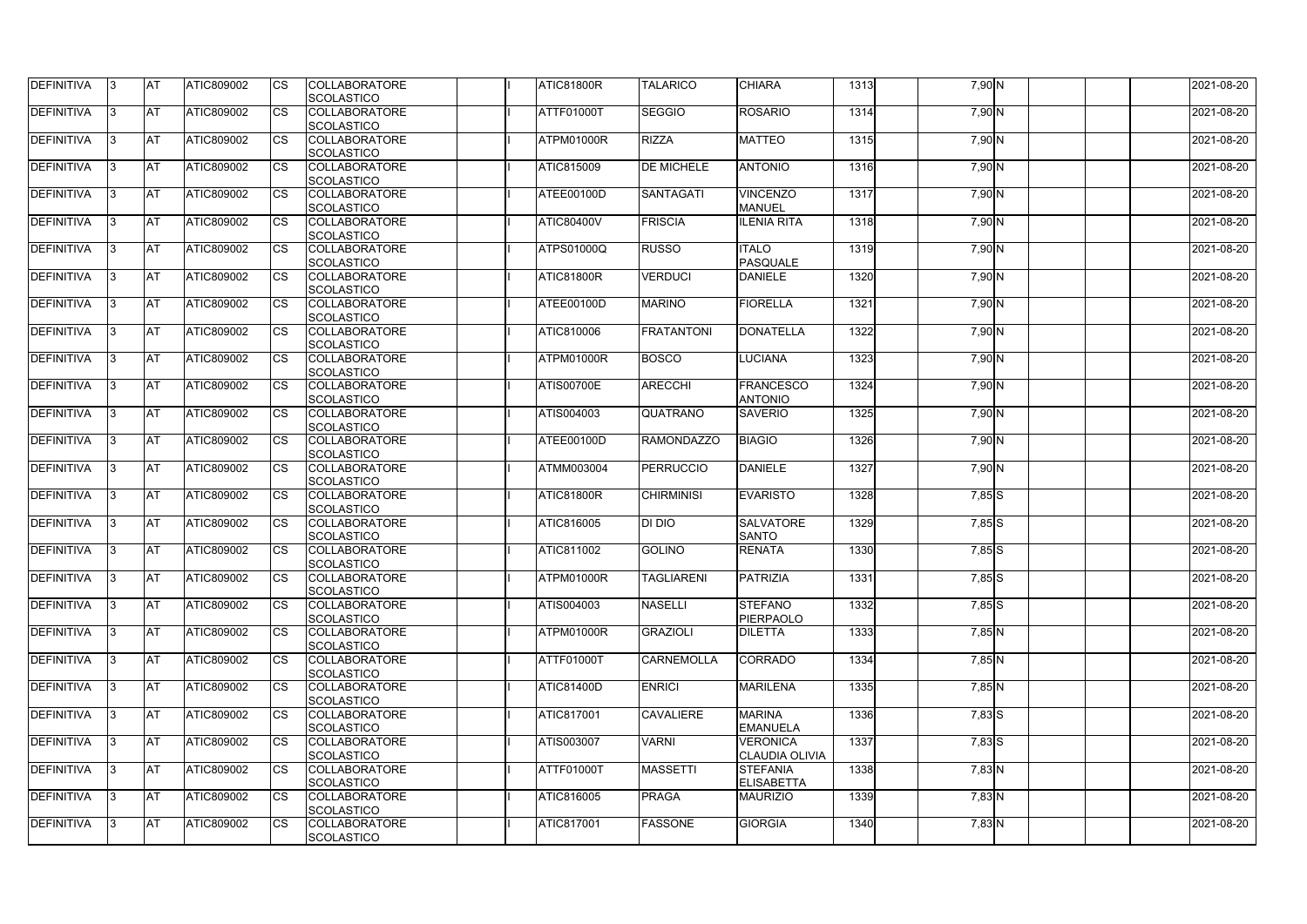| DEFINITIVA | 3 | AT | ATIC809002 | CS | COLLABORATORE SCOLASTICO | | I | ATIC81800R | TALARICO | CHIARA | 1313 | | 7,90 | N | | | | 2021-08-20 |
|---|---|---|---|---|---|---|---|---|---|---|---|---|---|---|---|---|---|---|
| DEFINITIVA | 3 | AT | ATIC809002 | CS | COLLABORATORE SCOLASTICO | | I | ATTF01000T | SEGGIO | ROSARIO | 1314 | | 7,90 | N | | | | 2021-08-20 |
| DEFINITIVA | 3 | AT | ATIC809002 | CS | COLLABORATORE SCOLASTICO | | I | ATPM01000R | RIZZA | MATTEO | 1315 | | 7,90 | N | | | | 2021-08-20 |
| DEFINITIVA | 3 | AT | ATIC809002 | CS | COLLABORATORE SCOLASTICO | | I | ATIC815009 | DE MICHELE | ANTONIO | 1316 | | 7,90 | N | | | | 2021-08-20 |
| DEFINITIVA | 3 | AT | ATIC809002 | CS | COLLABORATORE SCOLASTICO | | I | ATEE00100D | SANTAGATI | VINCENZO MANUEL | 1317 | | 7,90 | N | | | | 2021-08-20 |
| DEFINITIVA | 3 | AT | ATIC809002 | CS | COLLABORATORE SCOLASTICO | | I | ATIC80400V | FRISCIA | ILENIA RITA | 1318 | | 7,90 | N | | | | 2021-08-20 |
| DEFINITIVA | 3 | AT | ATIC809002 | CS | COLLABORATORE SCOLASTICO | | I | ATPS01000Q | RUSSO | ITALO PASQUALE | 1319 | | 7,90 | N | | | | 2021-08-20 |
| DEFINITIVA | 3 | AT | ATIC809002 | CS | COLLABORATORE SCOLASTICO | | I | ATIC81800R | VERDUCI | DANIELE | 1320 | | 7,90 | N | | | | 2021-08-20 |
| DEFINITIVA | 3 | AT | ATIC809002 | CS | COLLABORATORE SCOLASTICO | | I | ATEE00100D | MARINO | FIORELLA | 1321 | | 7,90 | N | | | | 2021-08-20 |
| DEFINITIVA | 3 | AT | ATIC809002 | CS | COLLABORATORE SCOLASTICO | | I | ATIC810006 | FRATANTONI | DONATELLA | 1322 | | 7,90 | N | | | | 2021-08-20 |
| DEFINITIVA | 3 | AT | ATIC809002 | CS | COLLABORATORE SCOLASTICO | | I | ATPM01000R | BOSCO | LUCIANA | 1323 | | 7,90 | N | | | | 2021-08-20 |
| DEFINITIVA | 3 | AT | ATIC809002 | CS | COLLABORATORE SCOLASTICO | | I | ATIS00700E | ARECCHI | FRANCESCO ANTONIO | 1324 | | 7,90 | N | | | | 2021-08-20 |
| DEFINITIVA | 3 | AT | ATIC809002 | CS | COLLABORATORE SCOLASTICO | | I | ATIS004003 | QUATRANO | SAVERIO | 1325 | | 7,90 | N | | | | 2021-08-20 |
| DEFINITIVA | 3 | AT | ATIC809002 | CS | COLLABORATORE SCOLASTICO | | I | ATEE00100D | RAMONDAZZO | BIAGIO | 1326 | | 7,90 | N | | | | 2021-08-20 |
| DEFINITIVA | 3 | AT | ATIC809002 | CS | COLLABORATORE SCOLASTICO | | I | ATMM003004 | PERRUCCIO | DANIELE | 1327 | | 7,90 | N | | | | 2021-08-20 |
| DEFINITIVA | 3 | AT | ATIC809002 | CS | COLLABORATORE SCOLASTICO | | I | ATIC81800R | CHIRMINISI | EVARISTO | 1328 | | 7,85 | S | | | | 2021-08-20 |
| DEFINITIVA | 3 | AT | ATIC809002 | CS | COLLABORATORE SCOLASTICO | | I | ATIC816005 | DI DIO | SALVATORE SANTO | 1329 | | 7,85 | S | | | | 2021-08-20 |
| DEFINITIVA | 3 | AT | ATIC809002 | CS | COLLABORATORE SCOLASTICO | | I | ATIC811002 | GOLINO | RENATA | 1330 | | 7,85 | S | | | | 2021-08-20 |
| DEFINITIVA | 3 | AT | ATIC809002 | CS | COLLABORATORE SCOLASTICO | | I | ATPM01000R | TAGLIARENI | PATRIZIA | 1331 | | 7,85 | S | | | | 2021-08-20 |
| DEFINITIVA | 3 | AT | ATIC809002 | CS | COLLABORATORE SCOLASTICO | | I | ATIS004003 | NASELLI | STEFANO PIERPAOLO | 1332 | | 7,85 | S | | | | 2021-08-20 |
| DEFINITIVA | 3 | AT | ATIC809002 | CS | COLLABORATORE SCOLASTICO | | I | ATPM01000R | GRAZIOLI | DILETTA | 1333 | | 7,85 | N | | | | 2021-08-20 |
| DEFINITIVA | 3 | AT | ATIC809002 | CS | COLLABORATORE SCOLASTICO | | I | ATTF01000T | CARNEMOLLA | CORRADO | 1334 | | 7,85 | N | | | | 2021-08-20 |
| DEFINITIVA | 3 | AT | ATIC809002 | CS | COLLABORATORE SCOLASTICO | | I | ATIC81400D | ENRICI | MARILENA | 1335 | | 7,85 | N | | | | 2021-08-20 |
| DEFINITIVA | 3 | AT | ATIC809002 | CS | COLLABORATORE SCOLASTICO | | I | ATIC817001 | CAVALIERE | MARINA EMANUELA | 1336 | | 7,83 | S | | | | 2021-08-20 |
| DEFINITIVA | 3 | AT | ATIC809002 | CS | COLLABORATORE SCOLASTICO | | I | ATIS003007 | VARNI | VERONICA CLAUDIA OLIVIA | 1337 | | 7,83 | S | | | | 2021-08-20 |
| DEFINITIVA | 3 | AT | ATIC809002 | CS | COLLABORATORE SCOLASTICO | | I | ATTF01000T | MASSETTI | STEFANIA ELISABETTA | 1338 | | 7,83 | N | | | | 2021-08-20 |
| DEFINITIVA | 3 | AT | ATIC809002 | CS | COLLABORATORE SCOLASTICO | | I | ATIC816005 | PRAGA | MAURIZIO | 1339 | | 7,83 | N | | | | 2021-08-20 |
| DEFINITIVA | 3 | AT | ATIC809002 | CS | COLLABORATORE SCOLASTICO | | I | ATIC817001 | FASSONE | GIORGIA | 1340 | | 7,83 | N | | | | 2021-08-20 |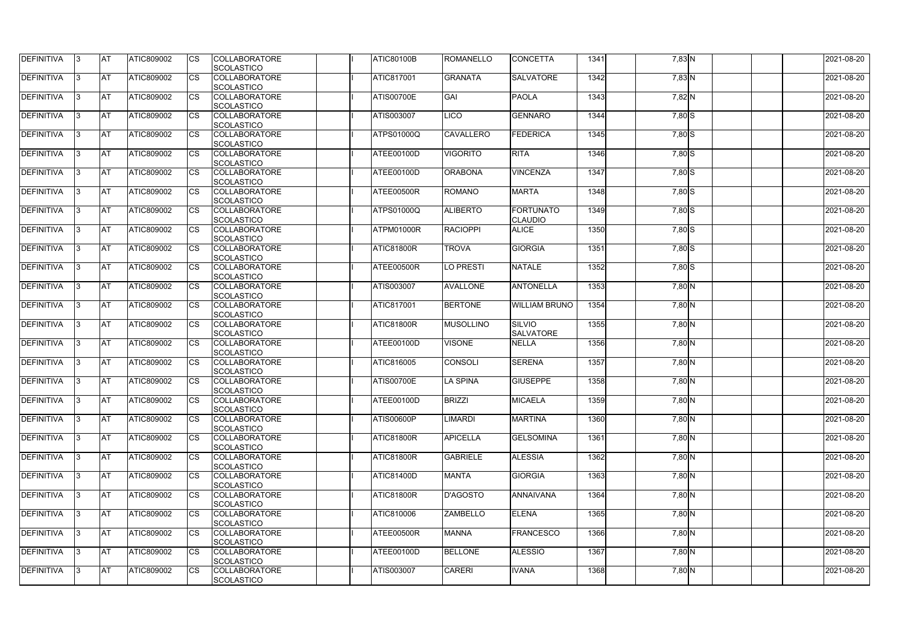| DEFINITIVA | 3 | AT | ATIC809002 | CS | COLLABORATORE SCOLASTICO | | I | ATIC80100B | ROMANELLO | CONCETTA | 1341 | | 7,83 | N | | | | 2021-08-20 |
|---|---|---|---|---|---|---|---|---|---|---|---|---|---|---|---|---|---|---|
| DEFINITIVA | 3 | AT | ATIC809002 | CS | COLLABORATORE SCOLASTICO | | I | ATIC817001 | GRANATA | SALVATORE | 1342 | | 7,83 | N | | | | 2021-08-20 |
| DEFINITIVA | 3 | AT | ATIC809002 | CS | COLLABORATORE SCOLASTICO | | I | ATIS00700E | GAI | PAOLA | 1343 | | 7,82 | N | | | | 2021-08-20 |
| DEFINITIVA | 3 | AT | ATIC809002 | CS | COLLABORATORE SCOLASTICO | | I | ATIS003007 | LICO | GENNARO | 1344 | | 7,80 | S | | | | 2021-08-20 |
| DEFINITIVA | 3 | AT | ATIC809002 | CS | COLLABORATORE SCOLASTICO | | I | ATPS01000Q | CAVALLERO | FEDERICA | 1345 | | 7,80 | S | | | | 2021-08-20 |
| DEFINITIVA | 3 | AT | ATIC809002 | CS | COLLABORATORE SCOLASTICO | | I | ATEE00100D | VIGORITO | RITA | 1346 | | 7,80 | S | | | | 2021-08-20 |
| DEFINITIVA | 3 | AT | ATIC809002 | CS | COLLABORATORE SCOLASTICO | | I | ATEE00100D | ORABONA | VINCENZA | 1347 | | 7,80 | S | | | | 2021-08-20 |
| DEFINITIVA | 3 | AT | ATIC809002 | CS | COLLABORATORE SCOLASTICO | | I | ATEE00500R | ROMANO | MARTA | 1348 | | 7,80 | S | | | | 2021-08-20 |
| DEFINITIVA | 3 | AT | ATIC809002 | CS | COLLABORATORE SCOLASTICO | | I | ATPS01000Q | ALIBERTO | FORTUNATO CLAUDIO | 1349 | | 7,80 | S | | | | 2021-08-20 |
| DEFINITIVA | 3 | AT | ATIC809002 | CS | COLLABORATORE SCOLASTICO | | I | ATPM01000R | RACIOPPI | ALICE | 1350 | | 7,80 | S | | | | 2021-08-20 |
| DEFINITIVA | 3 | AT | ATIC809002 | CS | COLLABORATORE SCOLASTICO | | I | ATIC81800R | TROVA | GIORGIA | 1351 | | 7,80 | S | | | | 2021-08-20 |
| DEFINITIVA | 3 | AT | ATIC809002 | CS | COLLABORATORE SCOLASTICO | | I | ATEE00500R | LO PRESTI | NATALE | 1352 | | 7,80 | S | | | | 2021-08-20 |
| DEFINITIVA | 3 | AT | ATIC809002 | CS | COLLABORATORE SCOLASTICO | | I | ATIS003007 | AVALLONE | ANTONELLA | 1353 | | 7,80 | N | | | | 2021-08-20 |
| DEFINITIVA | 3 | AT | ATIC809002 | CS | COLLABORATORE SCOLASTICO | | I | ATIC817001 | BERTONE | WILLIAM BRUNO | 1354 | | 7,80 | N | | | | 2021-08-20 |
| DEFINITIVA | 3 | AT | ATIC809002 | CS | COLLABORATORE SCOLASTICO | | I | ATIC81800R | MUSOLLINO | SILVIO SALVATORE | 1355 | | 7,80 | N | | | | 2021-08-20 |
| DEFINITIVA | 3 | AT | ATIC809002 | CS | COLLABORATORE SCOLASTICO | | I | ATEE00100D | VISONE | NELLA | 1356 | | 7,80 | N | | | | 2021-08-20 |
| DEFINITIVA | 3 | AT | ATIC809002 | CS | COLLABORATORE SCOLASTICO | | I | ATIC816005 | CONSOLI | SERENA | 1357 | | 7,80 | N | | | | 2021-08-20 |
| DEFINITIVA | 3 | AT | ATIC809002 | CS | COLLABORATORE SCOLASTICO | | I | ATIS00700E | LA SPINA | GIUSEPPE | 1358 | | 7,80 | N | | | | 2021-08-20 |
| DEFINITIVA | 3 | AT | ATIC809002 | CS | COLLABORATORE SCOLASTICO | | I | ATEE00100D | BRIZZI | MICAELA | 1359 | | 7,80 | N | | | | 2021-08-20 |
| DEFINITIVA | 3 | AT | ATIC809002 | CS | COLLABORATORE SCOLASTICO | | I | ATIS00600P | LIMARDI | MARTINA | 1360 | | 7,80 | N | | | | 2021-08-20 |
| DEFINITIVA | 3 | AT | ATIC809002 | CS | COLLABORATORE SCOLASTICO | | I | ATIC81800R | APICELLA | GELSOMINA | 1361 | | 7,80 | N | | | | 2021-08-20 |
| DEFINITIVA | 3 | AT | ATIC809002 | CS | COLLABORATORE SCOLASTICO | | I | ATIC81800R | GABRIELE | ALESSIA | 1362 | | 7,80 | N | | | | 2021-08-20 |
| DEFINITIVA | 3 | AT | ATIC809002 | CS | COLLABORATORE SCOLASTICO | | I | ATIC81400D | MANTA | GIORGIA | 1363 | | 7,80 | N | | | | 2021-08-20 |
| DEFINITIVA | 3 | AT | ATIC809002 | CS | COLLABORATORE SCOLASTICO | | I | ATIC81800R | D'AGOSTO | ANNAIVANA | 1364 | | 7,80 | N | | | | 2021-08-20 |
| DEFINITIVA | 3 | AT | ATIC809002 | CS | COLLABORATORE SCOLASTICO | | I | ATIC810006 | ZAMBELLO | ELENA | 1365 | | 7,80 | N | | | | 2021-08-20 |
| DEFINITIVA | 3 | AT | ATIC809002 | CS | COLLABORATORE SCOLASTICO | | I | ATEE00500R | MANNA | FRANCESCO | 1366 | | 7,80 | N | | | | 2021-08-20 |
| DEFINITIVA | 3 | AT | ATIC809002 | CS | COLLABORATORE SCOLASTICO | | I | ATEE00100D | BELLONE | ALESSIO | 1367 | | 7,80 | N | | | | 2021-08-20 |
| DEFINITIVA | 3 | AT | ATIC809002 | CS | COLLABORATORE SCOLASTICO | | I | ATIS003007 | CARERI | IVANA | 1368 | | 7,80 | N | | | | 2021-08-20 |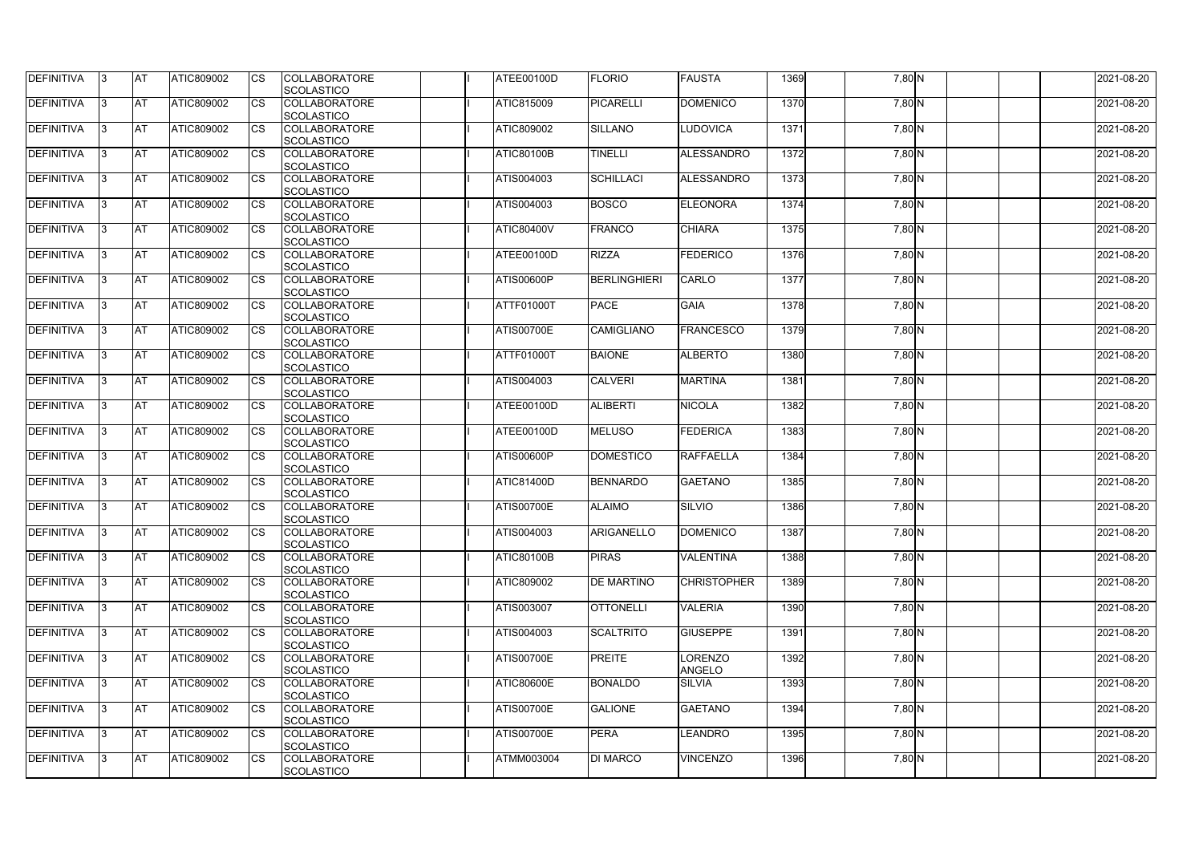| DEFINITIVA | 3 | AT | ATIC809002 | CS | COLLABORATORE SCOLASTICO | | I | ATEE00100D | FLORIO | FAUSTA | 1369 | | 7,80 | N | | | | 2021-08-20 |
|---|---|---|---|---|---|---|---|---|---|---|---|---|---|---|---|---|---|---|
| DEFINITIVA | 3 | AT | ATIC809002 | CS | COLLABORATORE SCOLASTICO | | I | ATIC815009 | PICARELLI | DOMENICO | 1370 | | 7,80 | N | | | | 2021-08-20 |
| DEFINITIVA | 3 | AT | ATIC809002 | CS | COLLABORATORE SCOLASTICO | | I | ATIC809002 | SILLANO | LUDOVICA | 1371 | | 7,80 | N | | | | 2021-08-20 |
| DEFINITIVA | 3 | AT | ATIC809002 | CS | COLLABORATORE SCOLASTICO | | I | ATIC80100B | TINELLI | ALESSANDRO | 1372 | | 7,80 | N | | | | 2021-08-20 |
| DEFINITIVA | 3 | AT | ATIC809002 | CS | COLLABORATORE SCOLASTICO | | I | ATIS004003 | SCHILLACI | ALESSANDRO | 1373 | | 7,80 | N | | | | 2021-08-20 |
| DEFINITIVA | 3 | AT | ATIC809002 | CS | COLLABORATORE SCOLASTICO | | I | ATIS004003 | BOSCO | ELEONORA | 1374 | | 7,80 | N | | | | 2021-08-20 |
| DEFINITIVA | 3 | AT | ATIC809002 | CS | COLLABORATORE SCOLASTICO | | I | ATIC80400V | FRANCO | CHIARA | 1375 | | 7,80 | N | | | | 2021-08-20 |
| DEFINITIVA | 3 | AT | ATIC809002 | CS | COLLABORATORE SCOLASTICO | | I | ATEE00100D | RIZZA | FEDERICO | 1376 | | 7,80 | N | | | | 2021-08-20 |
| DEFINITIVA | 3 | AT | ATIC809002 | CS | COLLABORATORE SCOLASTICO | | I | ATIS00600P | BERLINGHIERI | CARLO | 1377 | | 7,80 | N | | | | 2021-08-20 |
| DEFINITIVA | 3 | AT | ATIC809002 | CS | COLLABORATORE SCOLASTICO | | I | ATTF01000T | PACE | GAIA | 1378 | | 7,80 | N | | | | 2021-08-20 |
| DEFINITIVA | 3 | AT | ATIC809002 | CS | COLLABORATORE SCOLASTICO | | I | ATIS00700E | CAMIGLIANO | FRANCESCO | 1379 | | 7,80 | N | | | | 2021-08-20 |
| DEFINITIVA | 3 | AT | ATIC809002 | CS | COLLABORATORE SCOLASTICO | | I | ATTF01000T | BAIONE | ALBERTO | 1380 | | 7,80 | N | | | | 2021-08-20 |
| DEFINITIVA | 3 | AT | ATIC809002 | CS | COLLABORATORE SCOLASTICO | | I | ATIS004003 | CALVERI | MARTINA | 1381 | | 7,80 | N | | | | 2021-08-20 |
| DEFINITIVA | 3 | AT | ATIC809002 | CS | COLLABORATORE SCOLASTICO | | I | ATEE00100D | ALIBERTI | NICOLA | 1382 | | 7,80 | N | | | | 2021-08-20 |
| DEFINITIVA | 3 | AT | ATIC809002 | CS | COLLABORATORE SCOLASTICO | | I | ATEE00100D | MELUSO | FEDERICA | 1383 | | 7,80 | N | | | | 2021-08-20 |
| DEFINITIVA | 3 | AT | ATIC809002 | CS | COLLABORATORE SCOLASTICO | | I | ATIS00600P | DOMESTICO | RAFFAELLA | 1384 | | 7,80 | N | | | | 2021-08-20 |
| DEFINITIVA | 3 | AT | ATIC809002 | CS | COLLABORATORE SCOLASTICO | | I | ATIC81400D | BENNARDO | GAETANO | 1385 | | 7,80 | N | | | | 2021-08-20 |
| DEFINITIVA | 3 | AT | ATIC809002 | CS | COLLABORATORE SCOLASTICO | | I | ATIS00700E | ALAIMO | SILVIO | 1386 | | 7,80 | N | | | | 2021-08-20 |
| DEFINITIVA | 3 | AT | ATIC809002 | CS | COLLABORATORE SCOLASTICO | | I | ATIS004003 | ARIGANELLO | DOMENICO | 1387 | | 7,80 | N | | | | 2021-08-20 |
| DEFINITIVA | 3 | AT | ATIC809002 | CS | COLLABORATORE SCOLASTICO | | I | ATIC80100B | PIRAS | VALENTINA | 1388 | | 7,80 | N | | | | 2021-08-20 |
| DEFINITIVA | 3 | AT | ATIC809002 | CS | COLLABORATORE SCOLASTICO | | I | ATIC809002 | DE MARTINO | CHRISTOPHER | 1389 | | 7,80 | N | | | | 2021-08-20 |
| DEFINITIVA | 3 | AT | ATIC809002 | CS | COLLABORATORE SCOLASTICO | | I | ATIS003007 | OTTONELLI | VALERIA | 1390 | | 7,80 | N | | | | 2021-08-20 |
| DEFINITIVA | 3 | AT | ATIC809002 | CS | COLLABORATORE SCOLASTICO | | I | ATIS004003 | SCALTRITO | GIUSEPPE | 1391 | | 7,80 | N | | | | 2021-08-20 |
| DEFINITIVA | 3 | AT | ATIC809002 | CS | COLLABORATORE SCOLASTICO | | I | ATIS00700E | PREITE | LORENZO ANGELO | 1392 | | 7,80 | N | | | | 2021-08-20 |
| DEFINITIVA | 3 | AT | ATIC809002 | CS | COLLABORATORE SCOLASTICO | | I | ATIC80600E | BONALDO | SILVIA | 1393 | | 7,80 | N | | | | 2021-08-20 |
| DEFINITIVA | 3 | AT | ATIC809002 | CS | COLLABORATORE SCOLASTICO | | I | ATIS00700E | GALIONE | GAETANO | 1394 | | 7,80 | N | | | | 2021-08-20 |
| DEFINITIVA | 3 | AT | ATIC809002 | CS | COLLABORATORE SCOLASTICO | | I | ATIS00700E | PERA | LEANDRO | 1395 | | 7,80 | N | | | | 2021-08-20 |
| DEFINITIVA | 3 | AT | ATIC809002 | CS | COLLABORATORE SCOLASTICO | | I | ATMM003004 | DI MARCO | VINCENZO | 1396 | | 7,80 | N | | | | 2021-08-20 |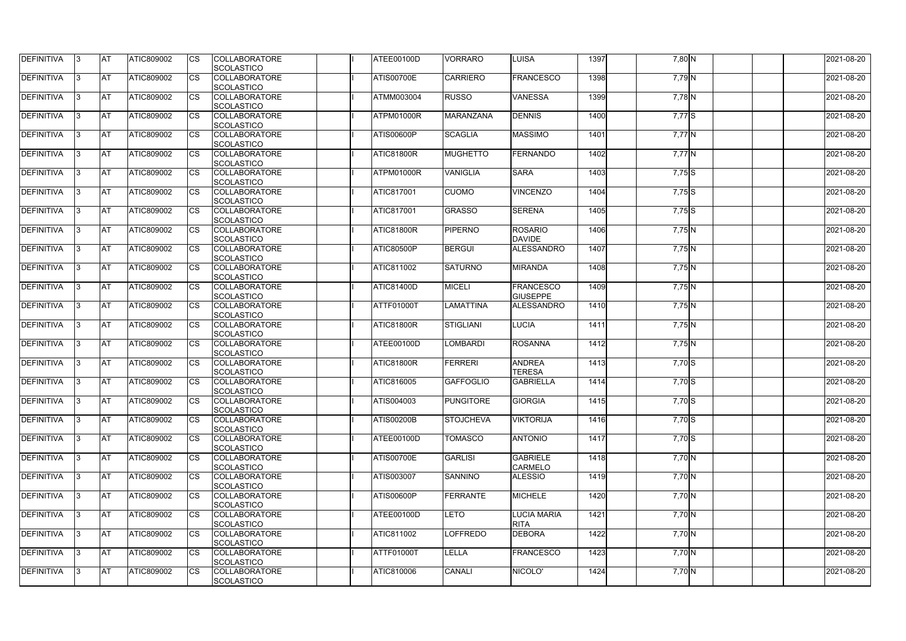| DEFINITIVA | 3 | AT | ATIC809002 | CS | COLLABORATORE SCOLASTICO | | I | ATEE00100D | VORRARO | LUISA | 1397 | | 7,80 | N | | | | 2021-08-20 |
|---|---|---|---|---|---|---|---|---|---|---|---|---|---|---|---|---|---|---|
| DEFINITIVA | 3 | AT | ATIC809002 | CS | COLLABORATORE SCOLASTICO | | I | ATIS00700E | CARRIERO | FRANCESCO | 1398 | | 7,79 | N | | | | 2021-08-20 |
| DEFINITIVA | 3 | AT | ATIC809002 | CS | COLLABORATORE SCOLASTICO | | I | ATMM003004 | RUSSO | VANESSA | 1399 | | 7,78 | N | | | | 2021-08-20 |
| DEFINITIVA | 3 | AT | ATIC809002 | CS | COLLABORATORE SCOLASTICO | | I | ATPM01000R | MARANZANA | DENNIS | 1400 | | 7,77 | S | | | | 2021-08-20 |
| DEFINITIVA | 3 | AT | ATIC809002 | CS | COLLABORATORE SCOLASTICO | | I | ATIS00600P | SCAGLIA | MASSIMO | 1401 | | 7,77 | N | | | | 2021-08-20 |
| DEFINITIVA | 3 | AT | ATIC809002 | CS | COLLABORATORE SCOLASTICO | | I | ATIC81800R | MUGHETTO | FERNANDO | 1402 | | 7,77 | N | | | | 2021-08-20 |
| DEFINITIVA | 3 | AT | ATIC809002 | CS | COLLABORATORE SCOLASTICO | | I | ATPM01000R | VANIGLIA | SARA | 1403 | | 7,75 | S | | | | 2021-08-20 |
| DEFINITIVA | 3 | AT | ATIC809002 | CS | COLLABORATORE SCOLASTICO | | I | ATIC817001 | CUOMO | VINCENZO | 1404 | | 7,75 | S | | | | 2021-08-20 |
| DEFINITIVA | 3 | AT | ATIC809002 | CS | COLLABORATORE SCOLASTICO | | I | ATIC817001 | GRASSO | SERENA | 1405 | | 7,75 | S | | | | 2021-08-20 |
| DEFINITIVA | 3 | AT | ATIC809002 | CS | COLLABORATORE SCOLASTICO | | I | ATIC81800R | PIPERNO | ROSARIO DAVIDE | 1406 | | 7,75 | N | | | | 2021-08-20 |
| DEFINITIVA | 3 | AT | ATIC809002 | CS | COLLABORATORE SCOLASTICO | | I | ATIC80500P | BERGUI | ALESSANDRO | 1407 | | 7,75 | N | | | | 2021-08-20 |
| DEFINITIVA | 3 | AT | ATIC809002 | CS | COLLABORATORE SCOLASTICO | | I | ATIC811002 | SATURNO | MIRANDA | 1408 | | 7,75 | N | | | | 2021-08-20 |
| DEFINITIVA | 3 | AT | ATIC809002 | CS | COLLABORATORE SCOLASTICO | | I | ATIC81400D | MICELI | FRANCESCO GIUSEPPE | 1409 | | 7,75 | N | | | | 2021-08-20 |
| DEFINITIVA | 3 | AT | ATIC809002 | CS | COLLABORATORE SCOLASTICO | | I | ATTF01000T | LAMATTINA | ALESSANDRO | 1410 | | 7,75 | N | | | | 2021-08-20 |
| DEFINITIVA | 3 | AT | ATIC809002 | CS | COLLABORATORE SCOLASTICO | | I | ATIC81800R | STIGLIANI | LUCIA | 1411 | | 7,75 | N | | | | 2021-08-20 |
| DEFINITIVA | 3 | AT | ATIC809002 | CS | COLLABORATORE SCOLASTICO | | I | ATEE00100D | LOMBARDI | ROSANNA | 1412 | | 7,75 | N | | | | 2021-08-20 |
| DEFINITIVA | 3 | AT | ATIC809002 | CS | COLLABORATORE SCOLASTICO | | I | ATIC81800R | FERRERI | ANDREA TERESA | 1413 | | 7,70 | S | | | | 2021-08-20 |
| DEFINITIVA | 3 | AT | ATIC809002 | CS | COLLABORATORE SCOLASTICO | | I | ATIC816005 | GAFFOGLIO | GABRIELLA | 1414 | | 7,70 | S | | | | 2021-08-20 |
| DEFINITIVA | 3 | AT | ATIC809002 | CS | COLLABORATORE SCOLASTICO | | I | ATIS004003 | PUNGITORE | GIORGIA | 1415 | | 7,70 | S | | | | 2021-08-20 |
| DEFINITIVA | 3 | AT | ATIC809002 | CS | COLLABORATORE SCOLASTICO | | I | ATIS00200B | STOJCHEVA | VIKTORIJA | 1416 | | 7,70 | S | | | | 2021-08-20 |
| DEFINITIVA | 3 | AT | ATIC809002 | CS | COLLABORATORE SCOLASTICO | | I | ATEE00100D | TOMASCO | ANTONIO | 1417 | | 7,70 | S | | | | 2021-08-20 |
| DEFINITIVA | 3 | AT | ATIC809002 | CS | COLLABORATORE SCOLASTICO | | I | ATIS00700E | GARLISI | GABRIELE CARMELO | 1418 | | 7,70 | N | | | | 2021-08-20 |
| DEFINITIVA | 3 | AT | ATIC809002 | CS | COLLABORATORE SCOLASTICO | | I | ATIS003007 | SANNINO | ALESSIO | 1419 | | 7,70 | N | | | | 2021-08-20 |
| DEFINITIVA | 3 | AT | ATIC809002 | CS | COLLABORATORE SCOLASTICO | | I | ATIS00600P | FERRANTE | MICHELE | 1420 | | 7,70 | N | | | | 2021-08-20 |
| DEFINITIVA | 3 | AT | ATIC809002 | CS | COLLABORATORE SCOLASTICO | | I | ATEE00100D | LETO | LUCIA MARIA RITA | 1421 | | 7,70 | N | | | | 2021-08-20 |
| DEFINITIVA | 3 | AT | ATIC809002 | CS | COLLABORATORE SCOLASTICO | | I | ATIC811002 | LOFFREDO | DEBORA | 1422 | | 7,70 | N | | | | 2021-08-20 |
| DEFINITIVA | 3 | AT | ATIC809002 | CS | COLLABORATORE SCOLASTICO | | I | ATTF01000T | LELLA | FRANCESCO | 1423 | | 7,70 | N | | | | 2021-08-20 |
| DEFINITIVA | 3 | AT | ATIC809002 | CS | COLLABORATORE SCOLASTICO | | I | ATIC810006 | CANALI | NICOLO' | 1424 | | 7,70 | N | | | | 2021-08-20 |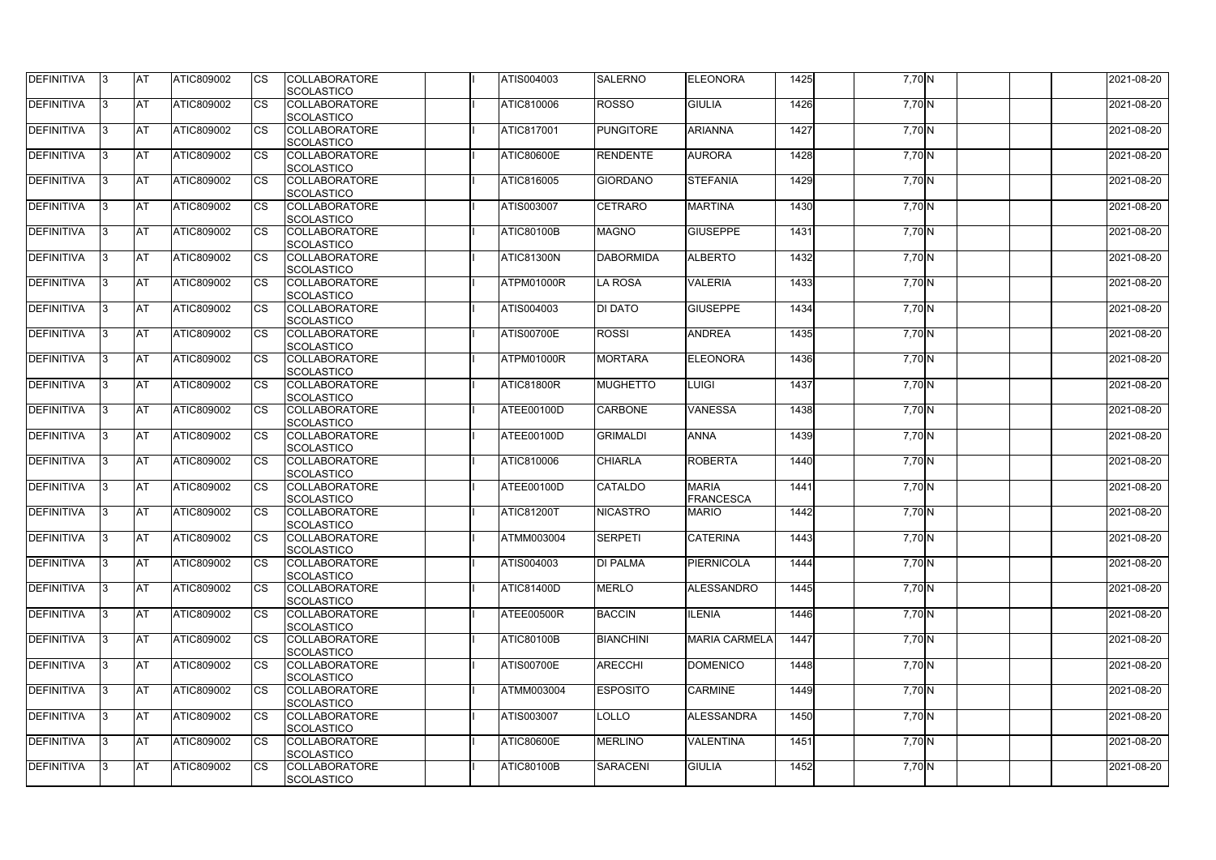| DEFINITIVA | 3 | AT | ATIC809002 | CS | COLLABORATORE SCOLASTICO | | I | ATIS004003 | SALERNO | ELEONORA | 1425 | | 7,70 | N | | | | 2021-08-20 |
|---|---|---|---|---|---|---|---|---|---|---|---|---|---|---|---|---|---|---|
| DEFINITIVA | 3 | AT | ATIC809002 | CS | COLLABORATORE SCOLASTICO | | I | ATIC810006 | ROSSO | GIULIA | 1426 | | 7,70 | N | | | | 2021-08-20 |
| DEFINITIVA | 3 | AT | ATIC809002 | CS | COLLABORATORE SCOLASTICO | | I | ATIC817001 | PUNGITORE | ARIANNA | 1427 | | 7,70 | N | | | | 2021-08-20 |
| DEFINITIVA | 3 | AT | ATIC809002 | CS | COLLABORATORE SCOLASTICO | | I | ATIC80600E | RENDENTE | AURORA | 1428 | | 7,70 | N | | | | 2021-08-20 |
| DEFINITIVA | 3 | AT | ATIC809002 | CS | COLLABORATORE SCOLASTICO | | I | ATIC816005 | GIORDANO | STEFANIA | 1429 | | 7,70 | N | | | | 2021-08-20 |
| DEFINITIVA | 3 | AT | ATIC809002 | CS | COLLABORATORE SCOLASTICO | | I | ATIS003007 | CETRARO | MARTINA | 1430 | | 7,70 | N | | | | 2021-08-20 |
| DEFINITIVA | 3 | AT | ATIC809002 | CS | COLLABORATORE SCOLASTICO | | I | ATIC80100B | MAGNO | GIUSEPPE | 1431 | | 7,70 | N | | | | 2021-08-20 |
| DEFINITIVA | 3 | AT | ATIC809002 | CS | COLLABORATORE SCOLASTICO | | I | ATIC81300N | DABORMIDA | ALBERTO | 1432 | | 7,70 | N | | | | 2021-08-20 |
| DEFINITIVA | 3 | AT | ATIC809002 | CS | COLLABORATORE SCOLASTICO | | I | ATPM01000R | LA ROSA | VALERIA | 1433 | | 7,70 | N | | | | 2021-08-20 |
| DEFINITIVA | 3 | AT | ATIC809002 | CS | COLLABORATORE SCOLASTICO | | I | ATIS004003 | DI DATO | GIUSEPPE | 1434 | | 7,70 | N | | | | 2021-08-20 |
| DEFINITIVA | 3 | AT | ATIC809002 | CS | COLLABORATORE SCOLASTICO | | I | ATIS00700E | ROSSI | ANDREA | 1435 | | 7,70 | N | | | | 2021-08-20 |
| DEFINITIVA | 3 | AT | ATIC809002 | CS | COLLABORATORE SCOLASTICO | | I | ATPM01000R | MORTARA | ELEONORA | 1436 | | 7,70 | N | | | | 2021-08-20 |
| DEFINITIVA | 3 | AT | ATIC809002 | CS | COLLABORATORE SCOLASTICO | | I | ATIC81800R | MUGHETTO | LUIGI | 1437 | | 7,70 | N | | | | 2021-08-20 |
| DEFINITIVA | 3 | AT | ATIC809002 | CS | COLLABORATORE SCOLASTICO | | I | ATEE00100D | CARBONE | VANESSA | 1438 | | 7,70 | N | | | | 2021-08-20 |
| DEFINITIVA | 3 | AT | ATIC809002 | CS | COLLABORATORE SCOLASTICO | | I | ATEE00100D | GRIMALDI | ANNA | 1439 | | 7,70 | N | | | | 2021-08-20 |
| DEFINITIVA | 3 | AT | ATIC809002 | CS | COLLABORATORE SCOLASTICO | | I | ATIC810006 | CHIARLA | ROBERTA | 1440 | | 7,70 | N | | | | 2021-08-20 |
| DEFINITIVA | 3 | AT | ATIC809002 | CS | COLLABORATORE SCOLASTICO | | I | ATEE00100D | CATALDO | MARIA FRANCESCA | 1441 | | 7,70 | N | | | | 2021-08-20 |
| DEFINITIVA | 3 | AT | ATIC809002 | CS | COLLABORATORE SCOLASTICO | | I | ATIC81200T | NICASTRO | MARIO | 1442 | | 7,70 | N | | | | 2021-08-20 |
| DEFINITIVA | 3 | AT | ATIC809002 | CS | COLLABORATORE SCOLASTICO | | I | ATMM003004 | SERPETI | CATERINA | 1443 | | 7,70 | N | | | | 2021-08-20 |
| DEFINITIVA | 3 | AT | ATIC809002 | CS | COLLABORATORE SCOLASTICO | | I | ATIS004003 | DI PALMA | PIERNICOLA | 1444 | | 7,70 | N | | | | 2021-08-20 |
| DEFINITIVA | 3 | AT | ATIC809002 | CS | COLLABORATORE SCOLASTICO | | I | ATIC81400D | MERLO | ALESSANDRO | 1445 | | 7,70 | N | | | | 2021-08-20 |
| DEFINITIVA | 3 | AT | ATIC809002 | CS | COLLABORATORE SCOLASTICO | | I | ATEE00500R | BACCIN | ILENIA | 1446 | | 7,70 | N | | | | 2021-08-20 |
| DEFINITIVA | 3 | AT | ATIC809002 | CS | COLLABORATORE SCOLASTICO | | I | ATIC80100B | BIANCHINI | MARIA CARMELA | 1447 | | 7,70 | N | | | | 2021-08-20 |
| DEFINITIVA | 3 | AT | ATIC809002 | CS | COLLABORATORE SCOLASTICO | | I | ATIS00700E | ARECCHI | DOMENICO | 1448 | | 7,70 | N | | | | 2021-08-20 |
| DEFINITIVA | 3 | AT | ATIC809002 | CS | COLLABORATORE SCOLASTICO | | I | ATMM003004 | ESPOSITO | CARMINE | 1449 | | 7,70 | N | | | | 2021-08-20 |
| DEFINITIVA | 3 | AT | ATIC809002 | CS | COLLABORATORE SCOLASTICO | | I | ATIS003007 | LOLLO | ALESSANDRA | 1450 | | 7,70 | N | | | | 2021-08-20 |
| DEFINITIVA | 3 | AT | ATIC809002 | CS | COLLABORATORE SCOLASTICO | | I | ATIC80600E | MERLINO | VALENTINA | 1451 | | 7,70 | N | | | | 2021-08-20 |
| DEFINITIVA | 3 | AT | ATIC809002 | CS | COLLABORATORE SCOLASTICO | | I | ATIC80100B | SARACENI | GIULIA | 1452 | | 7,70 | N | | | | 2021-08-20 |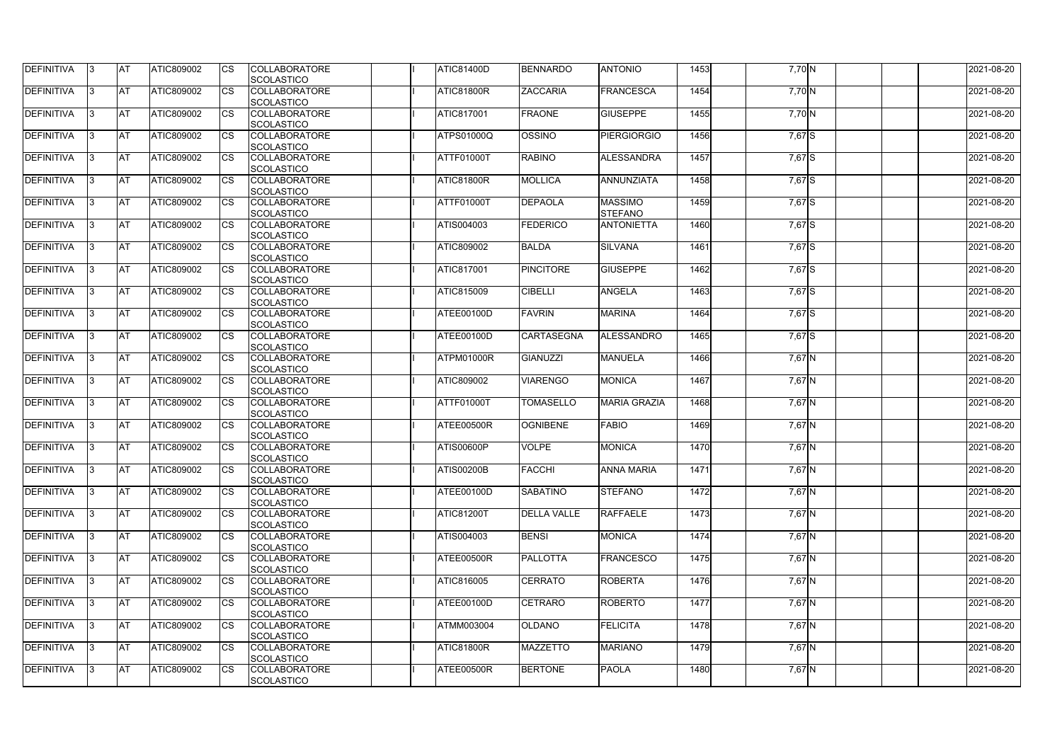| DEFINITIVA | 3 | AT | ATIC809002 | CS | COLLABORATORE SCOLASTICO | | I | ATIC81400D | BENNARDO | ANTONIO | 1453 | | 7,70 | N | | | | 2021-08-20 |
|---|---|---|---|---|---|---|---|---|---|---|---|---|---|---|---|---|---|---|
| DEFINITIVA | 3 | AT | ATIC809002 | CS | COLLABORATORE SCOLASTICO | | I | ATIC81800R | ZACCARIA | FRANCESCA | 1454 | | 7,70 | N | | | | 2021-08-20 |
| DEFINITIVA | 3 | AT | ATIC809002 | CS | COLLABORATORE SCOLASTICO | | I | ATIC817001 | FRAONE | GIUSEPPE | 1455 | | 7,70 | N | | | | 2021-08-20 |
| DEFINITIVA | 3 | AT | ATIC809002 | CS | COLLABORATORE SCOLASTICO | | I | ATPS01000Q | OSSINO | PIERGIORGIO | 1456 | | 7,67 | S | | | | 2021-08-20 |
| DEFINITIVA | 3 | AT | ATIC809002 | CS | COLLABORATORE SCOLASTICO | | I | ATTF01000T | RABINO | ALESSANDRA | 1457 | | 7,67 | S | | | | 2021-08-20 |
| DEFINITIVA | 3 | AT | ATIC809002 | CS | COLLABORATORE SCOLASTICO | | I | ATIC81800R | MOLLICA | ANNUNZIATA | 1458 | | 7,67 | S | | | | 2021-08-20 |
| DEFINITIVA | 3 | AT | ATIC809002 | CS | COLLABORATORE SCOLASTICO | | I | ATTF01000T | DEPAOLA | MASSIMO STEFANO | 1459 | | 7,67 | S | | | | 2021-08-20 |
| DEFINITIVA | 3 | AT | ATIC809002 | CS | COLLABORATORE SCOLASTICO | | I | ATIS004003 | FEDERICO | ANTONIETTA | 1460 | | 7,67 | S | | | | 2021-08-20 |
| DEFINITIVA | 3 | AT | ATIC809002 | CS | COLLABORATORE SCOLASTICO | | I | ATIC809002 | BALDA | SILVANA | 1461 | | 7,67 | S | | | | 2021-08-20 |
| DEFINITIVA | 3 | AT | ATIC809002 | CS | COLLABORATORE SCOLASTICO | | I | ATIC817001 | PINCITORE | GIUSEPPE | 1462 | | 7,67 | S | | | | 2021-08-20 |
| DEFINITIVA | 3 | AT | ATIC809002 | CS | COLLABORATORE SCOLASTICO | | I | ATIC815009 | CIBELLI | ANGELA | 1463 | | 7,67 | S | | | | 2021-08-20 |
| DEFINITIVA | 3 | AT | ATIC809002 | CS | COLLABORATORE SCOLASTICO | | I | ATEE00100D | FAVRIN | MARINA | 1464 | | 7,67 | S | | | | 2021-08-20 |
| DEFINITIVA | 3 | AT | ATIC809002 | CS | COLLABORATORE SCOLASTICO | | I | ATEE00100D | CARTASEGNA | ALESSANDRO | 1465 | | 7,67 | S | | | | 2021-08-20 |
| DEFINITIVA | 3 | AT | ATIC809002 | CS | COLLABORATORE SCOLASTICO | | I | ATPM01000R | GIANUZZI | MANUELA | 1466 | | 7,67 | N | | | | 2021-08-20 |
| DEFINITIVA | 3 | AT | ATIC809002 | CS | COLLABORATORE SCOLASTICO | | I | ATIC809002 | VIARENGO | MONICA | 1467 | | 7,67 | N | | | | 2021-08-20 |
| DEFINITIVA | 3 | AT | ATIC809002 | CS | COLLABORATORE SCOLASTICO | | I | ATTF01000T | TOMASELLO | MARIA GRAZIA | 1468 | | 7,67 | N | | | | 2021-08-20 |
| DEFINITIVA | 3 | AT | ATIC809002 | CS | COLLABORATORE SCOLASTICO | | I | ATEE00500R | OGNIBENE | FABIO | 1469 | | 7,67 | N | | | | 2021-08-20 |
| DEFINITIVA | 3 | AT | ATIC809002 | CS | COLLABORATORE SCOLASTICO | | I | ATIS00600P | VOLPE | MONICA | 1470 | | 7,67 | N | | | | 2021-08-20 |
| DEFINITIVA | 3 | AT | ATIC809002 | CS | COLLABORATORE SCOLASTICO | | I | ATIS00200B | FACCHI | ANNA MARIA | 1471 | | 7,67 | N | | | | 2021-08-20 |
| DEFINITIVA | 3 | AT | ATIC809002 | CS | COLLABORATORE SCOLASTICO | | I | ATEE00100D | SABATINO | STEFANO | 1472 | | 7,67 | N | | | | 2021-08-20 |
| DEFINITIVA | 3 | AT | ATIC809002 | CS | COLLABORATORE SCOLASTICO | | I | ATIC81200T | DELLA VALLE | RAFFAELE | 1473 | | 7,67 | N | | | | 2021-08-20 |
| DEFINITIVA | 3 | AT | ATIC809002 | CS | COLLABORATORE SCOLASTICO | | I | ATIS004003 | BENSI | MONICA | 1474 | | 7,67 | N | | | | 2021-08-20 |
| DEFINITIVA | 3 | AT | ATIC809002 | CS | COLLABORATORE SCOLASTICO | | I | ATEE00500R | PALLOTTA | FRANCESCO | 1475 | | 7,67 | N | | | | 2021-08-20 |
| DEFINITIVA | 3 | AT | ATIC809002 | CS | COLLABORATORE SCOLASTICO | | I | ATIC816005 | CERRATO | ROBERTA | 1476 | | 7,67 | N | | | | 2021-08-20 |
| DEFINITIVA | 3 | AT | ATIC809002 | CS | COLLABORATORE SCOLASTICO | | I | ATEE00100D | CETRARO | ROBERTO | 1477 | | 7,67 | N | | | | 2021-08-20 |
| DEFINITIVA | 3 | AT | ATIC809002 | CS | COLLABORATORE SCOLASTICO | | I | ATMM003004 | OLDANO | FELICITA | 1478 | | 7,67 | N | | | | 2021-08-20 |
| DEFINITIVA | 3 | AT | ATIC809002 | CS | COLLABORATORE SCOLASTICO | | I | ATIC81800R | MAZZETTO | MARIANO | 1479 | | 7,67 | N | | | | 2021-08-20 |
| DEFINITIVA | 3 | AT | ATIC809002 | CS | COLLABORATORE SCOLASTICO | | I | ATEE00500R | BERTONE | PAOLA | 1480 | | 7,67 | N | | | | 2021-08-20 |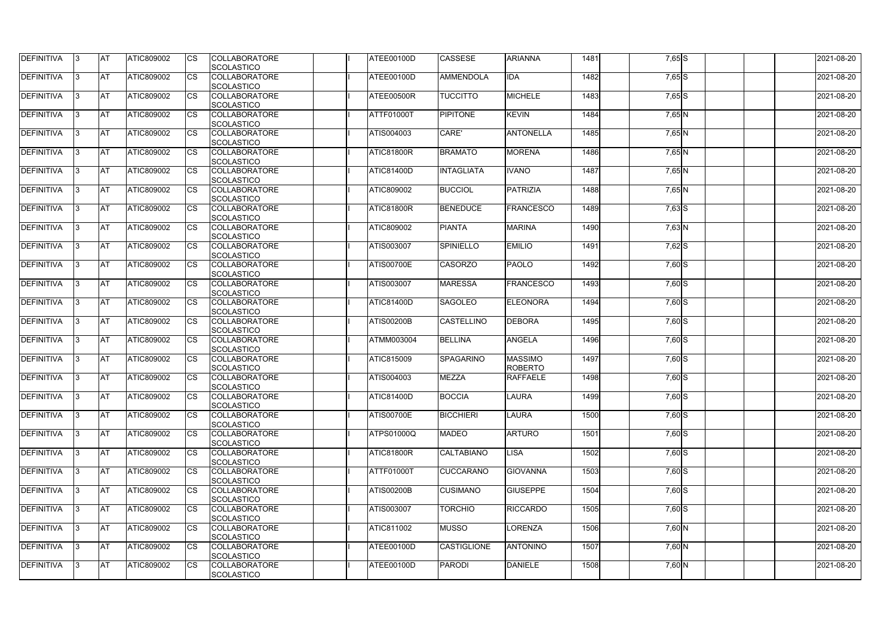| DEFINITIVA | 3 | AT | ATIC809002 | CS | COLLABORATORE SCOLASTICO | | I | ATEE00100D | CASSESE | ARIANNA | 1481 | | 7,65 | S | | | | 2021-08-20 |
|---|---|---|---|---|---|---|---|---|---|---|---|---|---|---|---|---|---|---|
| DEFINITIVA | 3 | AT | ATIC809002 | CS | COLLABORATORE SCOLASTICO | | I | ATEE00100D | AMMENDOLA | IDA | 1482 | | 7,65 | S | | | | 2021-08-20 |
| DEFINITIVA | 3 | AT | ATIC809002 | CS | COLLABORATORE SCOLASTICO | | I | ATEE00500R | TUCCITTO | MICHELE | 1483 | | 7,65 | S | | | | 2021-08-20 |
| DEFINITIVA | 3 | AT | ATIC809002 | CS | COLLABORATORE SCOLASTICO | | I | ATTF01000T | PIPITONE | KEVIN | 1484 | | 7,65 | N | | | | 2021-08-20 |
| DEFINITIVA | 3 | AT | ATIC809002 | CS | COLLABORATORE SCOLASTICO | | I | ATIS004003 | CARE' | ANTONELLA | 1485 | | 7,65 | N | | | | 2021-08-20 |
| DEFINITIVA | 3 | AT | ATIC809002 | CS | COLLABORATORE SCOLASTICO | | I | ATIC81800R | BRAMATO | MORENA | 1486 | | 7,65 | N | | | | 2021-08-20 |
| DEFINITIVA | 3 | AT | ATIC809002 | CS | COLLABORATORE SCOLASTICO | | I | ATIC81400D | INTAGLIATA | IVANO | 1487 | | 7,65 | N | | | | 2021-08-20 |
| DEFINITIVA | 3 | AT | ATIC809002 | CS | COLLABORATORE SCOLASTICO | | I | ATIC809002 | BUCCIOL | PATRIZIA | 1488 | | 7,65 | N | | | | 2021-08-20 |
| DEFINITIVA | 3 | AT | ATIC809002 | CS | COLLABORATORE SCOLASTICO | | I | ATIC81800R | BENEDUCE | FRANCESCO | 1489 | | 7,63 | S | | | | 2021-08-20 |
| DEFINITIVA | 3 | AT | ATIC809002 | CS | COLLABORATORE SCOLASTICO | | I | ATIC809002 | PIANTA | MARINA | 1490 | | 7,63 | N | | | | 2021-08-20 |
| DEFINITIVA | 3 | AT | ATIC809002 | CS | COLLABORATORE SCOLASTICO | | I | ATIS003007 | SPINIELLO | EMILIO | 1491 | | 7,62 | S | | | | 2021-08-20 |
| DEFINITIVA | 3 | AT | ATIC809002 | CS | COLLABORATORE SCOLASTICO | | I | ATIS00700E | CASORZO | PAOLO | 1492 | | 7,60 | S | | | | 2021-08-20 |
| DEFINITIVA | 3 | AT | ATIC809002 | CS | COLLABORATORE SCOLASTICO | | I | ATIS003007 | MARESSA | FRANCESCO | 1493 | | 7,60 | S | | | | 2021-08-20 |
| DEFINITIVA | 3 | AT | ATIC809002 | CS | COLLABORATORE SCOLASTICO | | I | ATIC81400D | SAGOLEO | ELEONORA | 1494 | | 7,60 | S | | | | 2021-08-20 |
| DEFINITIVA | 3 | AT | ATIC809002 | CS | COLLABORATORE SCOLASTICO | | I | ATIS00200B | CASTELLINO | DEBORA | 1495 | | 7,60 | S | | | | 2021-08-20 |
| DEFINITIVA | 3 | AT | ATIC809002 | CS | COLLABORATORE SCOLASTICO | | I | ATMM003004 | BELLINA | ANGELA | 1496 | | 7,60 | S | | | | 2021-08-20 |
| DEFINITIVA | 3 | AT | ATIC809002 | CS | COLLABORATORE SCOLASTICO | | I | ATIC815009 | SPAGARINO | MASSIMO ROBERTO | 1497 | | 7,60 | S | | | | 2021-08-20 |
| DEFINITIVA | 3 | AT | ATIC809002 | CS | COLLABORATORE SCOLASTICO | | I | ATIS004003 | MEZZA | RAFFAELE | 1498 | | 7,60 | S | | | | 2021-08-20 |
| DEFINITIVA | 3 | AT | ATIC809002 | CS | COLLABORATORE SCOLASTICO | | I | ATIC81400D | BOCCIA | LAURA | 1499 | | 7,60 | S | | | | 2021-08-20 |
| DEFINITIVA | 3 | AT | ATIC809002 | CS | COLLABORATORE SCOLASTICO | | I | ATIS00700E | BICCHIERI | LAURA | 1500 | | 7,60 | S | | | | 2021-08-20 |
| DEFINITIVA | 3 | AT | ATIC809002 | CS | COLLABORATORE SCOLASTICO | | I | ATPS01000Q | MADEO | ARTURO | 1501 | | 7,60 | S | | | | 2021-08-20 |
| DEFINITIVA | 3 | AT | ATIC809002 | CS | COLLABORATORE SCOLASTICO | | I | ATIC81800R | CALTABIANO | LISA | 1502 | | 7,60 | S | | | | 2021-08-20 |
| DEFINITIVA | 3 | AT | ATIC809002 | CS | COLLABORATORE SCOLASTICO | | I | ATTF01000T | CUCCARANO | GIOVANNA | 1503 | | 7,60 | S | | | | 2021-08-20 |
| DEFINITIVA | 3 | AT | ATIC809002 | CS | COLLABORATORE SCOLASTICO | | I | ATIS00200B | CUSIMANO | GIUSEPPE | 1504 | | 7,60 | S | | | | 2021-08-20 |
| DEFINITIVA | 3 | AT | ATIC809002 | CS | COLLABORATORE SCOLASTICO | | I | ATIS003007 | TORCHIO | RICCARDO | 1505 | | 7,60 | S | | | | 2021-08-20 |
| DEFINITIVA | 3 | AT | ATIC809002 | CS | COLLABORATORE SCOLASTICO | | I | ATIC811002 | MUSSO | LORENZA | 1506 | | 7,60 | N | | | | 2021-08-20 |
| DEFINITIVA | 3 | AT | ATIC809002 | CS | COLLABORATORE SCOLASTICO | | I | ATEE00100D | CASTIGLIONE | ANTONINO | 1507 | | 7,60 | N | | | | 2021-08-20 |
| DEFINITIVA | 3 | AT | ATIC809002 | CS | COLLABORATORE SCOLASTICO | | I | ATEE00100D | PARODI | DANIELE | 1508 | | 7,60 | N | | | | 2021-08-20 |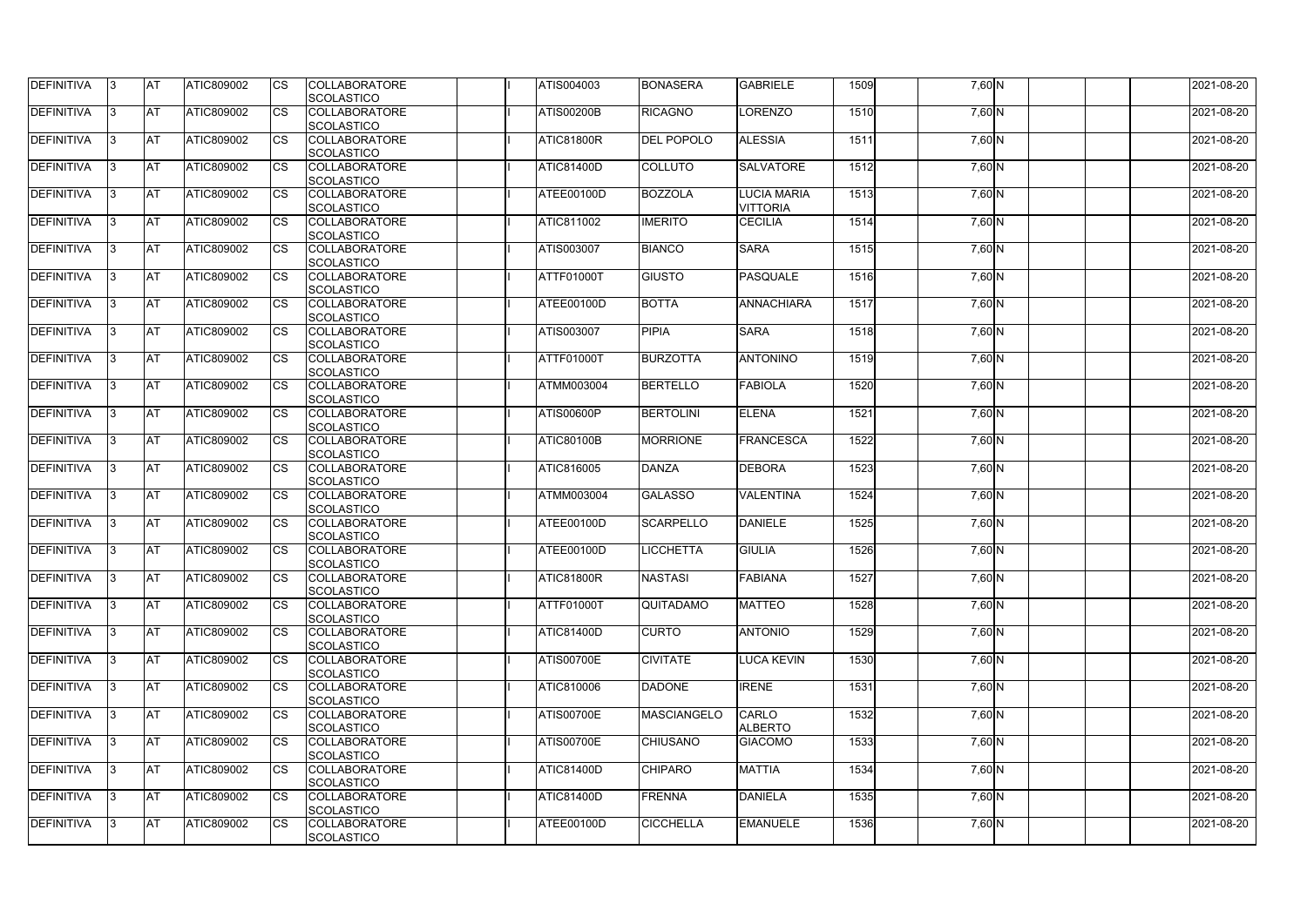| DEFINITIVA | 3 | AT | ATIC809002 | CS | COLLABORATORE SCOLASTICO | | I | ATIS004003 | BONASERA | GABRIELE | 1509 | | 7,60 | N | | | | 2021-08-20 |
|---|---|---|---|---|---|---|---|---|---|---|---|---|---|---|---|---|---|---|
| DEFINITIVA | 3 | AT | ATIC809002 | CS | COLLABORATORE SCOLASTICO | | I | ATIS00200B | RICAGNO | LORENZO | 1510 | | 7,60 | N | | | | 2021-08-20 |
| DEFINITIVA | 3 | AT | ATIC809002 | CS | COLLABORATORE SCOLASTICO | | I | ATIC81800R | DEL POPOLO | ALESSIA | 1511 | | 7,60 | N | | | | 2021-08-20 |
| DEFINITIVA | 3 | AT | ATIC809002 | CS | COLLABORATORE SCOLASTICO | | I | ATIC81400D | COLLUTO | SALVATORE | 1512 | | 7,60 | N | | | | 2021-08-20 |
| DEFINITIVA | 3 | AT | ATIC809002 | CS | COLLABORATORE SCOLASTICO | | I | ATEE00100D | BOZZOLA | LUCIA MARIA VITTORIA | 1513 | | 7,60 | N | | | | 2021-08-20 |
| DEFINITIVA | 3 | AT | ATIC809002 | CS | COLLABORATORE SCOLASTICO | | I | ATIC811002 | IMERITO | CECILIA | 1514 | | 7,60 | N | | | | 2021-08-20 |
| DEFINITIVA | 3 | AT | ATIC809002 | CS | COLLABORATORE SCOLASTICO | | I | ATIS003007 | BIANCO | SARA | 1515 | | 7,60 | N | | | | 2021-08-20 |
| DEFINITIVA | 3 | AT | ATIC809002 | CS | COLLABORATORE SCOLASTICO | | I | ATTF01000T | GIUSTO | PASQUALE | 1516 | | 7,60 | N | | | | 2021-08-20 |
| DEFINITIVA | 3 | AT | ATIC809002 | CS | COLLABORATORE SCOLASTICO | | I | ATEE00100D | BOTTA | ANNACHIARA | 1517 | | 7,60 | N | | | | 2021-08-20 |
| DEFINITIVA | 3 | AT | ATIC809002 | CS | COLLABORATORE SCOLASTICO | | I | ATIS003007 | PIPIA | SARA | 1518 | | 7,60 | N | | | | 2021-08-20 |
| DEFINITIVA | 3 | AT | ATIC809002 | CS | COLLABORATORE SCOLASTICO | | I | ATTF01000T | BURZOTTA | ANTONINO | 1519 | | 7,60 | N | | | | 2021-08-20 |
| DEFINITIVA | 3 | AT | ATIC809002 | CS | COLLABORATORE SCOLASTICO | | I | ATMM003004 | BERTELLO | FABIOLA | 1520 | | 7,60 | N | | | | 2021-08-20 |
| DEFINITIVA | 3 | AT | ATIC809002 | CS | COLLABORATORE SCOLASTICO | | I | ATIS00600P | BERTOLINI | ELENA | 1521 | | 7,60 | N | | | | 2021-08-20 |
| DEFINITIVA | 3 | AT | ATIC809002 | CS | COLLABORATORE SCOLASTICO | | I | ATIC80100B | MORRIONE | FRANCESCA | 1522 | | 7,60 | N | | | | 2021-08-20 |
| DEFINITIVA | 3 | AT | ATIC809002 | CS | COLLABORATORE SCOLASTICO | | I | ATIC816005 | DANZA | DEBORA | 1523 | | 7,60 | N | | | | 2021-08-20 |
| DEFINITIVA | 3 | AT | ATIC809002 | CS | COLLABORATORE SCOLASTICO | | I | ATMM003004 | GALASSO | VALENTINA | 1524 | | 7,60 | N | | | | 2021-08-20 |
| DEFINITIVA | 3 | AT | ATIC809002 | CS | COLLABORATORE SCOLASTICO | | I | ATEE00100D | SCARPELLO | DANIELE | 1525 | | 7,60 | N | | | | 2021-08-20 |
| DEFINITIVA | 3 | AT | ATIC809002 | CS | COLLABORATORE SCOLASTICO | | I | ATEE00100D | LICCHETTA | GIULIA | 1526 | | 7,60 | N | | | | 2021-08-20 |
| DEFINITIVA | 3 | AT | ATIC809002 | CS | COLLABORATORE SCOLASTICO | | I | ATIC81800R | NASTASI | FABIANA | 1527 | | 7,60 | N | | | | 2021-08-20 |
| DEFINITIVA | 3 | AT | ATIC809002 | CS | COLLABORATORE SCOLASTICO | | I | ATTF01000T | QUITADAMO | MATTEO | 1528 | | 7,60 | N | | | | 2021-08-20 |
| DEFINITIVA | 3 | AT | ATIC809002 | CS | COLLABORATORE SCOLASTICO | | I | ATIC81400D | CURTO | ANTONIO | 1529 | | 7,60 | N | | | | 2021-08-20 |
| DEFINITIVA | 3 | AT | ATIC809002 | CS | COLLABORATORE SCOLASTICO | | I | ATIS00700E | CIVITATE | LUCA KEVIN | 1530 | | 7,60 | N | | | | 2021-08-20 |
| DEFINITIVA | 3 | AT | ATIC809002 | CS | COLLABORATORE SCOLASTICO | | I | ATIC810006 | DADONE | IRENE | 1531 | | 7,60 | N | | | | 2021-08-20 |
| DEFINITIVA | 3 | AT | ATIC809002 | CS | COLLABORATORE SCOLASTICO | | I | ATIS00700E | MASCIANGELO | CARLO ALBERTO | 1532 | | 7,60 | N | | | | 2021-08-20 |
| DEFINITIVA | 3 | AT | ATIC809002 | CS | COLLABORATORE SCOLASTICO | | I | ATIS00700E | CHIUSANO | GIACOMO | 1533 | | 7,60 | N | | | | 2021-08-20 |
| DEFINITIVA | 3 | AT | ATIC809002 | CS | COLLABORATORE SCOLASTICO | | I | ATIC81400D | CHIPARO | MATTIA | 1534 | | 7,60 | N | | | | 2021-08-20 |
| DEFINITIVA | 3 | AT | ATIC809002 | CS | COLLABORATORE SCOLASTICO | | I | ATIC81400D | FRENNA | DANIELA | 1535 | | 7,60 | N | | | | 2021-08-20 |
| DEFINITIVA | 3 | AT | ATIC809002 | CS | COLLABORATORE SCOLASTICO | | I | ATEE00100D | CICCHELLA | EMANUELE | 1536 | | 7,60 | N | | | | 2021-08-20 |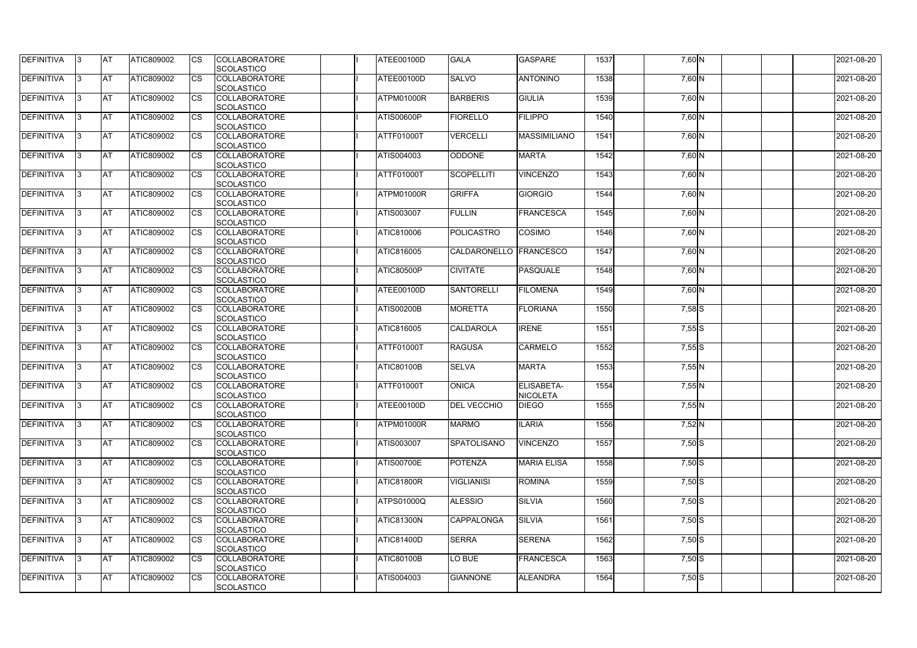| DEFINITIVA | 3 | AT | ATIC809002 | CS | COLLABORATORE SCOLASTICO | | I | ATEE00100D | GALA | GASPARE | 1537 | | 7,60 | N | | | | 2021-08-20 |
|---|---|---|---|---|---|---|---|---|---|---|---|---|---|---|---|---|---|---|
| DEFINITIVA | 3 | AT | ATIC809002 | CS | COLLABORATORE SCOLASTICO | | I | ATEE00100D | SALVO | ANTONINO | 1538 | | 7,60 | N | | | | 2021-08-20 |
| DEFINITIVA | 3 | AT | ATIC809002 | CS | COLLABORATORE SCOLASTICO | | I | ATPM01000R | BARBERIS | GIULIA | 1539 | | 7,60 | N | | | | 2021-08-20 |
| DEFINITIVA | 3 | AT | ATIC809002 | CS | COLLABORATORE SCOLASTICO | | I | ATIS00600P | FIORELLO | FILIPPO | 1540 | | 7,60 | N | | | | 2021-08-20 |
| DEFINITIVA | 3 | AT | ATIC809002 | CS | COLLABORATORE SCOLASTICO | | I | ATTF01000T | VERCELLI | MASSIMILIANO | 1541 | | 7,60 | N | | | | 2021-08-20 |
| DEFINITIVA | 3 | AT | ATIC809002 | CS | COLLABORATORE SCOLASTICO | | I | ATIS004003 | ODDONE | MARTA | 1542 | | 7,60 | N | | | | 2021-08-20 |
| DEFINITIVA | 3 | AT | ATIC809002 | CS | COLLABORATORE SCOLASTICO | | I | ATTF01000T | SCOPELLITI | VINCENZO | 1543 | | 7,60 | N | | | | 2021-08-20 |
| DEFINITIVA | 3 | AT | ATIC809002 | CS | COLLABORATORE SCOLASTICO | | I | ATPM01000R | GRIFFA | GIORGIO | 1544 | | 7,60 | N | | | | 2021-08-20 |
| DEFINITIVA | 3 | AT | ATIC809002 | CS | COLLABORATORE SCOLASTICO | | I | ATIS003007 | FULLIN | FRANCESCA | 1545 | | 7,60 | N | | | | 2021-08-20 |
| DEFINITIVA | 3 | AT | ATIC809002 | CS | COLLABORATORE SCOLASTICO | | I | ATIC810006 | POLICASTRO | COSIMO | 1546 | | 7,60 | N | | | | 2021-08-20 |
| DEFINITIVA | 3 | AT | ATIC809002 | CS | COLLABORATORE SCOLASTICO | | I | ATIC816005 | CALDARONELLO | FRANCESCO | 1547 | | 7,60 | N | | | | 2021-08-20 |
| DEFINITIVA | 3 | AT | ATIC809002 | CS | COLLABORATORE SCOLASTICO | | I | ATIC80500P | CIVITATE | PASQUALE | 1548 | | 7,60 | N | | | | 2021-08-20 |
| DEFINITIVA | 3 | AT | ATIC809002 | CS | COLLABORATORE SCOLASTICO | | I | ATEE00100D | SANTORELLI | FILOMENA | 1549 | | 7,60 | N | | | | 2021-08-20 |
| DEFINITIVA | 3 | AT | ATIC809002 | CS | COLLABORATORE SCOLASTICO | | I | ATIS00200B | MORETTA | FLORIANA | 1550 | | 7,58 | S | | | | 2021-08-20 |
| DEFINITIVA | 3 | AT | ATIC809002 | CS | COLLABORATORE SCOLASTICO | | I | ATIC816005 | CALDAROLA | IRENE | 1551 | | 7,55 | S | | | | 2021-08-20 |
| DEFINITIVA | 3 | AT | ATIC809002 | CS | COLLABORATORE SCOLASTICO | | I | ATTF01000T | RAGUSA | CARMELO | 1552 | | 7,55 | S | | | | 2021-08-20 |
| DEFINITIVA | 3 | AT | ATIC809002 | CS | COLLABORATORE SCOLASTICO | | I | ATIC80100B | SELVA | MARTA | 1553 | | 7,55 | N | | | | 2021-08-20 |
| DEFINITIVA | 3 | AT | ATIC809002 | CS | COLLABORATORE SCOLASTICO | | I | ATTF01000T | ONICA | ELISABETA-NICOLETA | 1554 | | 7,55 | N | | | | 2021-08-20 |
| DEFINITIVA | 3 | AT | ATIC809002 | CS | COLLABORATORE SCOLASTICO | | I | ATEE00100D | DEL VECCHIO | DIEGO | 1555 | | 7,55 | N | | | | 2021-08-20 |
| DEFINITIVA | 3 | AT | ATIC809002 | CS | COLLABORATORE SCOLASTICO | | I | ATPM01000R | MARMO | ILARIA | 1556 | | 7,52 | N | | | | 2021-08-20 |
| DEFINITIVA | 3 | AT | ATIC809002 | CS | COLLABORATORE SCOLASTICO | | I | ATIS003007 | SPATOLISANO | VINCENZO | 1557 | | 7,50 | S | | | | 2021-08-20 |
| DEFINITIVA | 3 | AT | ATIC809002 | CS | COLLABORATORE SCOLASTICO | | I | ATIS00700E | POTENZA | MARIA ELISA | 1558 | | 7,50 | S | | | | 2021-08-20 |
| DEFINITIVA | 3 | AT | ATIC809002 | CS | COLLABORATORE SCOLASTICO | | I | ATIC81800R | VIGLIANISI | ROMINA | 1559 | | 7,50 | S | | | | 2021-08-20 |
| DEFINITIVA | 3 | AT | ATIC809002 | CS | COLLABORATORE SCOLASTICO | | I | ATPS01000Q | ALESSIO | SILVIA | 1560 | | 7,50 | S | | | | 2021-08-20 |
| DEFINITIVA | 3 | AT | ATIC809002 | CS | COLLABORATORE SCOLASTICO | | I | ATIC81300N | CAPPALONGA | SILVIA | 1561 | | 7,50 | S | | | | 2021-08-20 |
| DEFINITIVA | 3 | AT | ATIC809002 | CS | COLLABORATORE SCOLASTICO | | I | ATIC81400D | SERRA | SERENA | 1562 | | 7,50 | S | | | | 2021-08-20 |
| DEFINITIVA | 3 | AT | ATIC809002 | CS | COLLABORATORE SCOLASTICO | | I | ATIC80100B | LO BUE | FRANCESCA | 1563 | | 7,50 | S | | | | 2021-08-20 |
| DEFINITIVA | 3 | AT | ATIC809002 | CS | COLLABORATORE SCOLASTICO | | I | ATIS004003 | GIANNONE | ALEANDRA | 1564 | | 7,50 | S | | | | 2021-08-20 |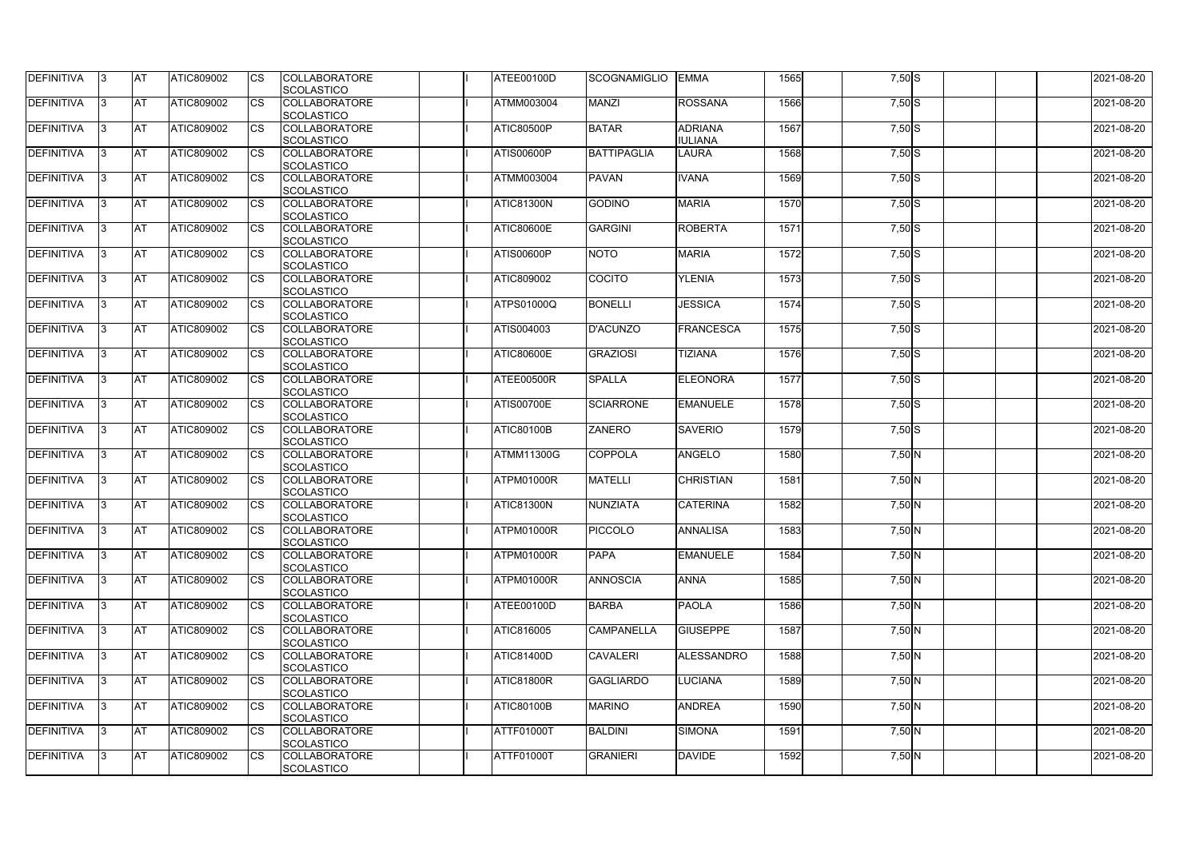| DEFINITIVA | 3 | AT | ATIC809002 | CS | COLLABORATORE SCOLASTICO | | I | ATEE00100D | SCOGNAMIGLIO | EMMA | 1565 | | 7,50 | S | | | | 2021-08-20 |
|---|---|---|---|---|---|---|---|---|---|---|---|---|---|---|---|---|---|---|
| DEFINITIVA | 3 | AT | ATIC809002 | CS | COLLABORATORE SCOLASTICO | | I | ATMM003004 | MANZI | ROSSANA | 1566 | | 7,50 | S | | | | 2021-08-20 |
| DEFINITIVA | 3 | AT | ATIC809002 | CS | COLLABORATORE SCOLASTICO | | I | ATIC80500P | BATAR | ADRIANA IULIANA | 1567 | | 7,50 | S | | | | 2021-08-20 |
| DEFINITIVA | 3 | AT | ATIC809002 | CS | COLLABORATORE SCOLASTICO | | I | ATIS00600P | BATTIPAGLIA | LAURA | 1568 | | 7,50 | S | | | | 2021-08-20 |
| DEFINITIVA | 3 | AT | ATIC809002 | CS | COLLABORATORE SCOLASTICO | | I | ATMM003004 | PAVAN | IVANA | 1569 | | 7,50 | S | | | | 2021-08-20 |
| DEFINITIVA | 3 | AT | ATIC809002 | CS | COLLABORATORE SCOLASTICO | | I | ATIC81300N | GODINO | MARIA | 1570 | | 7,50 | S | | | | 2021-08-20 |
| DEFINITIVA | 3 | AT | ATIC809002 | CS | COLLABORATORE SCOLASTICO | | I | ATIC80600E | GARGINI | ROBERTA | 1571 | | 7,50 | S | | | | 2021-08-20 |
| DEFINITIVA | 3 | AT | ATIC809002 | CS | COLLABORATORE SCOLASTICO | | I | ATIS00600P | NOTO | MARIA | 1572 | | 7,50 | S | | | | 2021-08-20 |
| DEFINITIVA | 3 | AT | ATIC809002 | CS | COLLABORATORE SCOLASTICO | | I | ATIC809002 | COCITO | YLENIA | 1573 | | 7,50 | S | | | | 2021-08-20 |
| DEFINITIVA | 3 | AT | ATIC809002 | CS | COLLABORATORE SCOLASTICO | | I | ATPS01000Q | BONELLI | JESSICA | 1574 | | 7,50 | S | | | | 2021-08-20 |
| DEFINITIVA | 3 | AT | ATIC809002 | CS | COLLABORATORE SCOLASTICO | | I | ATIS004003 | D'ACUNZO | FRANCESCA | 1575 | | 7,50 | S | | | | 2021-08-20 |
| DEFINITIVA | 3 | AT | ATIC809002 | CS | COLLABORATORE SCOLASTICO | | I | ATIC80600E | GRAZIOSI | TIZIANA | 1576 | | 7,50 | S | | | | 2021-08-20 |
| DEFINITIVA | 3 | AT | ATIC809002 | CS | COLLABORATORE SCOLASTICO | | I | ATEE00500R | SPALLA | ELEONORA | 1577 | | 7,50 | S | | | | 2021-08-20 |
| DEFINITIVA | 3 | AT | ATIC809002 | CS | COLLABORATORE SCOLASTICO | | I | ATIS00700E | SCIARRONE | EMANUELE | 1578 | | 7,50 | S | | | | 2021-08-20 |
| DEFINITIVA | 3 | AT | ATIC809002 | CS | COLLABORATORE SCOLASTICO | | I | ATIC80100B | ZANERO | SAVERIO | 1579 | | 7,50 | S | | | | 2021-08-20 |
| DEFINITIVA | 3 | AT | ATIC809002 | CS | COLLABORATORE SCOLASTICO | | I | ATMM11300G | COPPOLA | ANGELO | 1580 | | 7,50 | N | | | | 2021-08-20 |
| DEFINITIVA | 3 | AT | ATIC809002 | CS | COLLABORATORE SCOLASTICO | | I | ATPM01000R | MATELLI | CHRISTIAN | 1581 | | 7,50 | N | | | | 2021-08-20 |
| DEFINITIVA | 3 | AT | ATIC809002 | CS | COLLABORATORE SCOLASTICO | | I | ATIC81300N | NUNZIATA | CATERINA | 1582 | | 7,50 | N | | | | 2021-08-20 |
| DEFINITIVA | 3 | AT | ATIC809002 | CS | COLLABORATORE SCOLASTICO | | I | ATPM01000R | PICCOLO | ANNALISA | 1583 | | 7,50 | N | | | | 2021-08-20 |
| DEFINITIVA | 3 | AT | ATIC809002 | CS | COLLABORATORE SCOLASTICO | | I | ATPM01000R | PAPA | EMANUELE | 1584 | | 7,50 | N | | | | 2021-08-20 |
| DEFINITIVA | 3 | AT | ATIC809002 | CS | COLLABORATORE SCOLASTICO | | I | ATPM01000R | ANNOSCIA | ANNA | 1585 | | 7,50 | N | | | | 2021-08-20 |
| DEFINITIVA | 3 | AT | ATIC809002 | CS | COLLABORATORE SCOLASTICO | | I | ATEE00100D | BARBA | PAOLA | 1586 | | 7,50 | N | | | | 2021-08-20 |
| DEFINITIVA | 3 | AT | ATIC809002 | CS | COLLABORATORE SCOLASTICO | | I | ATIC816005 | CAMPANELLA | GIUSEPPE | 1587 | | 7,50 | N | | | | 2021-08-20 |
| DEFINITIVA | 3 | AT | ATIC809002 | CS | COLLABORATORE SCOLASTICO | | I | ATIC81400D | CAVALERI | ALESSANDRO | 1588 | | 7,50 | N | | | | 2021-08-20 |
| DEFINITIVA | 3 | AT | ATIC809002 | CS | COLLABORATORE SCOLASTICO | | I | ATIC81800R | GAGLIARDO | LUCIANA | 1589 | | 7,50 | N | | | | 2021-08-20 |
| DEFINITIVA | 3 | AT | ATIC809002 | CS | COLLABORATORE SCOLASTICO | | I | ATIC80100B | MARINO | ANDREA | 1590 | | 7,50 | N | | | | 2021-08-20 |
| DEFINITIVA | 3 | AT | ATIC809002 | CS | COLLABORATORE SCOLASTICO | | I | ATTF01000T | BALDINI | SIMONA | 1591 | | 7,50 | N | | | | 2021-08-20 |
| DEFINITIVA | 3 | AT | ATIC809002 | CS | COLLABORATORE SCOLASTICO | | I | ATTF01000T | GRANIERI | DAVIDE | 1592 | | 7,50 | N | | | | 2021-08-20 |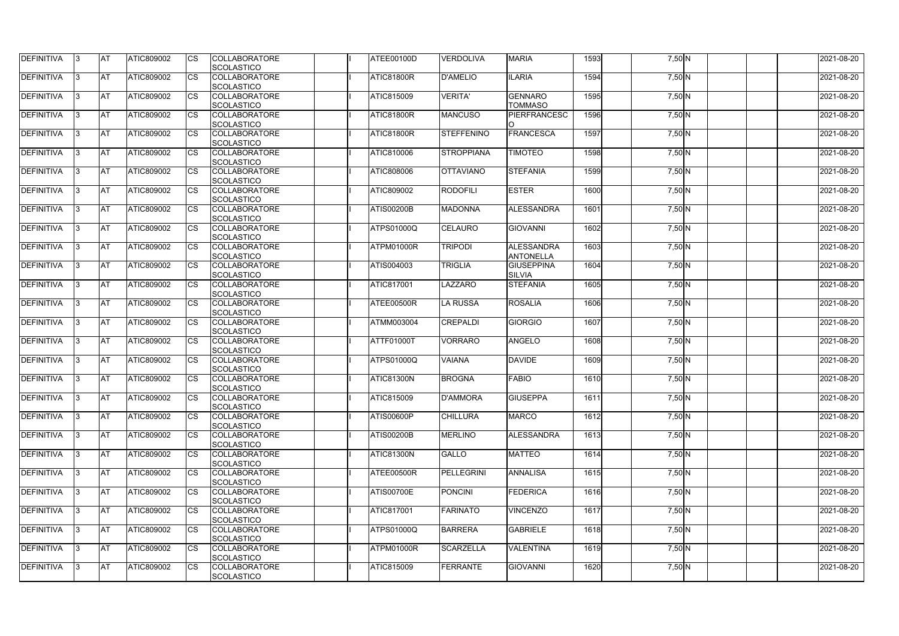| DEFINITIVA | 3 | AT | ATIC809002 | CS | COLLABORATORE SCOLASTICO | | I | ATEE00100D | VERDOLIVA | MARIA | 1593 | | 7,50 | N | | | | 2021-08-20 |
|---|---|---|---|---|---|---|---|---|---|---|---|---|---|---|---|---|---|---|
| DEFINITIVA | 3 | AT | ATIC809002 | CS | COLLABORATORE SCOLASTICO | | I | ATIC81800R | D'AMELIO | ILARIA | 1594 | | 7,50 | N | | | | 2021-08-20 |
| DEFINITIVA | 3 | AT | ATIC809002 | CS | COLLABORATORE SCOLASTICO | | I | ATIC815009 | VERITA' | GENNARO TOMMASO | 1595 | | 7,50 | N | | | | 2021-08-20 |
| DEFINITIVA | 3 | AT | ATIC809002 | CS | COLLABORATORE SCOLASTICO | | I | ATIC81800R | MANCUSO | PIERFRANCESCO | 1596 | | 7,50 | N | | | | 2021-08-20 |
| DEFINITIVA | 3 | AT | ATIC809002 | CS | COLLABORATORE SCOLASTICO | | I | ATIC81800R | STEFFENINO | FRANCESCA | 1597 | | 7,50 | N | | | | 2021-08-20 |
| DEFINITIVA | 3 | AT | ATIC809002 | CS | COLLABORATORE SCOLASTICO | | I | ATIC810006 | STROPPIANA | TIMOTEO | 1598 | | 7,50 | N | | | | 2021-08-20 |
| DEFINITIVA | 3 | AT | ATIC809002 | CS | COLLABORATORE SCOLASTICO | | I | ATIC808006 | OTTAVIANO | STEFANIA | 1599 | | 7,50 | N | | | | 2021-08-20 |
| DEFINITIVA | 3 | AT | ATIC809002 | CS | COLLABORATORE SCOLASTICO | | I | ATIC809002 | RODOFILI | ESTER | 1600 | | 7,50 | N | | | | 2021-08-20 |
| DEFINITIVA | 3 | AT | ATIC809002 | CS | COLLABORATORE SCOLASTICO | | I | ATIS00200B | MADONNA | ALESSANDRA | 1601 | | 7,50 | N | | | | 2021-08-20 |
| DEFINITIVA | 3 | AT | ATIC809002 | CS | COLLABORATORE SCOLASTICO | | I | ATPS01000Q | CELAURO | GIOVANNI | 1602 | | 7,50 | N | | | | 2021-08-20 |
| DEFINITIVA | 3 | AT | ATIC809002 | CS | COLLABORATORE SCOLASTICO | | I | ATPM01000R | TRIPODI | ALESSANDRA ANTONELLA | 1603 | | 7,50 | N | | | | 2021-08-20 |
| DEFINITIVA | 3 | AT | ATIC809002 | CS | COLLABORATORE SCOLASTICO | | I | ATIS004003 | TRIGLIA | GIUSEPPINA SILVIA | 1604 | | 7,50 | N | | | | 2021-08-20 |
| DEFINITIVA | 3 | AT | ATIC809002 | CS | COLLABORATORE SCOLASTICO | | I | ATIC817001 | LAZZARO | STEFANIA | 1605 | | 7,50 | N | | | | 2021-08-20 |
| DEFINITIVA | 3 | AT | ATIC809002 | CS | COLLABORATORE SCOLASTICO | | I | ATEE00500R | LA RUSSA | ROSALIA | 1606 | | 7,50 | N | | | | 2021-08-20 |
| DEFINITIVA | 3 | AT | ATIC809002 | CS | COLLABORATORE SCOLASTICO | | I | ATMM003004 | CREPALDI | GIORGIO | 1607 | | 7,50 | N | | | | 2021-08-20 |
| DEFINITIVA | 3 | AT | ATIC809002 | CS | COLLABORATORE SCOLASTICO | | I | ATTF01000T | VORRARO | ANGELO | 1608 | | 7,50 | N | | | | 2021-08-20 |
| DEFINITIVA | 3 | AT | ATIC809002 | CS | COLLABORATORE SCOLASTICO | | I | ATPS01000Q | VAIANA | DAVIDE | 1609 | | 7,50 | N | | | | 2021-08-20 |
| DEFINITIVA | 3 | AT | ATIC809002 | CS | COLLABORATORE SCOLASTICO | | I | ATIC81300N | BROGNA | FABIO | 1610 | | 7,50 | N | | | | 2021-08-20 |
| DEFINITIVA | 3 | AT | ATIC809002 | CS | COLLABORATORE SCOLASTICO | | I | ATIC815009 | D'AMMORA | GIUSEPPA | 1611 | | 7,50 | N | | | | 2021-08-20 |
| DEFINITIVA | 3 | AT | ATIC809002 | CS | COLLABORATORE SCOLASTICO | | I | ATIS00600P | CHILLURA | MARCO | 1612 | | 7,50 | N | | | | 2021-08-20 |
| DEFINITIVA | 3 | AT | ATIC809002 | CS | COLLABORATORE SCOLASTICO | | I | ATIS00200B | MERLINO | ALESSANDRA | 1613 | | 7,50 | N | | | | 2021-08-20 |
| DEFINITIVA | 3 | AT | ATIC809002 | CS | COLLABORATORE SCOLASTICO | | I | ATIC81300N | GALLO | MATTEO | 1614 | | 7,50 | N | | | | 2021-08-20 |
| DEFINITIVA | 3 | AT | ATIC809002 | CS | COLLABORATORE SCOLASTICO | | I | ATEE00500R | PELLEGRINI | ANNALISA | 1615 | | 7,50 | N | | | | 2021-08-20 |
| DEFINITIVA | 3 | AT | ATIC809002 | CS | COLLABORATORE SCOLASTICO | | I | ATIS00700E | PONCINI | FEDERICA | 1616 | | 7,50 | N | | | | 2021-08-20 |
| DEFINITIVA | 3 | AT | ATIC809002 | CS | COLLABORATORE SCOLASTICO | | I | ATIC817001 | FARINATO | VINCENZO | 1617 | | 7,50 | N | | | | 2021-08-20 |
| DEFINITIVA | 3 | AT | ATIC809002 | CS | COLLABORATORE SCOLASTICO | | I | ATPS01000Q | BARRERA | GABRIELE | 1618 | | 7,50 | N | | | | 2021-08-20 |
| DEFINITIVA | 3 | AT | ATIC809002 | CS | COLLABORATORE SCOLASTICO | | I | ATPM01000R | SCARZELLA | VALENTINA | 1619 | | 7,50 | N | | | | 2021-08-20 |
| DEFINITIVA | 3 | AT | ATIC809002 | CS | COLLABORATORE SCOLASTICO | | I | ATIC815009 | FERRANTE | GIOVANNI | 1620 | | 7,50 | N | | | | 2021-08-20 |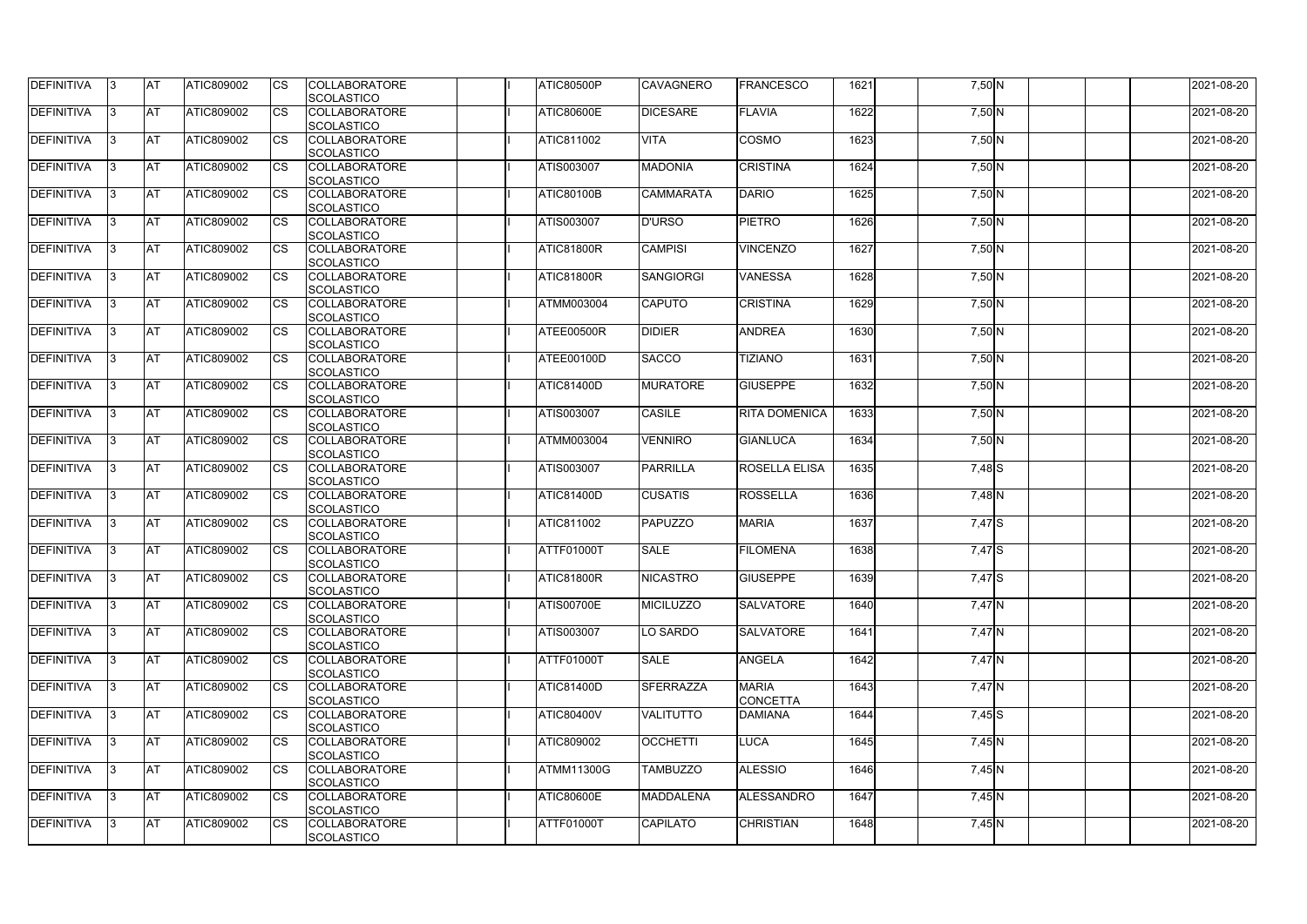| DEFINITIVA | 3 | AT | ATIC809002 | CS | COLLABORATORE SCOLASTICO | | I | ATIC80500P | CAVAGNERO | FRANCESCO | 1621 | | 7,50 | N | | | | 2021-08-20 |
|---|---|---|---|---|---|---|---|---|---|---|---|---|---|---|---|---|---|---|
| DEFINITIVA | 3 | AT | ATIC809002 | CS | COLLABORATORE SCOLASTICO | | I | ATIC80600E | DICESARE | FLAVIA | 1622 | | 7,50 | N | | | | 2021-08-20 |
| DEFINITIVA | 3 | AT | ATIC809002 | CS | COLLABORATORE SCOLASTICO | | I | ATIC811002 | VITA | COSMO | 1623 | | 7,50 | N | | | | 2021-08-20 |
| DEFINITIVA | 3 | AT | ATIC809002 | CS | COLLABORATORE SCOLASTICO | | I | ATIS003007 | MADONIA | CRISTINA | 1624 | | 7,50 | N | | | | 2021-08-20 |
| DEFINITIVA | 3 | AT | ATIC809002 | CS | COLLABORATORE SCOLASTICO | | I | ATIC80100B | CAMMARATA | DARIO | 1625 | | 7,50 | N | | | | 2021-08-20 |
| DEFINITIVA | 3 | AT | ATIC809002 | CS | COLLABORATORE SCOLASTICO | | I | ATIS003007 | D'URSO | PIETRO | 1626 | | 7,50 | N | | | | 2021-08-20 |
| DEFINITIVA | 3 | AT | ATIC809002 | CS | COLLABORATORE SCOLASTICO | | I | ATIC81800R | CAMPISI | VINCENZO | 1627 | | 7,50 | N | | | | 2021-08-20 |
| DEFINITIVA | 3 | AT | ATIC809002 | CS | COLLABORATORE SCOLASTICO | | I | ATIC81800R | SANGIORGI | VANESSA | 1628 | | 7,50 | N | | | | 2021-08-20 |
| DEFINITIVA | 3 | AT | ATIC809002 | CS | COLLABORATORE SCOLASTICO | | I | ATMM003004 | CAPUTO | CRISTINA | 1629 | | 7,50 | N | | | | 2021-08-20 |
| DEFINITIVA | 3 | AT | ATIC809002 | CS | COLLABORATORE SCOLASTICO | | I | ATEE00500R | DIDIER | ANDREA | 1630 | | 7,50 | N | | | | 2021-08-20 |
| DEFINITIVA | 3 | AT | ATIC809002 | CS | COLLABORATORE SCOLASTICO | | I | ATEE00100D | SACCO | TIZIANO | 1631 | | 7,50 | N | | | | 2021-08-20 |
| DEFINITIVA | 3 | AT | ATIC809002 | CS | COLLABORATORE SCOLASTICO | | I | ATIC81400D | MURATORE | GIUSEPPE | 1632 | | 7,50 | N | | | | 2021-08-20 |
| DEFINITIVA | 3 | AT | ATIC809002 | CS | COLLABORATORE SCOLASTICO | | I | ATIS003007 | CASILE | RITA DOMENICA | 1633 | | 7,50 | N | | | | 2021-08-20 |
| DEFINITIVA | 3 | AT | ATIC809002 | CS | COLLABORATORE SCOLASTICO | | I | ATMM003004 | VENNIRO | GIANLUCA | 1634 | | 7,50 | N | | | | 2021-08-20 |
| DEFINITIVA | 3 | AT | ATIC809002 | CS | COLLABORATORE SCOLASTICO | | I | ATIS003007 | PARRILLA | ROSELLA ELISA | 1635 | | 7,48 | S | | | | 2021-08-20 |
| DEFINITIVA | 3 | AT | ATIC809002 | CS | COLLABORATORE SCOLASTICO | | I | ATIC81400D | CUSATIS | ROSSELLA | 1636 | | 7,48 | N | | | | 2021-08-20 |
| DEFINITIVA | 3 | AT | ATIC809002 | CS | COLLABORATORE SCOLASTICO | | I | ATIC811002 | PAPUZZO | MARIA | 1637 | | 7,47 | S | | | | 2021-08-20 |
| DEFINITIVA | 3 | AT | ATIC809002 | CS | COLLABORATORE SCOLASTICO | | I | ATTF01000T | SALE | FILOMENA | 1638 | | 7,47 | S | | | | 2021-08-20 |
| DEFINITIVA | 3 | AT | ATIC809002 | CS | COLLABORATORE SCOLASTICO | | I | ATIC81800R | NICASTRO | GIUSEPPE | 1639 | | 7,47 | S | | | | 2021-08-20 |
| DEFINITIVA | 3 | AT | ATIC809002 | CS | COLLABORATORE SCOLASTICO | | I | ATIS00700E | MICILUZZO | SALVATORE | 1640 | | 7,47 | N | | | | 2021-08-20 |
| DEFINITIVA | 3 | AT | ATIC809002 | CS | COLLABORATORE SCOLASTICO | | I | ATIS003007 | LO SARDO | SALVATORE | 1641 | | 7,47 | N | | | | 2021-08-20 |
| DEFINITIVA | 3 | AT | ATIC809002 | CS | COLLABORATORE SCOLASTICO | | I | ATTF01000T | SALE | ANGELA | 1642 | | 7,47 | N | | | | 2021-08-20 |
| DEFINITIVA | 3 | AT | ATIC809002 | CS | COLLABORATORE SCOLASTICO | | I | ATIC81400D | SFERRAZZA | MARIA CONCETTA | 1643 | | 7,47 | N | | | | 2021-08-20 |
| DEFINITIVA | 3 | AT | ATIC809002 | CS | COLLABORATORE SCOLASTICO | | I | ATIC80400V | VALITUTTO | DAMIANA | 1644 | | 7,45 | S | | | | 2021-08-20 |
| DEFINITIVA | 3 | AT | ATIC809002 | CS | COLLABORATORE SCOLASTICO | | I | ATIC809002 | OCCHETTI | LUCA | 1645 | | 7,45 | N | | | | 2021-08-20 |
| DEFINITIVA | 3 | AT | ATIC809002 | CS | COLLABORATORE SCOLASTICO | | I | ATMM11300G | TAMBUZZO | ALESSIO | 1646 | | 7,45 | N | | | | 2021-08-20 |
| DEFINITIVA | 3 | AT | ATIC809002 | CS | COLLABORATORE SCOLASTICO | | I | ATIC80600E | MADDALENA | ALESSANDRO | 1647 | | 7,45 | N | | | | 2021-08-20 |
| DEFINITIVA | 3 | AT | ATIC809002 | CS | COLLABORATORE SCOLASTICO | | I | ATTF01000T | CAPILATO | CHRISTIAN | 1648 | | 7,45 | N | | | | 2021-08-20 |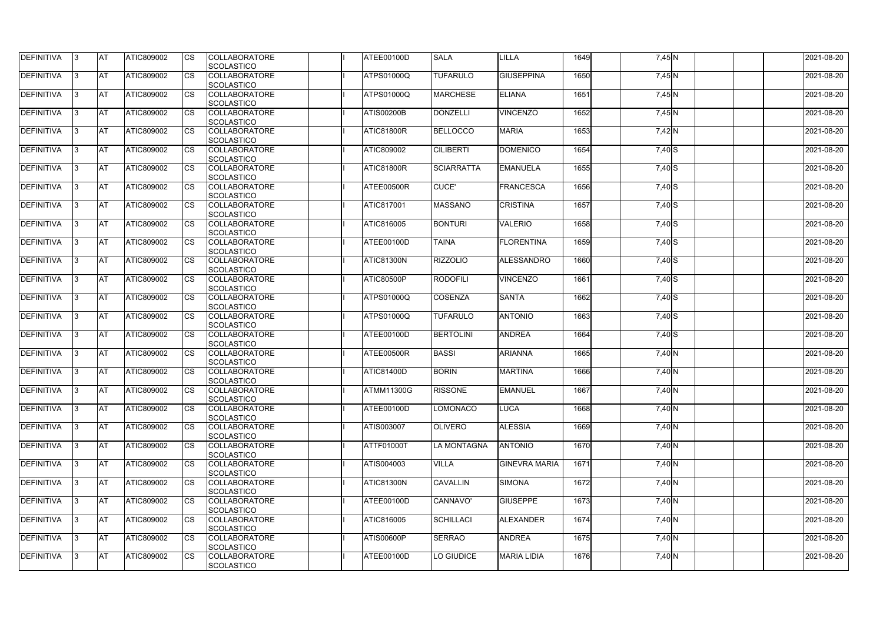| DEFINITIVA | 3 | AT | ATIC809002 | CS | COLLABORATORE SCOLASTICO | | I | ATEE00100D | SALA | LILLA | 1649 | | 7,45 | N | | | | 2021-08-20 |
|---|---|---|---|---|---|---|---|---|---|---|---|---|---|---|---|---|---|---|
| DEFINITIVA | 3 | AT | ATIC809002 | CS | COLLABORATORE SCOLASTICO | | I | ATPS01000Q | TUFARULO | GIUSEPPINA | 1650 | | 7,45 | N | | | | 2021-08-20 |
| DEFINITIVA | 3 | AT | ATIC809002 | CS | COLLABORATORE SCOLASTICO | | I | ATPS01000Q | MARCHESE | ELIANA | 1651 | | 7,45 | N | | | | 2021-08-20 |
| DEFINITIVA | 3 | AT | ATIC809002 | CS | COLLABORATORE SCOLASTICO | | I | ATIS00200B | DONZELLI | VINCENZO | 1652 | | 7,45 | N | | | | 2021-08-20 |
| DEFINITIVA | 3 | AT | ATIC809002 | CS | COLLABORATORE SCOLASTICO | | I | ATIC81800R | BELLOCCO | MARIA | 1653 | | 7,42 | N | | | | 2021-08-20 |
| DEFINITIVA | 3 | AT | ATIC809002 | CS | COLLABORATORE SCOLASTICO | | I | ATIC809002 | CILIBERTI | DOMENICO | 1654 | | 7,40 | S | | | | 2021-08-20 |
| DEFINITIVA | 3 | AT | ATIC809002 | CS | COLLABORATORE SCOLASTICO | | I | ATIC81800R | SCIARRATTA | EMANUELA | 1655 | | 7,40 | S | | | | 2021-08-20 |
| DEFINITIVA | 3 | AT | ATIC809002 | CS | COLLABORATORE SCOLASTICO | | I | ATEE00500R | CUCE' | FRANCESCA | 1656 | | 7,40 | S | | | | 2021-08-20 |
| DEFINITIVA | 3 | AT | ATIC809002 | CS | COLLABORATORE SCOLASTICO | | I | ATIC817001 | MASSANO | CRISTINA | 1657 | | 7,40 | S | | | | 2021-08-20 |
| DEFINITIVA | 3 | AT | ATIC809002 | CS | COLLABORATORE SCOLASTICO | | I | ATIC816005 | BONTURI | VALERIO | 1658 | | 7,40 | S | | | | 2021-08-20 |
| DEFINITIVA | 3 | AT | ATIC809002 | CS | COLLABORATORE SCOLASTICO | | I | ATEE00100D | TAINA | FLORENTINA | 1659 | | 7,40 | S | | | | 2021-08-20 |
| DEFINITIVA | 3 | AT | ATIC809002 | CS | COLLABORATORE SCOLASTICO | | I | ATIC81300N | RIZZOLIO | ALESSANDRO | 1660 | | 7,40 | S | | | | 2021-08-20 |
| DEFINITIVA | 3 | AT | ATIC809002 | CS | COLLABORATORE SCOLASTICO | | I | ATIC80500P | RODOFILI | VINCENZO | 1661 | | 7,40 | S | | | | 2021-08-20 |
| DEFINITIVA | 3 | AT | ATIC809002 | CS | COLLABORATORE SCOLASTICO | | I | ATPS01000Q | COSENZA | SANTA | 1662 | | 7,40 | S | | | | 2021-08-20 |
| DEFINITIVA | 3 | AT | ATIC809002 | CS | COLLABORATORE SCOLASTICO | | I | ATPS01000Q | TUFARULO | ANTONIO | 1663 | | 7,40 | S | | | | 2021-08-20 |
| DEFINITIVA | 3 | AT | ATIC809002 | CS | COLLABORATORE SCOLASTICO | | I | ATEE00100D | BERTOLINI | ANDREA | 1664 | | 7,40 | S | | | | 2021-08-20 |
| DEFINITIVA | 3 | AT | ATIC809002 | CS | COLLABORATORE SCOLASTICO | | I | ATEE00500R | BASSI | ARIANNA | 1665 | | 7,40 | N | | | | 2021-08-20 |
| DEFINITIVA | 3 | AT | ATIC809002 | CS | COLLABORATORE SCOLASTICO | | I | ATIC81400D | BORIN | MARTINA | 1666 | | 7,40 | N | | | | 2021-08-20 |
| DEFINITIVA | 3 | AT | ATIC809002 | CS | COLLABORATORE SCOLASTICO | | I | ATMM11300G | RISSONE | EMANUEL | 1667 | | 7,40 | N | | | | 2021-08-20 |
| DEFINITIVA | 3 | AT | ATIC809002 | CS | COLLABORATORE SCOLASTICO | | I | ATEE00100D | LOMONACO | LUCA | 1668 | | 7,40 | N | | | | 2021-08-20 |
| DEFINITIVA | 3 | AT | ATIC809002 | CS | COLLABORATORE SCOLASTICO | | I | ATIS003007 | OLIVERO | ALESSIA | 1669 | | 7,40 | N | | | | 2021-08-20 |
| DEFINITIVA | 3 | AT | ATIC809002 | CS | COLLABORATORE SCOLASTICO | | I | ATTF01000T | LA MONTAGNA | ANTONIO | 1670 | | 7,40 | N | | | | 2021-08-20 |
| DEFINITIVA | 3 | AT | ATIC809002 | CS | COLLABORATORE SCOLASTICO | | I | ATIS004003 | VILLA | GINEVRA MARIA | 1671 | | 7,40 | N | | | | 2021-08-20 |
| DEFINITIVA | 3 | AT | ATIC809002 | CS | COLLABORATORE SCOLASTICO | | I | ATIC81300N | CAVALLIN | SIMONA | 1672 | | 7,40 | N | | | | 2021-08-20 |
| DEFINITIVA | 3 | AT | ATIC809002 | CS | COLLABORATORE SCOLASTICO | | I | ATEE00100D | CANNAVO' | GIUSEPPE | 1673 | | 7,40 | N | | | | 2021-08-20 |
| DEFINITIVA | 3 | AT | ATIC809002 | CS | COLLABORATORE SCOLASTICO | | I | ATIC816005 | SCHILLACI | ALEXANDER | 1674 | | 7,40 | N | | | | 2021-08-20 |
| DEFINITIVA | 3 | AT | ATIC809002 | CS | COLLABORATORE SCOLASTICO | | I | ATIS00600P | SERRAO | ANDREA | 1675 | | 7,40 | N | | | | 2021-08-20 |
| DEFINITIVA | 3 | AT | ATIC809002 | CS | COLLABORATORE SCOLASTICO | | I | ATEE00100D | LO GIUDICE | MARIA LIDIA | 1676 | | 7,40 | N | | | | 2021-08-20 |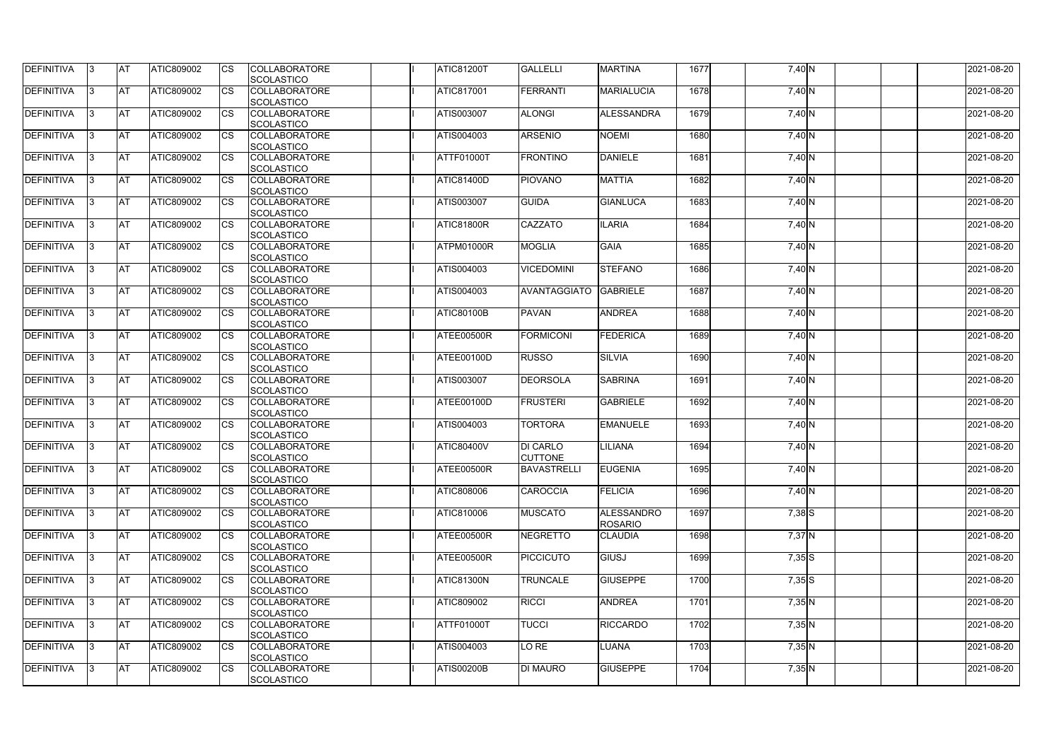| DEFINITIVA | 3 | AT | ATIC809002 | CS | COLLABORATORE SCOLASTICO | | I | ATIC81200T | GALLELLI | MARTINA | 1677 | | 7,40 | N | | | | 2021-08-20 |
|---|---|---|---|---|---|---|---|---|---|---|---|---|---|---|---|---|---|---|
| DEFINITIVA | 3 | AT | ATIC809002 | CS | COLLABORATORE SCOLASTICO | | I | ATIC817001 | FERRANTI | MARIALUCIA | 1678 | | 7,40 | N | | | | 2021-08-20 |
| DEFINITIVA | 3 | AT | ATIC809002 | CS | COLLABORATORE SCOLASTICO | | I | ATIS003007 | ALONGI | ALESSANDRA | 1679 | | 7,40 | N | | | | 2021-08-20 |
| DEFINITIVA | 3 | AT | ATIC809002 | CS | COLLABORATORE SCOLASTICO | | I | ATIS004003 | ARSENIO | NOEMI | 1680 | | 7,40 | N | | | | 2021-08-20 |
| DEFINITIVA | 3 | AT | ATIC809002 | CS | COLLABORATORE SCOLASTICO | | I | ATTF01000T | FRONTINO | DANIELE | 1681 | | 7,40 | N | | | | 2021-08-20 |
| DEFINITIVA | 3 | AT | ATIC809002 | CS | COLLABORATORE SCOLASTICO | | I | ATIC81400D | PIOVANO | MATTIA | 1682 | | 7,40 | N | | | | 2021-08-20 |
| DEFINITIVA | 3 | AT | ATIC809002 | CS | COLLABORATORE SCOLASTICO | | I | ATIS003007 | GUIDA | GIANLUCA | 1683 | | 7,40 | N | | | | 2021-08-20 |
| DEFINITIVA | 3 | AT | ATIC809002 | CS | COLLABORATORE SCOLASTICO | | I | ATIC81800R | CAZZATO | ILARIA | 1684 | | 7,40 | N | | | | 2021-08-20 |
| DEFINITIVA | 3 | AT | ATIC809002 | CS | COLLABORATORE SCOLASTICO | | I | ATPM01000R | MOGLIA | GAIA | 1685 | | 7,40 | N | | | | 2021-08-20 |
| DEFINITIVA | 3 | AT | ATIC809002 | CS | COLLABORATORE SCOLASTICO | | I | ATIS004003 | VICEDOMINI | STEFANO | 1686 | | 7,40 | N | | | | 2021-08-20 |
| DEFINITIVA | 3 | AT | ATIC809002 | CS | COLLABORATORE SCOLASTICO | | I | ATIS004003 | AVANTAGGIATO | GABRIELE | 1687 | | 7,40 | N | | | | 2021-08-20 |
| DEFINITIVA | 3 | AT | ATIC809002 | CS | COLLABORATORE SCOLASTICO | | I | ATIC80100B | PAVAN | ANDREA | 1688 | | 7,40 | N | | | | 2021-08-20 |
| DEFINITIVA | 3 | AT | ATIC809002 | CS | COLLABORATORE SCOLASTICO | | I | ATEE00500R | FORMICONI | FEDERICA | 1689 | | 7,40 | N | | | | 2021-08-20 |
| DEFINITIVA | 3 | AT | ATIC809002 | CS | COLLABORATORE SCOLASTICO | | I | ATEE00100D | RUSSO | SILVIA | 1690 | | 7,40 | N | | | | 2021-08-20 |
| DEFINITIVA | 3 | AT | ATIC809002 | CS | COLLABORATORE SCOLASTICO | | I | ATIS003007 | DEORSOLA | SABRINA | 1691 | | 7,40 | N | | | | 2021-08-20 |
| DEFINITIVA | 3 | AT | ATIC809002 | CS | COLLABORATORE SCOLASTICO | | I | ATEE00100D | FRUSTERI | GABRIELE | 1692 | | 7,40 | N | | | | 2021-08-20 |
| DEFINITIVA | 3 | AT | ATIC809002 | CS | COLLABORATORE SCOLASTICO | | I | ATIS004003 | TORTORA | EMANUELE | 1693 | | 7,40 | N | | | | 2021-08-20 |
| DEFINITIVA | 3 | AT | ATIC809002 | CS | COLLABORATORE SCOLASTICO | | I | ATIC80400V | DI CARLO CUTTONE | LILIANA | 1694 | | 7,40 | N | | | | 2021-08-20 |
| DEFINITIVA | 3 | AT | ATIC809002 | CS | COLLABORATORE SCOLASTICO | | I | ATEE00500R | BAVASTRELLI | EUGENIA | 1695 | | 7,40 | N | | | | 2021-08-20 |
| DEFINITIVA | 3 | AT | ATIC809002 | CS | COLLABORATORE SCOLASTICO | | I | ATIC808006 | CAROCCIA | FELICIA | 1696 | | 7,40 | N | | | | 2021-08-20 |
| DEFINITIVA | 3 | AT | ATIC809002 | CS | COLLABORATORE SCOLASTICO | | I | ATIC810006 | MUSCATO | ALESSANDRO ROSARIO | 1697 | | 7,38 | S | | | | 2021-08-20 |
| DEFINITIVA | 3 | AT | ATIC809002 | CS | COLLABORATORE SCOLASTICO | | I | ATEE00500R | NEGRETTO | CLAUDIA | 1698 | | 7,37 | N | | | | 2021-08-20 |
| DEFINITIVA | 3 | AT | ATIC809002 | CS | COLLABORATORE SCOLASTICO | | I | ATEE00500R | PICCICUTO | GIUSJ | 1699 | | 7,35 | S | | | | 2021-08-20 |
| DEFINITIVA | 3 | AT | ATIC809002 | CS | COLLABORATORE SCOLASTICO | | I | ATIC81300N | TRUNCALE | GIUSEPPE | 1700 | | 7,35 | S | | | | 2021-08-20 |
| DEFINITIVA | 3 | AT | ATIC809002 | CS | COLLABORATORE SCOLASTICO | | I | ATIC809002 | RICCI | ANDREA | 1701 | | 7,35 | N | | | | 2021-08-20 |
| DEFINITIVA | 3 | AT | ATIC809002 | CS | COLLABORATORE SCOLASTICO | | I | ATTF01000T | TUCCI | RICCARDO | 1702 | | 7,35 | N | | | | 2021-08-20 |
| DEFINITIVA | 3 | AT | ATIC809002 | CS | COLLABORATORE SCOLASTICO | | I | ATIS004003 | LO RE | LUANA | 1703 | | 7,35 | N | | | | 2021-08-20 |
| DEFINITIVA | 3 | AT | ATIC809002 | CS | COLLABORATORE SCOLASTICO | | I | ATIS00200B | DI MAURO | GIUSEPPE | 1704 | | 7,35 | N | | | | 2021-08-20 |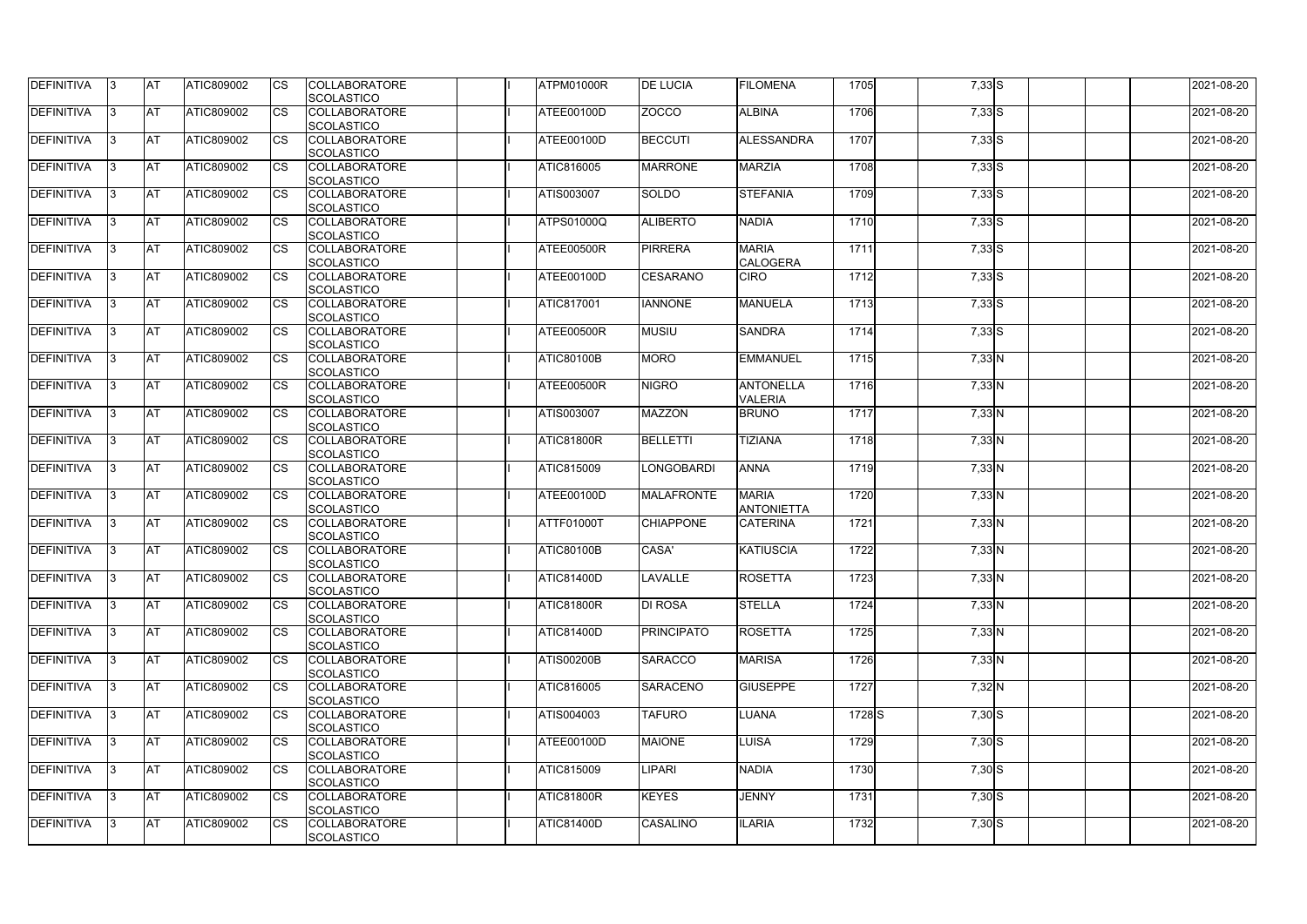| DEFINITIVA | 3 | AT | ATIC809002 | CS | COLLABORATORE SCOLASTICO | | I | ATPM01000R | DE LUCIA | FILOMENA | 1705 | | 7,33 | S | | | | 2021-08-20 |
|---|---|---|---|---|---|---|---|---|---|---|---|---|---|---|---|---|---|---|
| DEFINITIVA | 3 | AT | ATIC809002 | CS | COLLABORATORE SCOLASTICO | | I | ATEE00100D | ZOCCO | ALBINA | 1706 | | 7,33 | S | | | | 2021-08-20 |
| DEFINITIVA | 3 | AT | ATIC809002 | CS | COLLABORATORE SCOLASTICO | | I | ATEE00100D | BECCUTI | ALESSANDRA | 1707 | | 7,33 | S | | | | 2021-08-20 |
| DEFINITIVA | 3 | AT | ATIC809002 | CS | COLLABORATORE SCOLASTICO | | I | ATIC816005 | MARRONE | MARZIA | 1708 | | 7,33 | S | | | | 2021-08-20 |
| DEFINITIVA | 3 | AT | ATIC809002 | CS | COLLABORATORE SCOLASTICO | | I | ATIS003007 | SOLDO | STEFANIA | 1709 | | 7,33 | S | | | | 2021-08-20 |
| DEFINITIVA | 3 | AT | ATIC809002 | CS | COLLABORATORE SCOLASTICO | | I | ATPS01000Q | ALIBERTO | NADIA | 1710 | | 7,33 | S | | | | 2021-08-20 |
| DEFINITIVA | 3 | AT | ATIC809002 | CS | COLLABORATORE SCOLASTICO | | I | ATEE00500R | PIRRERA | MARIA CALOGERA | 1711 | | 7,33 | S | | | | 2021-08-20 |
| DEFINITIVA | 3 | AT | ATIC809002 | CS | COLLABORATORE SCOLASTICO | | I | ATEE00100D | CESARANO | CIRO | 1712 | | 7,33 | S | | | | 2021-08-20 |
| DEFINITIVA | 3 | AT | ATIC809002 | CS | COLLABORATORE SCOLASTICO | | I | ATIC817001 | IANNONE | MANUELA | 1713 | | 7,33 | S | | | | 2021-08-20 |
| DEFINITIVA | 3 | AT | ATIC809002 | CS | COLLABORATORE SCOLASTICO | | I | ATEE00500R | MUSIU | SANDRA | 1714 | | 7,33 | S | | | | 2021-08-20 |
| DEFINITIVA | 3 | AT | ATIC809002 | CS | COLLABORATORE SCOLASTICO | | I | ATIC80100B | MORO | EMMANUEL | 1715 | | 7,33 | N | | | | 2021-08-20 |
| DEFINITIVA | 3 | AT | ATIC809002 | CS | COLLABORATORE SCOLASTICO | | I | ATEE00500R | NIGRO | ANTONELLA VALERIA | 1716 | | 7,33 | N | | | | 2021-08-20 |
| DEFINITIVA | 3 | AT | ATIC809002 | CS | COLLABORATORE SCOLASTICO | | I | ATIS003007 | MAZZON | BRUNO | 1717 | | 7,33 | N | | | | 2021-08-20 |
| DEFINITIVA | 3 | AT | ATIC809002 | CS | COLLABORATORE SCOLASTICO | | I | ATIC81800R | BELLETTI | TIZIANA | 1718 | | 7,33 | N | | | | 2021-08-20 |
| DEFINITIVA | 3 | AT | ATIC809002 | CS | COLLABORATORE SCOLASTICO | | I | ATIC815009 | LONGOBARDI | ANNA | 1719 | | 7,33 | N | | | | 2021-08-20 |
| DEFINITIVA | 3 | AT | ATIC809002 | CS | COLLABORATORE SCOLASTICO | | I | ATEE00100D | MALAFRONTE | MARIA ANTONIETTA | 1720 | | 7,33 | N | | | | 2021-08-20 |
| DEFINITIVA | 3 | AT | ATIC809002 | CS | COLLABORATORE SCOLASTICO | | I | ATTF01000T | CHIAPPONE | CATERINA | 1721 | | 7,33 | N | | | | 2021-08-20 |
| DEFINITIVA | 3 | AT | ATIC809002 | CS | COLLABORATORE SCOLASTICO | | I | ATIC80100B | CASA' | KATIUSCIA | 1722 | | 7,33 | N | | | | 2021-08-20 |
| DEFINITIVA | 3 | AT | ATIC809002 | CS | COLLABORATORE SCOLASTICO | | I | ATIC81400D | LAVALLE | ROSETTA | 1723 | | 7,33 | N | | | | 2021-08-20 |
| DEFINITIVA | 3 | AT | ATIC809002 | CS | COLLABORATORE SCOLASTICO | | I | ATIC81800R | DI ROSA | STELLA | 1724 | | 7,33 | N | | | | 2021-08-20 |
| DEFINITIVA | 3 | AT | ATIC809002 | CS | COLLABORATORE SCOLASTICO | | I | ATIC81400D | PRINCIPATO | ROSETTA | 1725 | | 7,33 | N | | | | 2021-08-20 |
| DEFINITIVA | 3 | AT | ATIC809002 | CS | COLLABORATORE SCOLASTICO | | I | ATIS00200B | SARACCO | MARISA | 1726 | | 7,33 | N | | | | 2021-08-20 |
| DEFINITIVA | 3 | AT | ATIC809002 | CS | COLLABORATORE SCOLASTICO | | I | ATIC816005 | SARACENO | GIUSEPPE | 1727 | | 7,32 | N | | | | 2021-08-20 |
| DEFINITIVA | 3 | AT | ATIC809002 | CS | COLLABORATORE SCOLASTICO | | I | ATIS004003 | TAFURO | LUANA | 1728 | S | 7,30 | S | | | | 2021-08-20 |
| DEFINITIVA | 3 | AT | ATIC809002 | CS | COLLABORATORE SCOLASTICO | | I | ATEE00100D | MAIONE | LUISA | 1729 | | 7,30 | S | | | | 2021-08-20 |
| DEFINITIVA | 3 | AT | ATIC809002 | CS | COLLABORATORE SCOLASTICO | | I | ATIC815009 | LIPARI | NADIA | 1730 | | 7,30 | S | | | | 2021-08-20 |
| DEFINITIVA | 3 | AT | ATIC809002 | CS | COLLABORATORE SCOLASTICO | | I | ATIC81800R | KEYES | JENNY | 1731 | | 7,30 | S | | | | 2021-08-20 |
| DEFINITIVA | 3 | AT | ATIC809002 | CS | COLLABORATORE SCOLASTICO | | I | ATIC81400D | CASALINO | ILARIA | 1732 | | 7,30 | S | | | | 2021-08-20 |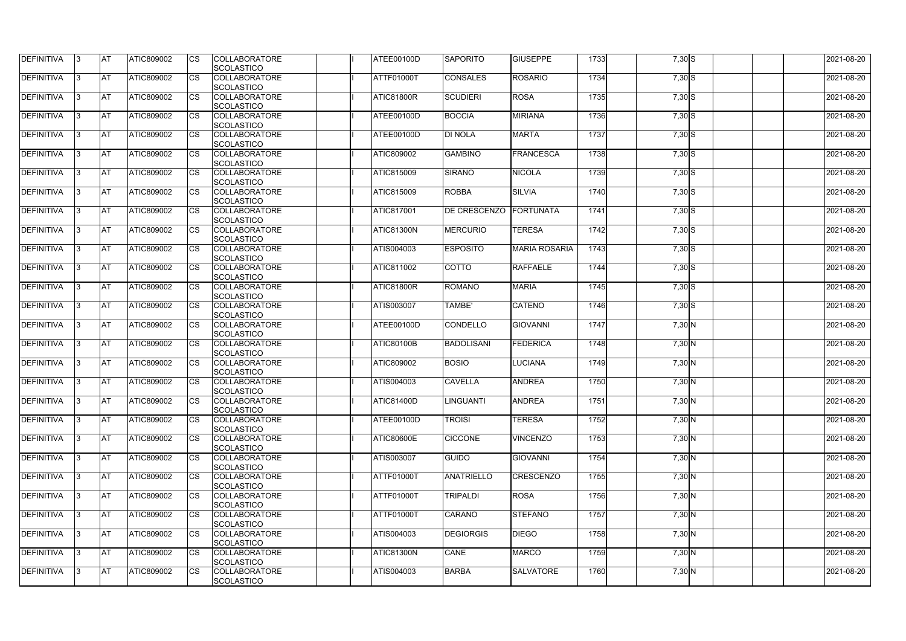| DEFINITIVA | 3 | AT | ATIC809002 | CS | COLLABORATORE SCOLASTICO | | I | ATEE00100D | SAPORITO | GIUSEPPE | 1733 | | 7,30 | S | | | | 2021-08-20 |
|---|---|---|---|---|---|---|---|---|---|---|---|---|---|---|---|---|---|---|
| DEFINITIVA | 3 | AT | ATIC809002 | CS | COLLABORATORE SCOLASTICO | | I | ATTF01000T | CONSALES | ROSARIO | 1734 | | 7,30 | S | | | | 2021-08-20 |
| DEFINITIVA | 3 | AT | ATIC809002 | CS | COLLABORATORE SCOLASTICO | | I | ATIC81800R | SCUDIERI | ROSA | 1735 | | 7,30 | S | | | | 2021-08-20 |
| DEFINITIVA | 3 | AT | ATIC809002 | CS | COLLABORATORE SCOLASTICO | | I | ATEE00100D | BOCCIA | MIRIANA | 1736 | | 7,30 | S | | | | 2021-08-20 |
| DEFINITIVA | 3 | AT | ATIC809002 | CS | COLLABORATORE SCOLASTICO | | I | ATEE00100D | DI NOLA | MARTA | 1737 | | 7,30 | S | | | | 2021-08-20 |
| DEFINITIVA | 3 | AT | ATIC809002 | CS | COLLABORATORE SCOLASTICO | | I | ATIC809002 | GAMBINO | FRANCESCA | 1738 | | 7,30 | S | | | | 2021-08-20 |
| DEFINITIVA | 3 | AT | ATIC809002 | CS | COLLABORATORE SCOLASTICO | | I | ATIC815009 | SIRANO | NICOLA | 1739 | | 7,30 | S | | | | 2021-08-20 |
| DEFINITIVA | 3 | AT | ATIC809002 | CS | COLLABORATORE SCOLASTICO | | I | ATIC815009 | ROBBA | SILVIA | 1740 | | 7,30 | S | | | | 2021-08-20 |
| DEFINITIVA | 3 | AT | ATIC809002 | CS | COLLABORATORE SCOLASTICO | | I | ATIC817001 | DE CRESCENZO | FORTUNATA | 1741 | | 7,30 | S | | | | 2021-08-20 |
| DEFINITIVA | 3 | AT | ATIC809002 | CS | COLLABORATORE SCOLASTICO | | I | ATIC81300N | MERCURIO | TERESA | 1742 | | 7,30 | S | | | | 2021-08-20 |
| DEFINITIVA | 3 | AT | ATIC809002 | CS | COLLABORATORE SCOLASTICO | | I | ATIS004003 | ESPOSITO | MARIA ROSARIA | 1743 | | 7,30 | S | | | | 2021-08-20 |
| DEFINITIVA | 3 | AT | ATIC809002 | CS | COLLABORATORE SCOLASTICO | | I | ATIC811002 | COTTO | RAFFAELE | 1744 | | 7,30 | S | | | | 2021-08-20 |
| DEFINITIVA | 3 | AT | ATIC809002 | CS | COLLABORATORE SCOLASTICO | | I | ATIC81800R | ROMANO | MARIA | 1745 | | 7,30 | S | | | | 2021-08-20 |
| DEFINITIVA | 3 | AT | ATIC809002 | CS | COLLABORATORE SCOLASTICO | | I | ATIS003007 | TAMBE' | CATENO | 1746 | | 7,30 | S | | | | 2021-08-20 |
| DEFINITIVA | 3 | AT | ATIC809002 | CS | COLLABORATORE SCOLASTICO | | I | ATEE00100D | CONDELLO | GIOVANNI | 1747 | | 7,30 | N | | | | 2021-08-20 |
| DEFINITIVA | 3 | AT | ATIC809002 | CS | COLLABORATORE SCOLASTICO | | I | ATIC80100B | BADOLISANI | FEDERICA | 1748 | | 7,30 | N | | | | 2021-08-20 |
| DEFINITIVA | 3 | AT | ATIC809002 | CS | COLLABORATORE SCOLASTICO | | I | ATIC809002 | BOSIO | LUCIANA | 1749 | | 7,30 | N | | | | 2021-08-20 |
| DEFINITIVA | 3 | AT | ATIC809002 | CS | COLLABORATORE SCOLASTICO | | I | ATIS004003 | CAVELLA | ANDREA | 1750 | | 7,30 | N | | | | 2021-08-20 |
| DEFINITIVA | 3 | AT | ATIC809002 | CS | COLLABORATORE SCOLASTICO | | I | ATIC81400D | LINGUANTI | ANDREA | 1751 | | 7,30 | N | | | | 2021-08-20 |
| DEFINITIVA | 3 | AT | ATIC809002 | CS | COLLABORATORE SCOLASTICO | | I | ATEE00100D | TROISI | TERESA | 1752 | | 7,30 | N | | | | 2021-08-20 |
| DEFINITIVA | 3 | AT | ATIC809002 | CS | COLLABORATORE SCOLASTICO | | I | ATIC80600E | CICCONE | VINCENZO | 1753 | | 7,30 | N | | | | 2021-08-20 |
| DEFINITIVA | 3 | AT | ATIC809002 | CS | COLLABORATORE SCOLASTICO | | I | ATIS003007 | GUIDO | GIOVANNI | 1754 | | 7,30 | N | | | | 2021-08-20 |
| DEFINITIVA | 3 | AT | ATIC809002 | CS | COLLABORATORE SCOLASTICO | | I | ATTF01000T | ANATRIELLO | CRESCENZO | 1755 | | 7,30 | N | | | | 2021-08-20 |
| DEFINITIVA | 3 | AT | ATIC809002 | CS | COLLABORATORE SCOLASTICO | | I | ATTF01000T | TRIPALDI | ROSA | 1756 | | 7,30 | N | | | | 2021-08-20 |
| DEFINITIVA | 3 | AT | ATIC809002 | CS | COLLABORATORE SCOLASTICO | | I | ATTF01000T | CARANO | STEFANO | 1757 | | 7,30 | N | | | | 2021-08-20 |
| DEFINITIVA | 3 | AT | ATIC809002 | CS | COLLABORATORE SCOLASTICO | | I | ATIS004003 | DEGIORGIS | DIEGO | 1758 | | 7,30 | N | | | | 2021-08-20 |
| DEFINITIVA | 3 | AT | ATIC809002 | CS | COLLABORATORE SCOLASTICO | | I | ATIC81300N | CANE | MARCO | 1759 | | 7,30 | N | | | | 2021-08-20 |
| DEFINITIVA | 3 | AT | ATIC809002 | CS | COLLABORATORE SCOLASTICO | | I | ATIS004003 | BARBA | SALVATORE | 1760 | | 7,30 | N | | | | 2021-08-20 |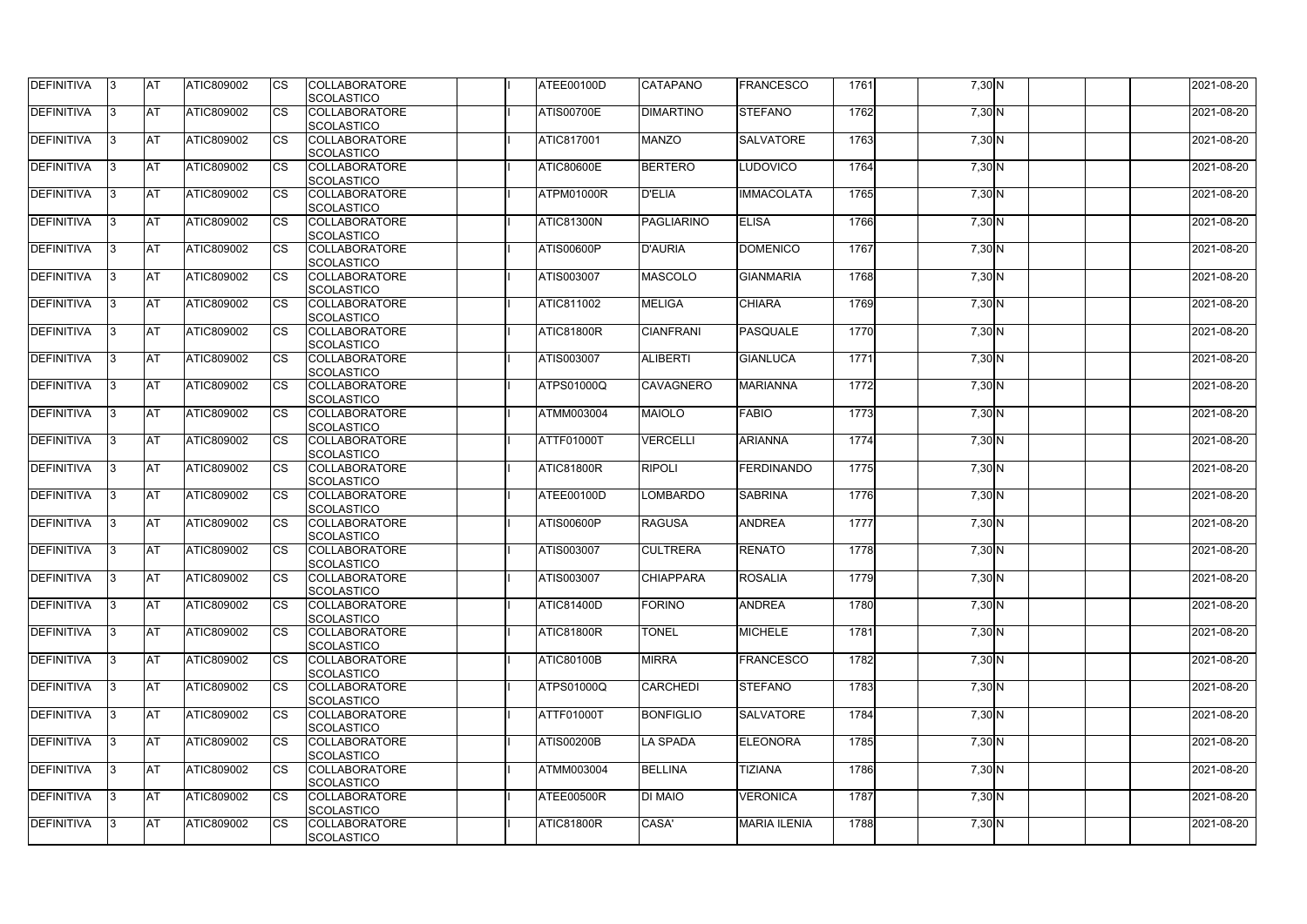| DEFINITIVA | 3 | AT | ATIC809002 | CS | COLLABORATORE SCOLASTICO | | I | ATEE00100D | CATAPANO | FRANCESCO | 1761 | | 7,30 | N | | | | 2021-08-20 |
|---|---|---|---|---|---|---|---|---|---|---|---|---|---|---|---|---|---|---|
| DEFINITIVA | 3 | AT | ATIC809002 | CS | COLLABORATORE SCOLASTICO | | I | ATIS00700E | DIMARTINO | STEFANO | 1762 | | 7,30 | N | | | | 2021-08-20 |
| DEFINITIVA | 3 | AT | ATIC809002 | CS | COLLABORATORE SCOLASTICO | | I | ATIC817001 | MANZO | SALVATORE | 1763 | | 7,30 | N | | | | 2021-08-20 |
| DEFINITIVA | 3 | AT | ATIC809002 | CS | COLLABORATORE SCOLASTICO | | I | ATIC80600E | BERTERO | LUDOVICO | 1764 | | 7,30 | N | | | | 2021-08-20 |
| DEFINITIVA | 3 | AT | ATIC809002 | CS | COLLABORATORE SCOLASTICO | | I | ATPM01000R | D'ELIA | IMMACOLATA | 1765 | | 7,30 | N | | | | 2021-08-20 |
| DEFINITIVA | 3 | AT | ATIC809002 | CS | COLLABORATORE SCOLASTICO | | I | ATIC81300N | PAGLIARINO | ELISA | 1766 | | 7,30 | N | | | | 2021-08-20 |
| DEFINITIVA | 3 | AT | ATIC809002 | CS | COLLABORATORE SCOLASTICO | | I | ATIS00600P | D'AURIA | DOMENICO | 1767 | | 7,30 | N | | | | 2021-08-20 |
| DEFINITIVA | 3 | AT | ATIC809002 | CS | COLLABORATORE SCOLASTICO | | I | ATIS003007 | MASCOLO | GIANMARIA | 1768 | | 7,30 | N | | | | 2021-08-20 |
| DEFINITIVA | 3 | AT | ATIC809002 | CS | COLLABORATORE SCOLASTICO | | I | ATIC811002 | MELIGA | CHIARA | 1769 | | 7,30 | N | | | | 2021-08-20 |
| DEFINITIVA | 3 | AT | ATIC809002 | CS | COLLABORATORE SCOLASTICO | | I | ATIC81800R | CIANFRANI | PASQUALE | 1770 | | 7,30 | N | | | | 2021-08-20 |
| DEFINITIVA | 3 | AT | ATIC809002 | CS | COLLABORATORE SCOLASTICO | | I | ATIS003007 | ALIBERTI | GIANLUCA | 1771 | | 7,30 | N | | | | 2021-08-20 |
| DEFINITIVA | 3 | AT | ATIC809002 | CS | COLLABORATORE SCOLASTICO | | I | ATPS01000Q | CAVAGNERO | MARIANNA | 1772 | | 7,30 | N | | | | 2021-08-20 |
| DEFINITIVA | 3 | AT | ATIC809002 | CS | COLLABORATORE SCOLASTICO | | I | ATMM003004 | MAIOLO | FABIO | 1773 | | 7,30 | N | | | | 2021-08-20 |
| DEFINITIVA | 3 | AT | ATIC809002 | CS | COLLABORATORE SCOLASTICO | | I | ATTF01000T | VERCELLI | ARIANNA | 1774 | | 7,30 | N | | | | 2021-08-20 |
| DEFINITIVA | 3 | AT | ATIC809002 | CS | COLLABORATORE SCOLASTICO | | I | ATIC81800R | RIPOLI | FERDINANDO | 1775 | | 7,30 | N | | | | 2021-08-20 |
| DEFINITIVA | 3 | AT | ATIC809002 | CS | COLLABORATORE SCOLASTICO | | I | ATEE00100D | LOMBARDO | SABRINA | 1776 | | 7,30 | N | | | | 2021-08-20 |
| DEFINITIVA | 3 | AT | ATIC809002 | CS | COLLABORATORE SCOLASTICO | | I | ATIS00600P | RAGUSA | ANDREA | 1777 | | 7,30 | N | | | | 2021-08-20 |
| DEFINITIVA | 3 | AT | ATIC809002 | CS | COLLABORATORE SCOLASTICO | | I | ATIS003007 | CULTRERA | RENATO | 1778 | | 7,30 | N | | | | 2021-08-20 |
| DEFINITIVA | 3 | AT | ATIC809002 | CS | COLLABORATORE SCOLASTICO | | I | ATIS003007 | CHIAPPARA | ROSALIA | 1779 | | 7,30 | N | | | | 2021-08-20 |
| DEFINITIVA | 3 | AT | ATIC809002 | CS | COLLABORATORE SCOLASTICO | | I | ATIC81400D | FORINO | ANDREA | 1780 | | 7,30 | N | | | | 2021-08-20 |
| DEFINITIVA | 3 | AT | ATIC809002 | CS | COLLABORATORE SCOLASTICO | | I | ATIC81800R | TONEL | MICHELE | 1781 | | 7,30 | N | | | | 2021-08-20 |
| DEFINITIVA | 3 | AT | ATIC809002 | CS | COLLABORATORE SCOLASTICO | | I | ATIC80100B | MIRRA | FRANCESCO | 1782 | | 7,30 | N | | | | 2021-08-20 |
| DEFINITIVA | 3 | AT | ATIC809002 | CS | COLLABORATORE SCOLASTICO | | I | ATPS01000Q | CARCHEDI | STEFANO | 1783 | | 7,30 | N | | | | 2021-08-20 |
| DEFINITIVA | 3 | AT | ATIC809002 | CS | COLLABORATORE SCOLASTICO | | I | ATTF01000T | BONFIGLIO | SALVATORE | 1784 | | 7,30 | N | | | | 2021-08-20 |
| DEFINITIVA | 3 | AT | ATIC809002 | CS | COLLABORATORE SCOLASTICO | | I | ATIS00200B | LA SPADA | ELEONORA | 1785 | | 7,30 | N | | | | 2021-08-20 |
| DEFINITIVA | 3 | AT | ATIC809002 | CS | COLLABORATORE SCOLASTICO | | I | ATMM003004 | BELLINA | TIZIANA | 1786 | | 7,30 | N | | | | 2021-08-20 |
| DEFINITIVA | 3 | AT | ATIC809002 | CS | COLLABORATORE SCOLASTICO | | I | ATEE00500R | DI MAIO | VERONICA | 1787 | | 7,30 | N | | | | 2021-08-20 |
| DEFINITIVA | 3 | AT | ATIC809002 | CS | COLLABORATORE SCOLASTICO | | I | ATIC81800R | CASA' | MARIA ILENIA | 1788 | | 7,30 | N | | | | 2021-08-20 |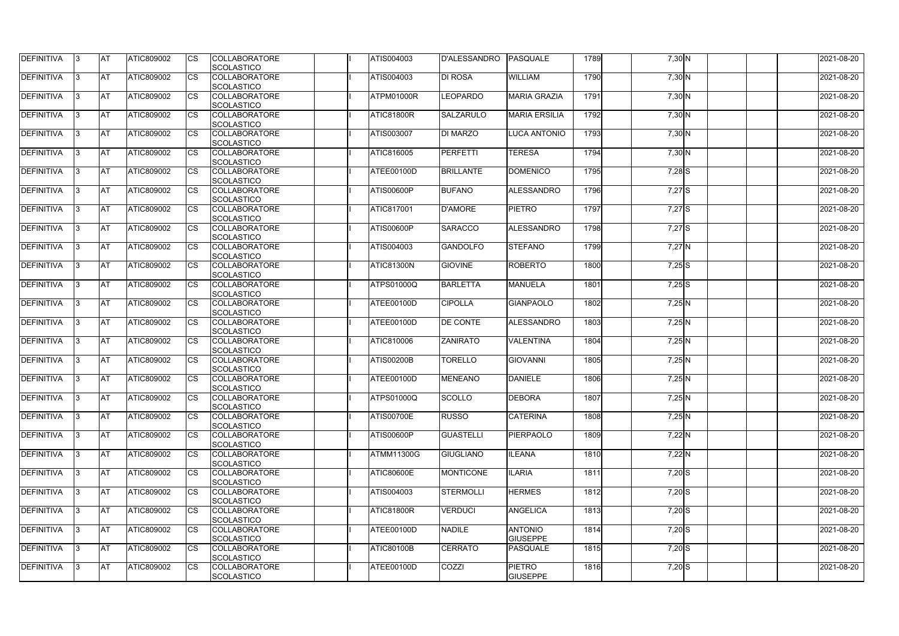| DEFINITIVA | 3 | AT | ATIC809002 | CS | COLLABORATORE SCOLASTICO | | I | ATIS004003 | D'ALESSANDRO | PASQUALE | 1789 | | 7,30 | N | | | | 2021-08-20 |
|---|---|---|---|---|---|---|---|---|---|---|---|---|---|---|---|---|---|---|
| DEFINITIVA | 3 | AT | ATIC809002 | CS | COLLABORATORE SCOLASTICO | | I | ATIS004003 | DI ROSA | WILLIAM | 1790 | | 7,30 | N | | | | 2021-08-20 |
| DEFINITIVA | 3 | AT | ATIC809002 | CS | COLLABORATORE SCOLASTICO | | I | ATPM01000R | LEOPARDO | MARIA GRAZIA | 1791 | | 7,30 | N | | | | 2021-08-20 |
| DEFINITIVA | 3 | AT | ATIC809002 | CS | COLLABORATORE SCOLASTICO | | I | ATIC81800R | SALZARULO | MARIA ERSILIA | 1792 | | 7,30 | N | | | | 2021-08-20 |
| DEFINITIVA | 3 | AT | ATIC809002 | CS | COLLABORATORE SCOLASTICO | | I | ATIS003007 | DI MARZO | LUCA ANTONIO | 1793 | | 7,30 | N | | | | 2021-08-20 |
| DEFINITIVA | 3 | AT | ATIC809002 | CS | COLLABORATORE SCOLASTICO | | I | ATIC816005 | PERFETTI | TERESA | 1794 | | 7,30 | N | | | | 2021-08-20 |
| DEFINITIVA | 3 | AT | ATIC809002 | CS | COLLABORATORE SCOLASTICO | | I | ATEE00100D | BRILLANTE | DOMENICO | 1795 | | 7,28 | S | | | | 2021-08-20 |
| DEFINITIVA | 3 | AT | ATIC809002 | CS | COLLABORATORE SCOLASTICO | | I | ATIS00600P | BUFANO | ALESSANDRO | 1796 | | 7,27 | S | | | | 2021-08-20 |
| DEFINITIVA | 3 | AT | ATIC809002 | CS | COLLABORATORE SCOLASTICO | | I | ATIC817001 | D'AMORE | PIETRO | 1797 | | 7,27 | S | | | | 2021-08-20 |
| DEFINITIVA | 3 | AT | ATIC809002 | CS | COLLABORATORE SCOLASTICO | | I | ATIS00600P | SARACCO | ALESSANDRO | 1798 | | 7,27 | S | | | | 2021-08-20 |
| DEFINITIVA | 3 | AT | ATIC809002 | CS | COLLABORATORE SCOLASTICO | | I | ATIS004003 | GANDOLFO | STEFANO | 1799 | | 7,27 | N | | | | 2021-08-20 |
| DEFINITIVA | 3 | AT | ATIC809002 | CS | COLLABORATORE SCOLASTICO | | I | ATIC81300N | GIOVINE | ROBERTO | 1800 | | 7,25 | S | | | | 2021-08-20 |
| DEFINITIVA | 3 | AT | ATIC809002 | CS | COLLABORATORE SCOLASTICO | | I | ATPS01000Q | BARLETTA | MANUELA | 1801 | | 7,25 | S | | | | 2021-08-20 |
| DEFINITIVA | 3 | AT | ATIC809002 | CS | COLLABORATORE SCOLASTICO | | I | ATEE00100D | CIPOLLA | GIANPAOLO | 1802 | | 7,25 | N | | | | 2021-08-20 |
| DEFINITIVA | 3 | AT | ATIC809002 | CS | COLLABORATORE SCOLASTICO | | I | ATEE00100D | DE CONTE | ALESSANDRO | 1803 | | 7,25 | N | | | | 2021-08-20 |
| DEFINITIVA | 3 | AT | ATIC809002 | CS | COLLABORATORE SCOLASTICO | | I | ATIC810006 | ZANIRATO | VALENTINA | 1804 | | 7,25 | N | | | | 2021-08-20 |
| DEFINITIVA | 3 | AT | ATIC809002 | CS | COLLABORATORE SCOLASTICO | | I | ATIS00200B | TORELLO | GIOVANNI | 1805 | | 7,25 | N | | | | 2021-08-20 |
| DEFINITIVA | 3 | AT | ATIC809002 | CS | COLLABORATORE SCOLASTICO | | I | ATEE00100D | MENEANO | DANIELE | 1806 | | 7,25 | N | | | | 2021-08-20 |
| DEFINITIVA | 3 | AT | ATIC809002 | CS | COLLABORATORE SCOLASTICO | | I | ATPS01000Q | SCOLLO | DEBORA | 1807 | | 7,25 | N | | | | 2021-08-20 |
| DEFINITIVA | 3 | AT | ATIC809002 | CS | COLLABORATORE SCOLASTICO | | I | ATIS00700E | RUSSO | CATERINA | 1808 | | 7,25 | N | | | | 2021-08-20 |
| DEFINITIVA | 3 | AT | ATIC809002 | CS | COLLABORATORE SCOLASTICO | | I | ATIS00600P | GUASTELLI | PIERPAOLO | 1809 | | 7,22 | N | | | | 2021-08-20 |
| DEFINITIVA | 3 | AT | ATIC809002 | CS | COLLABORATORE SCOLASTICO | | I | ATMM11300G | GIUGLIANO | ILEANA | 1810 | | 7,22 | N | | | | 2021-08-20 |
| DEFINITIVA | 3 | AT | ATIC809002 | CS | COLLABORATORE SCOLASTICO | | I | ATIC80600E | MONTICONE | ILARIA | 1811 | | 7,20 | S | | | | 2021-08-20 |
| DEFINITIVA | 3 | AT | ATIC809002 | CS | COLLABORATORE SCOLASTICO | | I | ATIS004003 | STERMOLLI | HERMES | 1812 | | 7,20 | S | | | | 2021-08-20 |
| DEFINITIVA | 3 | AT | ATIC809002 | CS | COLLABORATORE SCOLASTICO | | I | ATIC81800R | VERDUCI | ANGELICA | 1813 | | 7,20 | S | | | | 2021-08-20 |
| DEFINITIVA | 3 | AT | ATIC809002 | CS | COLLABORATORE SCOLASTICO | | I | ATEE00100D | NADILE | ANTONIO GIUSEPPE | 1814 | | 7,20 | S | | | | 2021-08-20 |
| DEFINITIVA | 3 | AT | ATIC809002 | CS | COLLABORATORE SCOLASTICO | | I | ATIC80100B | CERRATO | PASQUALE | 1815 | | 7,20 | S | | | | 2021-08-20 |
| DEFINITIVA | 3 | AT | ATIC809002 | CS | COLLABORATORE SCOLASTICO | | I | ATEE00100D | COZZI | PIETRO GIUSEPPE | 1816 | | 7,20 | S | | | | 2021-08-20 |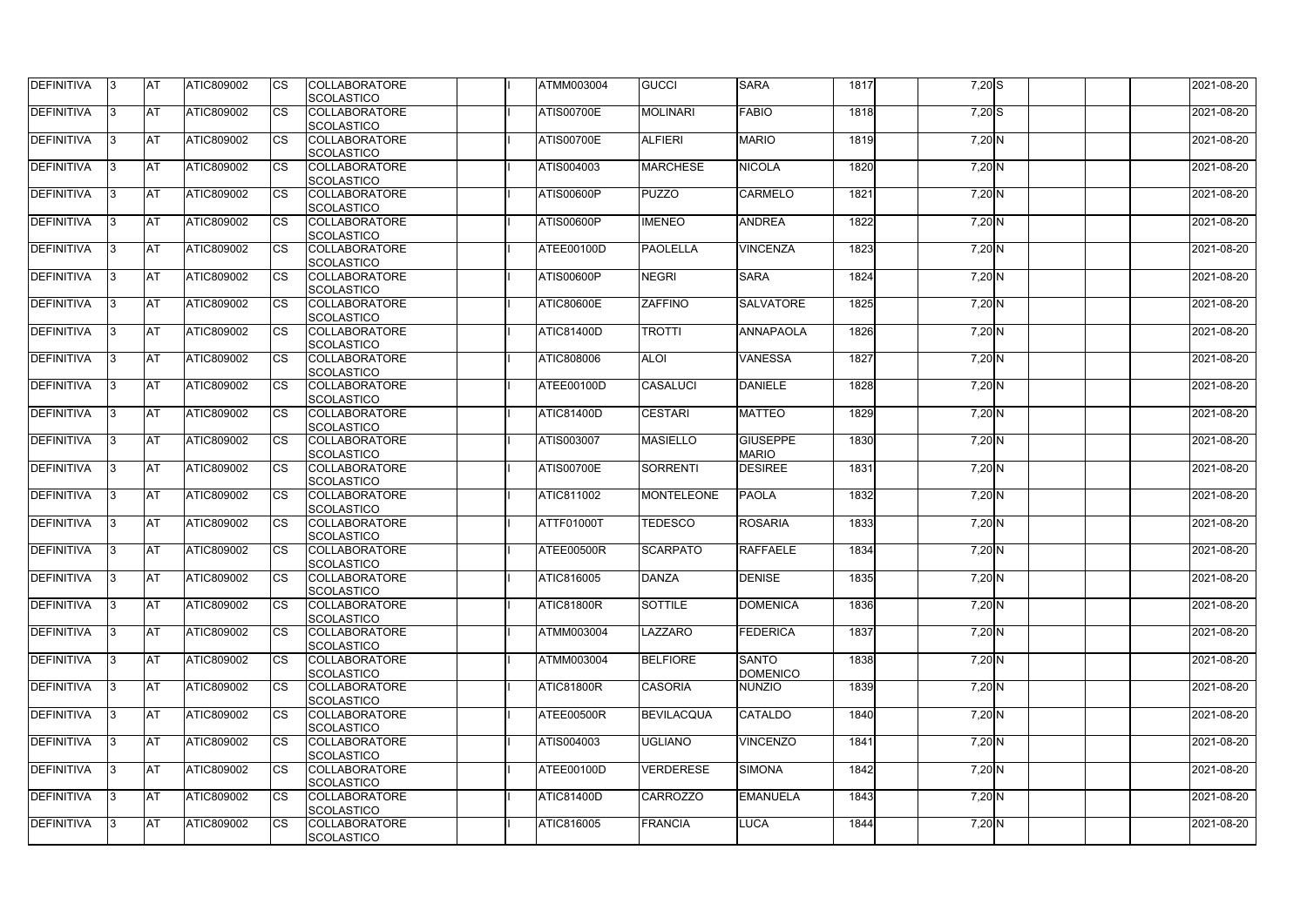| DEFINITIVA | 3 | AT | ATIC809002 | CS | COLLABORATORE SCOLASTICO | | I | ATMM003004 | GUCCI | SARA | 1817 | | 7,20 | S | | | | 2021-08-20 |
|---|---|---|---|---|---|---|---|---|---|---|---|---|---|---|---|---|---|---|
| DEFINITIVA | 3 | AT | ATIC809002 | CS | COLLABORATORE SCOLASTICO | | I | ATIS00700E | MOLINARI | FABIO | 1818 | | 7,20 | S | | | | 2021-08-20 |
| DEFINITIVA | 3 | AT | ATIC809002 | CS | COLLABORATORE SCOLASTICO | | I | ATIS00700E | ALFIERI | MARIO | 1819 | | 7,20 | N | | | | 2021-08-20 |
| DEFINITIVA | 3 | AT | ATIC809002 | CS | COLLABORATORE SCOLASTICO | | I | ATIS004003 | MARCHESE | NICOLA | 1820 | | 7,20 | N | | | | 2021-08-20 |
| DEFINITIVA | 3 | AT | ATIC809002 | CS | COLLABORATORE SCOLASTICO | | I | ATIS00600P | PUZZO | CARMELO | 1821 | | 7,20 | N | | | | 2021-08-20 |
| DEFINITIVA | 3 | AT | ATIC809002 | CS | COLLABORATORE SCOLASTICO | | I | ATIS00600P | IMENEO | ANDREA | 1822 | | 7,20 | N | | | | 2021-08-20 |
| DEFINITIVA | 3 | AT | ATIC809002 | CS | COLLABORATORE SCOLASTICO | | I | ATEE00100D | PAOLELLA | VINCENZA | 1823 | | 7,20 | N | | | | 2021-08-20 |
| DEFINITIVA | 3 | AT | ATIC809002 | CS | COLLABORATORE SCOLASTICO | | I | ATIS00600P | NEGRI | SARA | 1824 | | 7,20 | N | | | | 2021-08-20 |
| DEFINITIVA | 3 | AT | ATIC809002 | CS | COLLABORATORE SCOLASTICO | | I | ATIC80600E | ZAFFINO | SALVATORE | 1825 | | 7,20 | N | | | | 2021-08-20 |
| DEFINITIVA | 3 | AT | ATIC809002 | CS | COLLABORATORE SCOLASTICO | | I | ATIC81400D | TROTTI | ANNAPAOLA | 1826 | | 7,20 | N | | | | 2021-08-20 |
| DEFINITIVA | 3 | AT | ATIC809002 | CS | COLLABORATORE SCOLASTICO | | I | ATIC808006 | ALOI | VANESSA | 1827 | | 7,20 | N | | | | 2021-08-20 |
| DEFINITIVA | 3 | AT | ATIC809002 | CS | COLLABORATORE SCOLASTICO | | I | ATEE00100D | CASALUCI | DANIELE | 1828 | | 7,20 | N | | | | 2021-08-20 |
| DEFINITIVA | 3 | AT | ATIC809002 | CS | COLLABORATORE SCOLASTICO | | I | ATIC81400D | CESTARI | MATTEO | 1829 | | 7,20 | N | | | | 2021-08-20 |
| DEFINITIVA | 3 | AT | ATIC809002 | CS | COLLABORATORE SCOLASTICO | | I | ATIS003007 | MASIELLO | GIUSEPPE MARIO | 1830 | | 7,20 | N | | | | 2021-08-20 |
| DEFINITIVA | 3 | AT | ATIC809002 | CS | COLLABORATORE SCOLASTICO | | I | ATIS00700E | SORRENTI | DESIREE | 1831 | | 7,20 | N | | | | 2021-08-20 |
| DEFINITIVA | 3 | AT | ATIC809002 | CS | COLLABORATORE SCOLASTICO | | I | ATIC811002 | MONTELEONE | PAOLA | 1832 | | 7,20 | N | | | | 2021-08-20 |
| DEFINITIVA | 3 | AT | ATIC809002 | CS | COLLABORATORE SCOLASTICO | | I | ATTF01000T | TEDESCO | ROSARIA | 1833 | | 7,20 | N | | | | 2021-08-20 |
| DEFINITIVA | 3 | AT | ATIC809002 | CS | COLLABORATORE SCOLASTICO | | I | ATEE00500R | SCARPATO | RAFFAELE | 1834 | | 7,20 | N | | | | 2021-08-20 |
| DEFINITIVA | 3 | AT | ATIC809002 | CS | COLLABORATORE SCOLASTICO | | I | ATIC816005 | DANZA | DENISE | 1835 | | 7,20 | N | | | | 2021-08-20 |
| DEFINITIVA | 3 | AT | ATIC809002 | CS | COLLABORATORE SCOLASTICO | | I | ATIC81800R | SOTTILE | DOMENICA | 1836 | | 7,20 | N | | | | 2021-08-20 |
| DEFINITIVA | 3 | AT | ATIC809002 | CS | COLLABORATORE SCOLASTICO | | I | ATMM003004 | LAZZARO | FEDERICA | 1837 | | 7,20 | N | | | | 2021-08-20 |
| DEFINITIVA | 3 | AT | ATIC809002 | CS | COLLABORATORE SCOLASTICO | | I | ATMM003004 | BELFIORE | SANTO DOMENICO | 1838 | | 7,20 | N | | | | 2021-08-20 |
| DEFINITIVA | 3 | AT | ATIC809002 | CS | COLLABORATORE SCOLASTICO | | I | ATIC81800R | CASORIA | NUNZIO | 1839 | | 7,20 | N | | | | 2021-08-20 |
| DEFINITIVA | 3 | AT | ATIC809002 | CS | COLLABORATORE SCOLASTICO | | I | ATEE00500R | BEVILACQUA | CATALDO | 1840 | | 7,20 | N | | | | 2021-08-20 |
| DEFINITIVA | 3 | AT | ATIC809002 | CS | COLLABORATORE SCOLASTICO | | I | ATIS004003 | UGLIANO | VINCENZO | 1841 | | 7,20 | N | | | | 2021-08-20 |
| DEFINITIVA | 3 | AT | ATIC809002 | CS | COLLABORATORE SCOLASTICO | | I | ATEE00100D | VERDERESE | SIMONA | 1842 | | 7,20 | N | | | | 2021-08-20 |
| DEFINITIVA | 3 | AT | ATIC809002 | CS | COLLABORATORE SCOLASTICO | | I | ATIC81400D | CARROZZO | EMANUELA | 1843 | | 7,20 | N | | | | 2021-08-20 |
| DEFINITIVA | 3 | AT | ATIC809002 | CS | COLLABORATORE SCOLASTICO | | I | ATIC816005 | FRANCIA | LUCA | 1844 | | 7,20 | N | | | | 2021-08-20 |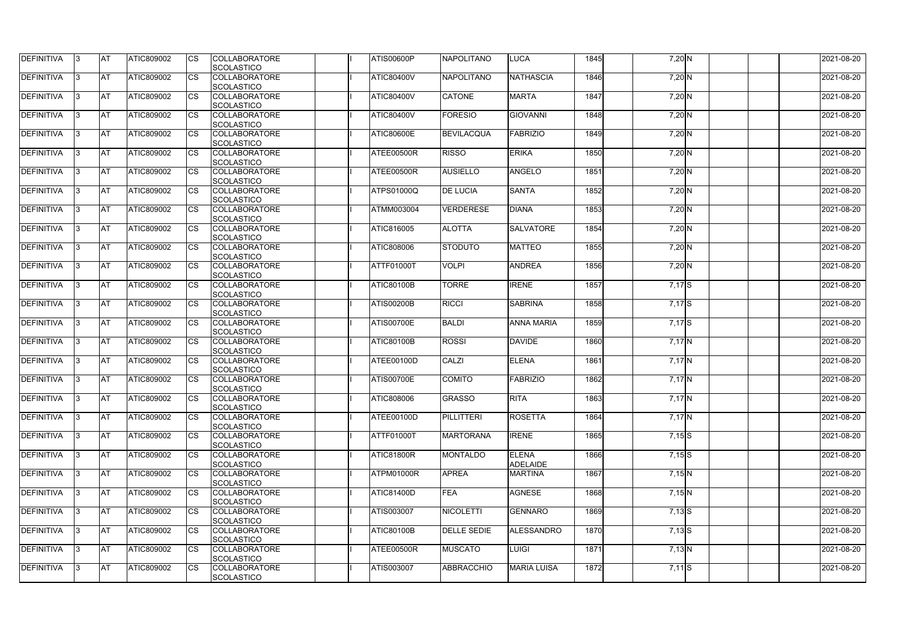| DEFINITIVA | 3 | AT | ATIC809002 | CS | COLLABORATORE SCOLASTICO | | I | ATIS00600P | NAPOLITANO | LUCA | 1845 | | 7,20 | N | | | | 2021-08-20 |
|---|---|---|---|---|---|---|---|---|---|---|---|---|---|---|---|---|---|---|
| DEFINITIVA | 3 | AT | ATIC809002 | CS | COLLABORATORE SCOLASTICO | | I | ATIC80400V | NAPOLITANO | NATHASCIA | 1846 | | 7,20 | N | | | | 2021-08-20 |
| DEFINITIVA | 3 | AT | ATIC809002 | CS | COLLABORATORE SCOLASTICO | | I | ATIC80400V | CATONE | MARTA | 1847 | | 7,20 | N | | | | 2021-08-20 |
| DEFINITIVA | 3 | AT | ATIC809002 | CS | COLLABORATORE SCOLASTICO | | I | ATIC80400V | FORESIO | GIOVANNI | 1848 | | 7,20 | N | | | | 2021-08-20 |
| DEFINITIVA | 3 | AT | ATIC809002 | CS | COLLABORATORE SCOLASTICO | | I | ATIC80600E | BEVILACQUA | FABRIZIO | 1849 | | 7,20 | N | | | | 2021-08-20 |
| DEFINITIVA | 3 | AT | ATIC809002 | CS | COLLABORATORE SCOLASTICO | | I | ATEE00500R | RISSO | ERIKA | 1850 | | 7,20 | N | | | | 2021-08-20 |
| DEFINITIVA | 3 | AT | ATIC809002 | CS | COLLABORATORE SCOLASTICO | | I | ATEE00500R | AUSIELLO | ANGELO | 1851 | | 7,20 | N | | | | 2021-08-20 |
| DEFINITIVA | 3 | AT | ATIC809002 | CS | COLLABORATORE SCOLASTICO | | I | ATPS01000Q | DE LUCIA | SANTA | 1852 | | 7,20 | N | | | | 2021-08-20 |
| DEFINITIVA | 3 | AT | ATIC809002 | CS | COLLABORATORE SCOLASTICO | | I | ATMM003004 | VERDERESE | DIANA | 1853 | | 7,20 | N | | | | 2021-08-20 |
| DEFINITIVA | 3 | AT | ATIC809002 | CS | COLLABORATORE SCOLASTICO | | I | ATIC816005 | ALOTTA | SALVATORE | 1854 | | 7,20 | N | | | | 2021-08-20 |
| DEFINITIVA | 3 | AT | ATIC809002 | CS | COLLABORATORE SCOLASTICO | | I | ATIC808006 | STODUTO | MATTEO | 1855 | | 7,20 | N | | | | 2021-08-20 |
| DEFINITIVA | 3 | AT | ATIC809002 | CS | COLLABORATORE SCOLASTICO | | I | ATTF01000T | VOLPI | ANDREA | 1856 | | 7,20 | N | | | | 2021-08-20 |
| DEFINITIVA | 3 | AT | ATIC809002 | CS | COLLABORATORE SCOLASTICO | | I | ATIC80100B | TORRE | IRENE | 1857 | | 7,17 | S | | | | 2021-08-20 |
| DEFINITIVA | 3 | AT | ATIC809002 | CS | COLLABORATORE SCOLASTICO | | I | ATIS00200B | RICCI | SABRINA | 1858 | | 7,17 | S | | | | 2021-08-20 |
| DEFINITIVA | 3 | AT | ATIC809002 | CS | COLLABORATORE SCOLASTICO | | I | ATIS00700E | BALDI | ANNA MARIA | 1859 | | 7,17 | S | | | | 2021-08-20 |
| DEFINITIVA | 3 | AT | ATIC809002 | CS | COLLABORATORE SCOLASTICO | | I | ATIC80100B | ROSSI | DAVIDE | 1860 | | 7,17 | N | | | | 2021-08-20 |
| DEFINITIVA | 3 | AT | ATIC809002 | CS | COLLABORATORE SCOLASTICO | | I | ATEE00100D | CALZI | ELENA | 1861 | | 7,17 | N | | | | 2021-08-20 |
| DEFINITIVA | 3 | AT | ATIC809002 | CS | COLLABORATORE SCOLASTICO | | I | ATIS00700E | COMITO | FABRIZIO | 1862 | | 7,17 | N | | | | 2021-08-20 |
| DEFINITIVA | 3 | AT | ATIC809002 | CS | COLLABORATORE SCOLASTICO | | I | ATIC808006 | GRASSO | RITA | 1863 | | 7,17 | N | | | | 2021-08-20 |
| DEFINITIVA | 3 | AT | ATIC809002 | CS | COLLABORATORE SCOLASTICO | | I | ATEE00100D | PILLITTERI | ROSETTA | 1864 | | 7,17 | N | | | | 2021-08-20 |
| DEFINITIVA | 3 | AT | ATIC809002 | CS | COLLABORATORE SCOLASTICO | | I | ATTF01000T | MARTORANA | IRENE | 1865 | | 7,15 | S | | | | 2021-08-20 |
| DEFINITIVA | 3 | AT | ATIC809002 | CS | COLLABORATORE SCOLASTICO | | I | ATIC81800R | MONTALDO | ELENA ADELAIDE | 1866 | | 7,15 | S | | | | 2021-08-20 |
| DEFINITIVA | 3 | AT | ATIC809002 | CS | COLLABORATORE SCOLASTICO | | I | ATPM01000R | APREA | MARTINA | 1867 | | 7,15 | N | | | | 2021-08-20 |
| DEFINITIVA | 3 | AT | ATIC809002 | CS | COLLABORATORE SCOLASTICO | | I | ATIC81400D | FEA | AGNESE | 1868 | | 7,15 | N | | | | 2021-08-20 |
| DEFINITIVA | 3 | AT | ATIC809002 | CS | COLLABORATORE SCOLASTICO | | I | ATIS003007 | NICOLETTI | GENNARO | 1869 | | 7,13 | S | | | | 2021-08-20 |
| DEFINITIVA | 3 | AT | ATIC809002 | CS | COLLABORATORE SCOLASTICO | | I | ATIC80100B | DELLE SEDIE | ALESSANDRO | 1870 | | 7,13 | S | | | | 2021-08-20 |
| DEFINITIVA | 3 | AT | ATIC809002 | CS | COLLABORATORE SCOLASTICO | | I | ATEE00500R | MUSCATO | LUIGI | 1871 | | 7,13 | N | | | | 2021-08-20 |
| DEFINITIVA | 3 | AT | ATIC809002 | CS | COLLABORATORE SCOLASTICO | | I | ATIS003007 | ABBRACCHIO | MARIA LUISA | 1872 | | 7,11 | S | | | | 2021-08-20 |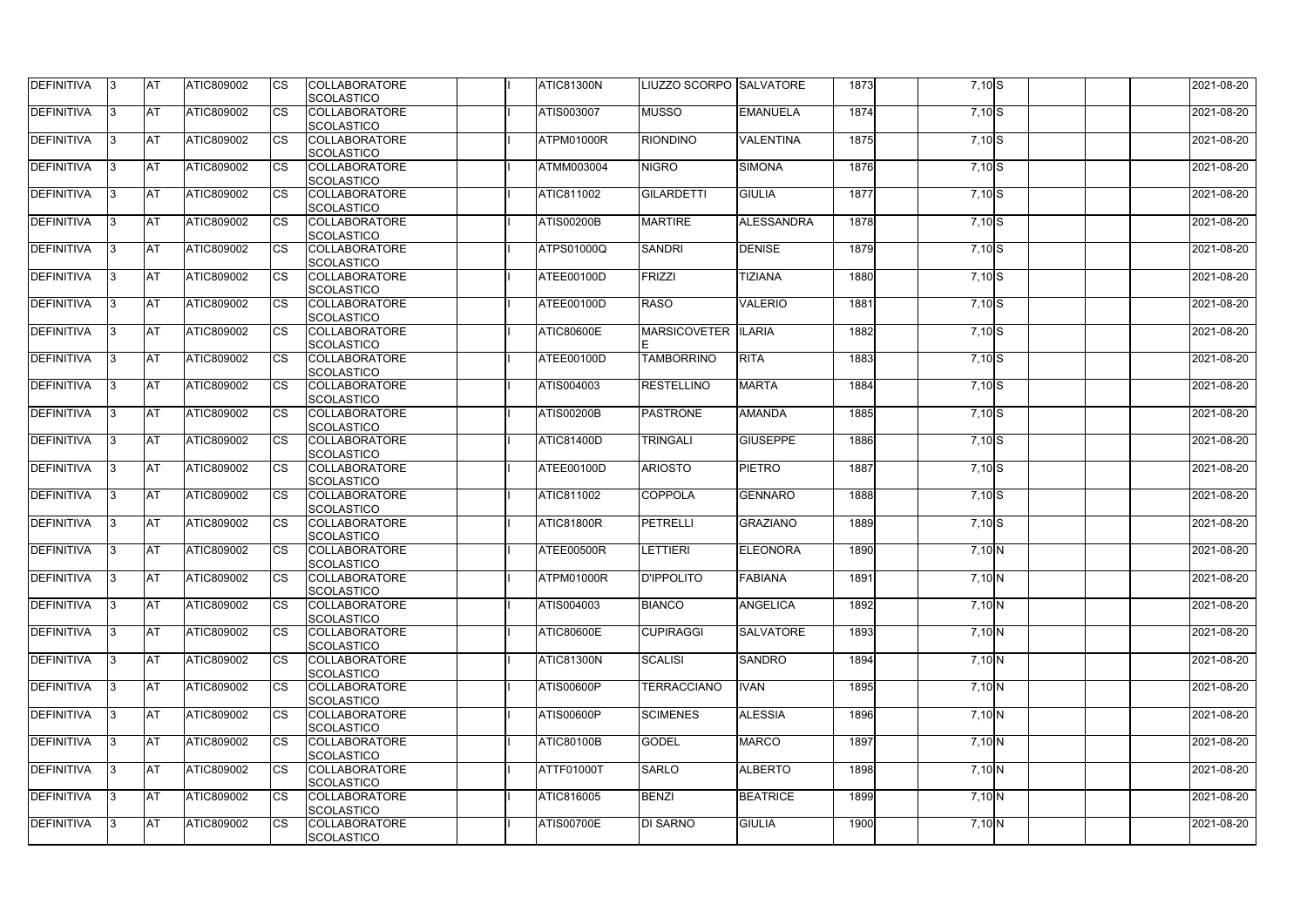| DEFINITIVA | 3 | AT | ATIC809002 | CS | COLLABORATORE SCOLASTICO | | I | ATIC81300N | LIUZZO SCORPO | SALVATORE | 1873 | | 7,10 | S | | | | 2021-08-20 |
|---|---|---|---|---|---|---|---|---|---|---|---|---|---|---|---|---|---|---|
| DEFINITIVA | 3 | AT | ATIC809002 | CS | COLLABORATORE SCOLASTICO | | I | ATIS003007 | MUSSO | EMANUELA | 1874 | | 7,10 | S | | | | 2021-08-20 |
| DEFINITIVA | 3 | AT | ATIC809002 | CS | COLLABORATORE SCOLASTICO | | I | ATPM01000R | RIONDINO | VALENTINA | 1875 | | 7,10 | S | | | | 2021-08-20 |
| DEFINITIVA | 3 | AT | ATIC809002 | CS | COLLABORATORE SCOLASTICO | | I | ATMM003004 | NIGRO | SIMONA | 1876 | | 7,10 | S | | | | 2021-08-20 |
| DEFINITIVA | 3 | AT | ATIC809002 | CS | COLLABORATORE SCOLASTICO | | I | ATIC811002 | GILARDETTI | GIULIA | 1877 | | 7,10 | S | | | | 2021-08-20 |
| DEFINITIVA | 3 | AT | ATIC809002 | CS | COLLABORATORE SCOLASTICO | | I | ATIS00200B | MARTIRE | ALESSANDRA | 1878 | | 7,10 | S | | | | 2021-08-20 |
| DEFINITIVA | 3 | AT | ATIC809002 | CS | COLLABORATORE SCOLASTICO | | I | ATPS01000Q | SANDRI | DENISE | 1879 | | 7,10 | S | | | | 2021-08-20 |
| DEFINITIVA | 3 | AT | ATIC809002 | CS | COLLABORATORE SCOLASTICO | | I | ATEE00100D | FRIZZI | TIZIANA | 1880 | | 7,10 | S | | | | 2021-08-20 |
| DEFINITIVA | 3 | AT | ATIC809002 | CS | COLLABORATORE SCOLASTICO | | I | ATEE00100D | RASO | VALERIO | 1881 | | 7,10 | S | | | | 2021-08-20 |
| DEFINITIVA | 3 | AT | ATIC809002 | CS | COLLABORATORE SCOLASTICO | | I | ATIC80600E | MARSICOVETER E | ILARIA | 1882 | | 7,10 | S | | | | 2021-08-20 |
| DEFINITIVA | 3 | AT | ATIC809002 | CS | COLLABORATORE SCOLASTICO | | I | ATEE00100D | TAMBORRINO | RITA | 1883 | | 7,10 | S | | | | 2021-08-20 |
| DEFINITIVA | 3 | AT | ATIC809002 | CS | COLLABORATORE SCOLASTICO | | I | ATIS004003 | RESTELLINO | MARTA | 1884 | | 7,10 | S | | | | 2021-08-20 |
| DEFINITIVA | 3 | AT | ATIC809002 | CS | COLLABORATORE SCOLASTICO | | I | ATIS00200B | PASTRONE | AMANDA | 1885 | | 7,10 | S | | | | 2021-08-20 |
| DEFINITIVA | 3 | AT | ATIC809002 | CS | COLLABORATORE SCOLASTICO | | I | ATIC81400D | TRINGALI | GIUSEPPE | 1886 | | 7,10 | S | | | | 2021-08-20 |
| DEFINITIVA | 3 | AT | ATIC809002 | CS | COLLABORATORE SCOLASTICO | | I | ATEE00100D | ARIOSTO | PIETRO | 1887 | | 7,10 | S | | | | 2021-08-20 |
| DEFINITIVA | 3 | AT | ATIC809002 | CS | COLLABORATORE SCOLASTICO | | I | ATIC811002 | COPPOLA | GENNARO | 1888 | | 7,10 | S | | | | 2021-08-20 |
| DEFINITIVA | 3 | AT | ATIC809002 | CS | COLLABORATORE SCOLASTICO | | I | ATIC81800R | PETRELLI | GRAZIANO | 1889 | | 7,10 | S | | | | 2021-08-20 |
| DEFINITIVA | 3 | AT | ATIC809002 | CS | COLLABORATORE SCOLASTICO | | I | ATEE00500R | LETTIERI | ELEONORA | 1890 | | 7,10 | N | | | | 2021-08-20 |
| DEFINITIVA | 3 | AT | ATIC809002 | CS | COLLABORATORE SCOLASTICO | | I | ATPM01000R | D'IPPOLITO | FABIANA | 1891 | | 7,10 | N | | | | 2021-08-20 |
| DEFINITIVA | 3 | AT | ATIC809002 | CS | COLLABORATORE SCOLASTICO | | I | ATIS004003 | BIANCO | ANGELICA | 1892 | | 7,10 | N | | | | 2021-08-20 |
| DEFINITIVA | 3 | AT | ATIC809002 | CS | COLLABORATORE SCOLASTICO | | I | ATIC80600E | CUPIRAGGI | SALVATORE | 1893 | | 7,10 | N | | | | 2021-08-20 |
| DEFINITIVA | 3 | AT | ATIC809002 | CS | COLLABORATORE SCOLASTICO | | I | ATIC81300N | SCALISI | SANDRO | 1894 | | 7,10 | N | | | | 2021-08-20 |
| DEFINITIVA | 3 | AT | ATIC809002 | CS | COLLABORATORE SCOLASTICO | | I | ATIS00600P | TERRACCIANO | IVAN | 1895 | | 7,10 | N | | | | 2021-08-20 |
| DEFINITIVA | 3 | AT | ATIC809002 | CS | COLLABORATORE SCOLASTICO | | I | ATIS00600P | SCIMENES | ALESSIA | 1896 | | 7,10 | N | | | | 2021-08-20 |
| DEFINITIVA | 3 | AT | ATIC809002 | CS | COLLABORATORE SCOLASTICO | | I | ATIC80100B | GODEL | MARCO | 1897 | | 7,10 | N | | | | 2021-08-20 |
| DEFINITIVA | 3 | AT | ATIC809002 | CS | COLLABORATORE SCOLASTICO | | I | ATTF01000T | SARLO | ALBERTO | 1898 | | 7,10 | N | | | | 2021-08-20 |
| DEFINITIVA | 3 | AT | ATIC809002 | CS | COLLABORATORE SCOLASTICO | | I | ATIC816005 | BENZI | BEATRICE | 1899 | | 7,10 | N | | | | 2021-08-20 |
| DEFINITIVA | 3 | AT | ATIC809002 | CS | COLLABORATORE SCOLASTICO | | I | ATIS00700E | DI SARNO | GIULIA | 1900 | | 7,10 | N | | | | 2021-08-20 |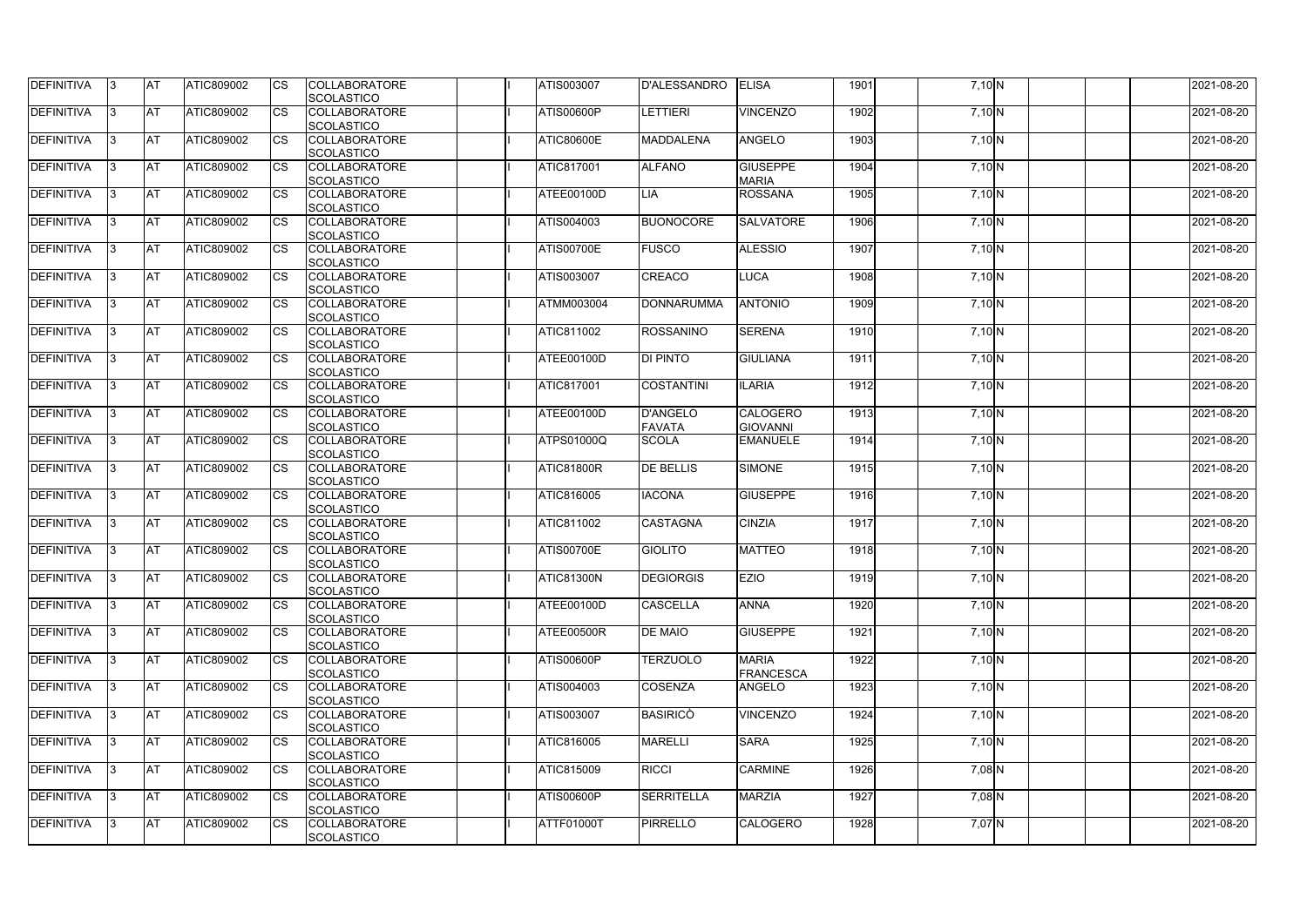| DEFINITIVA | 3 | AT | ATIC809002 | CS | COLLABORATORE SCOLASTICO | | I | ATIS003007 | D'ALESSANDRO | ELISA | 1901 | | 7,10 | N | | | | 2021-08-20 |
|---|---|---|---|---|---|---|---|---|---|---|---|---|---|---|---|---|---|---|
| DEFINITIVA | 3 | AT | ATIC809002 | CS | COLLABORATORE SCOLASTICO | | I | ATIS00600P | LETTIERI | VINCENZO | 1902 | | 7,10 | N | | | | 2021-08-20 |
| DEFINITIVA | 3 | AT | ATIC809002 | CS | COLLABORATORE SCOLASTICO | | I | ATIC80600E | MADDALENA | ANGELO | 1903 | | 7,10 | N | | | | 2021-08-20 |
| DEFINITIVA | 3 | AT | ATIC809002 | CS | COLLABORATORE SCOLASTICO | | I | ATIC817001 | ALFANO | GIUSEPPE MARIA | 1904 | | 7,10 | N | | | | 2021-08-20 |
| DEFINITIVA | 3 | AT | ATIC809002 | CS | COLLABORATORE SCOLASTICO | | I | ATEE00100D | LIA | ROSSANA | 1905 | | 7,10 | N | | | | 2021-08-20 |
| DEFINITIVA | 3 | AT | ATIC809002 | CS | COLLABORATORE SCOLASTICO | | I | ATIS004003 | BUONOCORE | SALVATORE | 1906 | | 7,10 | N | | | | 2021-08-20 |
| DEFINITIVA | 3 | AT | ATIC809002 | CS | COLLABORATORE SCOLASTICO | | I | ATIS00700E | FUSCO | ALESSIO | 1907 | | 7,10 | N | | | | 2021-08-20 |
| DEFINITIVA | 3 | AT | ATIC809002 | CS | COLLABORATORE SCOLASTICO | | I | ATIS003007 | CREACO | LUCA | 1908 | | 7,10 | N | | | | 2021-08-20 |
| DEFINITIVA | 3 | AT | ATIC809002 | CS | COLLABORATORE SCOLASTICO | | I | ATMM003004 | DONNARUMMA | ANTONIO | 1909 | | 7,10 | N | | | | 2021-08-20 |
| DEFINITIVA | 3 | AT | ATIC809002 | CS | COLLABORATORE SCOLASTICO | | I | ATIC811002 | ROSSANINO | SERENA | 1910 | | 7,10 | N | | | | 2021-08-20 |
| DEFINITIVA | 3 | AT | ATIC809002 | CS | COLLABORATORE SCOLASTICO | | I | ATEE00100D | DI PINTO | GIULIANA | 1911 | | 7,10 | N | | | | 2021-08-20 |
| DEFINITIVA | 3 | AT | ATIC809002 | CS | COLLABORATORE SCOLASTICO | | I | ATIC817001 | COSTANTINI | ILARIA | 1912 | | 7,10 | N | | | | 2021-08-20 |
| DEFINITIVA | 3 | AT | ATIC809002 | CS | COLLABORATORE SCOLASTICO | | I | ATEE00100D | D'ANGELO FAVATA | CALOGERO GIOVANNI | 1913 | | 7,10 | N | | | | 2021-08-20 |
| DEFINITIVA | 3 | AT | ATIC809002 | CS | COLLABORATORE SCOLASTICO | | I | ATPS01000Q | SCOLA | EMANUELE | 1914 | | 7,10 | N | | | | 2021-08-20 |
| DEFINITIVA | 3 | AT | ATIC809002 | CS | COLLABORATORE SCOLASTICO | | I | ATIC81800R | DE BELLIS | SIMONE | 1915 | | 7,10 | N | | | | 2021-08-20 |
| DEFINITIVA | 3 | AT | ATIC809002 | CS | COLLABORATORE SCOLASTICO | | I | ATIC816005 | IACONA | GIUSEPPE | 1916 | | 7,10 | N | | | | 2021-08-20 |
| DEFINITIVA | 3 | AT | ATIC809002 | CS | COLLABORATORE SCOLASTICO | | I | ATIC811002 | CASTAGNA | CINZIA | 1917 | | 7,10 | N | | | | 2021-08-20 |
| DEFINITIVA | 3 | AT | ATIC809002 | CS | COLLABORATORE SCOLASTICO | | I | ATIS00700E | GIOLITO | MATTEO | 1918 | | 7,10 | N | | | | 2021-08-20 |
| DEFINITIVA | 3 | AT | ATIC809002 | CS | COLLABORATORE SCOLASTICO | | I | ATIC81300N | DEGIORGIS | EZIO | 1919 | | 7,10 | N | | | | 2021-08-20 |
| DEFINITIVA | 3 | AT | ATIC809002 | CS | COLLABORATORE SCOLASTICO | | I | ATEE00100D | CASCELLA | ANNA | 1920 | | 7,10 | N | | | | 2021-08-20 |
| DEFINITIVA | 3 | AT | ATIC809002 | CS | COLLABORATORE SCOLASTICO | | I | ATEE00500R | DE MAIO | GIUSEPPE | 1921 | | 7,10 | N | | | | 2021-08-20 |
| DEFINITIVA | 3 | AT | ATIC809002 | CS | COLLABORATORE SCOLASTICO | | I | ATIS00600P | TERZUOLO | MARIA FRANCESCA | 1922 | | 7,10 | N | | | | 2021-08-20 |
| DEFINITIVA | 3 | AT | ATIC809002 | CS | COLLABORATORE SCOLASTICO | | I | ATIS004003 | COSENZA | ANGELO | 1923 | | 7,10 | N | | | | 2021-08-20 |
| DEFINITIVA | 3 | AT | ATIC809002 | CS | COLLABORATORE SCOLASTICO | | I | ATIS003007 | BASIRICÒ | VINCENZO | 1924 | | 7,10 | N | | | | 2021-08-20 |
| DEFINITIVA | 3 | AT | ATIC809002 | CS | COLLABORATORE SCOLASTICO | | I | ATIC816005 | MARELLI | SARA | 1925 | | 7,10 | N | | | | 2021-08-20 |
| DEFINITIVA | 3 | AT | ATIC809002 | CS | COLLABORATORE SCOLASTICO | | I | ATIC815009 | RICCI | CARMINE | 1926 | | 7,08 | N | | | | 2021-08-20 |
| DEFINITIVA | 3 | AT | ATIC809002 | CS | COLLABORATORE SCOLASTICO | | I | ATIS00600P | SERRITELLA | MARZIA | 1927 | | 7,08 | N | | | | 2021-08-20 |
| DEFINITIVA | 3 | AT | ATIC809002 | CS | COLLABORATORE SCOLASTICO | | I | ATTF01000T | PIRRELLO | CALOGERO | 1928 | | 7,07 | N | | | | 2021-08-20 |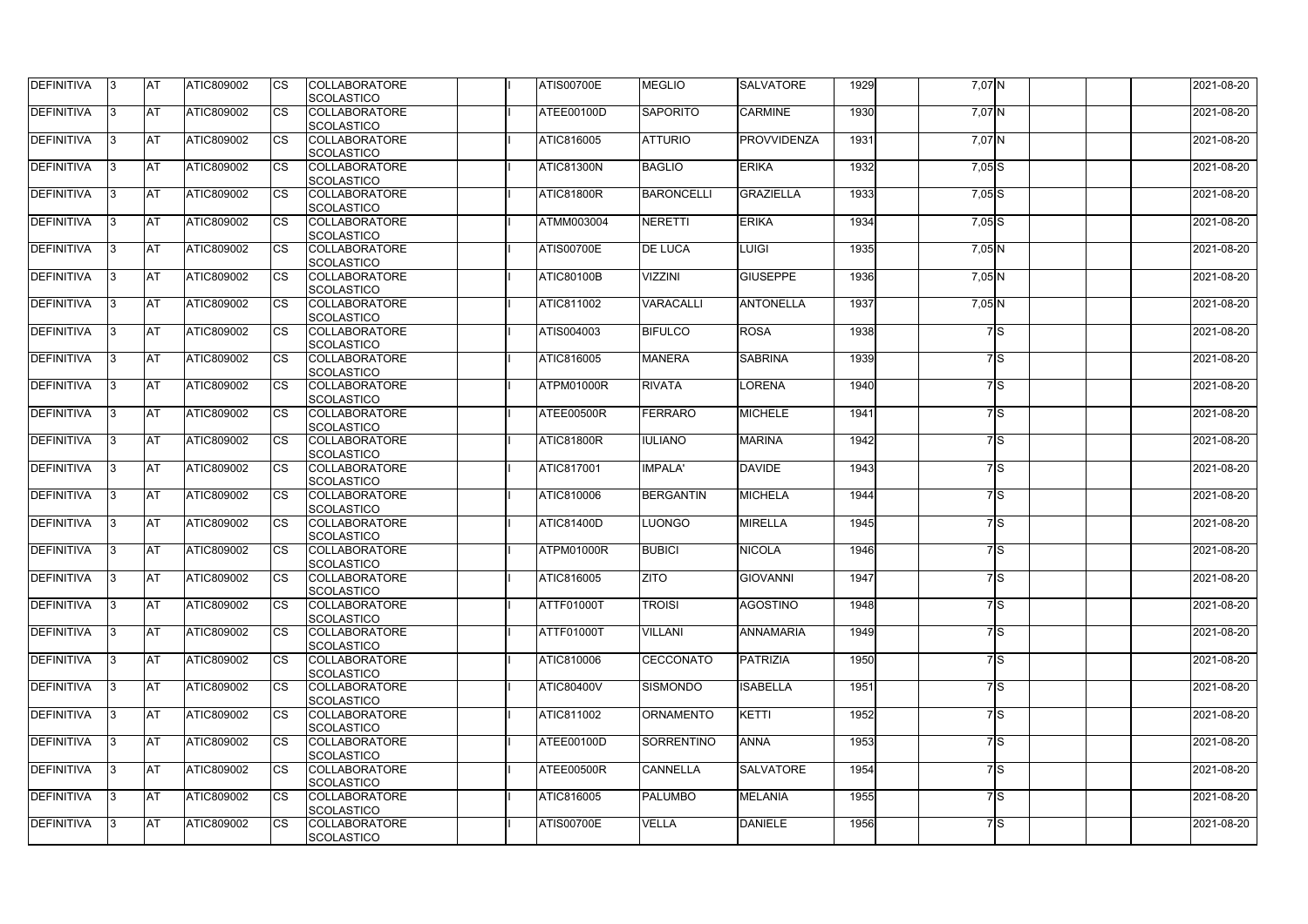| DEFINITIVA | 3 | AT | ATIC809002 | CS | COLLABORATORE SCOLASTICO | | I | ATIS00700E | MEGLIO | SALVATORE | 1929 | | 7,07 | N | | | | 2021-08-20 |
|---|---|---|---|---|---|---|---|---|---|---|---|---|---|---|---|---|---|---|
| DEFINITIVA | 3 | AT | ATIC809002 | CS | COLLABORATORE SCOLASTICO | | I | ATEE00100D | SAPORITO | CARMINE | 1930 | | 7,07 | N | | | | 2021-08-20 |
| DEFINITIVA | 3 | AT | ATIC809002 | CS | COLLABORATORE SCOLASTICO | | I | ATIC816005 | ATTURIO | PROVVIDENZA | 1931 | | 7,07 | N | | | | 2021-08-20 |
| DEFINITIVA | 3 | AT | ATIC809002 | CS | COLLABORATORE SCOLASTICO | | I | ATIC81300N | BAGLIO | ERIKA | 1932 | | 7,05 | S | | | | 2021-08-20 |
| DEFINITIVA | 3 | AT | ATIC809002 | CS | COLLABORATORE SCOLASTICO | | I | ATIC81800R | BARONCELLI | GRAZIELLA | 1933 | | 7,05 | S | | | | 2021-08-20 |
| DEFINITIVA | 3 | AT | ATIC809002 | CS | COLLABORATORE SCOLASTICO | | I | ATMM003004 | NERETTI | ERIKA | 1934 | | 7,05 | S | | | | 2021-08-20 |
| DEFINITIVA | 3 | AT | ATIC809002 | CS | COLLABORATORE SCOLASTICO | | I | ATIS00700E | DE LUCA | LUIGI | 1935 | | 7,05 | N | | | | 2021-08-20 |
| DEFINITIVA | 3 | AT | ATIC809002 | CS | COLLABORATORE SCOLASTICO | | I | ATIC80100B | VIZZINI | GIUSEPPE | 1936 | | 7,05 | N | | | | 2021-08-20 |
| DEFINITIVA | 3 | AT | ATIC809002 | CS | COLLABORATORE SCOLASTICO | | I | ATIC811002 | VARACALLI | ANTONELLA | 1937 | | 7,05 | N | | | | 2021-08-20 |
| DEFINITIVA | 3 | AT | ATIC809002 | CS | COLLABORATORE SCOLASTICO | | I | ATIS004003 | BIFULCO | ROSA | 1938 | | 7 | S | | | | 2021-08-20 |
| DEFINITIVA | 3 | AT | ATIC809002 | CS | COLLABORATORE SCOLASTICO | | I | ATIC816005 | MANERA | SABRINA | 1939 | | 7 | S | | | | 2021-08-20 |
| DEFINITIVA | 3 | AT | ATIC809002 | CS | COLLABORATORE SCOLASTICO | | I | ATPM01000R | RIVATA | LORENA | 1940 | | 7 | S | | | | 2021-08-20 |
| DEFINITIVA | 3 | AT | ATIC809002 | CS | COLLABORATORE SCOLASTICO | | I | ATEE00500R | FERRARO | MICHELE | 1941 | | 7 | S | | | | 2021-08-20 |
| DEFINITIVA | 3 | AT | ATIC809002 | CS | COLLABORATORE SCOLASTICO | | I | ATIC81800R | IULIANO | MARINA | 1942 | | 7 | S | | | | 2021-08-20 |
| DEFINITIVA | 3 | AT | ATIC809002 | CS | COLLABORATORE SCOLASTICO | | I | ATIC817001 | IMPALA' | DAVIDE | 1943 | | 7 | S | | | | 2021-08-20 |
| DEFINITIVA | 3 | AT | ATIC809002 | CS | COLLABORATORE SCOLASTICO | | I | ATIC810006 | BERGANTIN | MICHELA | 1944 | | 7 | S | | | | 2021-08-20 |
| DEFINITIVA | 3 | AT | ATIC809002 | CS | COLLABORATORE SCOLASTICO | | I | ATIC81400D | LUONGO | MIRELLA | 1945 | | 7 | S | | | | 2021-08-20 |
| DEFINITIVA | 3 | AT | ATIC809002 | CS | COLLABORATORE SCOLASTICO | | I | ATPM01000R | BUBICI | NICOLA | 1946 | | 7 | S | | | | 2021-08-20 |
| DEFINITIVA | 3 | AT | ATIC809002 | CS | COLLABORATORE SCOLASTICO | | I | ATIC816005 | ZITO | GIOVANNI | 1947 | | 7 | S | | | | 2021-08-20 |
| DEFINITIVA | 3 | AT | ATIC809002 | CS | COLLABORATORE SCOLASTICO | | I | ATTF01000T | TROISI | AGOSTINO | 1948 | | 7 | S | | | | 2021-08-20 |
| DEFINITIVA | 3 | AT | ATIC809002 | CS | COLLABORATORE SCOLASTICO | | I | ATTF01000T | VILLANI | ANNAMARIA | 1949 | | 7 | S | | | | 2021-08-20 |
| DEFINITIVA | 3 | AT | ATIC809002 | CS | COLLABORATORE SCOLASTICO | | I | ATIC810006 | CECCONATO | PATRIZIA | 1950 | | 7 | S | | | | 2021-08-20 |
| DEFINITIVA | 3 | AT | ATIC809002 | CS | COLLABORATORE SCOLASTICO | | I | ATIC80400V | SISMONDO | ISABELLA | 1951 | | 7 | S | | | | 2021-08-20 |
| DEFINITIVA | 3 | AT | ATIC809002 | CS | COLLABORATORE SCOLASTICO | | I | ATIC811002 | ORNAMENTO | KETTI | 1952 | | 7 | S | | | | 2021-08-20 |
| DEFINITIVA | 3 | AT | ATIC809002 | CS | COLLABORATORE SCOLASTICO | | I | ATEE00100D | SORRENTINO | ANNA | 1953 | | 7 | S | | | | 2021-08-20 |
| DEFINITIVA | 3 | AT | ATIC809002 | CS | COLLABORATORE SCOLASTICO | | I | ATEE00500R | CANNELLA | SALVATORE | 1954 | | 7 | S | | | | 2021-08-20 |
| DEFINITIVA | 3 | AT | ATIC809002 | CS | COLLABORATORE SCOLASTICO | | I | ATIC816005 | PALUMBO | MELANIA | 1955 | | 7 | S | | | | 2021-08-20 |
| DEFINITIVA | 3 | AT | ATIC809002 | CS | COLLABORATORE SCOLASTICO | | I | ATIS00700E | VELLA | DANIELE | 1956 | | 7 | S | | | | 2021-08-20 |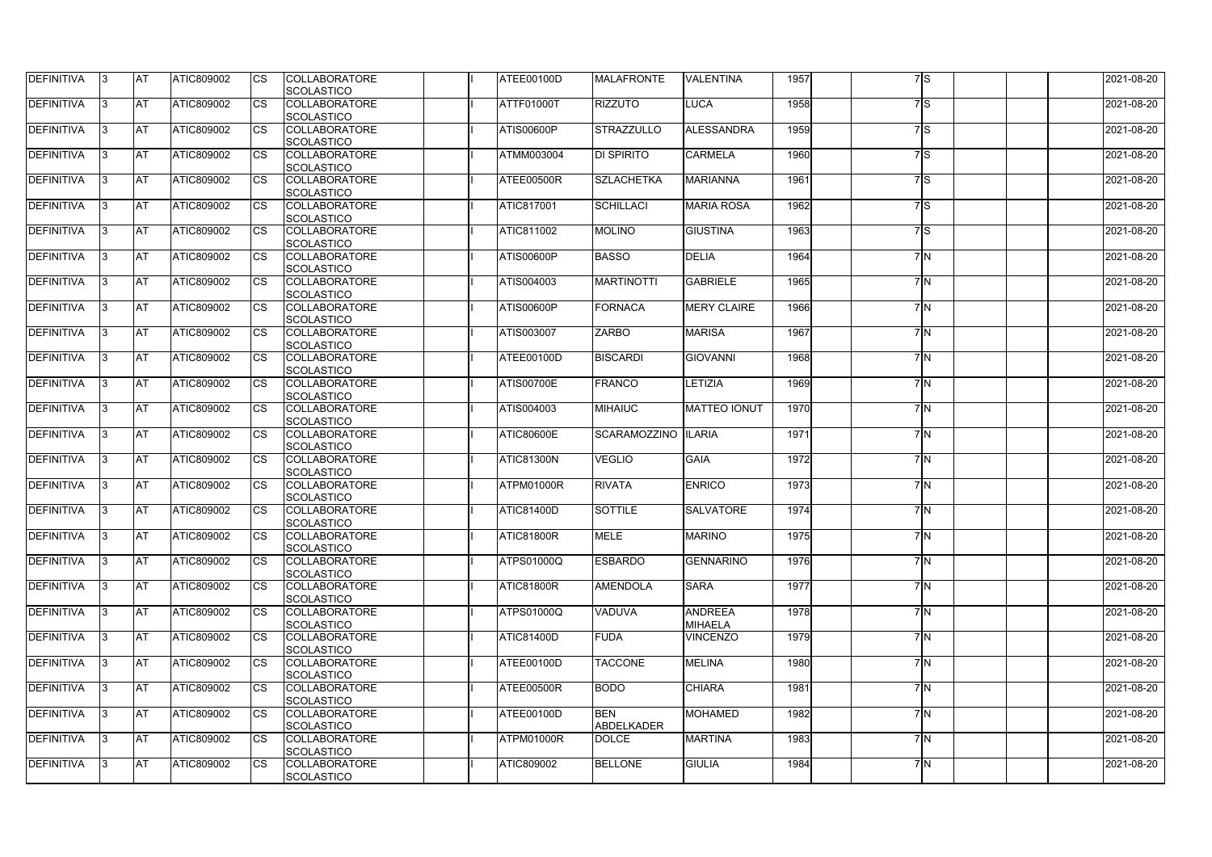| DEFINITIVA | 3 | AT | ATIC809002 | CS | COLLABORATORE SCOLASTICO | | I | ATEE00100D | MALAFRONTE | VALENTINA | 1957 | | 7 | S | | | | 2021-08-20 |
|---|---|---|---|---|---|---|---|---|---|---|---|---|---|---|---|---|---|---|
| DEFINITIVA | 3 | AT | ATIC809002 | CS | COLLABORATORE SCOLASTICO | | I | ATTF01000T | RIZZUTO | LUCA | 1958 | | 7 | S | | | | 2021-08-20 |
| DEFINITIVA | 3 | AT | ATIC809002 | CS | COLLABORATORE SCOLASTICO | | I | ATIS00600P | STRAZZULLO | ALESSANDRA | 1959 | | 7 | S | | | | 2021-08-20 |
| DEFINITIVA | 3 | AT | ATIC809002 | CS | COLLABORATORE SCOLASTICO | | I | ATMM003004 | DI SPIRITO | CARMELA | 1960 | | 7 | S | | | | 2021-08-20 |
| DEFINITIVA | 3 | AT | ATIC809002 | CS | COLLABORATORE SCOLASTICO | | I | ATEE00500R | SZLACHETKA | MARIANNA | 1961 | | 7 | S | | | | 2021-08-20 |
| DEFINITIVA | 3 | AT | ATIC809002 | CS | COLLABORATORE SCOLASTICO | | I | ATIC817001 | SCHILLACI | MARIA ROSA | 1962 | | 7 | S | | | | 2021-08-20 |
| DEFINITIVA | 3 | AT | ATIC809002 | CS | COLLABORATORE SCOLASTICO | | I | ATIC811002 | MOLINO | GIUSTINA | 1963 | | 7 | S | | | | 2021-08-20 |
| DEFINITIVA | 3 | AT | ATIC809002 | CS | COLLABORATORE SCOLASTICO | | I | ATIS00600P | BASSO | DELIA | 1964 | | 7 | N | | | | 2021-08-20 |
| DEFINITIVA | 3 | AT | ATIC809002 | CS | COLLABORATORE SCOLASTICO | | I | ATIS004003 | MARTINOTTI | GABRIELE | 1965 | | 7 | N | | | | 2021-08-20 |
| DEFINITIVA | 3 | AT | ATIC809002 | CS | COLLABORATORE SCOLASTICO | | I | ATIS00600P | FORNACA | MERY CLAIRE | 1966 | | 7 | N | | | | 2021-08-20 |
| DEFINITIVA | 3 | AT | ATIC809002 | CS | COLLABORATORE SCOLASTICO | | I | ATIS003007 | ZARBO | MARISA | 1967 | | 7 | N | | | | 2021-08-20 |
| DEFINITIVA | 3 | AT | ATIC809002 | CS | COLLABORATORE SCOLASTICO | | I | ATEE00100D | BISCARDI | GIOVANNI | 1968 | | 7 | N | | | | 2021-08-20 |
| DEFINITIVA | 3 | AT | ATIC809002 | CS | COLLABORATORE SCOLASTICO | | I | ATIS00700E | FRANCO | LETIZIA | 1969 | | 7 | N | | | | 2021-08-20 |
| DEFINITIVA | 3 | AT | ATIC809002 | CS | COLLABORATORE SCOLASTICO | | I | ATIS004003 | MIHAIUC | MATTEO IONUT | 1970 | | 7 | N | | | | 2021-08-20 |
| DEFINITIVA | 3 | AT | ATIC809002 | CS | COLLABORATORE SCOLASTICO | | I | ATIC80600E | SCARAMOZZINO | ILARIA | 1971 | | 7 | N | | | | 2021-08-20 |
| DEFINITIVA | 3 | AT | ATIC809002 | CS | COLLABORATORE SCOLASTICO | | I | ATIC81300N | VEGLIO | GAIA | 1972 | | 7 | N | | | | 2021-08-20 |
| DEFINITIVA | 3 | AT | ATIC809002 | CS | COLLABORATORE SCOLASTICO | | I | ATPM01000R | RIVATA | ENRICO | 1973 | | 7 | N | | | | 2021-08-20 |
| DEFINITIVA | 3 | AT | ATIC809002 | CS | COLLABORATORE SCOLASTICO | | I | ATIC81400D | SOTTILE | SALVATORE | 1974 | | 7 | N | | | | 2021-08-20 |
| DEFINITIVA | 3 | AT | ATIC809002 | CS | COLLABORATORE SCOLASTICO | | I | ATIC81800R | MELE | MARINO | 1975 | | 7 | N | | | | 2021-08-20 |
| DEFINITIVA | 3 | AT | ATIC809002 | CS | COLLABORATORE SCOLASTICO | | I | ATPS01000Q | ESBARDO | GENNARINO | 1976 | | 7 | N | | | | 2021-08-20 |
| DEFINITIVA | 3 | AT | ATIC809002 | CS | COLLABORATORE SCOLASTICO | | I | ATIC81800R | AMENDOLA | SARA | 1977 | | 7 | N | | | | 2021-08-20 |
| DEFINITIVA | 3 | AT | ATIC809002 | CS | COLLABORATORE SCOLASTICO | | I | ATPS01000Q | VADUVA | ANDREEA MIHAELA | 1978 | | 7 | N | | | | 2021-08-20 |
| DEFINITIVA | 3 | AT | ATIC809002 | CS | COLLABORATORE SCOLASTICO | | I | ATIC81400D | FUDA | VINCENZO | 1979 | | 7 | N | | | | 2021-08-20 |
| DEFINITIVA | 3 | AT | ATIC809002 | CS | COLLABORATORE SCOLASTICO | | I | ATEE00100D | TACCONE | MELINA | 1980 | | 7 | N | | | | 2021-08-20 |
| DEFINITIVA | 3 | AT | ATIC809002 | CS | COLLABORATORE SCOLASTICO | | I | ATEE00500R | BODO | CHIARA | 1981 | | 7 | N | | | | 2021-08-20 |
| DEFINITIVA | 3 | AT | ATIC809002 | CS | COLLABORATORE SCOLASTICO | | I | ATEE00100D | BEN ABDELKADER | MOHAMED | 1982 | | 7 | N | | | | 2021-08-20 |
| DEFINITIVA | 3 | AT | ATIC809002 | CS | COLLABORATORE SCOLASTICO | | I | ATPM01000R | DOLCE | MARTINA | 1983 | | 7 | N | | | | 2021-08-20 |
| DEFINITIVA | 3 | AT | ATIC809002 | CS | COLLABORATORE SCOLASTICO | | I | ATIC809002 | BELLONE | GIULIA | 1984 | | 7 | N | | | | 2021-08-20 |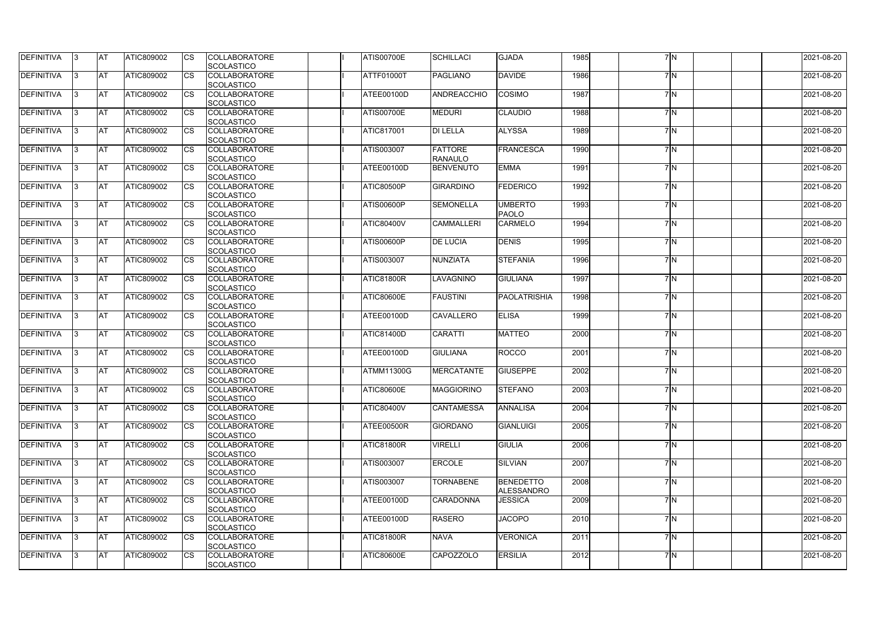| DEFINITIVA | 3 | AT | ATIC809002 | CS | COLLABORATORE SCOLASTICO | | I | ATIS00700E | SCHILLACI | GJADA | 1985 | | 7 | N | | | | 2021-08-20 |
|---|---|---|---|---|---|---|---|---|---|---|---|---|---|---|---|---|---|---|
| DEFINITIVA | 3 | AT | ATIC809002 | CS | COLLABORATORE SCOLASTICO | | I | ATTF01000T | PAGLIANO | DAVIDE | 1986 | | 7 | N | | | | 2021-08-20 |
| DEFINITIVA | 3 | AT | ATIC809002 | CS | COLLABORATORE SCOLASTICO | | I | ATEE00100D | ANDREACCHIO | COSIMO | 1987 | | 7 | N | | | | 2021-08-20 |
| DEFINITIVA | 3 | AT | ATIC809002 | CS | COLLABORATORE SCOLASTICO | | I | ATIS00700E | MEDURI | CLAUDIO | 1988 | | 7 | N | | | | 2021-08-20 |
| DEFINITIVA | 3 | AT | ATIC809002 | CS | COLLABORATORE SCOLASTICO | | I | ATIC817001 | DI LELLA | ALYSSA | 1989 | | 7 | N | | | | 2021-08-20 |
| DEFINITIVA | 3 | AT | ATIC809002 | CS | COLLABORATORE SCOLASTICO | | I | ATIS003007 | FATTORE RANAULO | FRANCESCA | 1990 | | 7 | N | | | | 2021-08-20 |
| DEFINITIVA | 3 | AT | ATIC809002 | CS | COLLABORATORE SCOLASTICO | | I | ATEE00100D | BENVENUTO | EMMA | 1991 | | 7 | N | | | | 2021-08-20 |
| DEFINITIVA | 3 | AT | ATIC809002 | CS | COLLABORATORE SCOLASTICO | | I | ATIC80500P | GIRARDINO | FEDERICO | 1992 | | 7 | N | | | | 2021-08-20 |
| DEFINITIVA | 3 | AT | ATIC809002 | CS | COLLABORATORE SCOLASTICO | | I | ATIS00600P | SEMONELLA | UMBERTO PAOLO | 1993 | | 7 | N | | | | 2021-08-20 |
| DEFINITIVA | 3 | AT | ATIC809002 | CS | COLLABORATORE SCOLASTICO | | I | ATIC80400V | CAMMALLERI | CARMELO | 1994 | | 7 | N | | | | 2021-08-20 |
| DEFINITIVA | 3 | AT | ATIC809002 | CS | COLLABORATORE SCOLASTICO | | I | ATIS00600P | DE LUCIA | DENIS | 1995 | | 7 | N | | | | 2021-08-20 |
| DEFINITIVA | 3 | AT | ATIC809002 | CS | COLLABORATORE SCOLASTICO | | I | ATIS003007 | NUNZIATA | STEFANIA | 1996 | | 7 | N | | | | 2021-08-20 |
| DEFINITIVA | 3 | AT | ATIC809002 | CS | COLLABORATORE SCOLASTICO | | I | ATIC81800R | LAVAGNINO | GIULIANA | 1997 | | 7 | N | | | | 2021-08-20 |
| DEFINITIVA | 3 | AT | ATIC809002 | CS | COLLABORATORE SCOLASTICO | | I | ATIC80600E | FAUSTINI | PAOLATRISHIA | 1998 | | 7 | N | | | | 2021-08-20 |
| DEFINITIVA | 3 | AT | ATIC809002 | CS | COLLABORATORE SCOLASTICO | | I | ATEE00100D | CAVALLERO | ELISA | 1999 | | 7 | N | | | | 2021-08-20 |
| DEFINITIVA | 3 | AT | ATIC809002 | CS | COLLABORATORE SCOLASTICO | | I | ATIC81400D | CARATTI | MATTEO | 2000 | | 7 | N | | | | 2021-08-20 |
| DEFINITIVA | 3 | AT | ATIC809002 | CS | COLLABORATORE SCOLASTICO | | I | ATEE00100D | GIULIANA | ROCCO | 2001 | | 7 | N | | | | 2021-08-20 |
| DEFINITIVA | 3 | AT | ATIC809002 | CS | COLLABORATORE SCOLASTICO | | I | ATMM11300G | MERCATANTE | GIUSEPPE | 2002 | | 7 | N | | | | 2021-08-20 |
| DEFINITIVA | 3 | AT | ATIC809002 | CS | COLLABORATORE SCOLASTICO | | I | ATIC80600E | MAGGIORINO | STEFANO | 2003 | | 7 | N | | | | 2021-08-20 |
| DEFINITIVA | 3 | AT | ATIC809002 | CS | COLLABORATORE SCOLASTICO | | I | ATIC80400V | CANTAMESSA | ANNALISA | 2004 | | 7 | N | | | | 2021-08-20 |
| DEFINITIVA | 3 | AT | ATIC809002 | CS | COLLABORATORE SCOLASTICO | | I | ATEE00500R | GIORDANO | GIANLUIGI | 2005 | | 7 | N | | | | 2021-08-20 |
| DEFINITIVA | 3 | AT | ATIC809002 | CS | COLLABORATORE SCOLASTICO | | I | ATIC81800R | VIRELLI | GIULIA | 2006 | | 7 | N | | | | 2021-08-20 |
| DEFINITIVA | 3 | AT | ATIC809002 | CS | COLLABORATORE SCOLASTICO | | I | ATIS003007 | ERCOLE | SILVIAN | 2007 | | 7 | N | | | | 2021-08-20 |
| DEFINITIVA | 3 | AT | ATIC809002 | CS | COLLABORATORE SCOLASTICO | | I | ATIS003007 | TORNABENE | BENEDETTO ALESSANDRO | 2008 | | 7 | N | | | | 2021-08-20 |
| DEFINITIVA | 3 | AT | ATIC809002 | CS | COLLABORATORE SCOLASTICO | | I | ATEE00100D | CARADONNA | JESSICA | 2009 | | 7 | N | | | | 2021-08-20 |
| DEFINITIVA | 3 | AT | ATIC809002 | CS | COLLABORATORE SCOLASTICO | | I | ATEE00100D | RASERO | JACOPO | 2010 | | 7 | N | | | | 2021-08-20 |
| DEFINITIVA | 3 | AT | ATIC809002 | CS | COLLABORATORE SCOLASTICO | | I | ATIC81800R | NAVA | VERONICA | 2011 | | 7 | N | | | | 2021-08-20 |
| DEFINITIVA | 3 | AT | ATIC809002 | CS | COLLABORATORE SCOLASTICO | | I | ATIC80600E | CAPOZZOLO | ERSILIA | 2012 | | 7 | N | | | | 2021-08-20 |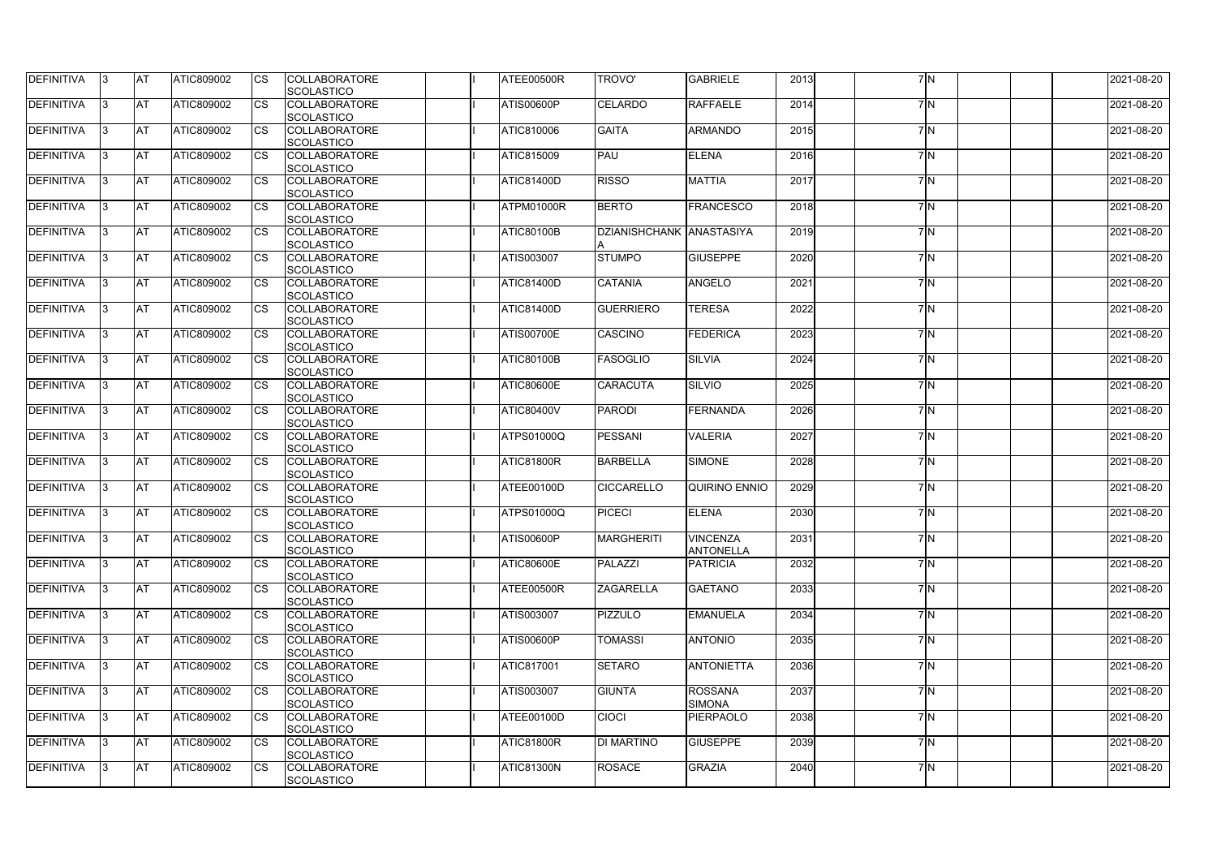| DEFINITIVA | 3 | AT | ATIC809002 | CS | COLLABORATORE SCOLASTICO | | I | ATEE00500R | TROVO' | GABRIELE | 2013 | | 7 | N | | | | 2021-08-20 |
|---|---|---|---|---|---|---|---|---|---|---|---|---|---|---|---|---|---|---|
| DEFINITIVA | 3 | AT | ATIC809002 | CS | COLLABORATORE SCOLASTICO | | I | ATIS00600P | CELARDO | RAFFAELE | 2014 | | 7 | N | | | | 2021-08-20 |
| DEFINITIVA | 3 | AT | ATIC809002 | CS | COLLABORATORE SCOLASTICO | | I | ATIC810006 | GAITA | ARMANDO | 2015 | | 7 | N | | | | 2021-08-20 |
| DEFINITIVA | 3 | AT | ATIC809002 | CS | COLLABORATORE SCOLASTICO | | I | ATIC815009 | PAU | ELENA | 2016 | | 7 | N | | | | 2021-08-20 |
| DEFINITIVA | 3 | AT | ATIC809002 | CS | COLLABORATORE SCOLASTICO | | I | ATIC81400D | RISSO | MATTIA | 2017 | | 7 | N | | | | 2021-08-20 |
| DEFINITIVA | 3 | AT | ATIC809002 | CS | COLLABORATORE SCOLASTICO | | I | ATPM01000R | BERTO | FRANCESCO | 2018 | | 7 | N | | | | 2021-08-20 |
| DEFINITIVA | 3 | AT | ATIC809002 | CS | COLLABORATORE SCOLASTICO | | I | ATIC80100B | DZIANISHCHANKA | ANASTASIYA | 2019 | | 7 | N | | | | 2021-08-20 |
| DEFINITIVA | 3 | AT | ATIC809002 | CS | COLLABORATORE SCOLASTICO | | I | ATIS003007 | STUMPO | GIUSEPPE | 2020 | | 7 | N | | | | 2021-08-20 |
| DEFINITIVA | 3 | AT | ATIC809002 | CS | COLLABORATORE SCOLASTICO | | I | ATIC81400D | CATANIA | ANGELO | 2021 | | 7 | N | | | | 2021-08-20 |
| DEFINITIVA | 3 | AT | ATIC809002 | CS | COLLABORATORE SCOLASTICO | | I | ATIC81400D | GUERRIERO | TERESA | 2022 | | 7 | N | | | | 2021-08-20 |
| DEFINITIVA | 3 | AT | ATIC809002 | CS | COLLABORATORE SCOLASTICO | | I | ATIS00700E | CASCINO | FEDERICA | 2023 | | 7 | N | | | | 2021-08-20 |
| DEFINITIVA | 3 | AT | ATIC809002 | CS | COLLABORATORE SCOLASTICO | | I | ATIC80100B | FASOGLIO | SILVIA | 2024 | | 7 | N | | | | 2021-08-20 |
| DEFINITIVA | 3 | AT | ATIC809002 | CS | COLLABORATORE SCOLASTICO | | I | ATIC80600E | CARACUTA | SILVIO | 2025 | | 7 | N | | | | 2021-08-20 |
| DEFINITIVA | 3 | AT | ATIC809002 | CS | COLLABORATORE SCOLASTICO | | I | ATIC80400V | PARODI | FERNANDA | 2026 | | 7 | N | | | | 2021-08-20 |
| DEFINITIVA | 3 | AT | ATIC809002 | CS | COLLABORATORE SCOLASTICO | | I | ATPS01000Q | PESSANI | VALERIA | 2027 | | 7 | N | | | | 2021-08-20 |
| DEFINITIVA | 3 | AT | ATIC809002 | CS | COLLABORATORE SCOLASTICO | | I | ATIC81800R | BARBELLA | SIMONE | 2028 | | 7 | N | | | | 2021-08-20 |
| DEFINITIVA | 3 | AT | ATIC809002 | CS | COLLABORATORE SCOLASTICO | | I | ATEE00100D | CICCARELLO | QUIRINO ENNIO | 2029 | | 7 | N | | | | 2021-08-20 |
| DEFINITIVA | 3 | AT | ATIC809002 | CS | COLLABORATORE SCOLASTICO | | I | ATPS01000Q | PICECI | ELENA | 2030 | | 7 | N | | | | 2021-08-20 |
| DEFINITIVA | 3 | AT | ATIC809002 | CS | COLLABORATORE SCOLASTICO | | I | ATIS00600P | MARGHERITI | VINCENZA ANTONELLA | 2031 | | 7 | N | | | | 2021-08-20 |
| DEFINITIVA | 3 | AT | ATIC809002 | CS | COLLABORATORE SCOLASTICO | | I | ATIC80600E | PALAZZI | PATRICIA | 2032 | | 7 | N | | | | 2021-08-20 |
| DEFINITIVA | 3 | AT | ATIC809002 | CS | COLLABORATORE SCOLASTICO | | I | ATEE00500R | ZAGARELLA | GAETANO | 2033 | | 7 | N | | | | 2021-08-20 |
| DEFINITIVA | 3 | AT | ATIC809002 | CS | COLLABORATORE SCOLASTICO | | I | ATIS003007 | PIZZULO | EMANUELA | 2034 | | 7 | N | | | | 2021-08-20 |
| DEFINITIVA | 3 | AT | ATIC809002 | CS | COLLABORATORE SCOLASTICO | | I | ATIS00600P | TOMASSI | ANTONIO | 2035 | | 7 | N | | | | 2021-08-20 |
| DEFINITIVA | 3 | AT | ATIC809002 | CS | COLLABORATORE SCOLASTICO | | I | ATIC817001 | SETARO | ANTONIETTA | 2036 | | 7 | N | | | | 2021-08-20 |
| DEFINITIVA | 3 | AT | ATIC809002 | CS | COLLABORATORE SCOLASTICO | | I | ATIS003007 | GIUNTA | ROSSANA SIMONA | 2037 | | 7 | N | | | | 2021-08-20 |
| DEFINITIVA | 3 | AT | ATIC809002 | CS | COLLABORATORE SCOLASTICO | | I | ATEE00100D | CIOCI | PIERPAOLO | 2038 | | 7 | N | | | | 2021-08-20 |
| DEFINITIVA | 3 | AT | ATIC809002 | CS | COLLABORATORE SCOLASTICO | | I | ATIC81800R | DI MARTINO | GIUSEPPE | 2039 | | 7 | N | | | | 2021-08-20 |
| DEFINITIVA | 3 | AT | ATIC809002 | CS | COLLABORATORE SCOLASTICO | | I | ATIC81300N | ROSACE | GRAZIA | 2040 | | 7 | N | | | | 2021-08-20 |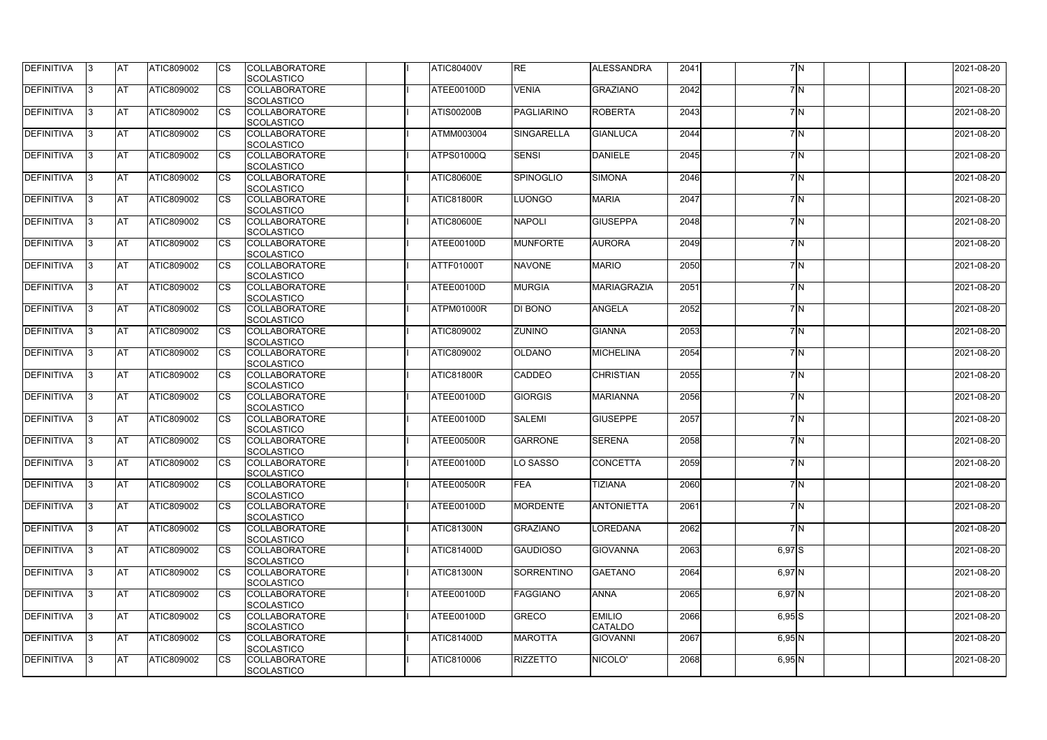| DEFINITIVA | 3 | AT | ATIC809002 | CS | COLLABORATORE SCOLASTICO | | I | ATIC80400V | RE | ALESSANDRA | 2041 | | 7 | N | | | | 2021-08-20 |
|---|---|---|---|---|---|---|---|---|---|---|---|---|---|---|---|---|---|---|
| DEFINITIVA | 3 | AT | ATIC809002 | CS | COLLABORATORE SCOLASTICO | | I | ATEE00100D | VENIA | GRAZIANO | 2042 | | 7 | N | | | | 2021-08-20 |
| DEFINITIVA | 3 | AT | ATIC809002 | CS | COLLABORATORE SCOLASTICO | | I | ATIS00200B | PAGLIARINO | ROBERTA | 2043 | | 7 | N | | | | 2021-08-20 |
| DEFINITIVA | 3 | AT | ATIC809002 | CS | COLLABORATORE SCOLASTICO | | I | ATMM003004 | SINGARELLA | GIANLUCA | 2044 | | 7 | N | | | | 2021-08-20 |
| DEFINITIVA | 3 | AT | ATIC809002 | CS | COLLABORATORE SCOLASTICO | | I | ATPS01000Q | SENSI | DANIELE | 2045 | | 7 | N | | | | 2021-08-20 |
| DEFINITIVA | 3 | AT | ATIC809002 | CS | COLLABORATORE SCOLASTICO | | I | ATIC80600E | SPINOGLIO | SIMONA | 2046 | | 7 | N | | | | 2021-08-20 |
| DEFINITIVA | 3 | AT | ATIC809002 | CS | COLLABORATORE SCOLASTICO | | I | ATIC81800R | LUONGO | MARIA | 2047 | | 7 | N | | | | 2021-08-20 |
| DEFINITIVA | 3 | AT | ATIC809002 | CS | COLLABORATORE SCOLASTICO | | I | ATIC80600E | NAPOLI | GIUSEPPA | 2048 | | 7 | N | | | | 2021-08-20 |
| DEFINITIVA | 3 | AT | ATIC809002 | CS | COLLABORATORE SCOLASTICO | | I | ATEE00100D | MUNFORTE | AURORA | 2049 | | 7 | N | | | | 2021-08-20 |
| DEFINITIVA | 3 | AT | ATIC809002 | CS | COLLABORATORE SCOLASTICO | | I | ATTF01000T | NAVONE | MARIO | 2050 | | 7 | N | | | | 2021-08-20 |
| DEFINITIVA | 3 | AT | ATIC809002 | CS | COLLABORATORE SCOLASTICO | | I | ATEE00100D | MURGIA | MARIAGRAZIA | 2051 | | 7 | N | | | | 2021-08-20 |
| DEFINITIVA | 3 | AT | ATIC809002 | CS | COLLABORATORE SCOLASTICO | | I | ATPM01000R | DI BONO | ANGELA | 2052 | | 7 | N | | | | 2021-08-20 |
| DEFINITIVA | 3 | AT | ATIC809002 | CS | COLLABORATORE SCOLASTICO | | I | ATIC809002 | ZUNINO | GIANNA | 2053 | | 7 | N | | | | 2021-08-20 |
| DEFINITIVA | 3 | AT | ATIC809002 | CS | COLLABORATORE SCOLASTICO | | I | ATIC809002 | OLDANO | MICHELINA | 2054 | | 7 | N | | | | 2021-08-20 |
| DEFINITIVA | 3 | AT | ATIC809002 | CS | COLLABORATORE SCOLASTICO | | I | ATIC81800R | CADDEO | CHRISTIAN | 2055 | | 7 | N | | | | 2021-08-20 |
| DEFINITIVA | 3 | AT | ATIC809002 | CS | COLLABORATORE SCOLASTICO | | I | ATEE00100D | GIORGIS | MARIANNA | 2056 | | 7 | N | | | | 2021-08-20 |
| DEFINITIVA | 3 | AT | ATIC809002 | CS | COLLABORATORE SCOLASTICO | | I | ATEE00100D | SALEMI | GIUSEPPE | 2057 | | 7 | N | | | | 2021-08-20 |
| DEFINITIVA | 3 | AT | ATIC809002 | CS | COLLABORATORE SCOLASTICO | | I | ATEE00500R | GARRONE | SERENA | 2058 | | 7 | N | | | | 2021-08-20 |
| DEFINITIVA | 3 | AT | ATIC809002 | CS | COLLABORATORE SCOLASTICO | | I | ATEE00100D | LO SASSO | CONCETTA | 2059 | | 7 | N | | | | 2021-08-20 |
| DEFINITIVA | 3 | AT | ATIC809002 | CS | COLLABORATORE SCOLASTICO | | I | ATEE00500R | FEA | TIZIANA | 2060 | | 7 | N | | | | 2021-08-20 |
| DEFINITIVA | 3 | AT | ATIC809002 | CS | COLLABORATORE SCOLASTICO | | I | ATEE00100D | MORDENTE | ANTONIETTA | 2061 | | 7 | N | | | | 2021-08-20 |
| DEFINITIVA | 3 | AT | ATIC809002 | CS | COLLABORATORE SCOLASTICO | | I | ATIC81300N | GRAZIANO | LOREDANA | 2062 | | 7 | N | | | | 2021-08-20 |
| DEFINITIVA | 3 | AT | ATIC809002 | CS | COLLABORATORE SCOLASTICO | | I | ATIC81400D | GAUDIOSO | GIOVANNA | 2063 | | 6,97 | S | | | | 2021-08-20 |
| DEFINITIVA | 3 | AT | ATIC809002 | CS | COLLABORATORE SCOLASTICO | | I | ATIC81300N | SORRENTINO | GAETANO | 2064 | | 6,97 | N | | | | 2021-08-20 |
| DEFINITIVA | 3 | AT | ATIC809002 | CS | COLLABORATORE SCOLASTICO | | I | ATEE00100D | FAGGIANO | ANNA | 2065 | | 6,97 | N | | | | 2021-08-20 |
| DEFINITIVA | 3 | AT | ATIC809002 | CS | COLLABORATORE SCOLASTICO | | I | ATEE00100D | GRECO | EMILIO CATALDO | 2066 | | 6,95 | S | | | | 2021-08-20 |
| DEFINITIVA | 3 | AT | ATIC809002 | CS | COLLABORATORE SCOLASTICO | | I | ATIC81400D | MAROTTA | GIOVANNI | 2067 | | 6,95 | N | | | | 2021-08-20 |
| DEFINITIVA | 3 | AT | ATIC809002 | CS | COLLABORATORE SCOLASTICO | | I | ATIC810006 | RIZZETTO | NICOLO' | 2068 | | 6,95 | N | | | | 2021-08-20 |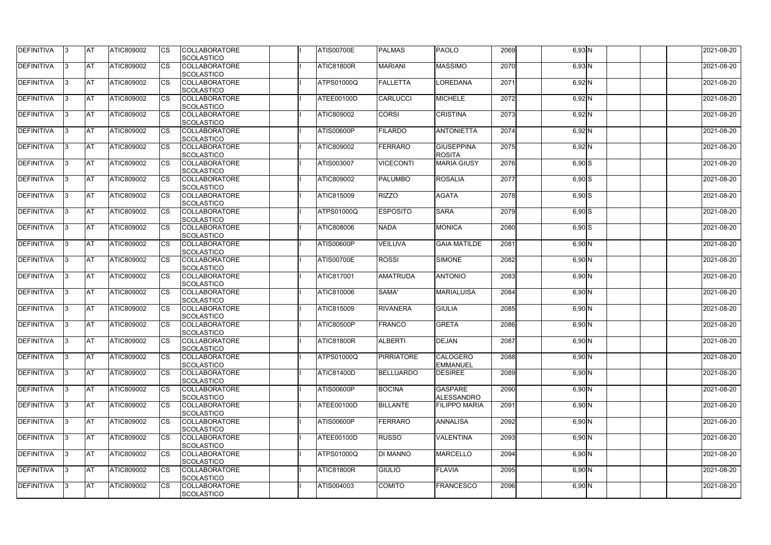| DEFINITIVA | 3 | AT | ATIC809002 | CS | COLLABORATORE SCOLASTICO | | I | ATIS00700E | PALMAS | PAOLO | 2069 | | 6,93 | N | | | | 2021-08-20 |
|---|---|---|---|---|---|---|---|---|---|---|---|---|---|---|---|---|---|---|
| DEFINITIVA | 3 | AT | ATIC809002 | CS | COLLABORATORE SCOLASTICO | | I | ATIC81800R | MARIANI | MASSIMO | 2070 | | 6,93 | N | | | | 2021-08-20 |
| DEFINITIVA | 3 | AT | ATIC809002 | CS | COLLABORATORE SCOLASTICO | | I | ATPS01000Q | FALLETTA | LOREDANA | 2071 | | 6,92 | N | | | | 2021-08-20 |
| DEFINITIVA | 3 | AT | ATIC809002 | CS | COLLABORATORE SCOLASTICO | | I | ATEE00100D | CARLUCCI | MICHELE | 2072 | | 6,92 | N | | | | 2021-08-20 |
| DEFINITIVA | 3 | AT | ATIC809002 | CS | COLLABORATORE SCOLASTICO | | I | ATIC809002 | CORSI | CRISTINA | 2073 | | 6,92 | N | | | | 2021-08-20 |
| DEFINITIVA | 3 | AT | ATIC809002 | CS | COLLABORATORE SCOLASTICO | | I | ATIS00600P | FILARDO | ANTONIETTA | 2074 | | 6,92 | N | | | | 2021-08-20 |
| DEFINITIVA | 3 | AT | ATIC809002 | CS | COLLABORATORE SCOLASTICO | | I | ATIC809002 | FERRARO | GIUSEPPINA ROSITA | 2075 | | 6,92 | N | | | | 2021-08-20 |
| DEFINITIVA | 3 | AT | ATIC809002 | CS | COLLABORATORE SCOLASTICO | | I | ATIS003007 | VICECONTI | MARIA GIUSY | 2076 | | 6,90 | S | | | | 2021-08-20 |
| DEFINITIVA | 3 | AT | ATIC809002 | CS | COLLABORATORE SCOLASTICO | | I | ATIC809002 | PALUMBO | ROSALIA | 2077 | | 6,90 | S | | | | 2021-08-20 |
| DEFINITIVA | 3 | AT | ATIC809002 | CS | COLLABORATORE SCOLASTICO | | I | ATIC815009 | RIZZO | AGATA | 2078 | | 6,90 | S | | | | 2021-08-20 |
| DEFINITIVA | 3 | AT | ATIC809002 | CS | COLLABORATORE SCOLASTICO | | I | ATPS01000Q | ESPOSITO | SARA | 2079 | | 6,90 | S | | | | 2021-08-20 |
| DEFINITIVA | 3 | AT | ATIC809002 | CS | COLLABORATORE SCOLASTICO | | I | ATIC808006 | NADA | MONICA | 2080 | | 6,90 | S | | | | 2021-08-20 |
| DEFINITIVA | 3 | AT | ATIC809002 | CS | COLLABORATORE SCOLASTICO | | I | ATIS00600P | VEILUVA | GAIA MATILDE | 2081 | | 6,90 | N | | | | 2021-08-20 |
| DEFINITIVA | 3 | AT | ATIC809002 | CS | COLLABORATORE SCOLASTICO | | I | ATIS00700E | ROSSI | SIMONE | 2082 | | 6,90 | N | | | | 2021-08-20 |
| DEFINITIVA | 3 | AT | ATIC809002 | CS | COLLABORATORE SCOLASTICO | | I | ATIC817001 | AMATRUDA | ANTONIO | 2083 | | 6,90 | N | | | | 2021-08-20 |
| DEFINITIVA | 3 | AT | ATIC809002 | CS | COLLABORATORE SCOLASTICO | | I | ATIC810006 | SAMA' | MARIALUISA | 2084 | | 6,90 | N | | | | 2021-08-20 |
| DEFINITIVA | 3 | AT | ATIC809002 | CS | COLLABORATORE SCOLASTICO | | I | ATIC815009 | RIVANERA | GIULIA | 2085 | | 6,90 | N | | | | 2021-08-20 |
| DEFINITIVA | 3 | AT | ATIC809002 | CS | COLLABORATORE SCOLASTICO | | I | ATIC80500P | FRANCO | GRETA | 2086 | | 6,90 | N | | | | 2021-08-20 |
| DEFINITIVA | 3 | AT | ATIC809002 | CS | COLLABORATORE SCOLASTICO | | I | ATIC81800R | ALBERTI | DEJAN | 2087 | | 6,90 | N | | | | 2021-08-20 |
| DEFINITIVA | 3 | AT | ATIC809002 | CS | COLLABORATORE SCOLASTICO | | I | ATPS01000Q | PIRRIATORE | CALOGERO EMMANUEL | 2088 | | 6,90 | N | | | | 2021-08-20 |
| DEFINITIVA | 3 | AT | ATIC809002 | CS | COLLABORATORE SCOLASTICO | | I | ATIC81400D | BELLUARDO | DESIREE | 2089 | | 6,90 | N | | | | 2021-08-20 |
| DEFINITIVA | 3 | AT | ATIC809002 | CS | COLLABORATORE SCOLASTICO | | I | ATIS00600P | BOCINA | GASPARE ALESSANDRO | 2090 | | 6,90 | N | | | | 2021-08-20 |
| DEFINITIVA | 3 | AT | ATIC809002 | CS | COLLABORATORE SCOLASTICO | | I | ATEE00100D | BILLANTE | FILIPPO MARIA | 2091 | | 6,90 | N | | | | 2021-08-20 |
| DEFINITIVA | 3 | AT | ATIC809002 | CS | COLLABORATORE SCOLASTICO | | I | ATIS00600P | FERRARO | ANNALISA | 2092 | | 6,90 | N | | | | 2021-08-20 |
| DEFINITIVA | 3 | AT | ATIC809002 | CS | COLLABORATORE SCOLASTICO | | I | ATEE00100D | RUSSO | VALENTINA | 2093 | | 6,90 | N | | | | 2021-08-20 |
| DEFINITIVA | 3 | AT | ATIC809002 | CS | COLLABORATORE SCOLASTICO | | I | ATPS01000Q | DI MANNO | MARCELLO | 2094 | | 6,90 | N | | | | 2021-08-20 |
| DEFINITIVA | 3 | AT | ATIC809002 | CS | COLLABORATORE SCOLASTICO | | I | ATIC81800R | GIULIO | FLAVIA | 2095 | | 6,90 | N | | | | 2021-08-20 |
| DEFINITIVA | 3 | AT | ATIC809002 | CS | COLLABORATORE SCOLASTICO | | I | ATIS004003 | COMITO | FRANCESCO | 2096 | | 6,90 | N | | | | 2021-08-20 |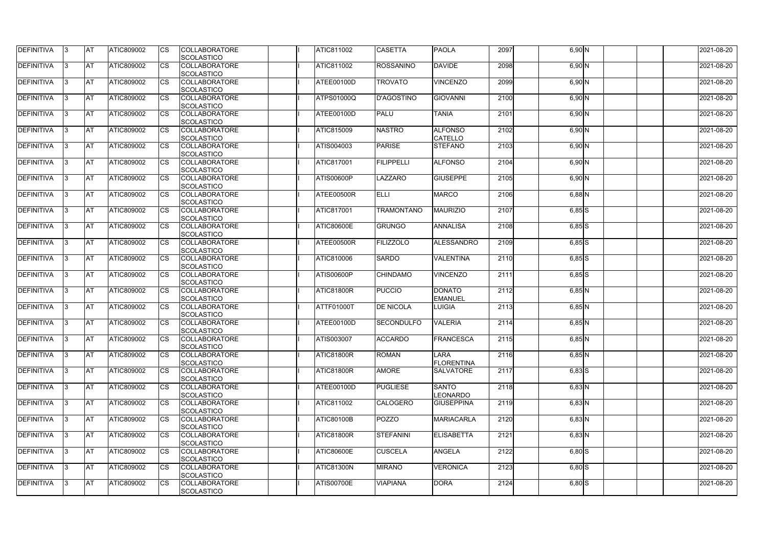| DEFINITIVA | 3 | AT | ATIC809002 | CS | COLLABORATORE SCOLASTICO | | I | ATIC811002 | CASETTA | PAOLA | 2097 | | 6,90 | N | | | | 2021-08-20 |
|---|---|---|---|---|---|---|---|---|---|---|---|---|---|---|---|---|---|---|
| DEFINITIVA | 3 | AT | ATIC809002 | CS | COLLABORATORE SCOLASTICO | | I | ATIC811002 | ROSSANINO | DAVIDE | 2098 | | 6,90 | N | | | | 2021-08-20 |
| DEFINITIVA | 3 | AT | ATIC809002 | CS | COLLABORATORE SCOLASTICO | | I | ATEE00100D | TROVATO | VINCENZO | 2099 | | 6,90 | N | | | | 2021-08-20 |
| DEFINITIVA | 3 | AT | ATIC809002 | CS | COLLABORATORE SCOLASTICO | | I | ATPS01000Q | D'AGOSTINO | GIOVANNI | 2100 | | 6,90 | N | | | | 2021-08-20 |
| DEFINITIVA | 3 | AT | ATIC809002 | CS | COLLABORATORE SCOLASTICO | | I | ATEE00100D | PALU | TANIA | 2101 | | 6,90 | N | | | | 2021-08-20 |
| DEFINITIVA | 3 | AT | ATIC809002 | CS | COLLABORATORE SCOLASTICO | | I | ATIC815009 | NASTRO | ALFONSO CATELLO | 2102 | | 6,90 | N | | | | 2021-08-20 |
| DEFINITIVA | 3 | AT | ATIC809002 | CS | COLLABORATORE SCOLASTICO | | I | ATIS004003 | PARISE | STEFANO | 2103 | | 6,90 | N | | | | 2021-08-20 |
| DEFINITIVA | 3 | AT | ATIC809002 | CS | COLLABORATORE SCOLASTICO | | I | ATIC817001 | FILIPPELLI | ALFONSO | 2104 | | 6,90 | N | | | | 2021-08-20 |
| DEFINITIVA | 3 | AT | ATIC809002 | CS | COLLABORATORE SCOLASTICO | | I | ATIS00600P | LAZZARO | GIUSEPPE | 2105 | | 6,90 | N | | | | 2021-08-20 |
| DEFINITIVA | 3 | AT | ATIC809002 | CS | COLLABORATORE SCOLASTICO | | I | ATEE00500R | ELLI | MARCO | 2106 | | 6,88 | N | | | | 2021-08-20 |
| DEFINITIVA | 3 | AT | ATIC809002 | CS | COLLABORATORE SCOLASTICO | | I | ATIC817001 | TRAMONTANO | MAURIZIO | 2107 | | 6,85 | S | | | | 2021-08-20 |
| DEFINITIVA | 3 | AT | ATIC809002 | CS | COLLABORATORE SCOLASTICO | | I | ATIC80600E | GRUNGO | ANNALISA | 2108 | | 6,85 | S | | | | 2021-08-20 |
| DEFINITIVA | 3 | AT | ATIC809002 | CS | COLLABORATORE SCOLASTICO | | I | ATEE00500R | FILIZZOLO | ALESSANDRO | 2109 | | 6,85 | S | | | | 2021-08-20 |
| DEFINITIVA | 3 | AT | ATIC809002 | CS | COLLABORATORE SCOLASTICO | | I | ATIC810006 | SARDO | VALENTINA | 2110 | | 6,85 | S | | | | 2021-08-20 |
| DEFINITIVA | 3 | AT | ATIC809002 | CS | COLLABORATORE SCOLASTICO | | I | ATIS00600P | CHINDAMO | VINCENZO | 2111 | | 6,85 | S | | | | 2021-08-20 |
| DEFINITIVA | 3 | AT | ATIC809002 | CS | COLLABORATORE SCOLASTICO | | I | ATIC81800R | PUCCIO | DONATO EMANUEL | 2112 | | 6,85 | N | | | | 2021-08-20 |
| DEFINITIVA | 3 | AT | ATIC809002 | CS | COLLABORATORE SCOLASTICO | | I | ATTF01000T | DE NICOLA | LUIGIA | 2113 | | 6,85 | N | | | | 2021-08-20 |
| DEFINITIVA | 3 | AT | ATIC809002 | CS | COLLABORATORE SCOLASTICO | | I | ATEE00100D | SECONDULFO | VALERIA | 2114 | | 6,85 | N | | | | 2021-08-20 |
| DEFINITIVA | 3 | AT | ATIC809002 | CS | COLLABORATORE SCOLASTICO | | I | ATIS003007 | ACCARDO | FRANCESCA | 2115 | | 6,85 | N | | | | 2021-08-20 |
| DEFINITIVA | 3 | AT | ATIC809002 | CS | COLLABORATORE SCOLASTICO | | I | ATIC81800R | ROMAN | LARA FLORENTINA | 2116 | | 6,85 | N | | | | 2021-08-20 |
| DEFINITIVA | 3 | AT | ATIC809002 | CS | COLLABORATORE SCOLASTICO | | I | ATIC81800R | AMORE | SALVATORE | 2117 | | 6,83 | S | | | | 2021-08-20 |
| DEFINITIVA | 3 | AT | ATIC809002 | CS | COLLABORATORE SCOLASTICO | | I | ATEE00100D | PUGLIESE | SANTO LEONARDO | 2118 | | 6,83 | N | | | | 2021-08-20 |
| DEFINITIVA | 3 | AT | ATIC809002 | CS | COLLABORATORE SCOLASTICO | | I | ATIC811002 | CALOGERO | GIUSEPPINA | 2119 | | 6,83 | N | | | | 2021-08-20 |
| DEFINITIVA | 3 | AT | ATIC809002 | CS | COLLABORATORE SCOLASTICO | | I | ATIC80100B | POZZO | MARIACARLA | 2120 | | 6,83 | N | | | | 2021-08-20 |
| DEFINITIVA | 3 | AT | ATIC809002 | CS | COLLABORATORE SCOLASTICO | | I | ATIC81800R | STEFANINI | ELISABETTA | 2121 | | 6,83 | N | | | | 2021-08-20 |
| DEFINITIVA | 3 | AT | ATIC809002 | CS | COLLABORATORE SCOLASTICO | | I | ATIC80600E | CUSCELA | ANGELA | 2122 | | 6,80 | S | | | | 2021-08-20 |
| DEFINITIVA | 3 | AT | ATIC809002 | CS | COLLABORATORE SCOLASTICO | | I | ATIC81300N | MIRANO | VERONICA | 2123 | | 6,80 | S | | | | 2021-08-20 |
| DEFINITIVA | 3 | AT | ATIC809002 | CS | COLLABORATORE SCOLASTICO | | I | ATIS00700E | VIAPIANA | DORA | 2124 | | 6,80 | S | | | | 2021-08-20 |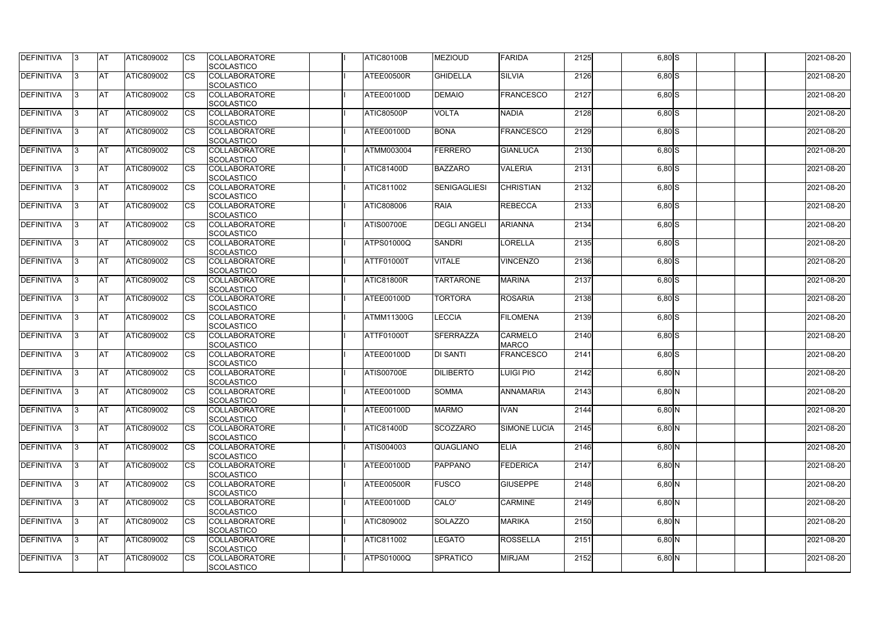| DEFINITIVA | 3 | AT | ATIC809002 | CS | COLLABORATORE SCOLASTICO | | I | ATIC80100B | MEZIOUD | FARIDA | 2125 | | 6,80 | S | | | | 2021-08-20 |
|---|---|---|---|---|---|---|---|---|---|---|---|---|---|---|---|---|---|---|
| DEFINITIVA | 3 | AT | ATIC809002 | CS | COLLABORATORE SCOLASTICO | | I | ATEE00500R | GHIDELLA | SILVIA | 2126 | | 6,80 | S | | | | 2021-08-20 |
| DEFINITIVA | 3 | AT | ATIC809002 | CS | COLLABORATORE SCOLASTICO | | I | ATEE00100D | DEMAIO | FRANCESCO | 2127 | | 6,80 | S | | | | 2021-08-20 |
| DEFINITIVA | 3 | AT | ATIC809002 | CS | COLLABORATORE SCOLASTICO | | I | ATIC80500P | VOLTA | NADIA | 2128 | | 6,80 | S | | | | 2021-08-20 |
| DEFINITIVA | 3 | AT | ATIC809002 | CS | COLLABORATORE SCOLASTICO | | I | ATEE00100D | BONA | FRANCESCO | 2129 | | 6,80 | S | | | | 2021-08-20 |
| DEFINITIVA | 3 | AT | ATIC809002 | CS | COLLABORATORE SCOLASTICO | | I | ATMM003004 | FERRERO | GIANLUCA | 2130 | | 6,80 | S | | | | 2021-08-20 |
| DEFINITIVA | 3 | AT | ATIC809002 | CS | COLLABORATORE SCOLASTICO | | I | ATIC81400D | BAZZARO | VALERIA | 2131 | | 6,80 | S | | | | 2021-08-20 |
| DEFINITIVA | 3 | AT | ATIC809002 | CS | COLLABORATORE SCOLASTICO | | I | ATIC811002 | SENIGAGLIESI | CHRISTIAN | 2132 | | 6,80 | S | | | | 2021-08-20 |
| DEFINITIVA | 3 | AT | ATIC809002 | CS | COLLABORATORE SCOLASTICO | | I | ATIC808006 | RAIA | REBECCA | 2133 | | 6,80 | S | | | | 2021-08-20 |
| DEFINITIVA | 3 | AT | ATIC809002 | CS | COLLABORATORE SCOLASTICO | | I | ATIS00700E | DEGLI ANGELI | ARIANNA | 2134 | | 6,80 | S | | | | 2021-08-20 |
| DEFINITIVA | 3 | AT | ATIC809002 | CS | COLLABORATORE SCOLASTICO | | I | ATPS01000Q | SANDRI | LORELLA | 2135 | | 6,80 | S | | | | 2021-08-20 |
| DEFINITIVA | 3 | AT | ATIC809002 | CS | COLLABORATORE SCOLASTICO | | I | ATTF01000T | VITALE | VINCENZO | 2136 | | 6,80 | S | | | | 2021-08-20 |
| DEFINITIVA | 3 | AT | ATIC809002 | CS | COLLABORATORE SCOLASTICO | | I | ATIC81800R | TARTARONE | MARINA | 2137 | | 6,80 | S | | | | 2021-08-20 |
| DEFINITIVA | 3 | AT | ATIC809002 | CS | COLLABORATORE SCOLASTICO | | I | ATEE00100D | TORTORA | ROSARIA | 2138 | | 6,80 | S | | | | 2021-08-20 |
| DEFINITIVA | 3 | AT | ATIC809002 | CS | COLLABORATORE SCOLASTICO | | I | ATMM11300G | LECCIA | FILOMENA | 2139 | | 6,80 | S | | | | 2021-08-20 |
| DEFINITIVA | 3 | AT | ATIC809002 | CS | COLLABORATORE SCOLASTICO | | I | ATTF01000T | SFERRAZZA | CARMELO MARCO | 2140 | | 6,80 | S | | | | 2021-08-20 |
| DEFINITIVA | 3 | AT | ATIC809002 | CS | COLLABORATORE SCOLASTICO | | I | ATEE00100D | DI SANTI | FRANCESCO | 2141 | | 6,80 | S | | | | 2021-08-20 |
| DEFINITIVA | 3 | AT | ATIC809002 | CS | COLLABORATORE SCOLASTICO | | I | ATIS00700E | DILIBERTO | LUIGI PIO | 2142 | | 6,80 | N | | | | 2021-08-20 |
| DEFINITIVA | 3 | AT | ATIC809002 | CS | COLLABORATORE SCOLASTICO | | I | ATEE00100D | SOMMA | ANNAMARIA | 2143 | | 6,80 | N | | | | 2021-08-20 |
| DEFINITIVA | 3 | AT | ATIC809002 | CS | COLLABORATORE SCOLASTICO | | I | ATEE00100D | MARMO | IVAN | 2144 | | 6,80 | N | | | | 2021-08-20 |
| DEFINITIVA | 3 | AT | ATIC809002 | CS | COLLABORATORE SCOLASTICO | | I | ATIC81400D | SCOZZARO | SIMONE LUCIA | 2145 | | 6,80 | N | | | | 2021-08-20 |
| DEFINITIVA | 3 | AT | ATIC809002 | CS | COLLABORATORE SCOLASTICO | | I | ATIS004003 | QUAGLIANO | ELIA | 2146 | | 6,80 | N | | | | 2021-08-20 |
| DEFINITIVA | 3 | AT | ATIC809002 | CS | COLLABORATORE SCOLASTICO | | I | ATEE00100D | PAPPANO | FEDERICA | 2147 | | 6,80 | N | | | | 2021-08-20 |
| DEFINITIVA | 3 | AT | ATIC809002 | CS | COLLABORATORE SCOLASTICO | | I | ATEE00500R | FUSCO | GIUSEPPE | 2148 | | 6,80 | N | | | | 2021-08-20 |
| DEFINITIVA | 3 | AT | ATIC809002 | CS | COLLABORATORE SCOLASTICO | | I | ATEE00100D | CALO' | CARMINE | 2149 | | 6,80 | N | | | | 2021-08-20 |
| DEFINITIVA | 3 | AT | ATIC809002 | CS | COLLABORATORE SCOLASTICO | | I | ATIC809002 | SOLAZZO | MARIKA | 2150 | | 6,80 | N | | | | 2021-08-20 |
| DEFINITIVA | 3 | AT | ATIC809002 | CS | COLLABORATORE SCOLASTICO | | I | ATIC811002 | LEGATO | ROSSELLA | 2151 | | 6,80 | N | | | | 2021-08-20 |
| DEFINITIVA | 3 | AT | ATIC809002 | CS | COLLABORATORE SCOLASTICO | | I | ATPS01000Q | SPRATICO | MIRJAM | 2152 | | 6,80 | N | | | | 2021-08-20 |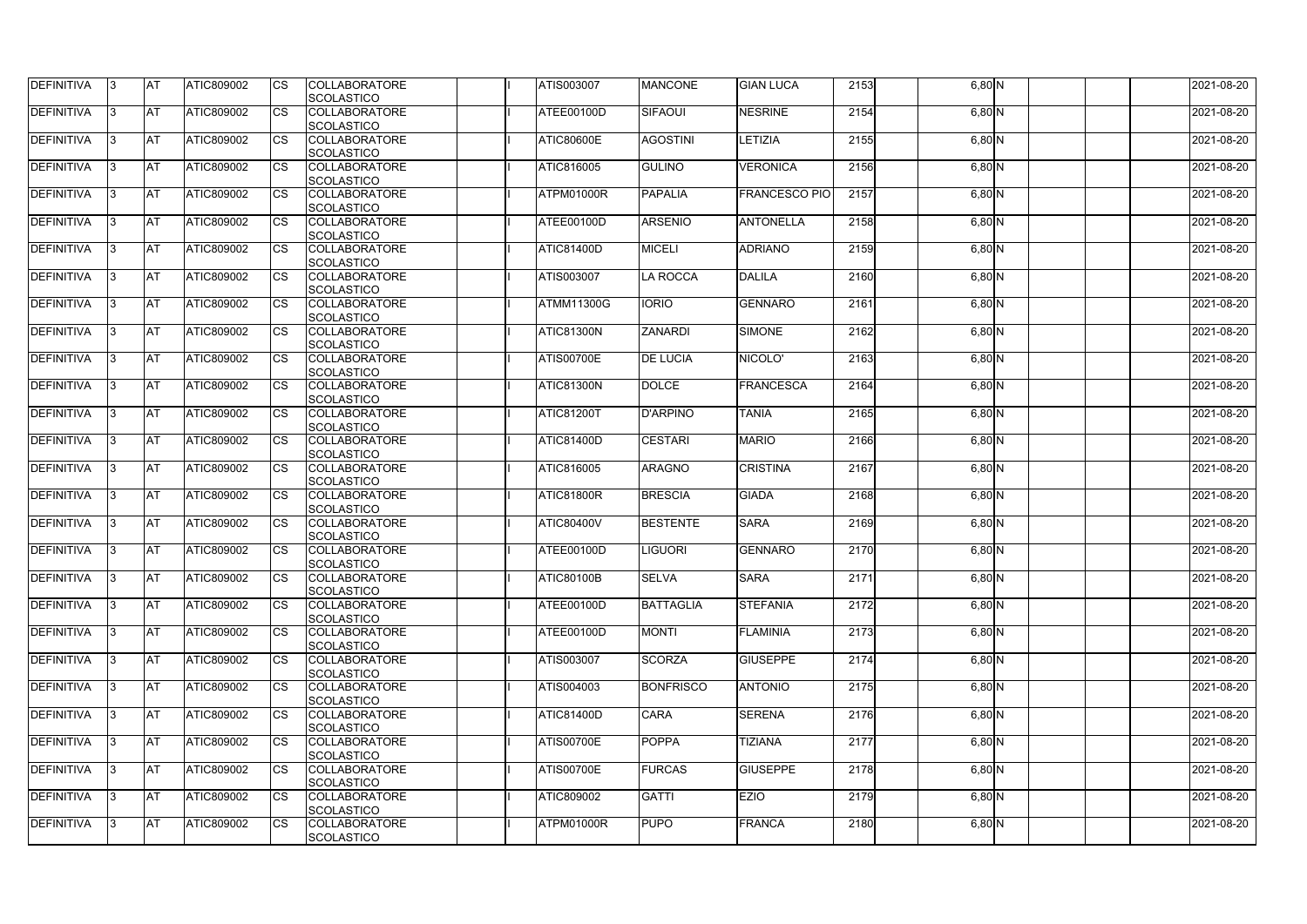| DEFINITIVA | 3 | AT | ATIC809002 | CS | COLLABORATORE SCOLASTICO | | I | ATIS003007 | MANCONE | GIAN LUCA | 2153 | | 6,80 | N | | | | 2021-08-20 |
|---|---|---|---|---|---|---|---|---|---|---|---|---|---|---|---|---|---|---|
| DEFINITIVA | 3 | AT | ATIC809002 | CS | COLLABORATORE SCOLASTICO | | I | ATEE00100D | SIFAOUI | NESRINE | 2154 | | 6,80 | N | | | | 2021-08-20 |
| DEFINITIVA | 3 | AT | ATIC809002 | CS | COLLABORATORE SCOLASTICO | | I | ATIC80600E | AGOSTINI | LETIZIA | 2155 | | 6,80 | N | | | | 2021-08-20 |
| DEFINITIVA | 3 | AT | ATIC809002 | CS | COLLABORATORE SCOLASTICO | | I | ATIC816005 | GULINO | VERONICA | 2156 | | 6,80 | N | | | | 2021-08-20 |
| DEFINITIVA | 3 | AT | ATIC809002 | CS | COLLABORATORE SCOLASTICO | | I | ATPM01000R | PAPALIA | FRANCESCO PIO | 2157 | | 6,80 | N | | | | 2021-08-20 |
| DEFINITIVA | 3 | AT | ATIC809002 | CS | COLLABORATORE SCOLASTICO | | I | ATEE00100D | ARSENIO | ANTONELLA | 2158 | | 6,80 | N | | | | 2021-08-20 |
| DEFINITIVA | 3 | AT | ATIC809002 | CS | COLLABORATORE SCOLASTICO | | I | ATIC81400D | MICELI | ADRIANO | 2159 | | 6,80 | N | | | | 2021-08-20 |
| DEFINITIVA | 3 | AT | ATIC809002 | CS | COLLABORATORE SCOLASTICO | | I | ATIS003007 | LA ROCCA | DALILA | 2160 | | 6,80 | N | | | | 2021-08-20 |
| DEFINITIVA | 3 | AT | ATIC809002 | CS | COLLABORATORE SCOLASTICO | | I | ATMM11300G | IORIO | GENNARO | 2161 | | 6,80 | N | | | | 2021-08-20 |
| DEFINITIVA | 3 | AT | ATIC809002 | CS | COLLABORATORE SCOLASTICO | | I | ATIC81300N | ZANARDI | SIMONE | 2162 | | 6,80 | N | | | | 2021-08-20 |
| DEFINITIVA | 3 | AT | ATIC809002 | CS | COLLABORATORE SCOLASTICO | | I | ATIS00700E | DE LUCIA | NICOLO' | 2163 | | 6,80 | N | | | | 2021-08-20 |
| DEFINITIVA | 3 | AT | ATIC809002 | CS | COLLABORATORE SCOLASTICO | | I | ATIC81300N | DOLCE | FRANCESCA | 2164 | | 6,80 | N | | | | 2021-08-20 |
| DEFINITIVA | 3 | AT | ATIC809002 | CS | COLLABORATORE SCOLASTICO | | I | ATIC81200T | D'ARPINO | TANIA | 2165 | | 6,80 | N | | | | 2021-08-20 |
| DEFINITIVA | 3 | AT | ATIC809002 | CS | COLLABORATORE SCOLASTICO | | I | ATIC81400D | CESTARI | MARIO | 2166 | | 6,80 | N | | | | 2021-08-20 |
| DEFINITIVA | 3 | AT | ATIC809002 | CS | COLLABORATORE SCOLASTICO | | I | ATIC816005 | ARAGNO | CRISTINA | 2167 | | 6,80 | N | | | | 2021-08-20 |
| DEFINITIVA | 3 | AT | ATIC809002 | CS | COLLABORATORE SCOLASTICO | | I | ATIC81800R | BRESCIA | GIADA | 2168 | | 6,80 | N | | | | 2021-08-20 |
| DEFINITIVA | 3 | AT | ATIC809002 | CS | COLLABORATORE SCOLASTICO | | I | ATIC80400V | BESTENTE | SARA | 2169 | | 6,80 | N | | | | 2021-08-20 |
| DEFINITIVA | 3 | AT | ATIC809002 | CS | COLLABORATORE SCOLASTICO | | I | ATEE00100D | LIGUORI | GENNARO | 2170 | | 6,80 | N | | | | 2021-08-20 |
| DEFINITIVA | 3 | AT | ATIC809002 | CS | COLLABORATORE SCOLASTICO | | I | ATIC80100B | SELVA | SARA | 2171 | | 6,80 | N | | | | 2021-08-20 |
| DEFINITIVA | 3 | AT | ATIC809002 | CS | COLLABORATORE SCOLASTICO | | I | ATEE00100D | BATTAGLIA | STEFANIA | 2172 | | 6,80 | N | | | | 2021-08-20 |
| DEFINITIVA | 3 | AT | ATIC809002 | CS | COLLABORATORE SCOLASTICO | | I | ATEE00100D | MONTI | FLAMINIA | 2173 | | 6,80 | N | | | | 2021-08-20 |
| DEFINITIVA | 3 | AT | ATIC809002 | CS | COLLABORATORE SCOLASTICO | | I | ATIS003007 | SCORZA | GIUSEPPE | 2174 | | 6,80 | N | | | | 2021-08-20 |
| DEFINITIVA | 3 | AT | ATIC809002 | CS | COLLABORATORE SCOLASTICO | | I | ATIS004003 | BONFRISCO | ANTONIO | 2175 | | 6,80 | N | | | | 2021-08-20 |
| DEFINITIVA | 3 | AT | ATIC809002 | CS | COLLABORATORE SCOLASTICO | | I | ATIC81400D | CARA | SERENA | 2176 | | 6,80 | N | | | | 2021-08-20 |
| DEFINITIVA | 3 | AT | ATIC809002 | CS | COLLABORATORE SCOLASTICO | | I | ATIS00700E | POPPA | TIZIANA | 2177 | | 6,80 | N | | | | 2021-08-20 |
| DEFINITIVA | 3 | AT | ATIC809002 | CS | COLLABORATORE SCOLASTICO | | I | ATIS00700E | FURCAS | GIUSEPPE | 2178 | | 6,80 | N | | | | 2021-08-20 |
| DEFINITIVA | 3 | AT | ATIC809002 | CS | COLLABORATORE SCOLASTICO | | I | ATIC809002 | GATTI | EZIO | 2179 | | 6,80 | N | | | | 2021-08-20 |
| DEFINITIVA | 3 | AT | ATIC809002 | CS | COLLABORATORE SCOLASTICO | | I | ATPM01000R | PUPO | FRANCA | 2180 | | 6,80 | N | | | | 2021-08-20 |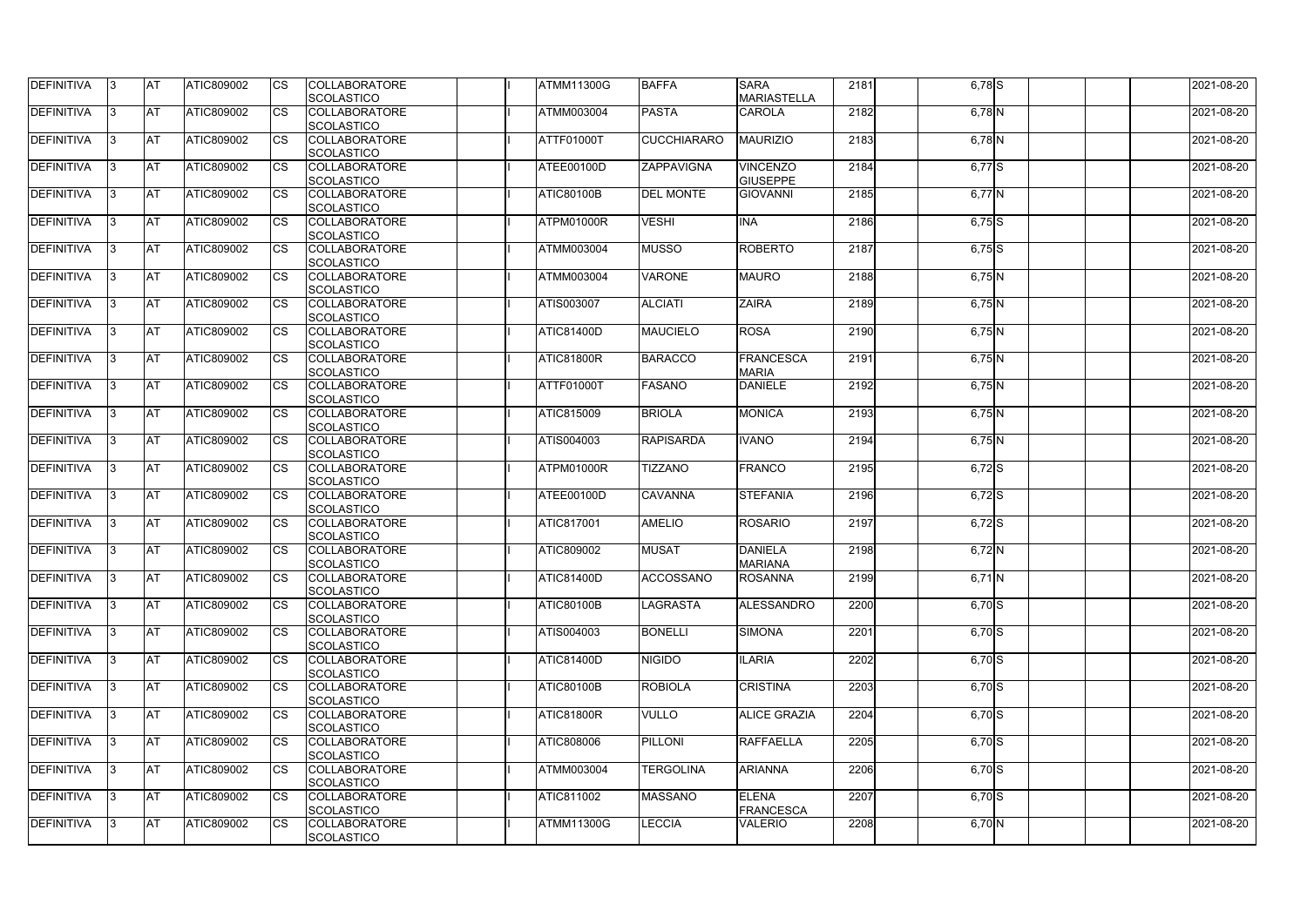| DEFINITIVA | 3 | AT | ATIC809002 | CS | COLLABORATORE SCOLASTICO | | I | ATMM11300G | BAFFA | SARA MARIASTELLA | 2181 | | 6,78 | S | | | | 2021-08-20 |
|---|---|---|---|---|---|---|---|---|---|---|---|---|---|---|---|---|---|---|
| DEFINITIVA | 3 | AT | ATIC809002 | CS | COLLABORATORE SCOLASTICO | | I | ATMM003004 | PASTA | CAROLA | 2182 | | 6,78 | N | | | | 2021-08-20 |
| DEFINITIVA | 3 | AT | ATIC809002 | CS | COLLABORATORE SCOLASTICO | | I | ATTF01000T | CUCCHIARARO | MAURIZIO | 2183 | | 6,78 | N | | | | 2021-08-20 |
| DEFINITIVA | 3 | AT | ATIC809002 | CS | COLLABORATORE SCOLASTICO | | I | ATEE00100D | ZAPPAVIGNA | VINCENZO GIUSEPPE | 2184 | | 6,77 | S | | | | 2021-08-20 |
| DEFINITIVA | 3 | AT | ATIC809002 | CS | COLLABORATORE SCOLASTICO | | I | ATIC80100B | DEL MONTE | GIOVANNI | 2185 | | 6,77 | N | | | | 2021-08-20 |
| DEFINITIVA | 3 | AT | ATIC809002 | CS | COLLABORATORE SCOLASTICO | | I | ATPM01000R | VESHI | INA | 2186 | | 6,75 | S | | | | 2021-08-20 |
| DEFINITIVA | 3 | AT | ATIC809002 | CS | COLLABORATORE SCOLASTICO | | I | ATMM003004 | MUSSO | ROBERTO | 2187 | | 6,75 | S | | | | 2021-08-20 |
| DEFINITIVA | 3 | AT | ATIC809002 | CS | COLLABORATORE SCOLASTICO | | I | ATMM003004 | VARONE | MAURO | 2188 | | 6,75 | N | | | | 2021-08-20 |
| DEFINITIVA | 3 | AT | ATIC809002 | CS | COLLABORATORE SCOLASTICO | | I | ATIS003007 | ALCIATI | ZAIRA | 2189 | | 6,75 | N | | | | 2021-08-20 |
| DEFINITIVA | 3 | AT | ATIC809002 | CS | COLLABORATORE SCOLASTICO | | I | ATIC81400D | MAUCIELO | ROSA | 2190 | | 6,75 | N | | | | 2021-08-20 |
| DEFINITIVA | 3 | AT | ATIC809002 | CS | COLLABORATORE SCOLASTICO | | I | ATIC81800R | BARACCO | FRANCESCA MARIA | 2191 | | 6,75 | N | | | | 2021-08-20 |
| DEFINITIVA | 3 | AT | ATIC809002 | CS | COLLABORATORE SCOLASTICO | | I | ATTF01000T | FASANO | DANIELE | 2192 | | 6,75 | N | | | | 2021-08-20 |
| DEFINITIVA | 3 | AT | ATIC809002 | CS | COLLABORATORE SCOLASTICO | | I | ATIC815009 | BRIOLA | MONICA | 2193 | | 6,75 | N | | | | 2021-08-20 |
| DEFINITIVA | 3 | AT | ATIC809002 | CS | COLLABORATORE SCOLASTICO | | I | ATIS004003 | RAPISARDA | IVANO | 2194 | | 6,75 | N | | | | 2021-08-20 |
| DEFINITIVA | 3 | AT | ATIC809002 | CS | COLLABORATORE SCOLASTICO | | I | ATPM01000R | TIZZANO | FRANCO | 2195 | | 6,72 | S | | | | 2021-08-20 |
| DEFINITIVA | 3 | AT | ATIC809002 | CS | COLLABORATORE SCOLASTICO | | I | ATEE00100D | CAVANNA | STEFANIA | 2196 | | 6,72 | S | | | | 2021-08-20 |
| DEFINITIVA | 3 | AT | ATIC809002 | CS | COLLABORATORE SCOLASTICO | | I | ATIC817001 | AMELIO | ROSARIO | 2197 | | 6,72 | S | | | | 2021-08-20 |
| DEFINITIVA | 3 | AT | ATIC809002 | CS | COLLABORATORE SCOLASTICO | | I | ATIC809002 | MUSAT | DANIELA MARIANA | 2198 | | 6,72 | N | | | | 2021-08-20 |
| DEFINITIVA | 3 | AT | ATIC809002 | CS | COLLABORATORE SCOLASTICO | | I | ATIC81400D | ACCOSSANO | ROSANNA | 2199 | | 6,71 | N | | | | 2021-08-20 |
| DEFINITIVA | 3 | AT | ATIC809002 | CS | COLLABORATORE SCOLASTICO | | I | ATIC80100B | LAGRASTA | ALESSANDRO | 2200 | | 6,70 | S | | | | 2021-08-20 |
| DEFINITIVA | 3 | AT | ATIC809002 | CS | COLLABORATORE SCOLASTICO | | I | ATIS004003 | BONELLI | SIMONA | 2201 | | 6,70 | S | | | | 2021-08-20 |
| DEFINITIVA | 3 | AT | ATIC809002 | CS | COLLABORATORE SCOLASTICO | | I | ATIC81400D | NIGIDO | ILARIA | 2202 | | 6,70 | S | | | | 2021-08-20 |
| DEFINITIVA | 3 | AT | ATIC809002 | CS | COLLABORATORE SCOLASTICO | | I | ATIC80100B | ROBIOLA | CRISTINA | 2203 | | 6,70 | S | | | | 2021-08-20 |
| DEFINITIVA | 3 | AT | ATIC809002 | CS | COLLABORATORE SCOLASTICO | | I | ATIC81800R | VULLO | ALICE GRAZIA | 2204 | | 6,70 | S | | | | 2021-08-20 |
| DEFINITIVA | 3 | AT | ATIC809002 | CS | COLLABORATORE SCOLASTICO | | I | ATIC808006 | PILLONI | RAFFAELLA | 2205 | | 6,70 | S | | | | 2021-08-20 |
| DEFINITIVA | 3 | AT | ATIC809002 | CS | COLLABORATORE SCOLASTICO | | I | ATMM003004 | TERGOLINA | ARIANNA | 2206 | | 6,70 | S | | | | 2021-08-20 |
| DEFINITIVA | 3 | AT | ATIC809002 | CS | COLLABORATORE SCOLASTICO | | I | ATIC811002 | MASSANO | ELENA FRANCESCA | 2207 | | 6,70 | S | | | | 2021-08-20 |
| DEFINITIVA | 3 | AT | ATIC809002 | CS | COLLABORATORE SCOLASTICO | | I | ATMM11300G | LECCIA | VALERIO | 2208 | | 6,70 | N | | | | 2021-08-20 |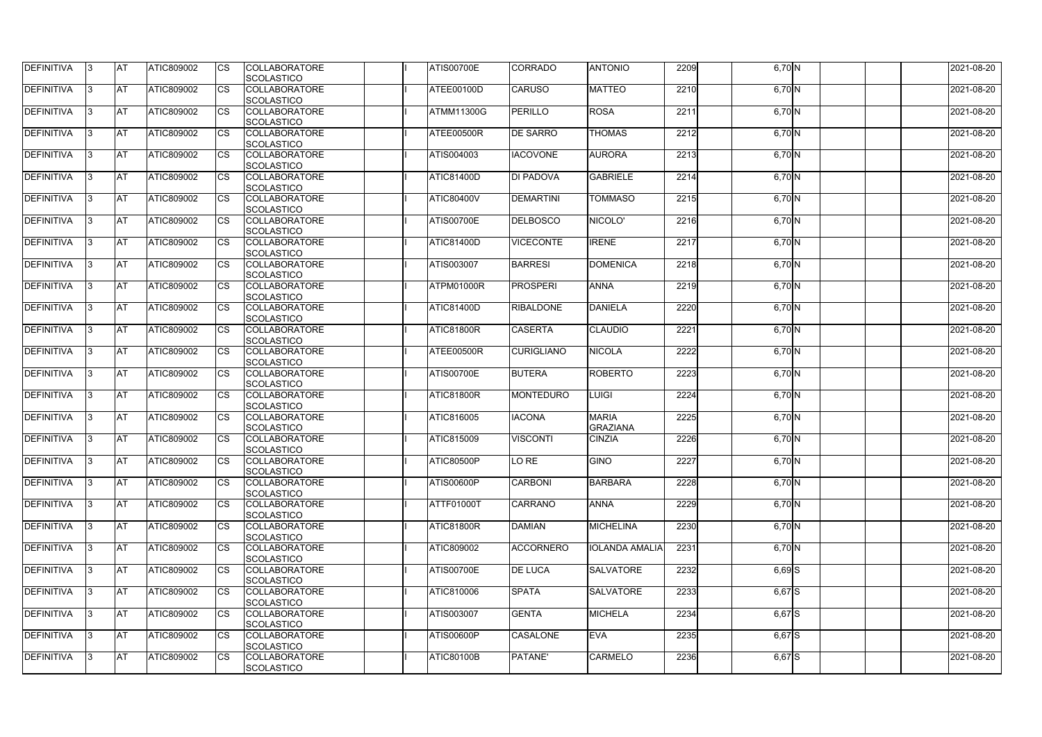| DEFINITIVA | 3 | AT | ATIC809002 | CS | COLLABORATORE SCOLASTICO | | I | ATIS00700E | CORRADO | ANTONIO | 2209 | | 6,70 | N | | | | 2021-08-20 |
|---|---|---|---|---|---|---|---|---|---|---|---|---|---|---|---|---|---|---|
| DEFINITIVA | 3 | AT | ATIC809002 | CS | COLLABORATORE SCOLASTICO | | I | ATEE00100D | CARUSO | MATTEO | 2210 | | 6,70 | N | | | | 2021-08-20 |
| DEFINITIVA | 3 | AT | ATIC809002 | CS | COLLABORATORE SCOLASTICO | | I | ATMM11300G | PERILLO | ROSA | 2211 | | 6,70 | N | | | | 2021-08-20 |
| DEFINITIVA | 3 | AT | ATIC809002 | CS | COLLABORATORE SCOLASTICO | | I | ATEE00500R | DE SARRO | THOMAS | 2212 | | 6,70 | N | | | | 2021-08-20 |
| DEFINITIVA | 3 | AT | ATIC809002 | CS | COLLABORATORE SCOLASTICO | | I | ATIS004003 | IACOVONE | AURORA | 2213 | | 6,70 | N | | | | 2021-08-20 |
| DEFINITIVA | 3 | AT | ATIC809002 | CS | COLLABORATORE SCOLASTICO | | I | ATIC81400D | DI PADOVA | GABRIELE | 2214 | | 6,70 | N | | | | 2021-08-20 |
| DEFINITIVA | 3 | AT | ATIC809002 | CS | COLLABORATORE SCOLASTICO | | I | ATIC80400V | DEMARTINI | TOMMASO | 2215 | | 6,70 | N | | | | 2021-08-20 |
| DEFINITIVA | 3 | AT | ATIC809002 | CS | COLLABORATORE SCOLASTICO | | I | ATIS00700E | DELBOSCO | NICOLO' | 2216 | | 6,70 | N | | | | 2021-08-20 |
| DEFINITIVA | 3 | AT | ATIC809002 | CS | COLLABORATORE SCOLASTICO | | I | ATIC81400D | VICECONTE | IRENE | 2217 | | 6,70 | N | | | | 2021-08-20 |
| DEFINITIVA | 3 | AT | ATIC809002 | CS | COLLABORATORE SCOLASTICO | | I | ATIS003007 | BARRESI | DOMENICA | 2218 | | 6,70 | N | | | | 2021-08-20 |
| DEFINITIVA | 3 | AT | ATIC809002 | CS | COLLABORATORE SCOLASTICO | | I | ATPM01000R | PROSPERI | ANNA | 2219 | | 6,70 | N | | | | 2021-08-20 |
| DEFINITIVA | 3 | AT | ATIC809002 | CS | COLLABORATORE SCOLASTICO | | I | ATIC81400D | RIBALDONE | DANIELA | 2220 | | 6,70 | N | | | | 2021-08-20 |
| DEFINITIVA | 3 | AT | ATIC809002 | CS | COLLABORATORE SCOLASTICO | | I | ATIC81800R | CASERTA | CLAUDIO | 2221 | | 6,70 | N | | | | 2021-08-20 |
| DEFINITIVA | 3 | AT | ATIC809002 | CS | COLLABORATORE SCOLASTICO | | I | ATEE00500R | CURIGLIANO | NICOLA | 2222 | | 6,70 | N | | | | 2021-08-20 |
| DEFINITIVA | 3 | AT | ATIC809002 | CS | COLLABORATORE SCOLASTICO | | I | ATIS00700E | BUTERA | ROBERTO | 2223 | | 6,70 | N | | | | 2021-08-20 |
| DEFINITIVA | 3 | AT | ATIC809002 | CS | COLLABORATORE SCOLASTICO | | I | ATIC81800R | MONTEDURO | LUIGI | 2224 | | 6,70 | N | | | | 2021-08-20 |
| DEFINITIVA | 3 | AT | ATIC809002 | CS | COLLABORATORE SCOLASTICO | | I | ATIC816005 | IACONA | MARIA GRAZIANA | 2225 | | 6,70 | N | | | | 2021-08-20 |
| DEFINITIVA | 3 | AT | ATIC809002 | CS | COLLABORATORE SCOLASTICO | | I | ATIC815009 | VISCONTI | CINZIA | 2226 | | 6,70 | N | | | | 2021-08-20 |
| DEFINITIVA | 3 | AT | ATIC809002 | CS | COLLABORATORE SCOLASTICO | | I | ATIC80500P | LO RE | GINO | 2227 | | 6,70 | N | | | | 2021-08-20 |
| DEFINITIVA | 3 | AT | ATIC809002 | CS | COLLABORATORE SCOLASTICO | | I | ATIS00600P | CARBONI | BARBARA | 2228 | | 6,70 | N | | | | 2021-08-20 |
| DEFINITIVA | 3 | AT | ATIC809002 | CS | COLLABORATORE SCOLASTICO | | I | ATTF01000T | CARRANO | ANNA | 2229 | | 6,70 | N | | | | 2021-08-20 |
| DEFINITIVA | 3 | AT | ATIC809002 | CS | COLLABORATORE SCOLASTICO | | I | ATIC81800R | DAMIAN | MICHELINA | 2230 | | 6,70 | N | | | | 2021-08-20 |
| DEFINITIVA | 3 | AT | ATIC809002 | CS | COLLABORATORE SCOLASTICO | | I | ATIC809002 | ACCORNERO | IOLANDA AMALIA | 2231 | | 6,70 | N | | | | 2021-08-20 |
| DEFINITIVA | 3 | AT | ATIC809002 | CS | COLLABORATORE SCOLASTICO | | I | ATIS00700E | DE LUCA | SALVATORE | 2232 | | 6,69 | S | | | | 2021-08-20 |
| DEFINITIVA | 3 | AT | ATIC809002 | CS | COLLABORATORE SCOLASTICO | | I | ATIC810006 | SPATA | SALVATORE | 2233 | | 6,67 | S | | | | 2021-08-20 |
| DEFINITIVA | 3 | AT | ATIC809002 | CS | COLLABORATORE SCOLASTICO | | I | ATIS003007 | GENTA | MICHELA | 2234 | | 6,67 | S | | | | 2021-08-20 |
| DEFINITIVA | 3 | AT | ATIC809002 | CS | COLLABORATORE SCOLASTICO | | I | ATIS00600P | CASALONE | EVA | 2235 | | 6,67 | S | | | | 2021-08-20 |
| DEFINITIVA | 3 | AT | ATIC809002 | CS | COLLABORATORE SCOLASTICO | | I | ATIC80100B | PATANE' | CARMELO | 2236 | | 6,67 | S | | | | 2021-08-20 |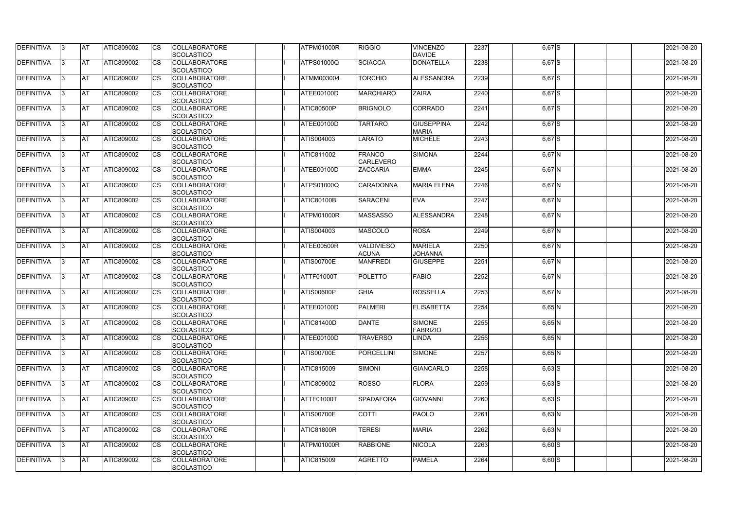| DEFINITIVA | 3 | AT | ATIC809002 | CS | COLLABORATORE SCOLASTICO | | I | ATPM01000R | RIGGIO | VINCENZO DAVIDE | 2237 | | 6,67 | S | | | | 2021-08-20 |
|---|---|---|---|---|---|---|---|---|---|---|---|---|---|---|---|---|---|---|
| DEFINITIVA | 3 | AT | ATIC809002 | CS | COLLABORATORE SCOLASTICO | | I | ATPS01000Q | SCIACCA | DONATELLA | 2238 | | 6,67 | S | | | | 2021-08-20 |
| DEFINITIVA | 3 | AT | ATIC809002 | CS | COLLABORATORE SCOLASTICO | | I | ATMM003004 | TORCHIO | ALESSANDRA | 2239 | | 6,67 | S | | | | 2021-08-20 |
| DEFINITIVA | 3 | AT | ATIC809002 | CS | COLLABORATORE SCOLASTICO | | I | ATEE00100D | MARCHIARO | ZAIRA | 2240 | | 6,67 | S | | | | 2021-08-20 |
| DEFINITIVA | 3 | AT | ATIC809002 | CS | COLLABORATORE SCOLASTICO | | I | ATIC80500P | BRIGNOLO | CORRADO | 2241 | | 6,67 | S | | | | 2021-08-20 |
| DEFINITIVA | 3 | AT | ATIC809002 | CS | COLLABORATORE SCOLASTICO | | I | ATEE00100D | TARTARO | GIUSEPPINA MARIA | 2242 | | 6,67 | S | | | | 2021-08-20 |
| DEFINITIVA | 3 | AT | ATIC809002 | CS | COLLABORATORE SCOLASTICO | | I | ATIS004003 | LARATO | MICHELE | 2243 | | 6,67 | S | | | | 2021-08-20 |
| DEFINITIVA | 3 | AT | ATIC809002 | CS | COLLABORATORE SCOLASTICO | | I | ATIC811002 | FRANCO CARLEVERO | SIMONA | 2244 | | 6,67 | N | | | | 2021-08-20 |
| DEFINITIVA | 3 | AT | ATIC809002 | CS | COLLABORATORE SCOLASTICO | | I | ATEE00100D | ZACCARIA | EMMA | 2245 | | 6,67 | N | | | | 2021-08-20 |
| DEFINITIVA | 3 | AT | ATIC809002 | CS | COLLABORATORE SCOLASTICO | | I | ATPS01000Q | CARADONNA | MARIA ELENA | 2246 | | 6,67 | N | | | | 2021-08-20 |
| DEFINITIVA | 3 | AT | ATIC809002 | CS | COLLABORATORE SCOLASTICO | | I | ATIC80100B | SARACENI | EVA | 2247 | | 6,67 | N | | | | 2021-08-20 |
| DEFINITIVA | 3 | AT | ATIC809002 | CS | COLLABORATORE SCOLASTICO | | I | ATPM01000R | MASSASSO | ALESSANDRA | 2248 | | 6,67 | N | | | | 2021-08-20 |
| DEFINITIVA | 3 | AT | ATIC809002 | CS | COLLABORATORE SCOLASTICO | | I | ATIS004003 | MASCOLO | ROSA | 2249 | | 6,67 | N | | | | 2021-08-20 |
| DEFINITIVA | 3 | AT | ATIC809002 | CS | COLLABORATORE SCOLASTICO | | I | ATEE00500R | VALDIVIESO ACUNA | MARIELA JOHANNA | 2250 | | 6,67 | N | | | | 2021-08-20 |
| DEFINITIVA | 3 | AT | ATIC809002 | CS | COLLABORATORE SCOLASTICO | | I | ATIS00700E | MANFREDI | GIUSEPPE | 2251 | | 6,67 | N | | | | 2021-08-20 |
| DEFINITIVA | 3 | AT | ATIC809002 | CS | COLLABORATORE SCOLASTICO | | I | ATTF01000T | POLETTO | FABIO | 2252 | | 6,67 | N | | | | 2021-08-20 |
| DEFINITIVA | 3 | AT | ATIC809002 | CS | COLLABORATORE SCOLASTICO | | I | ATIS00600P | GHIA | ROSSELLA | 2253 | | 6,67 | N | | | | 2021-08-20 |
| DEFINITIVA | 3 | AT | ATIC809002 | CS | COLLABORATORE SCOLASTICO | | I | ATEE00100D | PALMERI | ELISABETTA | 2254 | | 6,65 | N | | | | 2021-08-20 |
| DEFINITIVA | 3 | AT | ATIC809002 | CS | COLLABORATORE SCOLASTICO | | I | ATIC81400D | DANTE | SIMONE FABRIZIO | 2255 | | 6,65 | N | | | | 2021-08-20 |
| DEFINITIVA | 3 | AT | ATIC809002 | CS | COLLABORATORE SCOLASTICO | | I | ATEE00100D | TRAVERSO | LINDA | 2256 | | 6,65 | N | | | | 2021-08-20 |
| DEFINITIVA | 3 | AT | ATIC809002 | CS | COLLABORATORE SCOLASTICO | | I | ATIS00700E | PORCELLINI | SIMONE | 2257 | | 6,65 | N | | | | 2021-08-20 |
| DEFINITIVA | 3 | AT | ATIC809002 | CS | COLLABORATORE SCOLASTICO | | I | ATIC815009 | SIMONI | GIANCARLO | 2258 | | 6,63 | S | | | | 2021-08-20 |
| DEFINITIVA | 3 | AT | ATIC809002 | CS | COLLABORATORE SCOLASTICO | | I | ATIC809002 | ROSSO | FLORA | 2259 | | 6,63 | S | | | | 2021-08-20 |
| DEFINITIVA | 3 | AT | ATIC809002 | CS | COLLABORATORE SCOLASTICO | | I | ATTF01000T | SPADAFORA | GIOVANNI | 2260 | | 6,63 | S | | | | 2021-08-20 |
| DEFINITIVA | 3 | AT | ATIC809002 | CS | COLLABORATORE SCOLASTICO | | I | ATIS00700E | COTTI | PAOLO | 2261 | | 6,63 | N | | | | 2021-08-20 |
| DEFINITIVA | 3 | AT | ATIC809002 | CS | COLLABORATORE SCOLASTICO | | I | ATIC81800R | TERESI | MARIA | 2262 | | 6,63 | N | | | | 2021-08-20 |
| DEFINITIVA | 3 | AT | ATIC809002 | CS | COLLABORATORE SCOLASTICO | | I | ATPM01000R | RABBIONE | NICOLA | 2263 | | 6,60 | S | | | | 2021-08-20 |
| DEFINITIVA | 3 | AT | ATIC809002 | CS | COLLABORATORE SCOLASTICO | | I | ATIC815009 | AGRETTO | PAMELA | 2264 | | 6,60 | S | | | | 2021-08-20 |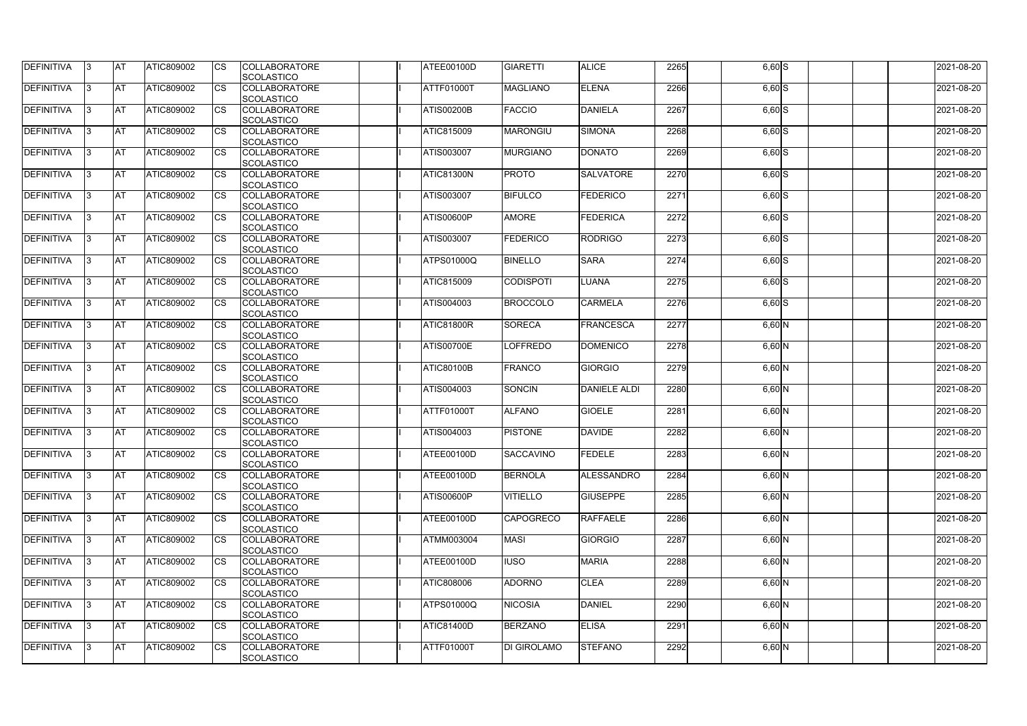| DEFINITIVA | 3 | AT | ATIC809002 | CS | COLLABORATORE SCOLASTICO | | I | ATEE00100D | GIARETTI | ALICE | 2265 | | 6,60 | S | | | | 2021-08-20 |
|---|---|---|---|---|---|---|---|---|---|---|---|---|---|---|---|---|---|---|
| DEFINITIVA | 3 | AT | ATIC809002 | CS | COLLABORATORE SCOLASTICO | | I | ATTF01000T | MAGLIANO | ELENA | 2266 | | 6,60 | S | | | | 2021-08-20 |
| DEFINITIVA | 3 | AT | ATIC809002 | CS | COLLABORATORE SCOLASTICO | | I | ATIS00200B | FACCIO | DANIELA | 2267 | | 6,60 | S | | | | 2021-08-20 |
| DEFINITIVA | 3 | AT | ATIC809002 | CS | COLLABORATORE SCOLASTICO | | I | ATIC815009 | MARONGIU | SIMONA | 2268 | | 6,60 | S | | | | 2021-08-20 |
| DEFINITIVA | 3 | AT | ATIC809002 | CS | COLLABORATORE SCOLASTICO | | I | ATIS003007 | MURGIANO | DONATO | 2269 | | 6,60 | S | | | | 2021-08-20 |
| DEFINITIVA | 3 | AT | ATIC809002 | CS | COLLABORATORE SCOLASTICO | | I | ATIC81300N | PROTO | SALVATORE | 2270 | | 6,60 | S | | | | 2021-08-20 |
| DEFINITIVA | 3 | AT | ATIC809002 | CS | COLLABORATORE SCOLASTICO | | I | ATIS003007 | BIFULCO | FEDERICO | 2271 | | 6,60 | S | | | | 2021-08-20 |
| DEFINITIVA | 3 | AT | ATIC809002 | CS | COLLABORATORE SCOLASTICO | | I | ATIS00600P | AMORE | FEDERICA | 2272 | | 6,60 | S | | | | 2021-08-20 |
| DEFINITIVA | 3 | AT | ATIC809002 | CS | COLLABORATORE SCOLASTICO | | I | ATIS003007 | FEDERICO | RODRIGO | 2273 | | 6,60 | S | | | | 2021-08-20 |
| DEFINITIVA | 3 | AT | ATIC809002 | CS | COLLABORATORE SCOLASTICO | | I | ATPS01000Q | BINELLO | SARA | 2274 | | 6,60 | S | | | | 2021-08-20 |
| DEFINITIVA | 3 | AT | ATIC809002 | CS | COLLABORATORE SCOLASTICO | | I | ATIC815009 | CODISPOTI | LUANA | 2275 | | 6,60 | S | | | | 2021-08-20 |
| DEFINITIVA | 3 | AT | ATIC809002 | CS | COLLABORATORE SCOLASTICO | | I | ATIS004003 | BROCCOLO | CARMELA | 2276 | | 6,60 | S | | | | 2021-08-20 |
| DEFINITIVA | 3 | AT | ATIC809002 | CS | COLLABORATORE SCOLASTICO | | I | ATIC81800R | SORECA | FRANCESCA | 2277 | | 6,60 | N | | | | 2021-08-20 |
| DEFINITIVA | 3 | AT | ATIC809002 | CS | COLLABORATORE SCOLASTICO | | I | ATIS00700E | LOFFREDO | DOMENICO | 2278 | | 6,60 | N | | | | 2021-08-20 |
| DEFINITIVA | 3 | AT | ATIC809002 | CS | COLLABORATORE SCOLASTICO | | I | ATIC80100B | FRANCO | GIORGIO | 2279 | | 6,60 | N | | | | 2021-08-20 |
| DEFINITIVA | 3 | AT | ATIC809002 | CS | COLLABORATORE SCOLASTICO | | I | ATIS004003 | SONCIN | DANIELE ALDI | 2280 | | 6,60 | N | | | | 2021-08-20 |
| DEFINITIVA | 3 | AT | ATIC809002 | CS | COLLABORATORE SCOLASTICO | | I | ATTF01000T | ALFANO | GIOELE | 2281 | | 6,60 | N | | | | 2021-08-20 |
| DEFINITIVA | 3 | AT | ATIC809002 | CS | COLLABORATORE SCOLASTICO | | I | ATIS004003 | PISTONE | DAVIDE | 2282 | | 6,60 | N | | | | 2021-08-20 |
| DEFINITIVA | 3 | AT | ATIC809002 | CS | COLLABORATORE SCOLASTICO | | I | ATEE00100D | SACCAVINO | FEDELE | 2283 | | 6,60 | N | | | | 2021-08-20 |
| DEFINITIVA | 3 | AT | ATIC809002 | CS | COLLABORATORE SCOLASTICO | | I | ATEE00100D | BERNOLA | ALESSANDRO | 2284 | | 6,60 | N | | | | 2021-08-20 |
| DEFINITIVA | 3 | AT | ATIC809002 | CS | COLLABORATORE SCOLASTICO | | I | ATIS00600P | VITIELLO | GIUSEPPE | 2285 | | 6,60 | N | | | | 2021-08-20 |
| DEFINITIVA | 3 | AT | ATIC809002 | CS | COLLABORATORE SCOLASTICO | | I | ATEE00100D | CAPOGRECO | RAFFAELE | 2286 | | 6,60 | N | | | | 2021-08-20 |
| DEFINITIVA | 3 | AT | ATIC809002 | CS | COLLABORATORE SCOLASTICO | | I | ATMM003004 | MASI | GIORGIO | 2287 | | 6,60 | N | | | | 2021-08-20 |
| DEFINITIVA | 3 | AT | ATIC809002 | CS | COLLABORATORE SCOLASTICO | | I | ATEE00100D | IUSO | MARIA | 2288 | | 6,60 | N | | | | 2021-08-20 |
| DEFINITIVA | 3 | AT | ATIC809002 | CS | COLLABORATORE SCOLASTICO | | I | ATIC808006 | ADORNO | CLEA | 2289 | | 6,60 | N | | | | 2021-08-20 |
| DEFINITIVA | 3 | AT | ATIC809002 | CS | COLLABORATORE SCOLASTICO | | I | ATPS01000Q | NICOSIA | DANIEL | 2290 | | 6,60 | N | | | | 2021-08-20 |
| DEFINITIVA | 3 | AT | ATIC809002 | CS | COLLABORATORE SCOLASTICO | | I | ATIC81400D | BERZANO | ELISA | 2291 | | 6,60 | N | | | | 2021-08-20 |
| DEFINITIVA | 3 | AT | ATIC809002 | CS | COLLABORATORE SCOLASTICO | | I | ATTF01000T | DI GIROLAMO | STEFANO | 2292 | | 6,60 | N | | | | 2021-08-20 |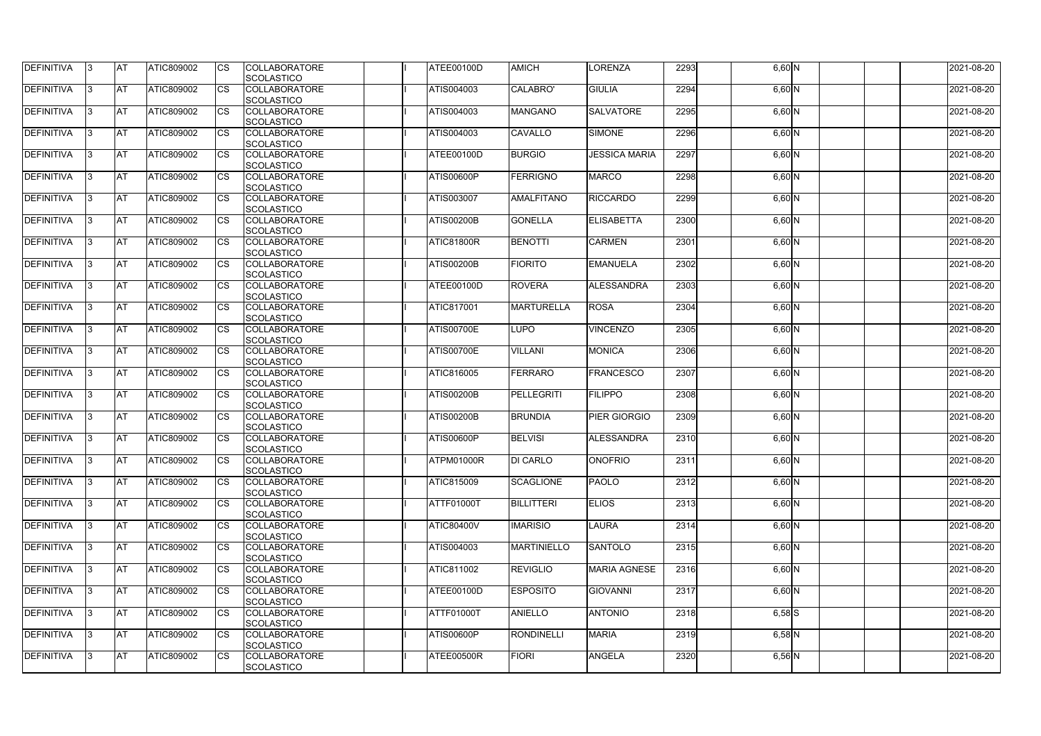| DEFINITIVA | 3 | AT | ATIC809002 | CS | COLLABORATORE SCOLASTICO | | I | ATEE00100D | AMICH | LORENZA | 2293 | | 6,60 | N | | | | 2021-08-20 |
|---|---|---|---|---|---|---|---|---|---|---|---|---|---|---|---|---|---|---|
| DEFINITIVA | 3 | AT | ATIC809002 | CS | COLLABORATORE SCOLASTICO | | I | ATIS004003 | CALABRO' | GIULIA | 2294 | | 6,60 | N | | | | 2021-08-20 |
| DEFINITIVA | 3 | AT | ATIC809002 | CS | COLLABORATORE SCOLASTICO | | I | ATIS004003 | MANGANO | SALVATORE | 2295 | | 6,60 | N | | | | 2021-08-20 |
| DEFINITIVA | 3 | AT | ATIC809002 | CS | COLLABORATORE SCOLASTICO | | I | ATIS004003 | CAVALLO | SIMONE | 2296 | | 6,60 | N | | | | 2021-08-20 |
| DEFINITIVA | 3 | AT | ATIC809002 | CS | COLLABORATORE SCOLASTICO | | I | ATEE00100D | BURGIO | JESSICA MARIA | 2297 | | 6,60 | N | | | | 2021-08-20 |
| DEFINITIVA | 3 | AT | ATIC809002 | CS | COLLABORATORE SCOLASTICO | | I | ATIS00600P | FERRIGNO | MARCO | 2298 | | 6,60 | N | | | | 2021-08-20 |
| DEFINITIVA | 3 | AT | ATIC809002 | CS | COLLABORATORE SCOLASTICO | | I | ATIS003007 | AMALFITANO | RICCARDO | 2299 | | 6,60 | N | | | | 2021-08-20 |
| DEFINITIVA | 3 | AT | ATIC809002 | CS | COLLABORATORE SCOLASTICO | | I | ATIS00200B | GONELLA | ELISABETTA | 2300 | | 6,60 | N | | | | 2021-08-20 |
| DEFINITIVA | 3 | AT | ATIC809002 | CS | COLLABORATORE SCOLASTICO | | I | ATIC81800R | BENOTTI | CARMEN | 2301 | | 6,60 | N | | | | 2021-08-20 |
| DEFINITIVA | 3 | AT | ATIC809002 | CS | COLLABORATORE SCOLASTICO | | I | ATIS00200B | FIORITO | EMANUELA | 2302 | | 6,60 | N | | | | 2021-08-20 |
| DEFINITIVA | 3 | AT | ATIC809002 | CS | COLLABORATORE SCOLASTICO | | I | ATEE00100D | ROVERA | ALESSANDRA | 2303 | | 6,60 | N | | | | 2021-08-20 |
| DEFINITIVA | 3 | AT | ATIC809002 | CS | COLLABORATORE SCOLASTICO | | I | ATIC817001 | MARTURELLA | ROSA | 2304 | | 6,60 | N | | | | 2021-08-20 |
| DEFINITIVA | 3 | AT | ATIC809002 | CS | COLLABORATORE SCOLASTICO | | I | ATIS00700E | LUPO | VINCENZO | 2305 | | 6,60 | N | | | | 2021-08-20 |
| DEFINITIVA | 3 | AT | ATIC809002 | CS | COLLABORATORE SCOLASTICO | | I | ATIS00700E | VILLANI | MONICA | 2306 | | 6,60 | N | | | | 2021-08-20 |
| DEFINITIVA | 3 | AT | ATIC809002 | CS | COLLABORATORE SCOLASTICO | | I | ATIC816005 | FERRARO | FRANCESCO | 2307 | | 6,60 | N | | | | 2021-08-20 |
| DEFINITIVA | 3 | AT | ATIC809002 | CS | COLLABORATORE SCOLASTICO | | I | ATIS00200B | PELLEGRITI | FILIPPO | 2308 | | 6,60 | N | | | | 2021-08-20 |
| DEFINITIVA | 3 | AT | ATIC809002 | CS | COLLABORATORE SCOLASTICO | | I | ATIS00200B | BRUNDIA | PIER GIORGIO | 2309 | | 6,60 | N | | | | 2021-08-20 |
| DEFINITIVA | 3 | AT | ATIC809002 | CS | COLLABORATORE SCOLASTICO | | I | ATIS00600P | BELVISI | ALESSANDRA | 2310 | | 6,60 | N | | | | 2021-08-20 |
| DEFINITIVA | 3 | AT | ATIC809002 | CS | COLLABORATORE SCOLASTICO | | I | ATPM01000R | DI CARLO | ONOFRIO | 2311 | | 6,60 | N | | | | 2021-08-20 |
| DEFINITIVA | 3 | AT | ATIC809002 | CS | COLLABORATORE SCOLASTICO | | I | ATIC815009 | SCAGLIONE | PAOLO | 2312 | | 6,60 | N | | | | 2021-08-20 |
| DEFINITIVA | 3 | AT | ATIC809002 | CS | COLLABORATORE SCOLASTICO | | I | ATTF01000T | BILLITTERI | ELIOS | 2313 | | 6,60 | N | | | | 2021-08-20 |
| DEFINITIVA | 3 | AT | ATIC809002 | CS | COLLABORATORE SCOLASTICO | | I | ATIC80400V | IMARISIO | LAURA | 2314 | | 6,60 | N | | | | 2021-08-20 |
| DEFINITIVA | 3 | AT | ATIC809002 | CS | COLLABORATORE SCOLASTICO | | I | ATIS004003 | MARTINIELLO | SANTOLO | 2315 | | 6,60 | N | | | | 2021-08-20 |
| DEFINITIVA | 3 | AT | ATIC809002 | CS | COLLABORATORE SCOLASTICO | | I | ATIC811002 | REVIGLIO | MARIA AGNESE | 2316 | | 6,60 | N | | | | 2021-08-20 |
| DEFINITIVA | 3 | AT | ATIC809002 | CS | COLLABORATORE SCOLASTICO | | I | ATEE00100D | ESPOSITO | GIOVANNI | 2317 | | 6,60 | N | | | | 2021-08-20 |
| DEFINITIVA | 3 | AT | ATIC809002 | CS | COLLABORATORE SCOLASTICO | | I | ATTF01000T | ANIELLO | ANTONIO | 2318 | | 6,58 | S | | | | 2021-08-20 |
| DEFINITIVA | 3 | AT | ATIC809002 | CS | COLLABORATORE SCOLASTICO | | I | ATIS00600P | RONDINELLI | MARIA | 2319 | | 6,58 | N | | | | 2021-08-20 |
| DEFINITIVA | 3 | AT | ATIC809002 | CS | COLLABORATORE SCOLASTICO | | I | ATEE00500R | FIORI | ANGELA | 2320 | | 6,56 | N | | | | 2021-08-20 |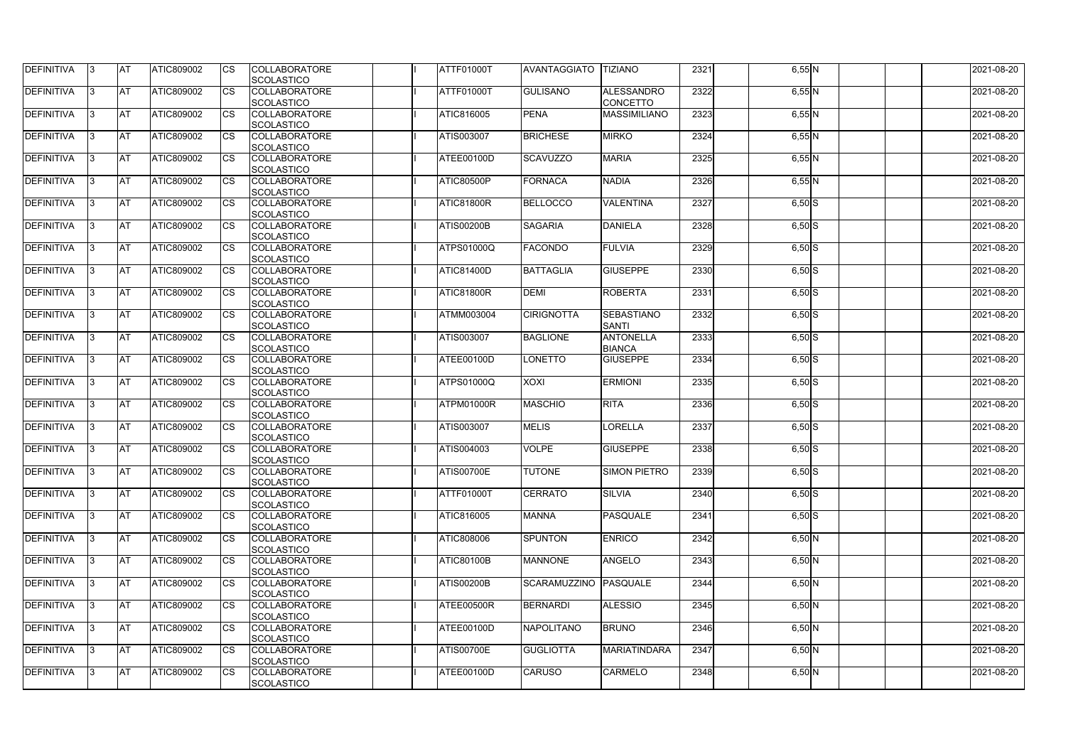| DEFINITIVA | 3 | AT | ATIC809002 | CS | COLLABORATORE SCOLASTICO | | I | ATTF01000T | AVANTAGGIATO | TIZIANO | 2321 | | 6,55 | N | | | | 2021-08-20 |
|---|---|---|---|---|---|---|---|---|---|---|---|---|---|---|---|---|---|---|
| DEFINITIVA | 3 | AT | ATIC809002 | CS | COLLABORATORE SCOLASTICO | | I | ATTF01000T | GULISANO | ALESSANDRO CONCETTO | 2322 | | 6,55 | N | | | | 2021-08-20 |
| DEFINITIVA | 3 | AT | ATIC809002 | CS | COLLABORATORE SCOLASTICO | | I | ATIC816005 | PENA | MASSIMILIANO | 2323 | | 6,55 | N | | | | 2021-08-20 |
| DEFINITIVA | 3 | AT | ATIC809002 | CS | COLLABORATORE SCOLASTICO | | I | ATIS003007 | BRICHESE | MIRKO | 2324 | | 6,55 | N | | | | 2021-08-20 |
| DEFINITIVA | 3 | AT | ATIC809002 | CS | COLLABORATORE SCOLASTICO | | I | ATEE00100D | SCAVUZZO | MARIA | 2325 | | 6,55 | N | | | | 2021-08-20 |
| DEFINITIVA | 3 | AT | ATIC809002 | CS | COLLABORATORE SCOLASTICO | | I | ATIC80500P | FORNACA | NADIA | 2326 | | 6,55 | N | | | | 2021-08-20 |
| DEFINITIVA | 3 | AT | ATIC809002 | CS | COLLABORATORE SCOLASTICO | | I | ATIC81800R | BELLOCCO | VALENTINA | 2327 | | 6,50 | S | | | | 2021-08-20 |
| DEFINITIVA | 3 | AT | ATIC809002 | CS | COLLABORATORE SCOLASTICO | | I | ATIS00200B | SAGARIA | DANIELA | 2328 | | 6,50 | S | | | | 2021-08-20 |
| DEFINITIVA | 3 | AT | ATIC809002 | CS | COLLABORATORE SCOLASTICO | | I | ATPS01000Q | FACONDO | FULVIA | 2329 | | 6,50 | S | | | | 2021-08-20 |
| DEFINITIVA | 3 | AT | ATIC809002 | CS | COLLABORATORE SCOLASTICO | | I | ATIC81400D | BATTAGLIA | GIUSEPPE | 2330 | | 6,50 | S | | | | 2021-08-20 |
| DEFINITIVA | 3 | AT | ATIC809002 | CS | COLLABORATORE SCOLASTICO | | I | ATIC81800R | DEMI | ROBERTA | 2331 | | 6,50 | S | | | | 2021-08-20 |
| DEFINITIVA | 3 | AT | ATIC809002 | CS | COLLABORATORE SCOLASTICO | | I | ATMM003004 | CIRIGNOTTA | SEBASTIANO SANTI | 2332 | | 6,50 | S | | | | 2021-08-20 |
| DEFINITIVA | 3 | AT | ATIC809002 | CS | COLLABORATORE SCOLASTICO | | I | ATIS003007 | BAGLIONE | ANTONELLA BIANCA | 2333 | | 6,50 | S | | | | 2021-08-20 |
| DEFINITIVA | 3 | AT | ATIC809002 | CS | COLLABORATORE SCOLASTICO | | I | ATEE00100D | LONETTO | GIUSEPPE | 2334 | | 6,50 | S | | | | 2021-08-20 |
| DEFINITIVA | 3 | AT | ATIC809002 | CS | COLLABORATORE SCOLASTICO | | I | ATPS01000Q | XOXI | ERMIONI | 2335 | | 6,50 | S | | | | 2021-08-20 |
| DEFINITIVA | 3 | AT | ATIC809002 | CS | COLLABORATORE SCOLASTICO | | I | ATPM01000R | MASCHIO | RITA | 2336 | | 6,50 | S | | | | 2021-08-20 |
| DEFINITIVA | 3 | AT | ATIC809002 | CS | COLLABORATORE SCOLASTICO | | I | ATIS003007 | MELIS | LORELLA | 2337 | | 6,50 | S | | | | 2021-08-20 |
| DEFINITIVA | 3 | AT | ATIC809002 | CS | COLLABORATORE SCOLASTICO | | I | ATIS004003 | VOLPE | GIUSEPPE | 2338 | | 6,50 | S | | | | 2021-08-20 |
| DEFINITIVA | 3 | AT | ATIC809002 | CS | COLLABORATORE SCOLASTICO | | I | ATIS00700E | TUTONE | SIMON PIETRO | 2339 | | 6,50 | S | | | | 2021-08-20 |
| DEFINITIVA | 3 | AT | ATIC809002 | CS | COLLABORATORE SCOLASTICO | | I | ATTF01000T | CERRATO | SILVIA | 2340 | | 6,50 | S | | | | 2021-08-20 |
| DEFINITIVA | 3 | AT | ATIC809002 | CS | COLLABORATORE SCOLASTICO | | I | ATIC816005 | MANNA | PASQUALE | 2341 | | 6,50 | S | | | | 2021-08-20 |
| DEFINITIVA | 3 | AT | ATIC809002 | CS | COLLABORATORE SCOLASTICO | | I | ATIC808006 | SPUNTON | ENRICO | 2342 | | 6,50 | N | | | | 2021-08-20 |
| DEFINITIVA | 3 | AT | ATIC809002 | CS | COLLABORATORE SCOLASTICO | | I | ATIC80100B | MANNONE | ANGELO | 2343 | | 6,50 | N | | | | 2021-08-20 |
| DEFINITIVA | 3 | AT | ATIC809002 | CS | COLLABORATORE SCOLASTICO | | I | ATIS00200B | SCARAMUZZINO | PASQUALE | 2344 | | 6,50 | N | | | | 2021-08-20 |
| DEFINITIVA | 3 | AT | ATIC809002 | CS | COLLABORATORE SCOLASTICO | | I | ATEE00500R | BERNARDI | ALESSIO | 2345 | | 6,50 | N | | | | 2021-08-20 |
| DEFINITIVA | 3 | AT | ATIC809002 | CS | COLLABORATORE SCOLASTICO | | I | ATEE00100D | NAPOLITANO | BRUNO | 2346 | | 6,50 | N | | | | 2021-08-20 |
| DEFINITIVA | 3 | AT | ATIC809002 | CS | COLLABORATORE SCOLASTICO | | I | ATIS00700E | GUGLIOTTA | MARIATINDARA | 2347 | | 6,50 | N | | | | 2021-08-20 |
| DEFINITIVA | 3 | AT | ATIC809002 | CS | COLLABORATORE SCOLASTICO | | I | ATEE00100D | CARUSO | CARMELO | 2348 | | 6,50 | N | | | | 2021-08-20 |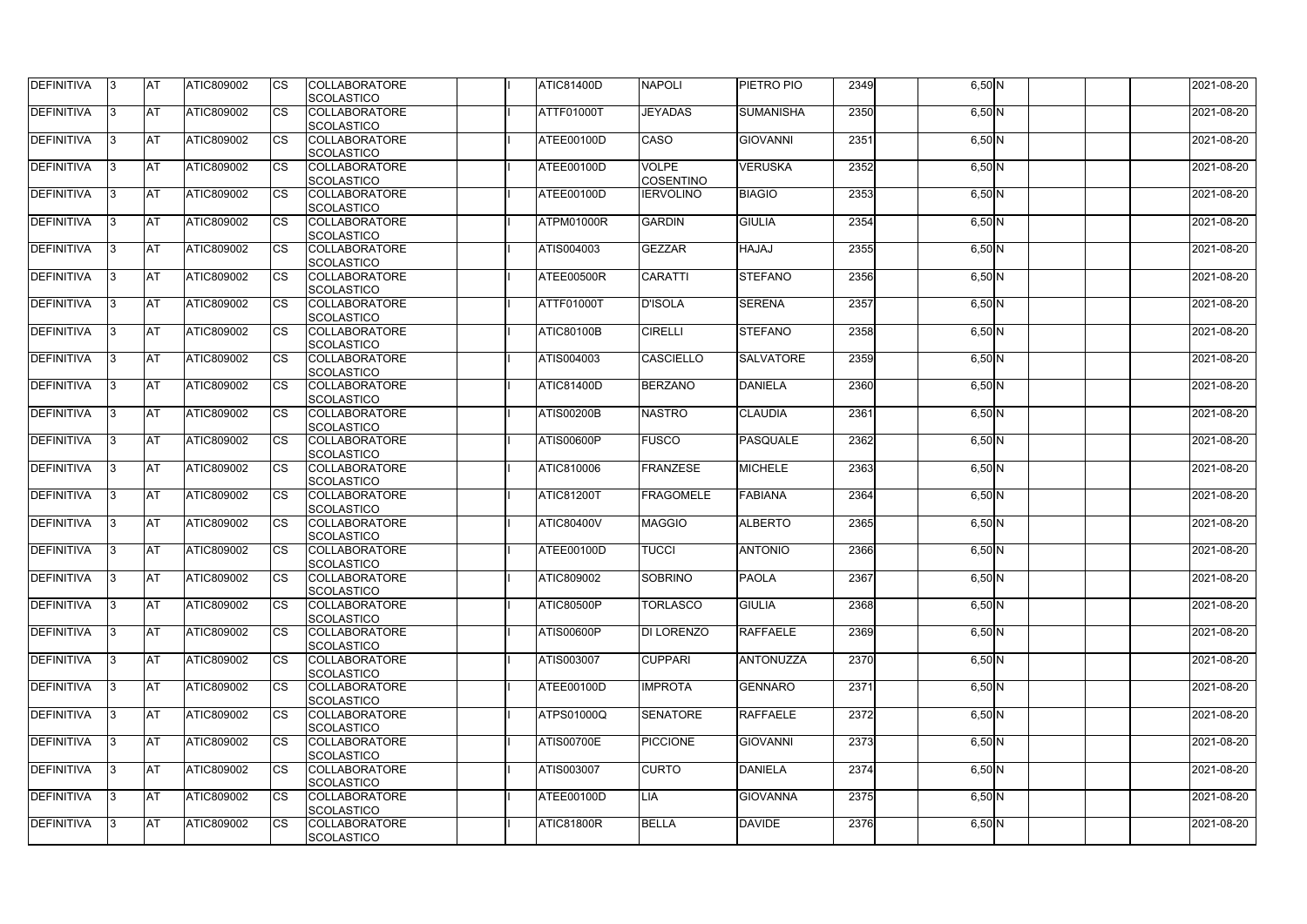| DEFINITIVA | 3 | AT | ATIC809002 | CS | COLLABORATORE SCOLASTICO | | I | ATIC81400D | NAPOLI | PIETRO PIO | 2349 | | 6,50 | N | | | | 2021-08-20 |
|---|---|---|---|---|---|---|---|---|---|---|---|---|---|---|---|---|---|---|
| DEFINITIVA | 3 | AT | ATIC809002 | CS | COLLABORATORE SCOLASTICO | | I | ATTF01000T | JEYADAS | SUMANISHA | 2350 | | 6,50 | N | | | | 2021-08-20 |
| DEFINITIVA | 3 | AT | ATIC809002 | CS | COLLABORATORE SCOLASTICO | | I | ATEE00100D | CASO | GIOVANNI | 2351 | | 6,50 | N | | | | 2021-08-20 |
| DEFINITIVA | 3 | AT | ATIC809002 | CS | COLLABORATORE SCOLASTICO | | I | ATEE00100D | VOLPE COSENTINO | VERUSKA | 2352 | | 6,50 | N | | | | 2021-08-20 |
| DEFINITIVA | 3 | AT | ATIC809002 | CS | COLLABORATORE SCOLASTICO | | I | ATEE00100D | IERVOLINO | BIAGIO | 2353 | | 6,50 | N | | | | 2021-08-20 |
| DEFINITIVA | 3 | AT | ATIC809002 | CS | COLLABORATORE SCOLASTICO | | I | ATPM01000R | GARDIN | GIULIA | 2354 | | 6,50 | N | | | | 2021-08-20 |
| DEFINITIVA | 3 | AT | ATIC809002 | CS | COLLABORATORE SCOLASTICO | | I | ATIS004003 | GEZZAR | HAJAJ | 2355 | | 6,50 | N | | | | 2021-08-20 |
| DEFINITIVA | 3 | AT | ATIC809002 | CS | COLLABORATORE SCOLASTICO | | I | ATEE00500R | CARATTI | STEFANO | 2356 | | 6,50 | N | | | | 2021-08-20 |
| DEFINITIVA | 3 | AT | ATIC809002 | CS | COLLABORATORE SCOLASTICO | | I | ATTF01000T | D'ISOLA | SERENA | 2357 | | 6,50 | N | | | | 2021-08-20 |
| DEFINITIVA | 3 | AT | ATIC809002 | CS | COLLABORATORE SCOLASTICO | | I | ATIC80100B | CIRELLI | STEFANO | 2358 | | 6,50 | N | | | | 2021-08-20 |
| DEFINITIVA | 3 | AT | ATIC809002 | CS | COLLABORATORE SCOLASTICO | | I | ATIS004003 | CASCIELLO | SALVATORE | 2359 | | 6,50 | N | | | | 2021-08-20 |
| DEFINITIVA | 3 | AT | ATIC809002 | CS | COLLABORATORE SCOLASTICO | | I | ATIC81400D | BERZANO | DANIELA | 2360 | | 6,50 | N | | | | 2021-08-20 |
| DEFINITIVA | 3 | AT | ATIC809002 | CS | COLLABORATORE SCOLASTICO | | I | ATIS00200B | NASTRO | CLAUDIA | 2361 | | 6,50 | N | | | | 2021-08-20 |
| DEFINITIVA | 3 | AT | ATIC809002 | CS | COLLABORATORE SCOLASTICO | | I | ATIS00600P | FUSCO | PASQUALE | 2362 | | 6,50 | N | | | | 2021-08-20 |
| DEFINITIVA | 3 | AT | ATIC809002 | CS | COLLABORATORE SCOLASTICO | | I | ATIC810006 | FRANZESE | MICHELE | 2363 | | 6,50 | N | | | | 2021-08-20 |
| DEFINITIVA | 3 | AT | ATIC809002 | CS | COLLABORATORE SCOLASTICO | | I | ATIC81200T | FRAGOMELE | FABIANA | 2364 | | 6,50 | N | | | | 2021-08-20 |
| DEFINITIVA | 3 | AT | ATIC809002 | CS | COLLABORATORE SCOLASTICO | | I | ATIC80400V | MAGGIO | ALBERTO | 2365 | | 6,50 | N | | | | 2021-08-20 |
| DEFINITIVA | 3 | AT | ATIC809002 | CS | COLLABORATORE SCOLASTICO | | I | ATEE00100D | TUCCI | ANTONIO | 2366 | | 6,50 | N | | | | 2021-08-20 |
| DEFINITIVA | 3 | AT | ATIC809002 | CS | COLLABORATORE SCOLASTICO | | I | ATIC809002 | SOBRINO | PAOLA | 2367 | | 6,50 | N | | | | 2021-08-20 |
| DEFINITIVA | 3 | AT | ATIC809002 | CS | COLLABORATORE SCOLASTICO | | I | ATIC80500P | TORLASCO | GIULIA | 2368 | | 6,50 | N | | | | 2021-08-20 |
| DEFINITIVA | 3 | AT | ATIC809002 | CS | COLLABORATORE SCOLASTICO | | I | ATIS00600P | DI LORENZO | RAFFAELE | 2369 | | 6,50 | N | | | | 2021-08-20 |
| DEFINITIVA | 3 | AT | ATIC809002 | CS | COLLABORATORE SCOLASTICO | | I | ATIS003007 | CUPPARI | ANTONUZZA | 2370 | | 6,50 | N | | | | 2021-08-20 |
| DEFINITIVA | 3 | AT | ATIC809002 | CS | COLLABORATORE SCOLASTICO | | I | ATEE00100D | IMPROTA | GENNARO | 2371 | | 6,50 | N | | | | 2021-08-20 |
| DEFINITIVA | 3 | AT | ATIC809002 | CS | COLLABORATORE SCOLASTICO | | I | ATPS01000Q | SENATORE | RAFFAELE | 2372 | | 6,50 | N | | | | 2021-08-20 |
| DEFINITIVA | 3 | AT | ATIC809002 | CS | COLLABORATORE SCOLASTICO | | I | ATIS00700E | PICCIONE | GIOVANNI | 2373 | | 6,50 | N | | | | 2021-08-20 |
| DEFINITIVA | 3 | AT | ATIC809002 | CS | COLLABORATORE SCOLASTICO | | I | ATIS003007 | CURTO | DANIELA | 2374 | | 6,50 | N | | | | 2021-08-20 |
| DEFINITIVA | 3 | AT | ATIC809002 | CS | COLLABORATORE SCOLASTICO | | I | ATEE00100D | LIA | GIOVANNA | 2375 | | 6,50 | N | | | | 2021-08-20 |
| DEFINITIVA | 3 | AT | ATIC809002 | CS | COLLABORATORE SCOLASTICO | | I | ATIC81800R | BELLA | DAVIDE | 2376 | | 6,50 | N | | | | 2021-08-20 |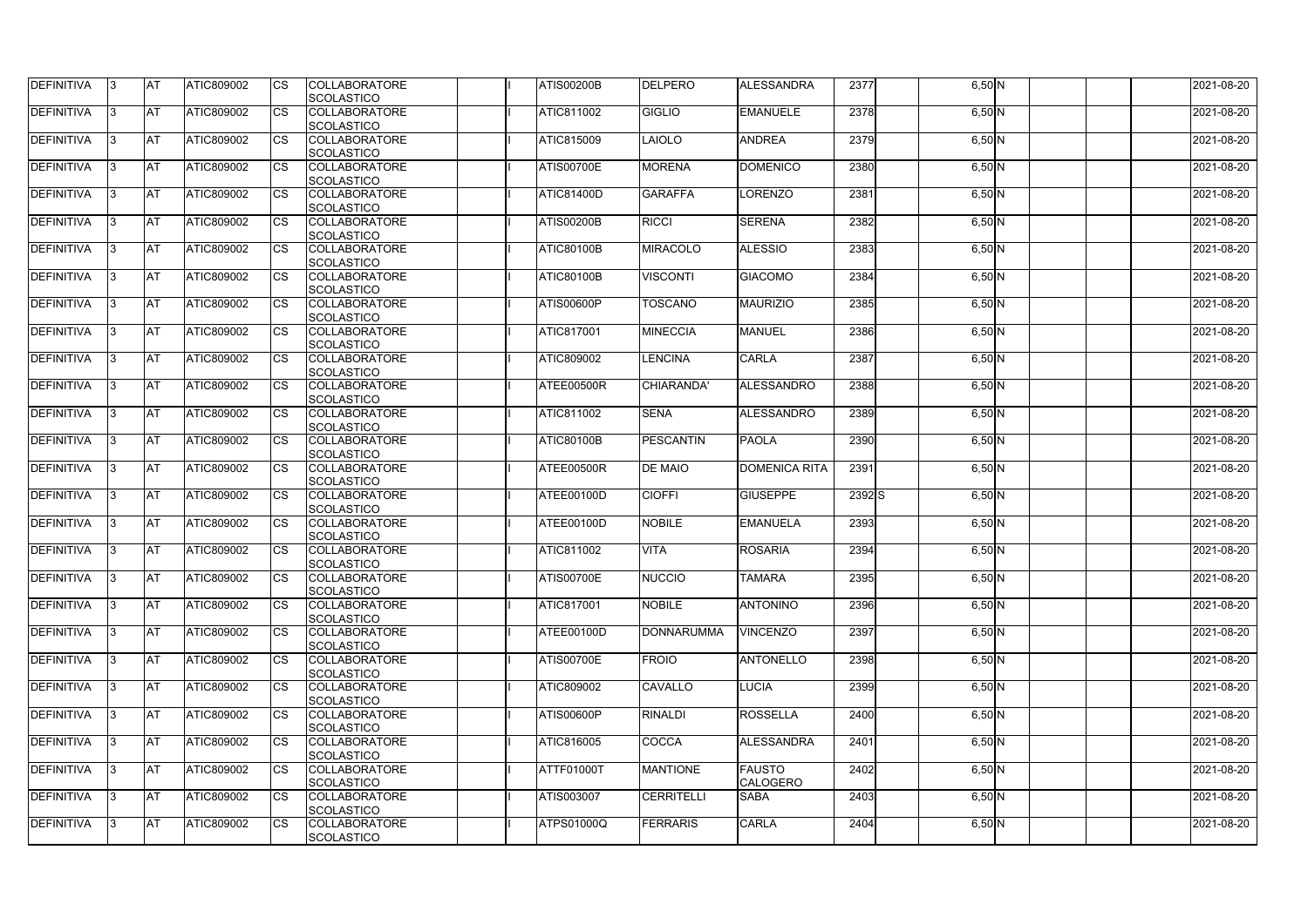| DEFINITIVA | 3 | AT | ATIC809002 | CS | COLLABORATORE SCOLASTICO | | I | ATIS00200B | DELPERO | ALESSANDRA | 2377 | | 6,50 | N | | | | 2021-08-20 |
|---|---|---|---|---|---|---|---|---|---|---|---|---|---|---|---|---|---|---|
| DEFINITIVA | 3 | AT | ATIC809002 | CS | COLLABORATORE SCOLASTICO | | I | ATIC811002 | GIGLIO | EMANUELE | 2378 | | 6,50 | N | | | | 2021-08-20 |
| DEFINITIVA | 3 | AT | ATIC809002 | CS | COLLABORATORE SCOLASTICO | | I | ATIC815009 | LAIOLO | ANDREA | 2379 | | 6,50 | N | | | | 2021-08-20 |
| DEFINITIVA | 3 | AT | ATIC809002 | CS | COLLABORATORE SCOLASTICO | | I | ATIS00700E | MORENA | DOMENICO | 2380 | | 6,50 | N | | | | 2021-08-20 |
| DEFINITIVA | 3 | AT | ATIC809002 | CS | COLLABORATORE SCOLASTICO | | I | ATIC81400D | GARAFFA | LORENZO | 2381 | | 6,50 | N | | | | 2021-08-20 |
| DEFINITIVA | 3 | AT | ATIC809002 | CS | COLLABORATORE SCOLASTICO | | I | ATIS00200B | RICCI | SERENA | 2382 | | 6,50 | N | | | | 2021-08-20 |
| DEFINITIVA | 3 | AT | ATIC809002 | CS | COLLABORATORE SCOLASTICO | | I | ATIC80100B | MIRACOLO | ALESSIO | 2383 | | 6,50 | N | | | | 2021-08-20 |
| DEFINITIVA | 3 | AT | ATIC809002 | CS | COLLABORATORE SCOLASTICO | | I | ATIC80100B | VISCONTI | GIACOMO | 2384 | | 6,50 | N | | | | 2021-08-20 |
| DEFINITIVA | 3 | AT | ATIC809002 | CS | COLLABORATORE SCOLASTICO | | I | ATIS00600P | TOSCANO | MAURIZIO | 2385 | | 6,50 | N | | | | 2021-08-20 |
| DEFINITIVA | 3 | AT | ATIC809002 | CS | COLLABORATORE SCOLASTICO | | I | ATIC817001 | MINECCIA | MANUEL | 2386 | | 6,50 | N | | | | 2021-08-20 |
| DEFINITIVA | 3 | AT | ATIC809002 | CS | COLLABORATORE SCOLASTICO | | I | ATIC809002 | LENCINA | CARLA | 2387 | | 6,50 | N | | | | 2021-08-20 |
| DEFINITIVA | 3 | AT | ATIC809002 | CS | COLLABORATORE SCOLASTICO | | I | ATEE00500R | CHIARANDA' | ALESSANDRO | 2388 | | 6,50 | N | | | | 2021-08-20 |
| DEFINITIVA | 3 | AT | ATIC809002 | CS | COLLABORATORE SCOLASTICO | | I | ATIC811002 | SENA | ALESSANDRO | 2389 | | 6,50 | N | | | | 2021-08-20 |
| DEFINITIVA | 3 | AT | ATIC809002 | CS | COLLABORATORE SCOLASTICO | | I | ATIC80100B | PESCANTIN | PAOLA | 2390 | | 6,50 | N | | | | 2021-08-20 |
| DEFINITIVA | 3 | AT | ATIC809002 | CS | COLLABORATORE SCOLASTICO | | I | ATEE00500R | DE MAIO | DOMENICA RITA | 2391 | | 6,50 | N | | | | 2021-08-20 |
| DEFINITIVA | 3 | AT | ATIC809002 | CS | COLLABORATORE SCOLASTICO | | I | ATEE00100D | CIOFFI | GIUSEPPE | 2392 | S | 6,50 | N | | | | 2021-08-20 |
| DEFINITIVA | 3 | AT | ATIC809002 | CS | COLLABORATORE SCOLASTICO | | I | ATEE00100D | NOBILE | EMANUELA | 2393 | | 6,50 | N | | | | 2021-08-20 |
| DEFINITIVA | 3 | AT | ATIC809002 | CS | COLLABORATORE SCOLASTICO | | I | ATIC811002 | VITA | ROSARIA | 2394 | | 6,50 | N | | | | 2021-08-20 |
| DEFINITIVA | 3 | AT | ATIC809002 | CS | COLLABORATORE SCOLASTICO | | I | ATIS00700E | NUCCIO | TAMARA | 2395 | | 6,50 | N | | | | 2021-08-20 |
| DEFINITIVA | 3 | AT | ATIC809002 | CS | COLLABORATORE SCOLASTICO | | I | ATIC817001 | NOBILE | ANTONINO | 2396 | | 6,50 | N | | | | 2021-08-20 |
| DEFINITIVA | 3 | AT | ATIC809002 | CS | COLLABORATORE SCOLASTICO | | I | ATEE00100D | DONNARUMMA | VINCENZO | 2397 | | 6,50 | N | | | | 2021-08-20 |
| DEFINITIVA | 3 | AT | ATIC809002 | CS | COLLABORATORE SCOLASTICO | | I | ATIS00700E | FROIO | ANTONELLO | 2398 | | 6,50 | N | | | | 2021-08-20 |
| DEFINITIVA | 3 | AT | ATIC809002 | CS | COLLABORATORE SCOLASTICO | | I | ATIC809002 | CAVALLO | LUCIA | 2399 | | 6,50 | N | | | | 2021-08-20 |
| DEFINITIVA | 3 | AT | ATIC809002 | CS | COLLABORATORE SCOLASTICO | | I | ATIS00600P | RINALDI | ROSSELLA | 2400 | | 6,50 | N | | | | 2021-08-20 |
| DEFINITIVA | 3 | AT | ATIC809002 | CS | COLLABORATORE SCOLASTICO | | I | ATIC816005 | COCCA | ALESSANDRA | 2401 | | 6,50 | N | | | | 2021-08-20 |
| DEFINITIVA | 3 | AT | ATIC809002 | CS | COLLABORATORE SCOLASTICO | | I | ATTF01000T | MANTIONE | FAUSTO CALOGERO | 2402 | | 6,50 | N | | | | 2021-08-20 |
| DEFINITIVA | 3 | AT | ATIC809002 | CS | COLLABORATORE SCOLASTICO | | I | ATIS003007 | CERRITELLI | SABA | 2403 | | 6,50 | N | | | | 2021-08-20 |
| DEFINITIVA | 3 | AT | ATIC809002 | CS | COLLABORATORE SCOLASTICO | | I | ATPS01000Q | FERRARIS | CARLA | 2404 | | 6,50 | N | | | | 2021-08-20 |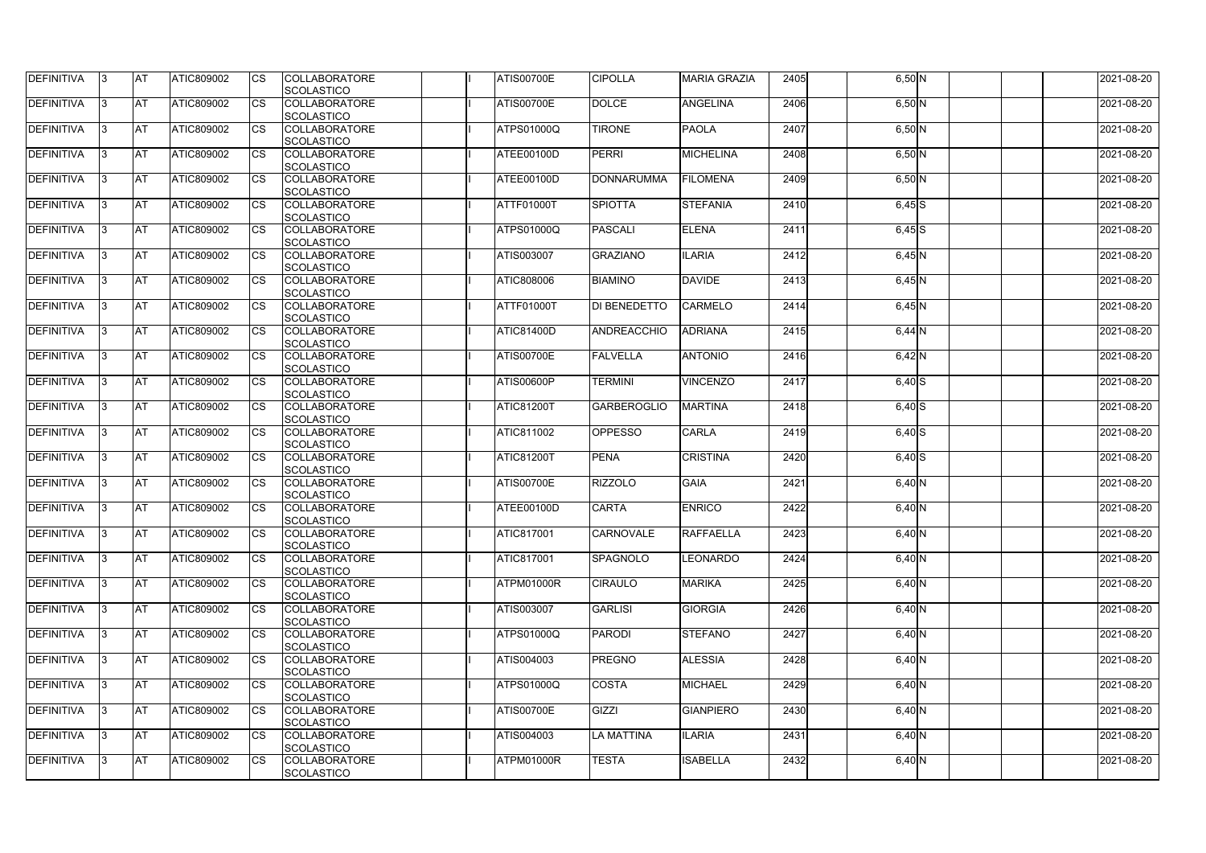| DEFINITIVA | 3 | AT | ATIC809002 | CS | COLLABORATORE SCOLASTICO | | I | ATIS00700E | CIPOLLA | MARIA GRAZIA | 2405 | | 6,50 | N | | | | 2021-08-20 |
|---|---|---|---|---|---|---|---|---|---|---|---|---|---|---|---|---|---|---|
| DEFINITIVA | 3 | AT | ATIC809002 | CS | COLLABORATORE SCOLASTICO | | I | ATIS00700E | DOLCE | ANGELINA | 2406 | | 6,50 | N | | | | 2021-08-20 |
| DEFINITIVA | 3 | AT | ATIC809002 | CS | COLLABORATORE SCOLASTICO | | I | ATPS01000Q | TIRONE | PAOLA | 2407 | | 6,50 | N | | | | 2021-08-20 |
| DEFINITIVA | 3 | AT | ATIC809002 | CS | COLLABORATORE SCOLASTICO | | I | ATEE00100D | PERRI | MICHELINA | 2408 | | 6,50 | N | | | | 2021-08-20 |
| DEFINITIVA | 3 | AT | ATIC809002 | CS | COLLABORATORE SCOLASTICO | | I | ATEE00100D | DONNARUMMA | FILOMENA | 2409 | | 6,50 | N | | | | 2021-08-20 |
| DEFINITIVA | 3 | AT | ATIC809002 | CS | COLLABORATORE SCOLASTICO | | I | ATTF01000T | SPIOTTA | STEFANIA | 2410 | | 6,45 | S | | | | 2021-08-20 |
| DEFINITIVA | 3 | AT | ATIC809002 | CS | COLLABORATORE SCOLASTICO | | I | ATPS01000Q | PASCALI | ELENA | 2411 | | 6,45 | S | | | | 2021-08-20 |
| DEFINITIVA | 3 | AT | ATIC809002 | CS | COLLABORATORE SCOLASTICO | | I | ATIS003007 | GRAZIANO | ILARIA | 2412 | | 6,45 | N | | | | 2021-08-20 |
| DEFINITIVA | 3 | AT | ATIC809002 | CS | COLLABORATORE SCOLASTICO | | I | ATIC808006 | BIAMINO | DAVIDE | 2413 | | 6,45 | N | | | | 2021-08-20 |
| DEFINITIVA | 3 | AT | ATIC809002 | CS | COLLABORATORE SCOLASTICO | | I | ATTF01000T | DI BENEDETTO | CARMELO | 2414 | | 6,45 | N | | | | 2021-08-20 |
| DEFINITIVA | 3 | AT | ATIC809002 | CS | COLLABORATORE SCOLASTICO | | I | ATIC81400D | ANDREACCHIO | ADRIANA | 2415 | | 6,44 | N | | | | 2021-08-20 |
| DEFINITIVA | 3 | AT | ATIC809002 | CS | COLLABORATORE SCOLASTICO | | I | ATIS00700E | FALVELLA | ANTONIO | 2416 | | 6,42 | N | | | | 2021-08-20 |
| DEFINITIVA | 3 | AT | ATIC809002 | CS | COLLABORATORE SCOLASTICO | | I | ATIS00600P | TERMINI | VINCENZO | 2417 | | 6,40 | S | | | | 2021-08-20 |
| DEFINITIVA | 3 | AT | ATIC809002 | CS | COLLABORATORE SCOLASTICO | | I | ATIC81200T | GARBEROGLIO | MARTINA | 2418 | | 6,40 | S | | | | 2021-08-20 |
| DEFINITIVA | 3 | AT | ATIC809002 | CS | COLLABORATORE SCOLASTICO | | I | ATIC811002 | OPPESSO | CARLA | 2419 | | 6,40 | S | | | | 2021-08-20 |
| DEFINITIVA | 3 | AT | ATIC809002 | CS | COLLABORATORE SCOLASTICO | | I | ATIC81200T | PENA | CRISTINA | 2420 | | 6,40 | S | | | | 2021-08-20 |
| DEFINITIVA | 3 | AT | ATIC809002 | CS | COLLABORATORE SCOLASTICO | | I | ATIS00700E | RIZZOLO | GAIA | 2421 | | 6,40 | N | | | | 2021-08-20 |
| DEFINITIVA | 3 | AT | ATIC809002 | CS | COLLABORATORE SCOLASTICO | | I | ATEE00100D | CARTA | ENRICO | 2422 | | 6,40 | N | | | | 2021-08-20 |
| DEFINITIVA | 3 | AT | ATIC809002 | CS | COLLABORATORE SCOLASTICO | | I | ATIC817001 | CARNOVALE | RAFFAELLA | 2423 | | 6,40 | N | | | | 2021-08-20 |
| DEFINITIVA | 3 | AT | ATIC809002 | CS | COLLABORATORE SCOLASTICO | | I | ATIC817001 | SPAGNOLO | LEONARDO | 2424 | | 6,40 | N | | | | 2021-08-20 |
| DEFINITIVA | 3 | AT | ATIC809002 | CS | COLLABORATORE SCOLASTICO | | I | ATPM01000R | CIRAULO | MARIKA | 2425 | | 6,40 | N | | | | 2021-08-20 |
| DEFINITIVA | 3 | AT | ATIC809002 | CS | COLLABORATORE SCOLASTICO | | I | ATIS003007 | GARLISI | GIORGIA | 2426 | | 6,40 | N | | | | 2021-08-20 |
| DEFINITIVA | 3 | AT | ATIC809002 | CS | COLLABORATORE SCOLASTICO | | I | ATPS01000Q | PARODI | STEFANO | 2427 | | 6,40 | N | | | | 2021-08-20 |
| DEFINITIVA | 3 | AT | ATIC809002 | CS | COLLABORATORE SCOLASTICO | | I | ATIS004003 | PREGNO | ALESSIA | 2428 | | 6,40 | N | | | | 2021-08-20 |
| DEFINITIVA | 3 | AT | ATIC809002 | CS | COLLABORATORE SCOLASTICO | | I | ATPS01000Q | COSTA | MICHAEL | 2429 | | 6,40 | N | | | | 2021-08-20 |
| DEFINITIVA | 3 | AT | ATIC809002 | CS | COLLABORATORE SCOLASTICO | | I | ATIS00700E | GIZZI | GIANPIERO | 2430 | | 6,40 | N | | | | 2021-08-20 |
| DEFINITIVA | 3 | AT | ATIC809002 | CS | COLLABORATORE SCOLASTICO | | I | ATIS004003 | LA MATTINA | ILARIA | 2431 | | 6,40 | N | | | | 2021-08-20 |
| DEFINITIVA | 3 | AT | ATIC809002 | CS | COLLABORATORE SCOLASTICO | | I | ATPM01000R | TESTA | ISABELLA | 2432 | | 6,40 | N | | | | 2021-08-20 |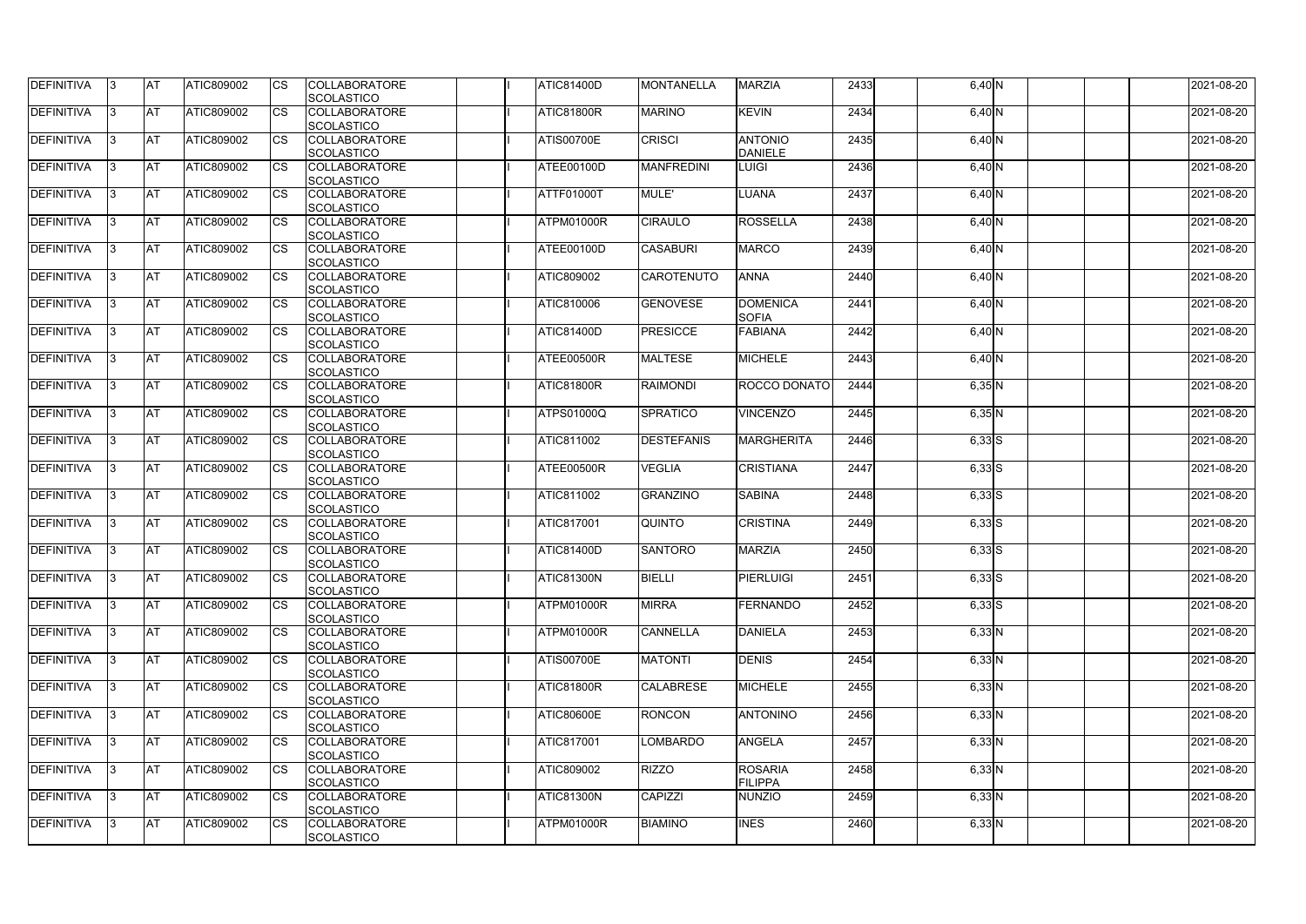| DEFINITIVA | 3 | AT | ATIC809002 | CS | COLLABORATORE SCOLASTICO | | I | ATIC81400D | MONTANELLA | MARZIA | 2433 | | 6,40 | N | | | | 2021-08-20 |
|---|---|---|---|---|---|---|---|---|---|---|---|---|---|---|---|---|---|---|
| DEFINITIVA | 3 | AT | ATIC809002 | CS | COLLABORATORE SCOLASTICO | | I | ATIC81800R | MARINO | KEVIN | 2434 | | 6,40 | N | | | | 2021-08-20 |
| DEFINITIVA | 3 | AT | ATIC809002 | CS | COLLABORATORE SCOLASTICO | | I | ATIS00700E | CRISCI | ANTONIO DANIELE | 2435 | | 6,40 | N | | | | 2021-08-20 |
| DEFINITIVA | 3 | AT | ATIC809002 | CS | COLLABORATORE SCOLASTICO | | I | ATEE00100D | MANFREDINI | LUIGI | 2436 | | 6,40 | N | | | | 2021-08-20 |
| DEFINITIVA | 3 | AT | ATIC809002 | CS | COLLABORATORE SCOLASTICO | | I | ATTF01000T | MULE' | LUANA | 2437 | | 6,40 | N | | | | 2021-08-20 |
| DEFINITIVA | 3 | AT | ATIC809002 | CS | COLLABORATORE SCOLASTICO | | I | ATPM01000R | CIRAULO | ROSSELLA | 2438 | | 6,40 | N | | | | 2021-08-20 |
| DEFINITIVA | 3 | AT | ATIC809002 | CS | COLLABORATORE SCOLASTICO | | I | ATEE00100D | CASABURI | MARCO | 2439 | | 6,40 | N | | | | 2021-08-20 |
| DEFINITIVA | 3 | AT | ATIC809002 | CS | COLLABORATORE SCOLASTICO | | I | ATIC809002 | CAROTENUTO | ANNA | 2440 | | 6,40 | N | | | | 2021-08-20 |
| DEFINITIVA | 3 | AT | ATIC809002 | CS | COLLABORATORE SCOLASTICO | | I | ATIC810006 | GENOVESE | DOMENICA SOFIA | 2441 | | 6,40 | N | | | | 2021-08-20 |
| DEFINITIVA | 3 | AT | ATIC809002 | CS | COLLABORATORE SCOLASTICO | | I | ATIC81400D | PRESICCE | FABIANA | 2442 | | 6,40 | N | | | | 2021-08-20 |
| DEFINITIVA | 3 | AT | ATIC809002 | CS | COLLABORATORE SCOLASTICO | | I | ATEE00500R | MALTESE | MICHELE | 2443 | | 6,40 | N | | | | 2021-08-20 |
| DEFINITIVA | 3 | AT | ATIC809002 | CS | COLLABORATORE SCOLASTICO | | I | ATIC81800R | RAIMONDI | ROCCO DONATO | 2444 | | 6,35 | N | | | | 2021-08-20 |
| DEFINITIVA | 3 | AT | ATIC809002 | CS | COLLABORATORE SCOLASTICO | | I | ATPS01000Q | SPRATICO | VINCENZO | 2445 | | 6,35 | N | | | | 2021-08-20 |
| DEFINITIVA | 3 | AT | ATIC809002 | CS | COLLABORATORE SCOLASTICO | | I | ATIC811002 | DESTEFANIS | MARGHERITA | 2446 | | 6,33 | S | | | | 2021-08-20 |
| DEFINITIVA | 3 | AT | ATIC809002 | CS | COLLABORATORE SCOLASTICO | | I | ATEE00500R | VEGLIA | CRISTIANA | 2447 | | 6,33 | S | | | | 2021-08-20 |
| DEFINITIVA | 3 | AT | ATIC809002 | CS | COLLABORATORE SCOLASTICO | | I | ATIC811002 | GRANZINO | SABINA | 2448 | | 6,33 | S | | | | 2021-08-20 |
| DEFINITIVA | 3 | AT | ATIC809002 | CS | COLLABORATORE SCOLASTICO | | I | ATIC817001 | QUINTO | CRISTINA | 2449 | | 6,33 | S | | | | 2021-08-20 |
| DEFINITIVA | 3 | AT | ATIC809002 | CS | COLLABORATORE SCOLASTICO | | I | ATIC81400D | SANTORO | MARZIA | 2450 | | 6,33 | S | | | | 2021-08-20 |
| DEFINITIVA | 3 | AT | ATIC809002 | CS | COLLABORATORE SCOLASTICO | | I | ATIC81300N | BIELLI | PIERLUIGI | 2451 | | 6,33 | S | | | | 2021-08-20 |
| DEFINITIVA | 3 | AT | ATIC809002 | CS | COLLABORATORE SCOLASTICO | | I | ATPM01000R | MIRRA | FERNANDO | 2452 | | 6,33 | S | | | | 2021-08-20 |
| DEFINITIVA | 3 | AT | ATIC809002 | CS | COLLABORATORE SCOLASTICO | | I | ATPM01000R | CANNELLA | DANIELA | 2453 | | 6,33 | N | | | | 2021-08-20 |
| DEFINITIVA | 3 | AT | ATIC809002 | CS | COLLABORATORE SCOLASTICO | | I | ATIS00700E | MATONTI | DENIS | 2454 | | 6,33 | N | | | | 2021-08-20 |
| DEFINITIVA | 3 | AT | ATIC809002 | CS | COLLABORATORE SCOLASTICO | | I | ATIC81800R | CALABRESE | MICHELE | 2455 | | 6,33 | N | | | | 2021-08-20 |
| DEFINITIVA | 3 | AT | ATIC809002 | CS | COLLABORATORE SCOLASTICO | | I | ATIC80600E | RONCON | ANTONINO | 2456 | | 6,33 | N | | | | 2021-08-20 |
| DEFINITIVA | 3 | AT | ATIC809002 | CS | COLLABORATORE SCOLASTICO | | I | ATIC817001 | LOMBARDO | ANGELA | 2457 | | 6,33 | N | | | | 2021-08-20 |
| DEFINITIVA | 3 | AT | ATIC809002 | CS | COLLABORATORE SCOLASTICO | | I | ATIC809002 | RIZZO | ROSARIA FILIPPA | 2458 | | 6,33 | N | | | | 2021-08-20 |
| DEFINITIVA | 3 | AT | ATIC809002 | CS | COLLABORATORE SCOLASTICO | | I | ATIC81300N | CAPIZZI | NUNZIO | 2459 | | 6,33 | N | | | | 2021-08-20 |
| DEFINITIVA | 3 | AT | ATIC809002 | CS | COLLABORATORE SCOLASTICO | | I | ATPM01000R | BIAMINO | INES | 2460 | | 6,33 | N | | | | 2021-08-20 |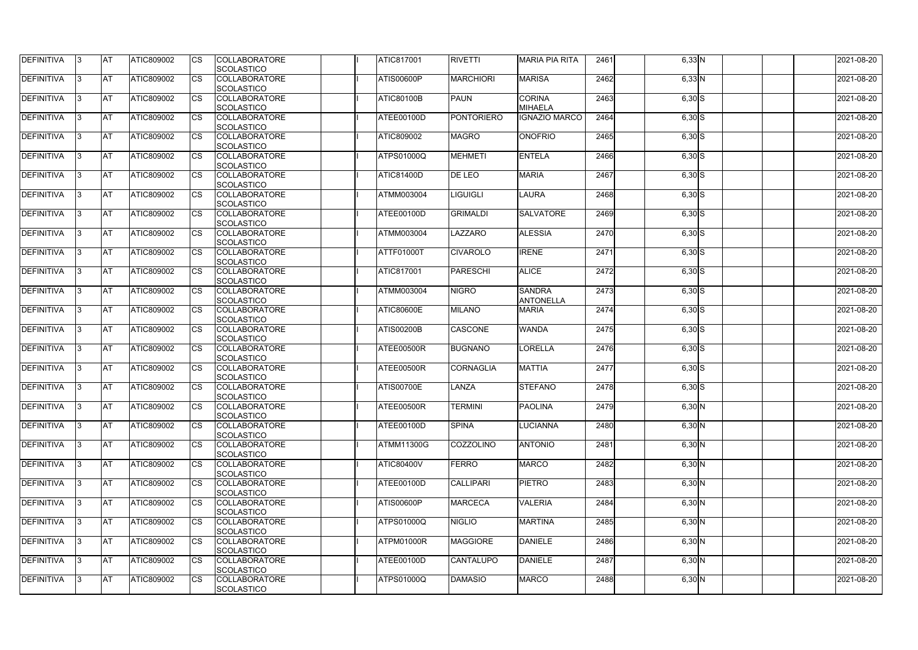| DEFINITIVA | 3 | AT | ATIC809002 | CS | COLLABORATORE SCOLASTICO | | I | ATIC817001 | RIVETTI | MARIA PIA RITA | 2461 | | 6,33 | N | | | | 2021-08-20 |
|---|---|---|---|---|---|---|---|---|---|---|---|---|---|---|---|---|---|---|
| DEFINITIVA | 3 | AT | ATIC809002 | CS | COLLABORATORE SCOLASTICO | | I | ATIS00600P | MARCHIORI | MARISA | 2462 | | 6,33 | N | | | | 2021-08-20 |
| DEFINITIVA | 3 | AT | ATIC809002 | CS | COLLABORATORE SCOLASTICO | | I | ATIC80100B | PAUN | CORINA MIHAELA | 2463 | | 6,30 | S | | | | 2021-08-20 |
| DEFINITIVA | 3 | AT | ATIC809002 | CS | COLLABORATORE SCOLASTICO | | I | ATEE00100D | PONTORIERO | IGNAZIO MARCO | 2464 | | 6,30 | S | | | | 2021-08-20 |
| DEFINITIVA | 3 | AT | ATIC809002 | CS | COLLABORATORE SCOLASTICO | | I | ATIC809002 | MAGRO | ONOFRIO | 2465 | | 6,30 | S | | | | 2021-08-20 |
| DEFINITIVA | 3 | AT | ATIC809002 | CS | COLLABORATORE SCOLASTICO | | I | ATPS01000Q | MEHMETI | ENTELA | 2466 | | 6,30 | S | | | | 2021-08-20 |
| DEFINITIVA | 3 | AT | ATIC809002 | CS | COLLABORATORE SCOLASTICO | | I | ATIC81400D | DE LEO | MARIA | 2467 | | 6,30 | S | | | | 2021-08-20 |
| DEFINITIVA | 3 | AT | ATIC809002 | CS | COLLABORATORE SCOLASTICO | | I | ATMM003004 | LIGUIGLI | LAURA | 2468 | | 6,30 | S | | | | 2021-08-20 |
| DEFINITIVA | 3 | AT | ATIC809002 | CS | COLLABORATORE SCOLASTICO | | I | ATEE00100D | GRIMALDI | SALVATORE | 2469 | | 6,30 | S | | | | 2021-08-20 |
| DEFINITIVA | 3 | AT | ATIC809002 | CS | COLLABORATORE SCOLASTICO | | I | ATMM003004 | LAZZARO | ALESSIA | 2470 | | 6,30 | S | | | | 2021-08-20 |
| DEFINITIVA | 3 | AT | ATIC809002 | CS | COLLABORATORE SCOLASTICO | | I | ATTF01000T | CIVAROLO | IRENE | 2471 | | 6,30 | S | | | | 2021-08-20 |
| DEFINITIVA | 3 | AT | ATIC809002 | CS | COLLABORATORE SCOLASTICO | | I | ATIC817001 | PARESCHI | ALICE | 2472 | | 6,30 | S | | | | 2021-08-20 |
| DEFINITIVA | 3 | AT | ATIC809002 | CS | COLLABORATORE SCOLASTICO | | I | ATMM003004 | NIGRO | SANDRA ANTONELLA | 2473 | | 6,30 | S | | | | 2021-08-20 |
| DEFINITIVA | 3 | AT | ATIC809002 | CS | COLLABORATORE SCOLASTICO | | I | ATIC80600E | MILANO | MARIA | 2474 | | 6,30 | S | | | | 2021-08-20 |
| DEFINITIVA | 3 | AT | ATIC809002 | CS | COLLABORATORE SCOLASTICO | | I | ATIS00200B | CASCONE | WANDA | 2475 | | 6,30 | S | | | | 2021-08-20 |
| DEFINITIVA | 3 | AT | ATIC809002 | CS | COLLABORATORE SCOLASTICO | | I | ATEE00500R | BUGNANO | LORELLA | 2476 | | 6,30 | S | | | | 2021-08-20 |
| DEFINITIVA | 3 | AT | ATIC809002 | CS | COLLABORATORE SCOLASTICO | | I | ATEE00500R | CORNAGLIA | MATTIA | 2477 | | 6,30 | S | | | | 2021-08-20 |
| DEFINITIVA | 3 | AT | ATIC809002 | CS | COLLABORATORE SCOLASTICO | | I | ATIS00700E | LANZA | STEFANO | 2478 | | 6,30 | S | | | | 2021-08-20 |
| DEFINITIVA | 3 | AT | ATIC809002 | CS | COLLABORATORE SCOLASTICO | | I | ATEE00500R | TERMINI | PAOLINA | 2479 | | 6,30 | N | | | | 2021-08-20 |
| DEFINITIVA | 3 | AT | ATIC809002 | CS | COLLABORATORE SCOLASTICO | | I | ATEE00100D | SPINA | LUCIANNA | 2480 | | 6,30 | N | | | | 2021-08-20 |
| DEFINITIVA | 3 | AT | ATIC809002 | CS | COLLABORATORE SCOLASTICO | | I | ATMM11300G | COZZOLINO | ANTONIO | 2481 | | 6,30 | N | | | | 2021-08-20 |
| DEFINITIVA | 3 | AT | ATIC809002 | CS | COLLABORATORE SCOLASTICO | | I | ATIC80400V | FERRO | MARCO | 2482 | | 6,30 | N | | | | 2021-08-20 |
| DEFINITIVA | 3 | AT | ATIC809002 | CS | COLLABORATORE SCOLASTICO | | I | ATEE00100D | CALLIPARI | PIETRO | 2483 | | 6,30 | N | | | | 2021-08-20 |
| DEFINITIVA | 3 | AT | ATIC809002 | CS | COLLABORATORE SCOLASTICO | | I | ATIS00600P | MARCECA | VALERIA | 2484 | | 6,30 | N | | | | 2021-08-20 |
| DEFINITIVA | 3 | AT | ATIC809002 | CS | COLLABORATORE SCOLASTICO | | I | ATPS01000Q | NIGLIO | MARTINA | 2485 | | 6,30 | N | | | | 2021-08-20 |
| DEFINITIVA | 3 | AT | ATIC809002 | CS | COLLABORATORE SCOLASTICO | | I | ATPM01000R | MAGGIORE | DANIELE | 2486 | | 6,30 | N | | | | 2021-08-20 |
| DEFINITIVA | 3 | AT | ATIC809002 | CS | COLLABORATORE SCOLASTICO | | I | ATEE00100D | CANTALUPO | DANIELE | 2487 | | 6,30 | N | | | | 2021-08-20 |
| DEFINITIVA | 3 | AT | ATIC809002 | CS | COLLABORATORE SCOLASTICO | | I | ATPS01000Q | DAMASIO | MARCO | 2488 | | 6,30 | N | | | | 2021-08-20 |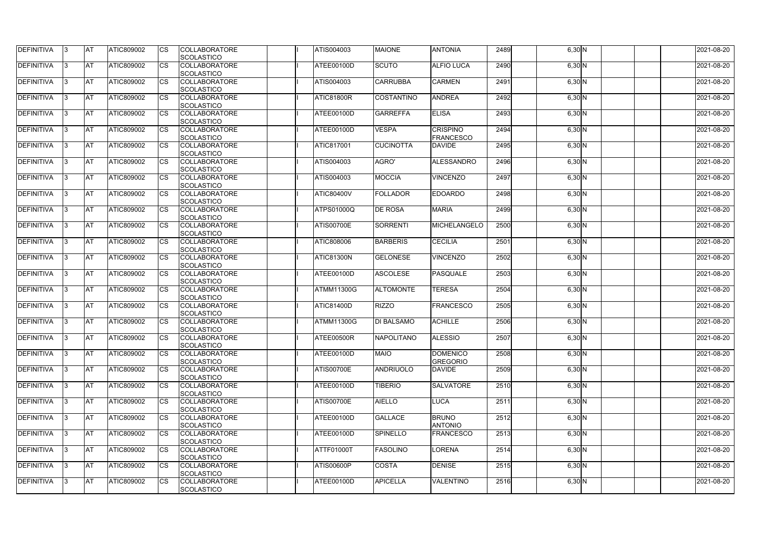| DEFINITIVA | 3 | AT | ATIC809002 | CS | COLLABORATORE SCOLASTICO | | I | ATIS004003 | MAIONE | ANTONIA | 2489 | | 6,30 | N | | | | 2021-08-20 |
|---|---|---|---|---|---|---|---|---|---|---|---|---|---|---|---|---|---|---|
| DEFINITIVA | 3 | AT | ATIC809002 | CS | COLLABORATORE SCOLASTICO | | I | ATEE00100D | SCUTO | ALFIO LUCA | 2490 | | 6,30 | N | | | | 2021-08-20 |
| DEFINITIVA | 3 | AT | ATIC809002 | CS | COLLABORATORE SCOLASTICO | | I | ATIS004003 | CARRUBBA | CARMEN | 2491 | | 6,30 | N | | | | 2021-08-20 |
| DEFINITIVA | 3 | AT | ATIC809002 | CS | COLLABORATORE SCOLASTICO | | I | ATIC81800R | COSTANTINO | ANDREA | 2492 | | 6,30 | N | | | | 2021-08-20 |
| DEFINITIVA | 3 | AT | ATIC809002 | CS | COLLABORATORE SCOLASTICO | | I | ATEE00100D | GARREFFA | ELISA | 2493 | | 6,30 | N | | | | 2021-08-20 |
| DEFINITIVA | 3 | AT | ATIC809002 | CS | COLLABORATORE SCOLASTICO | | I | ATEE00100D | VESPA | CRISPINO FRANCESCO | 2494 | | 6,30 | N | | | | 2021-08-20 |
| DEFINITIVA | 3 | AT | ATIC809002 | CS | COLLABORATORE SCOLASTICO | | I | ATIC817001 | CUCINOTTA | DAVIDE | 2495 | | 6,30 | N | | | | 2021-08-20 |
| DEFINITIVA | 3 | AT | ATIC809002 | CS | COLLABORATORE SCOLASTICO | | I | ATIS004003 | AGRO' | ALESSANDRO | 2496 | | 6,30 | N | | | | 2021-08-20 |
| DEFINITIVA | 3 | AT | ATIC809002 | CS | COLLABORATORE SCOLASTICO | | I | ATIS004003 | MOCCIA | VINCENZO | 2497 | | 6,30 | N | | | | 2021-08-20 |
| DEFINITIVA | 3 | AT | ATIC809002 | CS | COLLABORATORE SCOLASTICO | | I | ATIC80400V | FOLLADOR | EDOARDO | 2498 | | 6,30 | N | | | | 2021-08-20 |
| DEFINITIVA | 3 | AT | ATIC809002 | CS | COLLABORATORE SCOLASTICO | | I | ATPS01000Q | DE ROSA | MARIA | 2499 | | 6,30 | N | | | | 2021-08-20 |
| DEFINITIVA | 3 | AT | ATIC809002 | CS | COLLABORATORE SCOLASTICO | | I | ATIS00700E | SORRENTI | MICHELANGELO | 2500 | | 6,30 | N | | | | 2021-08-20 |
| DEFINITIVA | 3 | AT | ATIC809002 | CS | COLLABORATORE SCOLASTICO | | I | ATIC808006 | BARBERIS | CECILIA | 2501 | | 6,30 | N | | | | 2021-08-20 |
| DEFINITIVA | 3 | AT | ATIC809002 | CS | COLLABORATORE SCOLASTICO | | I | ATIC81300N | GELONESE | VINCENZO | 2502 | | 6,30 | N | | | | 2021-08-20 |
| DEFINITIVA | 3 | AT | ATIC809002 | CS | COLLABORATORE SCOLASTICO | | I | ATEE00100D | ASCOLESE | PASQUALE | 2503 | | 6,30 | N | | | | 2021-08-20 |
| DEFINITIVA | 3 | AT | ATIC809002 | CS | COLLABORATORE SCOLASTICO | | I | ATMM11300G | ALTOMONTE | TERESA | 2504 | | 6,30 | N | | | | 2021-08-20 |
| DEFINITIVA | 3 | AT | ATIC809002 | CS | COLLABORATORE SCOLASTICO | | I | ATIC81400D | RIZZO | FRANCESCO | 2505 | | 6,30 | N | | | | 2021-08-20 |
| DEFINITIVA | 3 | AT | ATIC809002 | CS | COLLABORATORE SCOLASTICO | | I | ATMM11300G | DI BALSAMO | ACHILLE | 2506 | | 6,30 | N | | | | 2021-08-20 |
| DEFINITIVA | 3 | AT | ATIC809002 | CS | COLLABORATORE SCOLASTICO | | I | ATEE00500R | NAPOLITANO | ALESSIO | 2507 | | 6,30 | N | | | | 2021-08-20 |
| DEFINITIVA | 3 | AT | ATIC809002 | CS | COLLABORATORE SCOLASTICO | | I | ATEE00100D | MAIO | DOMENICO GREGORIO | 2508 | | 6,30 | N | | | | 2021-08-20 |
| DEFINITIVA | 3 | AT | ATIC809002 | CS | COLLABORATORE SCOLASTICO | | I | ATIS00700E | ANDRIUOLO | DAVIDE | 2509 | | 6,30 | N | | | | 2021-08-20 |
| DEFINITIVA | 3 | AT | ATIC809002 | CS | COLLABORATORE SCOLASTICO | | I | ATEE00100D | TIBERIO | SALVATORE | 2510 | | 6,30 | N | | | | 2021-08-20 |
| DEFINITIVA | 3 | AT | ATIC809002 | CS | COLLABORATORE SCOLASTICO | | I | ATIS00700E | AIELLO | LUCA | 2511 | | 6,30 | N | | | | 2021-08-20 |
| DEFINITIVA | 3 | AT | ATIC809002 | CS | COLLABORATORE SCOLASTICO | | I | ATEE00100D | GALLACE | BRUNO ANTONIO | 2512 | | 6,30 | N | | | | 2021-08-20 |
| DEFINITIVA | 3 | AT | ATIC809002 | CS | COLLABORATORE SCOLASTICO | | I | ATEE00100D | SPINELLO | FRANCESCO | 2513 | | 6,30 | N | | | | 2021-08-20 |
| DEFINITIVA | 3 | AT | ATIC809002 | CS | COLLABORATORE SCOLASTICO | | I | ATTF01000T | FASOLINO | LORENA | 2514 | | 6,30 | N | | | | 2021-08-20 |
| DEFINITIVA | 3 | AT | ATIC809002 | CS | COLLABORATORE SCOLASTICO | | I | ATIS00600P | COSTA | DENISE | 2515 | | 6,30 | N | | | | 2021-08-20 |
| DEFINITIVA | 3 | AT | ATIC809002 | CS | COLLABORATORE SCOLASTICO | | I | ATEE00100D | APICELLA | VALENTINO | 2516 | | 6,30 | N | | | | 2021-08-20 |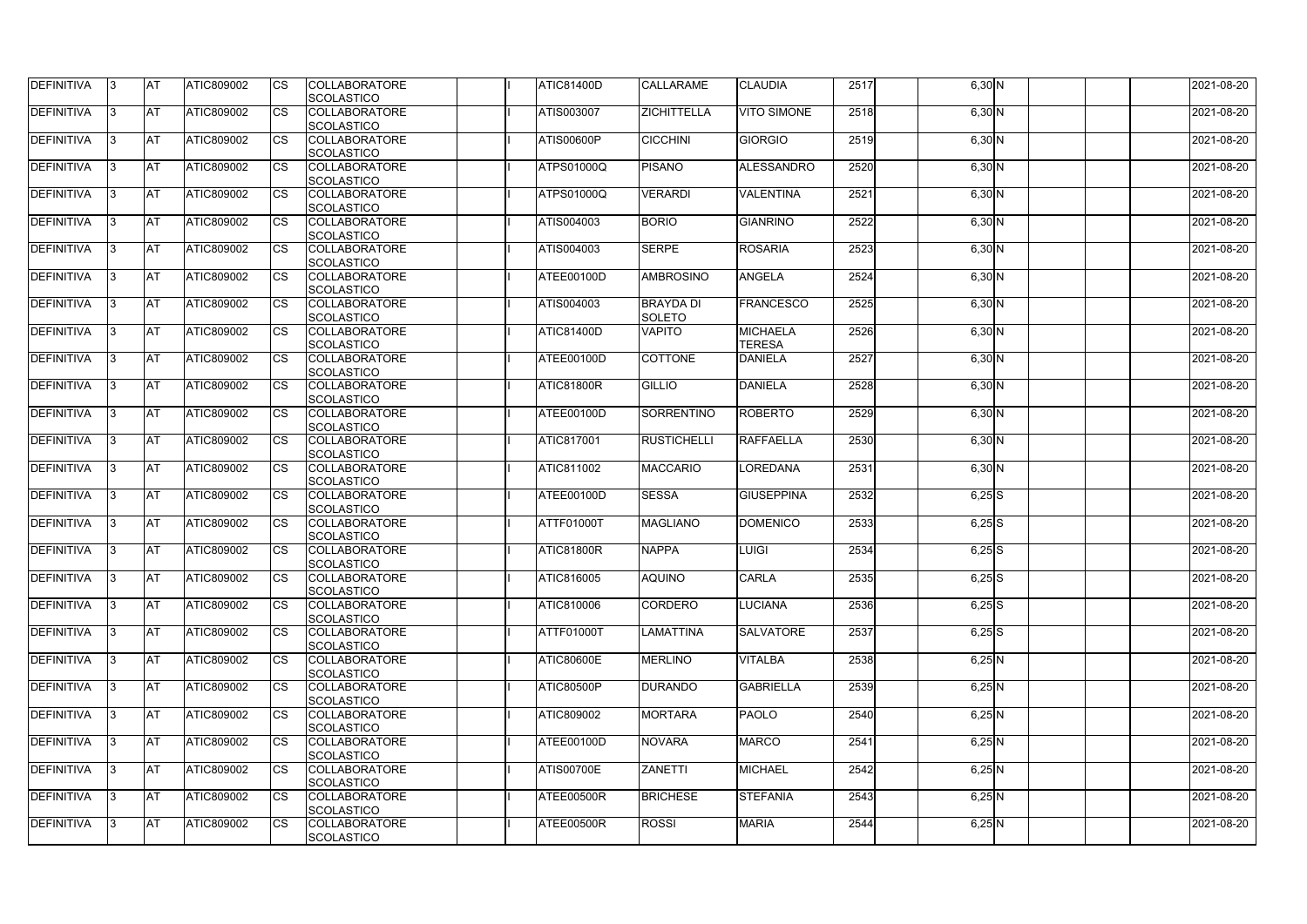| DEFINITIVA | 3 | AT | ATIC809002 | CS | COLLABORATORE SCOLASTICO | | I | ATIC81400D | CALLARAME | CLAUDIA | 2517 | | 6,30 | N | | | | 2021-08-20 |
|---|---|---|---|---|---|---|---|---|---|---|---|---|---|---|---|---|---|---|
| DEFINITIVA | 3 | AT | ATIC809002 | CS | COLLABORATORE SCOLASTICO | | I | ATIS003007 | ZICHITTELLA | VITO SIMONE | 2518 | | 6,30 | N | | | | 2021-08-20 |
| DEFINITIVA | 3 | AT | ATIC809002 | CS | COLLABORATORE SCOLASTICO | | I | ATIS00600P | CICCHINI | GIORGIO | 2519 | | 6,30 | N | | | | 2021-08-20 |
| DEFINITIVA | 3 | AT | ATIC809002 | CS | COLLABORATORE SCOLASTICO | | I | ATPS01000Q | PISANO | ALESSANDRO | 2520 | | 6,30 | N | | | | 2021-08-20 |
| DEFINITIVA | 3 | AT | ATIC809002 | CS | COLLABORATORE SCOLASTICO | | I | ATPS01000Q | VERARDI | VALENTINA | 2521 | | 6,30 | N | | | | 2021-08-20 |
| DEFINITIVA | 3 | AT | ATIC809002 | CS | COLLABORATORE SCOLASTICO | | I | ATIS004003 | BORIO | GIANRINO | 2522 | | 6,30 | N | | | | 2021-08-20 |
| DEFINITIVA | 3 | AT | ATIC809002 | CS | COLLABORATORE SCOLASTICO | | I | ATIS004003 | SERPE | ROSARIA | 2523 | | 6,30 | N | | | | 2021-08-20 |
| DEFINITIVA | 3 | AT | ATIC809002 | CS | COLLABORATORE SCOLASTICO | | I | ATEE00100D | AMBROSINO | ANGELA | 2524 | | 6,30 | N | | | | 2021-08-20 |
| DEFINITIVA | 3 | AT | ATIC809002 | CS | COLLABORATORE SCOLASTICO | | I | ATIS004003 | BRAYDA DI SOLETO | FRANCESCO | 2525 | | 6,30 | N | | | | 2021-08-20 |
| DEFINITIVA | 3 | AT | ATIC809002 | CS | COLLABORATORE SCOLASTICO | | I | ATIC81400D | VAPITO | MICHAELA TERESA | 2526 | | 6,30 | N | | | | 2021-08-20 |
| DEFINITIVA | 3 | AT | ATIC809002 | CS | COLLABORATORE SCOLASTICO | | I | ATEE00100D | COTTONE | DANIELA | 2527 | | 6,30 | N | | | | 2021-08-20 |
| DEFINITIVA | 3 | AT | ATIC809002 | CS | COLLABORATORE SCOLASTICO | | I | ATIC81800R | GILLIO | DANIELA | 2528 | | 6,30 | N | | | | 2021-08-20 |
| DEFINITIVA | 3 | AT | ATIC809002 | CS | COLLABORATORE SCOLASTICO | | I | ATEE00100D | SORRENTINO | ROBERTO | 2529 | | 6,30 | N | | | | 2021-08-20 |
| DEFINITIVA | 3 | AT | ATIC809002 | CS | COLLABORATORE SCOLASTICO | | I | ATIC817001 | RUSTICHELLI | RAFFAELLA | 2530 | | 6,30 | N | | | | 2021-08-20 |
| DEFINITIVA | 3 | AT | ATIC809002 | CS | COLLABORATORE SCOLASTICO | | I | ATIC811002 | MACCARIO | LOREDANA | 2531 | | 6,30 | N | | | | 2021-08-20 |
| DEFINITIVA | 3 | AT | ATIC809002 | CS | COLLABORATORE SCOLASTICO | | I | ATEE00100D | SESSA | GIUSEPPINA | 2532 | | 6,25 | S | | | | 2021-08-20 |
| DEFINITIVA | 3 | AT | ATIC809002 | CS | COLLABORATORE SCOLASTICO | | I | ATTF01000T | MAGLIANO | DOMENICO | 2533 | | 6,25 | S | | | | 2021-08-20 |
| DEFINITIVA | 3 | AT | ATIC809002 | CS | COLLABORATORE SCOLASTICO | | I | ATIC81800R | NAPPA | LUIGI | 2534 | | 6,25 | S | | | | 2021-08-20 |
| DEFINITIVA | 3 | AT | ATIC809002 | CS | COLLABORATORE SCOLASTICO | | I | ATIC816005 | AQUINO | CARLA | 2535 | | 6,25 | S | | | | 2021-08-20 |
| DEFINITIVA | 3 | AT | ATIC809002 | CS | COLLABORATORE SCOLASTICO | | I | ATIC810006 | CORDERO | LUCIANA | 2536 | | 6,25 | S | | | | 2021-08-20 |
| DEFINITIVA | 3 | AT | ATIC809002 | CS | COLLABORATORE SCOLASTICO | | I | ATTF01000T | LAMATTINA | SALVATORE | 2537 | | 6,25 | S | | | | 2021-08-20 |
| DEFINITIVA | 3 | AT | ATIC809002 | CS | COLLABORATORE SCOLASTICO | | I | ATIC80600E | MERLINO | VITALBA | 2538 | | 6,25 | N | | | | 2021-08-20 |
| DEFINITIVA | 3 | AT | ATIC809002 | CS | COLLABORATORE SCOLASTICO | | I | ATIC80500P | DURANDO | GABRIELLA | 2539 | | 6,25 | N | | | | 2021-08-20 |
| DEFINITIVA | 3 | AT | ATIC809002 | CS | COLLABORATORE SCOLASTICO | | I | ATIC809002 | MORTARA | PAOLO | 2540 | | 6,25 | N | | | | 2021-08-20 |
| DEFINITIVA | 3 | AT | ATIC809002 | CS | COLLABORATORE SCOLASTICO | | I | ATEE00100D | NOVARA | MARCO | 2541 | | 6,25 | N | | | | 2021-08-20 |
| DEFINITIVA | 3 | AT | ATIC809002 | CS | COLLABORATORE SCOLASTICO | | I | ATIS00700E | ZANETTI | MICHAEL | 2542 | | 6,25 | N | | | | 2021-08-20 |
| DEFINITIVA | 3 | AT | ATIC809002 | CS | COLLABORATORE SCOLASTICO | | I | ATEE00500R | BRICHESE | STEFANIA | 2543 | | 6,25 | N | | | | 2021-08-20 |
| DEFINITIVA | 3 | AT | ATIC809002 | CS | COLLABORATORE SCOLASTICO | | I | ATEE00500R | ROSSI | MARIA | 2544 | | 6,25 | N | | | | 2021-08-20 |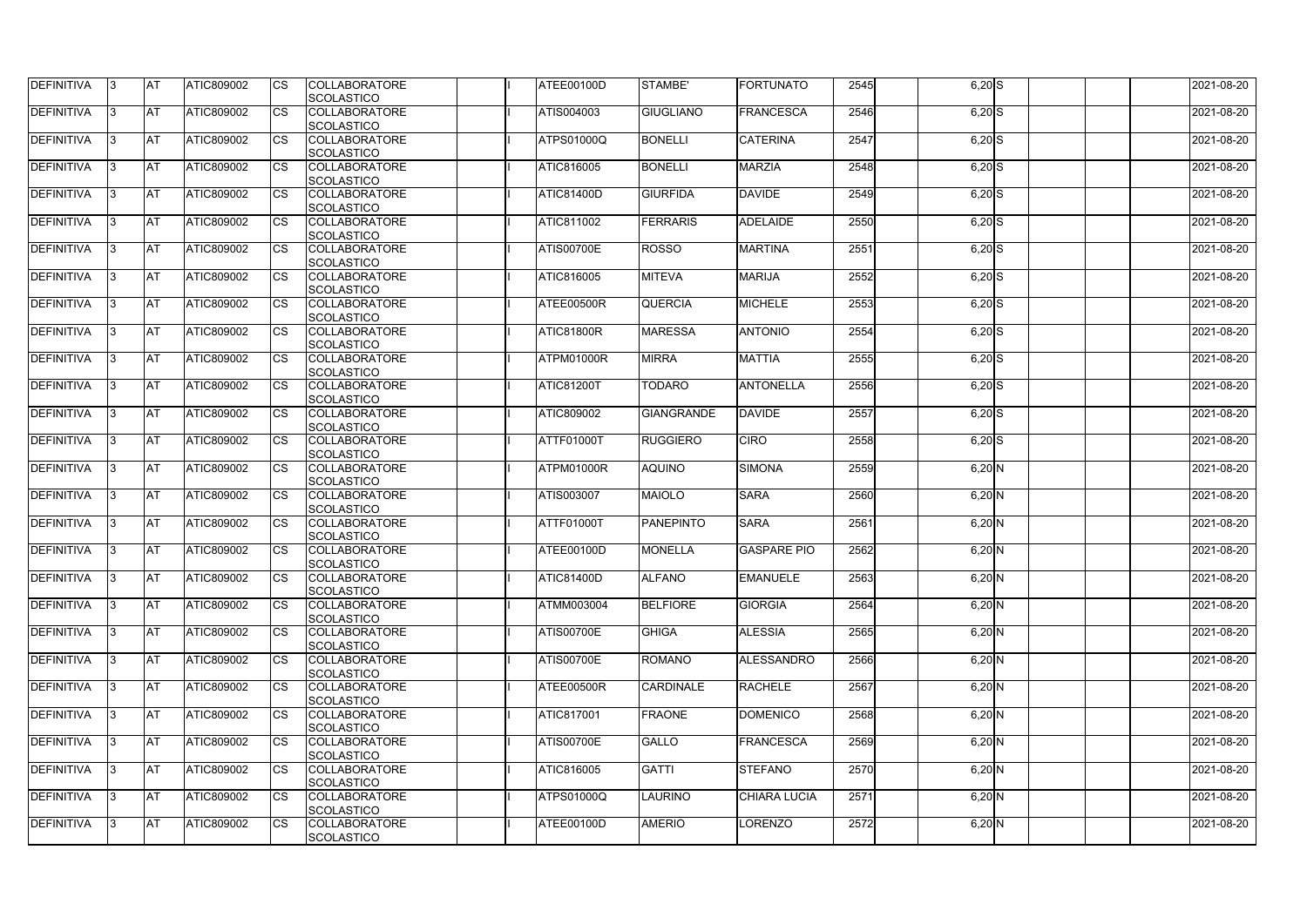| DEFINITIVA | 3 | AT | ATIC809002 | CS | COLLABORATORE SCOLASTICO | | I | ATEE00100D | STAMBE' | FORTUNATO | 2545 | | 6,20 | S | | | | 2021-08-20 |
|---|---|---|---|---|---|---|---|---|---|---|---|---|---|---|---|---|---|---|
| DEFINITIVA | 3 | AT | ATIC809002 | CS | COLLABORATORE SCOLASTICO | | I | ATIS004003 | GIUGLIANO | FRANCESCA | 2546 | | 6,20 | S | | | | 2021-08-20 |
| DEFINITIVA | 3 | AT | ATIC809002 | CS | COLLABORATORE SCOLASTICO | | I | ATPS01000Q | BONELLI | CATERINA | 2547 | | 6,20 | S | | | | 2021-08-20 |
| DEFINITIVA | 3 | AT | ATIC809002 | CS | COLLABORATORE SCOLASTICO | | I | ATIC816005 | BONELLI | MARZIA | 2548 | | 6,20 | S | | | | 2021-08-20 |
| DEFINITIVA | 3 | AT | ATIC809002 | CS | COLLABORATORE SCOLASTICO | | I | ATIC81400D | GIURFIDA | DAVIDE | 2549 | | 6,20 | S | | | | 2021-08-20 |
| DEFINITIVA | 3 | AT | ATIC809002 | CS | COLLABORATORE SCOLASTICO | | I | ATIC811002 | FERRARIS | ADELAIDE | 2550 | | 6,20 | S | | | | 2021-08-20 |
| DEFINITIVA | 3 | AT | ATIC809002 | CS | COLLABORATORE SCOLASTICO | | I | ATIS00700E | ROSSO | MARTINA | 2551 | | 6,20 | S | | | | 2021-08-20 |
| DEFINITIVA | 3 | AT | ATIC809002 | CS | COLLABORATORE SCOLASTICO | | I | ATIC816005 | MITEVA | MARIJA | 2552 | | 6,20 | S | | | | 2021-08-20 |
| DEFINITIVA | 3 | AT | ATIC809002 | CS | COLLABORATORE SCOLASTICO | | I | ATEE00500R | QUERCIA | MICHELE | 2553 | | 6,20 | S | | | | 2021-08-20 |
| DEFINITIVA | 3 | AT | ATIC809002 | CS | COLLABORATORE SCOLASTICO | | I | ATIC81800R | MARESSA | ANTONIO | 2554 | | 6,20 | S | | | | 2021-08-20 |
| DEFINITIVA | 3 | AT | ATIC809002 | CS | COLLABORATORE SCOLASTICO | | I | ATPM01000R | MIRRA | MATTIA | 2555 | | 6,20 | S | | | | 2021-08-20 |
| DEFINITIVA | 3 | AT | ATIC809002 | CS | COLLABORATORE SCOLASTICO | | I | ATIC81200T | TODARO | ANTONELLA | 2556 | | 6,20 | S | | | | 2021-08-20 |
| DEFINITIVA | 3 | AT | ATIC809002 | CS | COLLABORATORE SCOLASTICO | | I | ATIC809002 | GIANGRANDE | DAVIDE | 2557 | | 6,20 | S | | | | 2021-08-20 |
| DEFINITIVA | 3 | AT | ATIC809002 | CS | COLLABORATORE SCOLASTICO | | I | ATTF01000T | RUGGIERO | CIRO | 2558 | | 6,20 | S | | | | 2021-08-20 |
| DEFINITIVA | 3 | AT | ATIC809002 | CS | COLLABORATORE SCOLASTICO | | I | ATPM01000R | AQUINO | SIMONA | 2559 | | 6,20 | N | | | | 2021-08-20 |
| DEFINITIVA | 3 | AT | ATIC809002 | CS | COLLABORATORE SCOLASTICO | | I | ATIS003007 | MAIOLO | SARA | 2560 | | 6,20 | N | | | | 2021-08-20 |
| DEFINITIVA | 3 | AT | ATIC809002 | CS | COLLABORATORE SCOLASTICO | | I | ATTF01000T | PANEPINTO | SARA | 2561 | | 6,20 | N | | | | 2021-08-20 |
| DEFINITIVA | 3 | AT | ATIC809002 | CS | COLLABORATORE SCOLASTICO | | I | ATEE00100D | MONELLA | GASPARE PIO | 2562 | | 6,20 | N | | | | 2021-08-20 |
| DEFINITIVA | 3 | AT | ATIC809002 | CS | COLLABORATORE SCOLASTICO | | I | ATIC81400D | ALFANO | EMANUELE | 2563 | | 6,20 | N | | | | 2021-08-20 |
| DEFINITIVA | 3 | AT | ATIC809002 | CS | COLLABORATORE SCOLASTICO | | I | ATMM003004 | BELFIORE | GIORGIA | 2564 | | 6,20 | N | | | | 2021-08-20 |
| DEFINITIVA | 3 | AT | ATIC809002 | CS | COLLABORATORE SCOLASTICO | | I | ATIS00700E | GHIGA | ALESSIA | 2565 | | 6,20 | N | | | | 2021-08-20 |
| DEFINITIVA | 3 | AT | ATIC809002 | CS | COLLABORATORE SCOLASTICO | | I | ATIS00700E | ROMANO | ALESSANDRO | 2566 | | 6,20 | N | | | | 2021-08-20 |
| DEFINITIVA | 3 | AT | ATIC809002 | CS | COLLABORATORE SCOLASTICO | | I | ATEE00500R | CARDINALE | RACHELE | 2567 | | 6,20 | N | | | | 2021-08-20 |
| DEFINITIVA | 3 | AT | ATIC809002 | CS | COLLABORATORE SCOLASTICO | | I | ATIC817001 | FRAONE | DOMENICO | 2568 | | 6,20 | N | | | | 2021-08-20 |
| DEFINITIVA | 3 | AT | ATIC809002 | CS | COLLABORATORE SCOLASTICO | | I | ATIS00700E | GALLO | FRANCESCA | 2569 | | 6,20 | N | | | | 2021-08-20 |
| DEFINITIVA | 3 | AT | ATIC809002 | CS | COLLABORATORE SCOLASTICO | | I | ATIC816005 | GATTI | STEFANO | 2570 | | 6,20 | N | | | | 2021-08-20 |
| DEFINITIVA | 3 | AT | ATIC809002 | CS | COLLABORATORE SCOLASTICO | | I | ATPS01000Q | LAURINO | CHIARA LUCIA | 2571 | | 6,20 | N | | | | 2021-08-20 |
| DEFINITIVA | 3 | AT | ATIC809002 | CS | COLLABORATORE SCOLASTICO | | I | ATEE00100D | AMERIO | LORENZO | 2572 | | 6,20 | N | | | | 2021-08-20 |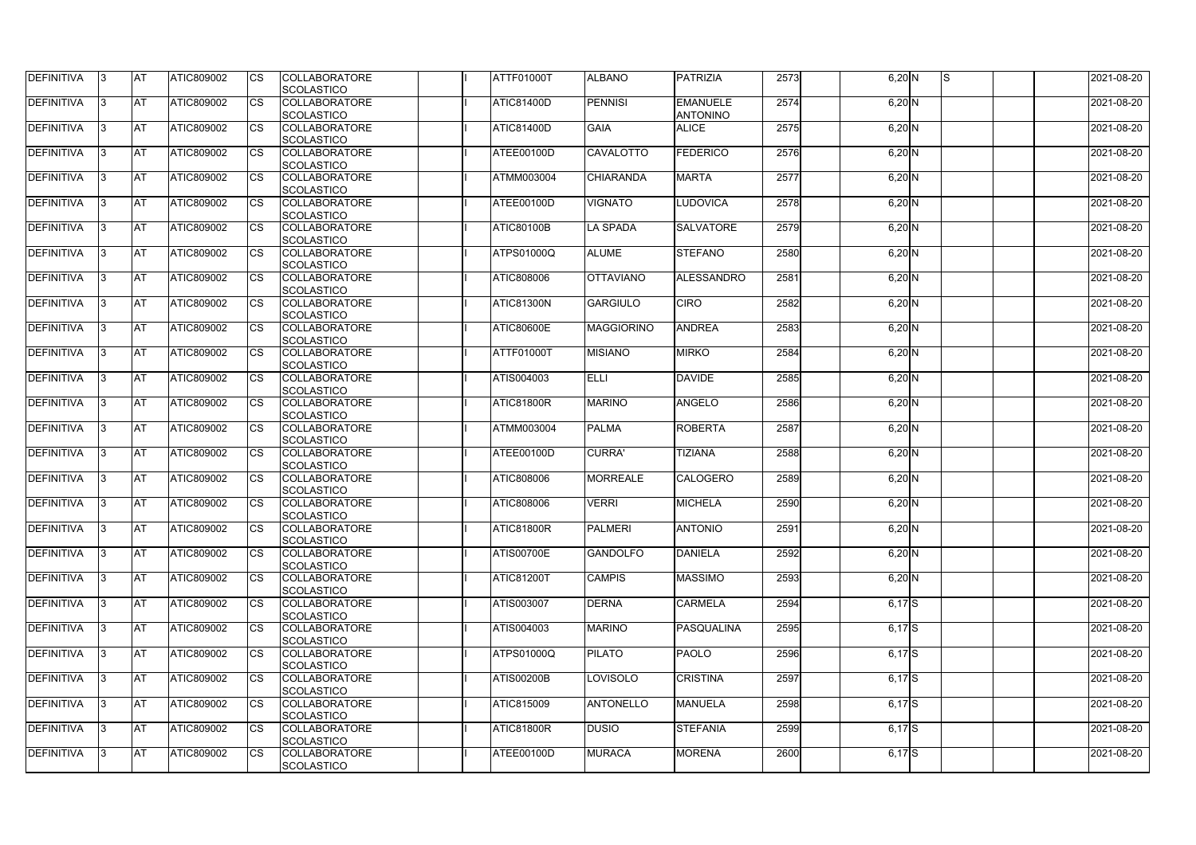| DEFINITIVA | 3 | AT | ATIC809002 | CS | COLLABORATORE SCOLASTICO | | I | ATTF01000T | ALBANO | PATRIZIA | 2573 | | 6,20 | N | S | | | 2021-08-20 |
|---|---|---|---|---|---|---|---|---|---|---|---|---|---|---|---|---|---|---|
| DEFINITIVA | 3 | AT | ATIC809002 | CS | COLLABORATORE SCOLASTICO | | I | ATIC81400D | PENNISI | EMANUELE ANTONINO | 2574 | | 6,20 | N | | | | 2021-08-20 |
| DEFINITIVA | 3 | AT | ATIC809002 | CS | COLLABORATORE SCOLASTICO | | I | ATIC81400D | GAIA | ALICE | 2575 | | 6,20 | N | | | | 2021-08-20 |
| DEFINITIVA | 3 | AT | ATIC809002 | CS | COLLABORATORE SCOLASTICO | | I | ATEE00100D | CAVALOTTO | FEDERICO | 2576 | | 6,20 | N | | | | 2021-08-20 |
| DEFINITIVA | 3 | AT | ATIC809002 | CS | COLLABORATORE SCOLASTICO | | I | ATMM003004 | CHIARANDA | MARTA | 2577 | | 6,20 | N | | | | 2021-08-20 |
| DEFINITIVA | 3 | AT | ATIC809002 | CS | COLLABORATORE SCOLASTICO | | I | ATEE00100D | VIGNATO | LUDOVICA | 2578 | | 6,20 | N | | | | 2021-08-20 |
| DEFINITIVA | 3 | AT | ATIC809002 | CS | COLLABORATORE SCOLASTICO | | I | ATIC80100B | LA SPADA | SALVATORE | 2579 | | 6,20 | N | | | | 2021-08-20 |
| DEFINITIVA | 3 | AT | ATIC809002 | CS | COLLABORATORE SCOLASTICO | | I | ATPS01000Q | ALUME | STEFANO | 2580 | | 6,20 | N | | | | 2021-08-20 |
| DEFINITIVA | 3 | AT | ATIC809002 | CS | COLLABORATORE SCOLASTICO | | I | ATIC808006 | OTTAVIANO | ALESSANDRO | 2581 | | 6,20 | N | | | | 2021-08-20 |
| DEFINITIVA | 3 | AT | ATIC809002 | CS | COLLABORATORE SCOLASTICO | | I | ATIC81300N | GARGIULO | CIRO | 2582 | | 6,20 | N | | | | 2021-08-20 |
| DEFINITIVA | 3 | AT | ATIC809002 | CS | COLLABORATORE SCOLASTICO | | I | ATIC80600E | MAGGIORINO | ANDREA | 2583 | | 6,20 | N | | | | 2021-08-20 |
| DEFINITIVA | 3 | AT | ATIC809002 | CS | COLLABORATORE SCOLASTICO | | I | ATTF01000T | MISIANO | MIRKO | 2584 | | 6,20 | N | | | | 2021-08-20 |
| DEFINITIVA | 3 | AT | ATIC809002 | CS | COLLABORATORE SCOLASTICO | | I | ATIS004003 | ELLI | DAVIDE | 2585 | | 6,20 | N | | | | 2021-08-20 |
| DEFINITIVA | 3 | AT | ATIC809002 | CS | COLLABORATORE SCOLASTICO | | I | ATIC81800R | MARINO | ANGELO | 2586 | | 6,20 | N | | | | 2021-08-20 |
| DEFINITIVA | 3 | AT | ATIC809002 | CS | COLLABORATORE SCOLASTICO | | I | ATMM003004 | PALMA | ROBERTA | 2587 | | 6,20 | N | | | | 2021-08-20 |
| DEFINITIVA | 3 | AT | ATIC809002 | CS | COLLABORATORE SCOLASTICO | | I | ATEE00100D | CURRA' | TIZIANA | 2588 | | 6,20 | N | | | | 2021-08-20 |
| DEFINITIVA | 3 | AT | ATIC809002 | CS | COLLABORATORE SCOLASTICO | | I | ATIC808006 | MORREALE | CALOGERO | 2589 | | 6,20 | N | | | | 2021-08-20 |
| DEFINITIVA | 3 | AT | ATIC809002 | CS | COLLABORATORE SCOLASTICO | | I | ATIC808006 | VERRI | MICHELA | 2590 | | 6,20 | N | | | | 2021-08-20 |
| DEFINITIVA | 3 | AT | ATIC809002 | CS | COLLABORATORE SCOLASTICO | | I | ATIC81800R | PALMERI | ANTONIO | 2591 | | 6,20 | N | | | | 2021-08-20 |
| DEFINITIVA | 3 | AT | ATIC809002 | CS | COLLABORATORE SCOLASTICO | | I | ATIS00700E | GANDOLFO | DANIELA | 2592 | | 6,20 | N | | | | 2021-08-20 |
| DEFINITIVA | 3 | AT | ATIC809002 | CS | COLLABORATORE SCOLASTICO | | I | ATIC81200T | CAMPIS | MASSIMO | 2593 | | 6,20 | N | | | | 2021-08-20 |
| DEFINITIVA | 3 | AT | ATIC809002 | CS | COLLABORATORE SCOLASTICO | | I | ATIS003007 | DERNA | CARMELA | 2594 | | 6,17 | S | | | | 2021-08-20 |
| DEFINITIVA | 3 | AT | ATIC809002 | CS | COLLABORATORE SCOLASTICO | | I | ATIS004003 | MARINO | PASQUALINA | 2595 | | 6,17 | S | | | | 2021-08-20 |
| DEFINITIVA | 3 | AT | ATIC809002 | CS | COLLABORATORE SCOLASTICO | | I | ATPS01000Q | PILATO | PAOLO | 2596 | | 6,17 | S | | | | 2021-08-20 |
| DEFINITIVA | 3 | AT | ATIC809002 | CS | COLLABORATORE SCOLASTICO | | I | ATIS00200B | LOVISOLO | CRISTINA | 2597 | | 6,17 | S | | | | 2021-08-20 |
| DEFINITIVA | 3 | AT | ATIC809002 | CS | COLLABORATORE SCOLASTICO | | I | ATIC815009 | ANTONELLO | MANUELA | 2598 | | 6,17 | S | | | | 2021-08-20 |
| DEFINITIVA | 3 | AT | ATIC809002 | CS | COLLABORATORE SCOLASTICO | | I | ATIC81800R | DUSIO | STEFANIA | 2599 | | 6,17 | S | | | | 2021-08-20 |
| DEFINITIVA | 3 | AT | ATIC809002 | CS | COLLABORATORE SCOLASTICO | | I | ATEE00100D | MURACA | MORENA | 2600 | | 6,17 | S | | | | 2021-08-20 |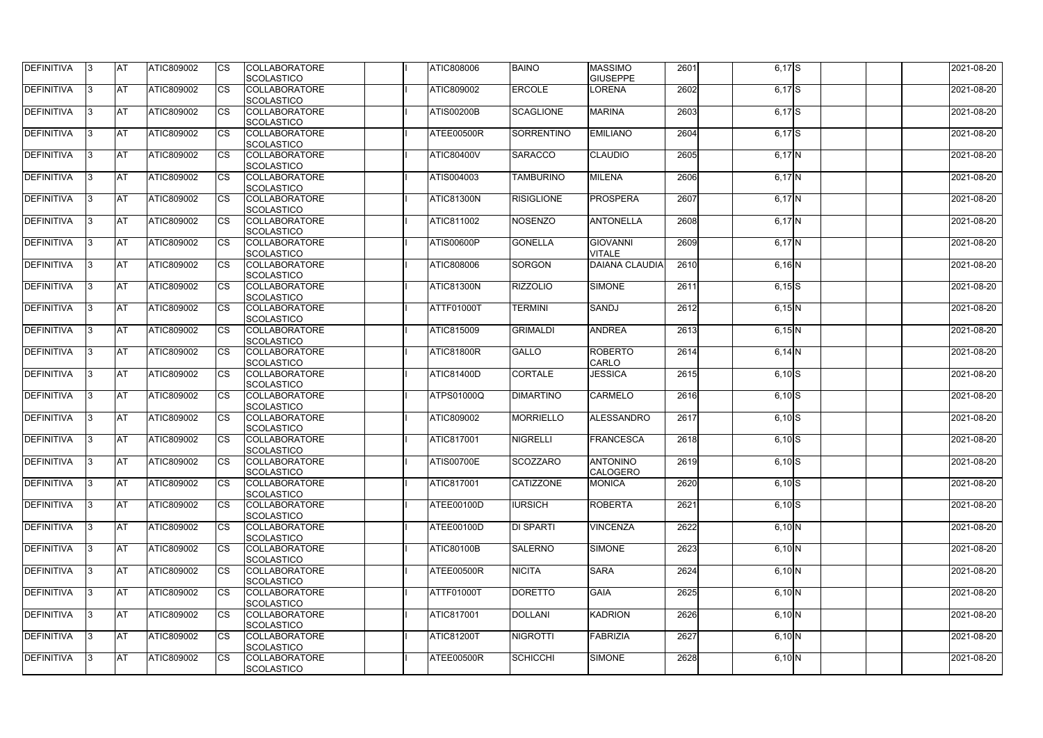| DEFINITIVA | 3 | AT | ATIC809002 | CS | COLLABORATORE SCOLASTICO | | I | ATIC808006 | BAINO | MASSIMO GIUSEPPE | 2601 | | 6,17 | S | | | | 2021-08-20 |
|---|---|---|---|---|---|---|---|---|---|---|---|---|---|---|---|---|---|---|
| DEFINITIVA | 3 | AT | ATIC809002 | CS | COLLABORATORE SCOLASTICO | | I | ATIC809002 | ERCOLE | LORENA | 2602 | | 6,17 | S | | | | 2021-08-20 |
| DEFINITIVA | 3 | AT | ATIC809002 | CS | COLLABORATORE SCOLASTICO | | I | ATIS00200B | SCAGLIONE | MARINA | 2603 | | 6,17 | S | | | | 2021-08-20 |
| DEFINITIVA | 3 | AT | ATIC809002 | CS | COLLABORATORE SCOLASTICO | | I | ATEE00500R | SORRENTINO | EMILIANO | 2604 | | 6,17 | S | | | | 2021-08-20 |
| DEFINITIVA | 3 | AT | ATIC809002 | CS | COLLABORATORE SCOLASTICO | | I | ATIC80400V | SARACCO | CLAUDIO | 2605 | | 6,17 | N | | | | 2021-08-20 |
| DEFINITIVA | 3 | AT | ATIC809002 | CS | COLLABORATORE SCOLASTICO | | I | ATIS004003 | TAMBURINO | MILENA | 2606 | | 6,17 | N | | | | 2021-08-20 |
| DEFINITIVA | 3 | AT | ATIC809002 | CS | COLLABORATORE SCOLASTICO | | I | ATIC81300N | RISIGLIONE | PROSPERA | 2607 | | 6,17 | N | | | | 2021-08-20 |
| DEFINITIVA | 3 | AT | ATIC809002 | CS | COLLABORATORE SCOLASTICO | | I | ATIC811002 | NOSENZO | ANTONELLA | 2608 | | 6,17 | N | | | | 2021-08-20 |
| DEFINITIVA | 3 | AT | ATIC809002 | CS | COLLABORATORE SCOLASTICO | | I | ATIS00600P | GONELLA | GIOVANNI VITALE | 2609 | | 6,17 | N | | | | 2021-08-20 |
| DEFINITIVA | 3 | AT | ATIC809002 | CS | COLLABORATORE SCOLASTICO | | I | ATIC808006 | SORGON | DAIANA CLAUDIA | 2610 | | 6,16 | N | | | | 2021-08-20 |
| DEFINITIVA | 3 | AT | ATIC809002 | CS | COLLABORATORE SCOLASTICO | | I | ATIC81300N | RIZZOLIO | SIMONE | 2611 | | 6,15 | S | | | | 2021-08-20 |
| DEFINITIVA | 3 | AT | ATIC809002 | CS | COLLABORATORE SCOLASTICO | | I | ATTF01000T | TERMINI | SANDJ | 2612 | | 6,15 | N | | | | 2021-08-20 |
| DEFINITIVA | 3 | AT | ATIC809002 | CS | COLLABORATORE SCOLASTICO | | I | ATIC815009 | GRIMALDI | ANDREA | 2613 | | 6,15 | N | | | | 2021-08-20 |
| DEFINITIVA | 3 | AT | ATIC809002 | CS | COLLABORATORE SCOLASTICO | | I | ATIC81800R | GALLO | ROBERTO CARLO | 2614 | | 6,14 | N | | | | 2021-08-20 |
| DEFINITIVA | 3 | AT | ATIC809002 | CS | COLLABORATORE SCOLASTICO | | I | ATIC81400D | CORTALE | JESSICA | 2615 | | 6,10 | S | | | | 2021-08-20 |
| DEFINITIVA | 3 | AT | ATIC809002 | CS | COLLABORATORE SCOLASTICO | | I | ATPS01000Q | DIMARTINO | CARMELO | 2616 | | 6,10 | S | | | | 2021-08-20 |
| DEFINITIVA | 3 | AT | ATIC809002 | CS | COLLABORATORE SCOLASTICO | | I | ATIC809002 | MORRIELLO | ALESSANDRO | 2617 | | 6,10 | S | | | | 2021-08-20 |
| DEFINITIVA | 3 | AT | ATIC809002 | CS | COLLABORATORE SCOLASTICO | | I | ATIC817001 | NIGRELLI | FRANCESCA | 2618 | | 6,10 | S | | | | 2021-08-20 |
| DEFINITIVA | 3 | AT | ATIC809002 | CS | COLLABORATORE SCOLASTICO | | I | ATIS00700E | SCOZZARO | ANTONINO CALOGERO | 2619 | | 6,10 | S | | | | 2021-08-20 |
| DEFINITIVA | 3 | AT | ATIC809002 | CS | COLLABORATORE SCOLASTICO | | I | ATIC817001 | CATIZZONE | MONICA | 2620 | | 6,10 | S | | | | 2021-08-20 |
| DEFINITIVA | 3 | AT | ATIC809002 | CS | COLLABORATORE SCOLASTICO | | I | ATEE00100D | IURSICH | ROBERTA | 2621 | | 6,10 | S | | | | 2021-08-20 |
| DEFINITIVA | 3 | AT | ATIC809002 | CS | COLLABORATORE SCOLASTICO | | I | ATEE00100D | DI SPARTI | VINCENZA | 2622 | | 6,10 | N | | | | 2021-08-20 |
| DEFINITIVA | 3 | AT | ATIC809002 | CS | COLLABORATORE SCOLASTICO | | I | ATIC80100B | SALERNO | SIMONE | 2623 | | 6,10 | N | | | | 2021-08-20 |
| DEFINITIVA | 3 | AT | ATIC809002 | CS | COLLABORATORE SCOLASTICO | | I | ATEE00500R | NICITA | SARA | 2624 | | 6,10 | N | | | | 2021-08-20 |
| DEFINITIVA | 3 | AT | ATIC809002 | CS | COLLABORATORE SCOLASTICO | | I | ATTF01000T | DORETTO | GAIA | 2625 | | 6,10 | N | | | | 2021-08-20 |
| DEFINITIVA | 3 | AT | ATIC809002 | CS | COLLABORATORE SCOLASTICO | | I | ATIC817001 | DOLLANI | KADRION | 2626 | | 6,10 | N | | | | 2021-08-20 |
| DEFINITIVA | 3 | AT | ATIC809002 | CS | COLLABORATORE SCOLASTICO | | I | ATIC81200T | NIGROTTI | FABRIZIA | 2627 | | 6,10 | N | | | | 2021-08-20 |
| DEFINITIVA | 3 | AT | ATIC809002 | CS | COLLABORATORE SCOLASTICO | | I | ATEE00500R | SCHICCHI | SIMONE | 2628 | | 6,10 | N | | | | 2021-08-20 |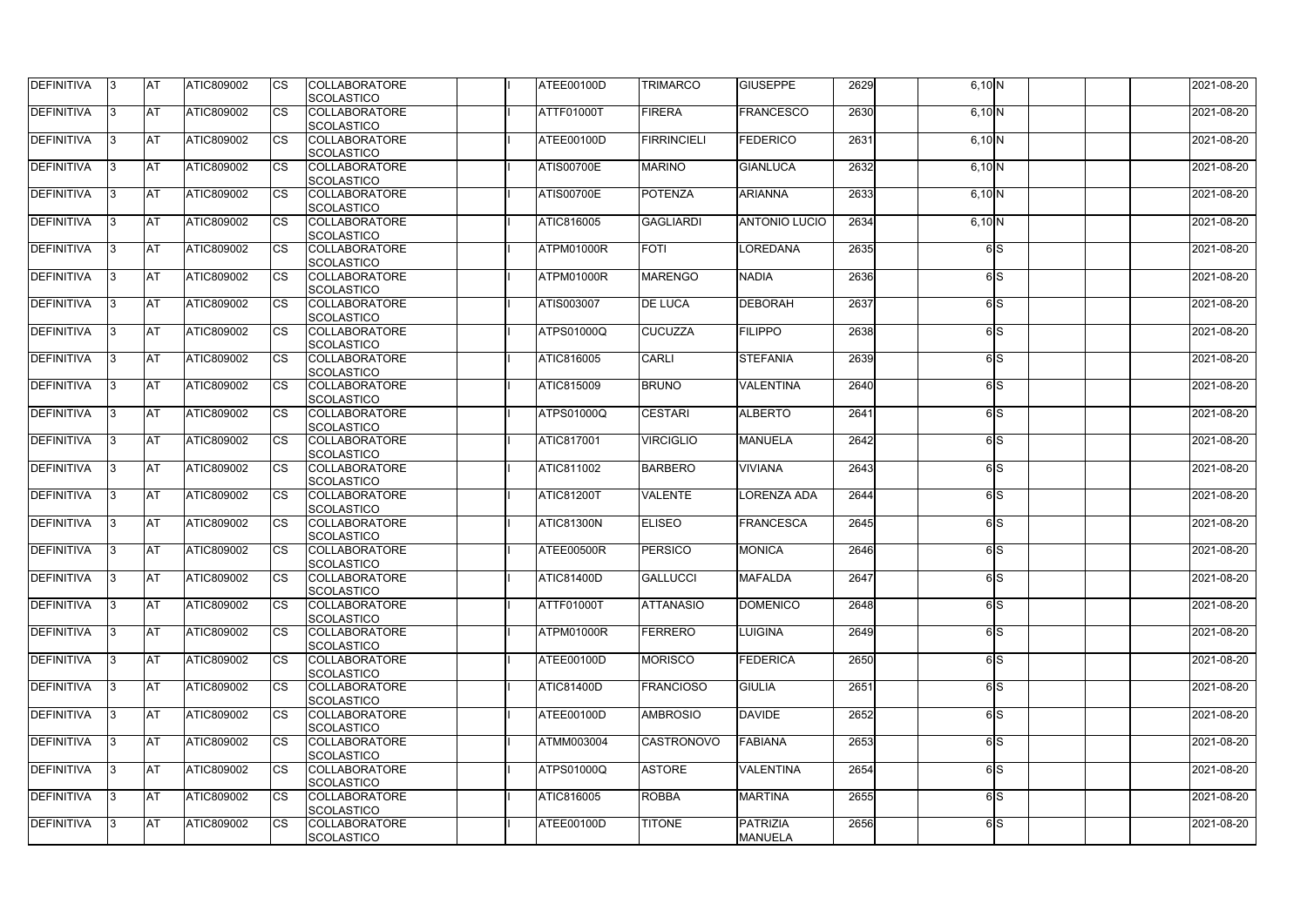| DEFINITIVA | 3 | AT | ATIC809002 | CS | COLLABORATORE SCOLASTICO | | I | ATEE00100D | TRIMARCO | GIUSEPPE | 2629 | | 6,10 | N | | | | 2021-08-20 |
|---|---|---|---|---|---|---|---|---|---|---|---|---|---|---|---|---|---|---|
| DEFINITIVA | 3 | AT | ATIC809002 | CS | COLLABORATORE SCOLASTICO | | I | ATTF01000T | FIRERA | FRANCESCO | 2630 | | 6,10 | N | | | | 2021-08-20 |
| DEFINITIVA | 3 | AT | ATIC809002 | CS | COLLABORATORE SCOLASTICO | | I | ATEE00100D | FIRRINCIELI | FEDERICO | 2631 | | 6,10 | N | | | | 2021-08-20 |
| DEFINITIVA | 3 | AT | ATIC809002 | CS | COLLABORATORE SCOLASTICO | | I | ATIS00700E | MARINO | GIANLUCA | 2632 | | 6,10 | N | | | | 2021-08-20 |
| DEFINITIVA | 3 | AT | ATIC809002 | CS | COLLABORATORE SCOLASTICO | | I | ATIS00700E | POTENZA | ARIANNA | 2633 | | 6,10 | N | | | | 2021-08-20 |
| DEFINITIVA | 3 | AT | ATIC809002 | CS | COLLABORATORE SCOLASTICO | | I | ATIC816005 | GAGLIARDI | ANTONIO LUCIO | 2634 | | 6,10 | N | | | | 2021-08-20 |
| DEFINITIVA | 3 | AT | ATIC809002 | CS | COLLABORATORE SCOLASTICO | | I | ATPM01000R | FOTI | LOREDANA | 2635 | | 6 | S | | | | 2021-08-20 |
| DEFINITIVA | 3 | AT | ATIC809002 | CS | COLLABORATORE SCOLASTICO | | I | ATPM01000R | MARENGO | NADIA | 2636 | | 6 | S | | | | 2021-08-20 |
| DEFINITIVA | 3 | AT | ATIC809002 | CS | COLLABORATORE SCOLASTICO | | I | ATIS003007 | DE LUCA | DEBORAH | 2637 | | 6 | S | | | | 2021-08-20 |
| DEFINITIVA | 3 | AT | ATIC809002 | CS | COLLABORATORE SCOLASTICO | | I | ATPS01000Q | CUCUZZA | FILIPPO | 2638 | | 6 | S | | | | 2021-08-20 |
| DEFINITIVA | 3 | AT | ATIC809002 | CS | COLLABORATORE SCOLASTICO | | I | ATIC816005 | CARLI | STEFANIA | 2639 | | 6 | S | | | | 2021-08-20 |
| DEFINITIVA | 3 | AT | ATIC809002 | CS | COLLABORATORE SCOLASTICO | | I | ATIC815009 | BRUNO | VALENTINA | 2640 | | 6 | S | | | | 2021-08-20 |
| DEFINITIVA | 3 | AT | ATIC809002 | CS | COLLABORATORE SCOLASTICO | | I | ATPS01000Q | CESTARI | ALBERTO | 2641 | | 6 | S | | | | 2021-08-20 |
| DEFINITIVA | 3 | AT | ATIC809002 | CS | COLLABORATORE SCOLASTICO | | I | ATIC817001 | VIRCIGLIO | MANUELA | 2642 | | 6 | S | | | | 2021-08-20 |
| DEFINITIVA | 3 | AT | ATIC809002 | CS | COLLABORATORE SCOLASTICO | | I | ATIC811002 | BARBERO | VIVIANA | 2643 | | 6 | S | | | | 2021-08-20 |
| DEFINITIVA | 3 | AT | ATIC809002 | CS | COLLABORATORE SCOLASTICO | | I | ATIC81200T | VALENTE | LORENZA ADA | 2644 | | 6 | S | | | | 2021-08-20 |
| DEFINITIVA | 3 | AT | ATIC809002 | CS | COLLABORATORE SCOLASTICO | | I | ATIC81300N | ELISEO | FRANCESCA | 2645 | | 6 | S | | | | 2021-08-20 |
| DEFINITIVA | 3 | AT | ATIC809002 | CS | COLLABORATORE SCOLASTICO | | I | ATEE00500R | PERSICO | MONICA | 2646 | | 6 | S | | | | 2021-08-20 |
| DEFINITIVA | 3 | AT | ATIC809002 | CS | COLLABORATORE SCOLASTICO | | I | ATIC81400D | GALLUCCI | MAFALDA | 2647 | | 6 | S | | | | 2021-08-20 |
| DEFINITIVA | 3 | AT | ATIC809002 | CS | COLLABORATORE SCOLASTICO | | I | ATTF01000T | ATTANASIO | DOMENICO | 2648 | | 6 | S | | | | 2021-08-20 |
| DEFINITIVA | 3 | AT | ATIC809002 | CS | COLLABORATORE SCOLASTICO | | I | ATPM01000R | FERRERO | LUIGINA | 2649 | | 6 | S | | | | 2021-08-20 |
| DEFINITIVA | 3 | AT | ATIC809002 | CS | COLLABORATORE SCOLASTICO | | I | ATEE00100D | MORISCO | FEDERICA | 2650 | | 6 | S | | | | 2021-08-20 |
| DEFINITIVA | 3 | AT | ATIC809002 | CS | COLLABORATORE SCOLASTICO | | I | ATIC81400D | FRANCIOSO | GIULIA | 2651 | | 6 | S | | | | 2021-08-20 |
| DEFINITIVA | 3 | AT | ATIC809002 | CS | COLLABORATORE SCOLASTICO | | I | ATEE00100D | AMBROSIO | DAVIDE | 2652 | | 6 | S | | | | 2021-08-20 |
| DEFINITIVA | 3 | AT | ATIC809002 | CS | COLLABORATORE SCOLASTICO | | I | ATMM003004 | CASTRONOVO | FABIANA | 2653 | | 6 | S | | | | 2021-08-20 |
| DEFINITIVA | 3 | AT | ATIC809002 | CS | COLLABORATORE SCOLASTICO | | I | ATPS01000Q | ASTORE | VALENTINA | 2654 | | 6 | S | | | | 2021-08-20 |
| DEFINITIVA | 3 | AT | ATIC809002 | CS | COLLABORATORE SCOLASTICO | | I | ATIC816005 | ROBBA | MARTINA | 2655 | | 6 | S | | | | 2021-08-20 |
| DEFINITIVA | 3 | AT | ATIC809002 | CS | COLLABORATORE SCOLASTICO | | I | ATEE00100D | TITONE | PATRIZIA MANUELA | 2656 | | 6 | S | | | | 2021-08-20 |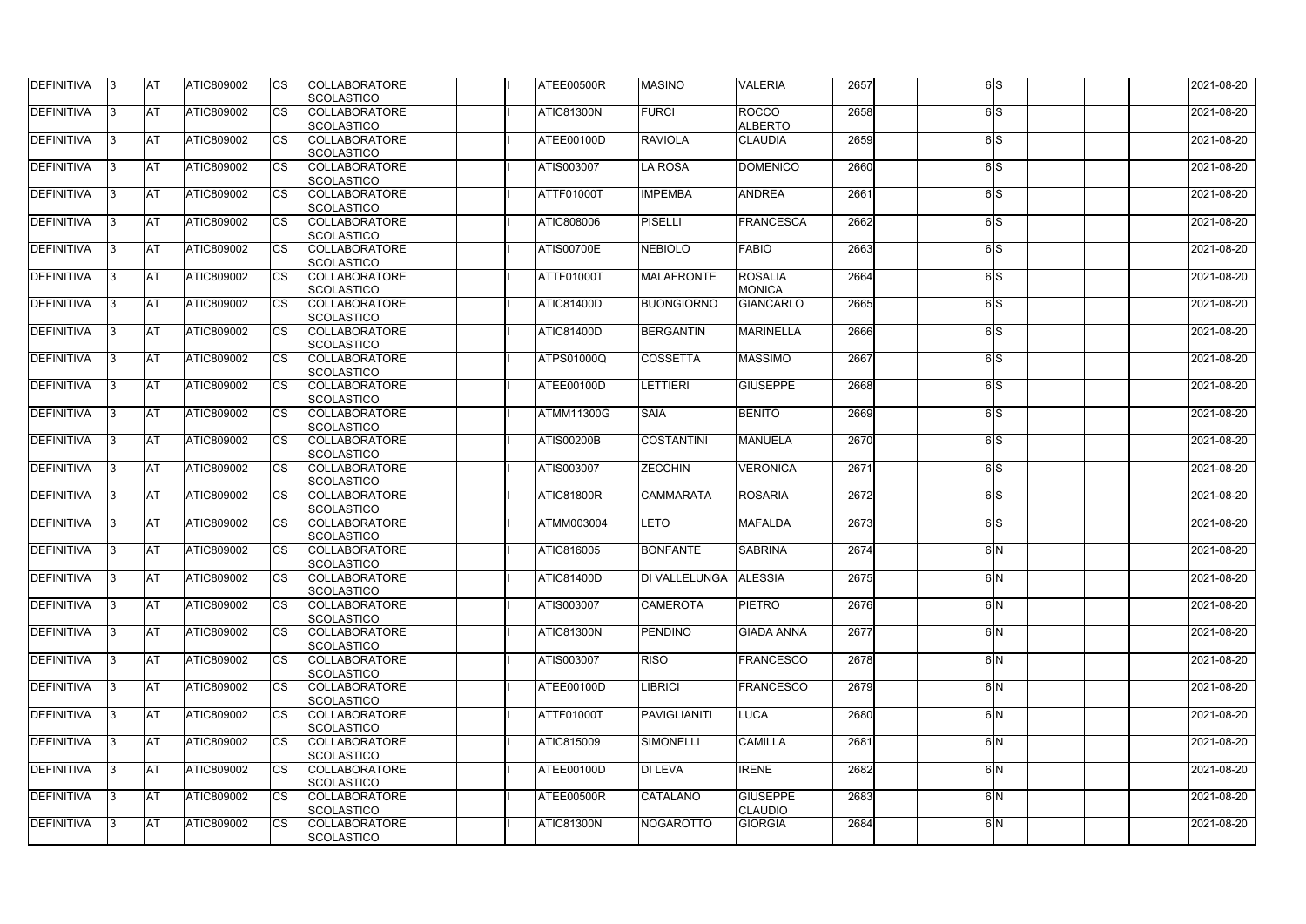| DEFINITIVA | 3 | AT | ATIC809002 | CS | COLLABORATORE SCOLASTICO | | I | ATEE00500R | MASINO | VALERIA | 2657 | | 6 | S | | | | 2021-08-20 |
|---|---|---|---|---|---|---|---|---|---|---|---|---|---|---|---|---|---|---|
| DEFINITIVA | 3 | AT | ATIC809002 | CS | COLLABORATORE SCOLASTICO | | I | ATIC81300N | FURCI | ROCCO ALBERTO | 2658 | | 6 | S | | | | 2021-08-20 |
| DEFINITIVA | 3 | AT | ATIC809002 | CS | COLLABORATORE SCOLASTICO | | I | ATEE00100D | RAVIOLA | CLAUDIA | 2659 | | 6 | S | | | | 2021-08-20 |
| DEFINITIVA | 3 | AT | ATIC809002 | CS | COLLABORATORE SCOLASTICO | | I | ATIS003007 | LA ROSA | DOMENICO | 2660 | | 6 | S | | | | 2021-08-20 |
| DEFINITIVA | 3 | AT | ATIC809002 | CS | COLLABORATORE SCOLASTICO | | I | ATTF01000T | IMPEMBA | ANDREA | 2661 | | 6 | S | | | | 2021-08-20 |
| DEFINITIVA | 3 | AT | ATIC809002 | CS | COLLABORATORE SCOLASTICO | | I | ATIC808006 | PISELLI | FRANCESCA | 2662 | | 6 | S | | | | 2021-08-20 |
| DEFINITIVA | 3 | AT | ATIC809002 | CS | COLLABORATORE SCOLASTICO | | I | ATIS00700E | NEBIOLO | FABIO | 2663 | | 6 | S | | | | 2021-08-20 |
| DEFINITIVA | 3 | AT | ATIC809002 | CS | COLLABORATORE SCOLASTICO | | I | ATTF01000T | MALAFRONTE | ROSALIA MONICA | 2664 | | 6 | S | | | | 2021-08-20 |
| DEFINITIVA | 3 | AT | ATIC809002 | CS | COLLABORATORE SCOLASTICO | | I | ATIC81400D | BUONGIORNO | GIANCARLO | 2665 | | 6 | S | | | | 2021-08-20 |
| DEFINITIVA | 3 | AT | ATIC809002 | CS | COLLABORATORE SCOLASTICO | | I | ATIC81400D | BERGANTIN | MARINELLA | 2666 | | 6 | S | | | | 2021-08-20 |
| DEFINITIVA | 3 | AT | ATIC809002 | CS | COLLABORATORE SCOLASTICO | | I | ATPS01000Q | COSSETTA | MASSIMO | 2667 | | 6 | S | | | | 2021-08-20 |
| DEFINITIVA | 3 | AT | ATIC809002 | CS | COLLABORATORE SCOLASTICO | | I | ATEE00100D | LETTIERI | GIUSEPPE | 2668 | | 6 | S | | | | 2021-08-20 |
| DEFINITIVA | 3 | AT | ATIC809002 | CS | COLLABORATORE SCOLASTICO | | I | ATMM11300G | SAIA | BENITO | 2669 | | 6 | S | | | | 2021-08-20 |
| DEFINITIVA | 3 | AT | ATIC809002 | CS | COLLABORATORE SCOLASTICO | | I | ATIS00200B | COSTANTINI | MANUELA | 2670 | | 6 | S | | | | 2021-08-20 |
| DEFINITIVA | 3 | AT | ATIC809002 | CS | COLLABORATORE SCOLASTICO | | I | ATIS003007 | ZECCHIN | VERONICA | 2671 | | 6 | S | | | | 2021-08-20 |
| DEFINITIVA | 3 | AT | ATIC809002 | CS | COLLABORATORE SCOLASTICO | | I | ATIC81800R | CAMMARATA | ROSARIA | 2672 | | 6 | S | | | | 2021-08-20 |
| DEFINITIVA | 3 | AT | ATIC809002 | CS | COLLABORATORE SCOLASTICO | | I | ATMM003004 | LETO | MAFALDA | 2673 | | 6 | S | | | | 2021-08-20 |
| DEFINITIVA | 3 | AT | ATIC809002 | CS | COLLABORATORE SCOLASTICO | | I | ATIC816005 | BONFANTE | SABRINA | 2674 | | 6 | N | | | | 2021-08-20 |
| DEFINITIVA | 3 | AT | ATIC809002 | CS | COLLABORATORE SCOLASTICO | | I | ATIC81400D | DI VALLELUNGA | ALESSIA | 2675 | | 6 | N | | | | 2021-08-20 |
| DEFINITIVA | 3 | AT | ATIC809002 | CS | COLLABORATORE SCOLASTICO | | I | ATIS003007 | CAMEROTA | PIETRO | 2676 | | 6 | N | | | | 2021-08-20 |
| DEFINITIVA | 3 | AT | ATIC809002 | CS | COLLABORATORE SCOLASTICO | | I | ATIC81300N | PENDINO | GIADA ANNA | 2677 | | 6 | N | | | | 2021-08-20 |
| DEFINITIVA | 3 | AT | ATIC809002 | CS | COLLABORATORE SCOLASTICO | | I | ATIS003007 | RISO | FRANCESCO | 2678 | | 6 | N | | | | 2021-08-20 |
| DEFINITIVA | 3 | AT | ATIC809002 | CS | COLLABORATORE SCOLASTICO | | I | ATEE00100D | LIBRICI | FRANCESCO | 2679 | | 6 | N | | | | 2021-08-20 |
| DEFINITIVA | 3 | AT | ATIC809002 | CS | COLLABORATORE SCOLASTICO | | I | ATTF01000T | PAVIGLIANITI | LUCA | 2680 | | 6 | N | | | | 2021-08-20 |
| DEFINITIVA | 3 | AT | ATIC809002 | CS | COLLABORATORE SCOLASTICO | | I | ATIC815009 | SIMONELLI | CAMILLA | 2681 | | 6 | N | | | | 2021-08-20 |
| DEFINITIVA | 3 | AT | ATIC809002 | CS | COLLABORATORE SCOLASTICO | | I | ATEE00100D | DI LEVA | IRENE | 2682 | | 6 | N | | | | 2021-08-20 |
| DEFINITIVA | 3 | AT | ATIC809002 | CS | COLLABORATORE SCOLASTICO | | I | ATEE00500R | CATALANO | GIUSEPPE CLAUDIO | 2683 | | 6 | N | | | | 2021-08-20 |
| DEFINITIVA | 3 | AT | ATIC809002 | CS | COLLABORATORE SCOLASTICO | | I | ATIC81300N | NOGAROTTO | GIORGIA | 2684 | | 6 | N | | | | 2021-08-20 |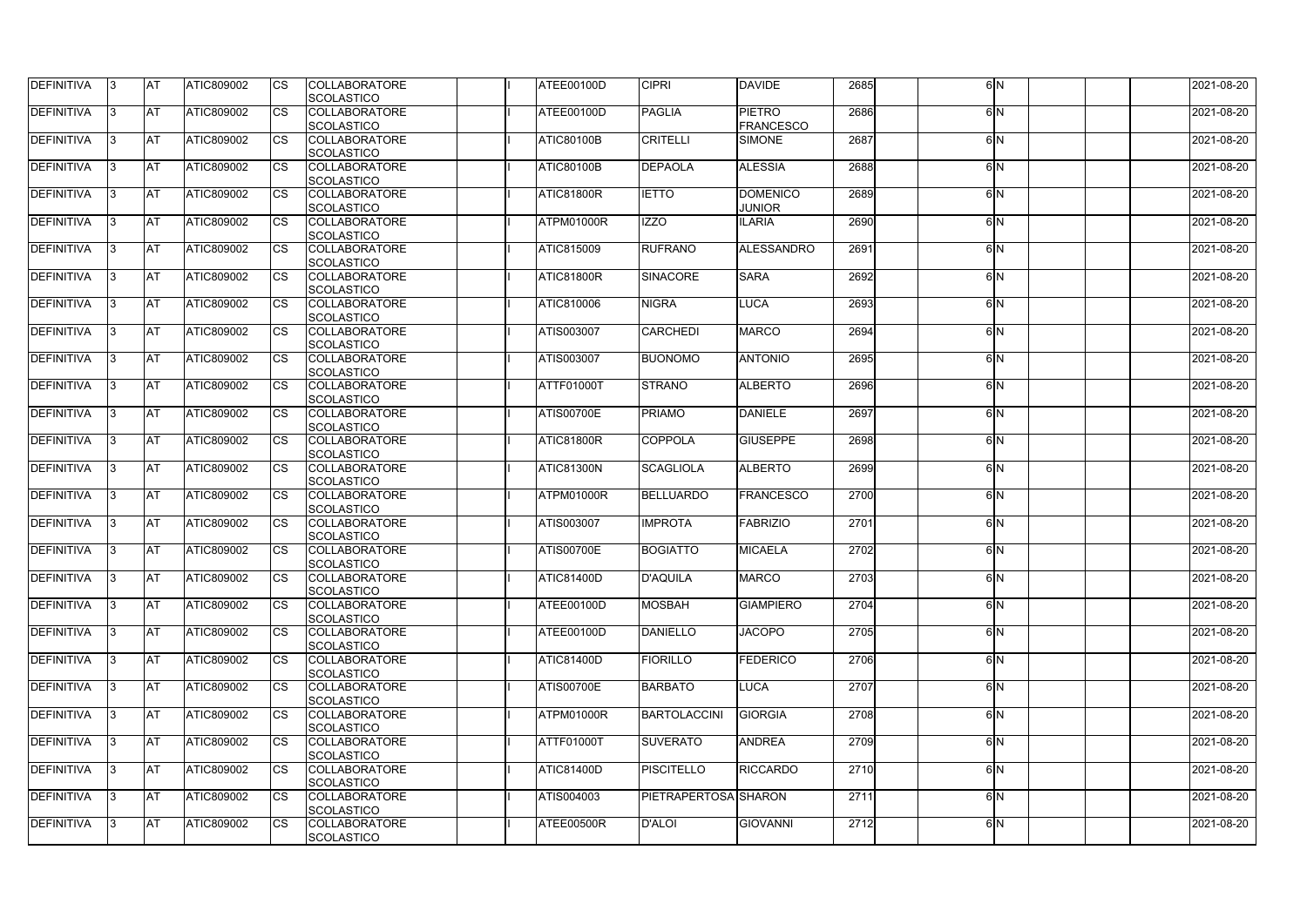| DEFINITIVA | 3 | AT | ATIC809002 | CS | COLLABORATORE SCOLASTICO | | I | ATEE00100D | CIPRI | DAVIDE | 2685 | | 6 | N | | | | 2021-08-20 |
|---|---|---|---|---|---|---|---|---|---|---|---|---|---|---|---|---|---|---|
| DEFINITIVA | 3 | AT | ATIC809002 | CS | COLLABORATORE SCOLASTICO | | I | ATEE00100D | PAGLIA | PIETRO FRANCESCO | 2686 | | 6 | N | | | | 2021-08-20 |
| DEFINITIVA | 3 | AT | ATIC809002 | CS | COLLABORATORE SCOLASTICO | | I | ATIC80100B | CRITELLI | SIMONE | 2687 | | 6 | N | | | | 2021-08-20 |
| DEFINITIVA | 3 | AT | ATIC809002 | CS | COLLABORATORE SCOLASTICO | | I | ATIC80100B | DEPAOLA | ALESSIA | 2688 | | 6 | N | | | | 2021-08-20 |
| DEFINITIVA | 3 | AT | ATIC809002 | CS | COLLABORATORE SCOLASTICO | | I | ATIC81800R | IETTO | DOMENICO JUNIOR | 2689 | | 6 | N | | | | 2021-08-20 |
| DEFINITIVA | 3 | AT | ATIC809002 | CS | COLLABORATORE SCOLASTICO | | I | ATPM01000R | IZZO | ILARIA | 2690 | | 6 | N | | | | 2021-08-20 |
| DEFINITIVA | 3 | AT | ATIC809002 | CS | COLLABORATORE SCOLASTICO | | I | ATIC815009 | RUFRANO | ALESSANDRO | 2691 | | 6 | N | | | | 2021-08-20 |
| DEFINITIVA | 3 | AT | ATIC809002 | CS | COLLABORATORE SCOLASTICO | | I | ATIC81800R | SINACORE | SARA | 2692 | | 6 | N | | | | 2021-08-20 |
| DEFINITIVA | 3 | AT | ATIC809002 | CS | COLLABORATORE SCOLASTICO | | I | ATIC810006 | NIGRA | LUCA | 2693 | | 6 | N | | | | 2021-08-20 |
| DEFINITIVA | 3 | AT | ATIC809002 | CS | COLLABORATORE SCOLASTICO | | I | ATIS003007 | CARCHEDI | MARCO | 2694 | | 6 | N | | | | 2021-08-20 |
| DEFINITIVA | 3 | AT | ATIC809002 | CS | COLLABORATORE SCOLASTICO | | I | ATIS003007 | BUONOMO | ANTONIO | 2695 | | 6 | N | | | | 2021-08-20 |
| DEFINITIVA | 3 | AT | ATIC809002 | CS | COLLABORATORE SCOLASTICO | | I | ATTF01000T | STRANO | ALBERTO | 2696 | | 6 | N | | | | 2021-08-20 |
| DEFINITIVA | 3 | AT | ATIC809002 | CS | COLLABORATORE SCOLASTICO | | I | ATIS00700E | PRIAMO | DANIELE | 2697 | | 6 | N | | | | 2021-08-20 |
| DEFINITIVA | 3 | AT | ATIC809002 | CS | COLLABORATORE SCOLASTICO | | I | ATIC81800R | COPPOLA | GIUSEPPE | 2698 | | 6 | N | | | | 2021-08-20 |
| DEFINITIVA | 3 | AT | ATIC809002 | CS | COLLABORATORE SCOLASTICO | | I | ATIC81300N | SCAGLIOLA | ALBERTO | 2699 | | 6 | N | | | | 2021-08-20 |
| DEFINITIVA | 3 | AT | ATIC809002 | CS | COLLABORATORE SCOLASTICO | | I | ATPM01000R | BELLUARDO | FRANCESCO | 2700 | | 6 | N | | | | 2021-08-20 |
| DEFINITIVA | 3 | AT | ATIC809002 | CS | COLLABORATORE SCOLASTICO | | I | ATIS003007 | IMPROTA | FABRIZIO | 2701 | | 6 | N | | | | 2021-08-20 |
| DEFINITIVA | 3 | AT | ATIC809002 | CS | COLLABORATORE SCOLASTICO | | I | ATIS00700E | BOGIATTO | MICAELA | 2702 | | 6 | N | | | | 2021-08-20 |
| DEFINITIVA | 3 | AT | ATIC809002 | CS | COLLABORATORE SCOLASTICO | | I | ATIC81400D | D'AQUILA | MARCO | 2703 | | 6 | N | | | | 2021-08-20 |
| DEFINITIVA | 3 | AT | ATIC809002 | CS | COLLABORATORE SCOLASTICO | | I | ATEE00100D | MOSBAH | GIAMPIERO | 2704 | | 6 | N | | | | 2021-08-20 |
| DEFINITIVA | 3 | AT | ATIC809002 | CS | COLLABORATORE SCOLASTICO | | I | ATEE00100D | DANIELLO | JACOPO | 2705 | | 6 | N | | | | 2021-08-20 |
| DEFINITIVA | 3 | AT | ATIC809002 | CS | COLLABORATORE SCOLASTICO | | I | ATIC81400D | FIORILLO | FEDERICO | 2706 | | 6 | N | | | | 2021-08-20 |
| DEFINITIVA | 3 | AT | ATIC809002 | CS | COLLABORATORE SCOLASTICO | | I | ATIS00700E | BARBATO | LUCA | 2707 | | 6 | N | | | | 2021-08-20 |
| DEFINITIVA | 3 | AT | ATIC809002 | CS | COLLABORATORE SCOLASTICO | | I | ATPM01000R | BARTOLACCINI | GIORGIA | 2708 | | 6 | N | | | | 2021-08-20 |
| DEFINITIVA | 3 | AT | ATIC809002 | CS | COLLABORATORE SCOLASTICO | | I | ATTF01000T | SUVERATO | ANDREA | 2709 | | 6 | N | | | | 2021-08-20 |
| DEFINITIVA | 3 | AT | ATIC809002 | CS | COLLABORATORE SCOLASTICO | | I | ATIC81400D | PISCITELLO | RICCARDO | 2710 | | 6 | N | | | | 2021-08-20 |
| DEFINITIVA | 3 | AT | ATIC809002 | CS | COLLABORATORE SCOLASTICO | | I | ATIS004003 | PIETRAPERTOSA | SHARON | 2711 | | 6 | N | | | | 2021-08-20 |
| DEFINITIVA | 3 | AT | ATIC809002 | CS | COLLABORATORE SCOLASTICO | | I | ATEE00500R | D'ALOI | GIOVANNI | 2712 | | 6 | N | | | | 2021-08-20 |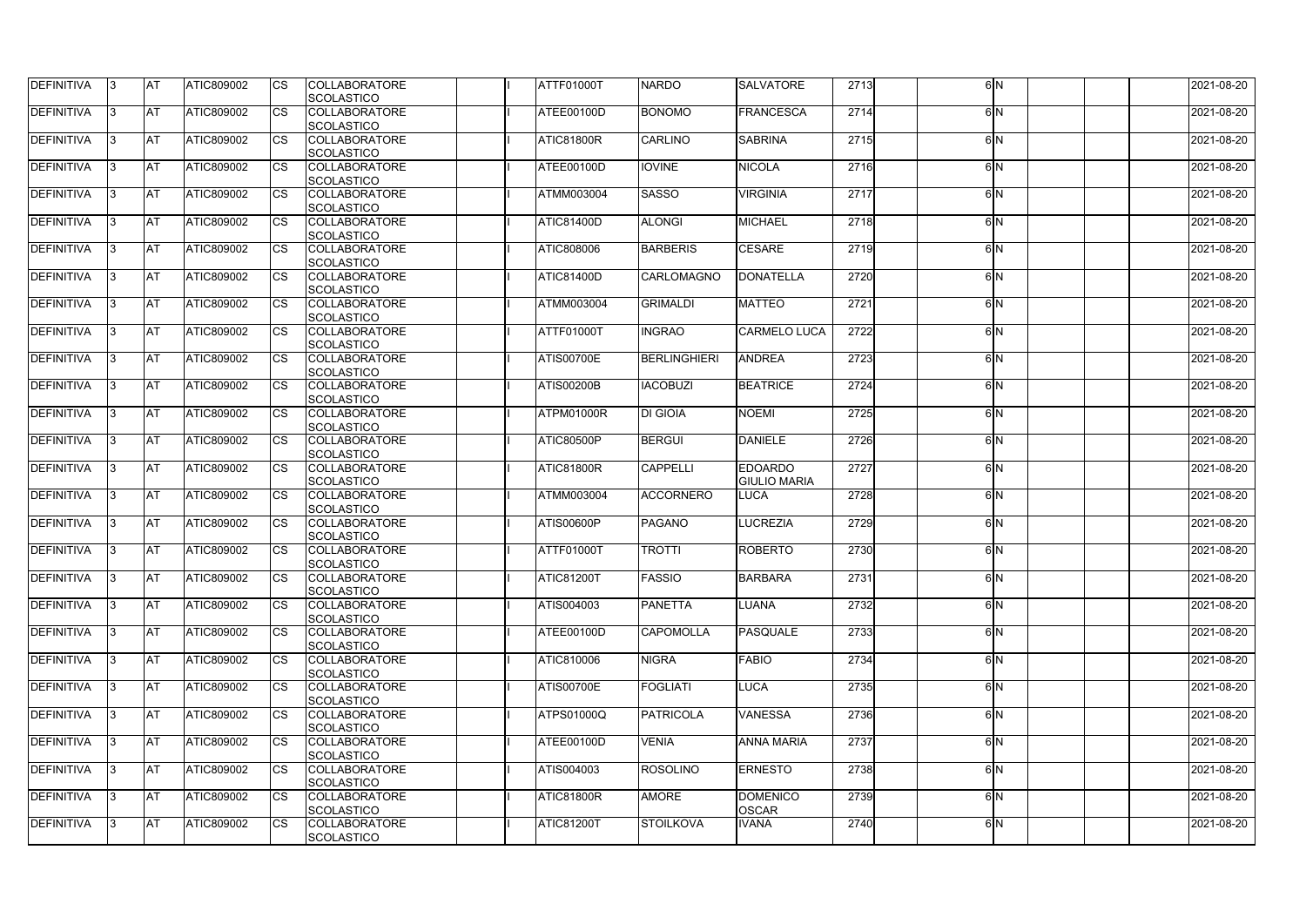| DEFINITIVA | 3 | AT | ATIC809002 | CS | COLLABORATORE SCOLASTICO | | I | ATTF01000T | NARDO | SALVATORE | 2713 | | 6 | N | | | | 2021-08-20 |
|---|---|---|---|---|---|---|---|---|---|---|---|---|---|---|---|---|---|---|
| DEFINITIVA | 3 | AT | ATIC809002 | CS | COLLABORATORE SCOLASTICO | | I | ATEE00100D | BONOMO | FRANCESCA | 2714 | | 6 | N | | | | 2021-08-20 |
| DEFINITIVA | 3 | AT | ATIC809002 | CS | COLLABORATORE SCOLASTICO | | I | ATIC81800R | CARLINO | SABRINA | 2715 | | 6 | N | | | | 2021-08-20 |
| DEFINITIVA | 3 | AT | ATIC809002 | CS | COLLABORATORE SCOLASTICO | | I | ATEE00100D | IOVINE | NICOLA | 2716 | | 6 | N | | | | 2021-08-20 |
| DEFINITIVA | 3 | AT | ATIC809002 | CS | COLLABORATORE SCOLASTICO | | I | ATMM003004 | SASSO | VIRGINIA | 2717 | | 6 | N | | | | 2021-08-20 |
| DEFINITIVA | 3 | AT | ATIC809002 | CS | COLLABORATORE SCOLASTICO | | I | ATIC81400D | ALONGI | MICHAEL | 2718 | | 6 | N | | | | 2021-08-20 |
| DEFINITIVA | 3 | AT | ATIC809002 | CS | COLLABORATORE SCOLASTICO | | I | ATIC808006 | BARBERIS | CESARE | 2719 | | 6 | N | | | | 2021-08-20 |
| DEFINITIVA | 3 | AT | ATIC809002 | CS | COLLABORATORE SCOLASTICO | | I | ATIC81400D | CARLOMAGNO | DONATELLA | 2720 | | 6 | N | | | | 2021-08-20 |
| DEFINITIVA | 3 | AT | ATIC809002 | CS | COLLABORATORE SCOLASTICO | | I | ATMM003004 | GRIMALDI | MATTEO | 2721 | | 6 | N | | | | 2021-08-20 |
| DEFINITIVA | 3 | AT | ATIC809002 | CS | COLLABORATORE SCOLASTICO | | I | ATTF01000T | INGRAO | CARMELO LUCA | 2722 | | 6 | N | | | | 2021-08-20 |
| DEFINITIVA | 3 | AT | ATIC809002 | CS | COLLABORATORE SCOLASTICO | | I | ATIS00700E | BERLINGHIERI | ANDREA | 2723 | | 6 | N | | | | 2021-08-20 |
| DEFINITIVA | 3 | AT | ATIC809002 | CS | COLLABORATORE SCOLASTICO | | I | ATIS00200B | IACOBUZI | BEATRICE | 2724 | | 6 | N | | | | 2021-08-20 |
| DEFINITIVA | 3 | AT | ATIC809002 | CS | COLLABORATORE SCOLASTICO | | I | ATPM01000R | DI GIOIA | NOEMI | 2725 | | 6 | N | | | | 2021-08-20 |
| DEFINITIVA | 3 | AT | ATIC809002 | CS | COLLABORATORE SCOLASTICO | | I | ATIC80500P | BERGUI | DANIELE | 2726 | | 6 | N | | | | 2021-08-20 |
| DEFINITIVA | 3 | AT | ATIC809002 | CS | COLLABORATORE SCOLASTICO | | I | ATIC81800R | CAPPELLI | EDOARDO GIULIO MARIA | 2727 | | 6 | N | | | | 2021-08-20 |
| DEFINITIVA | 3 | AT | ATIC809002 | CS | COLLABORATORE SCOLASTICO | | I | ATMM003004 | ACCORNERO | LUCA | 2728 | | 6 | N | | | | 2021-08-20 |
| DEFINITIVA | 3 | AT | ATIC809002 | CS | COLLABORATORE SCOLASTICO | | I | ATIS00600P | PAGANO | LUCREZIA | 2729 | | 6 | N | | | | 2021-08-20 |
| DEFINITIVA | 3 | AT | ATIC809002 | CS | COLLABORATORE SCOLASTICO | | I | ATTF01000T | TROTTI | ROBERTO | 2730 | | 6 | N | | | | 2021-08-20 |
| DEFINITIVA | 3 | AT | ATIC809002 | CS | COLLABORATORE SCOLASTICO | | I | ATIC81200T | FASSIO | BARBARA | 2731 | | 6 | N | | | | 2021-08-20 |
| DEFINITIVA | 3 | AT | ATIC809002 | CS | COLLABORATORE SCOLASTICO | | I | ATIS004003 | PANETTA | LUANA | 2732 | | 6 | N | | | | 2021-08-20 |
| DEFINITIVA | 3 | AT | ATIC809002 | CS | COLLABORATORE SCOLASTICO | | I | ATEE00100D | CAPOMOLLA | PASQUALE | 2733 | | 6 | N | | | | 2021-08-20 |
| DEFINITIVA | 3 | AT | ATIC809002 | CS | COLLABORATORE SCOLASTICO | | I | ATIC810006 | NIGRA | FABIO | 2734 | | 6 | N | | | | 2021-08-20 |
| DEFINITIVA | 3 | AT | ATIC809002 | CS | COLLABORATORE SCOLASTICO | | I | ATIS00700E | FOGLIATI | LUCA | 2735 | | 6 | N | | | | 2021-08-20 |
| DEFINITIVA | 3 | AT | ATIC809002 | CS | COLLABORATORE SCOLASTICO | | I | ATPS01000Q | PATRICOLA | VANESSA | 2736 | | 6 | N | | | | 2021-08-20 |
| DEFINITIVA | 3 | AT | ATIC809002 | CS | COLLABORATORE SCOLASTICO | | I | ATEE00100D | VENIA | ANNA MARIA | 2737 | | 6 | N | | | | 2021-08-20 |
| DEFINITIVA | 3 | AT | ATIC809002 | CS | COLLABORATORE SCOLASTICO | | I | ATIS004003 | ROSOLINO | ERNESTO | 2738 | | 6 | N | | | | 2021-08-20 |
| DEFINITIVA | 3 | AT | ATIC809002 | CS | COLLABORATORE SCOLASTICO | | I | ATIC81800R | AMORE | DOMENICO OSCAR | 2739 | | 6 | N | | | | 2021-08-20 |
| DEFINITIVA | 3 | AT | ATIC809002 | CS | COLLABORATORE SCOLASTICO | | I | ATIC81200T | STOILKOVA | IVANA | 2740 | | 6 | N | | | | 2021-08-20 |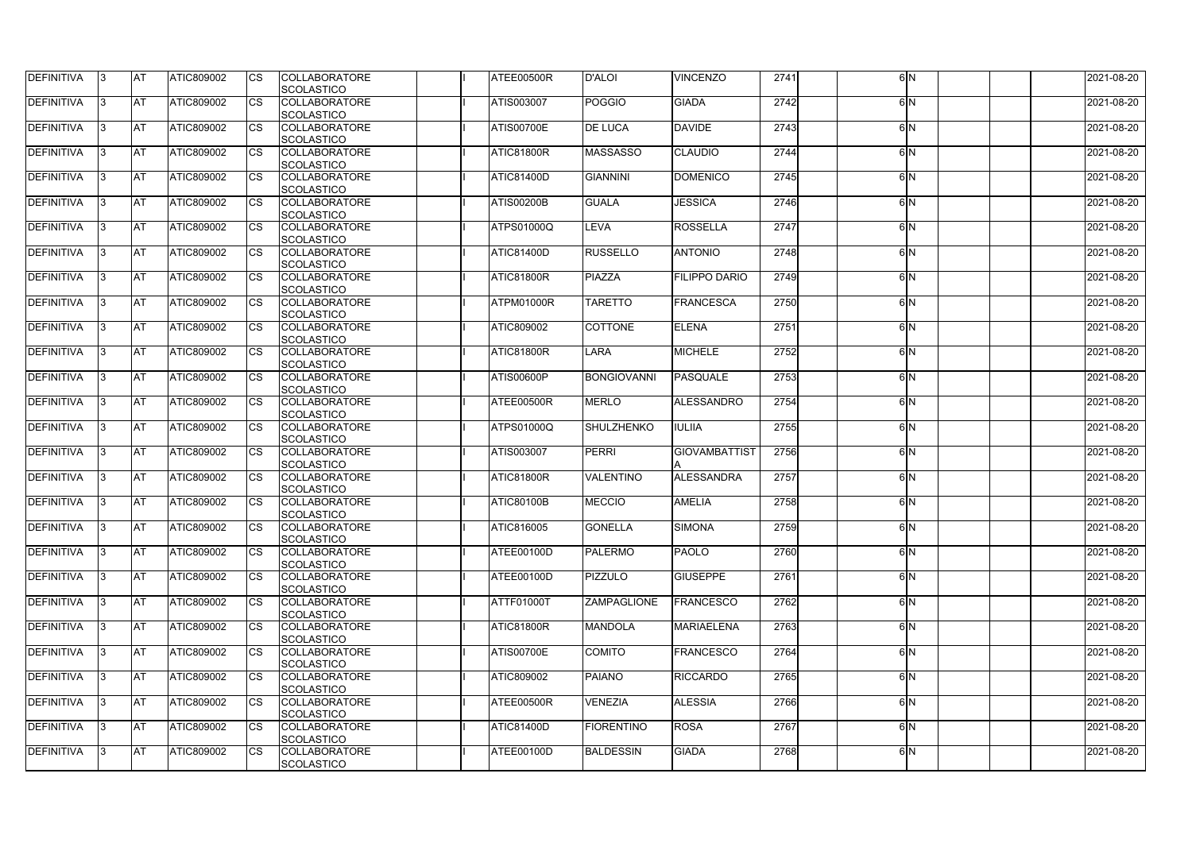| DEFINITIVA | 3 | AT | ATIC809002 | CS | COLLABORATORE SCOLASTICO | | I | ATEE00500R | D'ALOI | VINCENZO | 2741 | | 6 | N | | | | 2021-08-20 |
|---|---|---|---|---|---|---|---|---|---|---|---|---|---|---|---|---|---|---|
| DEFINITIVA | 3 | AT | ATIC809002 | CS | COLLABORATORE SCOLASTICO | | I | ATIS003007 | POGGIO | GIADA | 2742 | | 6 | N | | | | 2021-08-20 |
| DEFINITIVA | 3 | AT | ATIC809002 | CS | COLLABORATORE SCOLASTICO | | I | ATIS00700E | DE LUCA | DAVIDE | 2743 | | 6 | N | | | | 2021-08-20 |
| DEFINITIVA | 3 | AT | ATIC809002 | CS | COLLABORATORE SCOLASTICO | | I | ATIC81800R | MASSASSO | CLAUDIO | 2744 | | 6 | N | | | | 2021-08-20 |
| DEFINITIVA | 3 | AT | ATIC809002 | CS | COLLABORATORE SCOLASTICO | | I | ATIC81400D | GIANNINI | DOMENICO | 2745 | | 6 | N | | | | 2021-08-20 |
| DEFINITIVA | 3 | AT | ATIC809002 | CS | COLLABORATORE SCOLASTICO | | I | ATIS00200B | GUALA | JESSICA | 2746 | | 6 | N | | | | 2021-08-20 |
| DEFINITIVA | 3 | AT | ATIC809002 | CS | COLLABORATORE SCOLASTICO | | I | ATPS01000Q | LEVA | ROSSELLA | 2747 | | 6 | N | | | | 2021-08-20 |
| DEFINITIVA | 3 | AT | ATIC809002 | CS | COLLABORATORE SCOLASTICO | | I | ATIC81400D | RUSSELLO | ANTONIO | 2748 | | 6 | N | | | | 2021-08-20 |
| DEFINITIVA | 3 | AT | ATIC809002 | CS | COLLABORATORE SCOLASTICO | | I | ATIC81800R | PIAZZA | FILIPPO DARIO | 2749 | | 6 | N | | | | 2021-08-20 |
| DEFINITIVA | 3 | AT | ATIC809002 | CS | COLLABORATORE SCOLASTICO | | I | ATPM01000R | TARETTO | FRANCESCA | 2750 | | 6 | N | | | | 2021-08-20 |
| DEFINITIVA | 3 | AT | ATIC809002 | CS | COLLABORATORE SCOLASTICO | | I | ATIC809002 | COTTONE | ELENA | 2751 | | 6 | N | | | | 2021-08-20 |
| DEFINITIVA | 3 | AT | ATIC809002 | CS | COLLABORATORE SCOLASTICO | | I | ATIC81800R | LARA | MICHELE | 2752 | | 6 | N | | | | 2021-08-20 |
| DEFINITIVA | 3 | AT | ATIC809002 | CS | COLLABORATORE SCOLASTICO | | I | ATIS00600P | BONGIOVANNI | PASQUALE | 2753 | | 6 | N | | | | 2021-08-20 |
| DEFINITIVA | 3 | AT | ATIC809002 | CS | COLLABORATORE SCOLASTICO | | I | ATEE00500R | MERLO | ALESSANDRO | 2754 | | 6 | N | | | | 2021-08-20 |
| DEFINITIVA | 3 | AT | ATIC809002 | CS | COLLABORATORE SCOLASTICO | | I | ATPS01000Q | SHULZHENKO | IULIIA | 2755 | | 6 | N | | | | 2021-08-20 |
| DEFINITIVA | 3 | AT | ATIC809002 | CS | COLLABORATORE SCOLASTICO | | I | ATIS003007 | PERRI | GIOVAMBATTISTA | 2756 | | 6 | N | | | | 2021-08-20 |
| DEFINITIVA | 3 | AT | ATIC809002 | CS | COLLABORATORE SCOLASTICO | | I | ATIC81800R | VALENTINO | ALESSANDRA | 2757 | | 6 | N | | | | 2021-08-20 |
| DEFINITIVA | 3 | AT | ATIC809002 | CS | COLLABORATORE SCOLASTICO | | I | ATIC80100B | MECCIO | AMELIA | 2758 | | 6 | N | | | | 2021-08-20 |
| DEFINITIVA | 3 | AT | ATIC809002 | CS | COLLABORATORE SCOLASTICO | | I | ATIC816005 | GONELLA | SIMONA | 2759 | | 6 | N | | | | 2021-08-20 |
| DEFINITIVA | 3 | AT | ATIC809002 | CS | COLLABORATORE SCOLASTICO | | I | ATEE00100D | PALERMO | PAOLO | 2760 | | 6 | N | | | | 2021-08-20 |
| DEFINITIVA | 3 | AT | ATIC809002 | CS | COLLABORATORE SCOLASTICO | | I | ATEE00100D | PIZZULO | GIUSEPPE | 2761 | | 6 | N | | | | 2021-08-20 |
| DEFINITIVA | 3 | AT | ATIC809002 | CS | COLLABORATORE SCOLASTICO | | I | ATTF01000T | ZAMPAGLIONE | FRANCESCO | 2762 | | 6 | N | | | | 2021-08-20 |
| DEFINITIVA | 3 | AT | ATIC809002 | CS | COLLABORATORE SCOLASTICO | | I | ATIC81800R | MANDOLA | MARIAELENA | 2763 | | 6 | N | | | | 2021-08-20 |
| DEFINITIVA | 3 | AT | ATIC809002 | CS | COLLABORATORE SCOLASTICO | | I | ATIS00700E | COMITO | FRANCESCO | 2764 | | 6 | N | | | | 2021-08-20 |
| DEFINITIVA | 3 | AT | ATIC809002 | CS | COLLABORATORE SCOLASTICO | | I | ATIC809002 | PAIANO | RICCARDO | 2765 | | 6 | N | | | | 2021-08-20 |
| DEFINITIVA | 3 | AT | ATIC809002 | CS | COLLABORATORE SCOLASTICO | | I | ATEE00500R | VENEZIA | ALESSIA | 2766 | | 6 | N | | | | 2021-08-20 |
| DEFINITIVA | 3 | AT | ATIC809002 | CS | COLLABORATORE SCOLASTICO | | I | ATIC81400D | FIORENTINO | ROSA | 2767 | | 6 | N | | | | 2021-08-20 |
| DEFINITIVA | 3 | AT | ATIC809002 | CS | COLLABORATORE SCOLASTICO | | I | ATEE00100D | BALDESSIN | GIADA | 2768 | | 6 | N | | | | 2021-08-20 |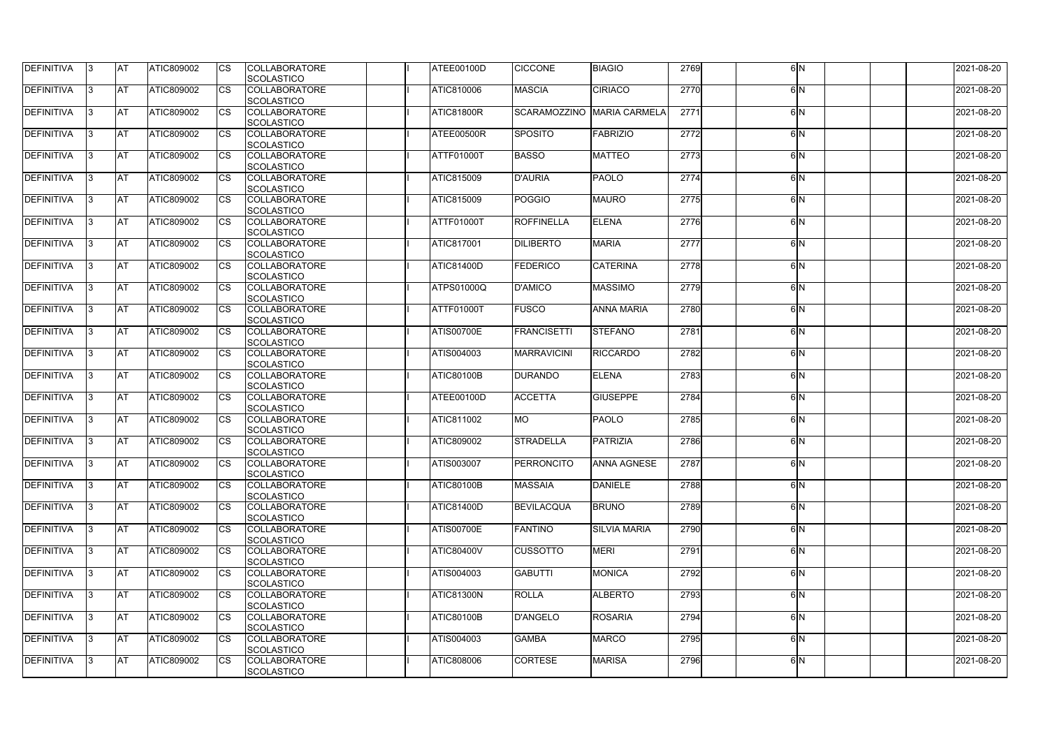| DEFINITIVA | 3 | AT | ATIC809002 | CS | COLLABORATORE SCOLASTICO | | I | ATEE00100D | CICCONE | BIAGIO | 2769 | | 6 | N | | | | 2021-08-20 |
|---|---|---|---|---|---|---|---|---|---|---|---|---|---|---|---|---|---|---|
| DEFINITIVA | 3 | AT | ATIC809002 | CS | COLLABORATORE SCOLASTICO | | I | ATIC810006 | MASCIA | CIRIACO | 2770 | | 6 | N | | | | 2021-08-20 |
| DEFINITIVA | 3 | AT | ATIC809002 | CS | COLLABORATORE SCOLASTICO | | I | ATIC81800R | SCARAMOZZINO | MARIA CARMELA | 2771 | | 6 | N | | | | 2021-08-20 |
| DEFINITIVA | 3 | AT | ATIC809002 | CS | COLLABORATORE SCOLASTICO | | I | ATEE00500R | SPOSITO | FABRIZIO | 2772 | | 6 | N | | | | 2021-08-20 |
| DEFINITIVA | 3 | AT | ATIC809002 | CS | COLLABORATORE SCOLASTICO | | I | ATTF01000T | BASSO | MATTEO | 2773 | | 6 | N | | | | 2021-08-20 |
| DEFINITIVA | 3 | AT | ATIC809002 | CS | COLLABORATORE SCOLASTICO | | I | ATIC815009 | D'AURIA | PAOLO | 2774 | | 6 | N | | | | 2021-08-20 |
| DEFINITIVA | 3 | AT | ATIC809002 | CS | COLLABORATORE SCOLASTICO | | I | ATIC815009 | POGGIO | MAURO | 2775 | | 6 | N | | | | 2021-08-20 |
| DEFINITIVA | 3 | AT | ATIC809002 | CS | COLLABORATORE SCOLASTICO | | I | ATTF01000T | ROFFINELLA | ELENA | 2776 | | 6 | N | | | | 2021-08-20 |
| DEFINITIVA | 3 | AT | ATIC809002 | CS | COLLABORATORE SCOLASTICO | | I | ATIC817001 | DILIBERTO | MARIA | 2777 | | 6 | N | | | | 2021-08-20 |
| DEFINITIVA | 3 | AT | ATIC809002 | CS | COLLABORATORE SCOLASTICO | | I | ATIC81400D | FEDERICO | CATERINA | 2778 | | 6 | N | | | | 2021-08-20 |
| DEFINITIVA | 3 | AT | ATIC809002 | CS | COLLABORATORE SCOLASTICO | | I | ATPS01000Q | D'AMICO | MASSIMO | 2779 | | 6 | N | | | | 2021-08-20 |
| DEFINITIVA | 3 | AT | ATIC809002 | CS | COLLABORATORE SCOLASTICO | | I | ATTF01000T | FUSCO | ANNA MARIA | 2780 | | 6 | N | | | | 2021-08-20 |
| DEFINITIVA | 3 | AT | ATIC809002 | CS | COLLABORATORE SCOLASTICO | | I | ATIS00700E | FRANCISETTI | STEFANO | 2781 | | 6 | N | | | | 2021-08-20 |
| DEFINITIVA | 3 | AT | ATIC809002 | CS | COLLABORATORE SCOLASTICO | | I | ATIS004003 | MARRAVICINI | RICCARDO | 2782 | | 6 | N | | | | 2021-08-20 |
| DEFINITIVA | 3 | AT | ATIC809002 | CS | COLLABORATORE SCOLASTICO | | I | ATIC80100B | DURANDO | ELENA | 2783 | | 6 | N | | | | 2021-08-20 |
| DEFINITIVA | 3 | AT | ATIC809002 | CS | COLLABORATORE SCOLASTICO | | I | ATEE00100D | ACCETTA | GIUSEPPE | 2784 | | 6 | N | | | | 2021-08-20 |
| DEFINITIVA | 3 | AT | ATIC809002 | CS | COLLABORATORE SCOLASTICO | | I | ATIC811002 | MO | PAOLO | 2785 | | 6 | N | | | | 2021-08-20 |
| DEFINITIVA | 3 | AT | ATIC809002 | CS | COLLABORATORE SCOLASTICO | | I | ATIC809002 | STRADELLA | PATRIZIA | 2786 | | 6 | N | | | | 2021-08-20 |
| DEFINITIVA | 3 | AT | ATIC809002 | CS | COLLABORATORE SCOLASTICO | | I | ATIS003007 | PERRONCITO | ANNA AGNESE | 2787 | | 6 | N | | | | 2021-08-20 |
| DEFINITIVA | 3 | AT | ATIC809002 | CS | COLLABORATORE SCOLASTICO | | I | ATIC80100B | MASSAIA | DANIELE | 2788 | | 6 | N | | | | 2021-08-20 |
| DEFINITIVA | 3 | AT | ATIC809002 | CS | COLLABORATORE SCOLASTICO | | I | ATIC81400D | BEVILACQUA | BRUNO | 2789 | | 6 | N | | | | 2021-08-20 |
| DEFINITIVA | 3 | AT | ATIC809002 | CS | COLLABORATORE SCOLASTICO | | I | ATIS00700E | FANTINO | SILVIA MARIA | 2790 | | 6 | N | | | | 2021-08-20 |
| DEFINITIVA | 3 | AT | ATIC809002 | CS | COLLABORATORE SCOLASTICO | | I | ATIC80400V | CUSSOTTO | MERI | 2791 | | 6 | N | | | | 2021-08-20 |
| DEFINITIVA | 3 | AT | ATIC809002 | CS | COLLABORATORE SCOLASTICO | | I | ATIS004003 | GABUTTI | MONICA | 2792 | | 6 | N | | | | 2021-08-20 |
| DEFINITIVA | 3 | AT | ATIC809002 | CS | COLLABORATORE SCOLASTICO | | I | ATIC81300N | ROLLA | ALBERTO | 2793 | | 6 | N | | | | 2021-08-20 |
| DEFINITIVA | 3 | AT | ATIC809002 | CS | COLLABORATORE SCOLASTICO | | I | ATIC80100B | D'ANGELO | ROSARIA | 2794 | | 6 | N | | | | 2021-08-20 |
| DEFINITIVA | 3 | AT | ATIC809002 | CS | COLLABORATORE SCOLASTICO | | I | ATIS004003 | GAMBA | MARCO | 2795 | | 6 | N | | | | 2021-08-20 |
| DEFINITIVA | 3 | AT | ATIC809002 | CS | COLLABORATORE SCOLASTICO | | I | ATIC808006 | CORTESE | MARISA | 2796 | | 6 | N | | | | 2021-08-20 |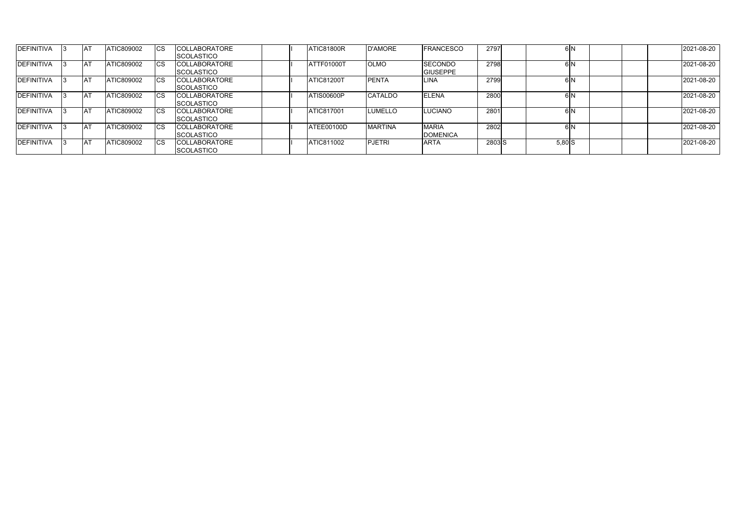| | | | | | | | | | | | | | | | | | | |
|---|---|---|---|---|---|---|---|---|---|---|---|---|---|---|---|---|---|---|
| DEFINITIVA | 3 | AT | ATIC809002 | CS | COLLABORATORE SCOLASTICO | | I | ATIC81800R | D'AMORE | FRANCESCO | 2797 | | 6 | N | | | | 2021-08-20 |
| DEFINITIVA | 3 | AT | ATIC809002 | CS | COLLABORATORE SCOLASTICO | | I | ATTF01000T | OLMO | SECONDO GIUSEPPE | 2798 | | 6 | N | | | | 2021-08-20 |
| DEFINITIVA | 3 | AT | ATIC809002 | CS | COLLABORATORE SCOLASTICO | | I | ATIC81200T | PENTA | LINA | 2799 | | 6 | N | | | | 2021-08-20 |
| DEFINITIVA | 3 | AT | ATIC809002 | CS | COLLABORATORE SCOLASTICO | | I | ATIS00600P | CATALDO | ELENA | 2800 | | 6 | N | | | | 2021-08-20 |
| DEFINITIVA | 3 | AT | ATIC809002 | CS | COLLABORATORE SCOLASTICO | | I | ATIC817001 | LUMELLO | LUCIANO | 2801 | | 6 | N | | | | 2021-08-20 |
| DEFINITIVA | 3 | AT | ATIC809002 | CS | COLLABORATORE SCOLASTICO | | I | ATEE00100D | MARTINA | MARIA DOMENICA | 2802 | | 6 | N | | | | 2021-08-20 |
| DEFINITIVA | 3 | AT | ATIC809002 | CS | COLLABORATORE SCOLASTICO | | I | ATIC811002 | PJETRI | ARTA | 2803 | S | 5,80 | S | | | | 2021-08-20 |